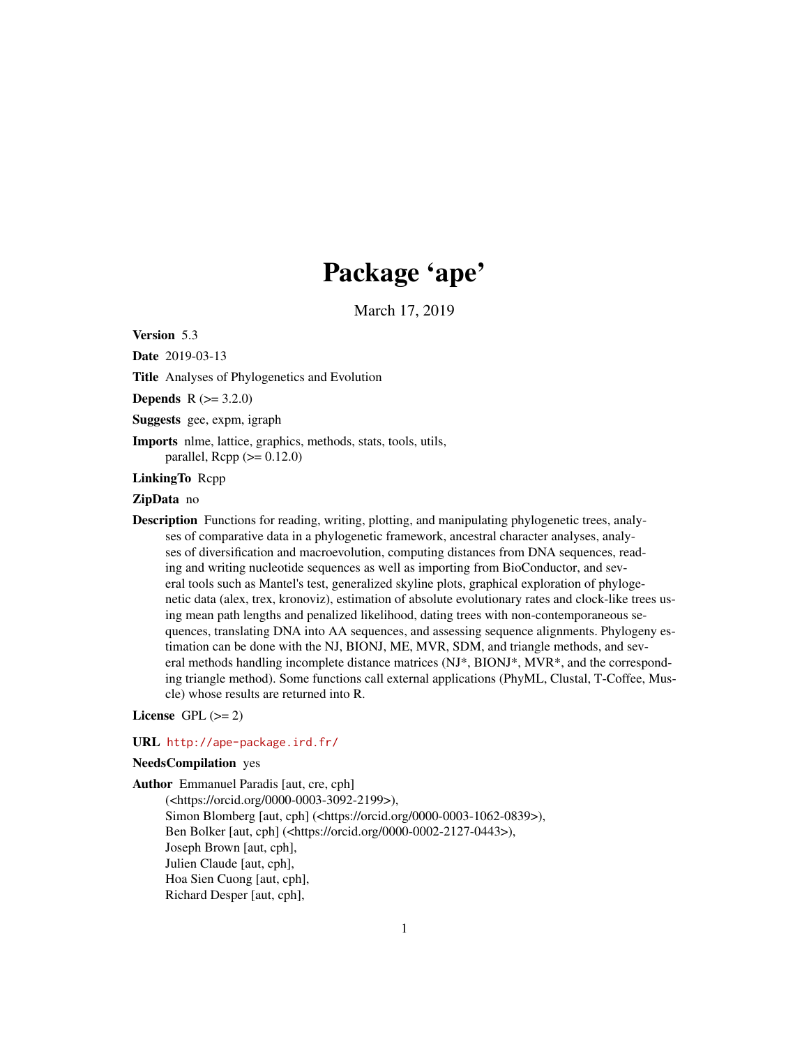# Package 'ape'

March 17, 2019

**Version** 5.3

**Date** 2019-03-13

**Title** Analyses of Phylogenetics and Evolution

**Depends** R (>= 3.2.0)

**Suggests** gee, expm, igraph

**Imports** nlme, lattice, graphics, methods, stats, tools, utils, parallel, Rcpp (>= 0.12.0)

**LinkingTo** Rcpp

**ZipData** no

**Description** Functions for reading, writing, plotting, and manipulating phylogenetic trees, analyses of comparative data in a phylogenetic framework, ancestral character analyses, analyses of diversification and macroevolution, computing distances from DNA sequences, reading and writing nucleotide sequences as well as importing from BioConductor, and several tools such as Mantel's test, generalized skyline plots, graphical exploration of phylogenetic data (alex, trex, kronoviz), estimation of absolute evolutionary rates and clock-like trees using mean path lengths and penalized likelihood, dating trees with non-contemporaneous sequences, translating DNA into AA sequences, and assessing sequence alignments. Phylogeny estimation can be done with the NJ, BIONJ, ME, MVR, SDM, and triangle methods, and several methods handling incomplete distance matrices (NJ*, BIONJ*, MVR*, and the corresponding triangle method). Some functions call external applications (PhyML, Clustal, T-Coffee, Muscle) whose results are returned into R.

**License** GPL (>= 2)

**URL** http://ape-package.ird.fr/

**NeedsCompilation** yes

**Author** Emmanuel Paradis [aut, cre, cph] (<https://orcid.org/0000-0003-3092-2199>), Simon Blomberg [aut, cph] (<https://orcid.org/0000-0003-1062-0839>), Ben Bolker [aut, cph] (<https://orcid.org/0000-0002-2127-0443>), Joseph Brown [aut, cph], Julien Claude [aut, cph], Hoa Sien Cuong [aut, cph], Richard Desper [aut, cph],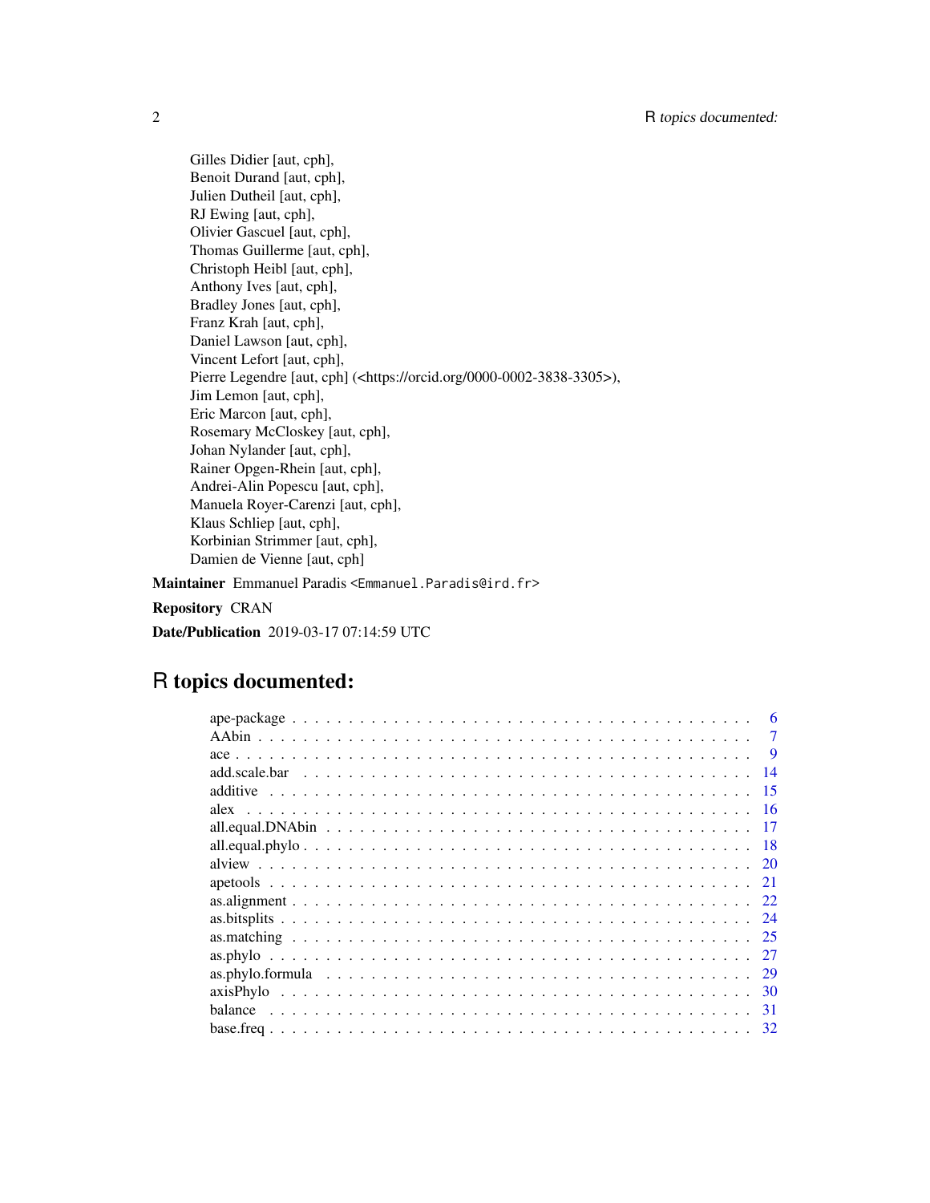Gilles Didier [aut, cph],
Benoit Durand [aut, cph],
Julien Dutheil [aut, cph],
RJ Ewing [aut, cph],
Olivier Gascuel [aut, cph],
Thomas Guillerme [aut, cph],
Christoph Heibl [aut, cph],
Anthony Ives [aut, cph],
Bradley Jones [aut, cph],
Franz Krah [aut, cph],
Daniel Lawson [aut, cph],
Vincent Lefort [aut, cph],
Pierre Legendre [aut, cph] (<https://orcid.org/0000-0002-3838-3305>),
Jim Lemon [aut, cph],
Eric Marcon [aut, cph],
Rosemary McCloskey [aut, cph],
Johan Nylander [aut, cph],
Rainer Opgen-Rhein [aut, cph],
Andrei-Alin Popescu [aut, cph],
Manuela Royer-Carenzi [aut, cph],
Klaus Schliep [aut, cph],
Korbinian Strimmer [aut, cph],
Damien de Vienne [aut, cph]

**Maintainer** Emmanuel Paradis <Emmanuel.Paradis@ird.fr>

**Repository** CRAN

**Date/Publication** 2019-03-17 07:14:59 UTC

# R topics documented:

ape-package . . . . . . . . . . . . . . . . . . . . . . . . . . . . . . . . . . . . . . . . 6
AAbin . . . . . . . . . . . . . . . . . . . . . . . . . . . . . . . . . . . . . . . . . . . . 7
ace . . . . . . . . . . . . . . . . . . . . . . . . . . . . . . . . . . . . . . . . . . . . . 9
add.scale.bar . . . . . . . . . . . . . . . . . . . . . . . . . . . . . . . . . . . . . . . 14
additive . . . . . . . . . . . . . . . . . . . . . . . . . . . . . . . . . . . . . . . . . . 15
alex . . . . . . . . . . . . . . . . . . . . . . . . . . . . . . . . . . . . . . . . . . . . 16
all.equal.DNAbin . . . . . . . . . . . . . . . . . . . . . . . . . . . . . . . . . . . . . 17
all.equal.phylo . . . . . . . . . . . . . . . . . . . . . . . . . . . . . . . . . . . . . . 18
alview . . . . . . . . . . . . . . . . . . . . . . . . . . . . . . . . . . . . . . . . . . . 20
apetools . . . . . . . . . . . . . . . . . . . . . . . . . . . . . . . . . . . . . . . . . . 21
as.alignment . . . . . . . . . . . . . . . . . . . . . . . . . . . . . . . . . . . . . . . . 22
as.bitsplits . . . . . . . . . . . . . . . . . . . . . . . . . . . . . . . . . . . . . . . . . 24
as.matching . . . . . . . . . . . . . . . . . . . . . . . . . . . . . . . . . . . . . . . . . 25
as.phylo . . . . . . . . . . . . . . . . . . . . . . . . . . . . . . . . . . . . . . . . . . 27
as.phylo.formula . . . . . . . . . . . . . . . . . . . . . . . . . . . . . . . . . . . . . 29
axisPhylo . . . . . . . . . . . . . . . . . . . . . . . . . . . . . . . . . . . . . . . . . 30
balance . . . . . . . . . . . . . . . . . . . . . . . . . . . . . . . . . . . . . . . . . . 31
base.freq . . . . . . . . . . . . . . . . . . . . . . . . . . . . . . . . . . . . . . . . . . 32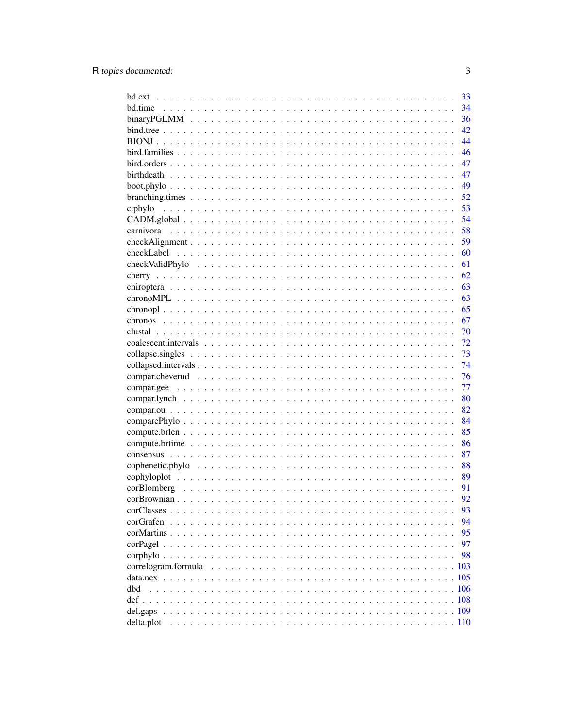bd.ext . . . . . . . . . . . . . . . . . . . . . . . . . . . . . . . . . . . . . . . . . . 33
bd.time . . . . . . . . . . . . . . . . . . . . . . . . . . . . . . . . . . . . . . . . . 34
binaryPGLMM . . . . . . . . . . . . . . . . . . . . . . . . . . . . . . . . . . . . . . . 36
bind.tree . . . . . . . . . . . . . . . . . . . . . . . . . . . . . . . . . . . . . . . . . 42
BIONJ . . . . . . . . . . . . . . . . . . . . . . . . . . . . . . . . . . . . . . . . . . 44
bird.families . . . . . . . . . . . . . . . . . . . . . . . . . . . . . . . . . . . . . . . 46
bird.orders . . . . . . . . . . . . . . . . . . . . . . . . . . . . . . . . . . . . . . . . 47
birthdeath . . . . . . . . . . . . . . . . . . . . . . . . . . . . . . . . . . . . . . . . 47
boot.phylo . . . . . . . . . . . . . . . . . . . . . . . . . . . . . . . . . . . . . . . . 49
branching.times . . . . . . . . . . . . . . . . . . . . . . . . . . . . . . . . . . . . . . 52
c.phylo . . . . . . . . . . . . . . . . . . . . . . . . . . . . . . . . . . . . . . . . . 53
CADM.global . . . . . . . . . . . . . . . . . . . . . . . . . . . . . . . . . . . . . . . 54
carnivora . . . . . . . . . . . . . . . . . . . . . . . . . . . . . . . . . . . . . . . . . 58
checkAlignment . . . . . . . . . . . . . . . . . . . . . . . . . . . . . . . . . . . . . . 59
checkLabel . . . . . . . . . . . . . . . . . . . . . . . . . . . . . . . . . . . . . . . . 60
checkValidPhylo . . . . . . . . . . . . . . . . . . . . . . . . . . . . . . . . . . . . . . 61
cherry . . . . . . . . . . . . . . . . . . . . . . . . . . . . . . . . . . . . . . . . . . 62
chiroptera . . . . . . . . . . . . . . . . . . . . . . . . . . . . . . . . . . . . . . . . . 63
chronoMPL . . . . . . . . . . . . . . . . . . . . . . . . . . . . . . . . . . . . . . . . 63
chronopl . . . . . . . . . . . . . . . . . . . . . . . . . . . . . . . . . . . . . . . . . 65
chronos . . . . . . . . . . . . . . . . . . . . . . . . . . . . . . . . . . . . . . . . . . 67
clustal . . . . . . . . . . . . . . . . . . . . . . . . . . . . . . . . . . . . . . . . . . 70
coalescent.intervals . . . . . . . . . . . . . . . . . . . . . . . . . . . . . . . . . . . . 72
collapse.singles . . . . . . . . . . . . . . . . . . . . . . . . . . . . . . . . . . . . . . 73
collapsed.intervals . . . . . . . . . . . . . . . . . . . . . . . . . . . . . . . . . . . . . 74
compar.cheverud . . . . . . . . . . . . . . . . . . . . . . . . . . . . . . . . . . . . . . 76
compar.gee . . . . . . . . . . . . . . . . . . . . . . . . . . . . . . . . . . . . . . . . 77
compar.lynch . . . . . . . . . . . . . . . . . . . . . . . . . . . . . . . . . . . . . . . 80
compar.ou . . . . . . . . . . . . . . . . . . . . . . . . . . . . . . . . . . . . . . . . . 82
comparePhylo . . . . . . . . . . . . . . . . . . . . . . . . . . . . . . . . . . . . . . . 84
compute.brlen . . . . . . . . . . . . . . . . . . . . . . . . . . . . . . . . . . . . . . . 85
compute.brtime . . . . . . . . . . . . . . . . . . . . . . . . . . . . . . . . . . . . . . . 86
consensus . . . . . . . . . . . . . . . . . . . . . . . . . . . . . . . . . . . . . . . . . 87
cophenetic.phylo . . . . . . . . . . . . . . . . . . . . . . . . . . . . . . . . . . . . . . 88
cophyloplot . . . . . . . . . . . . . . . . . . . . . . . . . . . . . . . . . . . . . . . . 89
corBlomberg . . . . . . . . . . . . . . . . . . . . . . . . . . . . . . . . . . . . . . . . 91
corBrownian . . . . . . . . . . . . . . . . . . . . . . . . . . . . . . . . . . . . . . . . 92
corClasses . . . . . . . . . . . . . . . . . . . . . . . . . . . . . . . . . . . . . . . . . 93
corGrafen . . . . . . . . . . . . . . . . . . . . . . . . . . . . . . . . . . . . . . . . . 94
corMartins . . . . . . . . . . . . . . . . . . . . . . . . . . . . . . . . . . . . . . . . . 95
corPagel . . . . . . . . . . . . . . . . . . . . . . . . . . . . . . . . . . . . . . . . . . 97
corphylo . . . . . . . . . . . . . . . . . . . . . . . . . . . . . . . . . . . . . . . . . . 98
correlogram.formula . . . . . . . . . . . . . . . . . . . . . . . . . . . . . . . . . . . . 103
data.nex . . . . . . . . . . . . . . . . . . . . . . . . . . . . . . . . . . . . . . . . . . 105
dbd . . . . . . . . . . . . . . . . . . . . . . . . . . . . . . . . . . . . . . . . . . . . 106
def . . . . . . . . . . . . . . . . . . . . . . . . . . . . . . . . . . . . . . . . . . . . 108
del.gaps . . . . . . . . . . . . . . . . . . . . . . . . . . . . . . . . . . . . . . . . . . 109
delta.plot . . . . . . . . . . . . . . . . . . . . . . . . . . . . . . . . . . . . . . . . . 110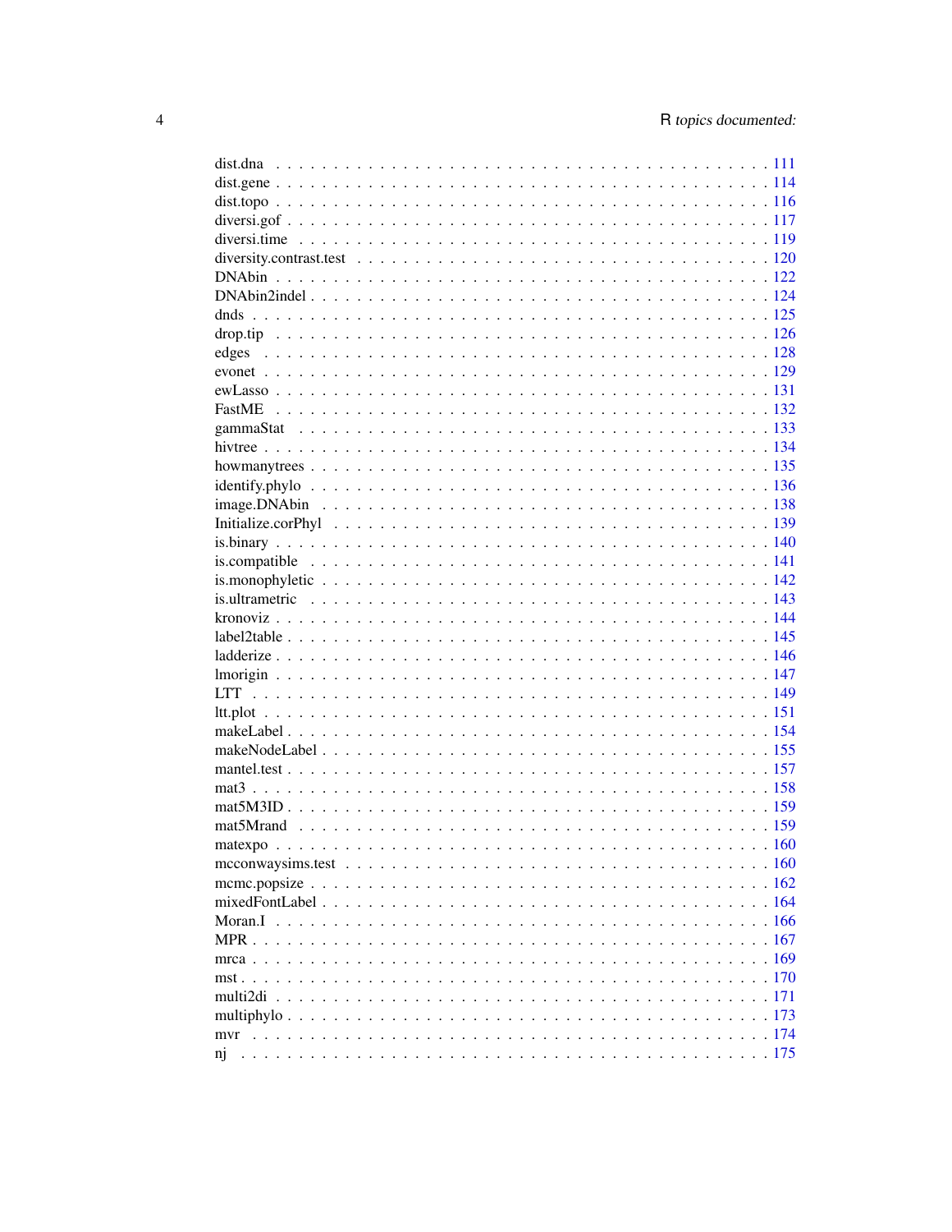dist.dna . . . . . . . . . . . . . . . . . . . . . . . . . . . . . . . . . . . . . . . . . . 111
dist.gene . . . . . . . . . . . . . . . . . . . . . . . . . . . . . . . . . . . . . . . . . . 114
dist.topo . . . . . . . . . . . . . . . . . . . . . . . . . . . . . . . . . . . . . . . . . . 116
diversi.gof . . . . . . . . . . . . . . . . . . . . . . . . . . . . . . . . . . . . . . . . . 117
diversi.time . . . . . . . . . . . . . . . . . . . . . . . . . . . . . . . . . . . . . . . . 119
diversity.contrast.test . . . . . . . . . . . . . . . . . . . . . . . . . . . . . . . . . . 120
DNAbin . . . . . . . . . . . . . . . . . . . . . . . . . . . . . . . . . . . . . . . . . . 122
DNAbin2indel . . . . . . . . . . . . . . . . . . . . . . . . . . . . . . . . . . . . . . . 124
dnds . . . . . . . . . . . . . . . . . . . . . . . . . . . . . . . . . . . . . . . . . . . . 125
drop.tip . . . . . . . . . . . . . . . . . . . . . . . . . . . . . . . . . . . . . . . . . . 126
edges . . . . . . . . . . . . . . . . . . . . . . . . . . . . . . . . . . . . . . . . . . . 128
evonet . . . . . . . . . . . . . . . . . . . . . . . . . . . . . . . . . . . . . . . . . . . 129
ewLasso . . . . . . . . . . . . . . . . . . . . . . . . . . . . . . . . . . . . . . . . . . 131
FastME . . . . . . . . . . . . . . . . . . . . . . . . . . . . . . . . . . . . . . . . . . 132
gammaStat . . . . . . . . . . . . . . . . . . . . . . . . . . . . . . . . . . . . . . . . . 133
hivtree . . . . . . . . . . . . . . . . . . . . . . . . . . . . . . . . . . . . . . . . . . 134
howmanytrees . . . . . . . . . . . . . . . . . . . . . . . . . . . . . . . . . . . . . . . 135
identify.phylo . . . . . . . . . . . . . . . . . . . . . . . . . . . . . . . . . . . . . . . 136
image.DNAbin . . . . . . . . . . . . . . . . . . . . . . . . . . . . . . . . . . . . . . . 138
Initialize.corPhyl . . . . . . . . . . . . . . . . . . . . . . . . . . . . . . . . . . . . 139
is.binary . . . . . . . . . . . . . . . . . . . . . . . . . . . . . . . . . . . . . . . . . 140
is.compatible . . . . . . . . . . . . . . . . . . . . . . . . . . . . . . . . . . . . . . . 141
is.monophyletic . . . . . . . . . . . . . . . . . . . . . . . . . . . . . . . . . . . . . . 142
is.ultrametric . . . . . . . . . . . . . . . . . . . . . . . . . . . . . . . . . . . . . . . 143
kronoviz . . . . . . . . . . . . . . . . . . . . . . . . . . . . . . . . . . . . . . . . . 144
label2table . . . . . . . . . . . . . . . . . . . . . . . . . . . . . . . . . . . . . . . . 145
ladderize . . . . . . . . . . . . . . . . . . . . . . . . . . . . . . . . . . . . . . . . . 146
lmorigin . . . . . . . . . . . . . . . . . . . . . . . . . . . . . . . . . . . . . . . . . . 147
LTT . . . . . . . . . . . . . . . . . . . . . . . . . . . . . . . . . . . . . . . . . . . . 149
ltt.plot . . . . . . . . . . . . . . . . . . . . . . . . . . . . . . . . . . . . . . . . . . 151
makeLabel . . . . . . . . . . . . . . . . . . . . . . . . . . . . . . . . . . . . . . . . . 154
makeNodeLabel . . . . . . . . . . . . . . . . . . . . . . . . . . . . . . . . . . . . . . . 155
mantel.test . . . . . . . . . . . . . . . . . . . . . . . . . . . . . . . . . . . . . . . . 157
mat3 . . . . . . . . . . . . . . . . . . . . . . . . . . . . . . . . . . . . . . . . . . . . 158
mat5M3ID . . . . . . . . . . . . . . . . . . . . . . . . . . . . . . . . . . . . . . . . . 159
mat5Mrand . . . . . . . . . . . . . . . . . . . . . . . . . . . . . . . . . . . . . . . . . 159
matexpo . . . . . . . . . . . . . . . . . . . . . . . . . . . . . . . . . . . . . . . . . . 160
mcconwaysims.test . . . . . . . . . . . . . . . . . . . . . . . . . . . . . . . . . . . . 160
mcmc.popsize . . . . . . . . . . . . . . . . . . . . . . . . . . . . . . . . . . . . . . . 162
mixedFontLabel . . . . . . . . . . . . . . . . . . . . . . . . . . . . . . . . . . . . . . 164
Moran.I . . . . . . . . . . . . . . . . . . . . . . . . . . . . . . . . . . . . . . . . . . 166
MPR . . . . . . . . . . . . . . . . . . . . . . . . . . . . . . . . . . . . . . . . . . . . 167
mrca . . . . . . . . . . . . . . . . . . . . . . . . . . . . . . . . . . . . . . . . . . . . 169
mst . . . . . . . . . . . . . . . . . . . . . . . . . . . . . . . . . . . . . . . . . . . . . 170
multi2di . . . . . . . . . . . . . . . . . . . . . . . . . . . . . . . . . . . . . . . . . . 171
multiphylo . . . . . . . . . . . . . . . . . . . . . . . . . . . . . . . . . . . . . . . . . 173
mvr . . . . . . . . . . . . . . . . . . . . . . . . . . . . . . . . . . . . . . . . . . . . . 174
nj . . . . . . . . . . . . . . . . . . . . . . . . . . . . . . . . . . . . . . . . . . . . . 175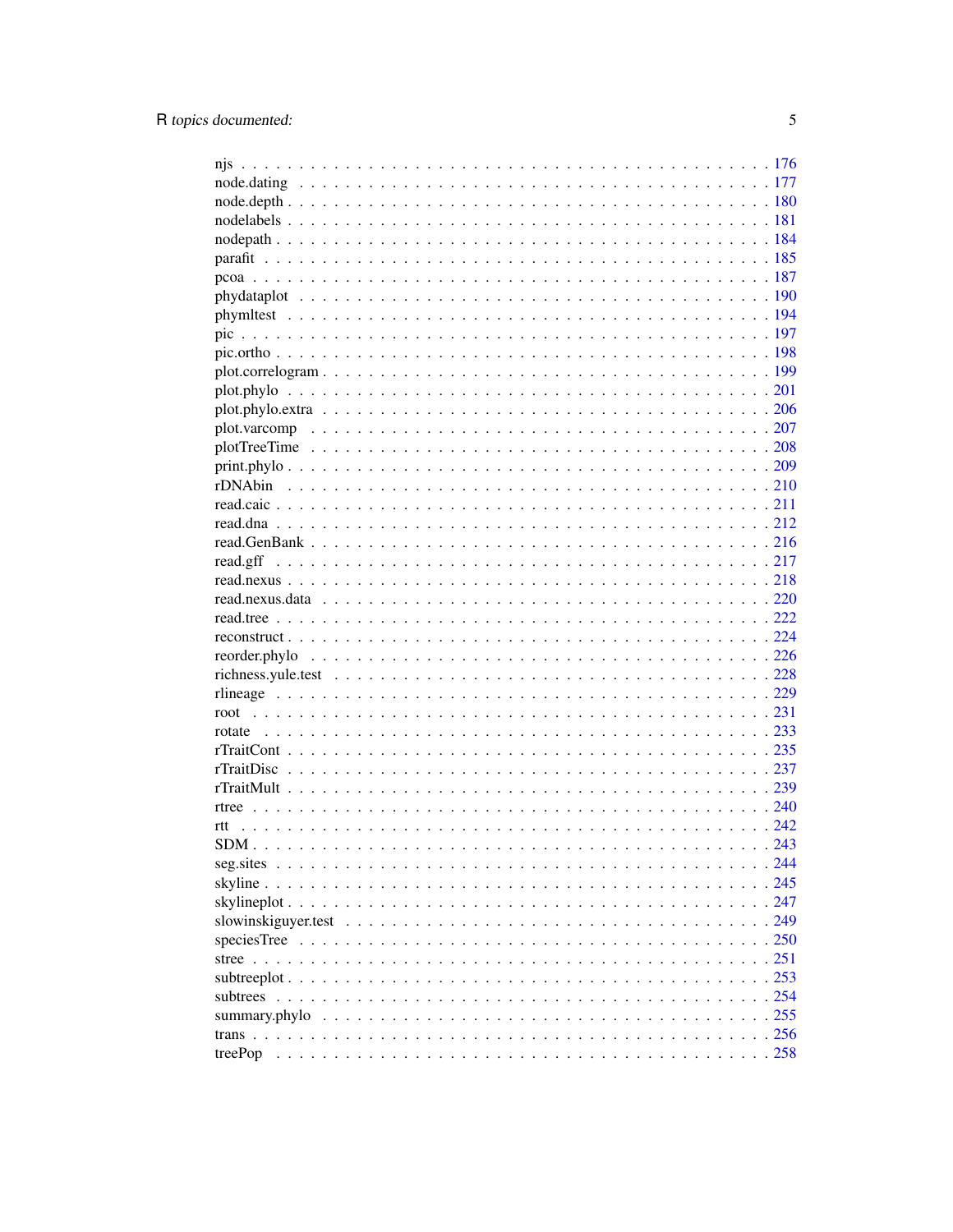njs . . . . . . . . . . . . . . . . . . . . . . . . . . . . . . . . . . . . . . . . . . 176
node.dating . . . . . . . . . . . . . . . . . . . . . . . . . . . . . . . . . . . . . . . 177
node.depth . . . . . . . . . . . . . . . . . . . . . . . . . . . . . . . . . . . . . . . . 180
nodelabels . . . . . . . . . . . . . . . . . . . . . . . . . . . . . . . . . . . . . . . . 181
nodepath . . . . . . . . . . . . . . . . . . . . . . . . . . . . . . . . . . . . . . . . . 184
parafit . . . . . . . . . . . . . . . . . . . . . . . . . . . . . . . . . . . . . . . . . . 185
pcoa . . . . . . . . . . . . . . . . . . . . . . . . . . . . . . . . . . . . . . . . . . . 187
phydataplot . . . . . . . . . . . . . . . . . . . . . . . . . . . . . . . . . . . . . . . 190
phymltest . . . . . . . . . . . . . . . . . . . . . . . . . . . . . . . . . . . . . . . . 194
pic . . . . . . . . . . . . . . . . . . . . . . . . . . . . . . . . . . . . . . . . . . . . 197
pic.ortho . . . . . . . . . . . . . . . . . . . . . . . . . . . . . . . . . . . . . . . . . 198
plot.correlogram . . . . . . . . . . . . . . . . . . . . . . . . . . . . . . . . . . . . 199
plot.phylo . . . . . . . . . . . . . . . . . . . . . . . . . . . . . . . . . . . . . . . . 201
plot.phylo.extra . . . . . . . . . . . . . . . . . . . . . . . . . . . . . . . . . . . . 206
plot.varcomp . . . . . . . . . . . . . . . . . . . . . . . . . . . . . . . . . . . . . . 207
plotTreeTime . . . . . . . . . . . . . . . . . . . . . . . . . . . . . . . . . . . . . . 208
print.phylo . . . . . . . . . . . . . . . . . . . . . . . . . . . . . . . . . . . . . . . 209
rDNAbin . . . . . . . . . . . . . . . . . . . . . . . . . . . . . . . . . . . . . . . . . 210
read.caic . . . . . . . . . . . . . . . . . . . . . . . . . . . . . . . . . . . . . . . . 211
read.dna . . . . . . . . . . . . . . . . . . . . . . . . . . . . . . . . . . . . . . . . . 212
read.GenBank . . . . . . . . . . . . . . . . . . . . . . . . . . . . . . . . . . . . . . 216
read.gff . . . . . . . . . . . . . . . . . . . . . . . . . . . . . . . . . . . . . . . . . 217
read.nexus . . . . . . . . . . . . . . . . . . . . . . . . . . . . . . . . . . . . . . . . 218
read.nexus.data . . . . . . . . . . . . . . . . . . . . . . . . . . . . . . . . . . . . 220
read.tree . . . . . . . . . . . . . . . . . . . . . . . . . . . . . . . . . . . . . . . . 222
reconstruct . . . . . . . . . . . . . . . . . . . . . . . . . . . . . . . . . . . . . . . 224
reorder.phylo . . . . . . . . . . . . . . . . . . . . . . . . . . . . . . . . . . . . . . 226
richness.yule.test . . . . . . . . . . . . . . . . . . . . . . . . . . . . . . . . . . . 228
rlineage . . . . . . . . . . . . . . . . . . . . . . . . . . . . . . . . . . . . . . . . . 229
root . . . . . . . . . . . . . . . . . . . . . . . . . . . . . . . . . . . . . . . . . . . 231
rotate . . . . . . . . . . . . . . . . . . . . . . . . . . . . . . . . . . . . . . . . . . 233
rTraitCont . . . . . . . . . . . . . . . . . . . . . . . . . . . . . . . . . . . . . . . . 235
rTraitDisc . . . . . . . . . . . . . . . . . . . . . . . . . . . . . . . . . . . . . . . . 237
rTraitMult . . . . . . . . . . . . . . . . . . . . . . . . . . . . . . . . . . . . . . . . 239
rtree . . . . . . . . . . . . . . . . . . . . . . . . . . . . . . . . . . . . . . . . . . . 240
rtt . . . . . . . . . . . . . . . . . . . . . . . . . . . . . . . . . . . . . . . . . . . . 242
SDM . . . . . . . . . . . . . . . . . . . . . . . . . . . . . . . . . . . . . . . . . . . 243
seg.sites . . . . . . . . . . . . . . . . . . . . . . . . . . . . . . . . . . . . . . . . . 244
skyline . . . . . . . . . . . . . . . . . . . . . . . . . . . . . . . . . . . . . . . . . . 245
skylineplot . . . . . . . . . . . . . . . . . . . . . . . . . . . . . . . . . . . . . . . . 247
slowinskiguyer.test . . . . . . . . . . . . . . . . . . . . . . . . . . . . . . . . . . 249
speciesTree . . . . . . . . . . . . . . . . . . . . . . . . . . . . . . . . . . . . . . . 250
stree . . . . . . . . . . . . . . . . . . . . . . . . . . . . . . . . . . . . . . . . . . . 251
subtreeplot . . . . . . . . . . . . . . . . . . . . . . . . . . . . . . . . . . . . . . . . 253
subtrees . . . . . . . . . . . . . . . . . . . . . . . . . . . . . . . . . . . . . . . . . 254
summary.phylo . . . . . . . . . . . . . . . . . . . . . . . . . . . . . . . . . . . . . . 255
trans . . . . . . . . . . . . . . . . . . . . . . . . . . . . . . . . . . . . . . . . . . . 256
treePop . . . . . . . . . . . . . . . . . . . . . . . . . . . . . . . . . . . . . . . . . . 258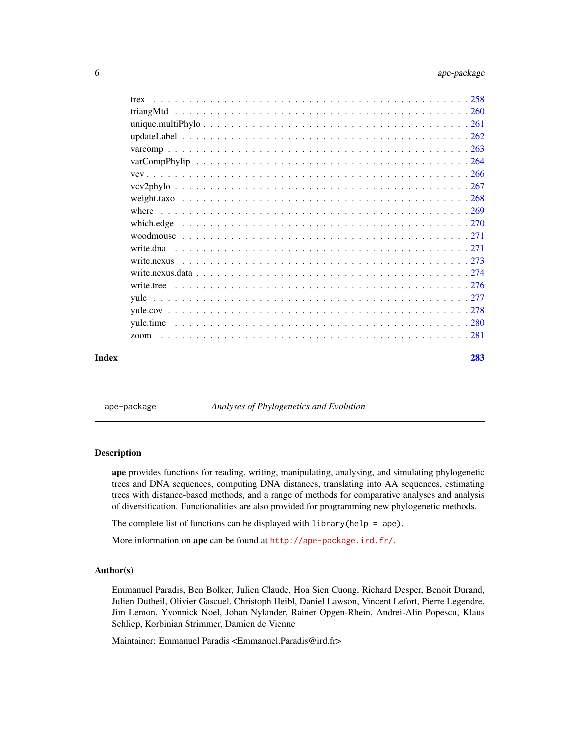| | |
|---|---|
| trex | 258 |
| triangMtd | 260 |
| unique.multiPhylo | 261 |
| updateLabel | 262 |
| varcomp | 263 |
| varCompPhylip | 264 |
| vcv | 266 |
| vcv2phylo | 267 |
| weight.taxo | 268 |
| where | 269 |
| which.edge | 270 |
| woodmouse | 271 |
| write.dna | 271 |
| write.nexus | 273 |
| write.nexus.data | 274 |
| write.tree | 276 |
| yule | 277 |
| yule.cov | 278 |
| yule.time | 280 |
| zoom | 281 |

**Index** **283**

---

`ape-package` *Analyses of Phylogenetics and Evolution*

---

### Description

**ape** provides functions for reading, writing, manipulating, analysing, and simulating phylogenetic trees and DNA sequences, computing DNA distances, translating into AA sequences, estimating trees with distance-based methods, and a range of methods for comparative analyses and analysis of diversification. Functionalities are also provided for programming new phylogenetic methods.

The complete list of functions can be displayed with `library(help = ape)`.

More information on **ape** can be found at `http://ape-package.ird.fr/`.

### Author(s)

Emmanuel Paradis, Ben Bolker, Julien Claude, Hoa Sien Cuong, Richard Desper, Benoit Durand, Julien Dutheil, Olivier Gascuel, Christoph Heibl, Daniel Lawson, Vincent Lefort, Pierre Legendre, Jim Lemon, Yvonnick Noel, Johan Nylander, Rainer Opgen-Rhein, Andrei-Alin Popescu, Klaus Schliep, Korbinian Strimmer, Damien de Vienne

Maintainer: Emmanuel Paradis <Emmanuel.Paradis@ird.fr>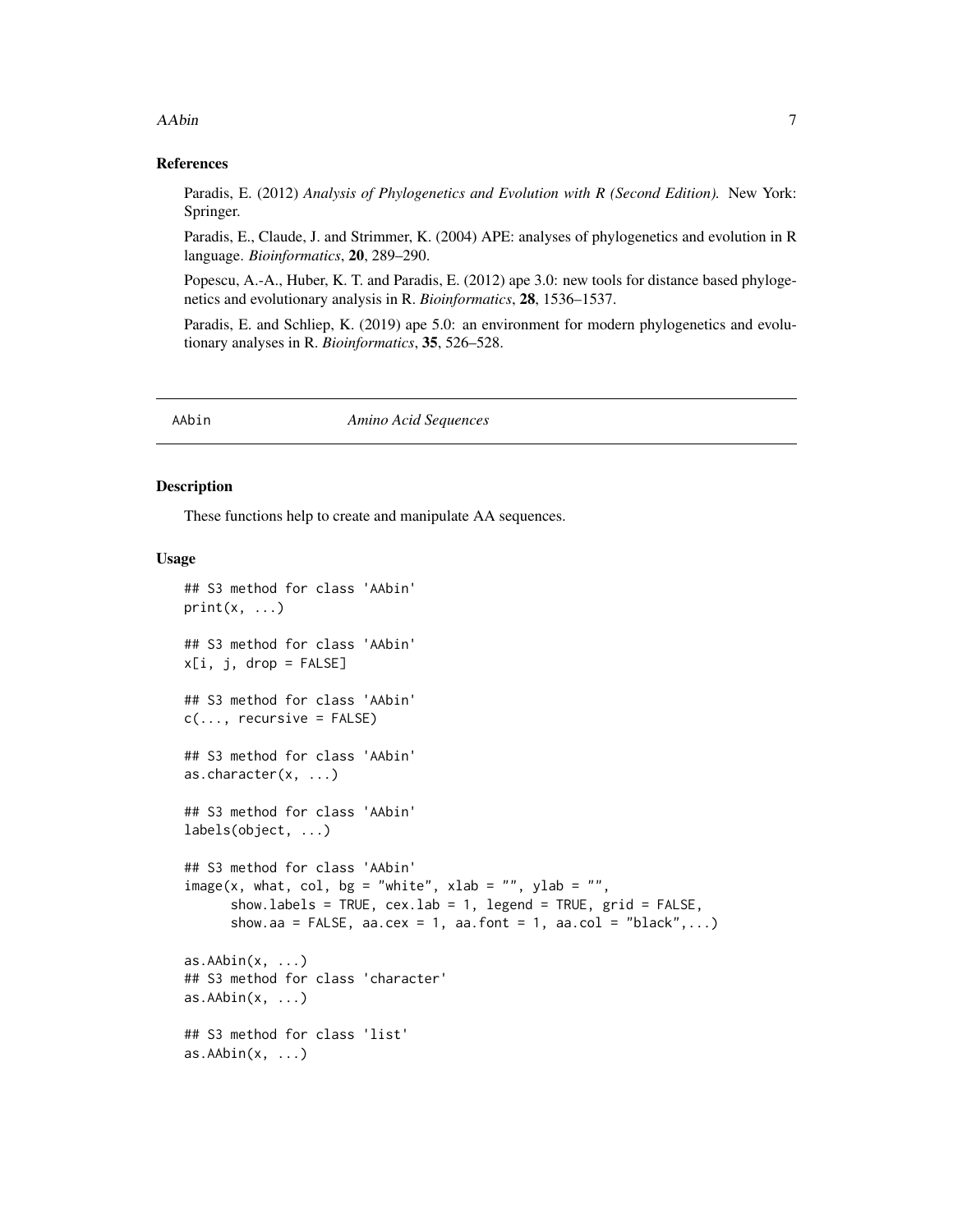## References

Paradis, E. (2012) *Analysis of Phylogenetics and Evolution with R (Second Edition).* New York: Springer.

Paradis, E., Claude, J. and Strimmer, K. (2004) APE: analyses of phylogenetics and evolution in R language. *Bioinformatics*, **20**, 289–290.

Popescu, A.-A., Huber, K. T. and Paradis, E. (2012) ape 3.0: new tools for distance based phylogenetics and evolutionary analysis in R. *Bioinformatics*, **28**, 1536–1537.

Paradis, E. and Schliep, K. (2019) ape 5.0: an environment for modern phylogenetics and evolutionary analyses in R. *Bioinformatics*, **35**, 526–528.

---

# AAbin — *Amino Acid Sequences*

## Description

These functions help to create and manipulate AA sequences.

## Usage

```
## S3 method for class 'AAbin'
print(x, ...)

## S3 method for class 'AAbin'
x[i, j, drop = FALSE]

## S3 method for class 'AAbin'
c(..., recursive = FALSE)

## S3 method for class 'AAbin'
as.character(x, ...)

## S3 method for class 'AAbin'
labels(object, ...)

## S3 method for class 'AAbin'
image(x, what, col, bg = "white", xlab = "", ylab = "",
      show.labels = TRUE, cex.lab = 1, legend = TRUE, grid = FALSE,
      show.aa = FALSE, aa.cex = 1, aa.font = 1, aa.col = "black",...)

as.AAbin(x, ...)
## S3 method for class 'character'
as.AAbin(x, ...)

## S3 method for class 'list'
as.AAbin(x, ...)
```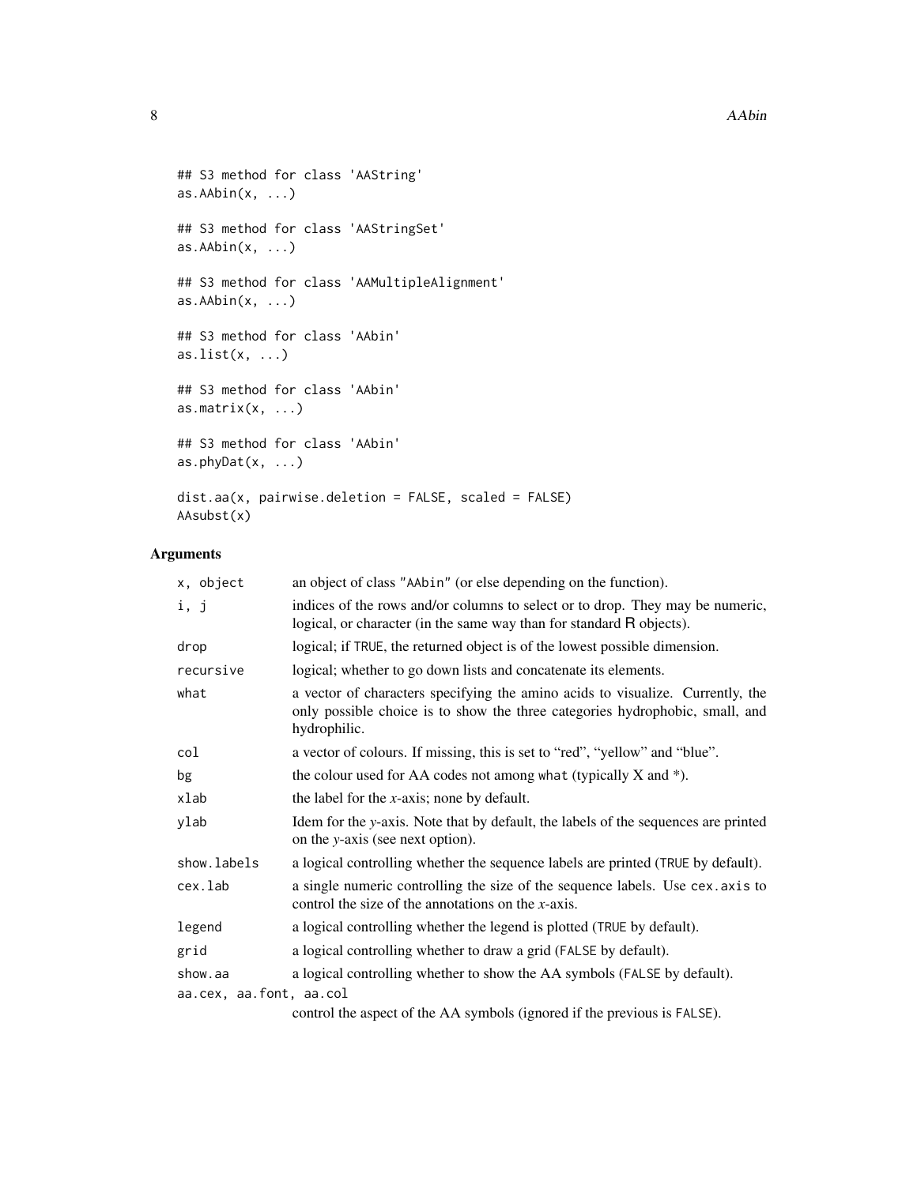```
## S3 method for class 'AAString'
as.AAbin(x, ...)

## S3 method for class 'AAStringSet'
as.AAbin(x, ...)

## S3 method for class 'AAMultipleAlignment'
as.AAbin(x, ...)

## S3 method for class 'AAbin'
as.list(x, ...)

## S3 method for class 'AAbin'
as.matrix(x, ...)

## S3 method for class 'AAbin'
as.phyDat(x, ...)

dist.aa(x, pairwise.deletion = FALSE, scaled = FALSE)
AAsubst(x)
```

## Arguments

| | |
|---|---|
| `x, object` | an object of class `"AAbin"` (or else depending on the function). |
| `i, j` | indices of the rows and/or columns to select or to drop. They may be numeric, logical, or character (in the same way than for standard R objects). |
| `drop` | logical; if `TRUE`, the returned object is of the lowest possible dimension. |
| `recursive` | logical; whether to go down lists and concatenate its elements. |
| `what` | a vector of characters specifying the amino acids to visualize. Currently, the only possible choice is to show the three categories hydrophobic, small, and hydrophilic. |
| `col` | a vector of colours. If missing, this is set to "red", "yellow" and "blue". |
| `bg` | the colour used for AA codes not among `what` (typically X and *). |
| `xlab` | the label for the *x*-axis; none by default. |
| `ylab` | Idem for the *y*-axis. Note that by default, the labels of the sequences are printed on the *y*-axis (see next option). |
| `show.labels` | a logical controlling whether the sequence labels are printed (`TRUE` by default). |
| `cex.lab` | a single numeric controlling the size of the sequence labels. Use `cex.axis` to control the size of the annotations on the *x*-axis. |
| `legend` | a logical controlling whether the legend is plotted (`TRUE` by default). |
| `grid` | a logical controlling whether to draw a grid (`FALSE` by default). |
| `show.aa` | a logical controlling whether to show the AA symbols (`FALSE` by default). |
| `aa.cex, aa.font, aa.col` | control the aspect of the AA symbols (ignored if the previous is `FALSE`). |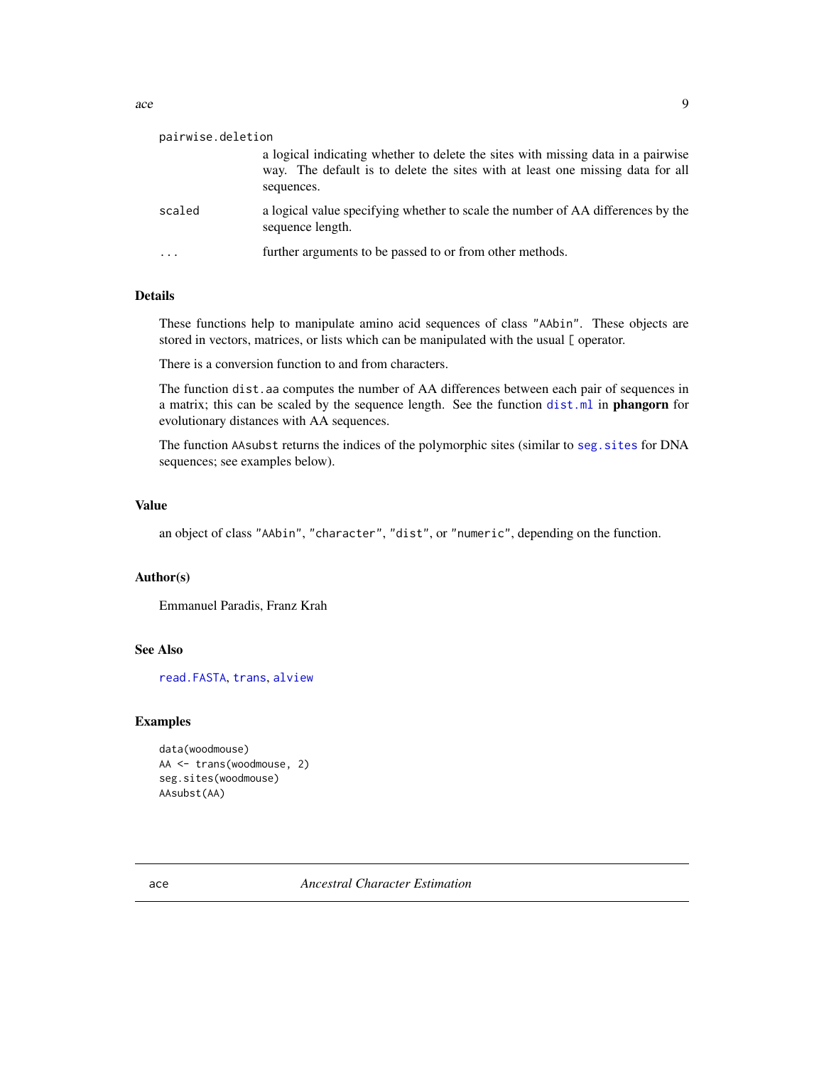pairwise.deletion
: a logical indicating whether to delete the sites with missing data in a pairwise way. The default is to delete the sites with at least one missing data for all sequences.

scaled
: a logical value specifying whether to scale the number of AA differences by the sequence length.

...
: further arguments to be passed to or from other methods.

## Details

These functions help to manipulate amino acid sequences of class "AAbin". These objects are stored in vectors, matrices, or lists which can be manipulated with the usual [ operator.

There is a conversion function to and from characters.

The function dist.aa computes the number of AA differences between each pair of sequences in a matrix; this can be scaled by the sequence length. See the function dist.ml in **phangorn** for evolutionary distances with AA sequences.

The function AAsubst returns the indices of the polymorphic sites (similar to seg.sites for DNA sequences; see examples below).

## Value

an object of class "AAbin", "character", "dist", or "numeric", depending on the function.

## Author(s)

Emmanuel Paradis, Franz Krah

## See Also

read.FASTA, trans, alview

## Examples

```
data(woodmouse)
AA <- trans(woodmouse, 2)
seg.sites(woodmouse)
AAsubst(AA)
```

# ace *Ancestral Character Estimation*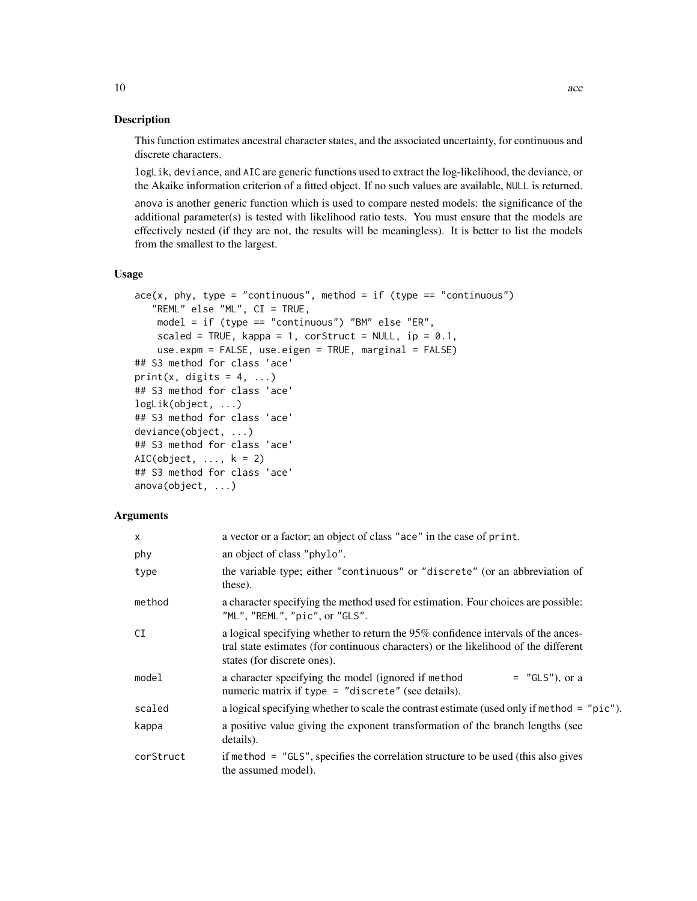## Description

This function estimates ancestral character states, and the associated uncertainty, for continuous and discrete characters.

`logLik`, `deviance`, and `AIC` are generic functions used to extract the log-likelihood, the deviance, or the Akaike information criterion of a fitted object. If no such values are available, `NULL` is returned.

`anova` is another generic function which is used to compare nested models: the significance of the additional parameter(s) is tested with likelihood ratio tests. You must ensure that the models are effectively nested (if they are not, the results will be meaningless). It is better to list the models from the smallest to the largest.

## Usage

```
ace(x, phy, type = "continuous", method = if (type == "continuous")
   "REML" else "ML", CI = TRUE,
    model = if (type == "continuous") "BM" else "ER",
    scaled = TRUE, kappa = 1, corStruct = NULL, ip = 0.1,
    use.expm = FALSE, use.eigen = TRUE, marginal = FALSE)
## S3 method for class 'ace'
print(x, digits = 4, ...)
## S3 method for class 'ace'
logLik(object, ...)
## S3 method for class 'ace'
deviance(object, ...)
## S3 method for class 'ace'
AIC(object, ..., k = 2)
## S3 method for class 'ace'
anova(object, ...)
```

## Arguments

| | |
|---|---|
| `x` | a vector or a factor; an object of class `"ace"` in the case of `print`. |
| `phy` | an object of class `"phylo"`. |
| `type` | the variable type; either `"continuous"` or `"discrete"` (or an abbreviation of these). |
| `method` | a character specifying the method used for estimation. Four choices are possible: `"ML"`, `"REML"`, `"pic"`, or `"GLS"`. |
| `CI` | a logical specifying whether to return the 95% confidence intervals of the ancestral state estimates (for continuous characters) or the likelihood of the different states (for discrete ones). |
| `model` | a character specifying the model (ignored if `method = "GLS"`), or a numeric matrix if `type = "discrete"` (see details). |
| `scaled` | a logical specifying whether to scale the contrast estimate (used only if `method = "pic"`). |
| `kappa` | a positive value giving the exponent transformation of the branch lengths (see details). |
| `corStruct` | if `method = "GLS"`, specifies the correlation structure to be used (this also gives the assumed model). |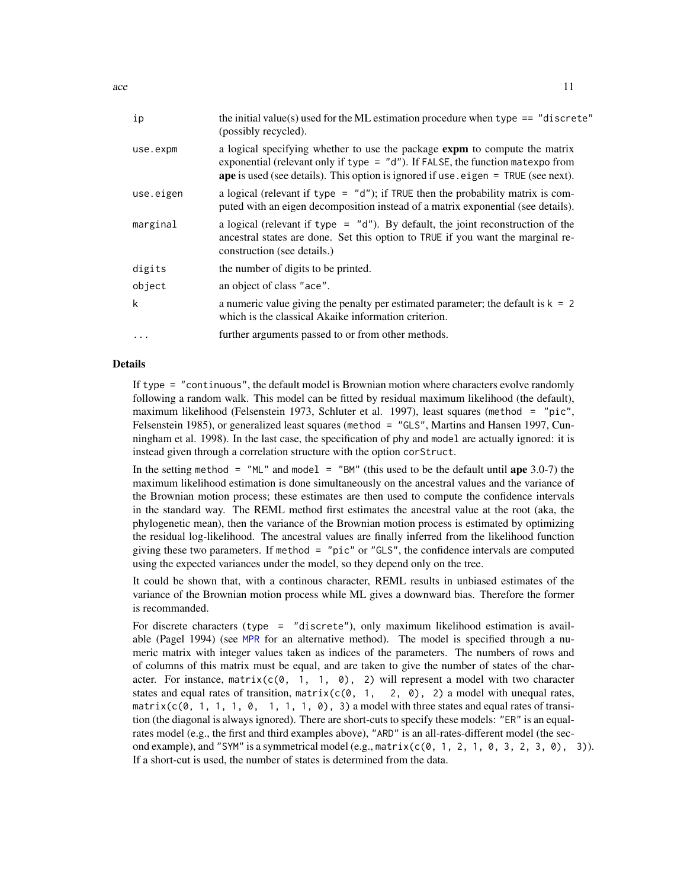| | |
|---|---|
| ip | the initial value(s) used for the ML estimation procedure when `type == "discrete"` (possibly recycled). |
| use.expm | a logical specifying whether to use the package **expm** to compute the matrix exponential (relevant only if `type = "d"`). If `FALSE`, the function `matexpo` from **ape** is used (see details). This option is ignored if `use.eigen = TRUE` (see next). |
| use.eigen | a logical (relevant if `type = "d"`); if `TRUE` then the probability matrix is computed with an eigen decomposition instead of a matrix exponential (see details). |
| marginal | a logical (relevant if `type = "d"`). By default, the joint reconstruction of the ancestral states are done. Set this option to `TRUE` if you want the marginal reconstruction (see details.) |
| digits | the number of digits to be printed. |
| object | an object of class `"ace"`. |
| k | a numeric value giving the penalty per estimated parameter; the default is `k = 2` which is the classical Akaike information criterion. |
| ... | further arguments passed to or from other methods. |

## Details

If `type = "continuous"`, the default model is Brownian motion where characters evolve randomly following a random walk. This model can be fitted by residual maximum likelihood (the default), maximum likelihood (Felsenstein 1973, Schluter et al. 1997), least squares (`method = "pic"`, Felsenstein 1985), or generalized least squares (`method = "GLS"`, Martins and Hansen 1997, Cunningham et al. 1998). In the last case, the specification of `phy` and `model` are actually ignored: it is instead given through a correlation structure with the option `corStruct`.

In the setting `method = "ML"` and `model = "BM"` (this used to be the default until **ape** 3.0-7) the maximum likelihood estimation is done simultaneously on the ancestral values and the variance of the Brownian motion process; these estimates are then used to compute the confidence intervals in the standard way. The REML method first estimates the ancestral value at the root (aka, the phylogenetic mean), then the variance of the Brownian motion process is estimated by optimizing the residual log-likelihood. The ancestral values are finally inferred from the likelihood function giving these two parameters. If `method = "pic"` or `"GLS"`, the confidence intervals are computed using the expected variances under the model, so they depend only on the tree.

It could be shown that, with a continous character, REML results in unbiased estimates of the variance of the Brownian motion process while ML gives a downward bias. Therefore the former is recommanded.

For discrete characters (`type = "discrete"`), only maximum likelihood estimation is available (Pagel 1994) (see `MPR` for an alternative method). The model is specified through a numeric matrix with integer values taken as indices of the parameters. The numbers of rows and of columns of this matrix must be equal, and are taken to give the number of states of the character. For instance, `matrix(c(0, 1, 1, 0), 2)` will represent a model with two character states and equal rates of transition, `matrix(c(0, 1, 2, 0), 2)` a model with unequal rates, `matrix(c(0, 1, 1, 1, 0, 1, 1, 1, 0), 3)` a model with three states and equal rates of transition (the diagonal is always ignored). There are short-cuts to specify these models: `"ER"` is an equal-rates model (e.g., the first and third examples above), `"ARD"` is an all-rates-different model (the second example), and `"SYM"` is a symmetrical model (e.g., `matrix(c(0, 1, 2, 1, 0, 3, 2, 3, 0), 3)`). If a short-cut is used, the number of states is determined from the data.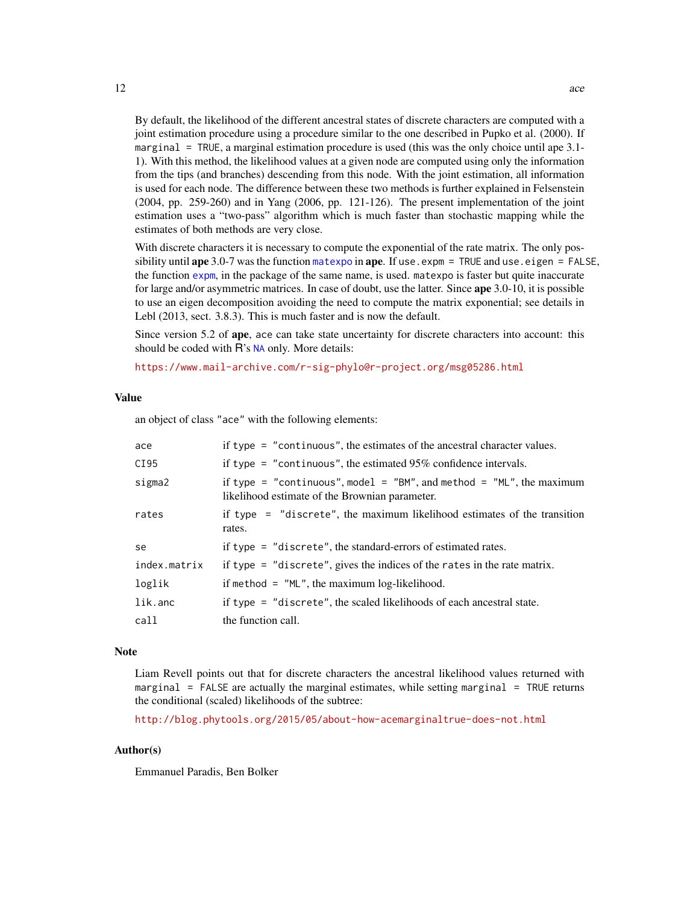By default, the likelihood of the different ancestral states of discrete characters are computed with a joint estimation procedure using a procedure similar to the one described in Pupko et al. (2000). If `marginal = TRUE`, a marginal estimation procedure is used (this was the only choice until ape 3.1-1). With this method, the likelihood values at a given node are computed using only the information from the tips (and branches) descending from this node. With the joint estimation, all information is used for each node. The difference between these two methods is further explained in Felsenstein (2004, pp. 259-260) and in Yang (2006, pp. 121-126). The present implementation of the joint estimation uses a "two-pass" algorithm which is much faster than stochastic mapping while the estimates of both methods are very close.

With discrete characters it is necessary to compute the exponential of the rate matrix. The only possibility until **ape** 3.0-7 was the function `matexpo` in **ape**. If `use.expm = TRUE` and `use.eigen = FALSE`, the function `expm`, in the package of the same name, is used. `matexpo` is faster but quite inaccurate for large and/or asymmetric matrices. In case of doubt, use the latter. Since **ape** 3.0-10, it is possible to use an eigen decomposition avoiding the need to compute the matrix exponential; see details in Lebl (2013, sect. 3.8.3). This is much faster and is now the default.

Since version 5.2 of **ape**, `ace` can take state uncertainty for discrete characters into account: this should be coded with R's `NA` only. More details:

https://www.mail-archive.com/r-sig-phylo@r-project.org/msg05286.html

## Value

an object of class `"ace"` with the following elements:

| | |
|---|---|
| `ace` | if `type = "continuous"`, the estimates of the ancestral character values. |
| `CI95` | if `type = "continuous"`, the estimated 95% confidence intervals. |
| `sigma2` | if `type = "continuous"`, `model = "BM"`, and `method = "ML"`, the maximum likelihood estimate of the Brownian parameter. |
| `rates` | if `type = "discrete"`, the maximum likelihood estimates of the transition rates. |
| `se` | if `type = "discrete"`, the standard-errors of estimated rates. |
| `index.matrix` | if `type = "discrete"`, gives the indices of the `rates` in the rate matrix. |
| `loglik` | if `method = "ML"`, the maximum log-likelihood. |
| `lik.anc` | if `type = "discrete"`, the scaled likelihoods of each ancestral state. |
| `call` | the function call. |

## Note

Liam Revell points out that for discrete characters the ancestral likelihood values returned with `marginal = FALSE` are actually the marginal estimates, while setting `marginal = TRUE` returns the conditional (scaled) likelihoods of the subtree:

http://blog.phytools.org/2015/05/about-how-acemarginaltrue-does-not.html

## Author(s)

Emmanuel Paradis, Ben Bolker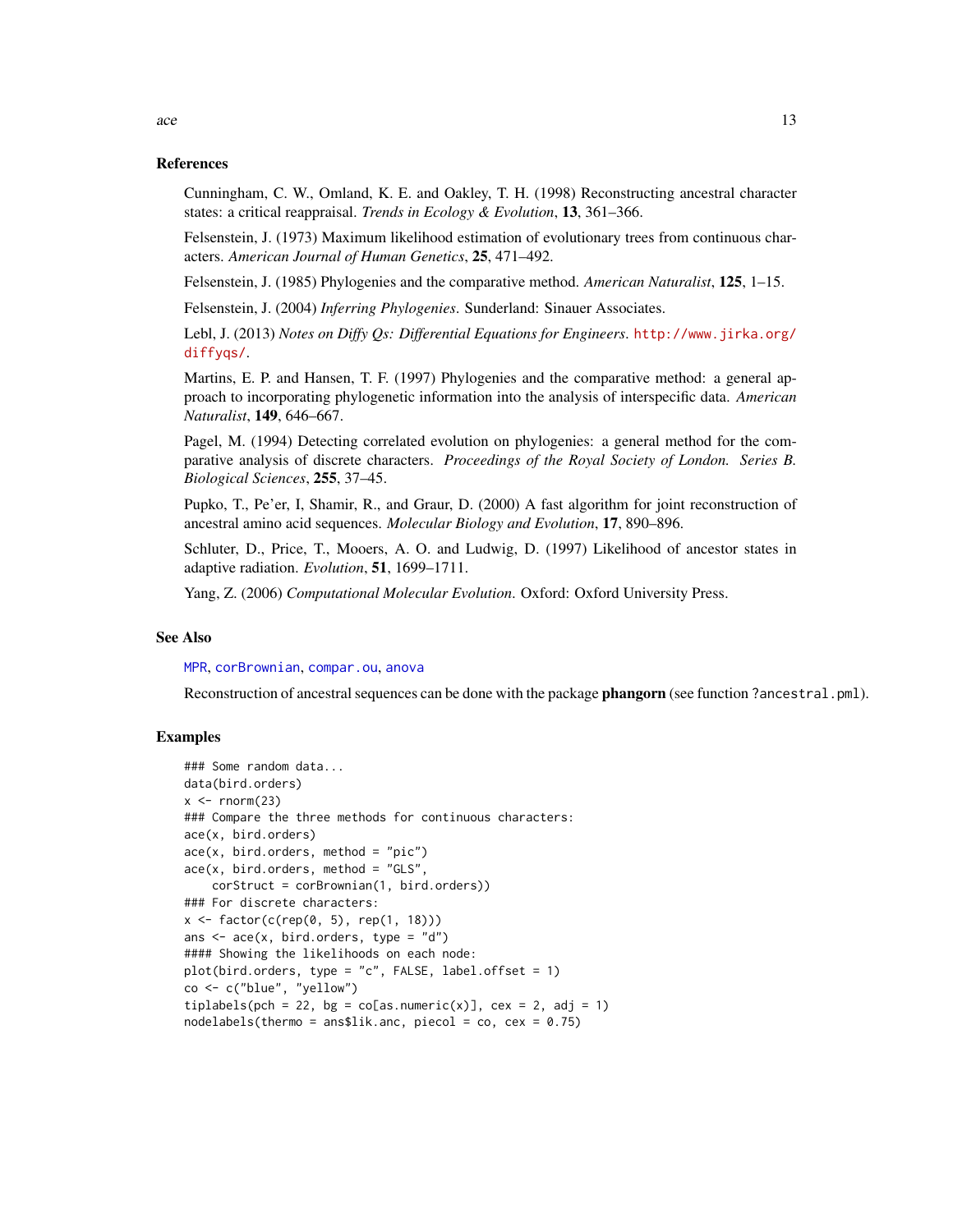## References

Cunningham, C. W., Omland, K. E. and Oakley, T. H. (1998) Reconstructing ancestral character states: a critical reappraisal. *Trends in Ecology & Evolution*, **13**, 361–366.

Felsenstein, J. (1973) Maximum likelihood estimation of evolutionary trees from continuous characters. *American Journal of Human Genetics*, **25**, 471–492.

Felsenstein, J. (1985) Phylogenies and the comparative method. *American Naturalist*, **125**, 1–15.

Felsenstein, J. (2004) *Inferring Phylogenies*. Sunderland: Sinauer Associates.

Lebl, J. (2013) *Notes on Diffy Qs: Differential Equations for Engineers*. http://www.jirka.org/diffyqs/.

Martins, E. P. and Hansen, T. F. (1997) Phylogenies and the comparative method: a general approach to incorporating phylogenetic information into the analysis of interspecific data. *American Naturalist*, **149**, 646–667.

Pagel, M. (1994) Detecting correlated evolution on phylogenies: a general method for the comparative analysis of discrete characters. *Proceedings of the Royal Society of London. Series B. Biological Sciences*, **255**, 37–45.

Pupko, T., Pe'er, I, Shamir, R., and Graur, D. (2000) A fast algorithm for joint reconstruction of ancestral amino acid sequences. *Molecular Biology and Evolution*, **17**, 890–896.

Schluter, D., Price, T., Mooers, A. O. and Ludwig, D. (1997) Likelihood of ancestor states in adaptive radiation. *Evolution*, **51**, 1699–1711.

Yang, Z. (2006) *Computational Molecular Evolution*. Oxford: Oxford University Press.

## See Also

`MPR`, `corBrownian`, `compar.ou`, `anova`

Reconstruction of ancestral sequences can be done with the package **phangorn** (see function `?ancestral.pml`).

## Examples

```
### Some random data...
data(bird.orders)
x <- rnorm(23)
### Compare the three methods for continuous characters:
ace(x, bird.orders)
ace(x, bird.orders, method = "pic")
ace(x, bird.orders, method = "GLS",
    corStruct = corBrownian(1, bird.orders))
### For discrete characters:
x <- factor(c(rep(0, 5), rep(1, 18)))
ans <- ace(x, bird.orders, type = "d")
#### Showing the likelihoods on each node:
plot(bird.orders, type = "c", FALSE, label.offset = 1)
co <- c("blue", "yellow")
tiplabels(pch = 22, bg = co[as.numeric(x)], cex = 2, adj = 1)
nodelabels(thermo = ans$lik.anc, piecol = co, cex = 0.75)
```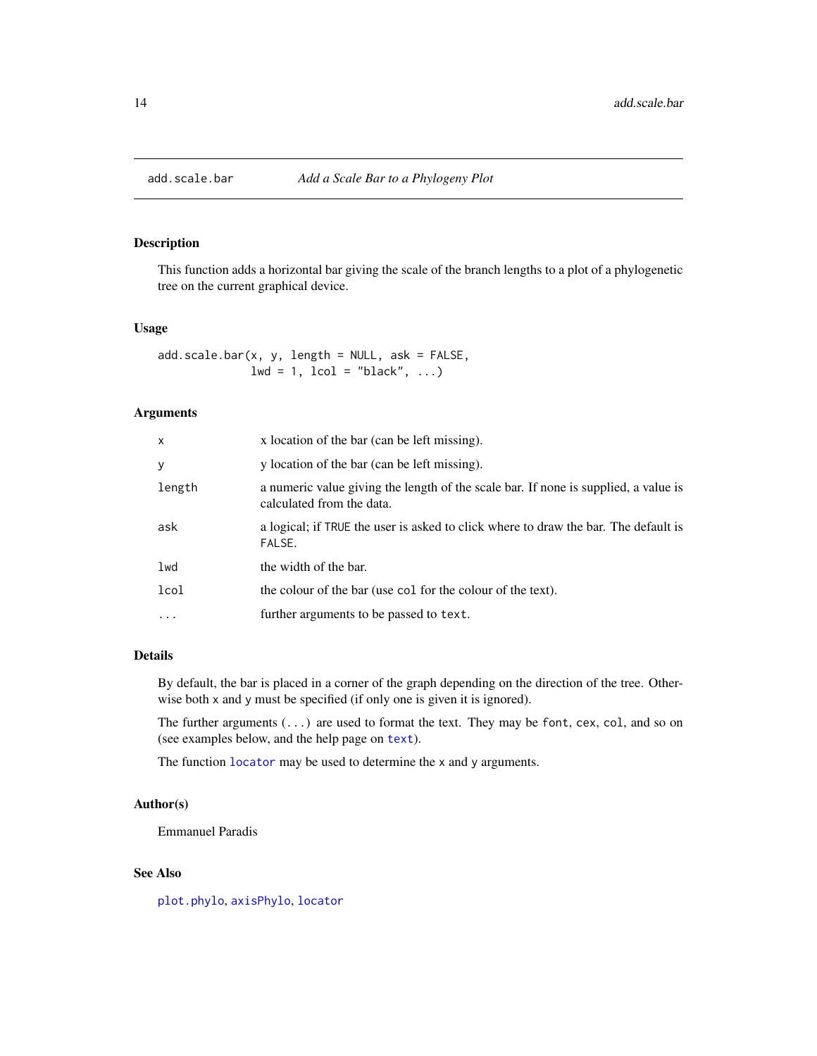# add.scale.bar — *Add a Scale Bar to a Phylogeny Plot*

## Description

This function adds a horizontal bar giving the scale of the branch lengths to a plot of a phylogenetic tree on the current graphical device.

## Usage

```
add.scale.bar(x, y, length = NULL, ask = FALSE,
              lwd = 1, lcol = "black", ...)
```

## Arguments

| | |
|---|---|
| `x` | x location of the bar (can be left missing). |
| `y` | y location of the bar (can be left missing). |
| `length` | a numeric value giving the length of the scale bar. If none is supplied, a value is calculated from the data. |
| `ask` | a logical; if `TRUE` the user is asked to click where to draw the bar. The default is `FALSE`. |
| `lwd` | the width of the bar. |
| `lcol` | the colour of the bar (use `col` for the colour of the text). |
| `...` | further arguments to be passed to `text`. |

## Details

By default, the bar is placed in a corner of the graph depending on the direction of the tree. Otherwise both `x` and `y` must be specified (if only one is given it is ignored).

The further arguments (`...`) are used to format the text. They may be `font`, `cex`, `col`, and so on (see examples below, and the help page on `text`).

The function `locator` may be used to determine the `x` and `y` arguments.

## Author(s)

Emmanuel Paradis

## See Also

`plot.phylo`, `axisPhylo`, `locator`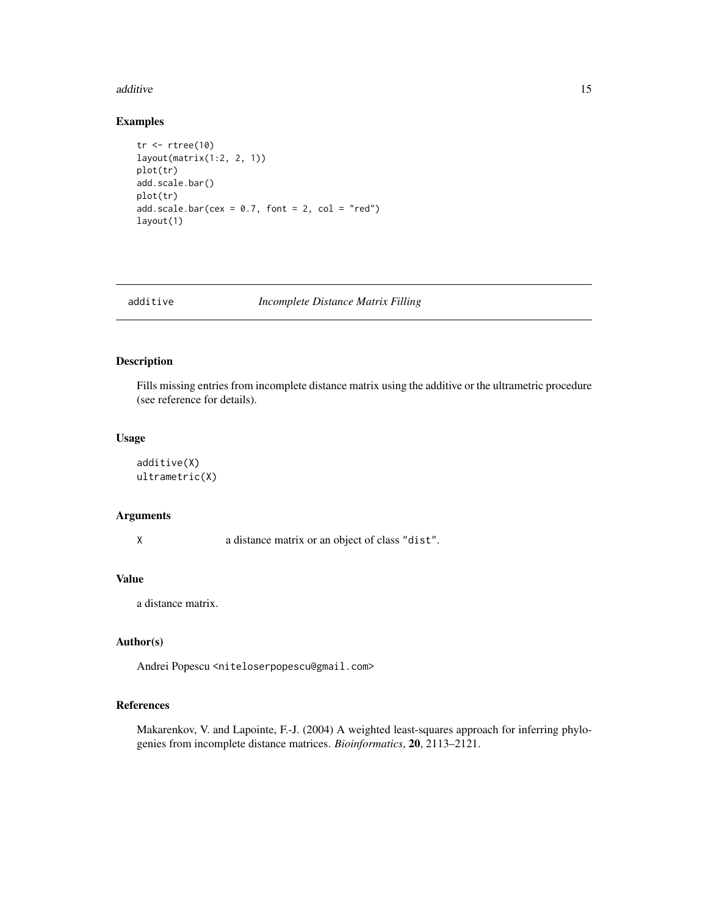## Examples

```
tr <- rtree(10)
layout(matrix(1:2, 2, 1))
plot(tr)
add.scale.bar()
plot(tr)
add.scale.bar(cex = 0.7, font = 2, col = "red")
layout(1)
```

---

# additive — *Incomplete Distance Matrix Filling*

---

## Description

Fills missing entries from incomplete distance matrix using the additive or the ultrametric procedure (see reference for details).

## Usage

```
additive(X)
ultrametric(X)
```

## Arguments

| | |
|---|---|
| X | a distance matrix or an object of class "dist". |

## Value

a distance matrix.

## Author(s)

Andrei Popescu <niteloserpopescu@gmail.com>

## References

Makarenkov, V. and Lapointe, F.-J. (2004) A weighted least-squares approach for inferring phylogenies from incomplete distance matrices. *Bioinformatics*, **20**, 2113–2121.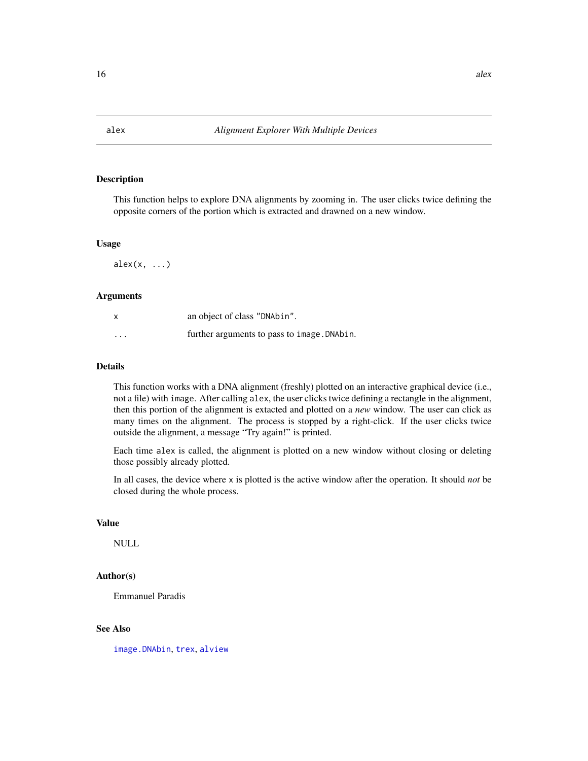# alex — *Alignment Explorer With Multiple Devices*

## Description

This function helps to explore DNA alignments by zooming in. The user clicks twice defining the opposite corners of the portion which is extracted and drawned on a new window.

## Usage

```
alex(x, ...)
```

## Arguments

| | |
|---|---|
| `x` | an object of class `"DNAbin"`. |
| `...` | further arguments to pass to `image.DNAbin`. |

## Details

This function works with a DNA alignment (freshly) plotted on an interactive graphical device (i.e., not a file) with `image`. After calling `alex`, the user clicks twice defining a rectangle in the alignment, then this portion of the alignment is extacted and plotted on a *new* window. The user can click as many times on the alignment. The process is stopped by a right-click. If the user clicks twice outside the alignment, a message “Try again!” is printed.

Each time `alex` is called, the alignment is plotted on a new window without closing or deleting those possibly already plotted.

In all cases, the device where `x` is plotted is the active window after the operation. It should *not* be closed during the whole process.

## Value

NULL

## Author(s)

Emmanuel Paradis

## See Also

`image.DNAbin`, `trex`, `alview`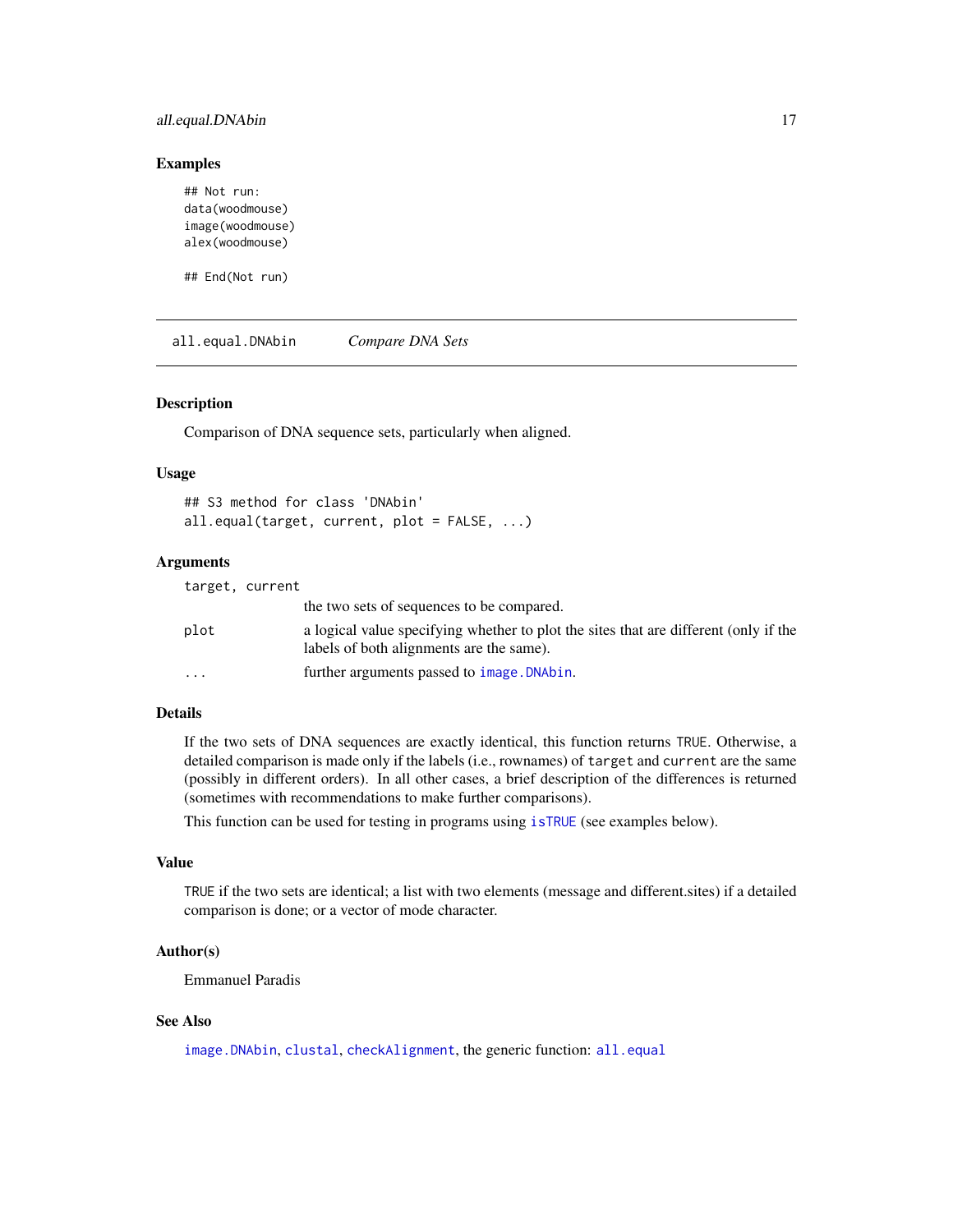### Examples

```
## Not run:
data(woodmouse)
image(woodmouse)
alex(woodmouse)

## End(Not run)
```

## all.equal.DNAbin *Compare DNA Sets*

### Description

Comparison of DNA sequence sets, particularly when aligned.

### Usage

```
## S3 method for class 'DNAbin'
all.equal(target, current, plot = FALSE, ...)
```

### Arguments

| | |
|---|---|
| `target, current` | the two sets of sequences to be compared. |
| `plot` | a logical value specifying whether to plot the sites that are different (only if the labels of both alignments are the same). |
| `...` | further arguments passed to `image.DNAbin`. |

### Details

If the two sets of DNA sequences are exactly identical, this function returns `TRUE`. Otherwise, a detailed comparison is made only if the labels (i.e., rownames) of `target` and `current` are the same (possibly in different orders). In all other cases, a brief description of the differences is returned (sometimes with recommendations to make further comparisons).

This function can be used for testing in programs using `isTRUE` (see examples below).

### Value

`TRUE` if the two sets are identical; a list with two elements (message and different.sites) if a detailed comparison is done; or a vector of mode character.

### Author(s)

Emmanuel Paradis

### See Also

`image.DNAbin`, `clustal`, `checkAlignment`, the generic function: `all.equal`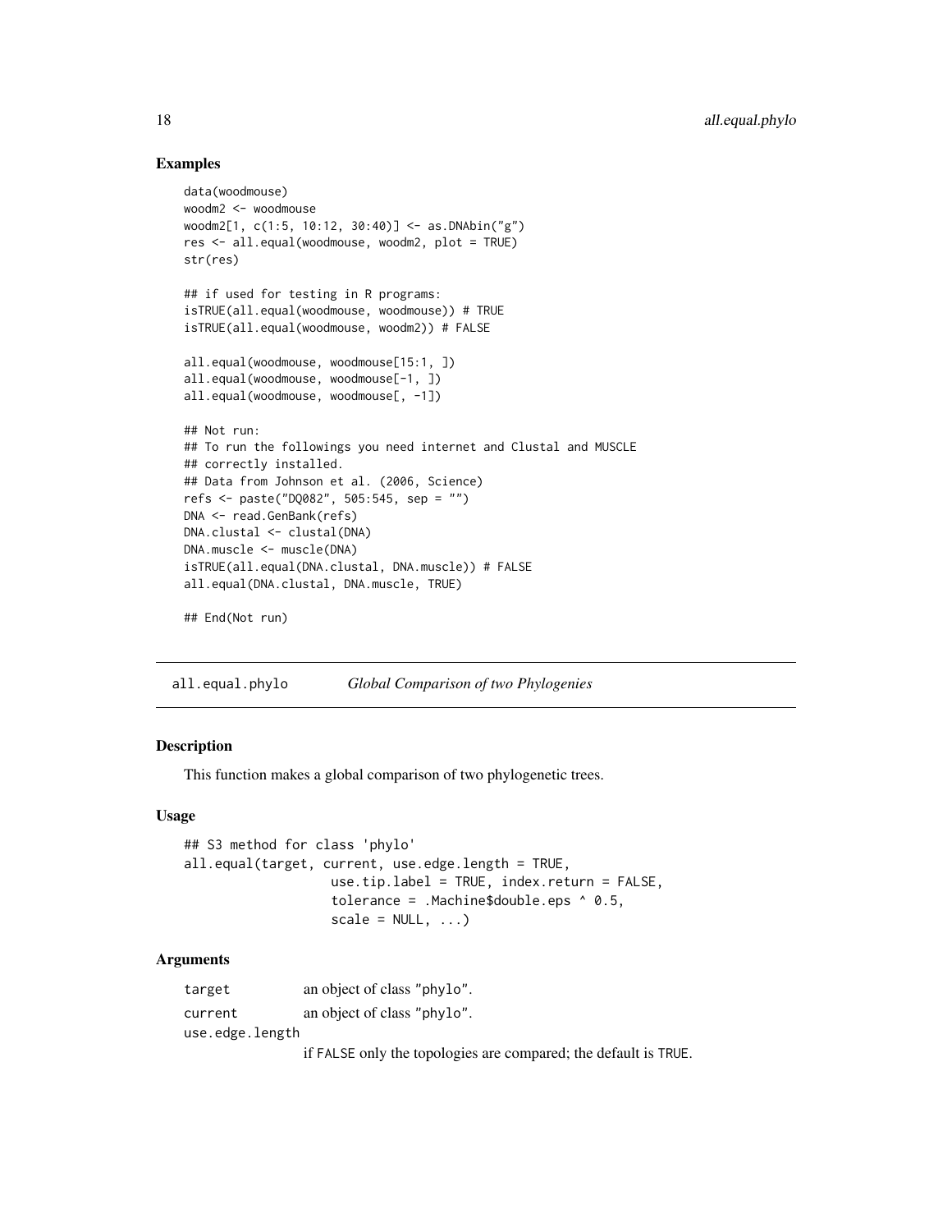### Examples

```
data(woodmouse)
woodm2 <- woodmouse
woodm2[1, c(1:5, 10:12, 30:40)] <- as.DNAbin("g")
res <- all.equal(woodmouse, woodm2, plot = TRUE)
str(res)

## if used for testing in R programs:
isTRUE(all.equal(woodmouse, woodmouse)) # TRUE
isTRUE(all.equal(woodmouse, woodm2)) # FALSE

all.equal(woodmouse, woodmouse[15:1, ])
all.equal(woodmouse, woodmouse[-1, ])
all.equal(woodmouse, woodmouse[, -1])

## Not run:
## To run the followings you need internet and Clustal and MUSCLE
## correctly installed.
## Data from Johnson et al. (2006, Science)
refs <- paste("DQ082", 505:545, sep = "")
DNA <- read.GenBank(refs)
DNA.clustal <- clustal(DNA)
DNA.muscle <- muscle(DNA)
isTRUE(all.equal(DNA.clustal, DNA.muscle)) # FALSE
all.equal(DNA.clustal, DNA.muscle, TRUE)

## End(Not run)
```

## all.equal.phylo *Global Comparison of two Phylogenies*

### Description

This function makes a global comparison of two phylogenetic trees.

### Usage

```
## S3 method for class 'phylo'
all.equal(target, current, use.edge.length = TRUE,
                   use.tip.label = TRUE, index.return = FALSE,
                   tolerance = .Machine$double.eps ^ 0.5,
                   scale = NULL, ...)
```

### Arguments

`target` an object of class "phylo".

`current` an object of class "phylo".

`use.edge.length` if FALSE only the topologies are compared; the default is TRUE.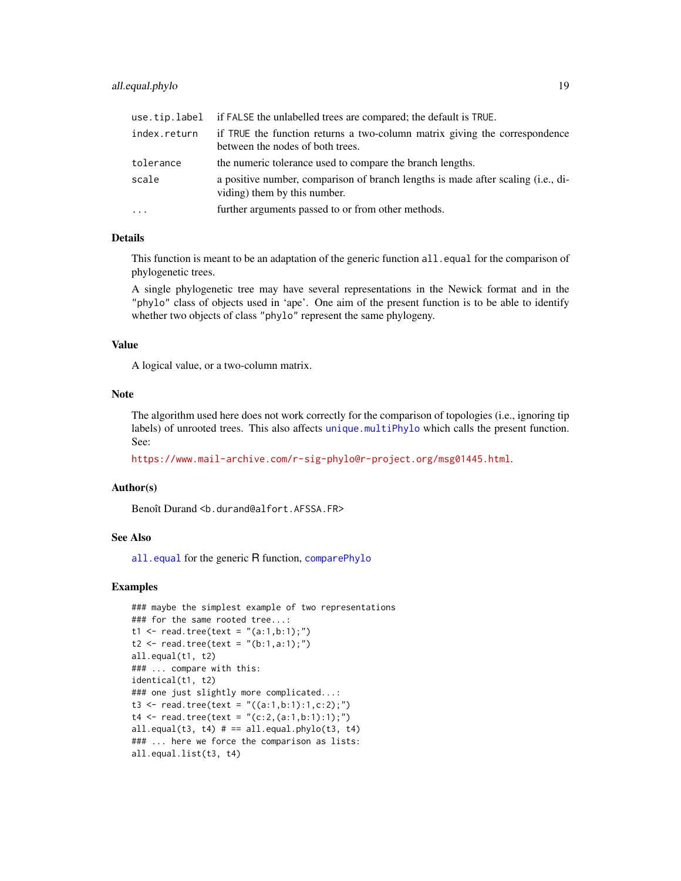| | |
|---|---|
| `use.tip.label` | if `FALSE` the unlabelled trees are compared; the default is `TRUE`. |
| `index.return` | if `TRUE` the function returns a two-column matrix giving the correspondence between the nodes of both trees. |
| `tolerance` | the numeric tolerance used to compare the branch lengths. |
| `scale` | a positive number, comparison of branch lengths is made after scaling (i.e., dividing) them by this number. |
| `...` | further arguments passed to or from other methods. |

## Details

This function is meant to be an adaptation of the generic function `all.equal` for the comparison of phylogenetic trees.

A single phylogenetic tree may have several representations in the Newick format and in the `"phylo"` class of objects used in 'ape'. One aim of the present function is to be able to identify whether two objects of class `"phylo"` represent the same phylogeny.

## Value

A logical value, or a two-column matrix.

## Note

The algorithm used here does not work correctly for the comparison of topologies (i.e., ignoring tip labels) of unrooted trees. This also affects `unique.multiPhylo` which calls the present function. See:

https://www.mail-archive.com/r-sig-phylo@r-project.org/msg01445.html.

## Author(s)

Benoît Durand <b.durand@alfort.AFSSA.FR>

## See Also

`all.equal` for the generic R function, `comparePhylo`

## Examples

```
### maybe the simplest example of two representations
### for the same rooted tree...:
t1 <- read.tree(text = "(a:1,b:1);")
t2 <- read.tree(text = "(b:1,a:1);")
all.equal(t1, t2)
### ... compare with this:
identical(t1, t2)
### one just slightly more complicated...:
t3 <- read.tree(text = "((a:1,b:1):1,c:2);")
t4 <- read.tree(text = "(c:2,(a:1,b:1):1);")
all.equal(t3, t4) # == all.equal.phylo(t3, t4)
### ... here we force the comparison as lists:
all.equal.list(t3, t4)
```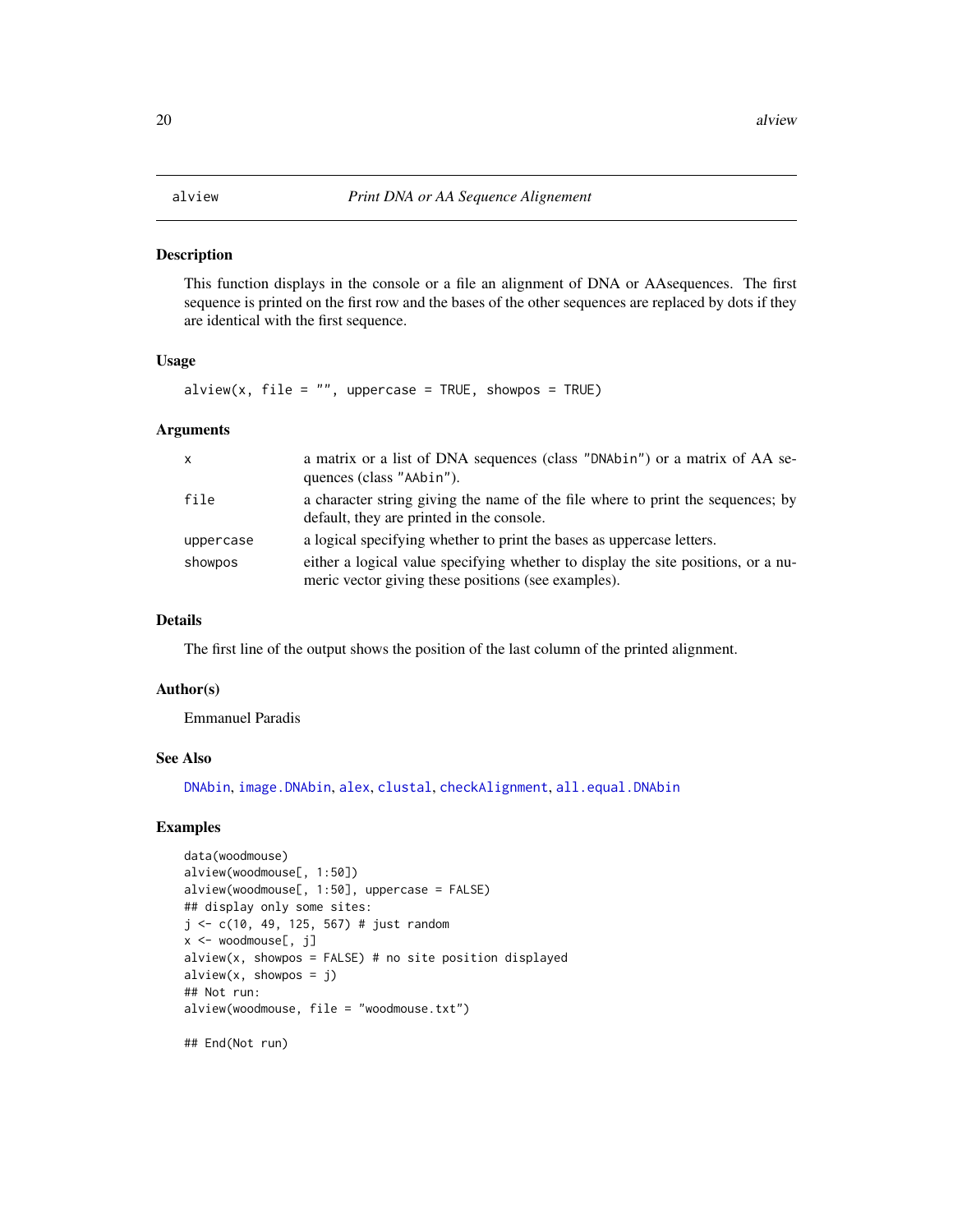alview *Print DNA or AA Sequence Alignement*

## Description

This function displays in the console or a file an alignment of DNA or AAsequences. The first sequence is printed on the first row and the bases of the other sequences are replaced by dots if they are identical with the first sequence.

## Usage

```
alview(x, file = "", uppercase = TRUE, showpos = TRUE)
```

## Arguments

| | |
|---|---|
| `x` | a matrix or a list of DNA sequences (class `"DNAbin"`) or a matrix of AA sequences (class `"AAbin"`). |
| `file` | a character string giving the name of the file where to print the sequences; by default, they are printed in the console. |
| `uppercase` | a logical specifying whether to print the bases as uppercase letters. |
| `showpos` | either a logical value specifying whether to display the site positions, or a numeric vector giving these positions (see examples). |

## Details

The first line of the output shows the position of the last column of the printed alignment.

## Author(s)

Emmanuel Paradis

## See Also

`DNAbin`, `image.DNAbin`, `alex`, `clustal`, `checkAlignment`, `all.equal.DNAbin`

## Examples

```
data(woodmouse)
alview(woodmouse[, 1:50])
alview(woodmouse[, 1:50], uppercase = FALSE)
## display only some sites:
j <- c(10, 49, 125, 567) # just random
x <- woodmouse[, j]
alview(x, showpos = FALSE) # no site position displayed
alview(x, showpos = j)
## Not run:
alview(woodmouse, file = "woodmouse.txt")

## End(Not run)
```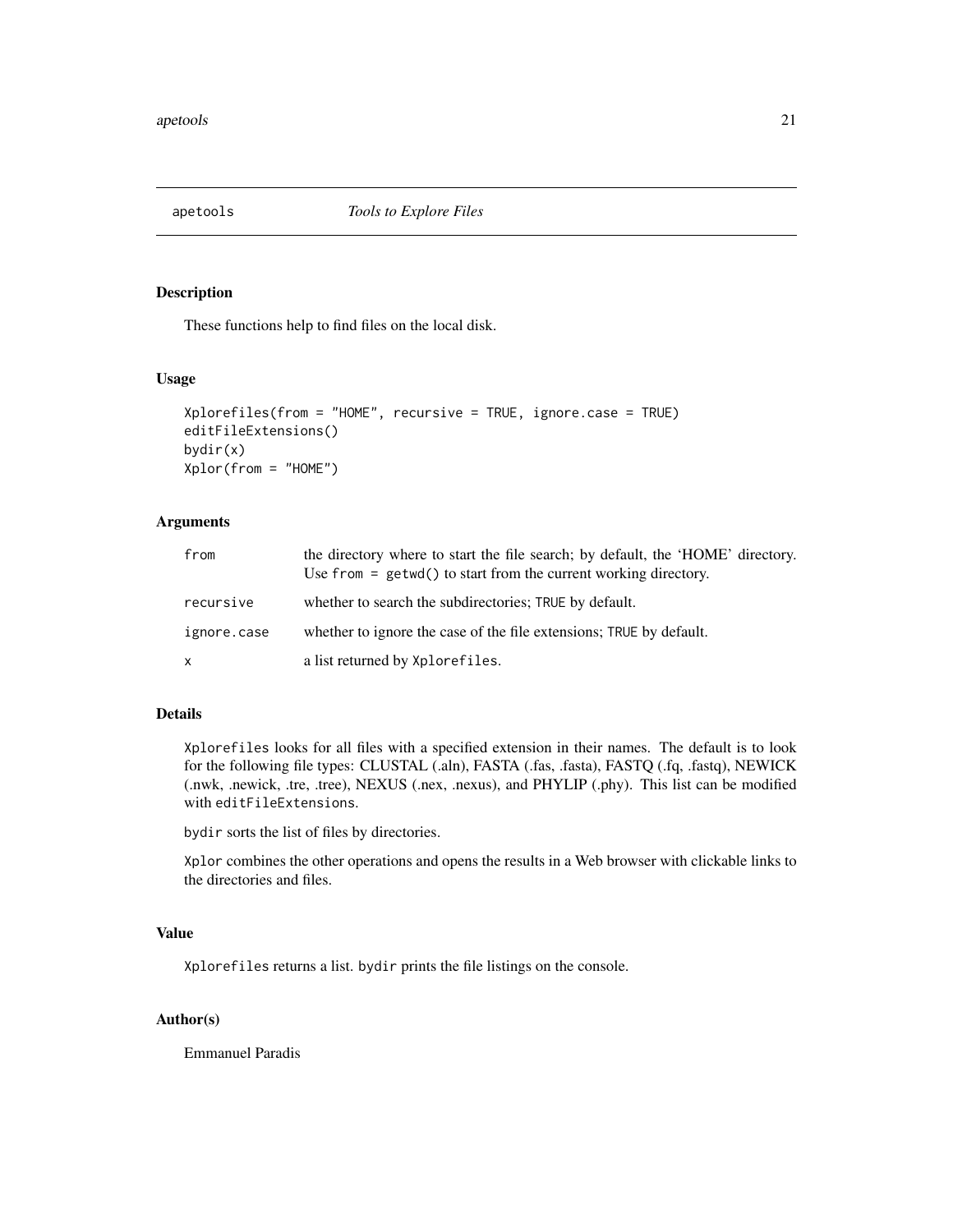## apetools *Tools to Explore Files*

### Description

These functions help to find files on the local disk.

### Usage

```
Xplorefiles(from = "HOME", recursive = TRUE, ignore.case = TRUE)
editFileExtensions()
bydir(x)
Xplor(from = "HOME")
```

### Arguments

| | |
|---|---|
| `from` | the directory where to start the file search; by default, the 'HOME' directory. Use `from = getwd()` to start from the current working directory. |
| `recursive` | whether to search the subdirectories; `TRUE` by default. |
| `ignore.case` | whether to ignore the case of the file extensions; `TRUE` by default. |
| `x` | a list returned by `Xplorefiles`. |

### Details

`Xplorefiles` looks for all files with a specified extension in their names. The default is to look for the following file types: CLUSTAL (.aln), FASTA (.fas, .fasta), FASTQ (.fq, .fastq), NEWICK (.nwk, .newick, .tre, .tree), NEXUS (.nex, .nexus), and PHYLIP (.phy). This list can be modified with `editFileExtensions`.

`bydir` sorts the list of files by directories.

`Xplor` combines the other operations and opens the results in a Web browser with clickable links to the directories and files.

### Value

`Xplorefiles` returns a list. `bydir` prints the file listings on the console.

### Author(s)

Emmanuel Paradis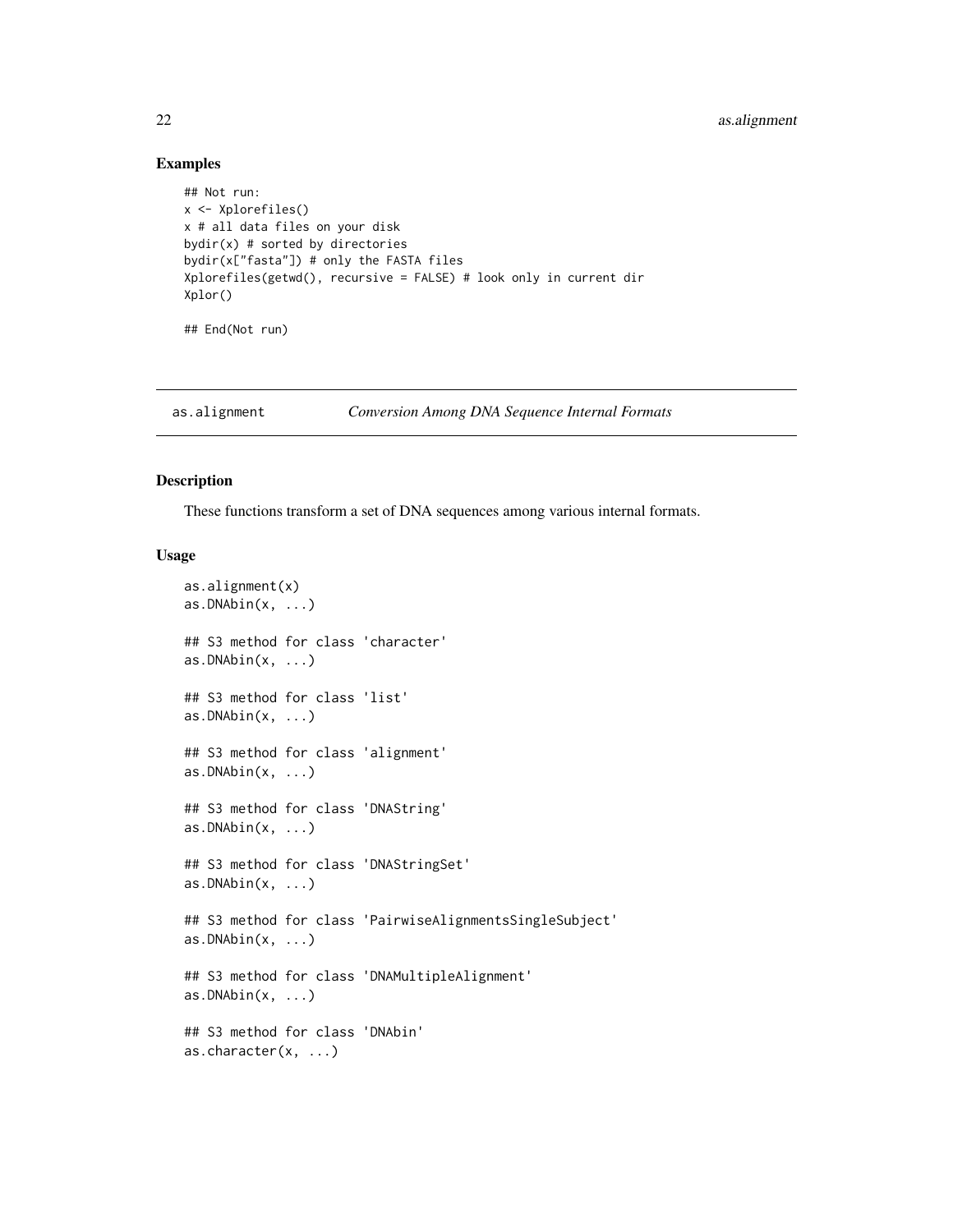## Examples

```
## Not run:
x <- Xplorefiles()
x # all data files on your disk
bydir(x) # sorted by directories
bydir(x["fasta"]) # only the FASTA files
Xplorefiles(getwd(), recursive = FALSE) # look only in current dir
Xplor()

## End(Not run)
```

---

`as.alignment` *Conversion Among DNA Sequence Internal Formats*

---

## Description

These functions transform a set of DNA sequences among various internal formats.

## Usage

```
as.alignment(x)
as.DNAbin(x, ...)

## S3 method for class 'character'
as.DNAbin(x, ...)

## S3 method for class 'list'
as.DNAbin(x, ...)

## S3 method for class 'alignment'
as.DNAbin(x, ...)

## S3 method for class 'DNAString'
as.DNAbin(x, ...)

## S3 method for class 'DNAStringSet'
as.DNAbin(x, ...)

## S3 method for class 'PairwiseAlignmentsSingleSubject'
as.DNAbin(x, ...)

## S3 method for class 'DNAMultipleAlignment'
as.DNAbin(x, ...)

## S3 method for class 'DNAbin'
as.character(x, ...)
```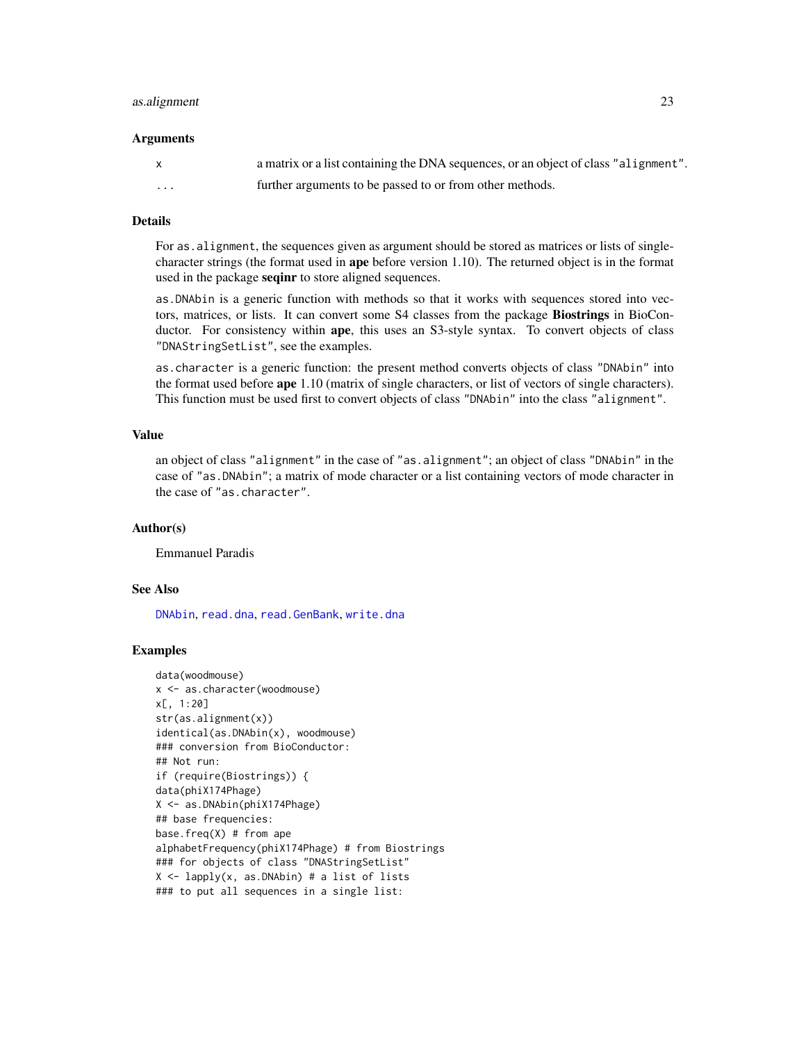## Arguments

| | |
|---|---|
| x | a matrix or a list containing the DNA sequences, or an object of class "alignment". |
| ... | further arguments to be passed to or from other methods. |

## Details

For `as.alignment`, the sequences given as argument should be stored as matrices or lists of single-character strings (the format used in **ape** before version 1.10). The returned object is in the format used in the package **seqinr** to store aligned sequences.

`as.DNAbin` is a generic function with methods so that it works with sequences stored into vectors, matrices, or lists. It can convert some S4 classes from the package **Biostrings** in BioConductor. For consistency within **ape**, this uses an S3-style syntax. To convert objects of class "DNAStringSetList", see the examples.

`as.character` is a generic function: the present method converts objects of class "DNAbin" into the format used before **ape** 1.10 (matrix of single characters, or list of vectors of single characters). This function must be used first to convert objects of class "DNAbin" into the class "alignment".

## Value

an object of class "alignment" in the case of "as.alignment"; an object of class "DNAbin" in the case of "as.DNAbin"; a matrix of mode character or a list containing vectors of mode character in the case of "as.character".

## Author(s)

Emmanuel Paradis

## See Also

DNAbin, read.dna, read.GenBank, write.dna

## Examples

```
data(woodmouse)
x <- as.character(woodmouse)
x[, 1:20]
str(as.alignment(x))
identical(as.DNAbin(x), woodmouse)
### conversion from BioConductor:
## Not run:
if (require(Biostrings)) {
data(phiX174Phage)
X <- as.DNAbin(phiX174Phage)
## base frequencies:
base.freq(X) # from ape
alphabetFrequency(phiX174Phage) # from Biostrings
### for objects of class "DNAStringSetList"
X <- lapply(x, as.DNAbin) # a list of lists
### to put all sequences in a single list:
```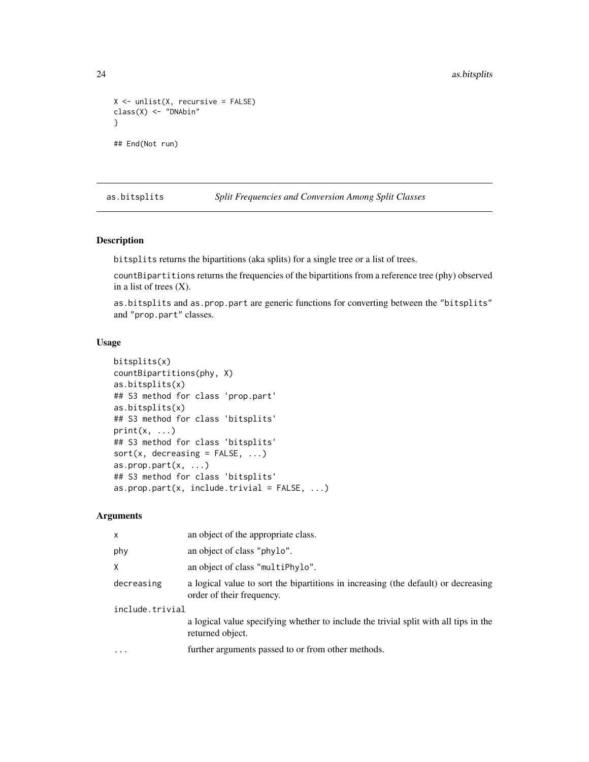```
X <- unlist(X, recursive = FALSE)
class(X) <- "DNAbin"
}

## End(Not run)
```

---

## as.bitsplits — *Split Frequencies and Conversion Among Split Classes*

### Description

`bitsplits` returns the bipartitions (aka splits) for a single tree or a list of trees.

`countBipartitions` returns the frequencies of the bipartitions from a reference tree (phy) observed in a list of trees (X).

`as.bitsplits` and `as.prop.part` are generic functions for converting between the `"bitsplits"` and `"prop.part"` classes.

### Usage

```
bitsplits(x)
countBipartitions(phy, X)
as.bitsplits(x)
## S3 method for class 'prop.part'
as.bitsplits(x)
## S3 method for class 'bitsplits'
print(x, ...)
## S3 method for class 'bitsplits'
sort(x, decreasing = FALSE, ...)
as.prop.part(x, ...)
## S3 method for class 'bitsplits'
as.prop.part(x, include.trivial = FALSE, ...)
```

### Arguments

| | |
|---|---|
| `x` | an object of the appropriate class. |
| `phy` | an object of class `"phylo"`. |
| `X` | an object of class `"multiPhylo"`. |
| `decreasing` | a logical value to sort the bipartitions in increasing (the default) or decreasing order of their frequency. |
| `include.trivial` | a logical value specifying whether to include the trivial split with all tips in the returned object. |
| `...` | further arguments passed to or from other methods. |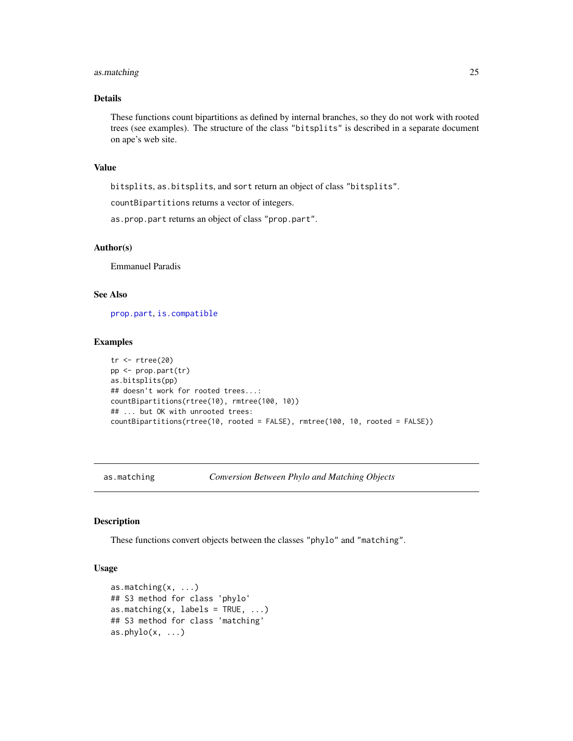### Details

These functions count bipartitions as defined by internal branches, so they do not work with rooted trees (see examples). The structure of the class `"bitsplits"` is described in a separate document on ape's web site.

### Value

`bitsplits`, `as.bitsplits`, and `sort` return an object of class `"bitsplits"`.

`countBipartitions` returns a vector of integers.

`as.prop.part` returns an object of class `"prop.part"`.

### Author(s)

Emmanuel Paradis

### See Also

`prop.part`, `is.compatible`

### Examples

```
tr <- rtree(20)
pp <- prop.part(tr)
as.bitsplits(pp)
## doesn't work for rooted trees...:
countBipartitions(rtree(10), rmtree(100, 10))
## ... but OK with unrooted trees:
countBipartitions(rtree(10, rooted = FALSE), rmtree(100, 10, rooted = FALSE))
```

---

## as.matching — *Conversion Between Phylo and Matching Objects*

### Description

These functions convert objects between the classes `"phylo"` and `"matching"`.

### Usage

```
as.matching(x, ...)
## S3 method for class 'phylo'
as.matching(x, labels = TRUE, ...)
## S3 method for class 'matching'
as.phylo(x, ...)
```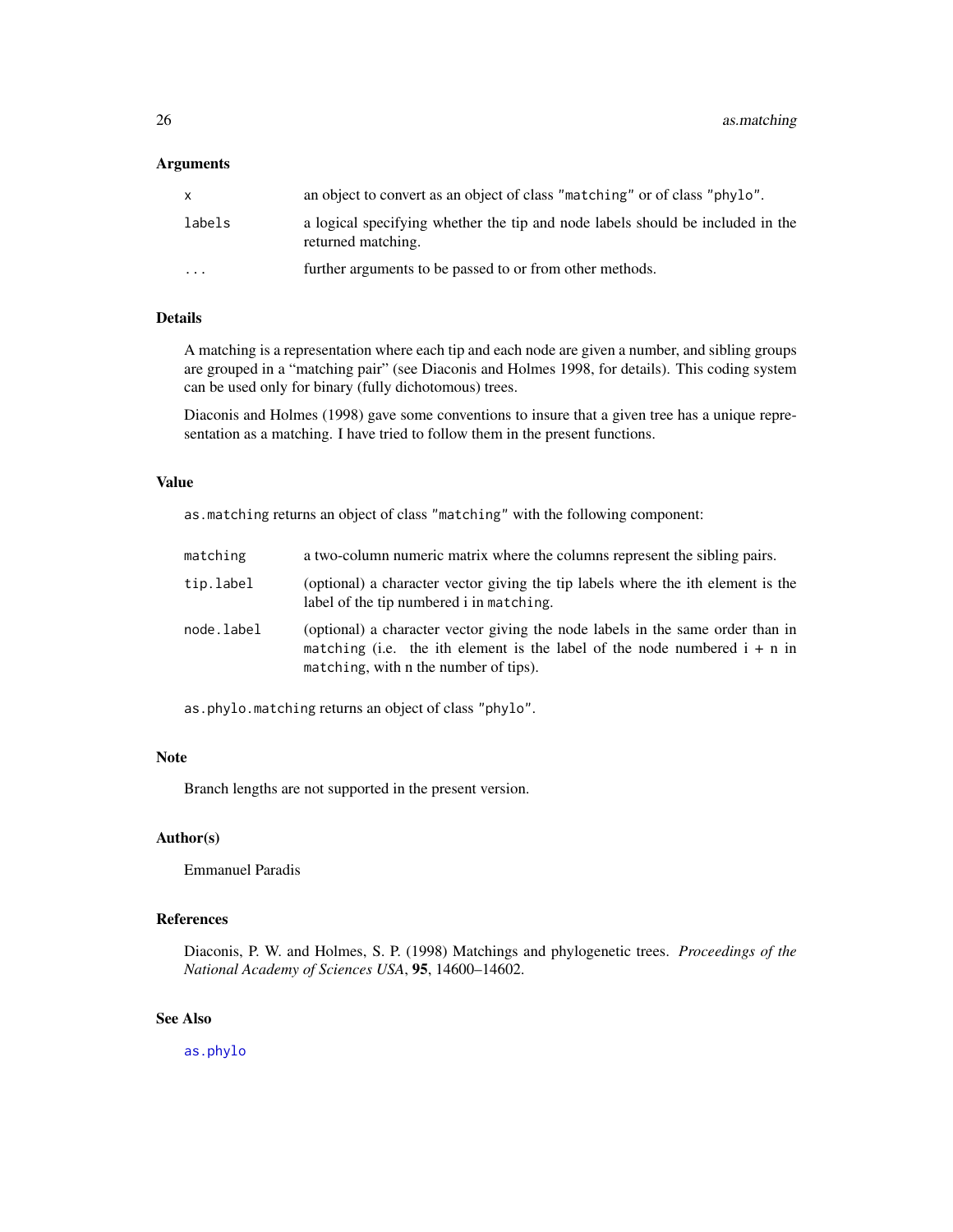### Arguments

| | |
|---|---|
| `x` | an object to convert as an object of class `"matching"` or of class `"phylo"`. |
| `labels` | a logical specifying whether the tip and node labels should be included in the returned matching. |
| `...` | further arguments to be passed to or from other methods. |

### Details

A matching is a representation where each tip and each node are given a number, and sibling groups are grouped in a "matching pair" (see Diaconis and Holmes 1998, for details). This coding system can be used only for binary (fully dichotomous) trees.

Diaconis and Holmes (1998) gave some conventions to insure that a given tree has a unique representation as a matching. I have tried to follow them in the present functions.

### Value

`as.matching` returns an object of class `"matching"` with the following component:

| | |
|---|---|
| `matching` | a two-column numeric matrix where the columns represent the sibling pairs. |
| `tip.label` | (optional) a character vector giving the tip labels where the ith element is the label of the tip numbered i in `matching`. |
| `node.label` | (optional) a character vector giving the node labels in the same order than in `matching` (i.e. the ith element is the label of the node numbered `i + n` in `matching`, with n the number of tips). |

`as.phylo.matching` returns an object of class `"phylo"`.

### Note

Branch lengths are not supported in the present version.

### Author(s)

Emmanuel Paradis

### References

Diaconis, P. W. and Holmes, S. P. (1998) Matchings and phylogenetic trees. *Proceedings of the National Academy of Sciences USA*, **95**, 14600–14602.

### See Also

`as.phylo`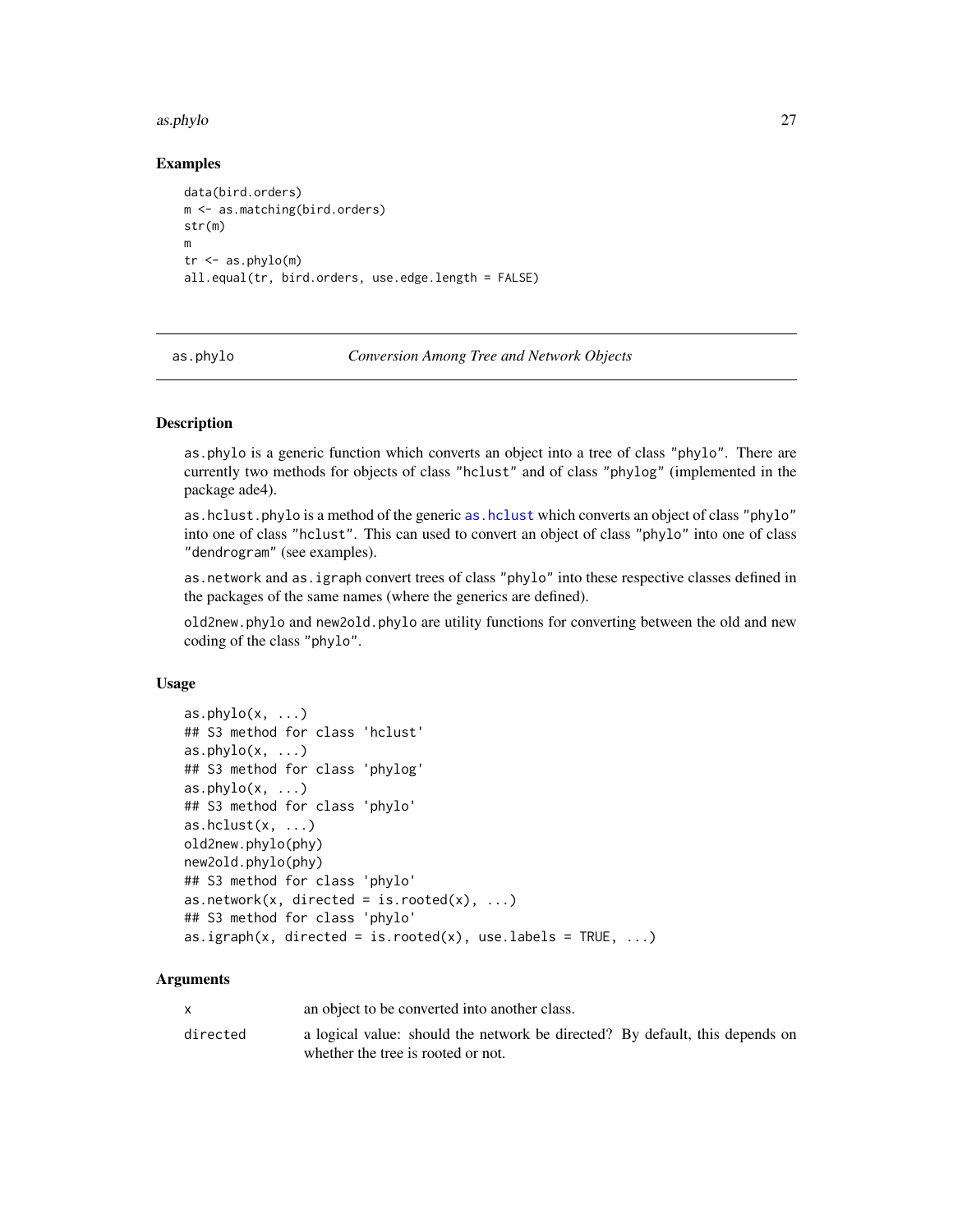## Examples

```
data(bird.orders)
m <- as.matching(bird.orders)
str(m)
m
tr <- as.phylo(m)
all.equal(tr, bird.orders, use.edge.length = FALSE)
```

---

# as.phylo — *Conversion Among Tree and Network Objects*

## Description

as.phylo is a generic function which converts an object into a tree of class "phylo". There are currently two methods for objects of class "hclust" and of class "phylog" (implemented in the package ade4).

as.hclust.phylo is a method of the generic as.hclust which converts an object of class "phylo" into one of class "hclust". This can used to convert an object of class "phylo" into one of class "dendrogram" (see examples).

as.network and as.igraph convert trees of class "phylo" into these respective classes defined in the packages of the same names (where the generics are defined).

old2new.phylo and new2old.phylo are utility functions for converting between the old and new coding of the class "phylo".

## Usage

```
as.phylo(x, ...)
## S3 method for class 'hclust'
as.phylo(x, ...)
## S3 method for class 'phylog'
as.phylo(x, ...)
## S3 method for class 'phylo'
as.hclust(x, ...)
old2new.phylo(phy)
new2old.phylo(phy)
## S3 method for class 'phylo'
as.network(x, directed = is.rooted(x), ...)
## S3 method for class 'phylo'
as.igraph(x, directed = is.rooted(x), use.labels = TRUE, ...)
```

## Arguments

| | |
|---|---|
| x | an object to be converted into another class. |
| directed | a logical value: should the network be directed? By default, this depends on whether the tree is rooted or not. |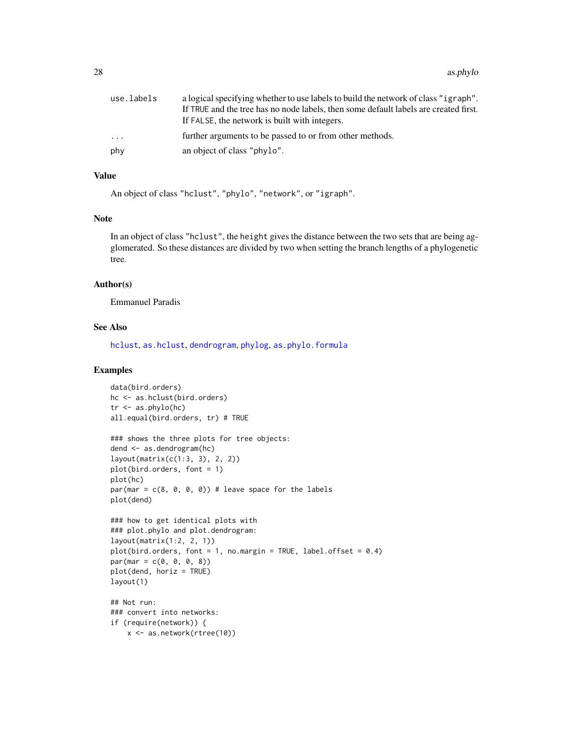| | |
|---|---|
| use.labels | a logical specifying whether to use labels to build the network of class "igraph". If TRUE and the tree has no node labels, then some default labels are created first. If FALSE, the network is built with integers. |
| ... | further arguments to be passed to or from other methods. |
| phy | an object of class "phylo". |

## Value

An object of class "hclust", "phylo", "network", or "igraph".

## Note

In an object of class "hclust", the height gives the distance between the two sets that are being agglomerated. So these distances are divided by two when setting the branch lengths of a phylogenetic tree.

## Author(s)

Emmanuel Paradis

## See Also

hclust, as.hclust, dendrogram, phylog, as.phylo.formula

## Examples

```
data(bird.orders)
hc <- as.hclust(bird.orders)
tr <- as.phylo(hc)
all.equal(bird.orders, tr) # TRUE

### shows the three plots for tree objects:
dend <- as.dendrogram(hc)
layout(matrix(c(1:3, 3), 2, 2))
plot(bird.orders, font = 1)
plot(hc)
par(mar = c(8, 0, 0, 0)) # leave space for the labels
plot(dend)

### how to get identical plots with
### plot.phylo and plot.dendrogram:
layout(matrix(1:2, 2, 1))
plot(bird.orders, font = 1, no.margin = TRUE, label.offset = 0.4)
par(mar = c(0, 0, 0, 8))
plot(dend, horiz = TRUE)
layout(1)

## Not run:
### convert into networks:
if (require(network)) {
    x <- as.network(rtree(10))
```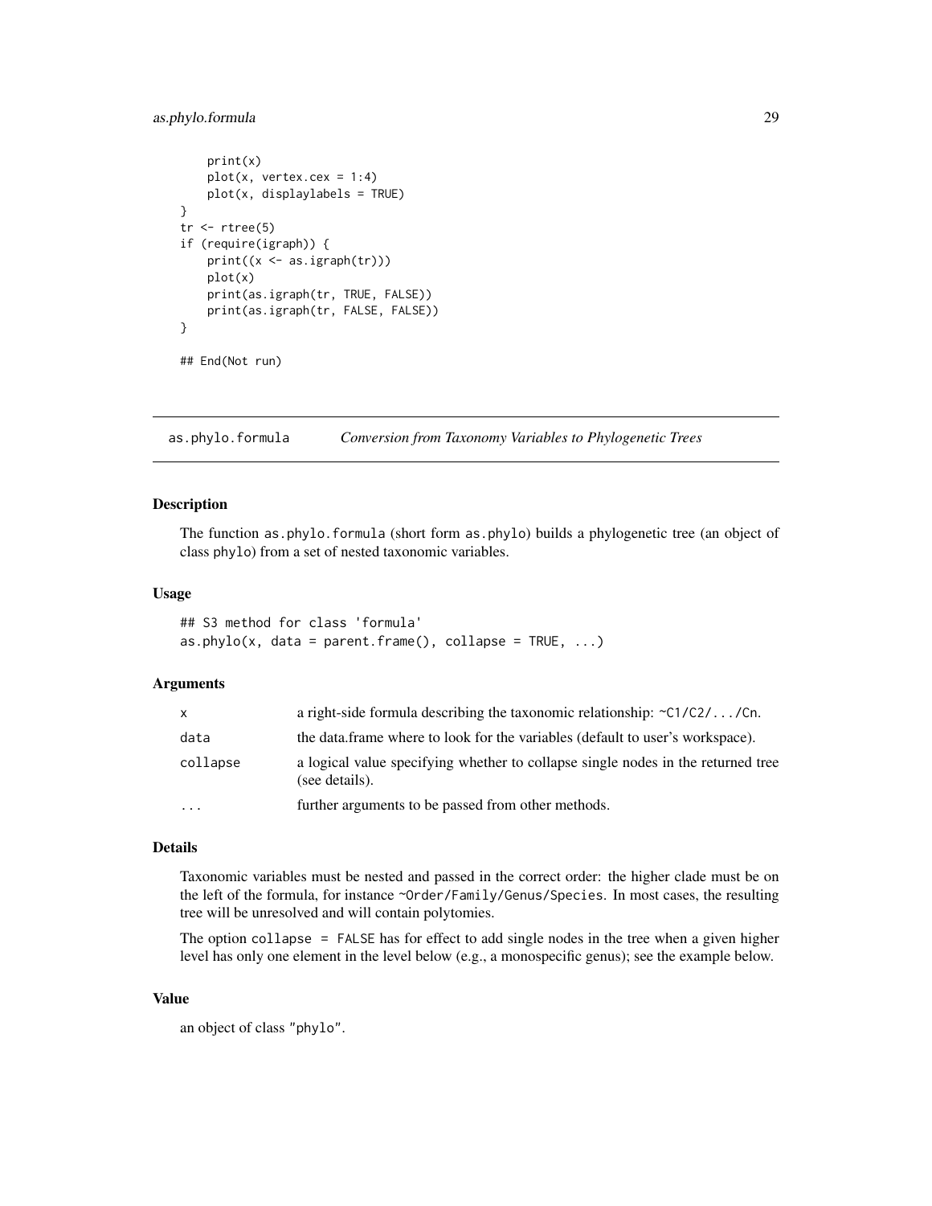```
    print(x)
    plot(x, vertex.cex = 1:4)
    plot(x, displaylabels = TRUE)
}
tr <- rtree(5)
if (require(igraph)) {
    print((x <- as.igraph(tr)))
    plot(x)
    print(as.igraph(tr, TRUE, FALSE))
    print(as.igraph(tr, FALSE, FALSE))
}

## End(Not run)
```

## as.phylo.formula *Conversion from Taxonomy Variables to Phylogenetic Trees*

### Description

The function `as.phylo.formula` (short form `as.phylo`) builds a phylogenetic tree (an object of class `phylo`) from a set of nested taxonomic variables.

### Usage

```
## S3 method for class 'formula'
as.phylo(x, data = parent.frame(), collapse = TRUE, ...)
```

### Arguments

| | |
|---|---|
| `x` | a right-side formula describing the taxonomic relationship: `~C1/C2/.../Cn`. |
| `data` | the data.frame where to look for the variables (default to user's workspace). |
| `collapse` | a logical value specifying whether to collapse single nodes in the returned tree (see details). |
| `...` | further arguments to be passed from other methods. |

### Details

Taxonomic variables must be nested and passed in the correct order: the higher clade must be on the left of the formula, for instance `~Order/Family/Genus/Species`. In most cases, the resulting tree will be unresolved and will contain polytomies.

The option `collapse = FALSE` has for effect to add single nodes in the tree when a given higher level has only one element in the level below (e.g., a monospecific genus); see the example below.

### Value

an object of class `"phylo"`.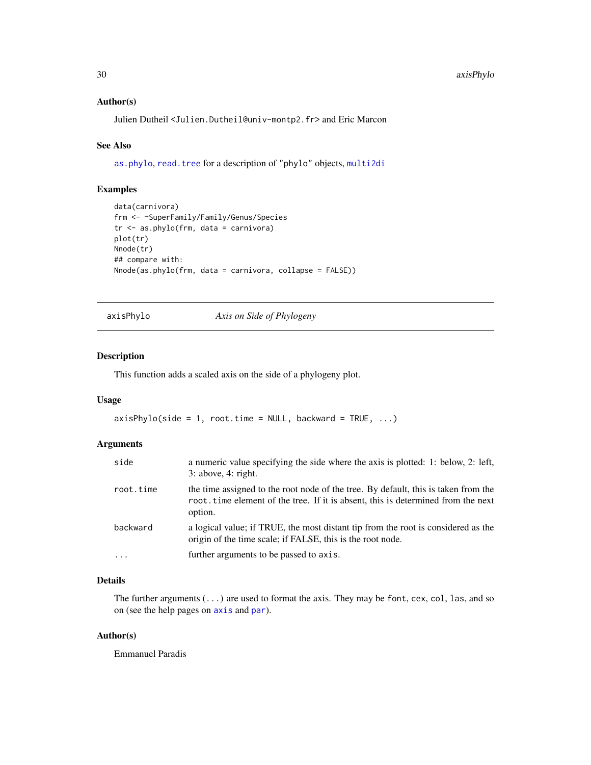### Author(s)

Julien Dutheil <Julien.Dutheil@univ-montp2.fr> and Eric Marcon

### See Also

as.phylo, read.tree for a description of "phylo" objects, multi2di

### Examples

```
data(carnivora)
frm <- ~SuperFamily/Family/Genus/Species
tr <- as.phylo(frm, data = carnivora)
plot(tr)
Nnode(tr)
## compare with:
Nnode(as.phylo(frm, data = carnivora, collapse = FALSE))
```

---

## axisPhylo *Axis on Side of Phylogeny*

### Description

This function adds a scaled axis on the side of a phylogeny plot.

### Usage

```
axisPhylo(side = 1, root.time = NULL, backward = TRUE, ...)
```

### Arguments

| | |
|---|---|
| side | a numeric value specifying the side where the axis is plotted: 1: below, 2: left, 3: above, 4: right. |
| root.time | the time assigned to the root node of the tree. By default, this is taken from the root.time element of the tree. If it is absent, this is determined from the next option. |
| backward | a logical value; if TRUE, the most distant tip from the root is considered as the origin of the time scale; if FALSE, this is the root node. |
| ... | further arguments to be passed to axis. |

### Details

The further arguments (...) are used to format the axis. They may be font, cex, col, las, and so on (see the help pages on axis and par).

### Author(s)

Emmanuel Paradis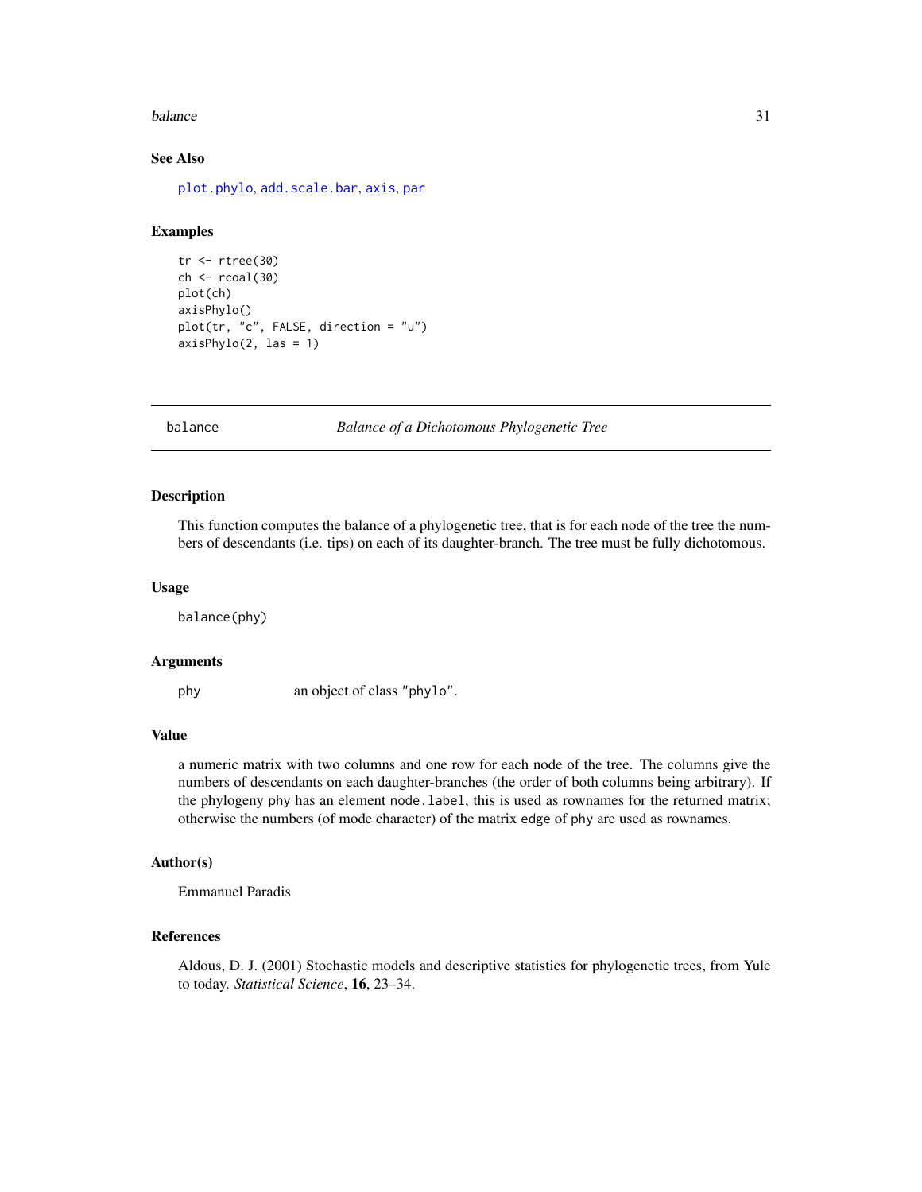### See Also

plot.phylo, add.scale.bar, axis, par

### Examples

```
tr <- rtree(30)
ch <- rcoal(30)
plot(ch)
axisPhylo()
plot(tr, "c", FALSE, direction = "u")
axisPhylo(2, las = 1)
```

---

## balance *Balance of a Dichotomous Phylogenetic Tree*

---

### Description

This function computes the balance of a phylogenetic tree, that is for each node of the tree the numbers of descendants (i.e. tips) on each of its daughter-branch. The tree must be fully dichotomous.

### Usage

```
balance(phy)
```

### Arguments

| | |
|---|---|
| phy | an object of class "phylo". |

### Value

a numeric matrix with two columns and one row for each node of the tree. The columns give the numbers of descendants on each daughter-branches (the order of both columns being arbitrary). If the phylogeny phy has an element node.label, this is used as rownames for the returned matrix; otherwise the numbers (of mode character) of the matrix edge of phy are used as rownames.

### Author(s)

Emmanuel Paradis

### References

Aldous, D. J. (2001) Stochastic models and descriptive statistics for phylogenetic trees, from Yule to today. *Statistical Science*, **16**, 23–34.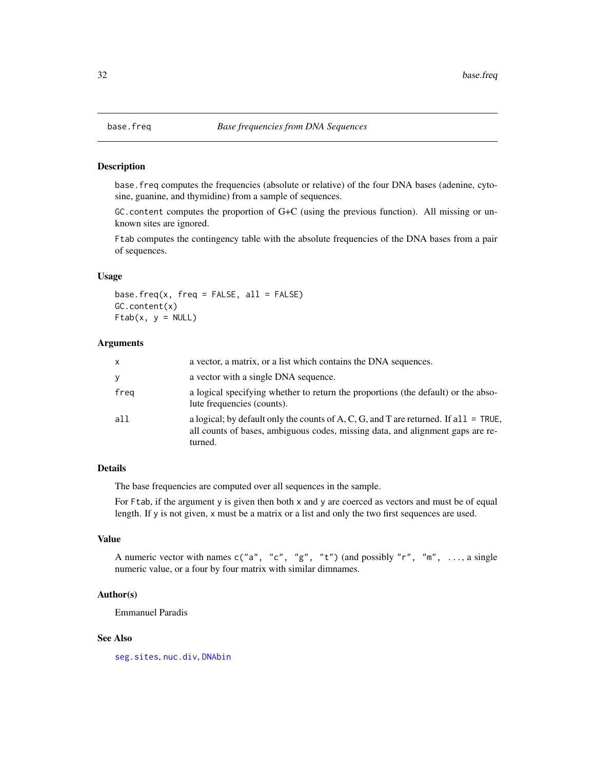# base.freq *Base frequencies from DNA Sequences*

## Description

`base.freq` computes the frequencies (absolute or relative) of the four DNA bases (adenine, cytosine, guanine, and thymidine) from a sample of sequences.

`GC.content` computes the proportion of G+C (using the previous function). All missing or unknown sites are ignored.

`Ftab` computes the contingency table with the absolute frequencies of the DNA bases from a pair of sequences.

## Usage

```
base.freq(x, freq = FALSE, all = FALSE)
GC.content(x)
Ftab(x, y = NULL)
```

## Arguments

| | |
|---|---|
| `x` | a vector, a matrix, or a list which contains the DNA sequences. |
| `y` | a vector with a single DNA sequence. |
| `freq` | a logical specifying whether to return the proportions (the default) or the absolute frequencies (counts). |
| `all` | a logical; by default only the counts of A, C, G, and T are returned. If `all = TRUE`, all counts of bases, ambiguous codes, missing data, and alignment gaps are returned. |

## Details

The base frequencies are computed over all sequences in the sample.

For `Ftab`, if the argument `y` is given then both `x` and `y` are coerced as vectors and must be of equal length. If `y` is not given, `x` must be a matrix or a list and only the two first sequences are used.

## Value

A numeric vector with names `c("a", "c", "g", "t")` (and possibly `"r", "m", ...`, a single numeric value, or a four by four matrix with similar dimnames.

## Author(s)

Emmanuel Paradis

## See Also

`seg.sites`, `nuc.div`, `DNAbin`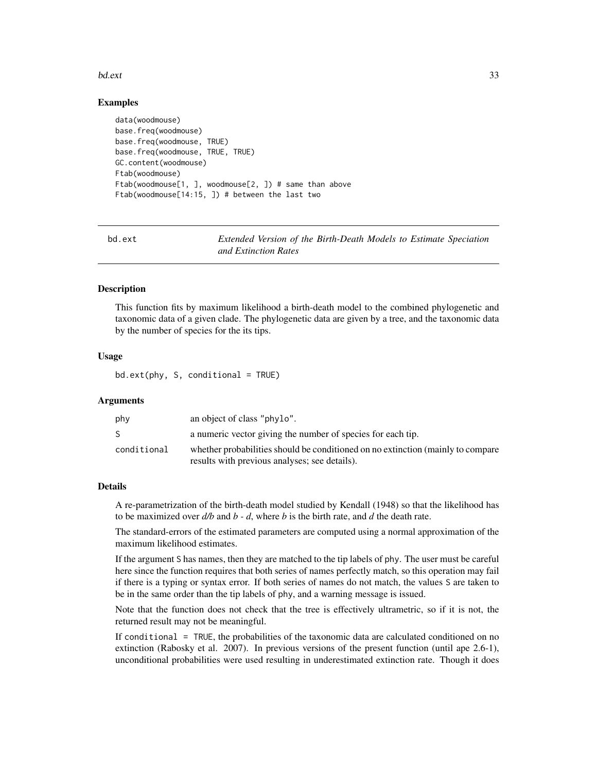### Examples

```
data(woodmouse)
base.freq(woodmouse)
base.freq(woodmouse, TRUE)
base.freq(woodmouse, TRUE, TRUE)
GC.content(woodmouse)
Ftab(woodmouse)
Ftab(woodmouse[1, ], woodmouse[2, ]) # same than above
Ftab(woodmouse[14:15, ]) # between the last two
```

---

## bd.ext — *Extended Version of the Birth-Death Models to Estimate Speciation and Extinction Rates*

### Description

This function fits by maximum likelihood a birth-death model to the combined phylogenetic and taxonomic data of a given clade. The phylogenetic data are given by a tree, and the taxonomic data by the number of species for the its tips.

### Usage

```
bd.ext(phy, S, conditional = TRUE)
```

### Arguments

| | |
|---|---|
| `phy` | an object of class `"phylo"`. |
| `S` | a numeric vector giving the number of species for each tip. |
| `conditional` | whether probabilities should be conditioned on no extinction (mainly to compare results with previous analyses; see details). |

### Details

A re-parametrization of the birth-death model studied by Kendall (1948) so that the likelihood has to be maximized over $d/b$ and $b - d$, where $b$ is the birth rate, and $d$ the death rate.

The standard-errors of the estimated parameters are computed using a normal approximation of the maximum likelihood estimates.

If the argument `S` has names, then they are matched to the tip labels of `phy`. The user must be careful here since the function requires that both series of names perfectly match, so this operation may fail if there is a typing or syntax error. If both series of names do not match, the values `S` are taken to be in the same order than the tip labels of `phy`, and a warning message is issued.

Note that the function does not check that the tree is effectively ultrametric, so if it is not, the returned result may not be meaningful.

If `conditional = TRUE`, the probabilities of the taxonomic data are calculated conditioned on no extinction (Rabosky et al. 2007). In previous versions of the present function (until ape 2.6-1), unconditional probabilities were used resulting in underestimated extinction rate. Though it does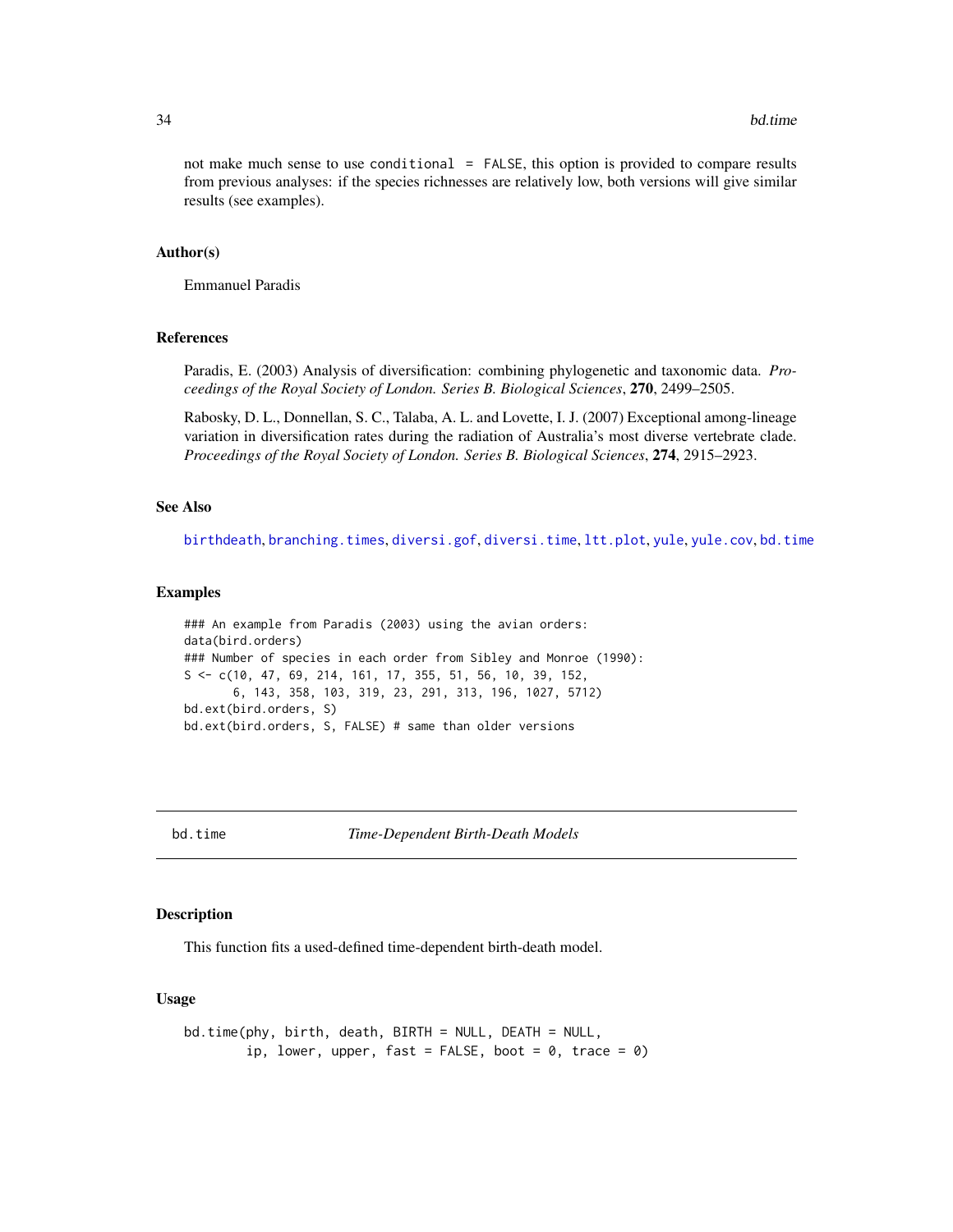not make much sense to use `conditional = FALSE`, this option is provided to compare results from previous analyses: if the species richnesses are relatively low, both versions will give similar results (see examples).

### Author(s)

Emmanuel Paradis

### References

Paradis, E. (2003) Analysis of diversification: combining phylogenetic and taxonomic data. *Proceedings of the Royal Society of London. Series B. Biological Sciences*, **270**, 2499–2505.

Rabosky, D. L., Donnellan, S. C., Talaba, A. L. and Lovette, I. J. (2007) Exceptional among-lineage variation in diversification rates during the radiation of Australia's most diverse vertebrate clade. *Proceedings of the Royal Society of London. Series B. Biological Sciences*, **274**, 2915–2923.

### See Also

`birthdeath`, `branching.times`, `diversi.gof`, `diversi.time`, `ltt.plot`, `yule`, `yule.cov`, `bd.time`

### Examples

```
### An example from Paradis (2003) using the avian orders:
data(bird.orders)
### Number of species in each order from Sibley and Monroe (1990):
S <- c(10, 47, 69, 214, 161, 17, 355, 51, 56, 10, 39, 152,
       6, 143, 358, 103, 319, 23, 291, 313, 196, 1027, 5712)
bd.ext(bird.orders, S)
bd.ext(bird.orders, S, FALSE) # same than older versions
```

---

## bd.time — *Time-Dependent Birth-Death Models*

### Description

This function fits a used-defined time-dependent birth-death model.

### Usage

```
bd.time(phy, birth, death, BIRTH = NULL, DEATH = NULL,
        ip, lower, upper, fast = FALSE, boot = 0, trace = 0)
```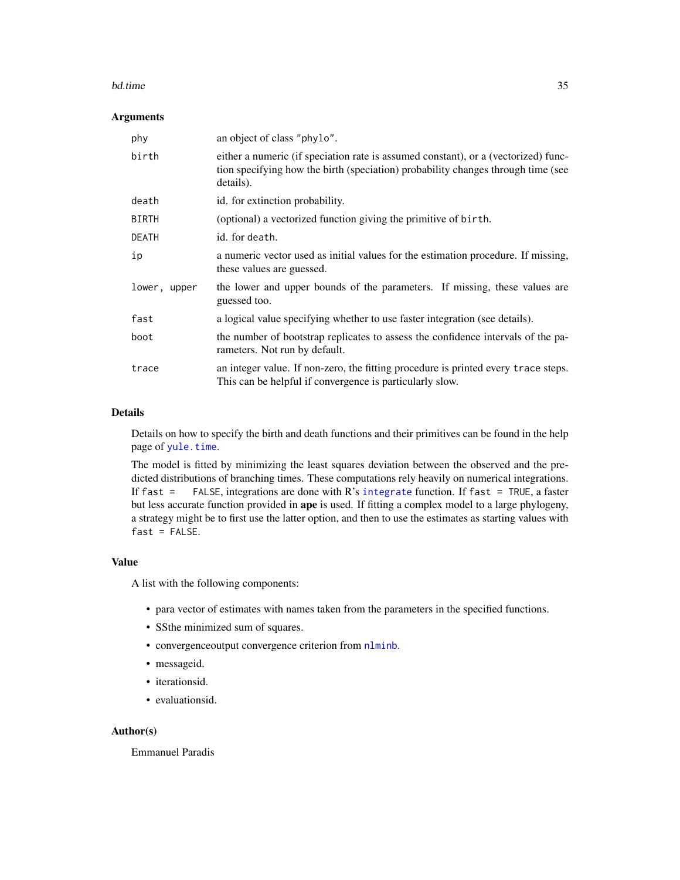## Arguments

| | |
|---|---|
| `phy` | an object of class `"phylo"`. |
| `birth` | either a numeric (if speciation rate is assumed constant), or a (vectorized) function specifying how the birth (speciation) probability changes through time (see details). |
| `death` | id. for extinction probability. |
| `BIRTH` | (optional) a vectorized function giving the primitive of `birth`. |
| `DEATH` | id. for `death`. |
| `ip` | a numeric vector used as initial values for the estimation procedure. If missing, these values are guessed. |
| `lower, upper` | the lower and upper bounds of the parameters. If missing, these values are guessed too. |
| `fast` | a logical value specifying whether to use faster integration (see details). |
| `boot` | the number of bootstrap replicates to assess the confidence intervals of the parameters. Not run by default. |
| `trace` | an integer value. If non-zero, the fitting procedure is printed every `trace` steps. This can be helpful if convergence is particularly slow. |

## Details

Details on how to specify the birth and death functions and their primitives can be found in the help page of `yule.time`.

The model is fitted by minimizing the least squares deviation between the observed and the predicted distributions of branching times. These computations rely heavily on numerical integrations. If `fast = FALSE`, integrations are done with R's `integrate` function. If `fast = TRUE`, a faster but less accurate function provided in **ape** is used. If fitting a complex model to a large phylogeny, a strategy might be to first use the latter option, and then to use the estimates as starting values with `fast = FALSE`.

## Value

A list with the following components:

- para vector of estimates with names taken from the parameters in the specified functions.
- SSthe minimized sum of squares.
- convergenceoutput convergence criterion from `nlminb`.
- messageid.
- iterationsid.
- evaluationsid.

## Author(s)

Emmanuel Paradis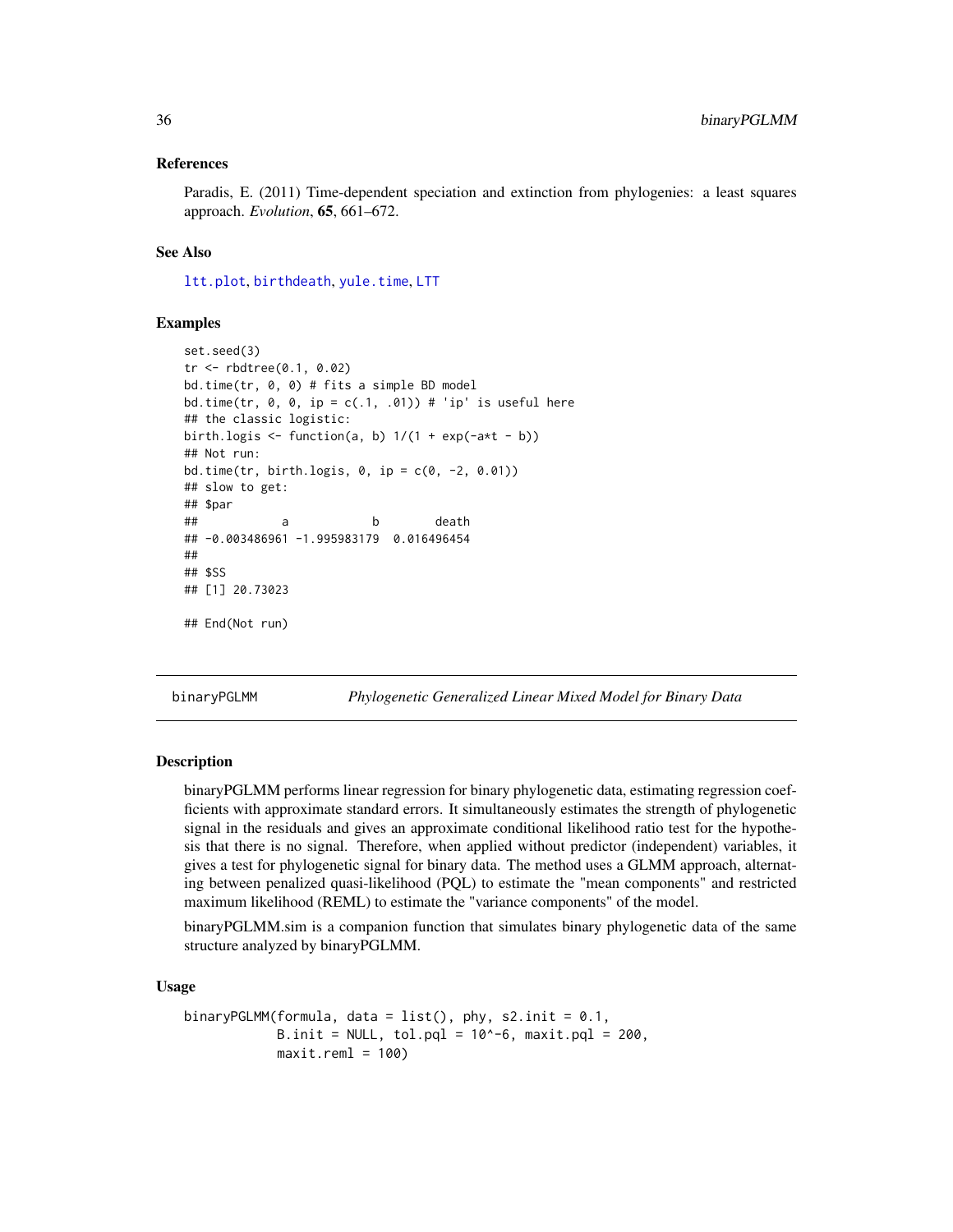### References

Paradis, E. (2011) Time-dependent speciation and extinction from phylogenies: a least squares approach. *Evolution*, **65**, 661–672.

### See Also

ltt.plot, birthdeath, yule.time, LTT

### Examples

```
set.seed(3)
tr <- rbdtree(0.1, 0.02)
bd.time(tr, 0, 0) # fits a simple BD model
bd.time(tr, 0, 0, ip = c(.1, .01)) # 'ip' is useful here
## the classic logistic:
birth.logis <- function(a, b) 1/(1 + exp(-a*t - b))
## Not run:
bd.time(tr, birth.logis, 0, ip = c(0, -2, 0.01))
## slow to get:
## $par
##            a            b        death
## -0.003486961 -1.995983179  0.016496454
##
## $SS
## [1] 20.73023

## End(Not run)
```

---

## binaryPGLMM *Phylogenetic Generalized Linear Mixed Model for Binary Data*

### Description

binaryPGLMM performs linear regression for binary phylogenetic data, estimating regression coefficients with approximate standard errors. It simultaneously estimates the strength of phylogenetic signal in the residuals and gives an approximate conditional likelihood ratio test for the hypothesis that there is no signal. Therefore, when applied without predictor (independent) variables, it gives a test for phylogenetic signal for binary data. The method uses a GLMM approach, alternating between penalized quasi-likelihood (PQL) to estimate the "mean components" and restricted maximum likelihood (REML) to estimate the "variance components" of the model.

binaryPGLMM.sim is a companion function that simulates binary phylogenetic data of the same structure analyzed by binaryPGLMM.

### Usage

```
binaryPGLMM(formula, data = list(), phy, s2.init = 0.1,
            B.init = NULL, tol.pql = 10^-6, maxit.pql = 200,
            maxit.reml = 100)
```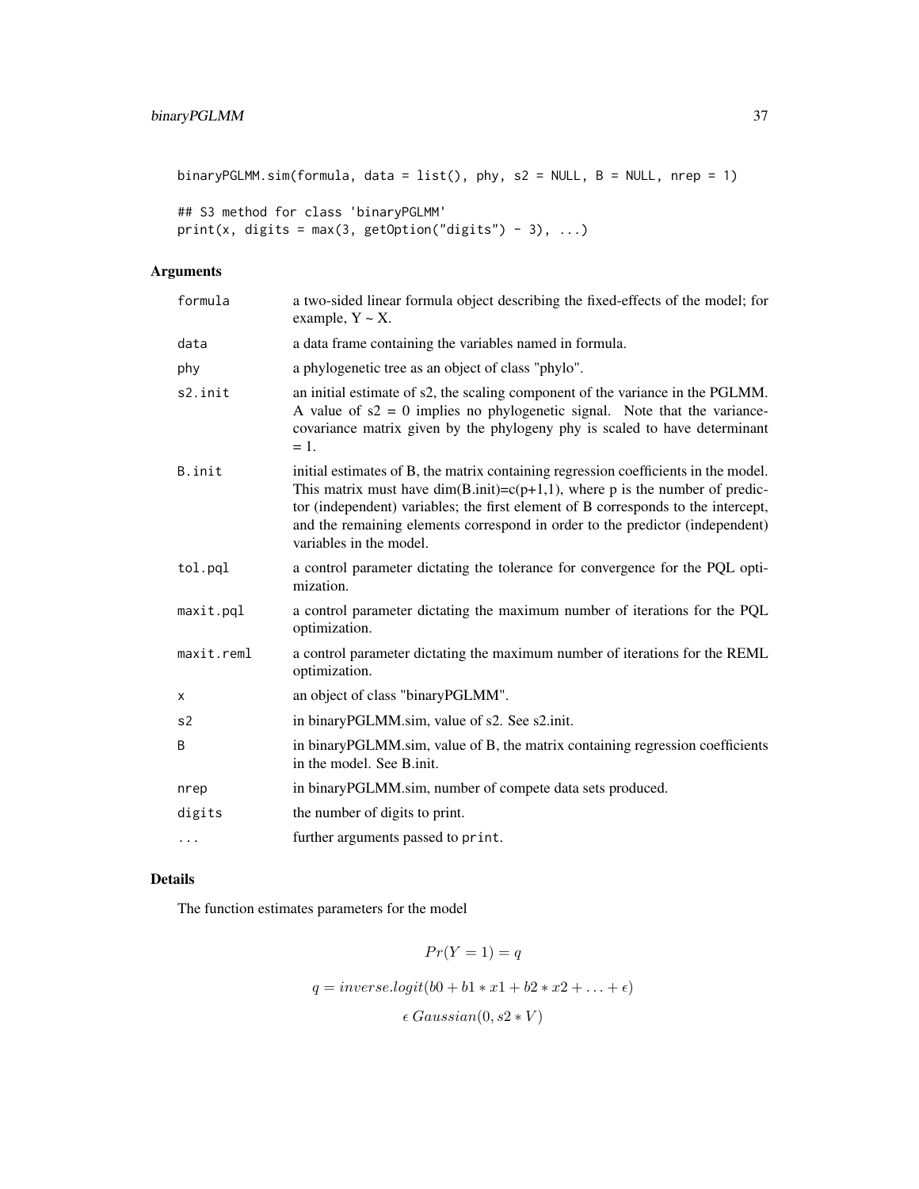```
binaryPGLMM.sim(formula, data = list(), phy, s2 = NULL, B = NULL, nrep = 1)

## S3 method for class 'binaryPGLMM'
print(x, digits = max(3, getOption("digits") - 3), ...)
```

## Arguments

| | |
|---|---|
| formula | a two-sided linear formula object describing the fixed-effects of the model; for example, Y ~ X. |
| data | a data frame containing the variables named in formula. |
| phy | a phylogenetic tree as an object of class "phylo". |
| s2.init | an initial estimate of s2, the scaling component of the variance in the PGLMM. A value of s2 = 0 implies no phylogenetic signal. Note that the variance-covariance matrix given by the phylogeny phy is scaled to have determinant = 1. |
| B.init | initial estimates of B, the matrix containing regression coefficients in the model. This matrix must have dim(B.init)=c(p+1,1), where p is the number of predictor (independent) variables; the first element of B corresponds to the intercept, and the remaining elements correspond in order to the predictor (independent) variables in the model. |
| tol.pql | a control parameter dictating the tolerance for convergence for the PQL optimization. |
| maxit.pql | a control parameter dictating the maximum number of iterations for the PQL optimization. |
| maxit.reml | a control parameter dictating the maximum number of iterations for the REML optimization. |
| x | an object of class "binaryPGLMM". |
| s2 | in binaryPGLMM.sim, value of s2. See s2.init. |
| B | in binaryPGLMM.sim, value of B, the matrix containing regression coefficients in the model. See B.init. |
| nrep | in binaryPGLMM.sim, number of compete data sets produced. |
| digits | the number of digits to print. |
| ... | further arguments passed to print. |

## Details

The function estimates parameters for the model

$$Pr(Y = 1) = q$$

$$q = inverse.logit(b0 + b1 * x1 + b2 * x2 + \ldots + \epsilon)$$

$$\epsilon \, Gaussian(0, s2 * V)$$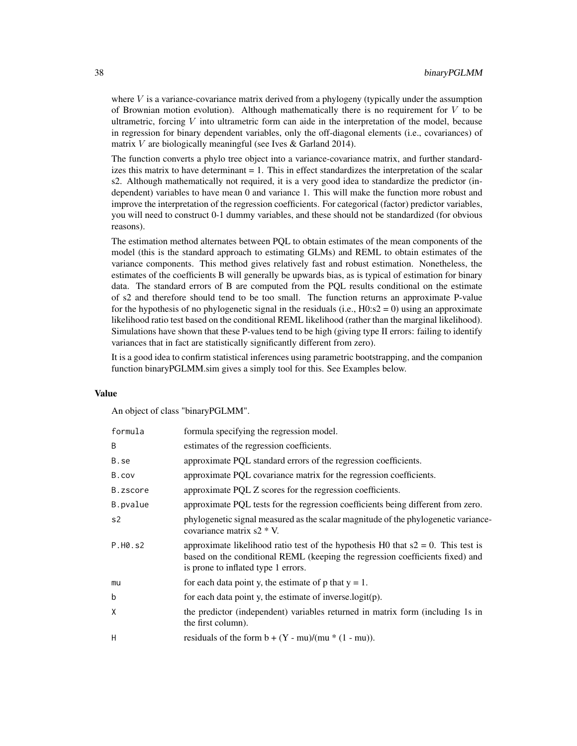where $V$ is a variance-covariance matrix derived from a phylogeny (typically under the assumption of Brownian motion evolution). Although mathematically there is no requirement for $V$ to be ultrametric, forcing $V$ into ultrametric form can aide in the interpretation of the model, because in regression for binary dependent variables, only the off-diagonal elements (i.e., covariances) of matrix $V$ are biologically meaningful (see Ives & Garland 2014).

The function converts a phylo tree object into a variance-covariance matrix, and further standardizes this matrix to have determinant = 1. This in effect standardizes the interpretation of the scalar s2. Although mathematically not required, it is a very good idea to standardize the predictor (independent) variables to have mean 0 and variance 1. This will make the function more robust and improve the interpretation of the regression coefficients. For categorical (factor) predictor variables, you will need to construct 0-1 dummy variables, and these should not be standardized (for obvious reasons).

The estimation method alternates between PQL to obtain estimates of the mean components of the model (this is the standard approach to estimating GLMs) and REML to obtain estimates of the variance components. This method gives relatively fast and robust estimation. Nonetheless, the estimates of the coefficients B will generally be upwards bias, as is typical of estimation for binary data. The standard errors of B are computed from the PQL results conditional on the estimate of s2 and therefore should tend to be too small. The function returns an approximate P-value for the hypothesis of no phylogenetic signal in the residuals (i.e., H0:s2 = 0) using an approximate likelihood ratio test based on the conditional REML likelihood (rather than the marginal likelihood). Simulations have shown that these P-values tend to be high (giving type II errors: failing to identify variances that in fact are statistically significantly different from zero).

It is a good idea to confirm statistical inferences using parametric bootstrapping, and the companion function binaryPGLMM.sim gives a simply tool for this. See Examples below.

### Value

An object of class "binaryPGLMM".

| | |
|---|---|
| `formula` | formula specifying the regression model. |
| `B` | estimates of the regression coefficients. |
| `B.se` | approximate PQL standard errors of the regression coefficients. |
| `B.cov` | approximate PQL covariance matrix for the regression coefficients. |
| `B.zscore` | approximate PQL Z scores for the regression coefficients. |
| `B.pvalue` | approximate PQL tests for the regression coefficients being different from zero. |
| `s2` | phylogenetic signal measured as the scalar magnitude of the phylogenetic variance-covariance matrix s2 * V. |
| `P.H0.s2` | approximate likelihood ratio test of the hypothesis H0 that s2 = 0. This test is based on the conditional REML (keeping the regression coefficients fixed) and is prone to inflated type 1 errors. |
| `mu` | for each data point y, the estimate of p that y = 1. |
| `b` | for each data point y, the estimate of inverse.logit(p). |
| `X` | the predictor (independent) variables returned in matrix form (including 1s in the first column). |
| `H` | residuals of the form b + (Y - mu)/(mu * (1 - mu)). |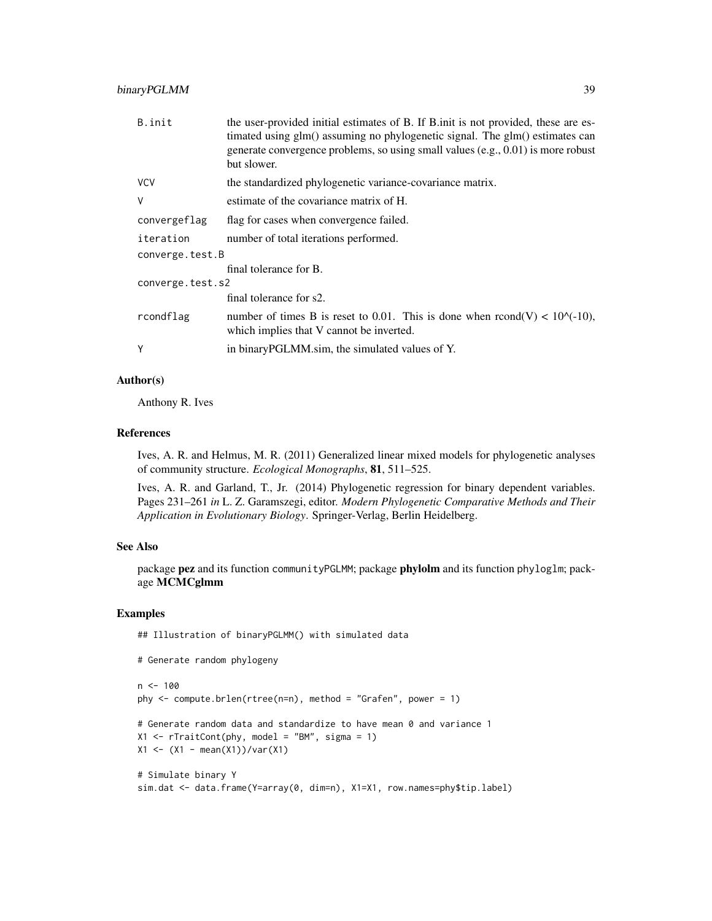| | |
|---|---|
| B.init | the user-provided initial estimates of B. If B.init is not provided, these are estimated using glm() assuming no phylogenetic signal. The glm() estimates can generate convergence problems, so using small values (e.g., 0.01) is more robust but slower. |
| VCV | the standardized phylogenetic variance-covariance matrix. |
| V | estimate of the covariance matrix of H. |
| convergeflag | flag for cases when convergence failed. |
| iteration | number of total iterations performed. |
| converge.test.B | final tolerance for B. |
| converge.test.s2 | final tolerance for s2. |
| rcondflag | number of times B is reset to 0.01. This is done when rcond(V) < 10^(-10), which implies that V cannot be inverted. |
| Y | in binaryPGLMM.sim, the simulated values of Y. |

## Author(s)

Anthony R. Ives

## References

Ives, A. R. and Helmus, M. R. (2011) Generalized linear mixed models for phylogenetic analyses of community structure. *Ecological Monographs*, **81**, 511–525.

Ives, A. R. and Garland, T., Jr. (2014) Phylogenetic regression for binary dependent variables. Pages 231–261 *in* L. Z. Garamszegi, editor. *Modern Phylogenetic Comparative Methods and Their Application in Evolutionary Biology*. Springer-Verlag, Berlin Heidelberg.

## See Also

package **pez** and its function communityPGLMM; package **phylolm** and its function phyloglm; package **MCMCglmm**

## Examples

```
## Illustration of binaryPGLMM() with simulated data

# Generate random phylogeny

n <- 100
phy <- compute.brlen(rtree(n=n), method = "Grafen", power = 1)

# Generate random data and standardize to have mean 0 and variance 1
X1 <- rTraitCont(phy, model = "BM", sigma = 1)
X1 <- (X1 - mean(X1))/var(X1)

# Simulate binary Y
sim.dat <- data.frame(Y=array(0, dim=n), X1=X1, row.names=phy$tip.label)
```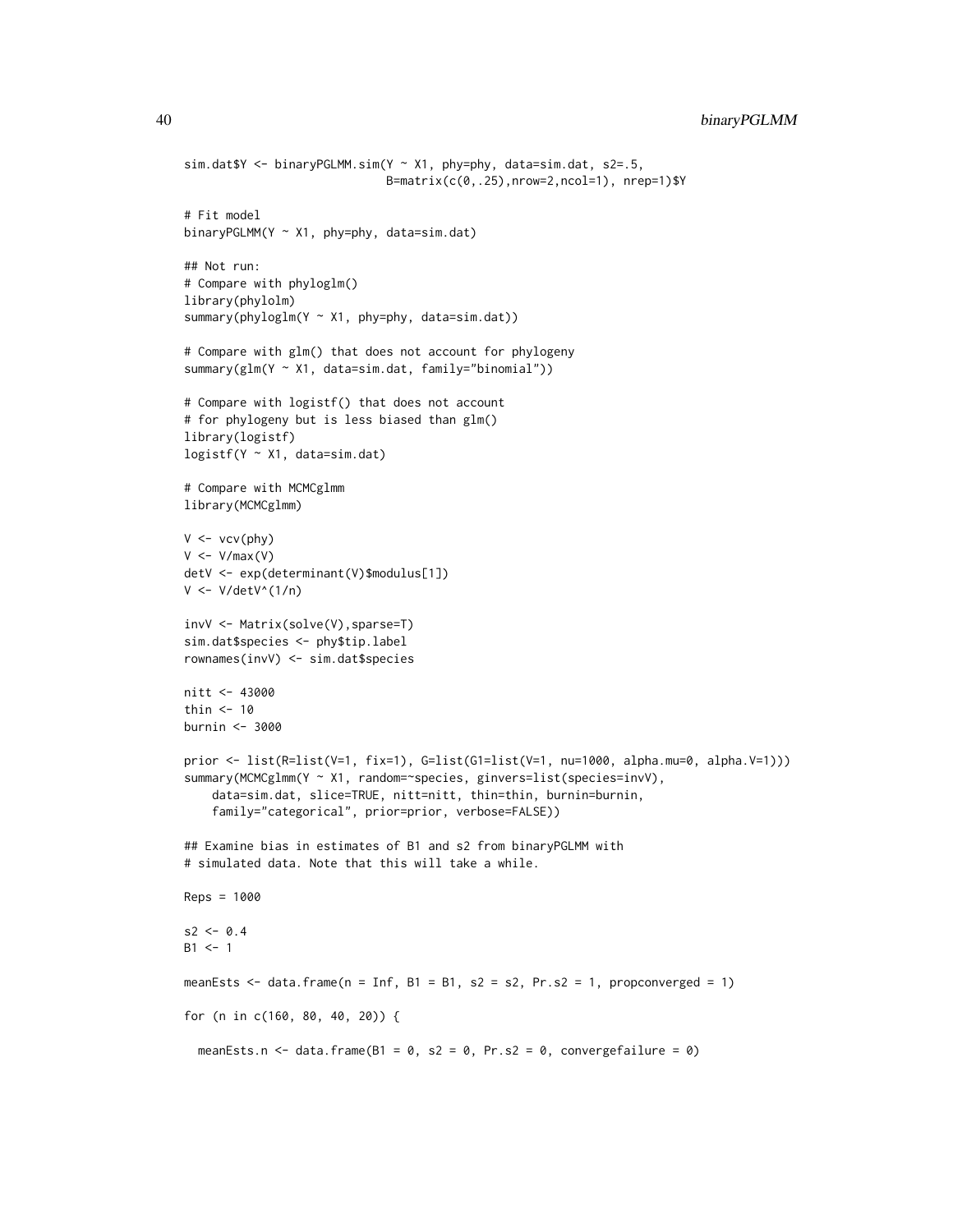```
sim.dat$Y <- binaryPGLMM.sim(Y ~ X1, phy=phy, data=sim.dat, s2=.5,
                             B=matrix(c(0,.25),nrow=2,ncol=1), nrep=1)$Y

# Fit model
binaryPGLMM(Y ~ X1, phy=phy, data=sim.dat)

## Not run:
# Compare with phyloglm()
library(phylolm)
summary(phyloglm(Y ~ X1, phy=phy, data=sim.dat))

# Compare with glm() that does not account for phylogeny
summary(glm(Y ~ X1, data=sim.dat, family="binomial"))

# Compare with logistf() that does not account
# for phylogeny but is less biased than glm()
library(logistf)
logistf(Y ~ X1, data=sim.dat)

# Compare with MCMCglmm
library(MCMCglmm)

V <- vcv(phy)
V <- V/max(V)
detV <- exp(determinant(V)$modulus[1])
V <- V/detV^(1/n)

invV <- Matrix(solve(V),sparse=T)
sim.dat$species <- phy$tip.label
rownames(invV) <- sim.dat$species

nitt <- 43000
thin <- 10
burnin <- 3000

prior <- list(R=list(V=1, fix=1), G=list(G1=list(V=1, nu=1000, alpha.mu=0, alpha.V=1)))
summary(MCMCglmm(Y ~ X1, random=~species, ginvers=list(species=invV),
    data=sim.dat, slice=TRUE, nitt=nitt, thin=thin, burnin=burnin,
    family="categorical", prior=prior, verbose=FALSE))

## Examine bias in estimates of B1 and s2 from binaryPGLMM with
# simulated data. Note that this will take a while.

Reps = 1000

s2 <- 0.4
B1 <- 1

meanEsts <- data.frame(n = Inf, B1 = B1, s2 = s2, Pr.s2 = 1, propconverged = 1)

for (n in c(160, 80, 40, 20)) {

  meanEsts.n <- data.frame(B1 = 0, s2 = 0, Pr.s2 = 0, convergefailure = 0)
```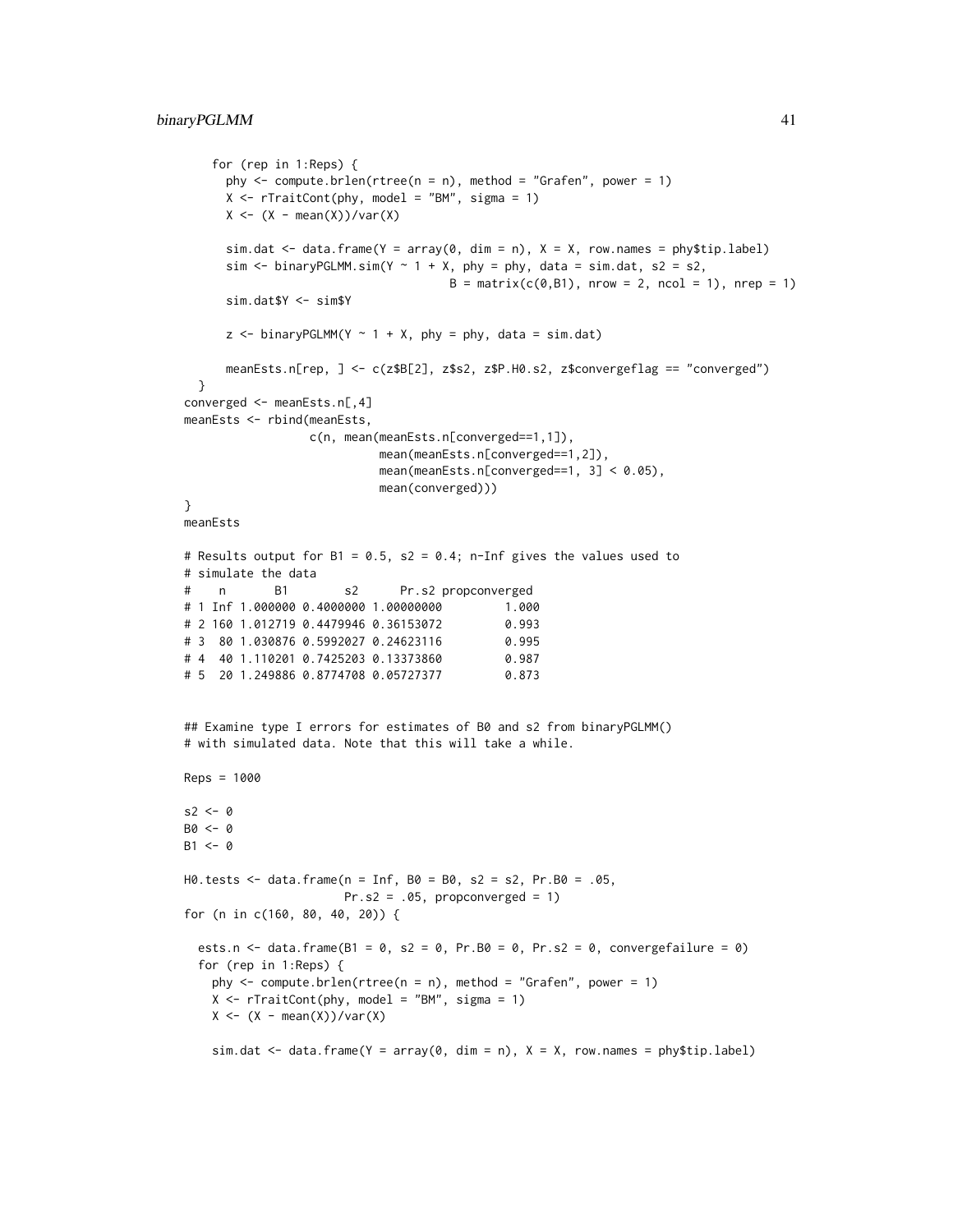```
    for (rep in 1:Reps) {
      phy <- compute.brlen(rtree(n = n), method = "Grafen", power = 1)
      X <- rTraitCont(phy, model = "BM", sigma = 1)
      X <- (X - mean(X))/var(X)

      sim.dat <- data.frame(Y = array(0, dim = n), X = X, row.names = phy$tip.label)
      sim <- binaryPGLMM.sim(Y ~ 1 + X, phy = phy, data = sim.dat, s2 = s2,
                                         B = matrix(c(0,B1), nrow = 2, ncol = 1), nrep = 1)
      sim.dat$Y <- sim$Y

      z <- binaryPGLMM(Y ~ 1 + X, phy = phy, data = sim.dat)

      meanEsts.n[rep, ] <- c(z$B[2], z$s2, z$P.H0.s2, z$convergeflag == "converged")
  }
converged <- meanEsts.n[,4]
meanEsts <- rbind(meanEsts,
                  c(n, mean(meanEsts.n[converged==1,1]),
                           mean(meanEsts.n[converged==1,2]),
                           mean(meanEsts.n[converged==1, 3] < 0.05),
                           mean(converged)))
}
meanEsts

# Results output for B1 = 0.5, s2 = 0.4; n-Inf gives the values used to
# simulate the data
#    n       B1        s2      Pr.s2 propconverged
# 1 Inf 1.000000 0.4000000 1.00000000         1.000
# 2 160 1.012719 0.4479946 0.36153072         0.993
# 3  80 1.030876 0.5992027 0.24623116         0.995
# 4  40 1.110201 0.7425203 0.13373860         0.987
# 5  20 1.249886 0.8774708 0.05727377         0.873


## Examine type I errors for estimates of B0 and s2 from binaryPGLMM()
# with simulated data. Note that this will take a while.

Reps = 1000

s2 <- 0
B0 <- 0
B1 <- 0

H0.tests <- data.frame(n = Inf, B0 = B0, s2 = s2, Pr.B0 = .05,
                       Pr.s2 = .05, propconverged = 1)
for (n in c(160, 80, 40, 20)) {

  ests.n <- data.frame(B1 = 0, s2 = 0, Pr.B0 = 0, Pr.s2 = 0, convergefailure = 0)
  for (rep in 1:Reps) {
    phy <- compute.brlen(rtree(n = n), method = "Grafen", power = 1)
    X <- rTraitCont(phy, model = "BM", sigma = 1)
    X <- (X - mean(X))/var(X)

    sim.dat <- data.frame(Y = array(0, dim = n), X = X, row.names = phy$tip.label)
```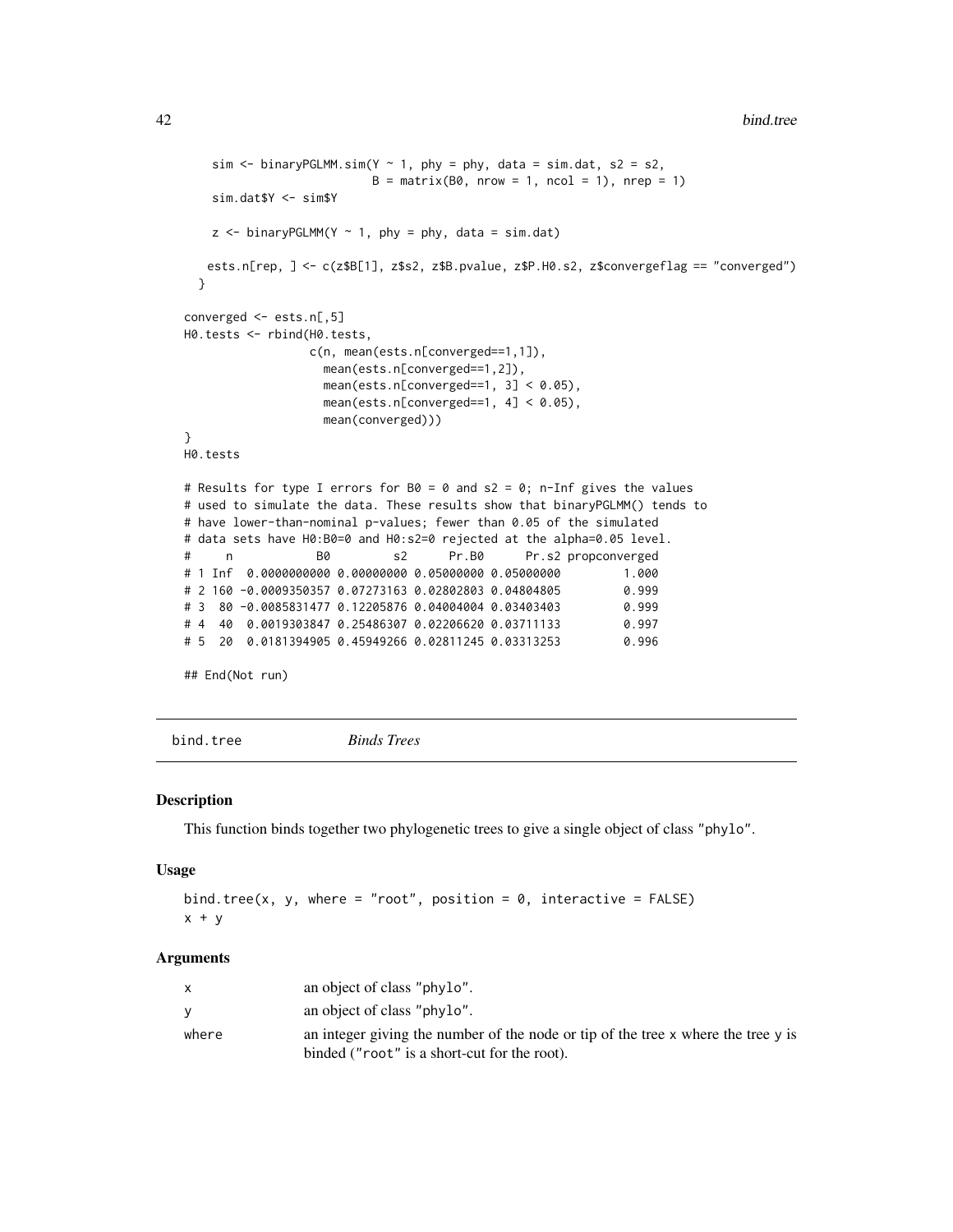```
    sim <- binaryPGLMM.sim(Y ~ 1, phy = phy, data = sim.dat, s2 = s2,
                           B = matrix(B0, nrow = 1, ncol = 1), nrep = 1)
    sim.dat$Y <- sim$Y

    z <- binaryPGLMM(Y ~ 1, phy = phy, data = sim.dat)

   ests.n[rep, ] <- c(z$B[1], z$s2, z$B.pvalue, z$P.H0.s2, z$convergeflag == "converged")
  }

converged <- ests.n[,5]
H0.tests <- rbind(H0.tests,
                  c(n, mean(ests.n[converged==1,1]),
                    mean(ests.n[converged==1,2]),
                    mean(ests.n[converged==1, 3] < 0.05),
                    mean(ests.n[converged==1, 4] < 0.05),
                    mean(converged)))
}
H0.tests

# Results for type I errors for B0 = 0 and s2 = 0; n-Inf gives the values
# used to simulate the data. These results show that binaryPGLMM() tends to
# have lower-than-nominal p-values; fewer than 0.05 of the simulated
# data sets have H0:B0=0 and H0:s2=0 rejected at the alpha=0.05 level.
#     n            B0         s2      Pr.B0      Pr.s2 propconverged
# 1 Inf  0.0000000000 0.00000000 0.05000000 0.05000000         1.000
# 2 160 -0.0009350357 0.07273163 0.02802803 0.04804805         0.999
# 3  80 -0.0085831477 0.12205876 0.04004004 0.03403403         0.999
# 4  40  0.0019303847 0.25486307 0.02206620 0.03711133         0.997
# 5  20  0.0181394905 0.45949266 0.02811245 0.03313253         0.996

## End(Not run)
```

---

## bind.tree *Binds Trees*

### Description

This function binds together two phylogenetic trees to give a single object of class "phylo".

### Usage

```
bind.tree(x, y, where = "root", position = 0, interactive = FALSE)
x + y
```

### Arguments

| | |
|---|---|
| x | an object of class "phylo". |
| y | an object of class "phylo". |
| where | an integer giving the number of the node or tip of the tree x where the tree y is binded ("root" is a short-cut for the root). |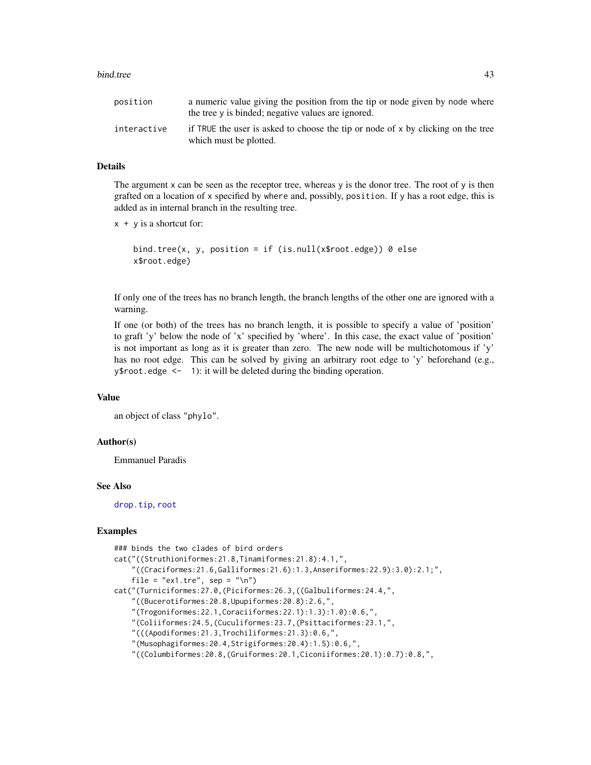| | |
|---|---|
| position | a numeric value giving the position from the tip or node given by node where the tree y is binded; negative values are ignored. |
| interactive | if TRUE the user is asked to choose the tip or node of x by clicking on the tree which must be plotted. |

## Details

The argument x can be seen as the receptor tree, whereas y is the donor tree. The root of y is then grafted on a location of x specified by where and, possibly, position. If y has a root edge, this is added as in internal branch in the resulting tree.

x + y is a shortcut for:

```
bind.tree(x, y, position = if (is.null(x$root.edge)) 0 else
x$root.edge)
```

If only one of the trees has no branch length, the branch lengths of the other one are ignored with a warning.

If one (or both) of the trees has no branch length, it is possible to specify a value of 'position' to graft 'y' below the node of 'x' specified by 'where'. In this case, the exact value of 'position' is not important as long as it is greater than zero. The new node will be multichotomous if 'y' has no root edge. This can be solved by giving an arbitrary root edge to 'y' beforehand (e.g., y$root.edge <- 1): it will be deleted during the binding operation.

## Value

an object of class "phylo".

## Author(s)

Emmanuel Paradis

## See Also

drop.tip, root

## Examples

```
### binds the two clades of bird orders
cat("((Struthioniformes:21.8,Tinamiformes:21.8):4.1,",
    "((Craciformes:21.6,Galliformes:21.6):1.3,Anseriformes:22.9):3.0):2.1;",
    file = "ex1.tre", sep = "\n")
cat("(Turniciformes:27.0,(Piciformes:26.3,((Galbuliformes:24.4,",
    "((Bucerotiformes:20.8,Upupiformes:20.8):2.6,",
    "(Trogoniformes:22.1,Coraciiformes:22.1):1.3):1.0):0.6,",
    "(Coliiformes:24.5,(Cuculiformes:23.7,(Psittaciformes:23.1,",
    "(((Apodiformes:21.3,Trochiliformes:21.3):0.6,",
    "(Musophagiformes:20.4,Strigiformes:20.4):1.5):0.6,",
    "((Columbiformes:20.8,(Gruiformes:20.1,Ciconiiformes:20.1):0.7):0.8,",
```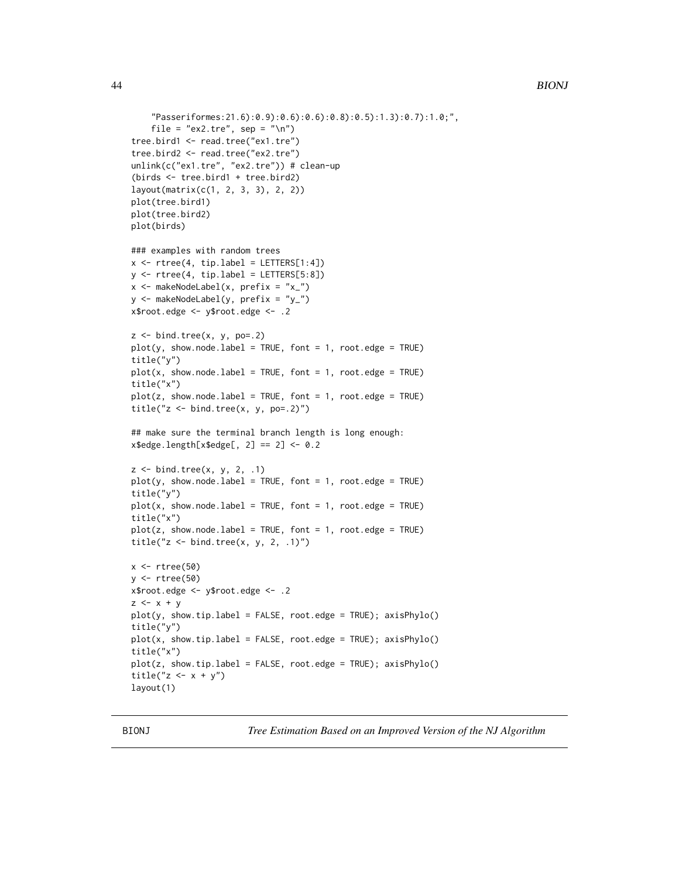```
    "Passeriformes:21.6):0.9):0.6):0.6):0.8):0.5):1.3):0.7):1.0;",
    file = "ex2.tre", sep = "\n")
tree.bird1 <- read.tree("ex1.tre")
tree.bird2 <- read.tree("ex2.tre")
unlink(c("ex1.tre", "ex2.tre")) # clean-up
(birds <- tree.bird1 + tree.bird2)
layout(matrix(c(1, 2, 3, 3), 2, 2))
plot(tree.bird1)
plot(tree.bird2)
plot(birds)

### examples with random trees
x <- rtree(4, tip.label = LETTERS[1:4])
y <- rtree(4, tip.label = LETTERS[5:8])
x <- makeNodeLabel(x, prefix = "x_")
y <- makeNodeLabel(y, prefix = "y_")
x$root.edge <- y$root.edge <- .2

z <- bind.tree(x, y, po=.2)
plot(y, show.node.label = TRUE, font = 1, root.edge = TRUE)
title("y")
plot(x, show.node.label = TRUE, font = 1, root.edge = TRUE)
title("x")
plot(z, show.node.label = TRUE, font = 1, root.edge = TRUE)
title("z <- bind.tree(x, y, po=.2)")

## make sure the terminal branch length is long enough:
x$edge.length[x$edge[, 2] == 2] <- 0.2

z <- bind.tree(x, y, 2, .1)
plot(y, show.node.label = TRUE, font = 1, root.edge = TRUE)
title("y")
plot(x, show.node.label = TRUE, font = 1, root.edge = TRUE)
title("x")
plot(z, show.node.label = TRUE, font = 1, root.edge = TRUE)
title("z <- bind.tree(x, y, 2, .1)")

x <- rtree(50)
y <- rtree(50)
x$root.edge <- y$root.edge <- .2
z <- x + y
plot(y, show.tip.label = FALSE, root.edge = TRUE); axisPhylo()
title("y")
plot(x, show.tip.label = FALSE, root.edge = TRUE); axisPhylo()
title("x")
plot(z, show.tip.label = FALSE, root.edge = TRUE); axisPhylo()
title("z <- x + y")
layout(1)
```

## BIONJ *Tree Estimation Based on an Improved Version of the NJ Algorithm*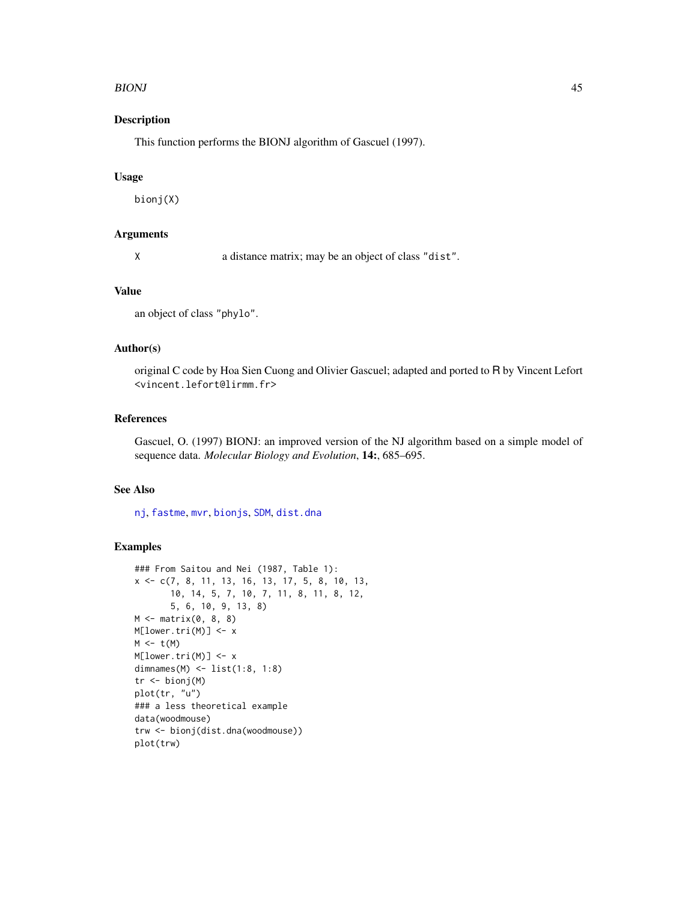## Description

This function performs the BIONJ algorithm of Gascuel (1997).

## Usage

```
bionj(X)
```

## Arguments

X a distance matrix; may be an object of class "dist".

## Value

an object of class "phylo".

## Author(s)

original C code by Hoa Sien Cuong and Olivier Gascuel; adapted and ported to R by Vincent Lefort <vincent.lefort@lirmm.fr>

## References

Gascuel, O. (1997) BIONJ: an improved version of the NJ algorithm based on a simple model of sequence data. *Molecular Biology and Evolution*, **14:**, 685–695.

## See Also

nj, fastme, mvr, bionjs, SDM, dist.dna

## Examples

```
### From Saitou and Nei (1987, Table 1):
x <- c(7, 8, 11, 13, 16, 13, 17, 5, 8, 10, 13,
       10, 14, 5, 7, 10, 7, 11, 8, 11, 8, 12,
       5, 6, 10, 9, 13, 8)
M <- matrix(0, 8, 8)
M[lower.tri(M)] <- x
M <- t(M)
M[lower.tri(M)] <- x
dimnames(M) <- list(1:8, 1:8)
tr <- bionj(M)
plot(tr, "u")
### a less theoretical example
data(woodmouse)
trw <- bionj(dist.dna(woodmouse))
plot(trw)
```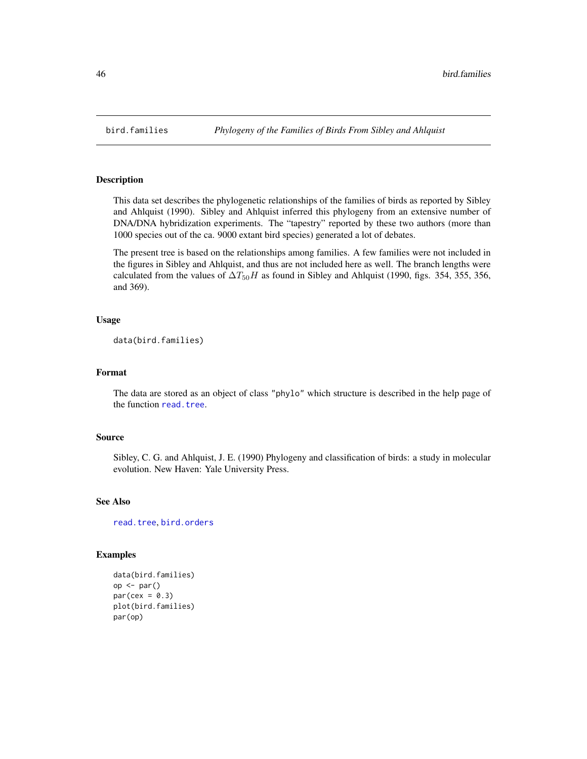# bird.families — *Phylogeny of the Families of Birds From Sibley and Ahlquist*

## Description

This data set describes the phylogenetic relationships of the families of birds as reported by Sibley and Ahlquist (1990). Sibley and Ahlquist inferred this phylogeny from an extensive number of DNA/DNA hybridization experiments. The "tapestry" reported by these two authors (more than 1000 species out of the ca. 9000 extant bird species) generated a lot of debates.

The present tree is based on the relationships among families. A few families were not included in the figures in Sibley and Ahlquist, and thus are not included here as well. The branch lengths were calculated from the values of $\Delta T_{50}H$ as found in Sibley and Ahlquist (1990, figs. 354, 355, 356, and 369).

## Usage

```
data(bird.families)
```

## Format

The data are stored as an object of class "phylo" which structure is described in the help page of the function read.tree.

## Source

Sibley, C. G. and Ahlquist, J. E. (1990) Phylogeny and classification of birds: a study in molecular evolution. New Haven: Yale University Press.

## See Also

read.tree, bird.orders

## Examples

```
data(bird.families)
op <- par()
par(cex = 0.3)
plot(bird.families)
par(op)
```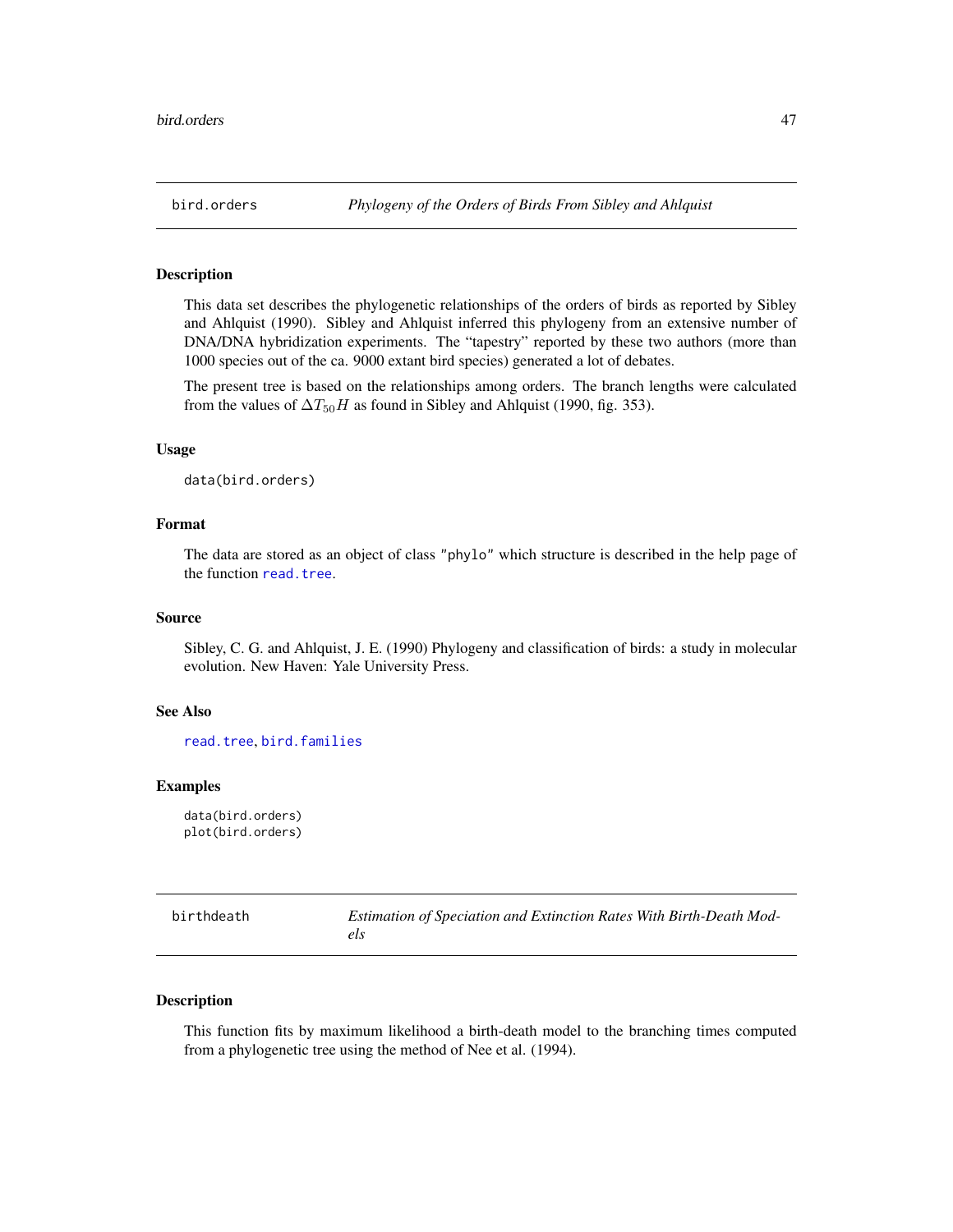## bird.orders *Phylogeny of the Orders of Birds From Sibley and Ahlquist*

### Description

This data set describes the phylogenetic relationships of the orders of birds as reported by Sibley and Ahlquist (1990). Sibley and Ahlquist inferred this phylogeny from an extensive number of DNA/DNA hybridization experiments. The "tapestry" reported by these two authors (more than 1000 species out of the ca. 9000 extant bird species) generated a lot of debates.

The present tree is based on the relationships among orders. The branch lengths were calculated from the values of $\Delta T_{50}H$ as found in Sibley and Ahlquist (1990, fig. 353).

### Usage

```
data(bird.orders)
```

### Format

The data are stored as an object of class "phylo" which structure is described in the help page of the function read.tree.

### Source

Sibley, C. G. and Ahlquist, J. E. (1990) Phylogeny and classification of birds: a study in molecular evolution. New Haven: Yale University Press.

### See Also

read.tree, bird.families

### Examples

```
data(bird.orders)
plot(bird.orders)
```

## birthdeath *Estimation of Speciation and Extinction Rates With Birth-Death Models*

### Description

This function fits by maximum likelihood a birth-death model to the branching times computed from a phylogenetic tree using the method of Nee et al. (1994).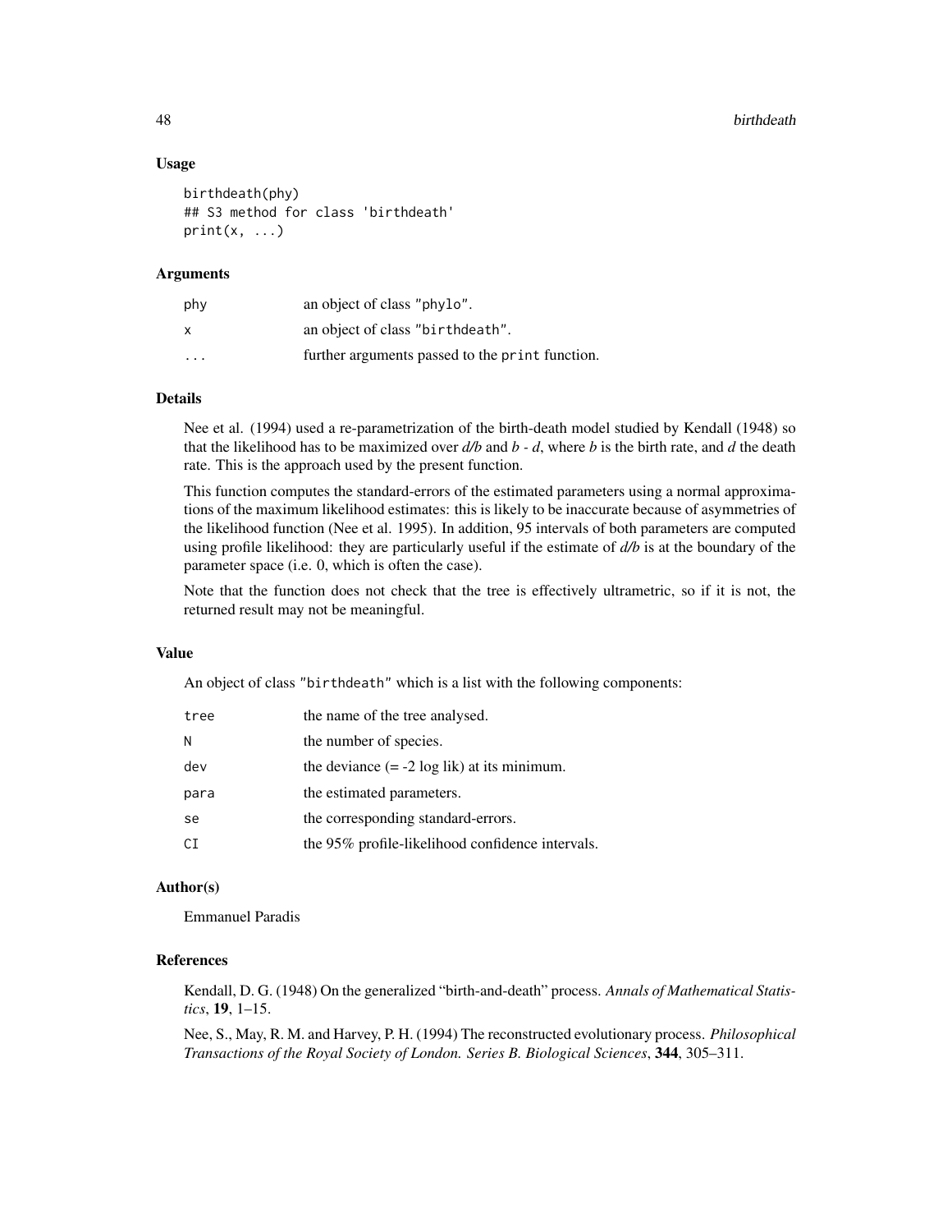## Usage

```
birthdeath(phy)
## S3 method for class 'birthdeath'
print(x, ...)
```

## Arguments

| | |
|---|---|
| phy | an object of class "phylo". |
| x | an object of class "birthdeath". |
| ... | further arguments passed to the print function. |

## Details

Nee et al. (1994) used a re-parametrization of the birth-death model studied by Kendall (1948) so that the likelihood has to be maximized over $d/b$ and $b - d$, where $b$ is the birth rate, and $d$ the death rate. This is the approach used by the present function.

This function computes the standard-errors of the estimated parameters using a normal approximations of the maximum likelihood estimates: this is likely to be inaccurate because of asymmetries of the likelihood function (Nee et al. 1995). In addition, 95 intervals of both parameters are computed using profile likelihood: they are particularly useful if the estimate of $d/b$ is at the boundary of the parameter space (i.e. 0, which is often the case).

Note that the function does not check that the tree is effectively ultrametric, so if it is not, the returned result may not be meaningful.

## Value

An object of class "birthdeath" which is a list with the following components:

| | |
|---|---|
| tree | the name of the tree analysed. |
| N | the number of species. |
| dev | the deviance (= -2 log lik) at its minimum. |
| para | the estimated parameters. |
| se | the corresponding standard-errors. |
| CI | the 95% profile-likelihood confidence intervals. |

## Author(s)

Emmanuel Paradis

## References

Kendall, D. G. (1948) On the generalized "birth-and-death" process. *Annals of Mathematical Statistics*, **19**, 1–15.

Nee, S., May, R. M. and Harvey, P. H. (1994) The reconstructed evolutionary process. *Philosophical Transactions of the Royal Society of London. Series B. Biological Sciences*, **344**, 305–311.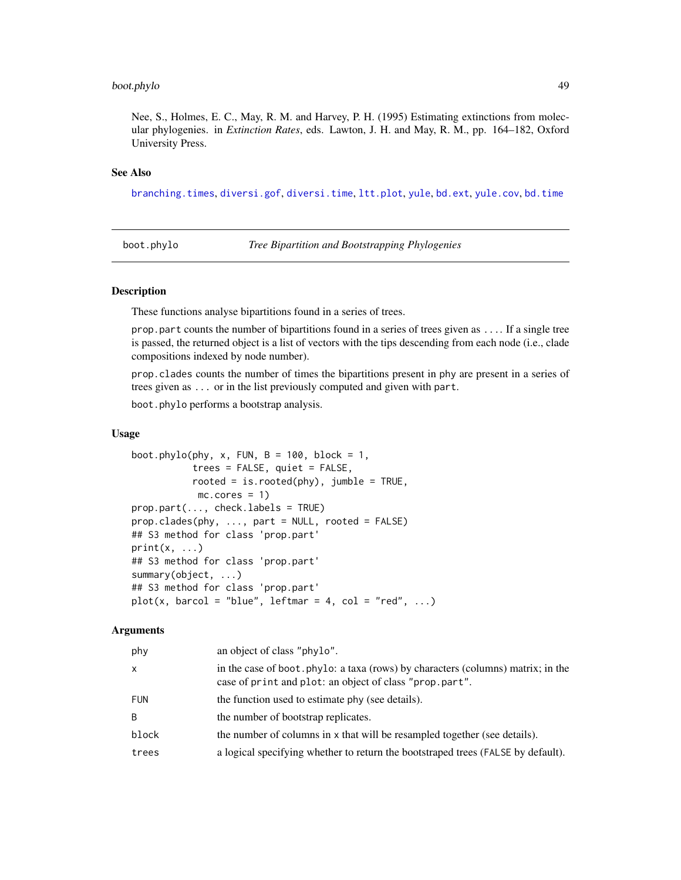Nee, S., Holmes, E. C., May, R. M. and Harvey, P. H. (1995) Estimating extinctions from molecular phylogenies. in *Extinction Rates*, eds. Lawton, J. H. and May, R. M., pp. 164–182, Oxford University Press.

### See Also

branching.times, diversi.gof, diversi.time, ltt.plot, yule, bd.ext, yule.cov, bd.time

---

## boot.phylo — *Tree Bipartition and Bootstrapping Phylogenies*

### Description

These functions analyse bipartitions found in a series of trees.

prop.part counts the number of bipartitions found in a series of trees given as .... If a single tree is passed, the returned object is a list of vectors with the tips descending from each node (i.e., clade compositions indexed by node number).

prop.clades counts the number of times the bipartitions present in phy are present in a series of trees given as ... or in the list previously computed and given with part.

boot.phylo performs a bootstrap analysis.

### Usage

```
boot.phylo(phy, x, FUN, B = 100, block = 1,
           trees = FALSE, quiet = FALSE,
           rooted = is.rooted(phy), jumble = TRUE,
            mc.cores = 1)
prop.part(..., check.labels = TRUE)
prop.clades(phy, ..., part = NULL, rooted = FALSE)
## S3 method for class 'prop.part'
print(x, ...)
## S3 method for class 'prop.part'
summary(object, ...)
## S3 method for class 'prop.part'
plot(x, barcol = "blue", leftmar = 4, col = "red", ...)
```

### Arguments

| | |
|---|---|
| phy | an object of class "phylo". |
| x | in the case of boot.phylo: a taxa (rows) by characters (columns) matrix; in the case of print and plot: an object of class "prop.part". |
| FUN | the function used to estimate phy (see details). |
| B | the number of bootstrap replicates. |
| block | the number of columns in x that will be resampled together (see details). |
| trees | a logical specifying whether to return the bootstraped trees (FALSE by default). |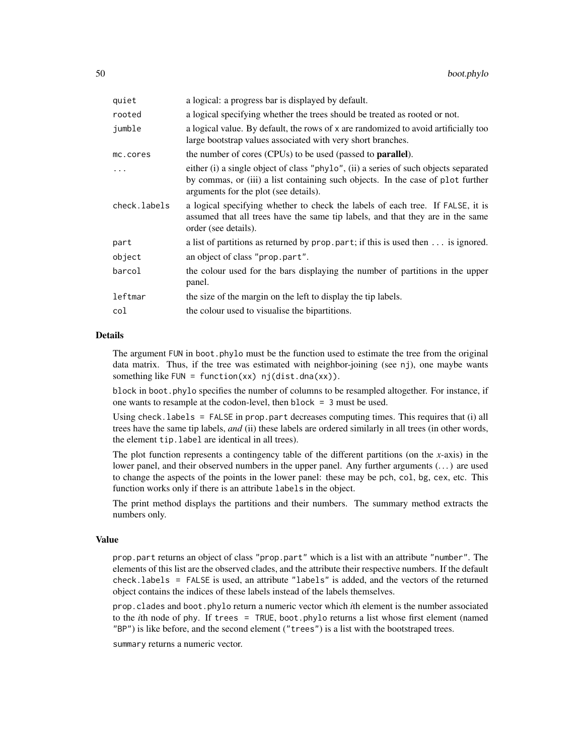| | |
|---|---|
| `quiet` | a logical: a progress bar is displayed by default. |
| `rooted` | a logical specifying whether the trees should be treated as rooted or not. |
| `jumble` | a logical value. By default, the rows of `x` are randomized to avoid artificially too large bootstrap values associated with very short branches. |
| `mc.cores` | the number of cores (CPUs) to be used (passed to **parallel**). |
| `...` | either (i) a single object of class `"phylo"`, (ii) a series of such objects separated by commas, or (iii) a list containing such objects. In the case of `plot` further arguments for the plot (see details). |
| `check.labels` | a logical specifying whether to check the labels of each tree. If `FALSE`, it is assumed that all trees have the same tip labels, and that they are in the same order (see details). |
| `part` | a list of partitions as returned by `prop.part`; if this is used then `...` is ignored. |
| `object` | an object of class `"prop.part"`. |
| `barcol` | the colour used for the bars displaying the number of partitions in the upper panel. |
| `leftmar` | the size of the margin on the left to display the tip labels. |
| `col` | the colour used to visualise the bipartitions. |

## Details

The argument `FUN` in `boot.phylo` must be the function used to estimate the tree from the original data matrix. Thus, if the tree was estimated with neighbor-joining (see `nj`), one maybe wants something like `FUN = function(xx) nj(dist.dna(xx))`.

`block` in `boot.phylo` specifies the number of columns to be resampled altogether. For instance, if one wants to resample at the codon-level, then `block = 3` must be used.

Using `check.labels = FALSE` in `prop.part` decreases computing times. This requires that (i) all trees have the same tip labels, *and* (ii) these labels are ordered similarly in all trees (in other words, the element `tip.label` are identical in all trees).

The plot function represents a contingency table of the different partitions (on the *x*-axis) in the lower panel, and their observed numbers in the upper panel. Any further arguments (...) are used to change the aspects of the points in the lower panel: these may be `pch`, `col`, `bg`, `cex`, etc. This function works only if there is an attribute `labels` in the object.

The print method displays the partitions and their numbers. The summary method extracts the numbers only.

## Value

`prop.part` returns an object of class `"prop.part"` which is a list with an attribute `"number"`. The elements of this list are the observed clades, and the attribute their respective numbers. If the default `check.labels = FALSE` is used, an attribute `"labels"` is added, and the vectors of the returned object contains the indices of these labels instead of the labels themselves.

`prop.clades` and `boot.phylo` return a numeric vector which *i*th element is the number associated to the *i*th node of `phy`. If `trees = TRUE`, `boot.phylo` returns a list whose first element (named `"BP"`) is like before, and the second element (`"trees"`) is a list with the bootstraped trees.

`summary` returns a numeric vector.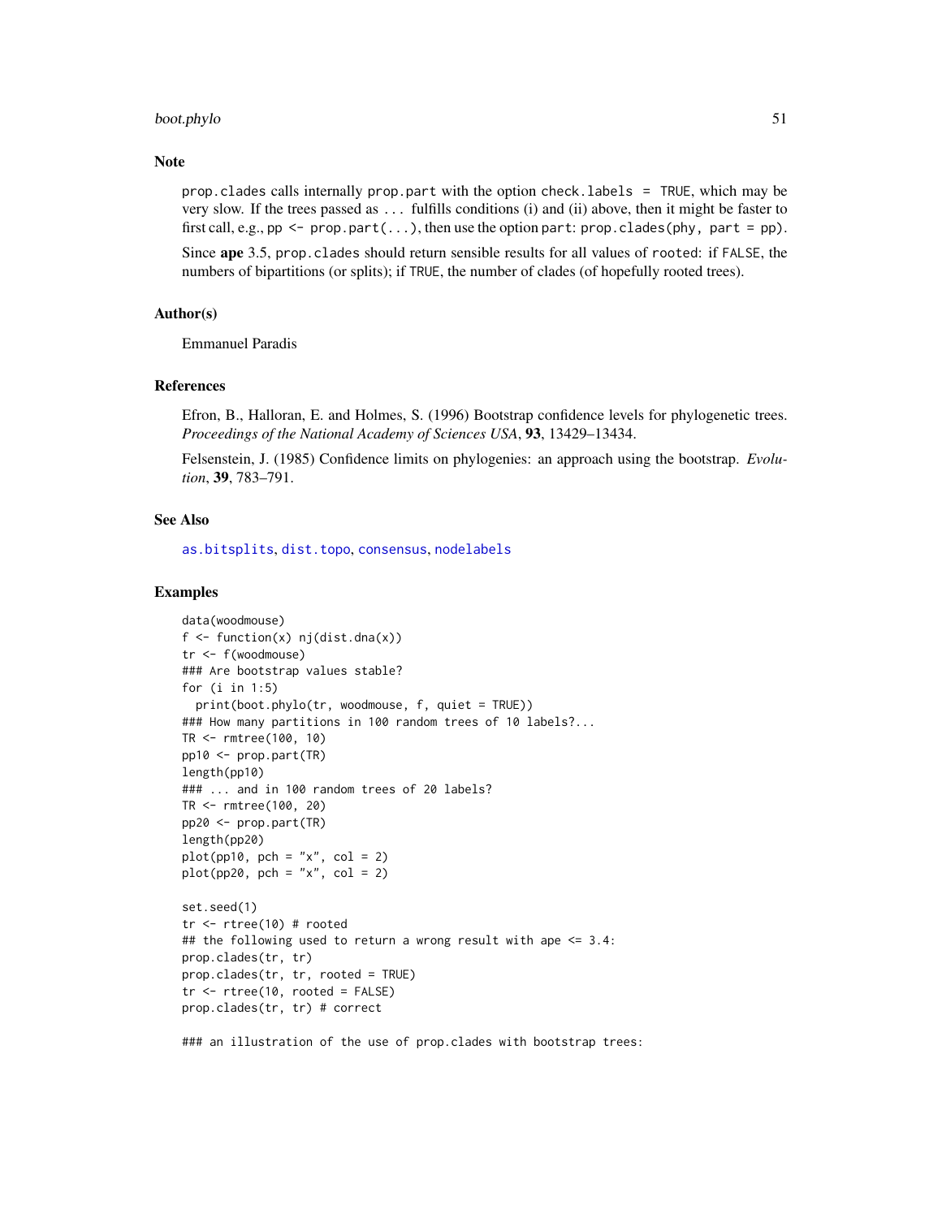## Note

prop.clades calls internally prop.part with the option check.labels = TRUE, which may be very slow. If the trees passed as ... fulfills conditions (i) and (ii) above, then it might be faster to first call, e.g., pp <- prop.part(...), then use the option part: prop.clades(phy, part = pp).

Since **ape** 3.5, prop.clades should return sensible results for all values of rooted: if FALSE, the numbers of bipartitions (or splits); if TRUE, the number of clades (of hopefully rooted trees).

## Author(s)

Emmanuel Paradis

## References

Efron, B., Halloran, E. and Holmes, S. (1996) Bootstrap confidence levels for phylogenetic trees. *Proceedings of the National Academy of Sciences USA*, **93**, 13429–13434.

Felsenstein, J. (1985) Confidence limits on phylogenies: an approach using the bootstrap. *Evolution*, **39**, 783–791.

## See Also

as.bitsplits, dist.topo, consensus, nodelabels

## Examples

```
data(woodmouse)
f <- function(x) nj(dist.dna(x))
tr <- f(woodmouse)
### Are bootstrap values stable?
for (i in 1:5)
  print(boot.phylo(tr, woodmouse, f, quiet = TRUE))
### How many partitions in 100 random trees of 10 labels?...
TR <- rmtree(100, 10)
pp10 <- prop.part(TR)
length(pp10)
### ... and in 100 random trees of 20 labels?
TR <- rmtree(100, 20)
pp20 <- prop.part(TR)
length(pp20)
plot(pp10, pch = "x", col = 2)
plot(pp20, pch = "x", col = 2)

set.seed(1)
tr <- rtree(10) # rooted
## the following used to return a wrong result with ape <= 3.4:
prop.clades(tr, tr)
prop.clades(tr, tr, rooted = TRUE)
tr <- rtree(10, rooted = FALSE)
prop.clades(tr, tr) # correct

### an illustration of the use of prop.clades with bootstrap trees:
```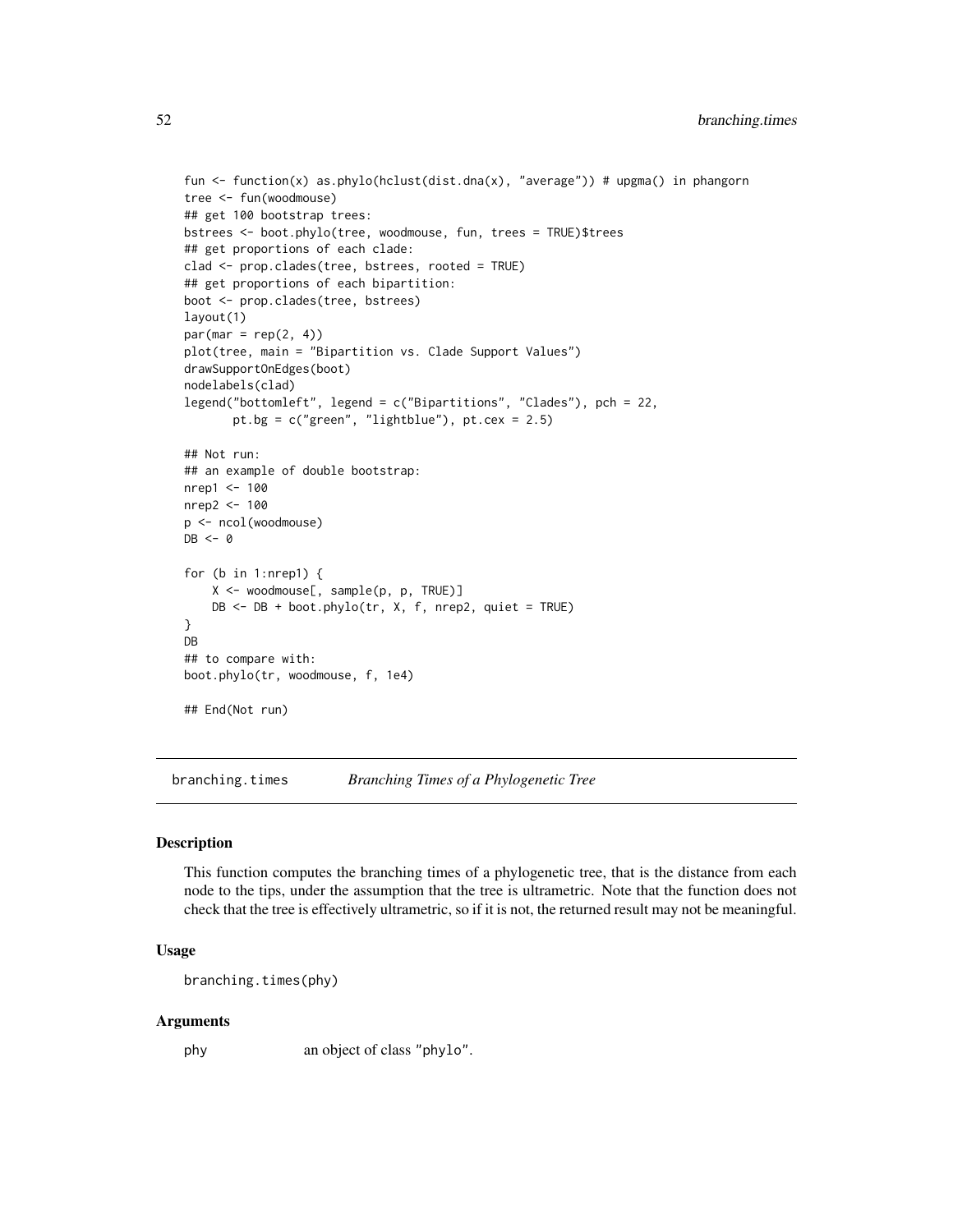```
fun <- function(x) as.phylo(hclust(dist.dna(x), "average")) # upgma() in phangorn
tree <- fun(woodmouse)
## get 100 bootstrap trees:
bstrees <- boot.phylo(tree, woodmouse, fun, trees = TRUE)$trees
## get proportions of each clade:
clad <- prop.clades(tree, bstrees, rooted = TRUE)
## get proportions of each bipartition:
boot <- prop.clades(tree, bstrees)
layout(1)
par(mar = rep(2, 4))
plot(tree, main = "Bipartition vs. Clade Support Values")
drawSupportOnEdges(boot)
nodelabels(clad)
legend("bottomleft", legend = c("Bipartitions", "Clades"), pch = 22,
       pt.bg = c("green", "lightblue"), pt.cex = 2.5)

## Not run:
## an example of double bootstrap:
nrep1 <- 100
nrep2 <- 100
p <- ncol(woodmouse)
DB <- 0

for (b in 1:nrep1) {
    X <- woodmouse[, sample(p, p, TRUE)]
    DB <- DB + boot.phylo(tr, X, f, nrep2, quiet = TRUE)
}
DB
## to compare with:
boot.phylo(tr, woodmouse, f, 1e4)

## End(Not run)
```

---

# branching.times — *Branching Times of a Phylogenetic Tree*

## Description

This function computes the branching times of a phylogenetic tree, that is the distance from each node to the tips, under the assumption that the tree is ultrametric. Note that the function does not check that the tree is effectively ultrametric, so if it is not, the returned result may not be meaningful.

## Usage

```
branching.times(phy)
```

## Arguments

| | |
|---|---|
| phy | an object of class "phylo". |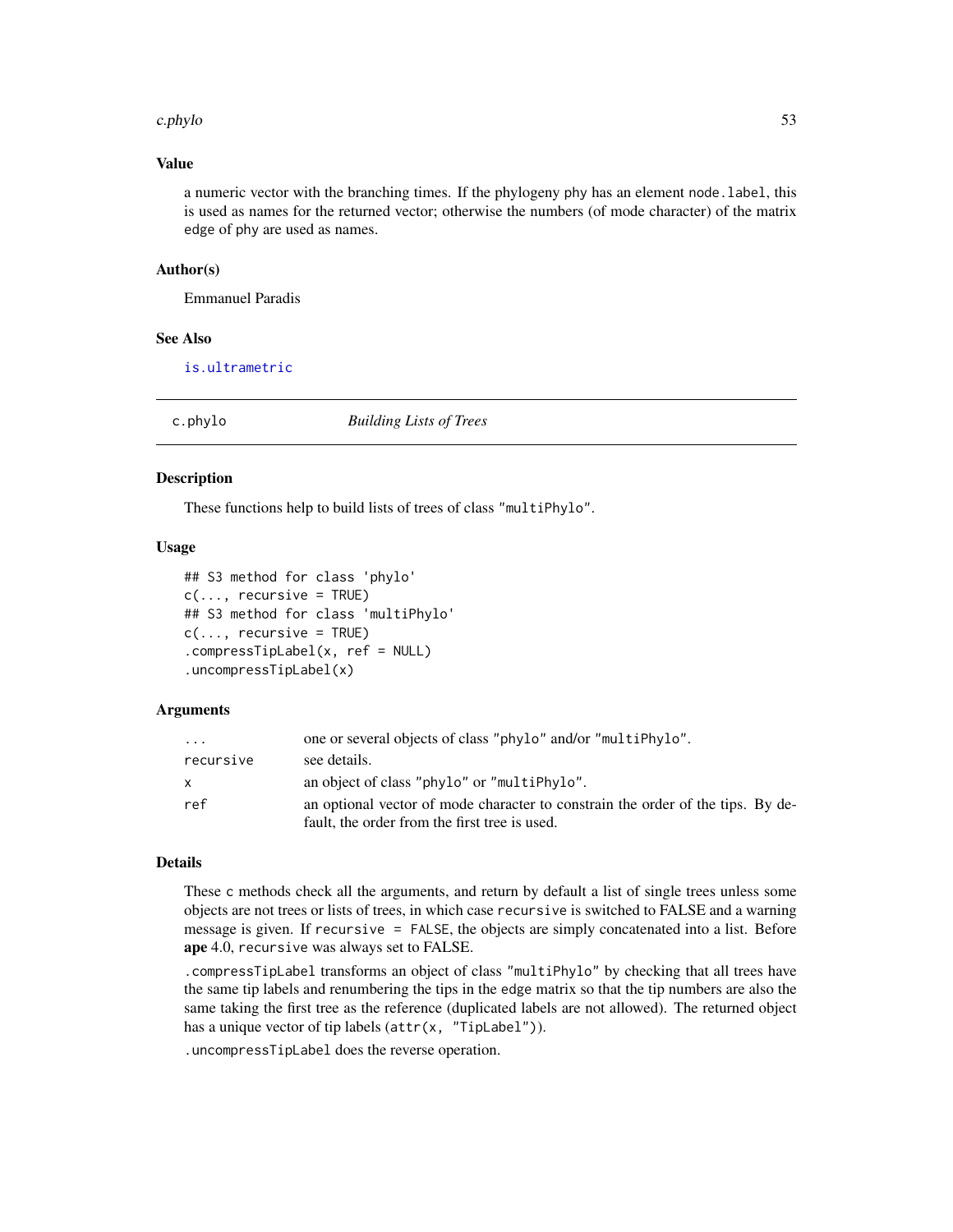### Value

a numeric vector with the branching times. If the phylogeny phy has an element node.label, this is used as names for the returned vector; otherwise the numbers (of mode character) of the matrix edge of phy are used as names.

### Author(s)

Emmanuel Paradis

### See Also

is.ultrametric

---

## c.phylo *Building Lists of Trees*

---

### Description

These functions help to build lists of trees of class "multiPhylo".

### Usage

```
## S3 method for class 'phylo'
c(..., recursive = TRUE)
## S3 method for class 'multiPhylo'
c(..., recursive = TRUE)
.compressTipLabel(x, ref = NULL)
.uncompressTipLabel(x)
```

### Arguments

| | |
|---|---|
| ... | one or several objects of class "phylo" and/or "multiPhylo". |
| recursive | see details. |
| x | an object of class "phylo" or "multiPhylo". |
| ref | an optional vector of mode character to constrain the order of the tips. By default, the order from the first tree is used. |

### Details

These c methods check all the arguments, and return by default a list of single trees unless some objects are not trees or lists of trees, in which case recursive is switched to FALSE and a warning message is given. If recursive = FALSE, the objects are simply concatenated into a list. Before **ape** 4.0, recursive was always set to FALSE.

.compressTipLabel transforms an object of class "multiPhylo" by checking that all trees have the same tip labels and renumbering the tips in the edge matrix so that the tip numbers are also the same taking the first tree as the reference (duplicated labels are not allowed). The returned object has a unique vector of tip labels (attr(x, "TipLabel")).

.uncompressTipLabel does the reverse operation.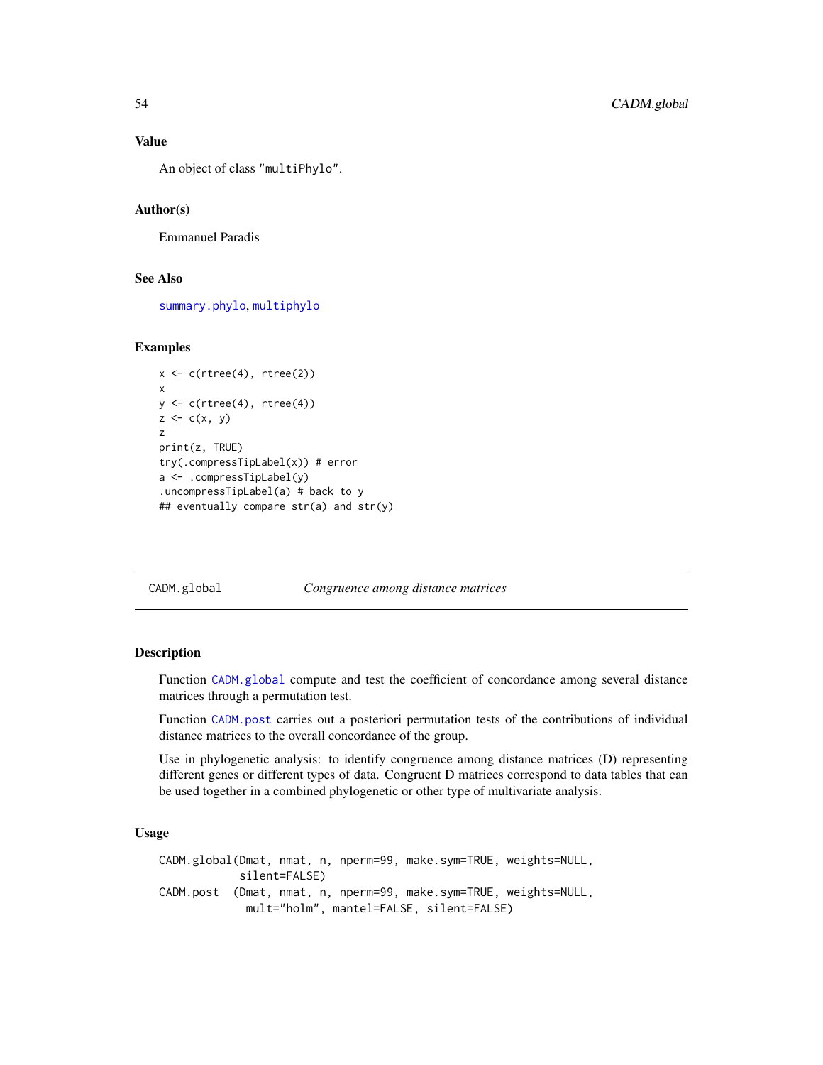### Value

An object of class "multiPhylo".

### Author(s)

Emmanuel Paradis

### See Also

summary.phylo, multiphylo

### Examples

```
x <- c(rtree(4), rtree(2))
x
y <- c(rtree(4), rtree(4))
z <- c(x, y)
z
print(z, TRUE)
try(.compressTipLabel(x)) # error
a <- .compressTipLabel(y)
.uncompressTipLabel(a) # back to y
## eventually compare str(a) and str(y)
```

---

## CADM.global *Congruence among distance matrices*

---

### Description

Function CADM.global compute and test the coefficient of concordance among several distance matrices through a permutation test.

Function CADM.post carries out a posteriori permutation tests of the contributions of individual distance matrices to the overall concordance of the group.

Use in phylogenetic analysis: to identify congruence among distance matrices (D) representing different genes or different types of data. Congruent D matrices correspond to data tables that can be used together in a combined phylogenetic or other type of multivariate analysis.

### Usage

```
CADM.global(Dmat, nmat, n, nperm=99, make.sym=TRUE, weights=NULL,
            silent=FALSE)
CADM.post  (Dmat, nmat, n, nperm=99, make.sym=TRUE, weights=NULL,
             mult="holm", mantel=FALSE, silent=FALSE)
```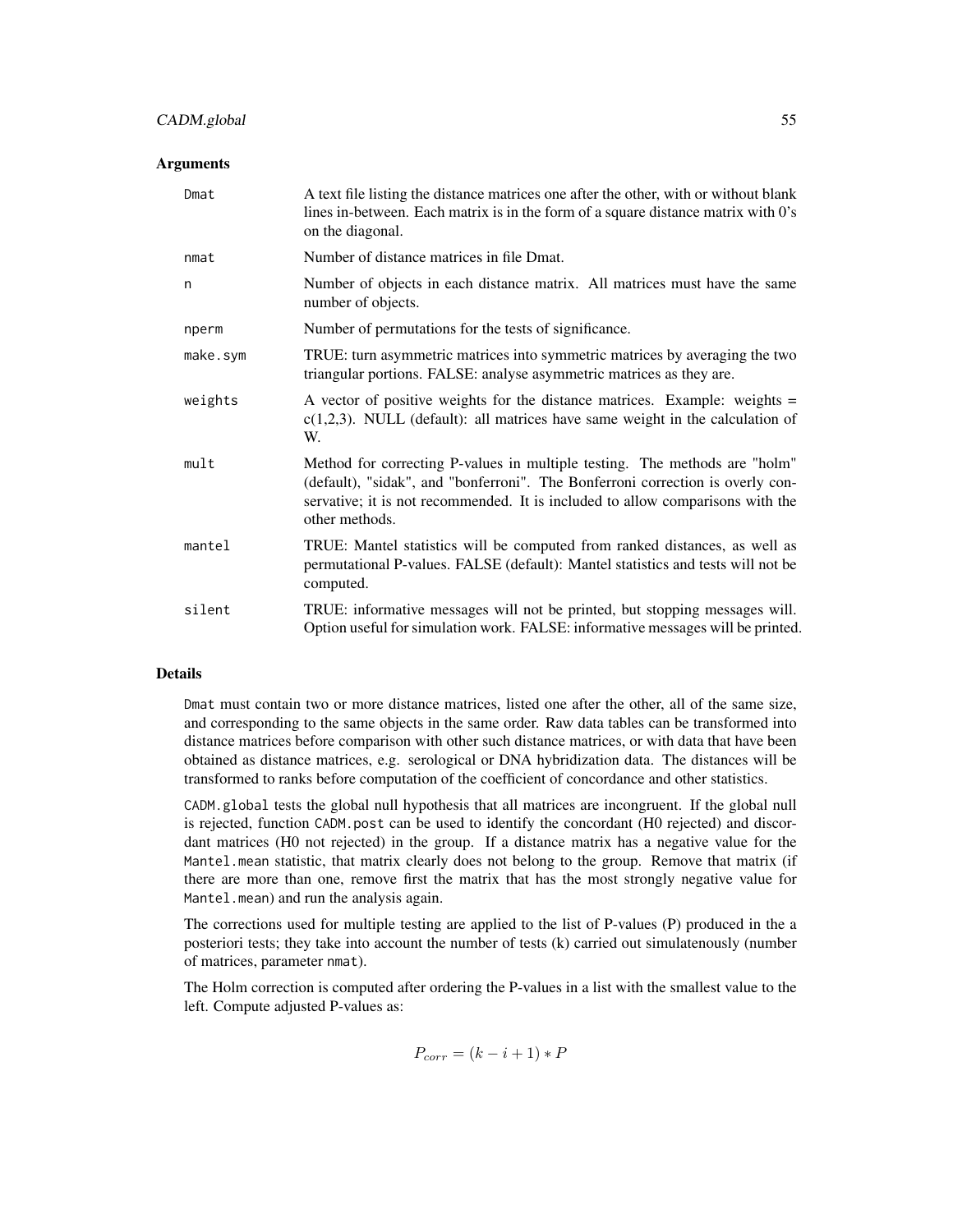## Arguments

| | |
|---|---|
| `Dmat` | A text file listing the distance matrices one after the other, with or without blank lines in-between. Each matrix is in the form of a square distance matrix with 0's on the diagonal. |
| `nmat` | Number of distance matrices in file Dmat. |
| `n` | Number of objects in each distance matrix. All matrices must have the same number of objects. |
| `nperm` | Number of permutations for the tests of significance. |
| `make.sym` | TRUE: turn asymmetric matrices into symmetric matrices by averaging the two triangular portions. FALSE: analyse asymmetric matrices as they are. |
| `weights` | A vector of positive weights for the distance matrices. Example: weights = c(1,2,3). NULL (default): all matrices have same weight in the calculation of W. |
| `mult` | Method for correcting P-values in multiple testing. The methods are "holm" (default), "sidak", and "bonferroni". The Bonferroni correction is overly conservative; it is not recommended. It is included to allow comparisons with the other methods. |
| `mantel` | TRUE: Mantel statistics will be computed from ranked distances, as well as permutational P-values. FALSE (default): Mantel statistics and tests will not be computed. |
| `silent` | TRUE: informative messages will not be printed, but stopping messages will. Option useful for simulation work. FALSE: informative messages will be printed. |

## Details

`Dmat` must contain two or more distance matrices, listed one after the other, all of the same size, and corresponding to the same objects in the same order. Raw data tables can be transformed into distance matrices before comparison with other such distance matrices, or with data that have been obtained as distance matrices, e.g. serological or DNA hybridization data. The distances will be transformed to ranks before computation of the coefficient of concordance and other statistics.

`CADM.global` tests the global null hypothesis that all matrices are incongruent. If the global null is rejected, function `CADM.post` can be used to identify the concordant (H0 rejected) and discordant matrices (H0 not rejected) in the group. If a distance matrix has a negative value for the `Mantel.mean` statistic, that matrix clearly does not belong to the group. Remove that matrix (if there are more than one, remove first the matrix that has the most strongly negative value for `Mantel.mean`) and run the analysis again.

The corrections used for multiple testing are applied to the list of P-values (P) produced in the a posteriori tests; they take into account the number of tests (k) carried out simulatenously (number of matrices, parameter `nmat`).

The Holm correction is computed after ordering the P-values in a list with the smallest value to the left. Compute adjusted P-values as:

$$P_{corr} = (k - i + 1) * P$$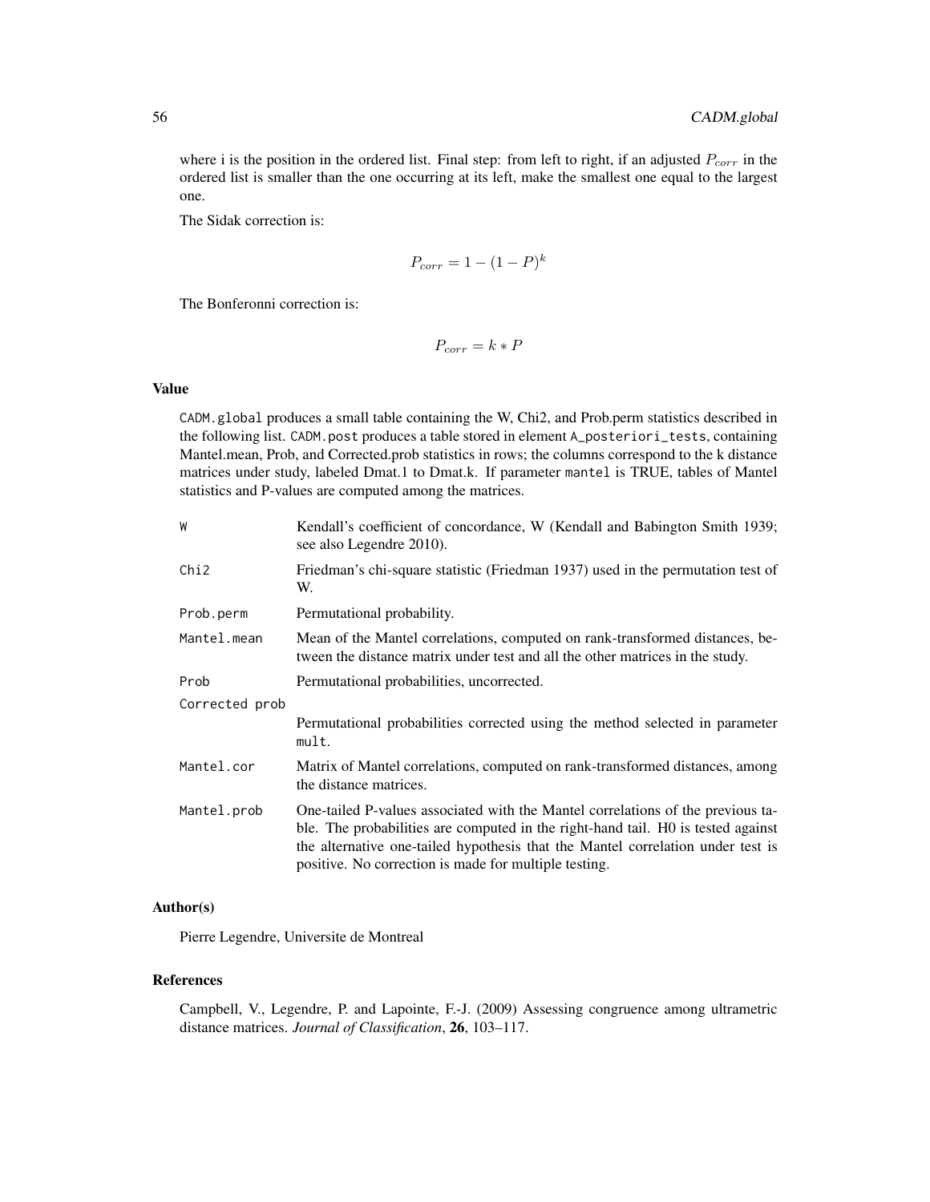where i is the position in the ordered list. Final step: from left to right, if an adjusted $P_{corr}$ in the ordered list is smaller than the one occurring at its left, make the smallest one equal to the largest one.

The Sidak correction is:

$$P_{corr} = 1 - (1 - P)^k$$

The Bonferonni correction is:

$$P_{corr} = k * P$$

## Value

`CADM.global` produces a small table containing the W, Chi2, and Prob.perm statistics described in the following list. `CADM.post` produces a table stored in element `A_posteriori_tests`, containing Mantel.mean, Prob, and Corrected.prob statistics in rows; the columns correspond to the k distance matrices under study, labeled Dmat.1 to Dmat.k. If parameter `mantel` is TRUE, tables of Mantel statistics and P-values are computed among the matrices.

| | |
|---|---|
| `W` | Kendall's coefficient of concordance, W (Kendall and Babington Smith 1939; see also Legendre 2010). |
| `Chi2` | Friedman's chi-square statistic (Friedman 1937) used in the permutation test of W. |
| `Prob.perm` | Permutational probability. |
| `Mantel.mean` | Mean of the Mantel correlations, computed on rank-transformed distances, between the distance matrix under test and all the other matrices in the study. |
| `Prob` | Permutational probabilities, uncorrected. |
| `Corrected prob` | Permutational probabilities corrected using the method selected in parameter `mult`. |
| `Mantel.cor` | Matrix of Mantel correlations, computed on rank-transformed distances, among the distance matrices. |
| `Mantel.prob` | One-tailed P-values associated with the Mantel correlations of the previous table. The probabilities are computed in the right-hand tail. H0 is tested against the alternative one-tailed hypothesis that the Mantel correlation under test is positive. No correction is made for multiple testing. |

## Author(s)

Pierre Legendre, Universite de Montreal

## References

Campbell, V., Legendre, P. and Lapointe, F.-J. (2009) Assessing congruence among ultrametric distance matrices. *Journal of Classification*, **26**, 103–117.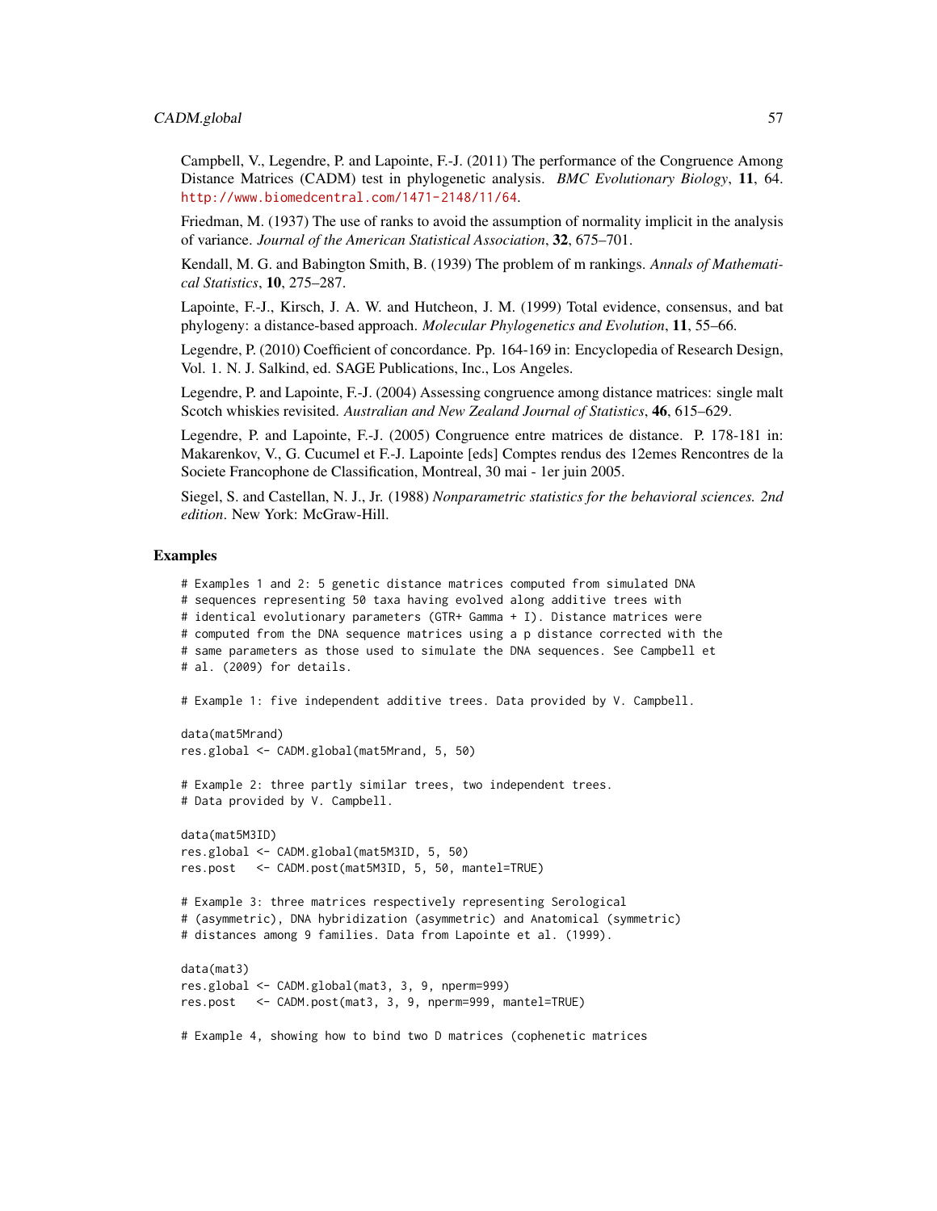Campbell, V., Legendre, P. and Lapointe, F.-J. (2011) The performance of the Congruence Among Distance Matrices (CADM) test in phylogenetic analysis. *BMC Evolutionary Biology*, **11**, 64. http://www.biomedcentral.com/1471-2148/11/64.

Friedman, M. (1937) The use of ranks to avoid the assumption of normality implicit in the analysis of variance. *Journal of the American Statistical Association*, **32**, 675–701.

Kendall, M. G. and Babington Smith, B. (1939) The problem of m rankings. *Annals of Mathematical Statistics*, **10**, 275–287.

Lapointe, F.-J., Kirsch, J. A. W. and Hutcheon, J. M. (1999) Total evidence, consensus, and bat phylogeny: a distance-based approach. *Molecular Phylogenetics and Evolution*, **11**, 55–66.

Legendre, P. (2010) Coefficient of concordance. Pp. 164-169 in: Encyclopedia of Research Design, Vol. 1. N. J. Salkind, ed. SAGE Publications, Inc., Los Angeles.

Legendre, P. and Lapointe, F.-J. (2004) Assessing congruence among distance matrices: single malt Scotch whiskies revisited. *Australian and New Zealand Journal of Statistics*, **46**, 615–629.

Legendre, P. and Lapointe, F.-J. (2005) Congruence entre matrices de distance. P. 178-181 in: Makarenkov, V., G. Cucumel et F.-J. Lapointe [eds] Comptes rendus des 12emes Rencontres de la Societe Francophone de Classification, Montreal, 30 mai - 1er juin 2005.

Siegel, S. and Castellan, N. J., Jr. (1988) *Nonparametric statistics for the behavioral sciences. 2nd edition*. New York: McGraw-Hill.

## Examples

```
# Examples 1 and 2: 5 genetic distance matrices computed from simulated DNA
# sequences representing 50 taxa having evolved along additive trees with
# identical evolutionary parameters (GTR+ Gamma + I). Distance matrices were
# computed from the DNA sequence matrices using a p distance corrected with the
# same parameters as those used to simulate the DNA sequences. See Campbell et
# al. (2009) for details.

# Example 1: five independent additive trees. Data provided by V. Campbell.

data(mat5Mrand)
res.global <- CADM.global(mat5Mrand, 5, 50)

# Example 2: three partly similar trees, two independent trees.
# Data provided by V. Campbell.

data(mat5M3ID)
res.global <- CADM.global(mat5M3ID, 5, 50)
res.post   <- CADM.post(mat5M3ID, 5, 50, mantel=TRUE)

# Example 3: three matrices respectively representing Serological
# (asymmetric), DNA hybridization (asymmetric) and Anatomical (symmetric)
# distances among 9 families. Data from Lapointe et al. (1999).

data(mat3)
res.global <- CADM.global(mat3, 3, 9, nperm=999)
res.post   <- CADM.post(mat3, 3, 9, nperm=999, mantel=TRUE)

# Example 4, showing how to bind two D matrices (cophenetic matrices
```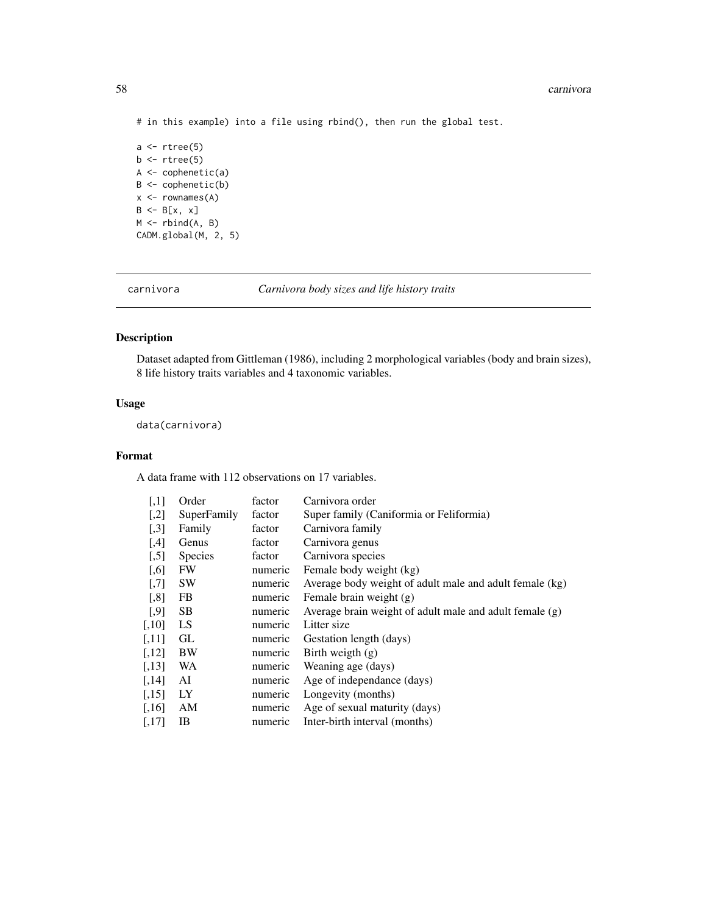```
# in this example) into a file using rbind(), then run the global test.

a <- rtree(5)
b <- rtree(5)
A <- cophenetic(a)
B <- cophenetic(b)
x <- rownames(A)
B <- B[x, x]
M <- rbind(A, B)
CADM.global(M, 2, 5)
```

---

carnivora *Carnivora body sizes and life history traits*

---

## Description

Dataset adapted from Gittleman (1986), including 2 morphological variables (body and brain sizes), 8 life history traits variables and 4 taxonomic variables.

## Usage

```
data(carnivora)
```

## Format

A data frame with 112 observations on 17 variables.

| | | | |
|---|---|---|---|
| [,1] | Order | factor | Carnivora order |
| [,2] | SuperFamily | factor | Super family (Caniformia or Feliformia) |
| [,3] | Family | factor | Carnivora family |
| [,4] | Genus | factor | Carnivora genus |
| [,5] | Species | factor | Carnivora species |
| [,6] | FW | numeric | Female body weight (kg) |
| [,7] | SW | numeric | Average body weight of adult male and adult female (kg) |
| [,8] | FB | numeric | Female brain weight (g) |
| [,9] | SB | numeric | Average brain weight of adult male and adult female (g) |
| [,10] | LS | numeric | Litter size |
| [,11] | GL | numeric | Gestation length (days) |
| [,12] | BW | numeric | Birth weigth (g) |
| [,13] | WA | numeric | Weaning age (days) |
| [,14] | AI | numeric | Age of independance (days) |
| [,15] | LY | numeric | Longevity (months) |
| [,16] | AM | numeric | Age of sexual maturity (days) |
| [,17] | IB | numeric | Inter-birth interval (months) |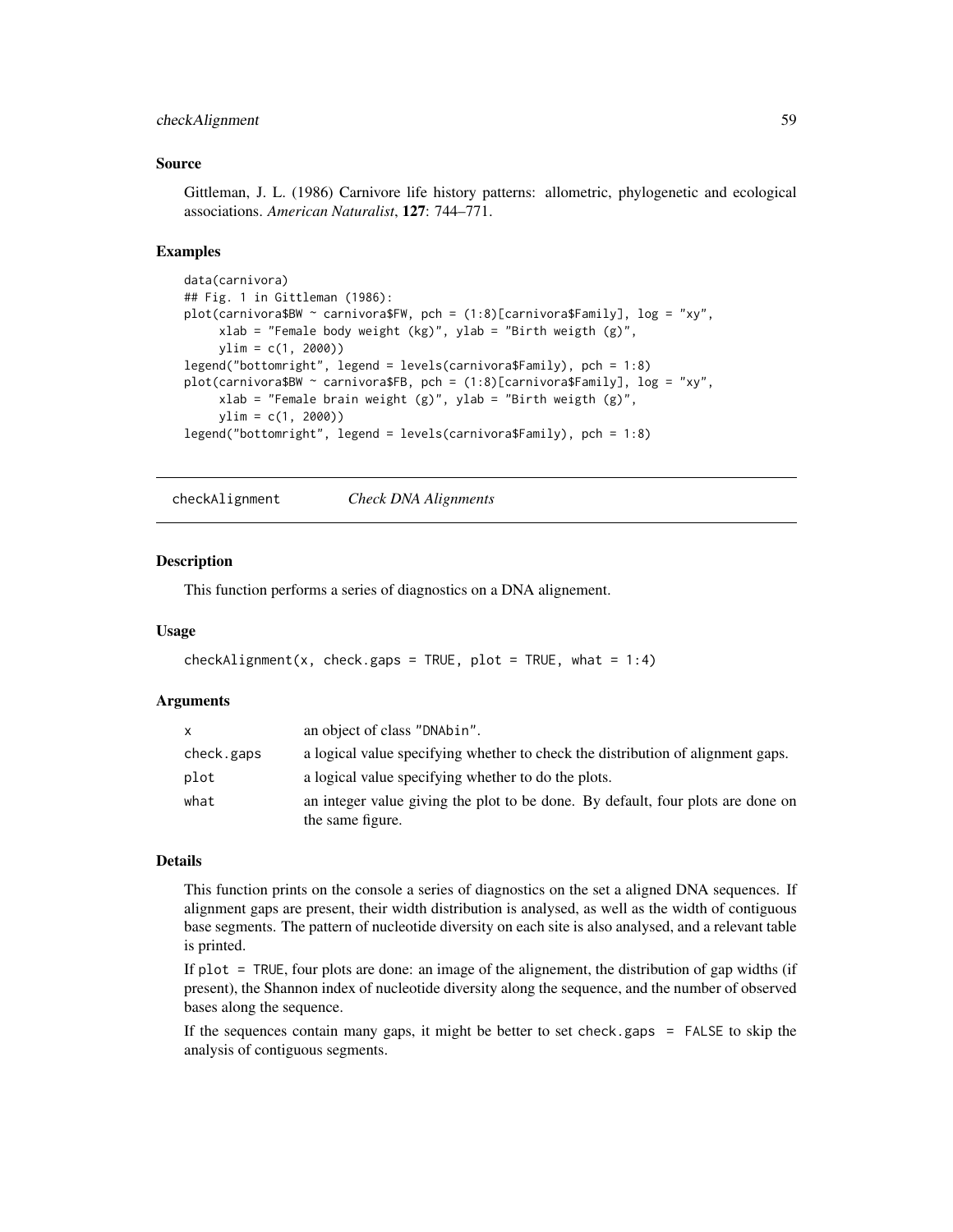## Source

Gittleman, J. L. (1986) Carnivore life history patterns: allometric, phylogenetic and ecological associations. *American Naturalist*, **127**: 744–771.

## Examples

```
data(carnivora)
## Fig. 1 in Gittleman (1986):
plot(carnivora$BW ~ carnivora$FW, pch = (1:8)[carnivora$Family], log = "xy",
     xlab = "Female body weight (kg)", ylab = "Birth weigth (g)",
     ylim = c(1, 2000))
legend("bottomright", legend = levels(carnivora$Family), pch = 1:8)
plot(carnivora$BW ~ carnivora$FB, pch = (1:8)[carnivora$Family], log = "xy",
     xlab = "Female brain weight (g)", ylab = "Birth weigth (g)",
     ylim = c(1, 2000))
legend("bottomright", legend = levels(carnivora$Family), pch = 1:8)
```

---

# checkAlignment *Check DNA Alignments*

## Description

This function performs a series of diagnostics on a DNA alignement.

## Usage

```
checkAlignment(x, check.gaps = TRUE, plot = TRUE, what = 1:4)
```

## Arguments

| | |
|---|---|
| x | an object of class "DNAbin". |
| check.gaps | a logical value specifying whether to check the distribution of alignment gaps. |
| plot | a logical value specifying whether to do the plots. |
| what | an integer value giving the plot to be done. By default, four plots are done on the same figure. |

## Details

This function prints on the console a series of diagnostics on the set a aligned DNA sequences. If alignment gaps are present, their width distribution is analysed, as well as the width of contiguous base segments. The pattern of nucleotide diversity on each site is also analysed, and a relevant table is printed.

If `plot = TRUE`, four plots are done: an image of the alignement, the distribution of gap widths (if present), the Shannon index of nucleotide diversity along the sequence, and the number of observed bases along the sequence.

If the sequences contain many gaps, it might be better to set `check.gaps = FALSE` to skip the analysis of contiguous segments.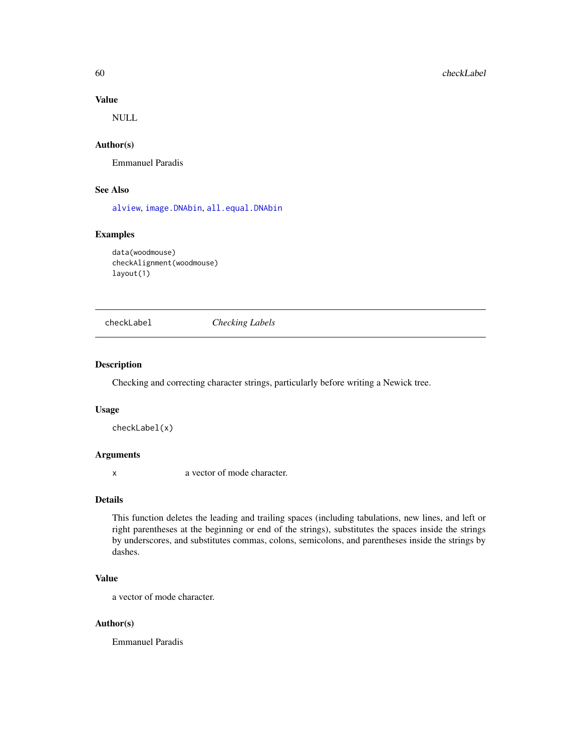### Value

NULL

### Author(s)

Emmanuel Paradis

### See Also

alview, image.DNAbin, all.equal.DNAbin

### Examples

```
data(woodmouse)
checkAlignment(woodmouse)
layout(1)
```

---

## checkLabel *Checking Labels*

---

### Description

Checking and correcting character strings, particularly before writing a Newick tree.

### Usage

```
checkLabel(x)
```

### Arguments

| | |
|---|---|
| x | a vector of mode character. |

### Details

This function deletes the leading and trailing spaces (including tabulations, new lines, and left or right parentheses at the beginning or end of the strings), substitutes the spaces inside the strings by underscores, and substitutes commas, colons, semicolons, and parentheses inside the strings by dashes.

### Value

a vector of mode character.

### Author(s)

Emmanuel Paradis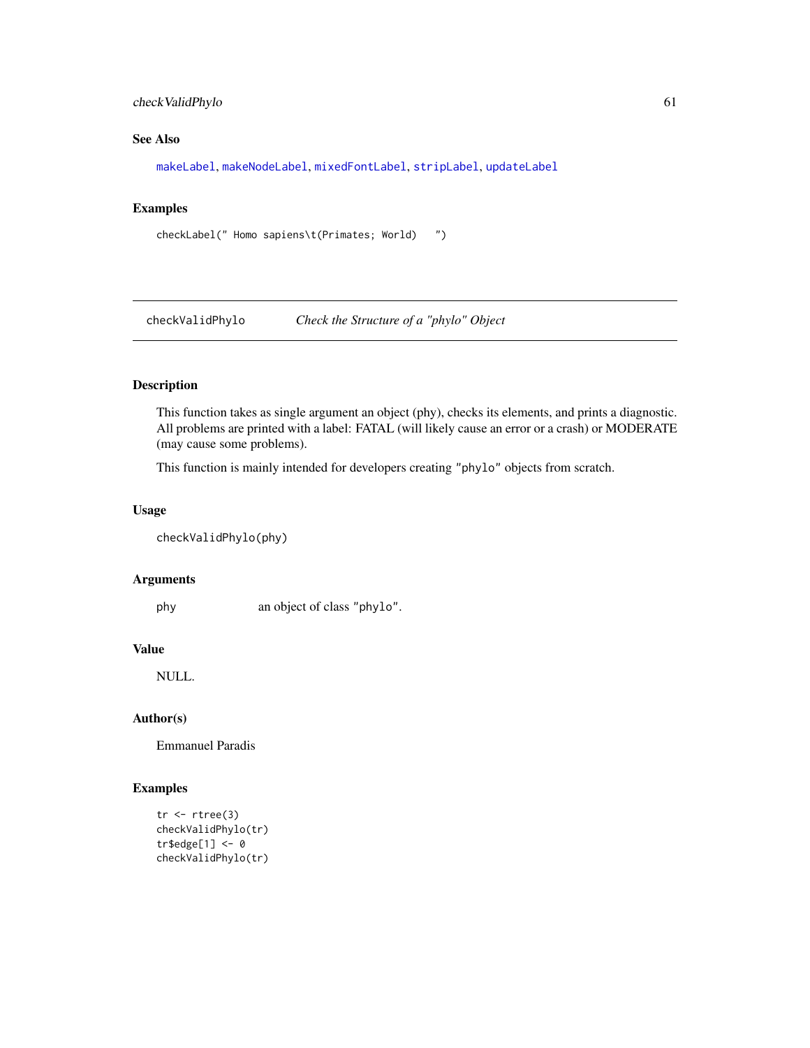### See Also

makeLabel, makeNodeLabel, mixedFontLabel, stripLabel, updateLabel

### Examples

```
checkLabel(" Homo sapiens\t(Primates; World)   ")
```

---

## checkValidPhylo *Check the Structure of a "phylo" Object*

---

### Description

This function takes as single argument an object (phy), checks its elements, and prints a diagnostic. All problems are printed with a label: FATAL (will likely cause an error or a crash) or MODERATE (may cause some problems).

This function is mainly intended for developers creating "phylo" objects from scratch.

### Usage

```
checkValidPhylo(phy)
```

### Arguments

| | |
|---|---|
| phy | an object of class "phylo". |

### Value

NULL.

### Author(s)

Emmanuel Paradis

### Examples

```
tr <- rtree(3)
checkValidPhylo(tr)
tr$edge[1] <- 0
checkValidPhylo(tr)
```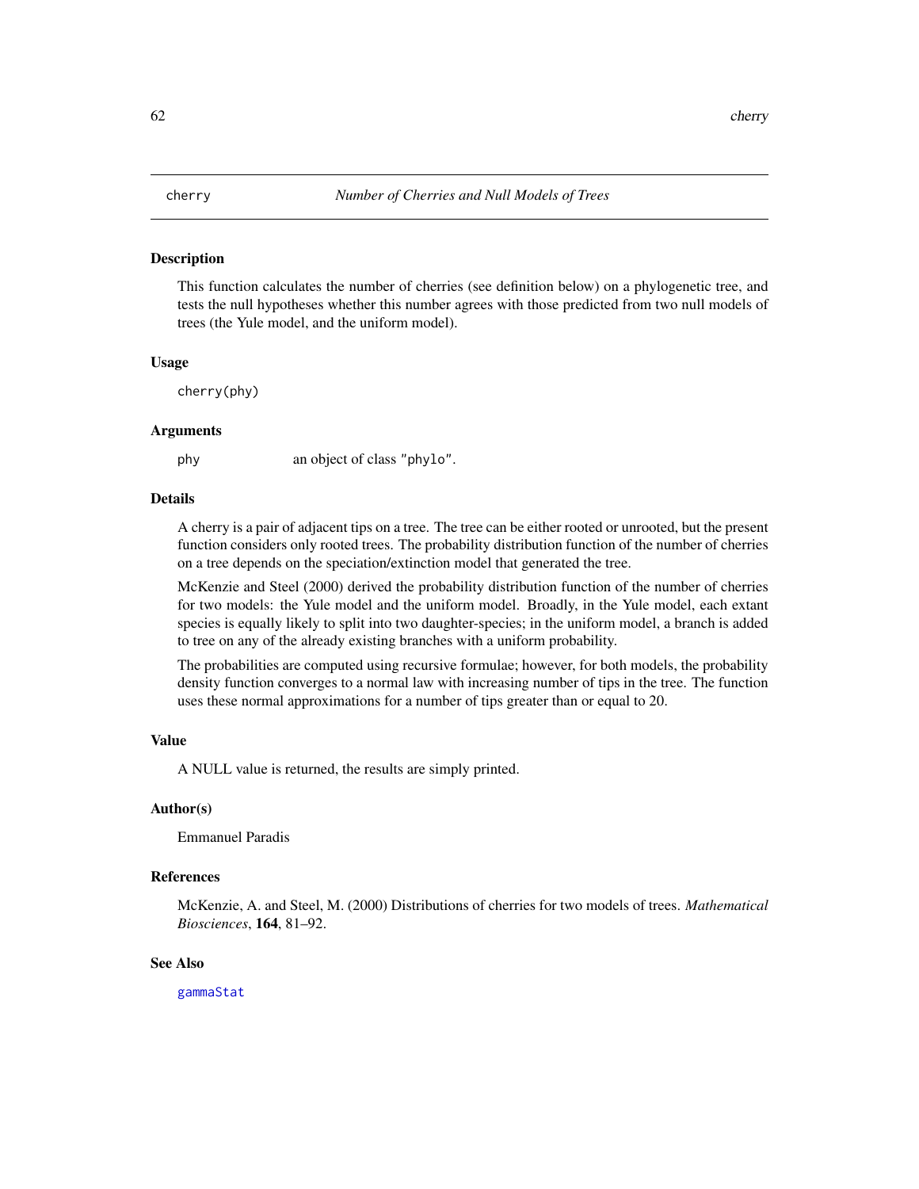# cherry — *Number of Cherries and Null Models of Trees*

## Description

This function calculates the number of cherries (see definition below) on a phylogenetic tree, and tests the null hypotheses whether this number agrees with those predicted from two null models of trees (the Yule model, and the uniform model).

## Usage

```
cherry(phy)
```

## Arguments

phy — an object of class "phylo".

## Details

A cherry is a pair of adjacent tips on a tree. The tree can be either rooted or unrooted, but the present function considers only rooted trees. The probability distribution function of the number of cherries on a tree depends on the speciation/extinction model that generated the tree.

McKenzie and Steel (2000) derived the probability distribution function of the number of cherries for two models: the Yule model and the uniform model. Broadly, in the Yule model, each extant species is equally likely to split into two daughter-species; in the uniform model, a branch is added to tree on any of the already existing branches with a uniform probability.

The probabilities are computed using recursive formulae; however, for both models, the probability density function converges to a normal law with increasing number of tips in the tree. The function uses these normal approximations for a number of tips greater than or equal to 20.

## Value

A NULL value is returned, the results are simply printed.

## Author(s)

Emmanuel Paradis

## References

McKenzie, A. and Steel, M. (2000) Distributions of cherries for two models of trees. *Mathematical Biosciences*, **164**, 81–92.

## See Also

gammaStat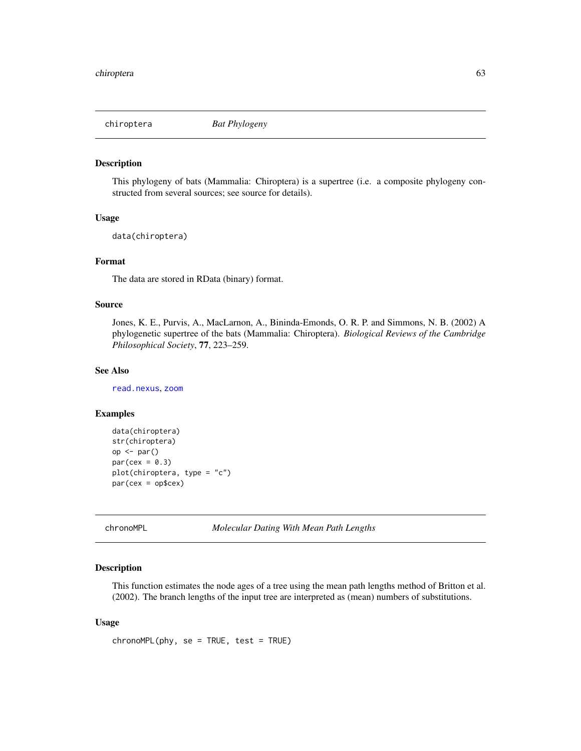## chiroptera — *Bat Phylogeny*

### Description

This phylogeny of bats (Mammalia: Chiroptera) is a supertree (i.e. a composite phylogeny constructed from several sources; see source for details).

### Usage

```
data(chiroptera)
```

### Format

The data are stored in RData (binary) format.

### Source

Jones, K. E., Purvis, A., MacLarnon, A., Bininda-Emonds, O. R. P. and Simmons, N. B. (2002) A phylogenetic supertree of the bats (Mammalia: Chiroptera). *Biological Reviews of the Cambridge Philosophical Society*, **77**, 223–259.

### See Also

read.nexus, zoom

### Examples

```
data(chiroptera)
str(chiroptera)
op <- par()
par(cex = 0.3)
plot(chiroptera, type = "c")
par(cex = op$cex)
```

## chronoMPL — *Molecular Dating With Mean Path Lengths*

### Description

This function estimates the node ages of a tree using the mean path lengths method of Britton et al. (2002). The branch lengths of the input tree are interpreted as (mean) numbers of substitutions.

### Usage

```
chronoMPL(phy, se = TRUE, test = TRUE)
```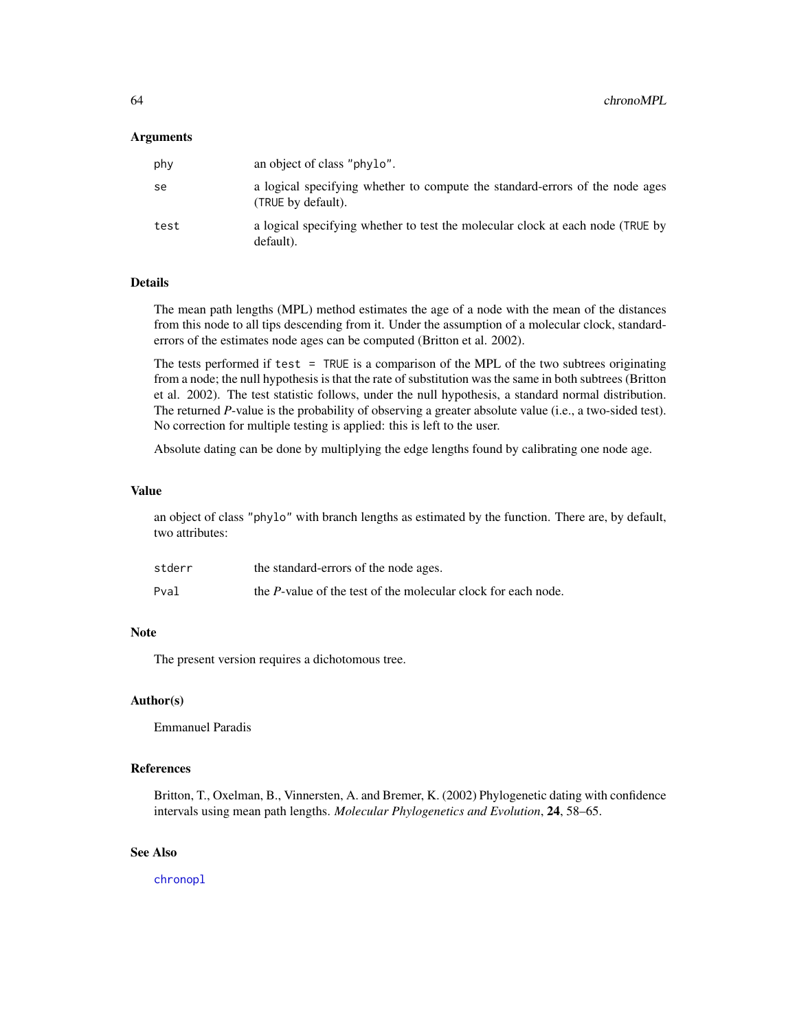## Arguments

| | |
|---|---|
| `phy` | an object of class `"phylo"`. |
| `se` | a logical specifying whether to compute the standard-errors of the node ages (`TRUE` by default). |
| `test` | a logical specifying whether to test the molecular clock at each node (`TRUE` by default). |

## Details

The mean path lengths (MPL) method estimates the age of a node with the mean of the distances from this node to all tips descending from it. Under the assumption of a molecular clock, standard-errors of the estimates node ages can be computed (Britton et al. 2002).

The tests performed if `test = TRUE` is a comparison of the MPL of the two subtrees originating from a node; the null hypothesis is that the rate of substitution was the same in both subtrees (Britton et al. 2002). The test statistic follows, under the null hypothesis, a standard normal distribution. The returned *P*-value is the probability of observing a greater absolute value (i.e., a two-sided test). No correction for multiple testing is applied: this is left to the user.

Absolute dating can be done by multiplying the edge lengths found by calibrating one node age.

## Value

an object of class `"phylo"` with branch lengths as estimated by the function. There are, by default, two attributes:

| | |
|---|---|
| `stderr` | the standard-errors of the node ages. |
| `Pval` | the *P*-value of the test of the molecular clock for each node. |

## Note

The present version requires a dichotomous tree.

## Author(s)

Emmanuel Paradis

## References

Britton, T., Oxelman, B., Vinnersten, A. and Bremer, K. (2002) Phylogenetic dating with confidence intervals using mean path lengths. *Molecular Phylogenetics and Evolution*, **24**, 58–65.

## See Also

`chronopl`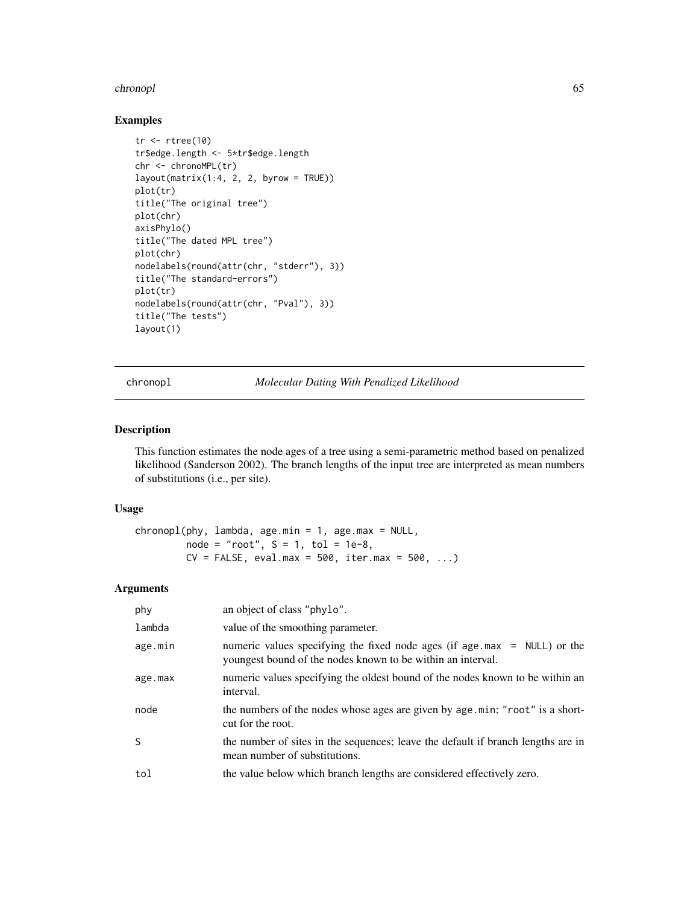## Examples

```
tr <- rtree(10)
tr$edge.length <- 5*tr$edge.length
chr <- chronoMPL(tr)
layout(matrix(1:4, 2, 2, byrow = TRUE))
plot(tr)
title("The original tree")
plot(chr)
axisPhylo()
title("The dated MPL tree")
plot(chr)
nodelabels(round(attr(chr, "stderr"), 3))
title("The standard-errors")
plot(tr)
nodelabels(round(attr(chr, "Pval"), 3))
title("The tests")
layout(1)
```

---

# chronopl — *Molecular Dating With Penalized Likelihood*

## Description

This function estimates the node ages of a tree using a semi-parametric method based on penalized likelihood (Sanderson 2002). The branch lengths of the input tree are interpreted as mean numbers of substitutions (i.e., per site).

## Usage

```
chronopl(phy, lambda, age.min = 1, age.max = NULL,
         node = "root", S = 1, tol = 1e-8,
         CV = FALSE, eval.max = 500, iter.max = 500, ...)
```

## Arguments

| | |
|---|---|
| phy | an object of class "phylo". |
| lambda | value of the smoothing parameter. |
| age.min | numeric values specifying the fixed node ages (if age.max = NULL) or the youngest bound of the nodes known to be within an interval. |
| age.max | numeric values specifying the oldest bound of the nodes known to be within an interval. |
| node | the numbers of the nodes whose ages are given by age.min; "root" is a short-cut for the root. |
| S | the number of sites in the sequences; leave the default if branch lengths are in mean number of substitutions. |
| tol | the value below which branch lengths are considered effectively zero. |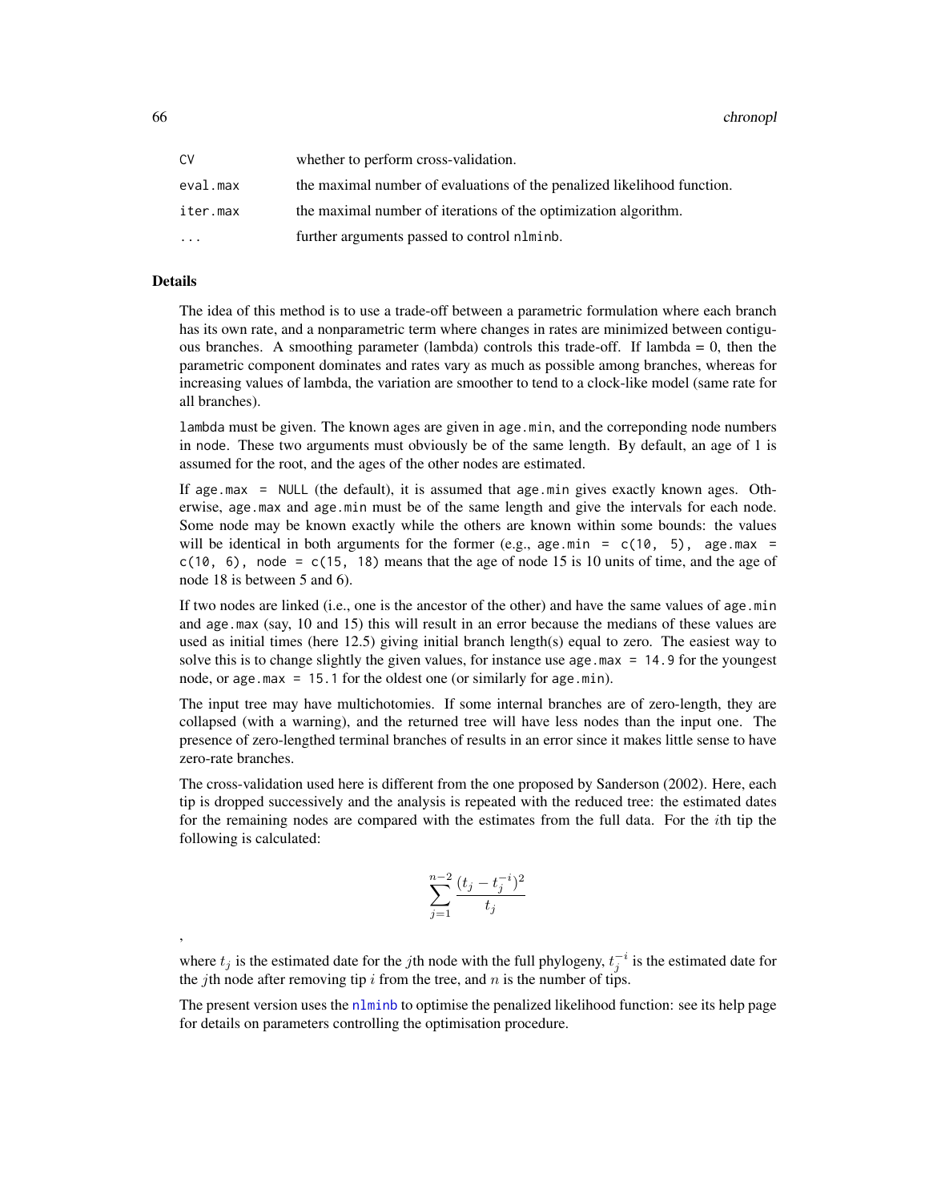| | |
|---|---|
| CV | whether to perform cross-validation. |
| eval.max | the maximal number of evaluations of the penalized likelihood function. |
| iter.max | the maximal number of iterations of the optimization algorithm. |
| ... | further arguments passed to control nlminb. |

## Details

The idea of this method is to use a trade-off between a parametric formulation where each branch has its own rate, and a nonparametric term where changes in rates are minimized between contiguous branches. A smoothing parameter (lambda) controls this trade-off. If lambda = 0, then the parametric component dominates and rates vary as much as possible among branches, whereas for increasing values of lambda, the variation are smoother to tend to a clock-like model (same rate for all branches).

lambda must be given. The known ages are given in age.min, and the correponding node numbers in node. These two arguments must obviously be of the same length. By default, an age of 1 is assumed for the root, and the ages of the other nodes are estimated.

If age.max = NULL (the default), it is assumed that age.min gives exactly known ages. Otherwise, age.max and age.min must be of the same length and give the intervals for each node. Some node may be known exactly while the others are known within some bounds: the values will be identical in both arguments for the former (e.g., age.min = c(10, 5), age.max = c(10, 6), node = c(15, 18) means that the age of node 15 is 10 units of time, and the age of node 18 is between 5 and 6).

If two nodes are linked (i.e., one is the ancestor of the other) and have the same values of age.min and age.max (say, 10 and 15) this will result in an error because the medians of these values are used as initial times (here 12.5) giving initial branch length(s) equal to zero. The easiest way to solve this is to change slightly the given values, for instance use age.max = 14.9 for the youngest node, or age.max = 15.1 for the oldest one (or similarly for age.min).

The input tree may have multichotomies. If some internal branches are of zero-length, they are collapsed (with a warning), and the returned tree will have less nodes than the input one. The presence of zero-lengthed terminal branches of results in an error since it makes little sense to have zero-rate branches.

The cross-validation used here is different from the one proposed by Sanderson (2002). Here, each tip is dropped successively and the analysis is repeated with the reduced tree: the estimated dates for the remaining nodes are compared with the estimates from the full data. For the $i$th tip the following is calculated:

$$\sum_{j=1}^{n-2} \frac{(t_j - t_j^{-i})^2}{t_j}$$

,

where $t_j$ is the estimated date for the $j$th node with the full phylogeny, $t_j^{-i}$ is the estimated date for the $j$th node after removing tip $i$ from the tree, and $n$ is the number of tips.

The present version uses the nlminb to optimise the penalized likelihood function: see its help page for details on parameters controlling the optimisation procedure.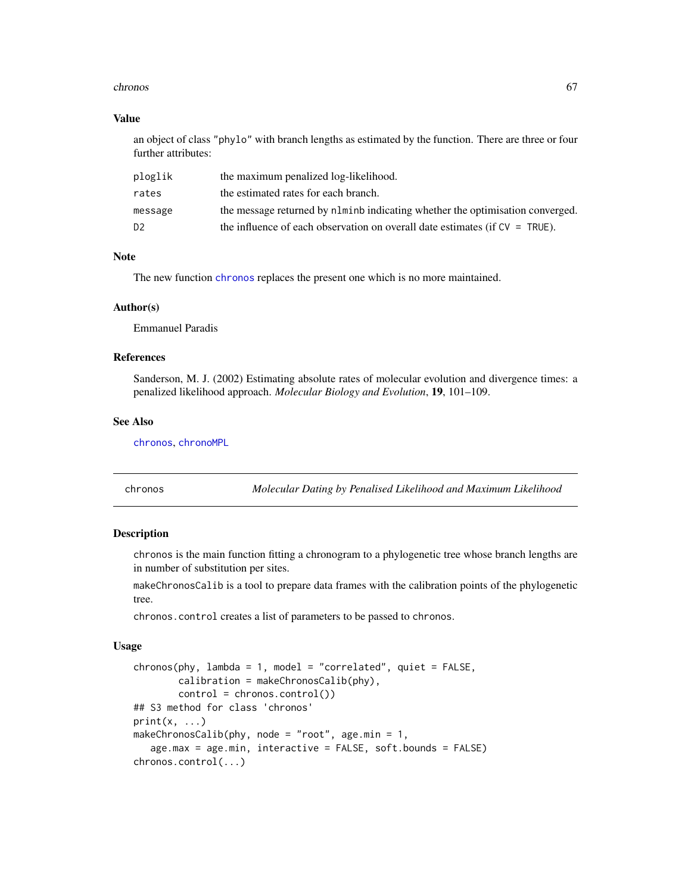### Value

an object of class "phylo" with branch lengths as estimated by the function. There are three or four further attributes:

| | |
|---|---|
| ploglik | the maximum penalized log-likelihood. |
| rates | the estimated rates for each branch. |
| message | the message returned by nlminb indicating whether the optimisation converged. |
| D2 | the influence of each observation on overall date estimates (if CV = TRUE). |

### Note

The new function chronos replaces the present one which is no more maintained.

### Author(s)

Emmanuel Paradis

### References

Sanderson, M. J. (2002) Estimating absolute rates of molecular evolution and divergence times: a penalized likelihood approach. *Molecular Biology and Evolution*, **19**, 101–109.

### See Also

chronos, chronoMPL

---

## chronos — *Molecular Dating by Penalised Likelihood and Maximum Likelihood*

### Description

chronos is the main function fitting a chronogram to a phylogenetic tree whose branch lengths are in number of substitution per sites.

makeChronosCalib is a tool to prepare data frames with the calibration points of the phylogenetic tree.

chronos.control creates a list of parameters to be passed to chronos.

### Usage

```
chronos(phy, lambda = 1, model = "correlated", quiet = FALSE,
        calibration = makeChronosCalib(phy),
        control = chronos.control())
## S3 method for class 'chronos'
print(x, ...)
makeChronosCalib(phy, node = "root", age.min = 1,
   age.max = age.min, interactive = FALSE, soft.bounds = FALSE)
chronos.control(...)
```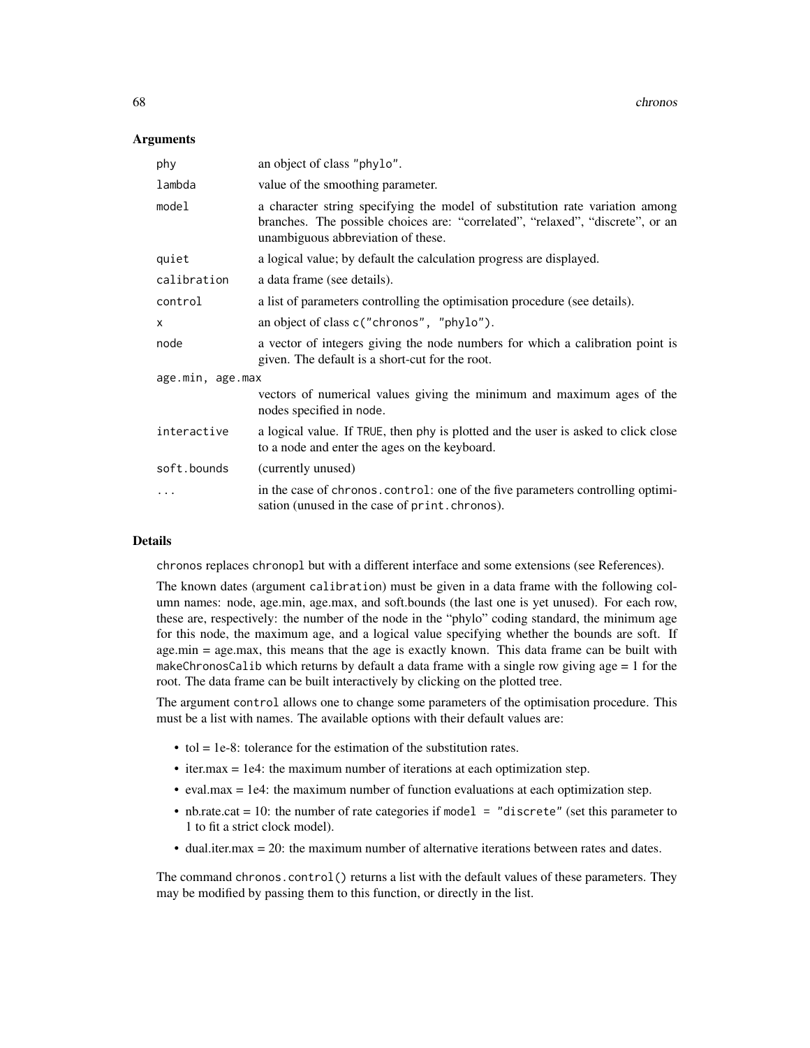## Arguments

| | |
|---|---|
| `phy` | an object of class "phylo". |
| `lambda` | value of the smoothing parameter. |
| `model` | a character string specifying the model of substitution rate variation among branches. The possible choices are: "correlated", "relaxed", "discrete", or an unambiguous abbreviation of these. |
| `quiet` | a logical value; by default the calculation progress are displayed. |
| `calibration` | a data frame (see details). |
| `control` | a list of parameters controlling the optimisation procedure (see details). |
| `x` | an object of class `c("chronos", "phylo")`. |
| `node` | a vector of integers giving the node numbers for which a calibration point is given. The default is a short-cut for the root. |
| `age.min, age.max` | vectors of numerical values giving the minimum and maximum ages of the nodes specified in `node`. |
| `interactive` | a logical value. If `TRUE`, then `phy` is plotted and the user is asked to click close to a node and enter the ages on the keyboard. |
| `soft.bounds` | (currently unused) |
| `...` | in the case of `chronos.control`: one of the five parameters controlling optimisation (unused in the case of `print.chronos`). |

## Details

`chronos` replaces `chronopl` but with a different interface and some extensions (see References).

The known dates (argument `calibration`) must be given in a data frame with the following column names: node, age.min, age.max, and soft.bounds (the last one is yet unused). For each row, these are, respectively: the number of the node in the "phylo" coding standard, the minimum age for this node, the maximum age, and a logical value specifying whether the bounds are soft. If age.min = age.max, this means that the age is exactly known. This data frame can be built with `makeChronosCalib` which returns by default a data frame with a single row giving age = 1 for the root. The data frame can be built interactively by clicking on the plotted tree.

The argument `control` allows one to change some parameters of the optimisation procedure. This must be a list with names. The available options with their default values are:

- tol = 1e-8: tolerance for the estimation of the substitution rates.
- iter.max = 1e4: the maximum number of iterations at each optimization step.
- eval.max = 1e4: the maximum number of function evaluations at each optimization step.
- nb.rate.cat = 10: the number of rate categories if `model = "discrete"` (set this parameter to 1 to fit a strict clock model).
- dual.iter.max = 20: the maximum number of alternative iterations between rates and dates.

The command `chronos.control()` returns a list with the default values of these parameters. They may be modified by passing them to this function, or directly in the list.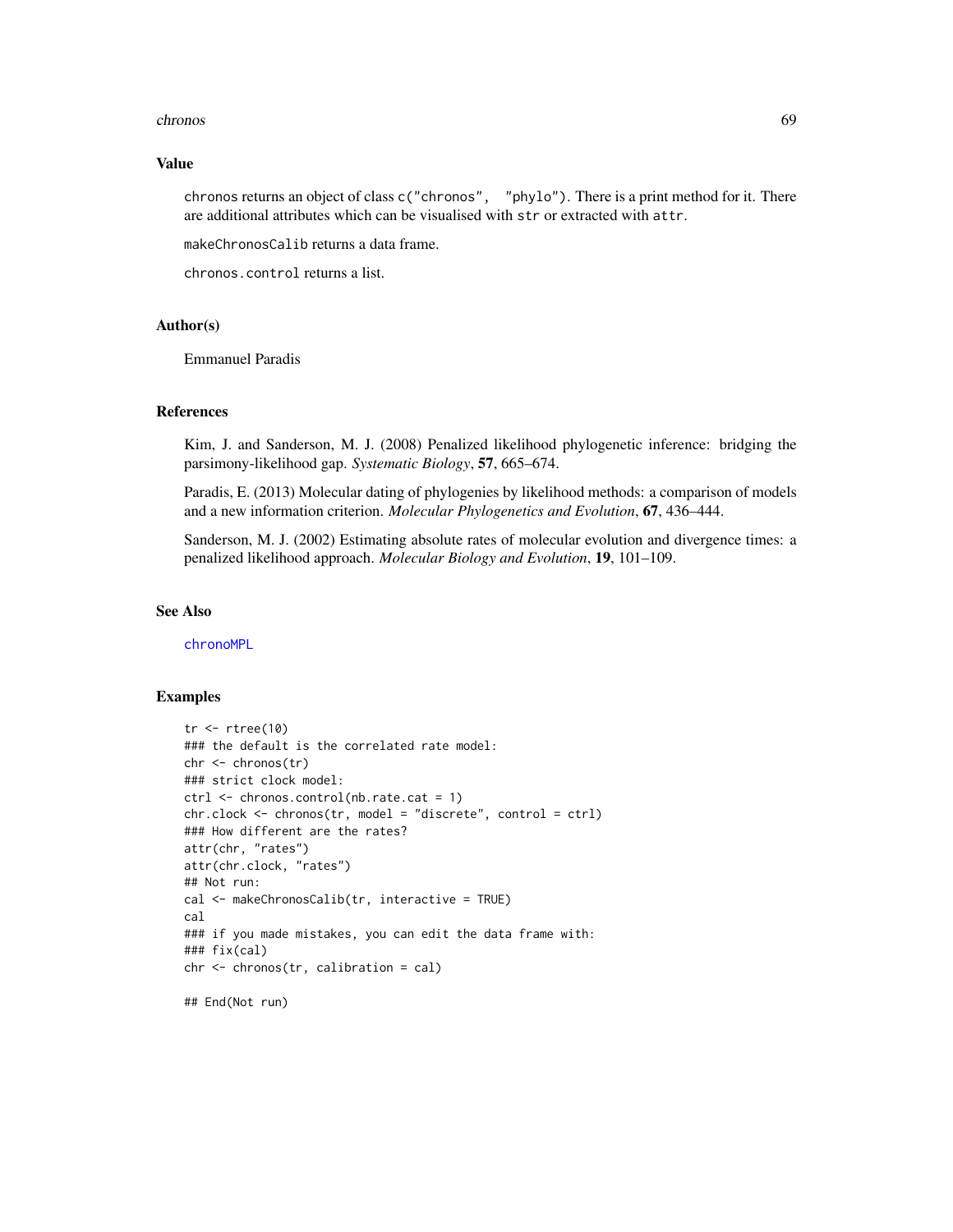## Value

chronos returns an object of class c("chronos", "phylo"). There is a print method for it. There are additional attributes which can be visualised with str or extracted with attr.

makeChronosCalib returns a data frame.

chronos.control returns a list.

## Author(s)

Emmanuel Paradis

## References

Kim, J. and Sanderson, M. J. (2008) Penalized likelihood phylogenetic inference: bridging the parsimony-likelihood gap. *Systematic Biology*, **57**, 665–674.

Paradis, E. (2013) Molecular dating of phylogenies by likelihood methods: a comparison of models and a new information criterion. *Molecular Phylogenetics and Evolution*, **67**, 436–444.

Sanderson, M. J. (2002) Estimating absolute rates of molecular evolution and divergence times: a penalized likelihood approach. *Molecular Biology and Evolution*, **19**, 101–109.

## See Also

chronoMPL

## Examples

```
tr <- rtree(10)
### the default is the correlated rate model:
chr <- chronos(tr)
### strict clock model:
ctrl <- chronos.control(nb.rate.cat = 1)
chr.clock <- chronos(tr, model = "discrete", control = ctrl)
### How different are the rates?
attr(chr, "rates")
attr(chr.clock, "rates")
## Not run:
cal <- makeChronosCalib(tr, interactive = TRUE)
cal
### if you made mistakes, you can edit the data frame with:
### fix(cal)
chr <- chronos(tr, calibration = cal)

## End(Not run)
```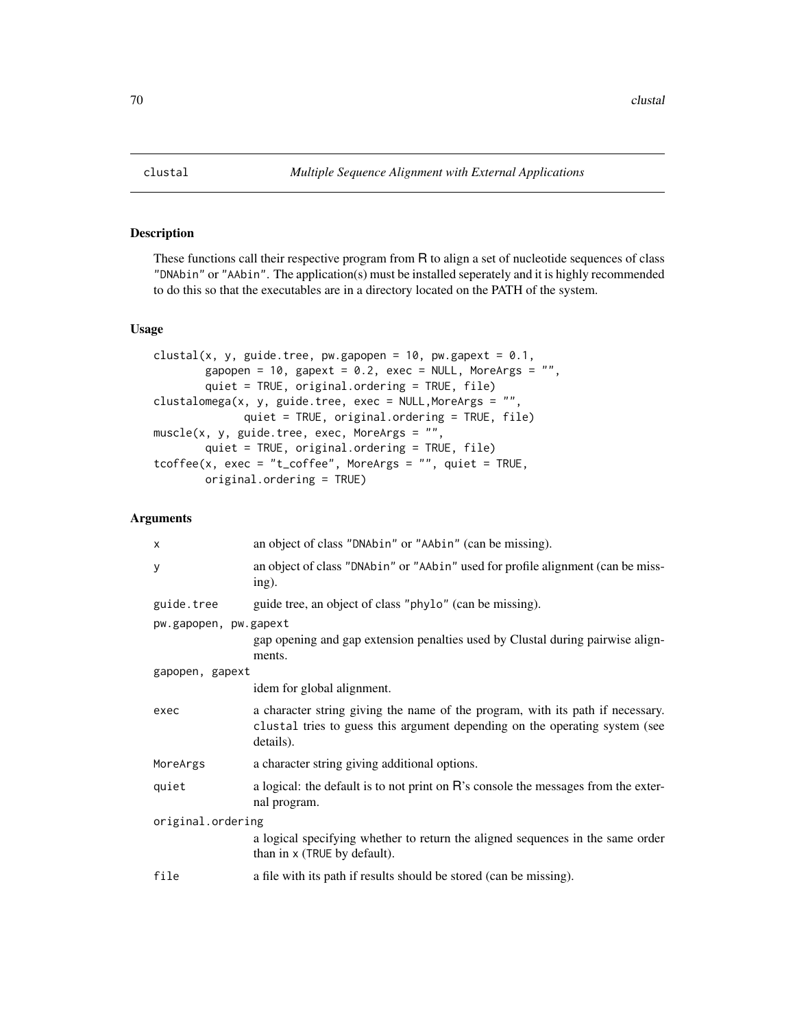# clustal — *Multiple Sequence Alignment with External Applications*

## Description

These functions call their respective program from R to align a set of nucleotide sequences of class "DNAbin" or "AAbin". The application(s) must be installed seperately and it is highly recommended to do this so that the executables are in a directory located on the PATH of the system.

## Usage

```
clustal(x, y, guide.tree, pw.gapopen = 10, pw.gapext = 0.1,
        gapopen = 10, gapext = 0.2, exec = NULL, MoreArgs = "",
        quiet = TRUE, original.ordering = TRUE, file)
clustalomega(x, y, guide.tree, exec = NULL,MoreArgs = "",
             quiet = TRUE, original.ordering = TRUE, file)
muscle(x, y, guide.tree, exec, MoreArgs = "",
        quiet = TRUE, original.ordering = TRUE, file)
tcoffee(x, exec = "t_coffee", MoreArgs = "", quiet = TRUE,
        original.ordering = TRUE)
```

## Arguments

`x` — an object of class "DNAbin" or "AAbin" (can be missing).

`y` — an object of class "DNAbin" or "AAbin" used for profile alignment (can be missing).

`guide.tree` — guide tree, an object of class "phylo" (can be missing).

`pw.gapopen, pw.gapext` — gap opening and gap extension penalties used by Clustal during pairwise alignments.

`gapopen, gapext` — idem for global alignment.

`exec` — a character string giving the name of the program, with its path if necessary. `clustal` tries to guess this argument depending on the operating system (see details).

`MoreArgs` — a character string giving additional options.

`quiet` — a logical: the default is to not print on R's console the messages from the external program.

`original.ordering` — a logical specifying whether to return the aligned sequences in the same order than in `x` (`TRUE` by default).

`file` — a file with its path if results should be stored (can be missing).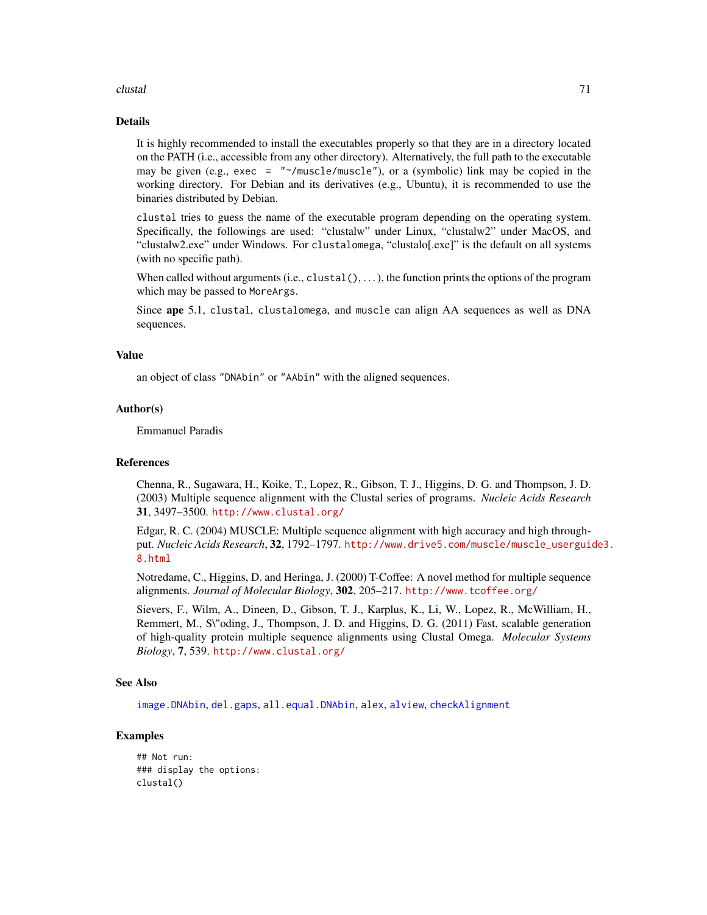## Details

It is highly recommended to install the executables properly so that they are in a directory located on the PATH (i.e., accessible from any other directory). Alternatively, the full path to the executable may be given (e.g., `exec = "~/muscle/muscle"`), or a (symbolic) link may be copied in the working directory. For Debian and its derivatives (e.g., Ubuntu), it is recommended to use the binaries distributed by Debian.

`clustal` tries to guess the name of the executable program depending on the operating system. Specifically, the followings are used: "clustalw" under Linux, "clustalw2" under MacOS, and "clustalw2.exe" under Windows. For `clustalomega`, "clustalo[.exe]" is the default on all systems (with no specific path).

When called without arguments (i.e., `clustal()`, ...), the function prints the options of the program which may be passed to `MoreArgs`.

Since **ape** 5.1, `clustal`, `clustalomega`, and `muscle` can align AA sequences as well as DNA sequences.

## Value

an object of class `"DNAbin"` or `"AAbin"` with the aligned sequences.

## Author(s)

Emmanuel Paradis

## References

Chenna, R., Sugawara, H., Koike, T., Lopez, R., Gibson, T. J., Higgins, D. G. and Thompson, J. D. (2003) Multiple sequence alignment with the Clustal series of programs. *Nucleic Acids Research* **31**, 3497–3500. http://www.clustal.org/

Edgar, R. C. (2004) MUSCLE: Multiple sequence alignment with high accuracy and high throughput. *Nucleic Acids Research*, **32**, 1792–1797. http://www.drive5.com/muscle/muscle_userguide3.8.html

Notredame, C., Higgins, D. and Heringa, J. (2000) T-Coffee: A novel method for multiple sequence alignments. *Journal of Molecular Biology*, **302**, 205–217. http://www.tcoffee.org/

Sievers, F., Wilm, A., Dineen, D., Gibson, T. J., Karplus, K., Li, W., Lopez, R., McWilliam, H., Remmert, M., S\"oding, J., Thompson, J. D. and Higgins, D. G. (2011) Fast, scalable generation of high-quality protein multiple sequence alignments using Clustal Omega. *Molecular Systems Biology*, **7**, 539. http://www.clustal.org/

## See Also

`image.DNAbin`, `del.gaps`, `all.equal.DNAbin`, `alex`, `alview`, `checkAlignment`

## Examples

```
## Not run:
### display the options:
clustal()
```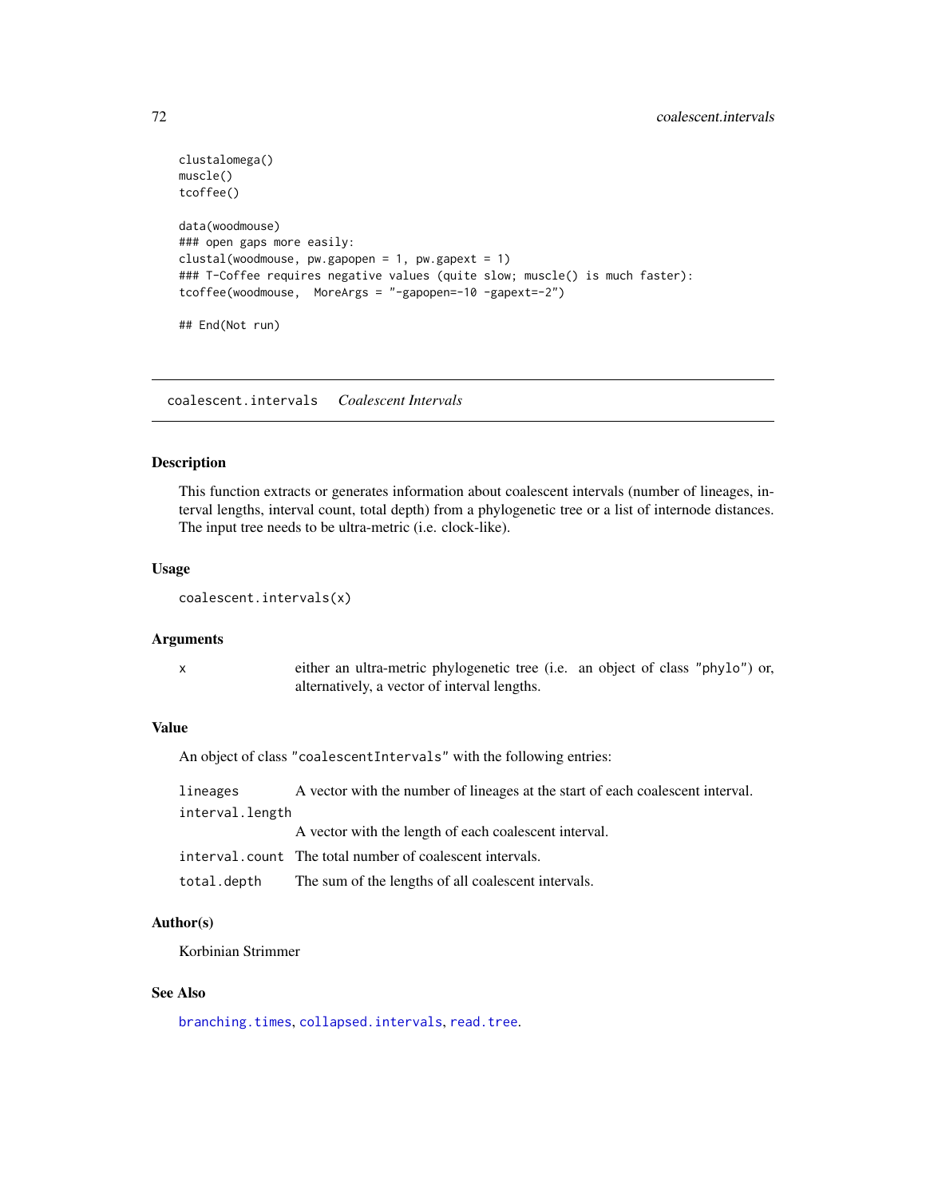```
clustalomega()
muscle()
tcoffee()

data(woodmouse)
### open gaps more easily:
clustal(woodmouse, pw.gapopen = 1, pw.gapext = 1)
### T-Coffee requires negative values (quite slow; muscle() is much faster):
tcoffee(woodmouse,  MoreArgs = "-gapopen=-10 -gapext=-2")

## End(Not run)
```

---

## coalescent.intervals    *Coalescent Intervals*

---

### Description

This function extracts or generates information about coalescent intervals (number of lineages, interval lengths, interval count, total depth) from a phylogenetic tree or a list of internode distances. The input tree needs to be ultra-metric (i.e. clock-like).

### Usage

```
coalescent.intervals(x)
```

### Arguments

| | |
|---|---|
| `x` | either an ultra-metric phylogenetic tree (i.e. an object of class "phylo") or, alternatively, a vector of interval lengths. |

### Value

An object of class "coalescentIntervals" with the following entries:

| | |
|---|---|
| `lineages` | A vector with the number of lineages at the start of each coalescent interval. |
| `interval.length` | A vector with the length of each coalescent interval. |
| `interval.count` | The total number of coalescent intervals. |
| `total.depth` | The sum of the lengths of all coalescent intervals. |

### Author(s)

Korbinian Strimmer

### See Also

`branching.times`, `collapsed.intervals`, `read.tree`.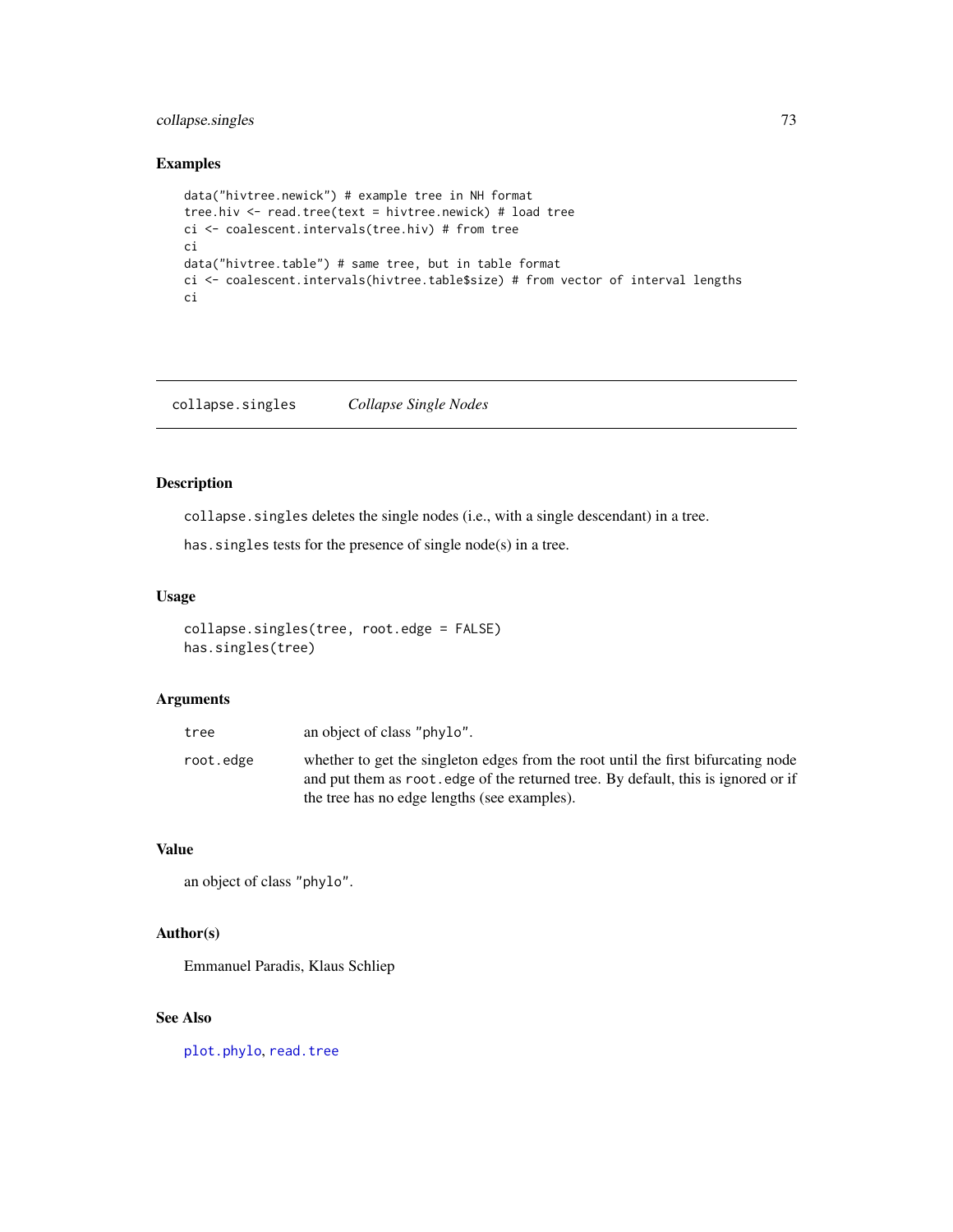### Examples

```
data("hivtree.newick") # example tree in NH format
tree.hiv <- read.tree(text = hivtree.newick) # load tree
ci <- coalescent.intervals(tree.hiv) # from tree
ci
data("hivtree.table") # same tree, but in table format
ci <- coalescent.intervals(hivtree.table$size) # from vector of interval lengths
ci
```

---

## collapse.singles *Collapse Single Nodes*

### Description

`collapse.singles` deletes the single nodes (i.e., with a single descendant) in a tree.

`has.singles` tests for the presence of single node(s) in a tree.

### Usage

```
collapse.singles(tree, root.edge = FALSE)
has.singles(tree)
```

### Arguments

| | |
|---|---|
| `tree` | an object of class "phylo". |
| `root.edge` | whether to get the singleton edges from the root until the first bifurcating node and put them as `root.edge` of the returned tree. By default, this is ignored or if the tree has no edge lengths (see examples). |

### Value

an object of class "phylo".

### Author(s)

Emmanuel Paradis, Klaus Schliep

### See Also

`plot.phylo`, `read.tree`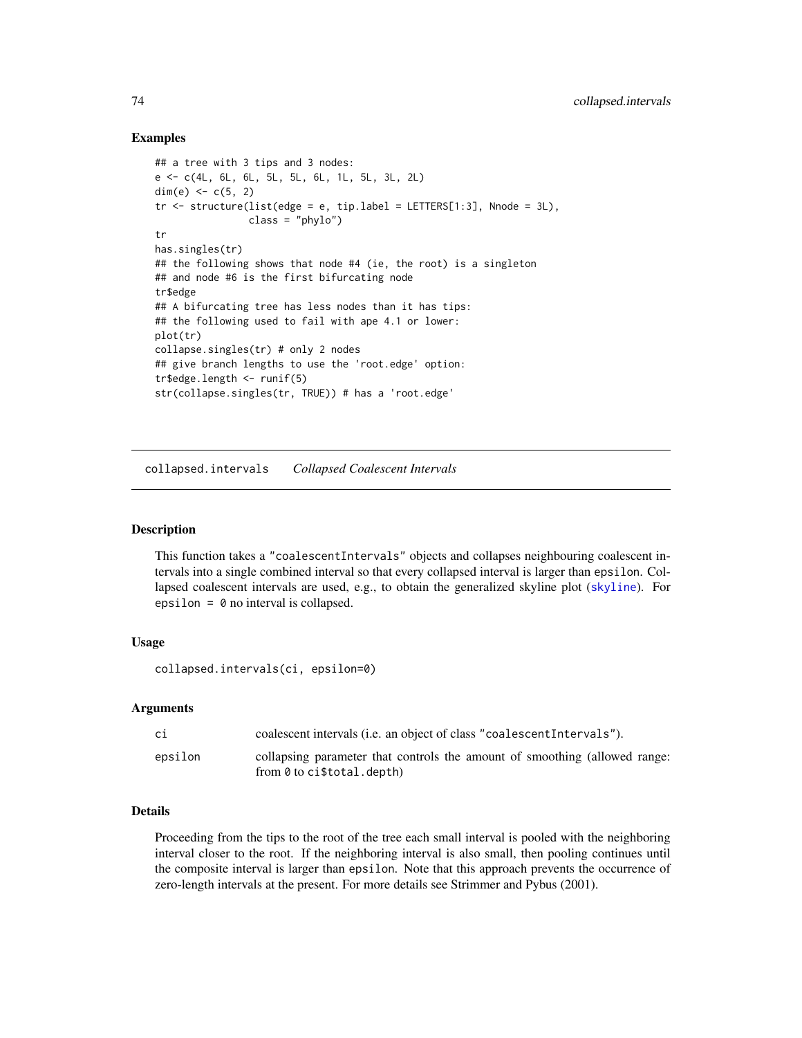## Examples

```
## a tree with 3 tips and 3 nodes:
e <- c(4L, 6L, 6L, 5L, 5L, 6L, 1L, 5L, 3L, 2L)
dim(e) <- c(5, 2)
tr <- structure(list(edge = e, tip.label = LETTERS[1:3], Nnode = 3L),
                class = "phylo")
tr
has.singles(tr)
## the following shows that node #4 (ie, the root) is a singleton
## and node #6 is the first bifurcating node
tr$edge
## A bifurcating tree has less nodes than it has tips:
## the following used to fail with ape 4.1 or lower:
plot(tr)
collapse.singles(tr) # only 2 nodes
## give branch lengths to use the 'root.edge' option:
tr$edge.length <- runif(5)
str(collapse.singles(tr, TRUE)) # has a 'root.edge'
```

---

# collapsed.intervals *Collapsed Coalescent Intervals*

## Description

This function takes a "coalescentIntervals" objects and collapses neighbouring coalescent intervals into a single combined interval so that every collapsed interval is larger than `epsilon`. Collapsed coalescent intervals are used, e.g., to obtain the generalized skyline plot (`skyline`). For `epsilon = 0` no interval is collapsed.

## Usage

```
collapsed.intervals(ci, epsilon=0)
```

## Arguments

| | |
|---|---|
| `ci` | coalescent intervals (i.e. an object of class "coalescentIntervals"). |
| `epsilon` | collapsing parameter that controls the amount of smoothing (allowed range: from `0` to `ci$total.depth`) |

## Details

Proceeding from the tips to the root of the tree each small interval is pooled with the neighboring interval closer to the root. If the neighboring interval is also small, then pooling continues until the composite interval is larger than `epsilon`. Note that this approach prevents the occurrence of zero-length intervals at the present. For more details see Strimmer and Pybus (2001).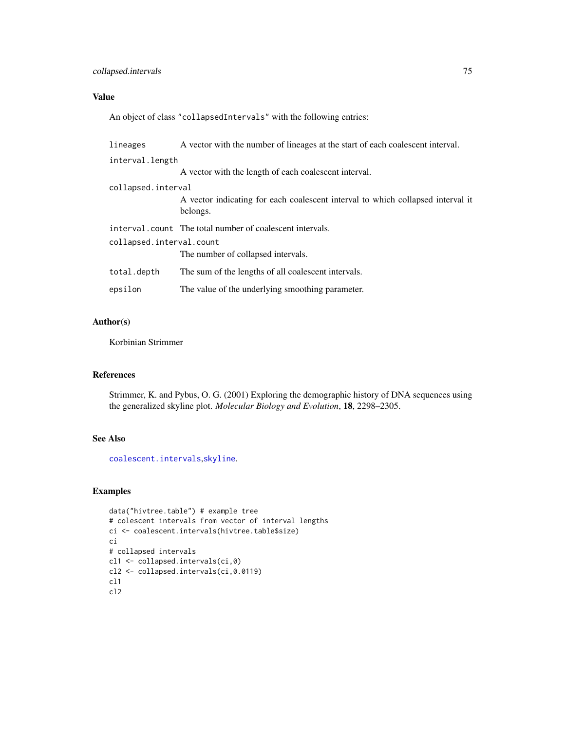## Value

An object of class "collapsedIntervals" with the following entries:

- `lineages` — A vector with the number of lineages at the start of each coalescent interval.
- `interval.length` — A vector with the length of each coalescent interval.
- `collapsed.interval` — A vector indicating for each coalescent interval to which collapsed interval it belongs.
- `interval.count` — The total number of coalescent intervals.
- `collapsed.interval.count` — The number of collapsed intervals.
- `total.depth` — The sum of the lengths of all coalescent intervals.
- `epsilon` — The value of the underlying smoothing parameter.

## Author(s)

Korbinian Strimmer

## References

Strimmer, K. and Pybus, O. G. (2001) Exploring the demographic history of DNA sequences using the generalized skyline plot. *Molecular Biology and Evolution*, **18**, 2298–2305.

## See Also

`coalescent.intervals`,`skyline`.

## Examples

```
data("hivtree.table") # example tree
# colescent intervals from vector of interval lengths
ci <- coalescent.intervals(hivtree.table$size)
ci
# collapsed intervals
cl1 <- collapsed.intervals(ci,0)
cl2 <- collapsed.intervals(ci,0.0119)
cl1
cl2
```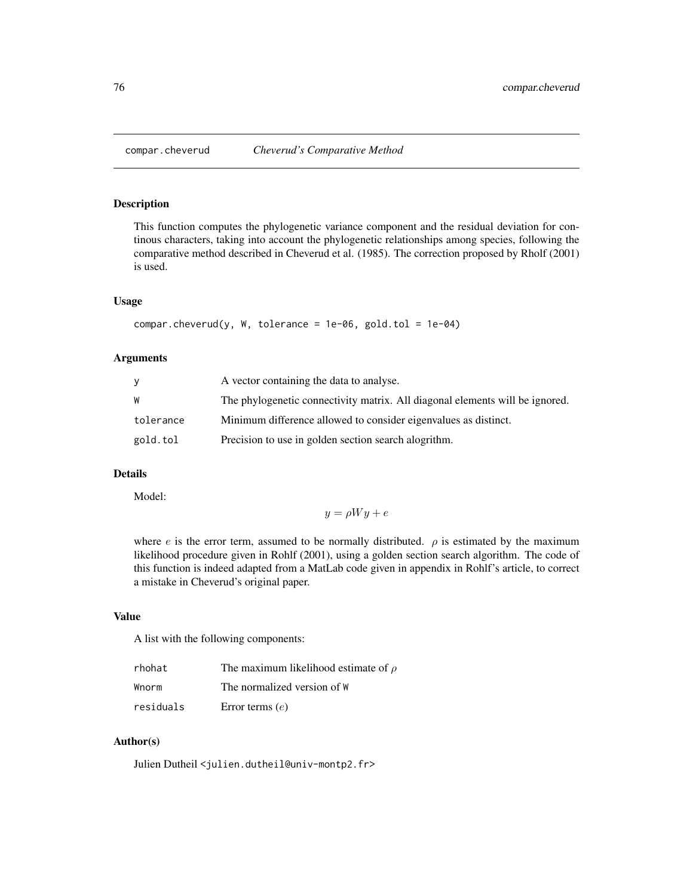compar.cheverud *Cheverud's Comparative Method*

## Description

This function computes the phylogenetic variance component and the residual deviation for continous characters, taking into account the phylogenetic relationships among species, following the comparative method described in Cheverud et al. (1985). The correction proposed by Rholf (2001) is used.

## Usage

```
compar.cheverud(y, W, tolerance = 1e-06, gold.tol = 1e-04)
```

## Arguments

| | |
|---|---|
| y | A vector containing the data to analyse. |
| W | The phylogenetic connectivity matrix. All diagonal elements will be ignored. |
| tolerance | Minimum difference allowed to consider eigenvalues as distinct. |
| gold.tol | Precision to use in golden section search alogrithm. |

## Details

Model:

$$y = \rho W y + e$$

where $e$ is the error term, assumed to be normally distributed. $\rho$ is estimated by the maximum likelihood procedure given in Rohlf (2001), using a golden section search algorithm. The code of this function is indeed adapted from a MatLab code given in appendix in Rohlf's article, to correct a mistake in Cheverud's original paper.

## Value

A list with the following components:

| | |
|---|---|
| rhohat | The maximum likelihood estimate of $\rho$ |
| Wnorm | The normalized version of W |
| residuals | Error terms ($e$) |

## Author(s)

Julien Dutheil <julien.dutheil@univ-montp2.fr>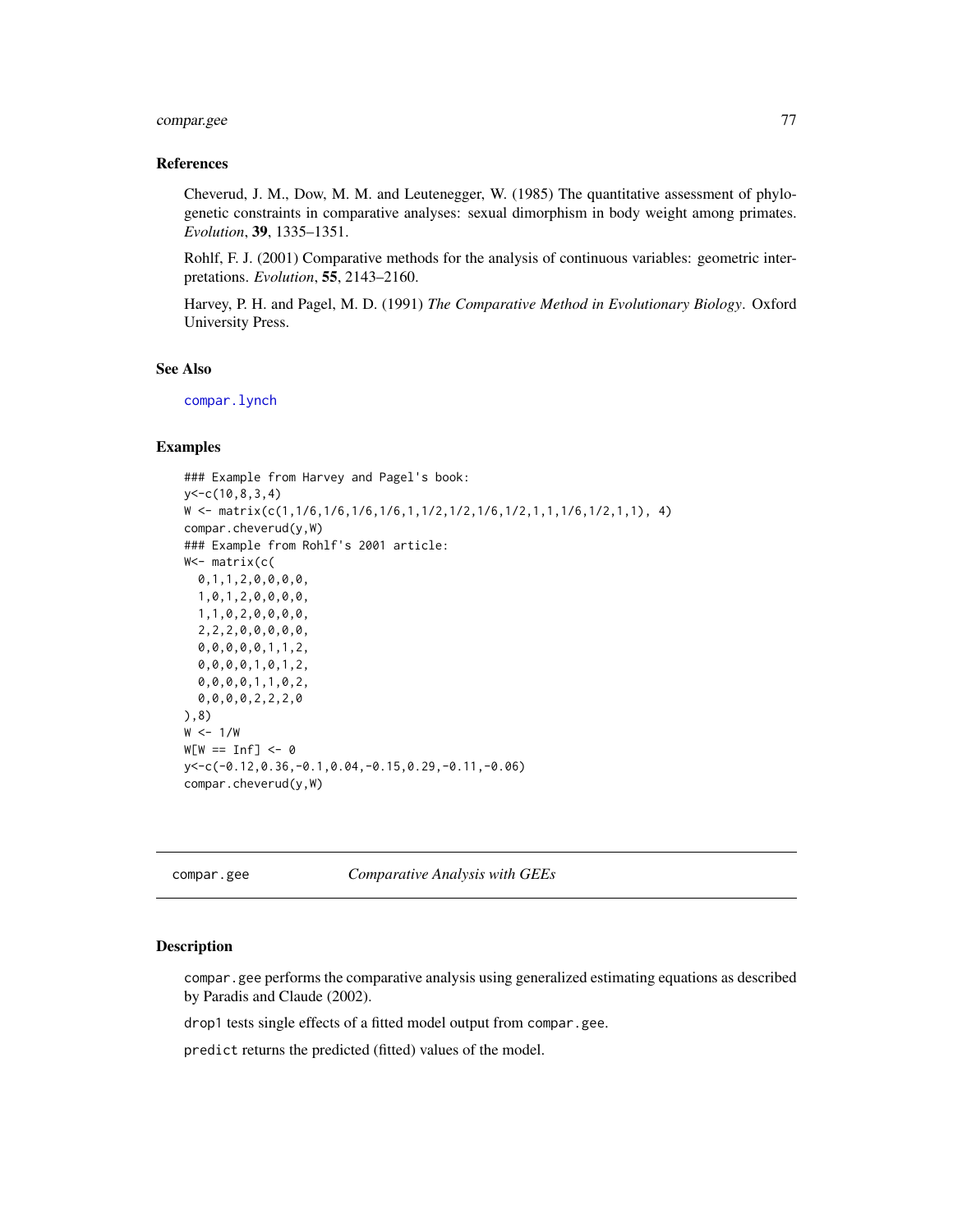### References

Cheverud, J. M., Dow, M. M. and Leutenegger, W. (1985) The quantitative assessment of phylogenetic constraints in comparative analyses: sexual dimorphism in body weight among primates. *Evolution*, **39**, 1335–1351.

Rohlf, F. J. (2001) Comparative methods for the analysis of continuous variables: geometric interpretations. *Evolution*, **55**, 2143–2160.

Harvey, P. H. and Pagel, M. D. (1991) *The Comparative Method in Evolutionary Biology*. Oxford University Press.

### See Also

compar.lynch

### Examples

```
### Example from Harvey and Pagel's book:
y<-c(10,8,3,4)
W <- matrix(c(1,1/6,1/6,1/6,1/6,1,1/2,1/2,1/6,1/2,1,1,1/6,1/2,1,1), 4)
compar.cheverud(y,W)
### Example from Rohlf's 2001 article:
W<- matrix(c(
  0,1,1,2,0,0,0,0,
  1,0,1,2,0,0,0,0,
  1,1,0,2,0,0,0,0,
  2,2,2,0,0,0,0,0,
  0,0,0,0,0,1,1,2,
  0,0,0,0,1,0,1,2,
  0,0,0,0,1,1,0,2,
  0,0,0,0,2,2,2,0
),8)
W <- 1/W
W[W == Inf] <- 0
y<-c(-0.12,0.36,-0.1,0.04,-0.15,0.29,-0.11,-0.06)
compar.cheverud(y,W)
```

---

## compar.gee *Comparative Analysis with GEEs*

### Description

compar.gee performs the comparative analysis using generalized estimating equations as described by Paradis and Claude (2002).

drop1 tests single effects of a fitted model output from compar.gee.

predict returns the predicted (fitted) values of the model.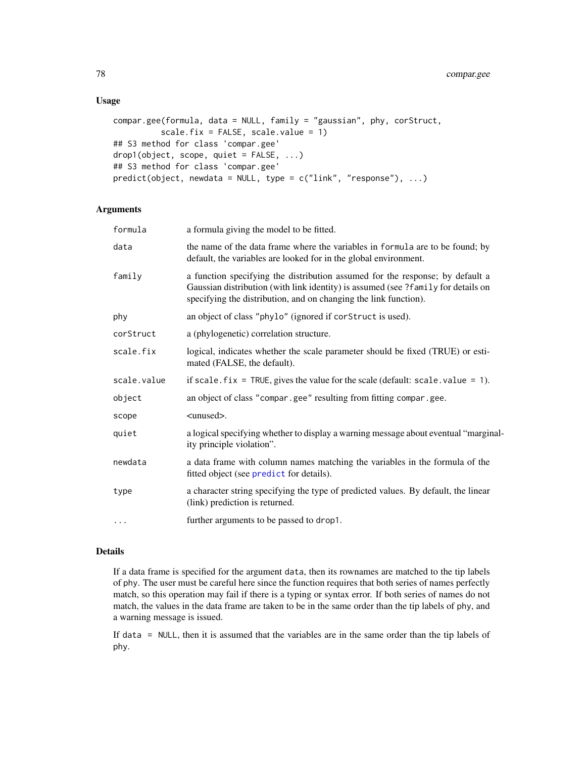## Usage

```
compar.gee(formula, data = NULL, family = "gaussian", phy, corStruct,
           scale.fix = FALSE, scale.value = 1)
## S3 method for class 'compar.gee'
drop1(object, scope, quiet = FALSE, ...)
## S3 method for class 'compar.gee'
predict(object, newdata = NULL, type = c("link", "response"), ...)
```

## Arguments

| | |
|---|---|
| `formula` | a formula giving the model to be fitted. |
| `data` | the name of the data frame where the variables in `formula` are to be found; by default, the variables are looked for in the global environment. |
| `family` | a function specifying the distribution assumed for the response; by default a Gaussian distribution (with link identity) is assumed (see `?family` for details on specifying the distribution, and on changing the link function). |
| `phy` | an object of class `"phylo"` (ignored if `corStruct` is used). |
| `corStruct` | a (phylogenetic) correlation structure. |
| `scale.fix` | logical, indicates whether the scale parameter should be fixed (TRUE) or estimated (FALSE, the default). |
| `scale.value` | if `scale.fix = TRUE`, gives the value for the scale (default: `scale.value = 1`). |
| `object` | an object of class `"compar.gee"` resulting from fitting `compar.gee`. |
| `scope` | <unused>. |
| `quiet` | a logical specifying whether to display a warning message about eventual "marginality principle violation". |
| `newdata` | a data frame with column names matching the variables in the formula of the fitted object (see `predict` for details). |
| `type` | a character string specifying the type of predicted values. By default, the linear (link) prediction is returned. |
| `...` | further arguments to be passed to `drop1`. |

## Details

If a data frame is specified for the argument `data`, then its rownames are matched to the tip labels of `phy`. The user must be careful here since the function requires that both series of names perfectly match, so this operation may fail if there is a typing or syntax error. If both series of names do not match, the values in the data frame are taken to be in the same order than the tip labels of `phy`, and a warning message is issued.

If `data = NULL`, then it is assumed that the variables are in the same order than the tip labels of `phy`.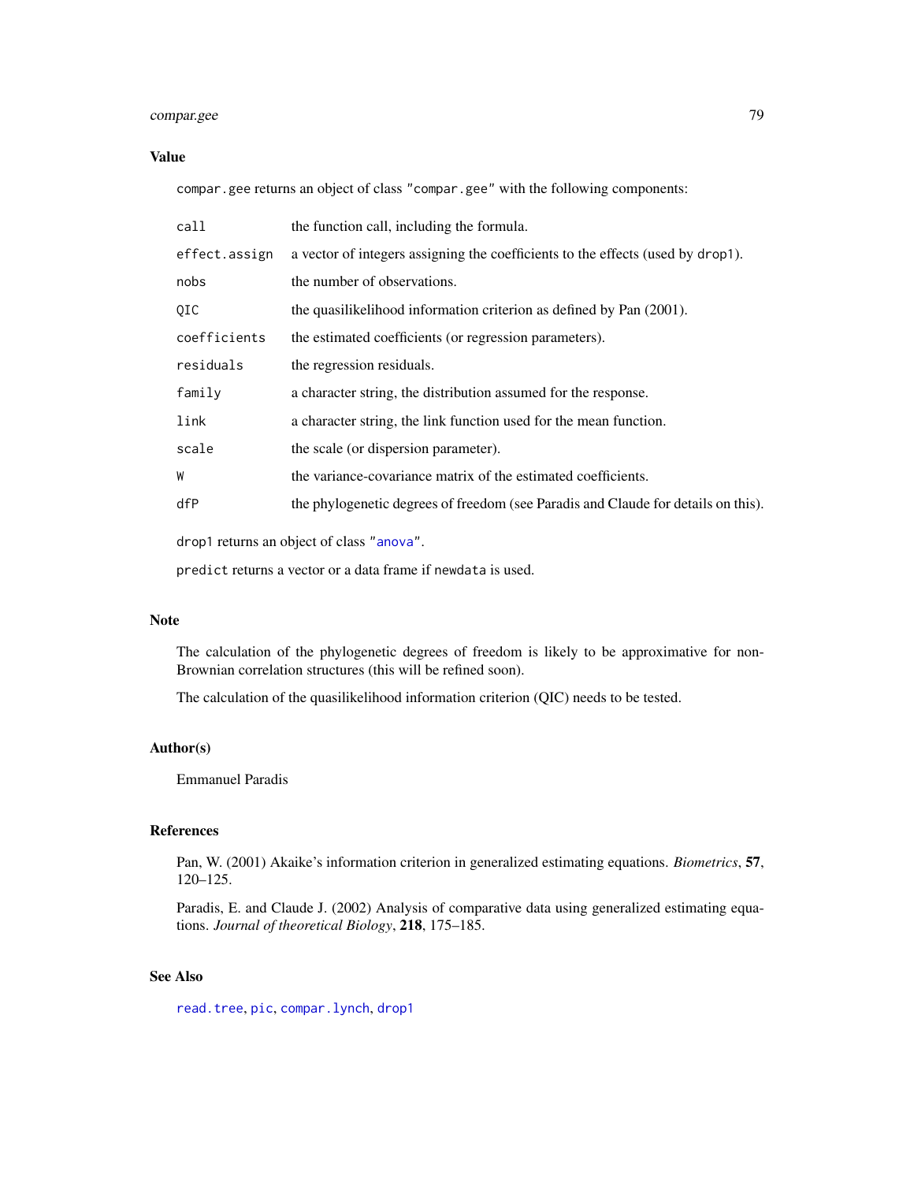## Value

`compar.gee` returns an object of class `"compar.gee"` with the following components:

| | |
|---|---|
| `call` | the function call, including the formula. |
| `effect.assign` | a vector of integers assigning the coefficients to the effects (used by `drop1`). |
| `nobs` | the number of observations. |
| `QIC` | the quasilikelihood information criterion as defined by Pan (2001). |
| `coefficients` | the estimated coefficients (or regression parameters). |
| `residuals` | the regression residuals. |
| `family` | a character string, the distribution assumed for the response. |
| `link` | a character string, the link function used for the mean function. |
| `scale` | the scale (or dispersion parameter). |
| `W` | the variance-covariance matrix of the estimated coefficients. |
| `dfP` | the phylogenetic degrees of freedom (see Paradis and Claude for details on this). |

`drop1` returns an object of class `"anova"`.

`predict` returns a vector or a data frame if `newdata` is used.

## Note

The calculation of the phylogenetic degrees of freedom is likely to be approximative for non-Brownian correlation structures (this will be refined soon).

The calculation of the quasilikelihood information criterion (QIC) needs to be tested.

## Author(s)

Emmanuel Paradis

## References

Pan, W. (2001) Akaike's information criterion in generalized estimating equations. *Biometrics*, **57**, 120–125.

Paradis, E. and Claude J. (2002) Analysis of comparative data using generalized estimating equations. *Journal of theoretical Biology*, **218**, 175–185.

## See Also

`read.tree`, `pic`, `compar.lynch`, `drop1`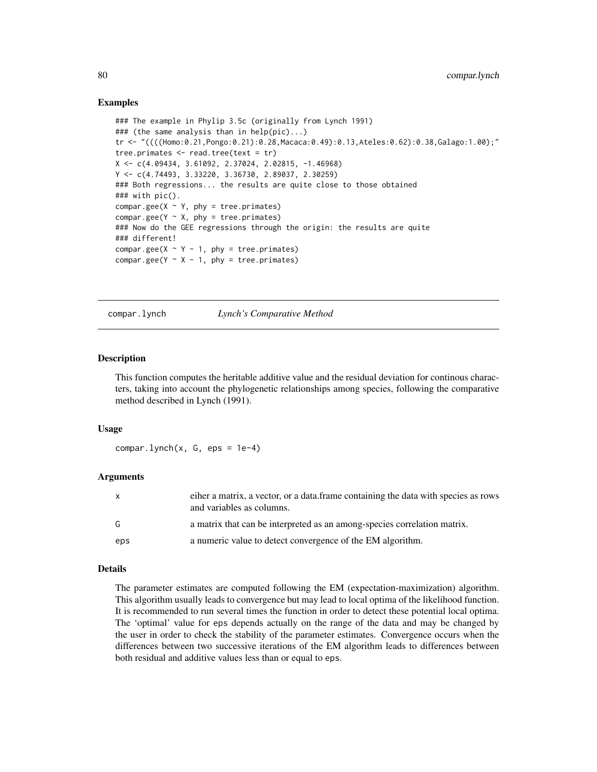## Examples

```
### The example in Phylip 3.5c (originally from Lynch 1991)
### (the same analysis than in help(pic)...)
tr <- "((((Homo:0.21,Pongo:0.21):0.28,Macaca:0.49):0.13,Ateles:0.62):0.38,Galago:1.00);"
tree.primates <- read.tree(text = tr)
X <- c(4.09434, 3.61092, 2.37024, 2.02815, -1.46968)
Y <- c(4.74493, 3.33220, 3.36730, 2.89037, 2.30259)
### Both regressions... the results are quite close to those obtained
### with pic().
compar.gee(X ~ Y, phy = tree.primates)
compar.gee(Y ~ X, phy = tree.primates)
### Now do the GEE regressions through the origin: the results are quite
### different!
compar.gee(X ~ Y - 1, phy = tree.primates)
compar.gee(Y ~ X - 1, phy = tree.primates)
```

---

# compar.lynch *Lynch's Comparative Method*

---

## Description

This function computes the heritable additive value and the residual deviation for continous characters, taking into account the phylogenetic relationships among species, following the comparative method described in Lynch (1991).

## Usage

```
compar.lynch(x, G, eps = 1e-4)
```

## Arguments

| | |
|---|---|
| x | eiher a matrix, a vector, or a data.frame containing the data with species as rows and variables as columns. |
| G | a matrix that can be interpreted as an among-species correlation matrix. |
| eps | a numeric value to detect convergence of the EM algorithm. |

## Details

The parameter estimates are computed following the EM (expectation-maximization) algorithm. This algorithm usually leads to convergence but may lead to local optima of the likelihood function. It is recommended to run several times the function in order to detect these potential local optima. The 'optimal' value for eps depends actually on the range of the data and may be changed by the user in order to check the stability of the parameter estimates. Convergence occurs when the differences between two successive iterations of the EM algorithm leads to differences between both residual and additive values less than or equal to eps.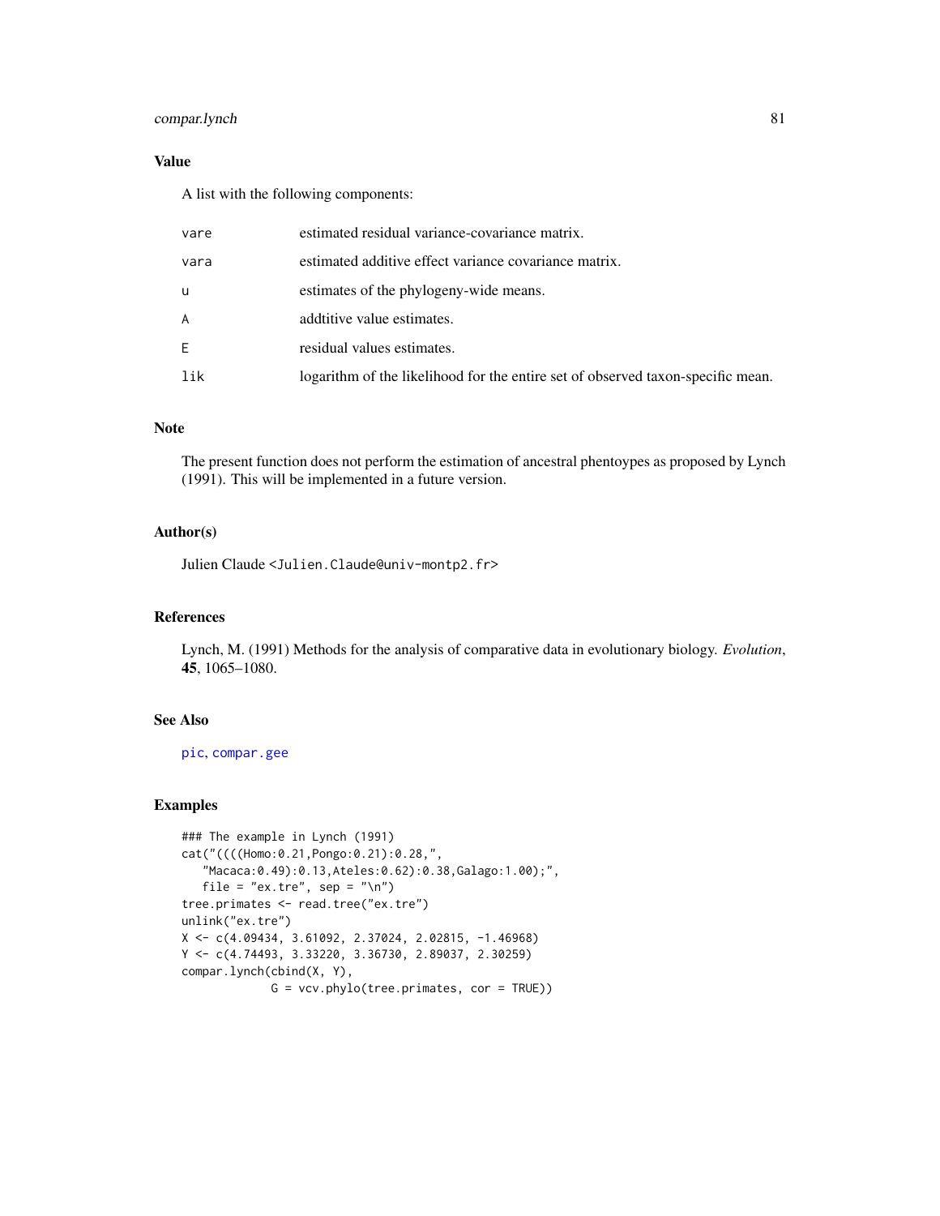## Value

A list with the following components:

| | |
|---|---|
| vare | estimated residual variance-covariance matrix. |
| vara | estimated additive effect variance covariance matrix. |
| u | estimates of the phylogeny-wide means. |
| A | addtitive value estimates. |
| E | residual values estimates. |
| lik | logarithm of the likelihood for the entire set of observed taxon-specific mean. |

## Note

The present function does not perform the estimation of ancestral phentoypes as proposed by Lynch (1991). This will be implemented in a future version.

## Author(s)

Julien Claude <Julien.Claude@univ-montp2.fr>

## References

Lynch, M. (1991) Methods for the analysis of comparative data in evolutionary biology. *Evolution*, **45**, 1065–1080.

## See Also

pic, compar.gee

## Examples

```
### The example in Lynch (1991)
cat("((((Homo:0.21,Pongo:0.21):0.28,",
   "Macaca:0.49):0.13,Ateles:0.62):0.38,Galago:1.00);",
   file = "ex.tre", sep = "\n")
tree.primates <- read.tree("ex.tre")
unlink("ex.tre")
X <- c(4.09434, 3.61092, 2.37024, 2.02815, -1.46968)
Y <- c(4.74493, 3.33220, 3.36730, 2.89037, 2.30259)
compar.lynch(cbind(X, Y),
             G = vcv.phylo(tree.primates, cor = TRUE))
```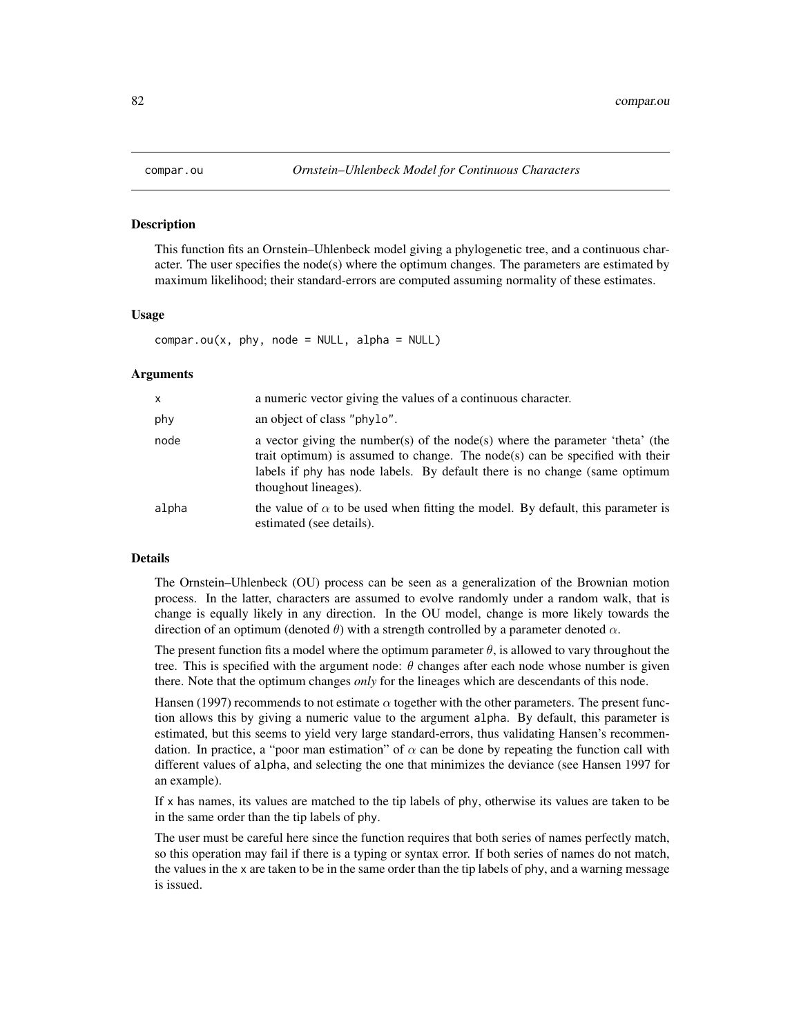# compar.ou — *Ornstein–Uhlenbeck Model for Continuous Characters*

## Description

This function fits an Ornstein–Uhlenbeck model giving a phylogenetic tree, and a continuous character. The user specifies the node(s) where the optimum changes. The parameters are estimated by maximum likelihood; their standard-errors are computed assuming normality of these estimates.

## Usage

```
compar.ou(x, phy, node = NULL, alpha = NULL)
```

## Arguments

| | |
|---|---|
| `x` | a numeric vector giving the values of a continuous character. |
| `phy` | an object of class `"phylo"`. |
| `node` | a vector giving the number(s) of the node(s) where the parameter 'theta' (the trait optimum) is assumed to change. The node(s) can be specified with their labels if `phy` has node labels. By default there is no change (same optimum thoughout lineages). |
| `alpha` | the value of $\alpha$ to be used when fitting the model. By default, this parameter is estimated (see details). |

## Details

The Ornstein–Uhlenbeck (OU) process can be seen as a generalization of the Brownian motion process. In the latter, characters are assumed to evolve randomly under a random walk, that is change is equally likely in any direction. In the OU model, change is more likely towards the direction of an optimum (denoted $\theta$) with a strength controlled by a parameter denoted $\alpha$.

The present function fits a model where the optimum parameter $\theta$, is allowed to vary throughout the tree. This is specified with the argument `node`: $\theta$ changes after each node whose number is given there. Note that the optimum changes *only* for the lineages which are descendants of this node.

Hansen (1997) recommends to not estimate $\alpha$ together with the other parameters. The present function allows this by giving a numeric value to the argument `alpha`. By default, this parameter is estimated, but this seems to yield very large standard-errors, thus validating Hansen's recommendation. In practice, a "poor man estimation" of $\alpha$ can be done by repeating the function call with different values of `alpha`, and selecting the one that minimizes the deviance (see Hansen 1997 for an example).

If `x` has names, its values are matched to the tip labels of `phy`, otherwise its values are taken to be in the same order than the tip labels of `phy`.

The user must be careful here since the function requires that both series of names perfectly match, so this operation may fail if there is a typing or syntax error. If both series of names do not match, the values in the `x` are taken to be in the same order than the tip labels of `phy`, and a warning message is issued.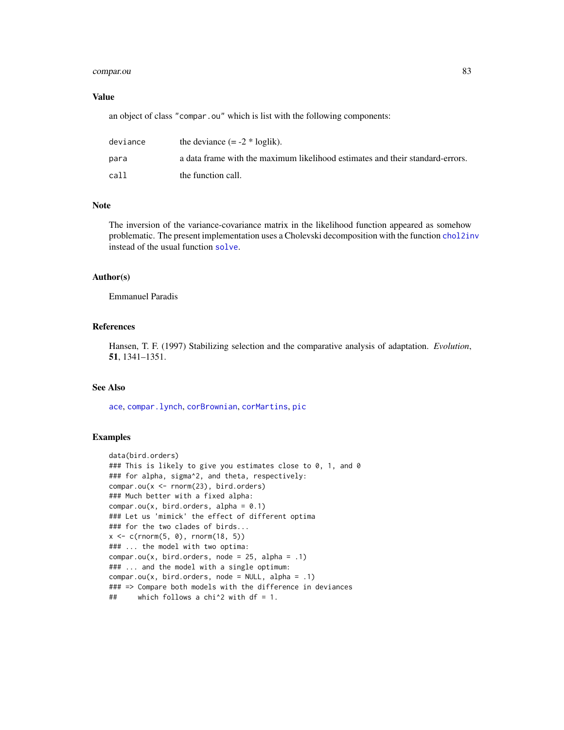## Value

an object of class "compar.ou" which is list with the following components:

| | |
|---|---|
| deviance | the deviance (= -2 * loglik). |
| para | a data frame with the maximum likelihood estimates and their standard-errors. |
| call | the function call. |

## Note

The inversion of the variance-covariance matrix in the likelihood function appeared as somehow problematic. The present implementation uses a Cholevski decomposition with the function chol2inv instead of the usual function solve.

## Author(s)

Emmanuel Paradis

## References

Hansen, T. F. (1997) Stabilizing selection and the comparative analysis of adaptation. *Evolution*, **51**, 1341–1351.

## See Also

ace, compar.lynch, corBrownian, corMartins, pic

## Examples

```
data(bird.orders)
### This is likely to give you estimates close to 0, 1, and 0
### for alpha, sigma^2, and theta, respectively:
compar.ou(x <- rnorm(23), bird.orders)
### Much better with a fixed alpha:
compar.ou(x, bird.orders, alpha = 0.1)
### Let us 'mimick' the effect of different optima
### for the two clades of birds...
x <- c(rnorm(5, 0), rnorm(18, 5))
### ... the model with two optima:
compar.ou(x, bird.orders, node = 25, alpha = .1)
### ... and the model with a single optimum:
compar.ou(x, bird.orders, node = NULL, alpha = .1)
### => Compare both models with the difference in deviances
##     which follows a chi^2 with df = 1.
```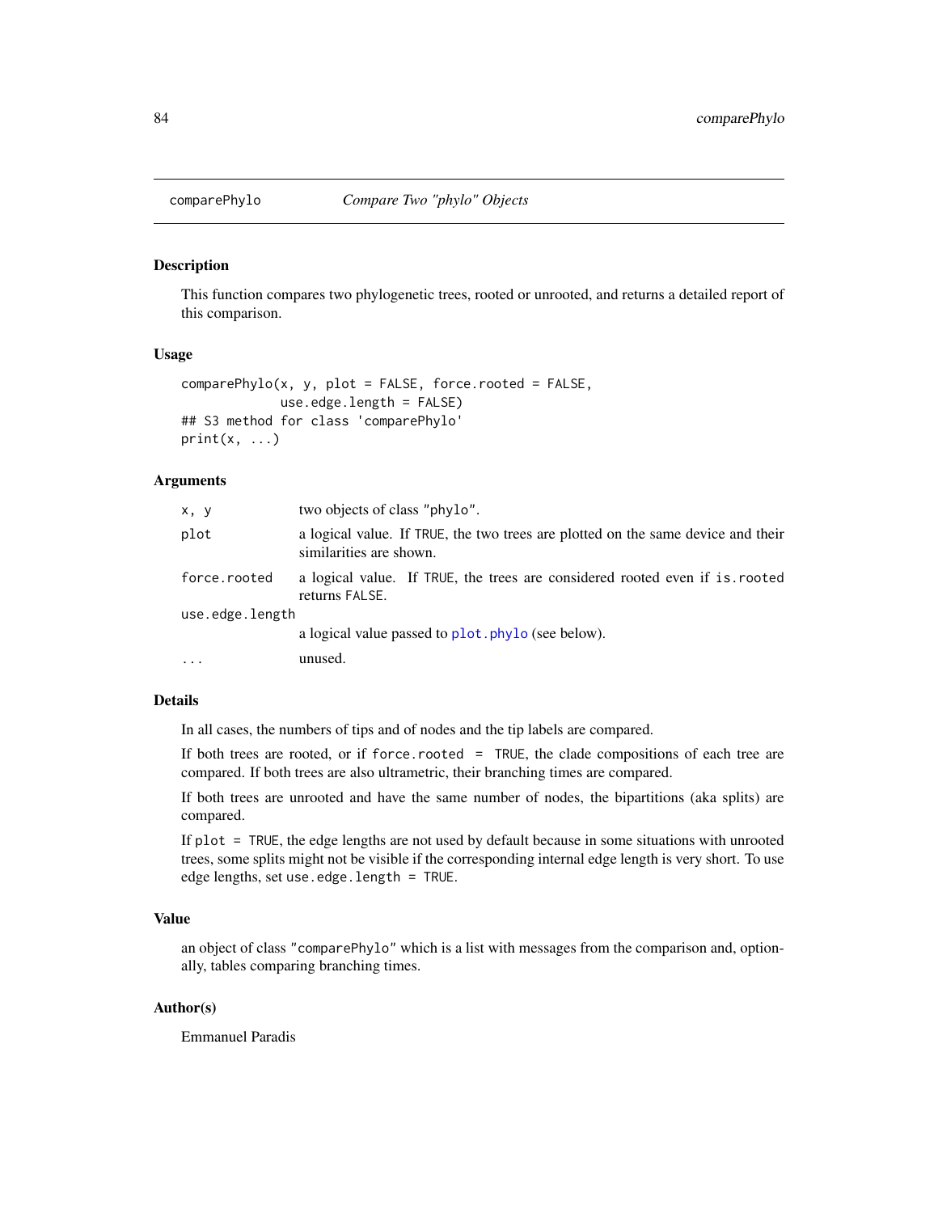## comparePhylo — *Compare Two "phylo" Objects*

### Description

This function compares two phylogenetic trees, rooted or unrooted, and returns a detailed report of this comparison.

### Usage

```
comparePhylo(x, y, plot = FALSE, force.rooted = FALSE,
             use.edge.length = FALSE)
## S3 method for class 'comparePhylo'
print(x, ...)
```

### Arguments

| | |
|---|---|
| `x, y` | two objects of class "phylo". |
| `plot` | a logical value. If `TRUE`, the two trees are plotted on the same device and their similarities are shown. |
| `force.rooted` | a logical value. If `TRUE`, the trees are considered rooted even if `is.rooted` returns `FALSE`. |
| `use.edge.length` | a logical value passed to `plot.phylo` (see below). |
| `...` | unused. |

### Details

In all cases, the numbers of tips and of nodes and the tip labels are compared.

If both trees are rooted, or if `force.rooted = TRUE`, the clade compositions of each tree are compared. If both trees are also ultrametric, their branching times are compared.

If both trees are unrooted and have the same number of nodes, the bipartitions (aka splits) are compared.

If `plot = TRUE`, the edge lengths are not used by default because in some situations with unrooted trees, some splits might not be visible if the corresponding internal edge length is very short. To use edge lengths, set `use.edge.length = TRUE`.

### Value

an object of class "comparePhylo" which is a list with messages from the comparison and, optionally, tables comparing branching times.

### Author(s)

Emmanuel Paradis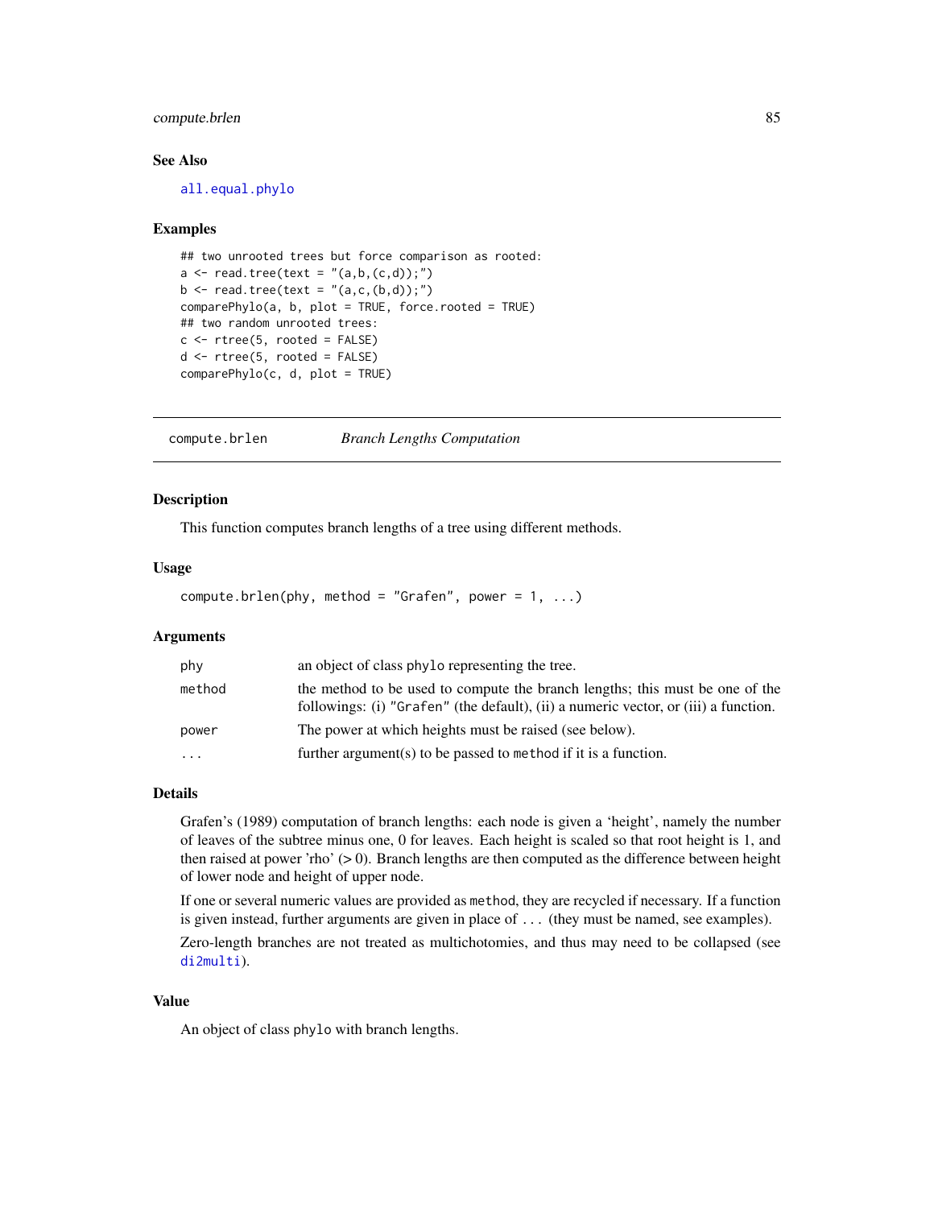## See Also

all.equal.phylo

## Examples

```
## two unrooted trees but force comparison as rooted:
a <- read.tree(text = "(a,b,(c,d));")
b <- read.tree(text = "(a,c,(b,d));")
comparePhylo(a, b, plot = TRUE, force.rooted = TRUE)
## two random unrooted trees:
c <- rtree(5, rooted = FALSE)
d <- rtree(5, rooted = FALSE)
comparePhylo(c, d, plot = TRUE)
```

---

# compute.brlen    *Branch Lengths Computation*

---

## Description

This function computes branch lengths of a tree using different methods.

## Usage

```
compute.brlen(phy, method = "Grafen", power = 1, ...)
```

## Arguments

| | |
|---|---|
| phy | an object of class phylo representing the tree. |
| method | the method to be used to compute the branch lengths; this must be one of the followings: (i) "Grafen" (the default), (ii) a numeric vector, or (iii) a function. |
| power | The power at which heights must be raised (see below). |
| ... | further argument(s) to be passed to method if it is a function. |

## Details

Grafen's (1989) computation of branch lengths: each node is given a 'height', namely the number of leaves of the subtree minus one, 0 for leaves. Each height is scaled so that root height is 1, and then raised at power 'rho' (> 0). Branch lengths are then computed as the difference between height of lower node and height of upper node.

If one or several numeric values are provided as method, they are recycled if necessary. If a function is given instead, further arguments are given in place of ... (they must be named, see examples).

Zero-length branches are not treated as multichotomies, and thus may need to be collapsed (see di2multi).

## Value

An object of class phylo with branch lengths.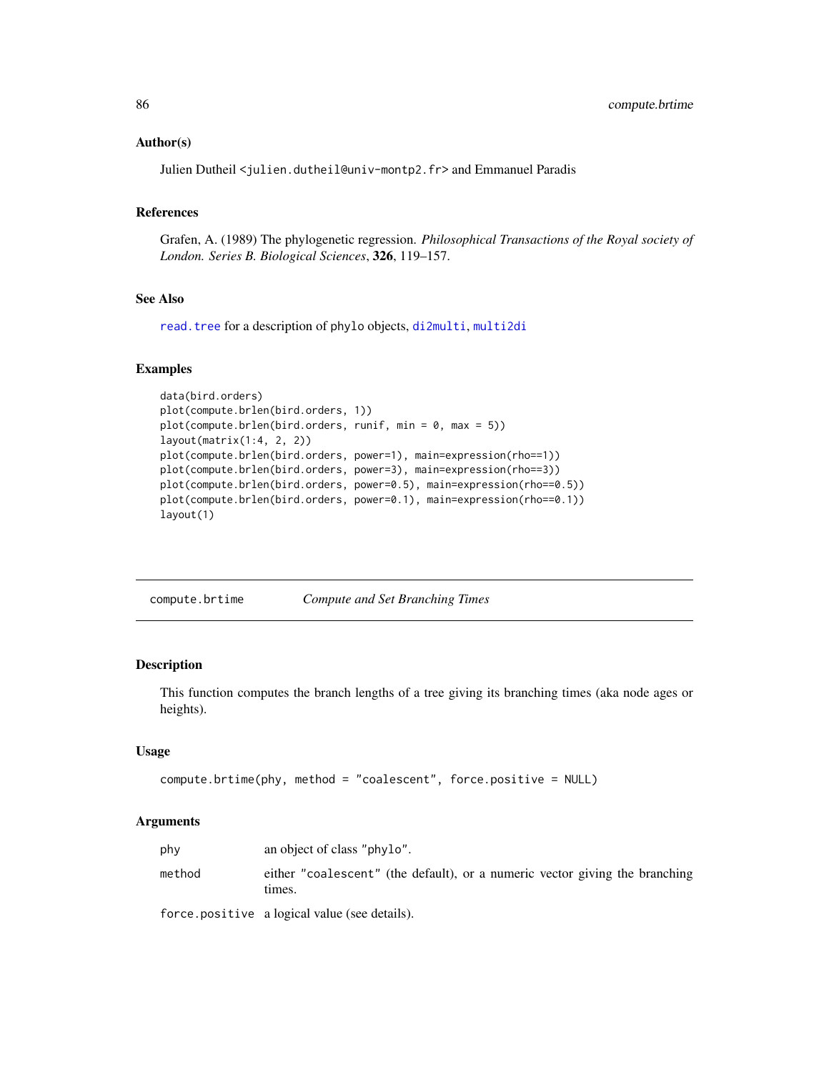### Author(s)

Julien Dutheil <julien.dutheil@univ-montp2.fr> and Emmanuel Paradis

### References

Grafen, A. (1989) The phylogenetic regression. *Philosophical Transactions of the Royal society of London. Series B. Biological Sciences*, **326**, 119–157.

### See Also

read.tree for a description of phylo objects, di2multi, multi2di

### Examples

```
data(bird.orders)
plot(compute.brlen(bird.orders, 1))
plot(compute.brlen(bird.orders, runif, min = 0, max = 5))
layout(matrix(1:4, 2, 2))
plot(compute.brlen(bird.orders, power=1), main=expression(rho==1))
plot(compute.brlen(bird.orders, power=3), main=expression(rho==3))
plot(compute.brlen(bird.orders, power=0.5), main=expression(rho==0.5))
plot(compute.brlen(bird.orders, power=0.1), main=expression(rho==0.1))
layout(1)
```

---

## compute.brtime — *Compute and Set Branching Times*

### Description

This function computes the branch lengths of a tree giving its branching times (aka node ages or heights).

### Usage

```
compute.brtime(phy, method = "coalescent", force.positive = NULL)
```

### Arguments

| | |
|---|---|
| phy | an object of class "phylo". |
| method | either "coalescent" (the default), or a numeric vector giving the branching times. |
| force.positive | a logical value (see details). |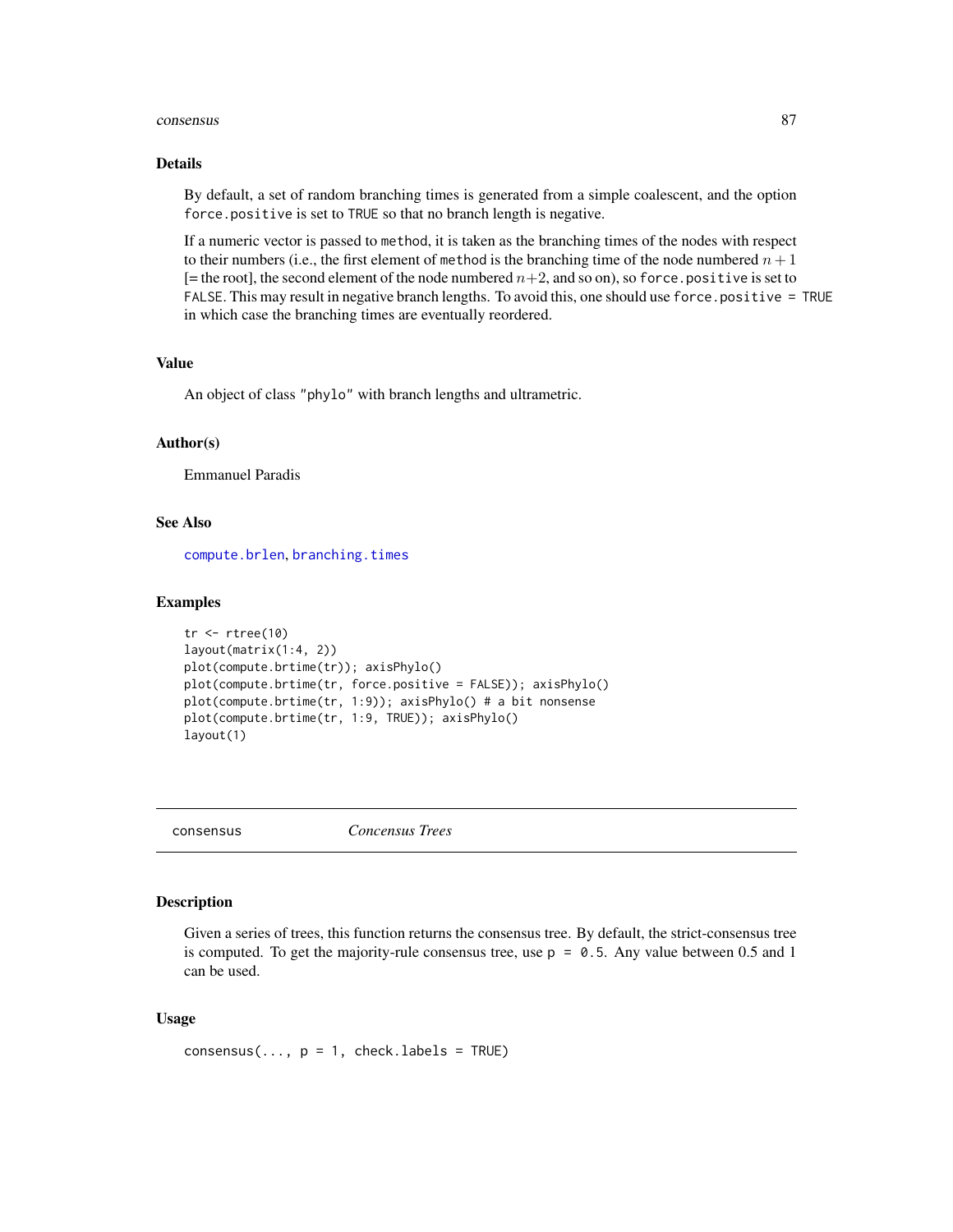## Details

By default, a set of random branching times is generated from a simple coalescent, and the option `force.positive` is set to `TRUE` so that no branch length is negative.

If a numeric vector is passed to `method`, it is taken as the branching times of the nodes with respect to their numbers (i.e., the first element of `method` is the branching time of the node numbered $n + 1$ [= the root], the second element of the node numbered $n+2$, and so on), so `force.positive` is set to `FALSE`. This may result in negative branch lengths. To avoid this, one should use `force.positive = TRUE` in which case the branching times are eventually reordered.

## Value

An object of class `"phylo"` with branch lengths and ultrametric.

## Author(s)

Emmanuel Paradis

## See Also

`compute.brlen`, `branching.times`

## Examples

```
tr <- rtree(10)
layout(matrix(1:4, 2))
plot(compute.brtime(tr)); axisPhylo()
plot(compute.brtime(tr, force.positive = FALSE)); axisPhylo()
plot(compute.brtime(tr, 1:9)); axisPhylo() # a bit nonsense
plot(compute.brtime(tr, 1:9, TRUE)); axisPhylo()
layout(1)
```

---

# consensus *Concensus Trees*

## Description

Given a series of trees, this function returns the consensus tree. By default, the strict-consensus tree is computed. To get the majority-rule consensus tree, use `p = 0.5`. Any value between 0.5 and 1 can be used.

## Usage

```
consensus(..., p = 1, check.labels = TRUE)
```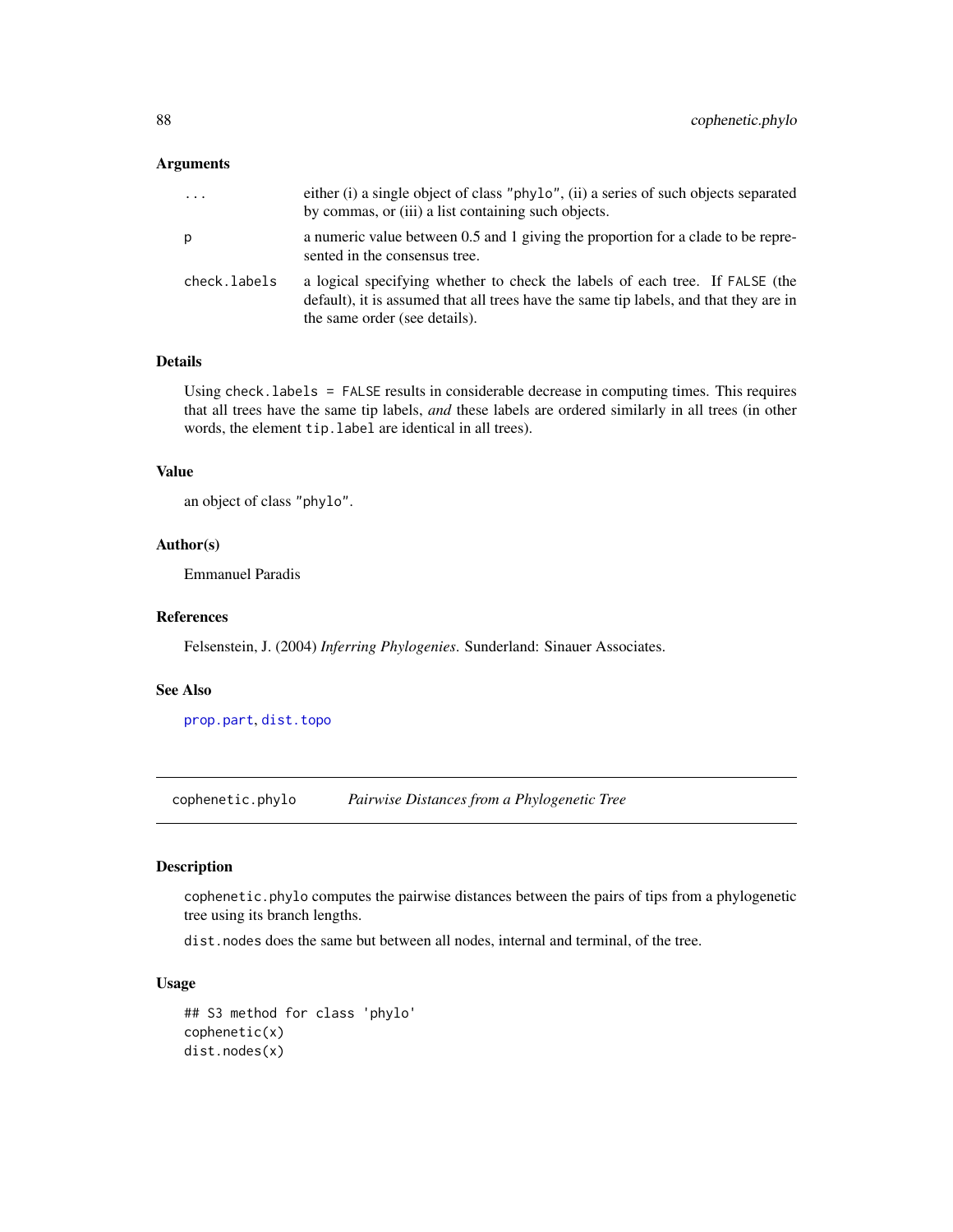### Arguments

| | |
|---|---|
| `...` | either (i) a single object of class `"phylo"`, (ii) a series of such objects separated by commas, or (iii) a list containing such objects. |
| `p` | a numeric value between 0.5 and 1 giving the proportion for a clade to be represented in the consensus tree. |
| `check.labels` | a logical specifying whether to check the labels of each tree. If `FALSE` (the default), it is assumed that all trees have the same tip labels, and that they are in the same order (see details). |

### Details

Using `check.labels = FALSE` results in considerable decrease in computing times. This requires that all trees have the same tip labels, *and* these labels are ordered similarly in all trees (in other words, the element `tip.label` are identical in all trees).

### Value

an object of class `"phylo"`.

### Author(s)

Emmanuel Paradis

### References

Felsenstein, J. (2004) *Inferring Phylogenies*. Sunderland: Sinauer Associates.

### See Also

`prop.part`, `dist.topo`

---

## cophenetic.phylo — *Pairwise Distances from a Phylogenetic Tree*

### Description

`cophenetic.phylo` computes the pairwise distances between the pairs of tips from a phylogenetic tree using its branch lengths.

`dist.nodes` does the same but between all nodes, internal and terminal, of the tree.

### Usage

```
## S3 method for class 'phylo'
cophenetic(x)
dist.nodes(x)
```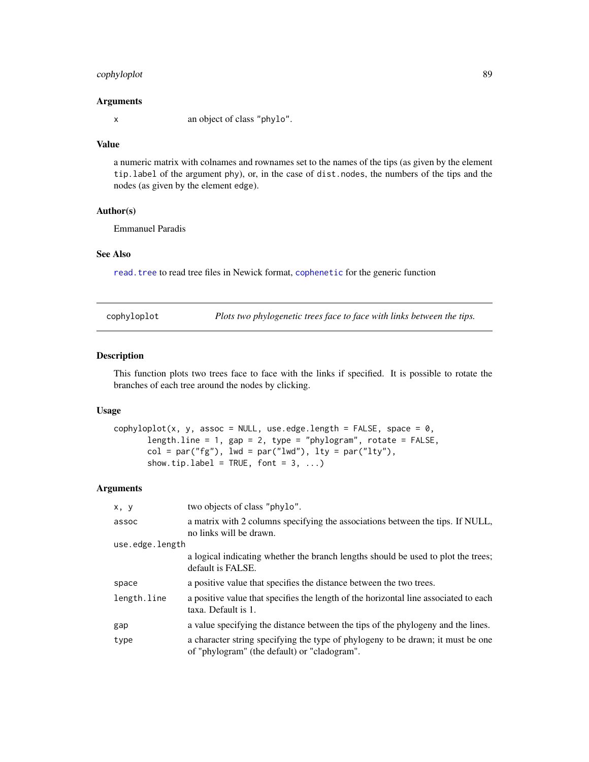### Arguments

| | |
|---|---|
| `x` | an object of class "phylo". |

### Value

a numeric matrix with colnames and rownames set to the names of the tips (as given by the element `tip.label` of the argument `phy`), or, in the case of `dist.nodes`, the numbers of the tips and the nodes (as given by the element `edge`).

### Author(s)

Emmanuel Paradis

### See Also

`read.tree` to read tree files in Newick format, `cophenetic` for the generic function

---

## cophyloplot — *Plots two phylogenetic trees face to face with links between the tips.*

---

### Description

This function plots two trees face to face with the links if specified. It is possible to rotate the branches of each tree around the nodes by clicking.

### Usage

```
cophyloplot(x, y, assoc = NULL, use.edge.length = FALSE, space = 0,
       length.line = 1, gap = 2, type = "phylogram", rotate = FALSE,
       col = par("fg"), lwd = par("lwd"), lty = par("lty"),
       show.tip.label = TRUE, font = 3, ...)
```

### Arguments

| | |
|---|---|
| `x, y` | two objects of class "phylo". |
| `assoc` | a matrix with 2 columns specifying the associations between the tips. If NULL, no links will be drawn. |
| `use.edge.length` | a logical indicating whether the branch lengths should be used to plot the trees; default is FALSE. |
| `space` | a positive value that specifies the distance between the two trees. |
| `length.line` | a positive value that specifies the length of the horizontal line associated to each taxa. Default is 1. |
| `gap` | a value specifying the distance between the tips of the phylogeny and the lines. |
| `type` | a character string specifying the type of phylogeny to be drawn; it must be one of "phylogram" (the default) or "cladogram". |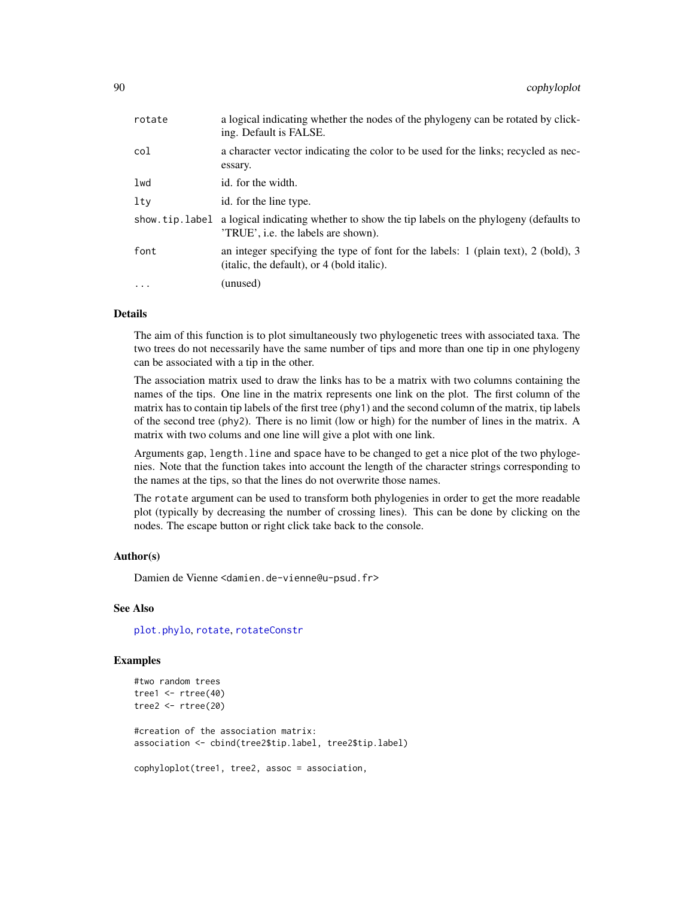| | |
|---|---|
| `rotate` | a logical indicating whether the nodes of the phylogeny can be rotated by clicking. Default is FALSE. |
| `col` | a character vector indicating the color to be used for the links; recycled as necessary. |
| `lwd` | id. for the width. |
| `lty` | id. for the line type. |
| `show.tip.label` | a logical indicating whether to show the tip labels on the phylogeny (defaults to 'TRUE', i.e. the labels are shown). |
| `font` | an integer specifying the type of font for the labels: 1 (plain text), 2 (bold), 3 (italic, the default), or 4 (bold italic). |
| `...` | (unused) |

## Details

The aim of this function is to plot simultaneously two phylogenetic trees with associated taxa. The two trees do not necessarily have the same number of tips and more than one tip in one phylogeny can be associated with a tip in the other.

The association matrix used to draw the links has to be a matrix with two columns containing the names of the tips. One line in the matrix represents one link on the plot. The first column of the matrix has to contain tip labels of the first tree (`phy1`) and the second column of the matrix, tip labels of the second tree (`phy2`). There is no limit (low or high) for the number of lines in the matrix. A matrix with two colums and one line will give a plot with one link.

Arguments `gap`, `length.line` and `space` have to be changed to get a nice plot of the two phylogenies. Note that the function takes into account the length of the character strings corresponding to the names at the tips, so that the lines do not overwrite those names.

The `rotate` argument can be used to transform both phylogenies in order to get the more readable plot (typically by decreasing the number of crossing lines). This can be done by clicking on the nodes. The escape button or right click take back to the console.

## Author(s)

Damien de Vienne <damien.de-vienne@u-psud.fr>

## See Also

`plot.phylo`, `rotate`, `rotateConstr`

## Examples

```
#two random trees
tree1 <- rtree(40)
tree2 <- rtree(20)

#creation of the association matrix:
association <- cbind(tree2$tip.label, tree2$tip.label)

cophyloplot(tree1, tree2, assoc = association,
```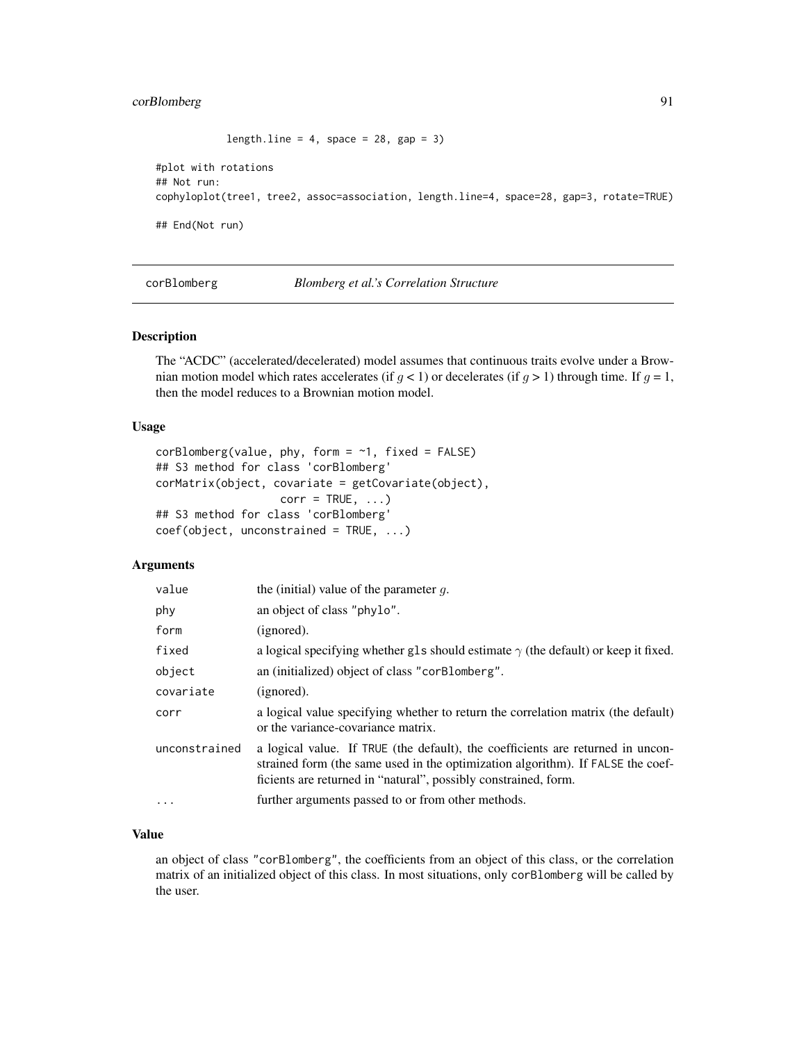```
            length.line = 4, space = 28, gap = 3)

#plot with rotations
## Not run:
cophyloplot(tree1, tree2, assoc=association, length.line=4, space=28, gap=3, rotate=TRUE)

## End(Not run)
```

---

## corBlomberg — *Blomberg et al.'s Correlation Structure*

---

### Description

The "ACDC" (accelerated/decelerated) model assumes that continuous traits evolve under a Brownian motion model which rates accelerates (if $g < 1$) or decelerates (if $g > 1$) through time. If $g = 1$, then the model reduces to a Brownian motion model.

### Usage

```
corBlomberg(value, phy, form = ~1, fixed = FALSE)
## S3 method for class 'corBlomberg'
corMatrix(object, covariate = getCovariate(object),
                 corr = TRUE, ...)
## S3 method for class 'corBlomberg'
coef(object, unconstrained = TRUE, ...)
```

### Arguments

| | |
|---|---|
| `value` | the (initial) value of the parameter $g$. |
| `phy` | an object of class `"phylo"`. |
| `form` | (ignored). |
| `fixed` | a logical specifying whether `gls` should estimate $\gamma$ (the default) or keep it fixed. |
| `object` | an (initialized) object of class `"corBlomberg"`. |
| `covariate` | (ignored). |
| `corr` | a logical value specifying whether to return the correlation matrix (the default) or the variance-covariance matrix. |
| `unconstrained` | a logical value. If `TRUE` (the default), the coefficients are returned in unconstrained form (the same used in the optimization algorithm). If `FALSE` the coefficients are returned in "natural", possibly constrained, form. |
| `...` | further arguments passed to or from other methods. |

### Value

an object of class `"corBlomberg"`, the coefficients from an object of this class, or the correlation matrix of an initialized object of this class. In most situations, only `corBlomberg` will be called by the user.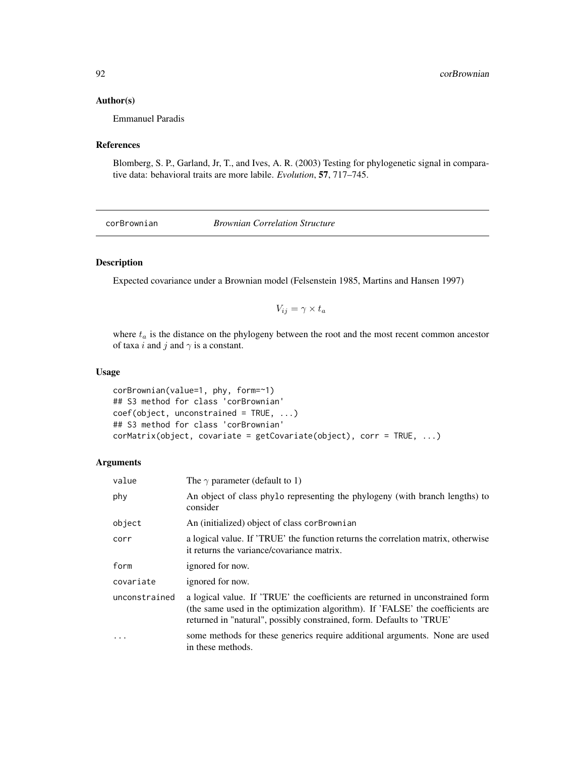### Author(s)

Emmanuel Paradis

### References

Blomberg, S. P., Garland, Jr, T., and Ives, A. R. (2003) Testing for phylogenetic signal in comparative data: behavioral traits are more labile. *Evolution*, **57**, 717–745.

---

## corBrownian — *Brownian Correlation Structure*

### Description

Expected covariance under a Brownian model (Felsenstein 1985, Martins and Hansen 1997)

$$V_{ij} = \gamma \times t_a$$

where $t_a$ is the distance on the phylogeny between the root and the most recent common ancestor of taxa $i$ and $j$ and $\gamma$ is a constant.

### Usage

```
corBrownian(value=1, phy, form=~1)
## S3 method for class 'corBrownian'
coef(object, unconstrained = TRUE, ...)
## S3 method for class 'corBrownian'
corMatrix(object, covariate = getCovariate(object), corr = TRUE, ...)
```

### Arguments

| | |
|---|---|
| value | The $\gamma$ parameter (default to 1) |
| phy | An object of class phylo representing the phylogeny (with branch lengths) to consider |
| object | An (initialized) object of class corBrownian |
| corr | a logical value. If 'TRUE' the function returns the correlation matrix, otherwise it returns the variance/covariance matrix. |
| form | ignored for now. |
| covariate | ignored for now. |
| unconstrained | a logical value. If 'TRUE' the coefficients are returned in unconstrained form (the same used in the optimization algorithm). If 'FALSE' the coefficients are returned in "natural", possibly constrained, form. Defaults to 'TRUE' |
| ... | some methods for these generics require additional arguments. None are used in these methods. |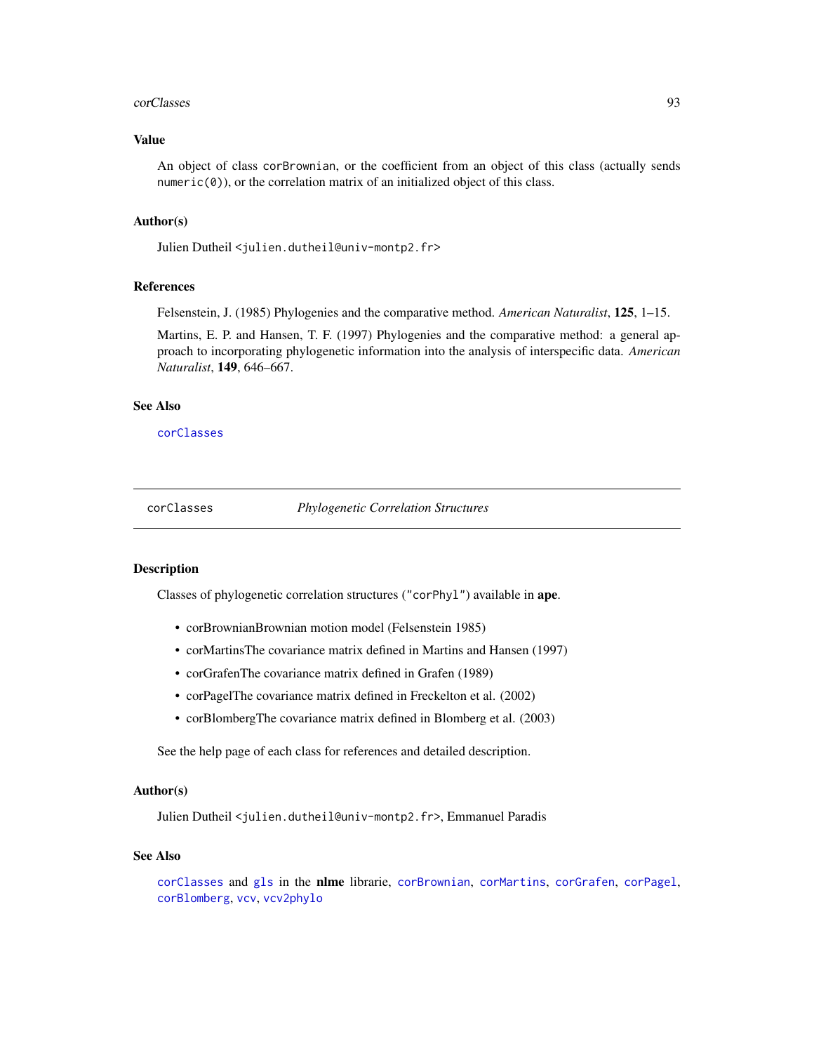### Value

An object of class `corBrownian`, or the coefficient from an object of this class (actually sends `numeric(0)`), or the correlation matrix of an initialized object of this class.

### Author(s)

Julien Dutheil `<julien.dutheil@univ-montp2.fr>`

### References

Felsenstein, J. (1985) Phylogenies and the comparative method. *American Naturalist*, **125**, 1–15.

Martins, E. P. and Hansen, T. F. (1997) Phylogenies and the comparative method: a general approach to incorporating phylogenetic information into the analysis of interspecific data. *American Naturalist*, **149**, 646–667.

### See Also

`corClasses`

---

## corClasses *Phylogenetic Correlation Structures*

### Description

Classes of phylogenetic correlation structures (`"corPhyl"`) available in **ape**.

- corBrownianBrownian motion model (Felsenstein 1985)
- corMartinsThe covariance matrix defined in Martins and Hansen (1997)
- corGrafenThe covariance matrix defined in Grafen (1989)
- corPagelThe covariance matrix defined in Freckelton et al. (2002)
- corBlombergThe covariance matrix defined in Blomberg et al. (2003)

See the help page of each class for references and detailed description.

### Author(s)

Julien Dutheil `<julien.dutheil@univ-montp2.fr>`, Emmanuel Paradis

### See Also

`corClasses` and `gls` in the **nlme** librarie, `corBrownian`, `corMartins`, `corGrafen`, `corPagel`, `corBlomberg`, `vcv`, `vcv2phylo`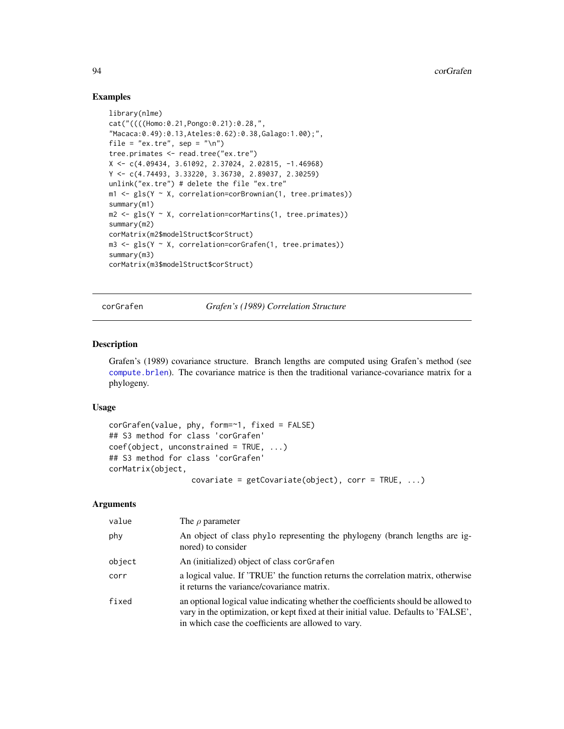## Examples

```
library(nlme)
cat("((((Homo:0.21,Pongo:0.21):0.28,",
"Macaca:0.49):0.13,Ateles:0.62):0.38,Galago:1.00);",
file = "ex.tre", sep = "\n")
tree.primates <- read.tree("ex.tre")
X <- c(4.09434, 3.61092, 2.37024, 2.02815, -1.46968)
Y <- c(4.74493, 3.33220, 3.36730, 2.89037, 2.30259)
unlink("ex.tre") # delete the file "ex.tre"
m1 <- gls(Y ~ X, correlation=corBrownian(1, tree.primates))
summary(m1)
m2 <- gls(Y ~ X, correlation=corMartins(1, tree.primates))
summary(m2)
corMatrix(m2$modelStruct$corStruct)
m3 <- gls(Y ~ X, correlation=corGrafen(1, tree.primates))
summary(m3)
corMatrix(m3$modelStruct$corStruct)
```

---

# corGrafen *Grafen's (1989) Correlation Structure*

---

## Description

Grafen's (1989) covariance structure. Branch lengths are computed using Grafen's method (see compute.brlen). The covariance matrice is then the traditional variance-covariance matrix for a phylogeny.

## Usage

```
corGrafen(value, phy, form=~1, fixed = FALSE)
## S3 method for class 'corGrafen'
coef(object, unconstrained = TRUE, ...)
## S3 method for class 'corGrafen'
corMatrix(object,
                  covariate = getCovariate(object), corr = TRUE, ...)
```

## Arguments

| | |
|---|---|
| value | The $\rho$ parameter |
| phy | An object of class phylo representing the phylogeny (branch lengths are ignored) to consider |
| object | An (initialized) object of class corGrafen |
| corr | a logical value. If 'TRUE' the function returns the correlation matrix, otherwise it returns the variance/covariance matrix. |
| fixed | an optional logical value indicating whether the coefficients should be allowed to vary in the optimization, or kept fixed at their initial value. Defaults to 'FALSE', in which case the coefficients are allowed to vary. |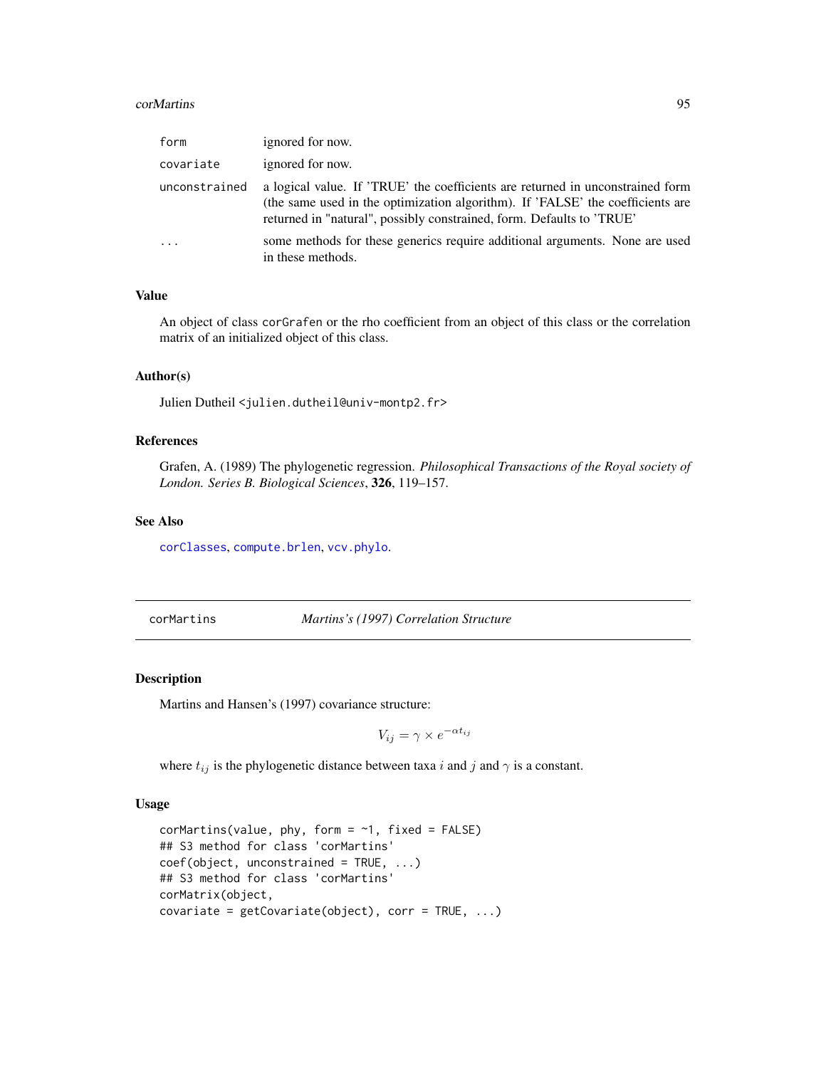| | |
|---|---|
| `form` | ignored for now. |
| `covariate` | ignored for now. |
| `unconstrained` | a logical value. If 'TRUE' the coefficients are returned in unconstrained form (the same used in the optimization algorithm). If 'FALSE' the coefficients are returned in "natural", possibly constrained, form. Defaults to 'TRUE' |
| `...` | some methods for these generics require additional arguments. None are used in these methods. |

### Value

An object of class `corGrafen` or the rho coefficient from an object of this class or the correlation matrix of an initialized object of this class.

### Author(s)

Julien Dutheil <julien.dutheil@univ-montp2.fr>

### References

Grafen, A. (1989) The phylogenetic regression. *Philosophical Transactions of the Royal society of London. Series B. Biological Sciences*, **326**, 119–157.

### See Also

`corClasses`, `compute.brlen`, `vcv.phylo`.

---

## corMartins — *Martins's (1997) Correlation Structure*

### Description

Martins and Hansen's (1997) covariance structure:

$$V_{ij} = \gamma \times e^{-\alpha t_{ij}}$$

where $t_{ij}$ is the phylogenetic distance between taxa $i$ and $j$ and $\gamma$ is a constant.

### Usage

```
corMartins(value, phy, form = ~1, fixed = FALSE)
## S3 method for class 'corMartins'
coef(object, unconstrained = TRUE, ...)
## S3 method for class 'corMartins'
corMatrix(object,
covariate = getCovariate(object), corr = TRUE, ...)
```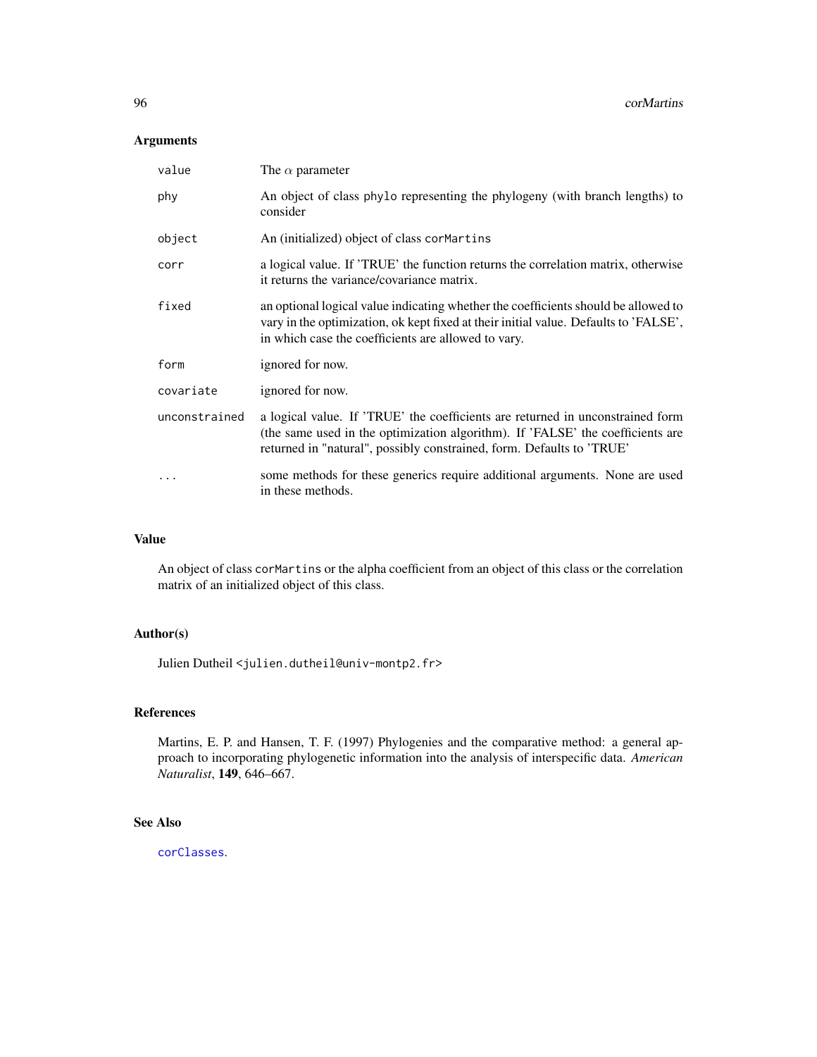## Arguments

| | |
|---|---|
| `value` | The $\alpha$ parameter |
| `phy` | An object of class `phylo` representing the phylogeny (with branch lengths) to consider |
| `object` | An (initialized) object of class `corMartins` |
| `corr` | a logical value. If 'TRUE' the function returns the correlation matrix, otherwise it returns the variance/covariance matrix. |
| `fixed` | an optional logical value indicating whether the coefficients should be allowed to vary in the optimization, ok kept fixed at their initial value. Defaults to 'FALSE', in which case the coefficients are allowed to vary. |
| `form` | ignored for now. |
| `covariate` | ignored for now. |
| `unconstrained` | a logical value. If 'TRUE' the coefficients are returned in unconstrained form (the same used in the optimization algorithm). If 'FALSE' the coefficients are returned in "natural", possibly constrained, form. Defaults to 'TRUE' |
| `...` | some methods for these generics require additional arguments. None are used in these methods. |

## Value

An object of class `corMartins` or the alpha coefficient from an object of this class or the correlation matrix of an initialized object of this class.

## Author(s)

Julien Dutheil <julien.dutheil@univ-montp2.fr>

## References

Martins, E. P. and Hansen, T. F. (1997) Phylogenies and the comparative method: a general approach to incorporating phylogenetic information into the analysis of interspecific data. *American Naturalist*, **149**, 646–667.

## See Also

`corClasses`.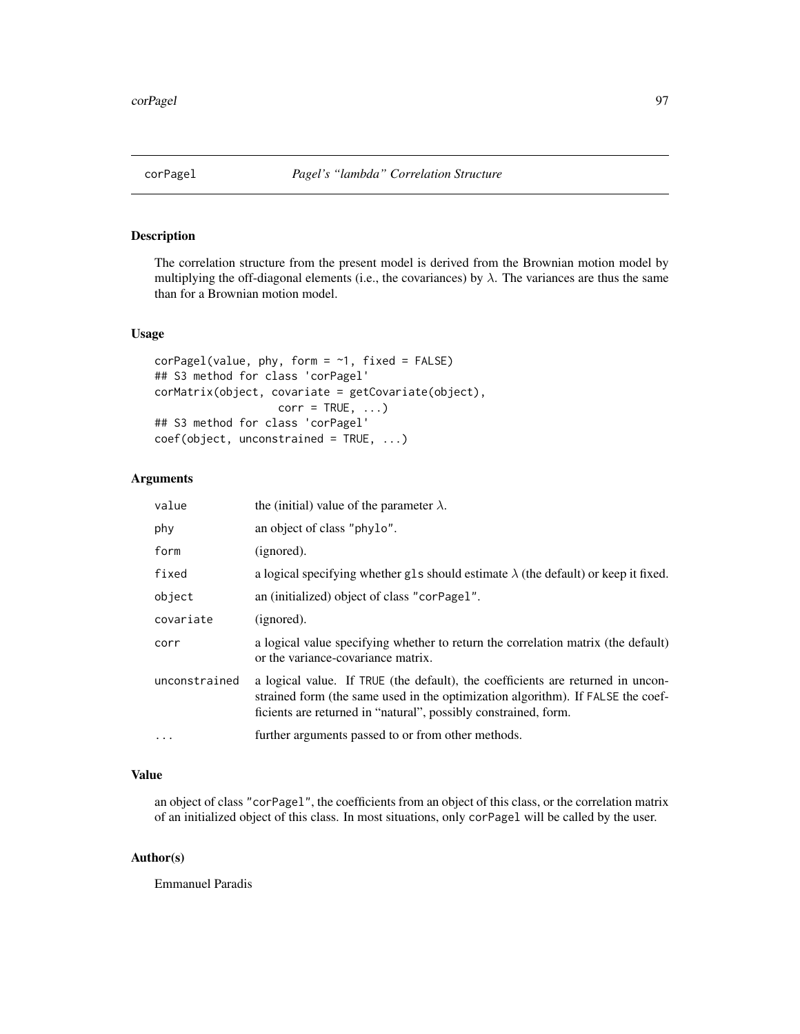corPagel *Pagel's "lambda" Correlation Structure*

## Description

The correlation structure from the present model is derived from the Brownian motion model by multiplying the off-diagonal elements (i.e., the covariances) by $\lambda$. The variances are thus the same than for a Brownian motion model.

## Usage

```
corPagel(value, phy, form = ~1, fixed = FALSE)
## S3 method for class 'corPagel'
corMatrix(object, covariate = getCovariate(object),
                  corr = TRUE, ...)
## S3 method for class 'corPagel'
coef(object, unconstrained = TRUE, ...)
```

## Arguments

| | |
|---|---|
| value | the (initial) value of the parameter $\lambda$. |
| phy | an object of class "phylo". |
| form | (ignored). |
| fixed | a logical specifying whether gls should estimate $\lambda$ (the default) or keep it fixed. |
| object | an (initialized) object of class "corPagel". |
| covariate | (ignored). |
| corr | a logical value specifying whether to return the correlation matrix (the default) or the variance-covariance matrix. |
| unconstrained | a logical value. If TRUE (the default), the coefficients are returned in unconstrained form (the same used in the optimization algorithm). If FALSE the coefficients are returned in "natural", possibly constrained, form. |
| ... | further arguments passed to or from other methods. |

## Value

an object of class "corPagel", the coefficients from an object of this class, or the correlation matrix of an initialized object of this class. In most situations, only corPagel will be called by the user.

## Author(s)

Emmanuel Paradis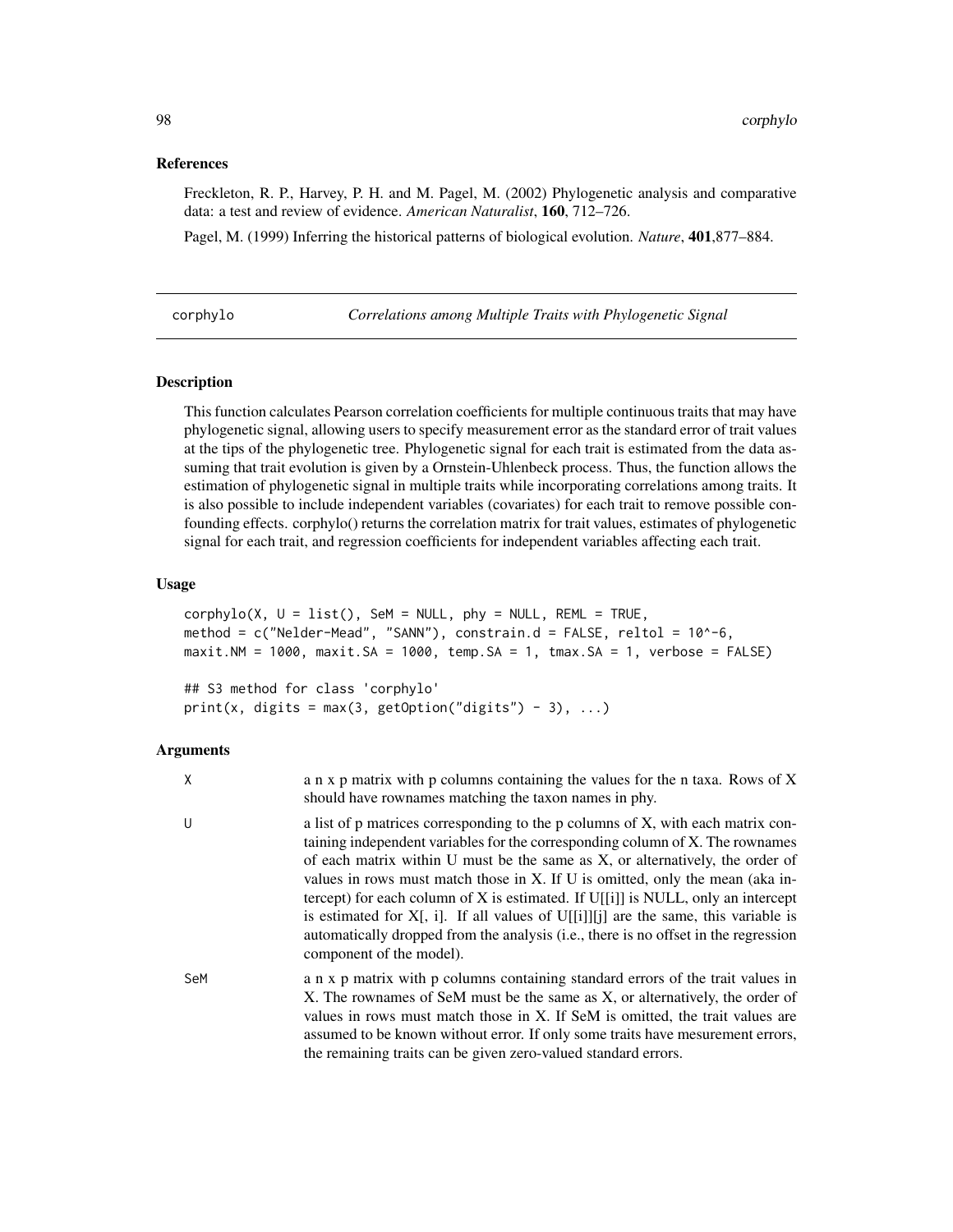## References

Freckleton, R. P., Harvey, P. H. and M. Pagel, M. (2002) Phylogenetic analysis and comparative data: a test and review of evidence. *American Naturalist*, **160**, 712–726.

Pagel, M. (1999) Inferring the historical patterns of biological evolution. *Nature*, **401**,877–884.

---

corphylo *Correlations among Multiple Traits with Phylogenetic Signal*

---

## Description

This function calculates Pearson correlation coefficients for multiple continuous traits that may have phylogenetic signal, allowing users to specify measurement error as the standard error of trait values at the tips of the phylogenetic tree. Phylogenetic signal for each trait is estimated from the data assuming that trait evolution is given by a Ornstein-Uhlenbeck process. Thus, the function allows the estimation of phylogenetic signal in multiple traits while incorporating correlations among traits. It is also possible to include independent variables (covariates) for each trait to remove possible confounding effects. corphylo() returns the correlation matrix for trait values, estimates of phylogenetic signal for each trait, and regression coefficients for independent variables affecting each trait.

## Usage

```
corphylo(X, U = list(), SeM = NULL, phy = NULL, REML = TRUE,
method = c("Nelder-Mead", "SANN"), constrain.d = FALSE, reltol = 10^-6,
maxit.NM = 1000, maxit.SA = 1000, temp.SA = 1, tmax.SA = 1, verbose = FALSE)

## S3 method for class 'corphylo'
print(x, digits = max(3, getOption("digits") - 3), ...)
```

## Arguments

| | |
|---|---|
| X | a n x p matrix with p columns containing the values for the n taxa. Rows of X should have rownames matching the taxon names in phy. |
| U | a list of p matrices corresponding to the p columns of X, with each matrix containing independent variables for the corresponding column of X. The rownames of each matrix within U must be the same as X, or alternatively, the order of values in rows must match those in X. If U is omitted, only the mean (aka intercept) for each column of X is estimated. If U[[i]] is NULL, only an intercept is estimated for X[, i]. If all values of U[[i]][j] are the same, this variable is automatically dropped from the analysis (i.e., there is no offset in the regression component of the model). |
| SeM | a n x p matrix with p columns containing standard errors of the trait values in X. The rownames of SeM must be the same as X, or alternatively, the order of values in rows must match those in X. If SeM is omitted, the trait values are assumed to be known without error. If only some traits have mesurement errors, the remaining traits can be given zero-valued standard errors. |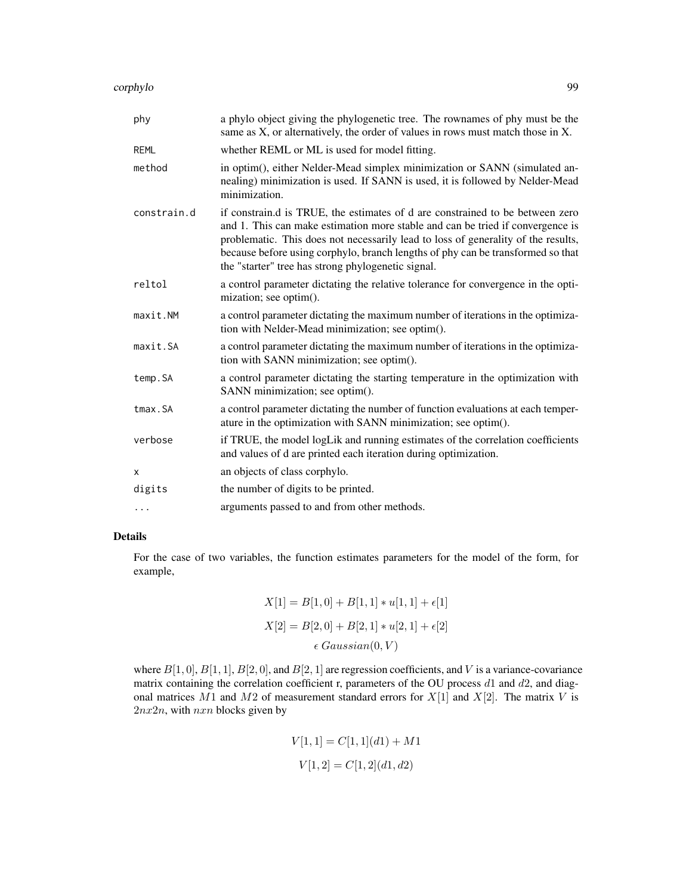| | |
|---|---|
| phy | a phylo object giving the phylogenetic tree. The rownames of phy must be the same as X, or alternatively, the order of values in rows must match those in X. |
| REML | whether REML or ML is used for model fitting. |
| method | in optim(), either Nelder-Mead simplex minimization or SANN (simulated annealing) minimization is used. If SANN is used, it is followed by Nelder-Mead minimization. |
| constrain.d | if constrain.d is TRUE, the estimates of d are constrained to be between zero and 1. This can make estimation more stable and can be tried if convergence is problematic. This does not necessarily lead to loss of generality of the results, because before using corphylo, branch lengths of phy can be transformed so that the "starter" tree has strong phylogenetic signal. |
| reltol | a control parameter dictating the relative tolerance for convergence in the optimization; see optim(). |
| maxit.NM | a control parameter dictating the maximum number of iterations in the optimization with Nelder-Mead minimization; see optim(). |
| maxit.SA | a control parameter dictating the maximum number of iterations in the optimization with SANN minimization; see optim(). |
| temp.SA | a control parameter dictating the starting temperature in the optimization with SANN minimization; see optim(). |
| tmax.SA | a control parameter dictating the number of function evaluations at each temperature in the optimization with SANN minimization; see optim(). |
| verbose | if TRUE, the model logLik and running estimates of the correlation coefficients and values of d are printed each iteration during optimization. |
| x | an objects of class corphylo. |
| digits | the number of digits to be printed. |
| ... | arguments passed to and from other methods. |

## Details

For the case of two variables, the function estimates parameters for the model of the form, for example,

$$X[1] = B[1,0] + B[1,1] * u[1,1] + \epsilon[1]$$

$$X[2] = B[2,0] + B[2,1] * u[2,1] + \epsilon[2]$$

$$\epsilon\ Gaussian(0, V)$$

where $B[1,0]$, $B[1,1]$, $B[2,0]$, and $B[2,1]$ are regression coefficients, and $V$ is a variance-covariance matrix containing the correlation coefficient r, parameters of the OU process $d1$ and $d2$, and diagonal matrices $M1$ and $M2$ of measurement standard errors for $X[1]$ and $X[2]$. The matrix $V$ is $2nx2n$, with $nxn$ blocks given by

$$V[1,1] = C[1,1](d1) + M1$$

$$V[1,2] = C[1,2](d1, d2)$$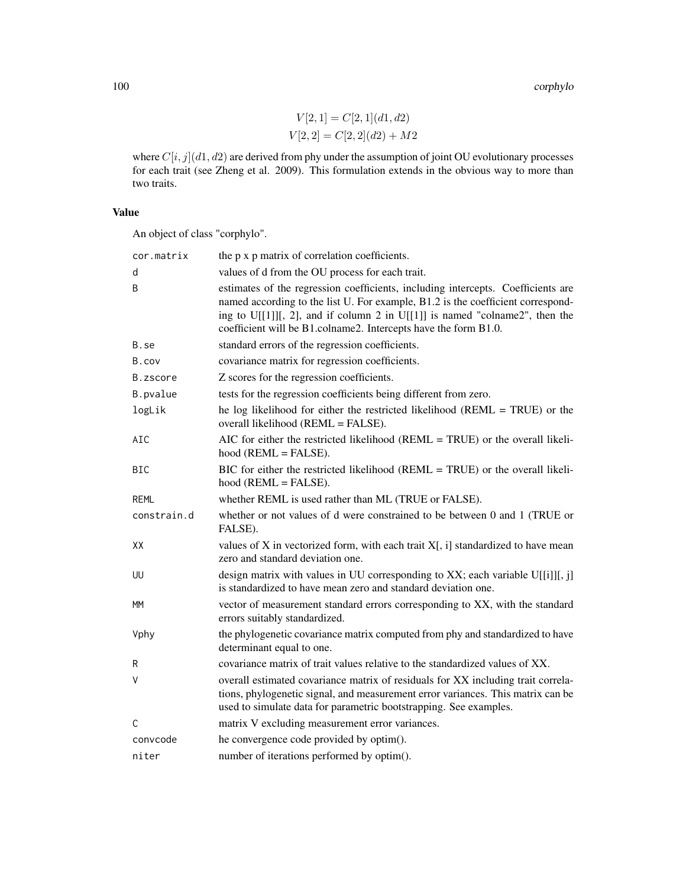$$V[2,1] = C[2,1](d1, d2)$$
$$V[2,2] = C[2,2](d2) + M2$$

where $C[i,j](d1, d2)$ are derived from phy under the assumption of joint OU evolutionary processes for each trait (see Zheng et al. 2009). This formulation extends in the obvious way to more than two traits.

## Value

An object of class "corphylo".

| | |
|---|---|
| `cor.matrix` | the p x p matrix of correlation coefficients. |
| `d` | values of d from the OU process for each trait. |
| `B` | estimates of the regression coefficients, including intercepts. Coefficients are named according to the list U. For example, B1.2 is the coefficient corresponding to U[[1]][, 2], and if column 2 in U[[1]] is named "colname2", then the coefficient will be B1.colname2. Intercepts have the form B1.0. |
| `B.se` | standard errors of the regression coefficients. |
| `B.cov` | covariance matrix for regression coefficients. |
| `B.zscore` | Z scores for the regression coefficients. |
| `B.pvalue` | tests for the regression coefficients being different from zero. |
| `logLik` | he log likelihood for either the restricted likelihood (REML = TRUE) or the overall likelihood (REML = FALSE). |
| `AIC` | AIC for either the restricted likelihood (REML = TRUE) or the overall likelihood (REML = FALSE). |
| `BIC` | BIC for either the restricted likelihood (REML = TRUE) or the overall likelihood (REML = FALSE). |
| `REML` | whether REML is used rather than ML (TRUE or FALSE). |
| `constrain.d` | whether or not values of d were constrained to be between 0 and 1 (TRUE or FALSE). |
| `XX` | values of X in vectorized form, with each trait X[, i] standardized to have mean zero and standard deviation one. |
| `UU` | design matrix with values in UU corresponding to XX; each variable U[[i]][, j] is standardized to have mean zero and standard deviation one. |
| `MM` | vector of measurement standard errors corresponding to XX, with the standard errors suitably standardized. |
| `Vphy` | the phylogenetic covariance matrix computed from phy and standardized to have determinant equal to one. |
| `R` | covariance matrix of trait values relative to the standardized values of XX. |
| `V` | overall estimated covariance matrix of residuals for XX including trait correlations, phylogenetic signal, and measurement error variances. This matrix can be used to simulate data for parametric bootstrapping. See examples. |
| `C` | matrix V excluding measurement error variances. |
| `convcode` | he convergence code provided by optim(). |
| `niter` | number of iterations performed by optim(). |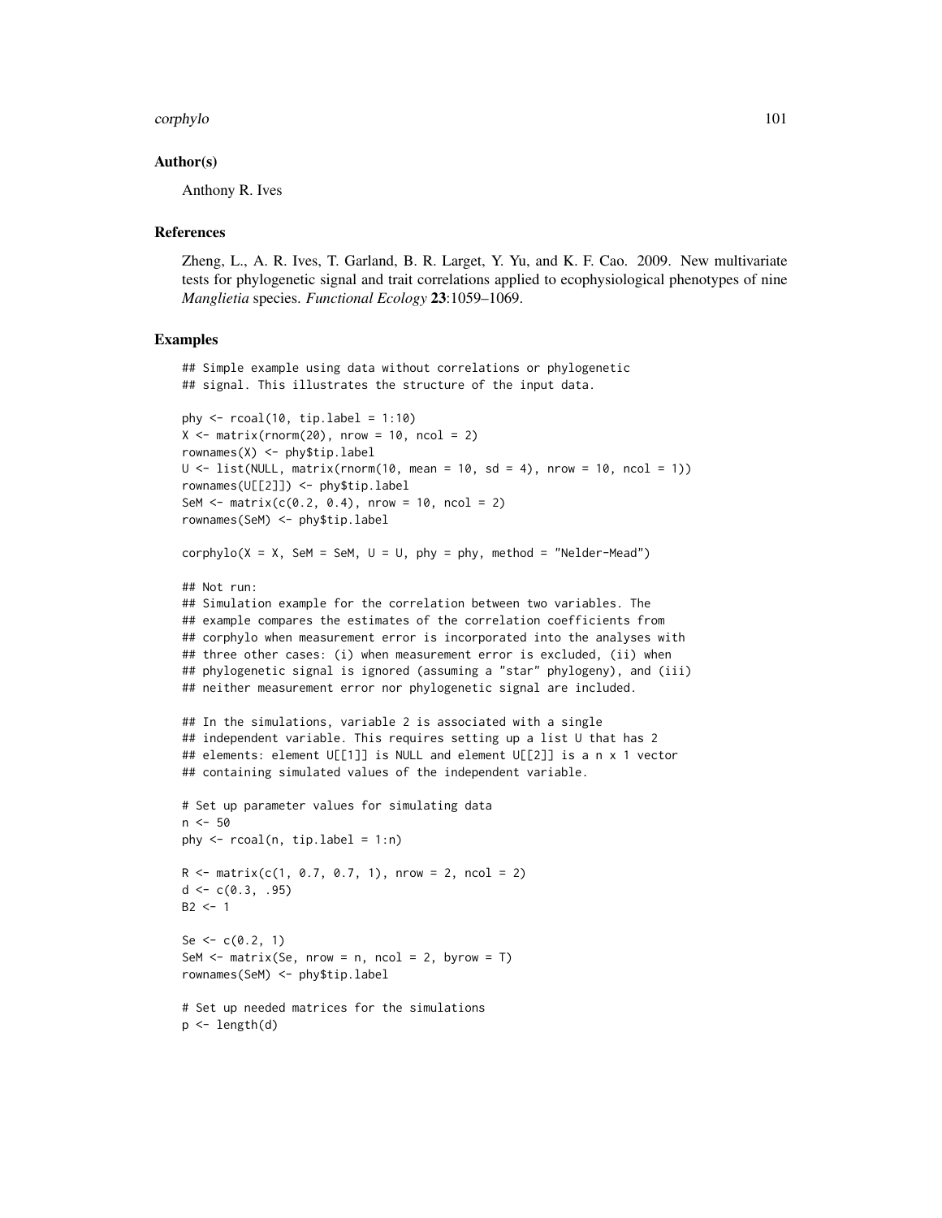### Author(s)

Anthony R. Ives

### References

Zheng, L., A. R. Ives, T. Garland, B. R. Larget, Y. Yu, and K. F. Cao. 2009. New multivariate tests for phylogenetic signal and trait correlations applied to ecophysiological phenotypes of nine *Manglietia* species. *Functional Ecology* **23**:1059–1069.

### Examples

```
## Simple example using data without correlations or phylogenetic
## signal. This illustrates the structure of the input data.

phy <- rcoal(10, tip.label = 1:10)
X <- matrix(rnorm(20), nrow = 10, ncol = 2)
rownames(X) <- phy$tip.label
U <- list(NULL, matrix(rnorm(10, mean = 10, sd = 4), nrow = 10, ncol = 1))
rownames(U[[2]]) <- phy$tip.label
SeM <- matrix(c(0.2, 0.4), nrow = 10, ncol = 2)
rownames(SeM) <- phy$tip.label

corphylo(X = X, SeM = SeM, U = U, phy = phy, method = "Nelder-Mead")

## Not run:
## Simulation example for the correlation between two variables. The
## example compares the estimates of the correlation coefficients from
## corphylo when measurement error is incorporated into the analyses with
## three other cases: (i) when measurement error is excluded, (ii) when
## phylogenetic signal is ignored (assuming a "star" phylogeny), and (iii)
## neither measurement error nor phylogenetic signal are included.

## In the simulations, variable 2 is associated with a single
## independent variable. This requires setting up a list U that has 2
## elements: element U[[1]] is NULL and element U[[2]] is a n x 1 vector
## containing simulated values of the independent variable.

# Set up parameter values for simulating data
n <- 50
phy <- rcoal(n, tip.label = 1:n)

R <- matrix(c(1, 0.7, 0.7, 1), nrow = 2, ncol = 2)
d <- c(0.3, .95)
B2 <- 1

Se <- c(0.2, 1)
SeM <- matrix(Se, nrow = n, ncol = 2, byrow = T)
rownames(SeM) <- phy$tip.label

# Set up needed matrices for the simulations
p <- length(d)
```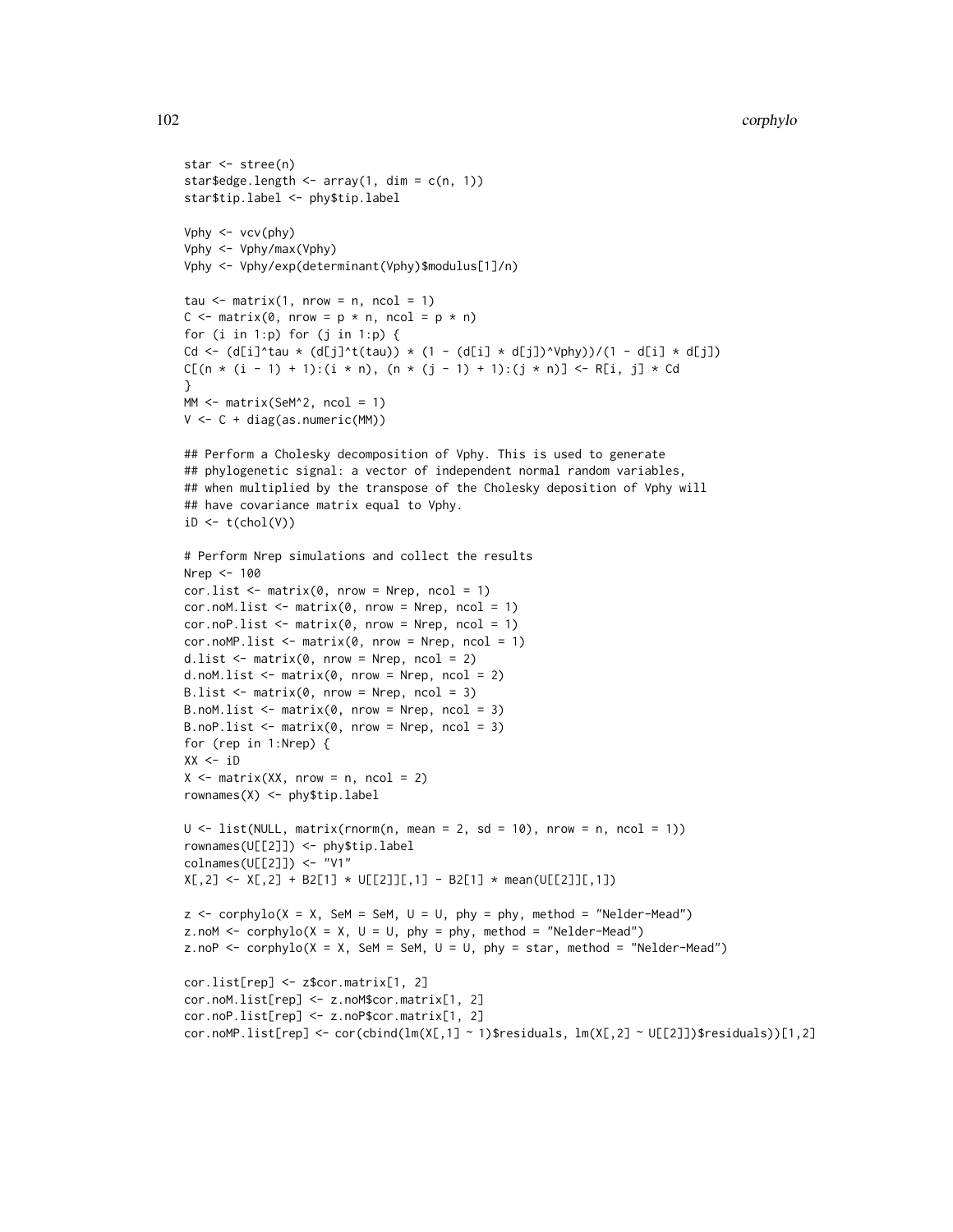```
star <- stree(n)
star$edge.length <- array(1, dim = c(n, 1))
star$tip.label <- phy$tip.label

Vphy <- vcv(phy)
Vphy <- Vphy/max(Vphy)
Vphy <- Vphy/exp(determinant(Vphy)$modulus[1]/n)

tau <- matrix(1, nrow = n, ncol = 1)
C <- matrix(0, nrow = p * n, ncol = p * n)
for (i in 1:p) for (j in 1:p) {
Cd <- (d[i]^tau * (d[j]^t(tau)) * (1 - (d[i] * d[j])^Vphy))/(1 - d[i] * d[j])
C[(n * (i - 1) + 1):(i * n), (n * (j - 1) + 1):(j * n)] <- R[i, j] * Cd
}
MM <- matrix(SeM^2, ncol = 1)
V <- C + diag(as.numeric(MM))

## Perform a Cholesky decomposition of Vphy. This is used to generate
## phylogenetic signal: a vector of independent normal random variables,
## when multiplied by the transpose of the Cholesky deposition of Vphy will
## have covariance matrix equal to Vphy.
iD <- t(chol(V))

# Perform Nrep simulations and collect the results
Nrep <- 100
cor.list <- matrix(0, nrow = Nrep, ncol = 1)
cor.noM.list <- matrix(0, nrow = Nrep, ncol = 1)
cor.noP.list <- matrix(0, nrow = Nrep, ncol = 1)
cor.noMP.list <- matrix(0, nrow = Nrep, ncol = 1)
d.list <- matrix(0, nrow = Nrep, ncol = 2)
d.noM.list <- matrix(0, nrow = Nrep, ncol = 2)
B.list <- matrix(0, nrow = Nrep, ncol = 3)
B.noM.list <- matrix(0, nrow = Nrep, ncol = 3)
B.noP.list <- matrix(0, nrow = Nrep, ncol = 3)
for (rep in 1:Nrep) {
XX <- iD
X <- matrix(XX, nrow = n, ncol = 2)
rownames(X) <- phy$tip.label

U <- list(NULL, matrix(rnorm(n, mean = 2, sd = 10), nrow = n, ncol = 1))
rownames(U[[2]]) <- phy$tip.label
colnames(U[[2]]) <- "V1"
X[,2] <- X[,2] + B2[1] * U[[2]][,1] - B2[1] * mean(U[[2]][,1])

z <- corphylo(X = X, SeM = SeM, U = U, phy = phy, method = "Nelder-Mead")
z.noM <- corphylo(X = X, U = U, phy = phy, method = "Nelder-Mead")
z.noP <- corphylo(X = X, SeM = SeM, U = U, phy = star, method = "Nelder-Mead")

cor.list[rep] <- z$cor.matrix[1, 2]
cor.noM.list[rep] <- z.noM$cor.matrix[1, 2]
cor.noP.list[rep] <- z.noP$cor.matrix[1, 2]
cor.noMP.list[rep] <- cor(cbind(lm(X[,1] ~ 1)$residuals, lm(X[,2] ~ U[[2]])$residuals))[1,2]
```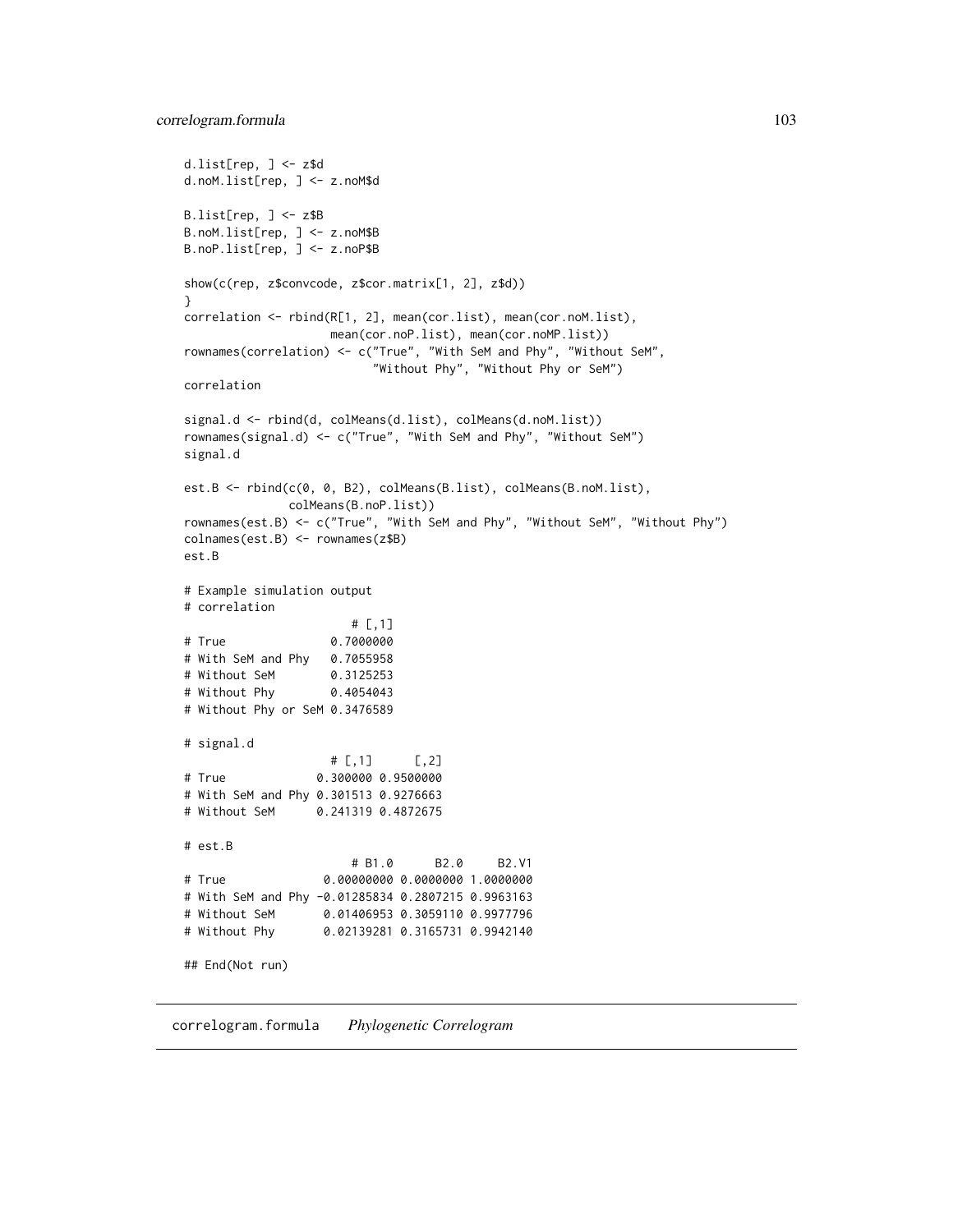```
d.list[rep, ] <- z$d
d.noM.list[rep, ] <- z.noM$d

B.list[rep, ] <- z$B
B.noM.list[rep, ] <- z.noM$B
B.noP.list[rep, ] <- z.noP$B

show(c(rep, z$convcode, z$cor.matrix[1, 2], z$d))
}
correlation <- rbind(R[1, 2], mean(cor.list), mean(cor.noM.list),
                     mean(cor.noP.list), mean(cor.noMP.list))
rownames(correlation) <- c("True", "With SeM and Phy", "Without SeM",
                           "Without Phy", "Without Phy or SeM")
correlation

signal.d <- rbind(d, colMeans(d.list), colMeans(d.noM.list))
rownames(signal.d) <- c("True", "With SeM and Phy", "Without SeM")
signal.d

est.B <- rbind(c(0, 0, B2), colMeans(B.list), colMeans(B.noM.list),
               colMeans(B.noP.list))
rownames(est.B) <- c("True", "With SeM and Phy", "Without SeM", "Without Phy")
colnames(est.B) <- rownames(z$B)
est.B

# Example simulation output
# correlation
                      # [,1]
# True               0.7000000
# With SeM and Phy   0.7055958
# Without SeM        0.3125253
# Without Phy        0.4054043
# Without Phy or SeM 0.3476589

# signal.d
                    # [,1]      [,2]
# True             0.300000 0.9500000
# With SeM and Phy 0.301513 0.9276663
# Without SeM      0.241319 0.4872675

# est.B
                      # B1.0      B2.0      B2.V1
# True              0.00000000 0.0000000 1.0000000
# With SeM and Phy -0.01285834 0.2807215 0.9963163
# Without SeM       0.01406953 0.3059110 0.9977796
# Without Phy       0.02139281 0.3165731 0.9942140

## End(Not run)
```

---

## correlogram.formula *Phylogenetic Correlogram*

---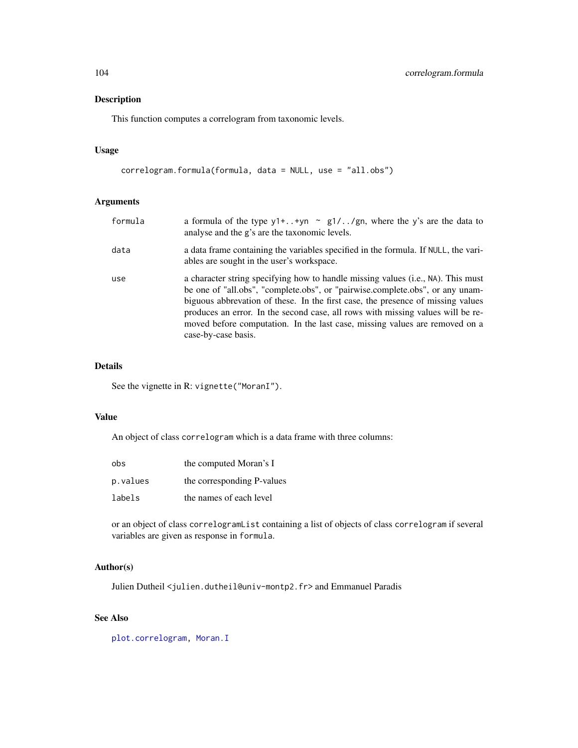## Description

This function computes a correlogram from taxonomic levels.

## Usage

```
correlogram.formula(formula, data = NULL, use = "all.obs")
```

## Arguments

| | |
|---|---|
| formula | a formula of the type `y1+..+yn ~ g1/../gn`, where the y's are the data to analyse and the g's are the taxonomic levels. |
| data | a data frame containing the variables specified in the formula. If NULL, the variables are sought in the user's workspace. |
| use | a character string specifying how to handle missing values (i.e., NA). This must be one of "all.obs", "complete.obs", or "pairwise.complete.obs", or any unambiguous abbreviation of these. In the first case, the presence of missing values produces an error. In the second case, all rows with missing values will be removed before computation. In the last case, missing values are removed on a case-by-case basis. |

## Details

See the vignette in R: `vignette("MoranI")`.

## Value

An object of class `correlogram` which is a data frame with three columns:

| | |
|---|---|
| obs | the computed Moran's I |
| p.values | the corresponding P-values |
| labels | the names of each level |

or an object of class `correlogramList` containing a list of objects of class `correlogram` if several variables are given as response in `formula`.

## Author(s)

Julien Dutheil <julien.dutheil@univ-montp2.fr> and Emmanuel Paradis

## See Also

`plot.correlogram`, `Moran.I`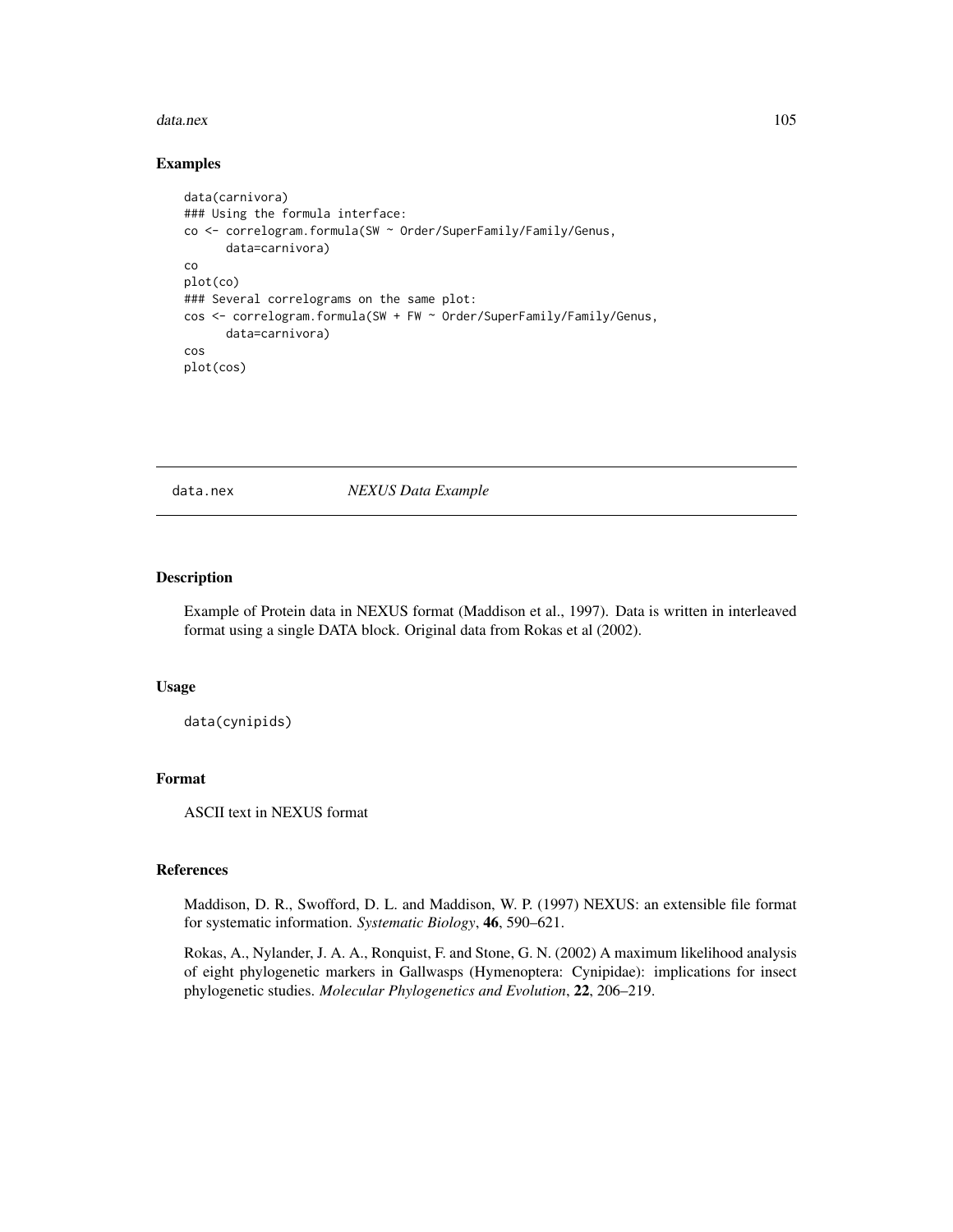## Examples

```
data(carnivora)
### Using the formula interface:
co <- correlogram.formula(SW ~ Order/SuperFamily/Family/Genus,
      data=carnivora)
co
plot(co)
### Several correlograms on the same plot:
cos <- correlogram.formula(SW + FW ~ Order/SuperFamily/Family/Genus,
      data=carnivora)
cos
plot(cos)
```

---

# data.nex — *NEXUS Data Example*

## Description

Example of Protein data in NEXUS format (Maddison et al., 1997). Data is written in interleaved format using a single DATA block. Original data from Rokas et al (2002).

## Usage

```
data(cynipids)
```

## Format

ASCII text in NEXUS format

## References

Maddison, D. R., Swofford, D. L. and Maddison, W. P. (1997) NEXUS: an extensible file format for systematic information. *Systematic Biology*, **46**, 590–621.

Rokas, A., Nylander, J. A. A., Ronquist, F. and Stone, G. N. (2002) A maximum likelihood analysis of eight phylogenetic markers in Gallwasps (Hymenoptera: Cynipidae): implications for insect phylogenetic studies. *Molecular Phylogenetics and Evolution*, **22**, 206–219.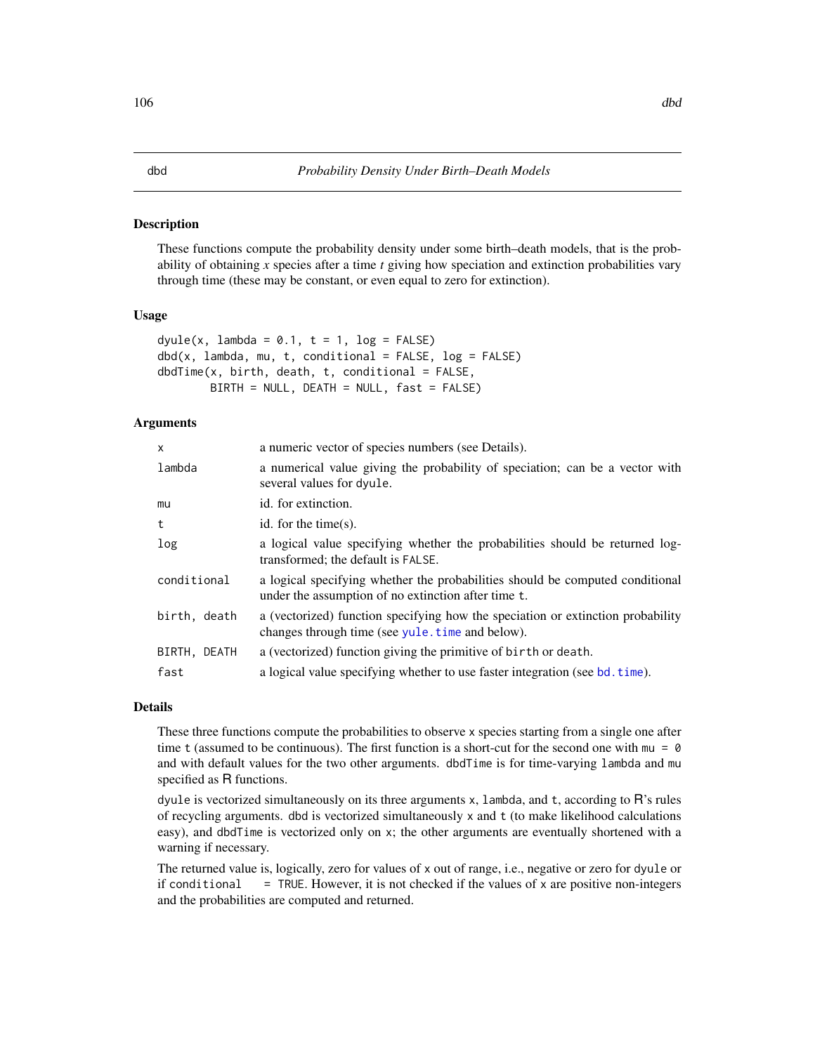## dbd — *Probability Density Under Birth–Death Models*

### Description

These functions compute the probability density under some birth–death models, that is the probability of obtaining *x* species after a time *t* giving how speciation and extinction probabilities vary through time (these may be constant, or even equal to zero for extinction).

### Usage

```
dyule(x, lambda = 0.1, t = 1, log = FALSE)
dbd(x, lambda, mu, t, conditional = FALSE, log = FALSE)
dbdTime(x, birth, death, t, conditional = FALSE,
        BIRTH = NULL, DEATH = NULL, fast = FALSE)
```

### Arguments

| | |
|---|---|
| `x` | a numeric vector of species numbers (see Details). |
| `lambda` | a numerical value giving the probability of speciation; can be a vector with several values for `dyule`. |
| `mu` | id. for extinction. |
| `t` | id. for the time(s). |
| `log` | a logical value specifying whether the probabilities should be returned log-transformed; the default is `FALSE`. |
| `conditional` | a logical specifying whether the probabilities should be computed conditional under the assumption of no extinction after time `t`. |
| `birth, death` | a (vectorized) function specifying how the speciation or extinction probability changes through time (see `yule.time` and below). |
| `BIRTH, DEATH` | a (vectorized) function giving the primitive of `birth` or `death`. |
| `fast` | a logical value specifying whether to use faster integration (see `bd.time`). |

### Details

These three functions compute the probabilities to observe `x` species starting from a single one after time `t` (assumed to be continuous). The first function is a short-cut for the second one with `mu = 0` and with default values for the two other arguments. `dbdTime` is for time-varying `lambda` and `mu` specified as R functions.

`dyule` is vectorized simultaneously on its three arguments `x`, `lambda`, and `t`, according to R's rules of recycling arguments. `dbd` is vectorized simultaneously `x` and `t` (to make likelihood calculations easy), and `dbdTime` is vectorized only on `x`; the other arguments are eventually shortened with a warning if necessary.

The returned value is, logically, zero for values of `x` out of range, i.e., negative or zero for `dyule` or if `conditional = TRUE`. However, it is not checked if the values of `x` are positive non-integers and the probabilities are computed and returned.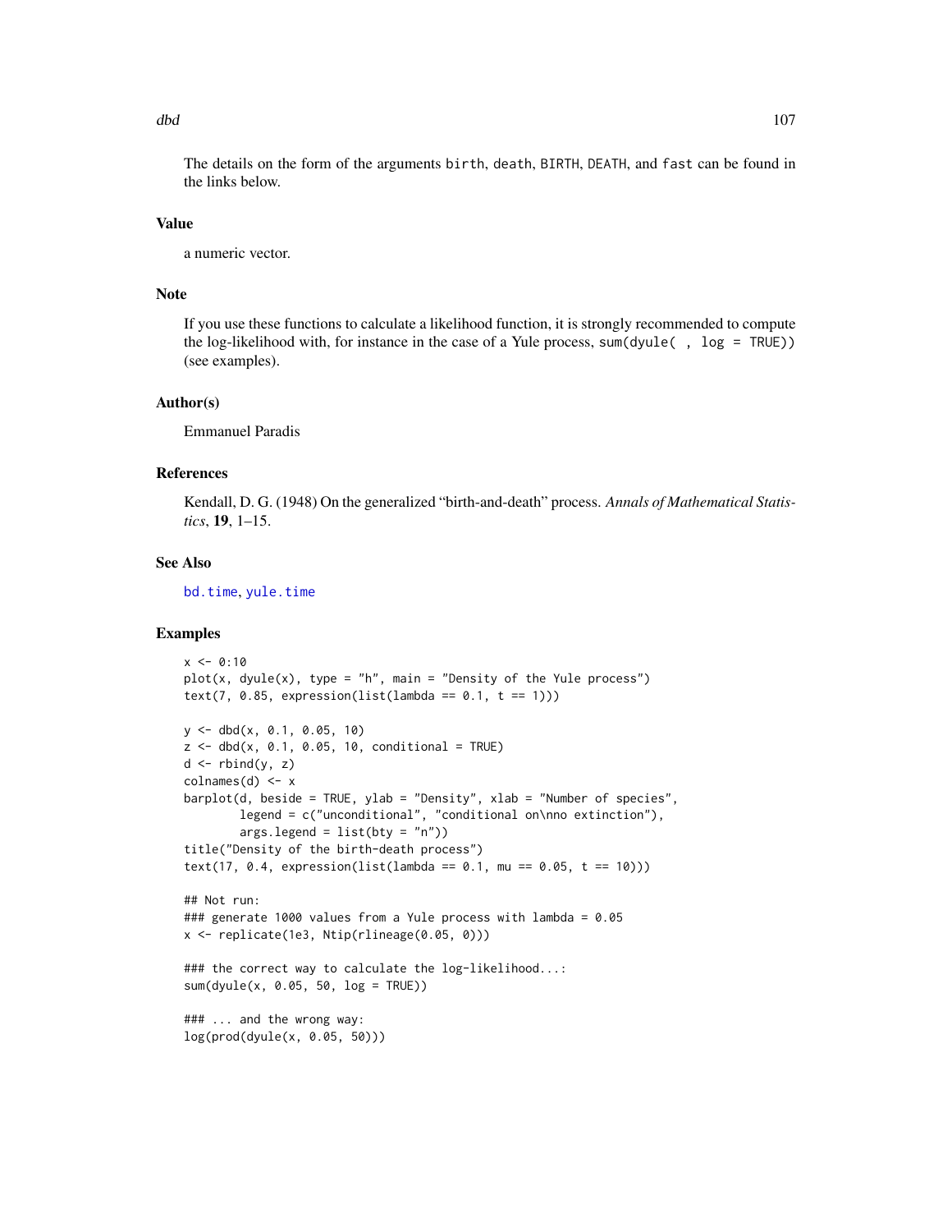The details on the form of the arguments birth, death, BIRTH, DEATH, and fast can be found in the links below.

## Value

a numeric vector.

## Note

If you use these functions to calculate a likelihood function, it is strongly recommended to compute the log-likelihood with, for instance in the case of a Yule process, sum(dyule( , log = TRUE)) (see examples).

## Author(s)

Emmanuel Paradis

## References

Kendall, D. G. (1948) On the generalized "birth-and-death" process. *Annals of Mathematical Statistics*, **19**, 1–15.

## See Also

bd.time, yule.time

## Examples

```
x <- 0:10
plot(x, dyule(x), type = "h", main = "Density of the Yule process")
text(7, 0.85, expression(list(lambda == 0.1, t == 1)))

y <- dbd(x, 0.1, 0.05, 10)
z <- dbd(x, 0.1, 0.05, 10, conditional = TRUE)
d <- rbind(y, z)
colnames(d) <- x
barplot(d, beside = TRUE, ylab = "Density", xlab = "Number of species",
        legend = c("unconditional", "conditional on\nno extinction"),
        args.legend = list(bty = "n"))
title("Density of the birth-death process")
text(17, 0.4, expression(list(lambda == 0.1, mu == 0.05, t == 10)))

## Not run:
### generate 1000 values from a Yule process with lambda = 0.05
x <- replicate(1e3, Ntip(rlineage(0.05, 0)))

### the correct way to calculate the log-likelihood...:
sum(dyule(x, 0.05, 50, log = TRUE))

### ... and the wrong way:
log(prod(dyule(x, 0.05, 50)))
```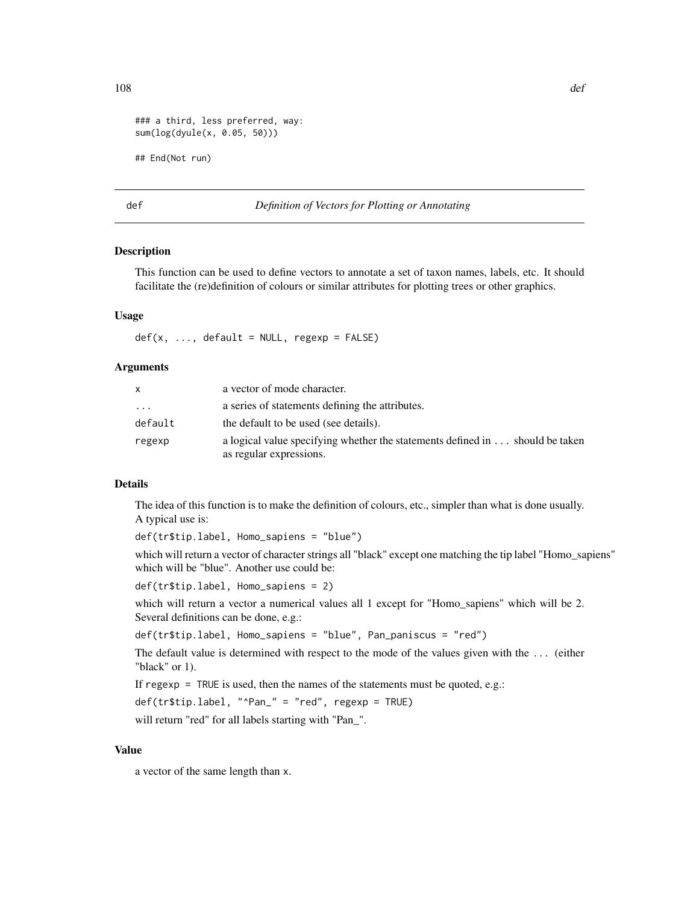```
### a third, less preferred, way:
sum(log(dyule(x, 0.05, 50)))

## End(Not run)
```

## def — *Definition of Vectors for Plotting or Annotating*

### Description

This function can be used to define vectors to annotate a set of taxon names, labels, etc. It should facilitate the (re)definition of colours or similar attributes for plotting trees or other graphics.

### Usage

```
def(x, ..., default = NULL, regexp = FALSE)
```

### Arguments

| | |
|---|---|
| `x` | a vector of mode character. |
| `...` | a series of statements defining the attributes. |
| `default` | the default to be used (see details). |
| `regexp` | a logical value specifying whether the statements defined in `...` should be taken as regular expressions. |

### Details

The idea of this function is to make the definition of colours, etc., simpler than what is done usually. A typical use is:

`def(tr$tip.label, Homo_sapiens = "blue")`

which will return a vector of character strings all "black" except one matching the tip label "Homo_sapiens" which will be "blue". Another use could be:

`def(tr$tip.label, Homo_sapiens = 2)`

which will return a vector a numerical values all 1 except for "Homo_sapiens" which will be 2. Several definitions can be done, e.g.:

`def(tr$tip.label, Homo_sapiens = "blue", Pan_paniscus = "red")`

The default value is determined with respect to the mode of the values given with the `...` (either "black" or 1).

If `regexp = TRUE` is used, then the names of the statements must be quoted, e.g.:

`def(tr$tip.label, "^Pan_" = "red", regexp = TRUE)`

will return "red" for all labels starting with "Pan_".

### Value

a vector of the same length than `x`.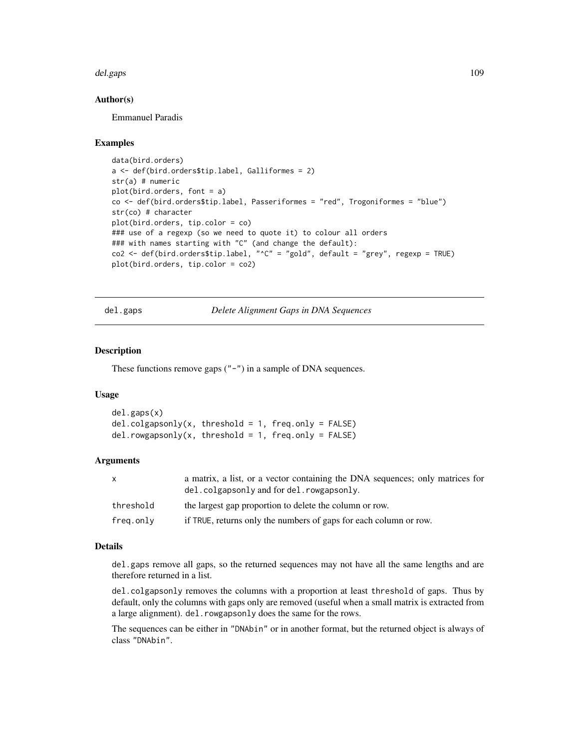## Author(s)

Emmanuel Paradis

## Examples

```
data(bird.orders)
a <- def(bird.orders$tip.label, Galliformes = 2)
str(a) # numeric
plot(bird.orders, font = a)
co <- def(bird.orders$tip.label, Passeriformes = "red", Trogoniformes = "blue")
str(co) # character
plot(bird.orders, tip.color = co)
### use of a regexp (so we need to quote it) to colour all orders
### with names starting with "C" (and change the default):
co2 <- def(bird.orders$tip.label, "^C" = "gold", default = "grey", regexp = TRUE)
plot(bird.orders, tip.color = co2)
```

---

# del.gaps — *Delete Alignment Gaps in DNA Sequences*

---

## Description

These functions remove gaps ("-") in a sample of DNA sequences.

## Usage

```
del.gaps(x)
del.colgapsonly(x, threshold = 1, freq.only = FALSE)
del.rowgapsonly(x, threshold = 1, freq.only = FALSE)
```

## Arguments

| | |
|---|---|
| x | a matrix, a list, or a vector containing the DNA sequences; only matrices for del.colgapsonly and for del.rowgapsonly. |
| threshold | the largest gap proportion to delete the column or row. |
| freq.only | if TRUE, returns only the numbers of gaps for each column or row. |

## Details

del.gaps remove all gaps, so the returned sequences may not have all the same lengths and are therefore returned in a list.

del.colgapsonly removes the columns with a proportion at least threshold of gaps. Thus by default, only the columns with gaps only are removed (useful when a small matrix is extracted from a large alignment). del.rowgapsonly does the same for the rows.

The sequences can be either in "DNAbin" or in another format, but the returned object is always of class "DNAbin".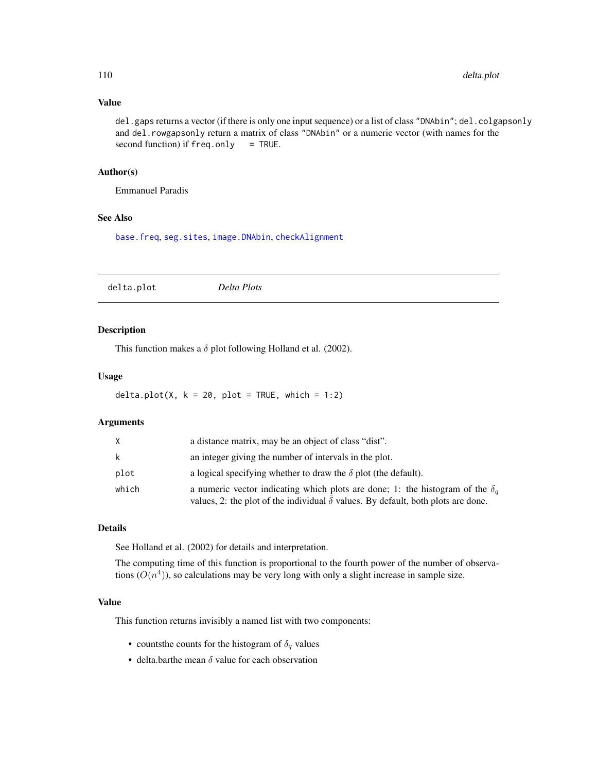### Value

`del.gaps` returns a vector (if there is only one input sequence) or a list of class `"DNAbin"`; `del.colgapsonly` and `del.rowgapsonly` return a matrix of class `"DNAbin"` or a numeric vector (with names for the second function) if `freq.only = TRUE`.

### Author(s)

Emmanuel Paradis

### See Also

`base.freq`, `seg.sites`, `image.DNAbin`, `checkAlignment`

---

## delta.plot — *Delta Plots*

---

### Description

This function makes a $\delta$ plot following Holland et al. (2002).

### Usage

```
delta.plot(X, k = 20, plot = TRUE, which = 1:2)
```

### Arguments

| | |
|---|---|
| `X` | a distance matrix, may be an object of class "dist". |
| `k` | an integer giving the number of intervals in the plot. |
| `plot` | a logical specifying whether to draw the $\delta$ plot (the default). |
| `which` | a numeric vector indicating which plots are done; 1: the histogram of the $\delta_q$ values, 2: the plot of the individual $\bar{\delta}$ values. By default, both plots are done. |

### Details

See Holland et al. (2002) for details and interpretation.

The computing time of this function is proportional to the fourth power of the number of observations ($O(n^4)$), so calculations may be very long with only a slight increase in sample size.

### Value

This function returns invisibly a named list with two components:

- countsthe counts for the histogram of $\delta_q$ values
- delta.barthe mean $\delta$ value for each observation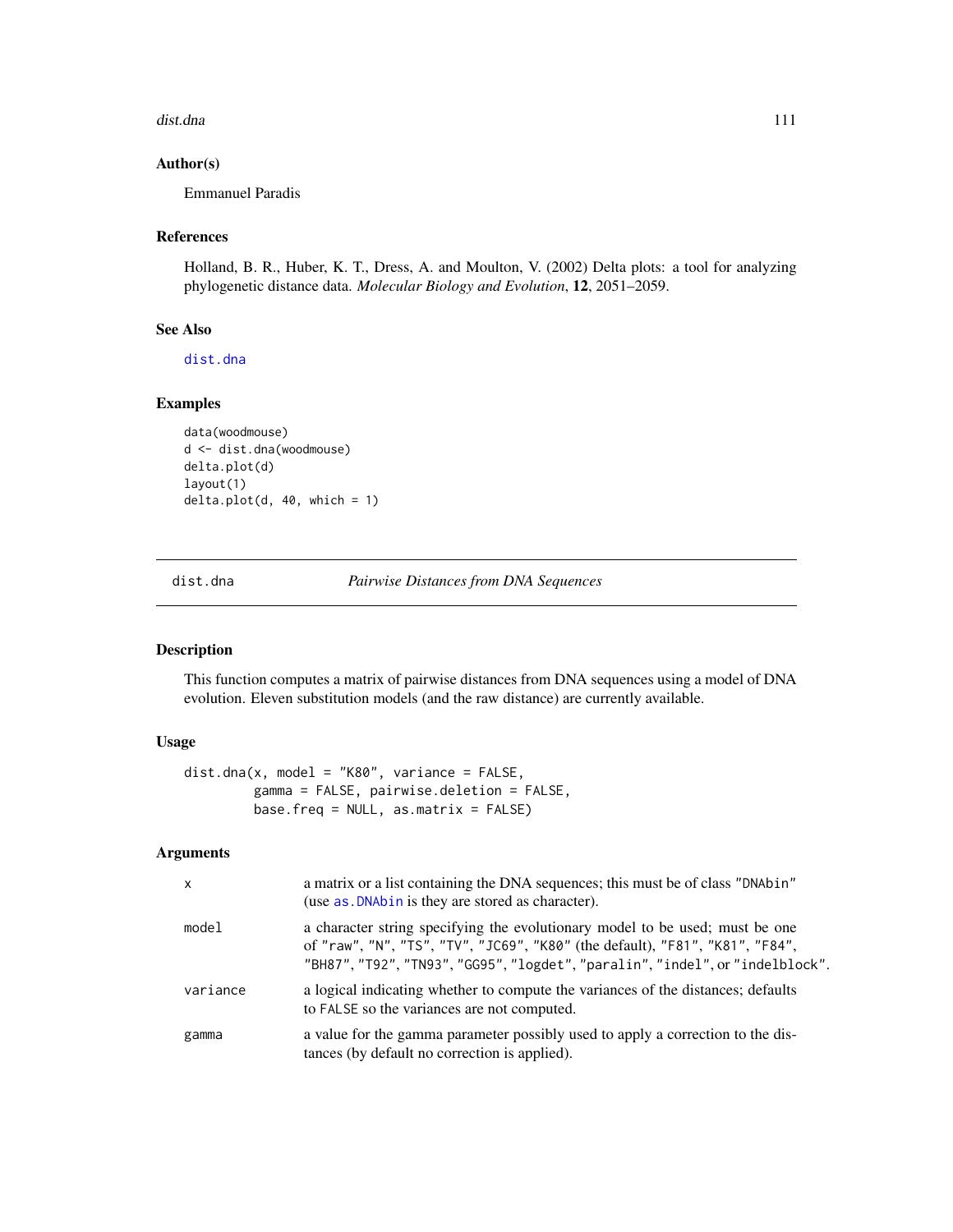### Author(s)

Emmanuel Paradis

### References

Holland, B. R., Huber, K. T., Dress, A. and Moulton, V. (2002) Delta plots: a tool for analyzing phylogenetic distance data. *Molecular Biology and Evolution*, **12**, 2051–2059.

### See Also

`dist.dna`

### Examples

```
data(woodmouse)
d <- dist.dna(woodmouse)
delta.plot(d)
layout(1)
delta.plot(d, 40, which = 1)
```

---

## dist.dna — *Pairwise Distances from DNA Sequences*

---

### Description

This function computes a matrix of pairwise distances from DNA sequences using a model of DNA evolution. Eleven substitution models (and the raw distance) are currently available.

### Usage

```
dist.dna(x, model = "K80", variance = FALSE,
         gamma = FALSE, pairwise.deletion = FALSE,
         base.freq = NULL, as.matrix = FALSE)
```

### Arguments

| | |
|---|---|
| `x` | a matrix or a list containing the DNA sequences; this must be of class `"DNAbin"` (use `as.DNAbin` is they are stored as character). |
| `model` | a character string specifying the evolutionary model to be used; must be one of `"raw"`, `"N"`, `"TS"`, `"TV"`, `"JC69"`, `"K80"` (the default), `"F81"`, `"K81"`, `"F84"`, `"BH87"`, `"T92"`, `"TN93"`, `"GG95"`, `"logdet"`, `"paralin"`, `"indel"`, or `"indelblock"`. |
| `variance` | a logical indicating whether to compute the variances of the distances; defaults to `FALSE` so the variances are not computed. |
| `gamma` | a value for the gamma parameter possibly used to apply a correction to the distances (by default no correction is applied). |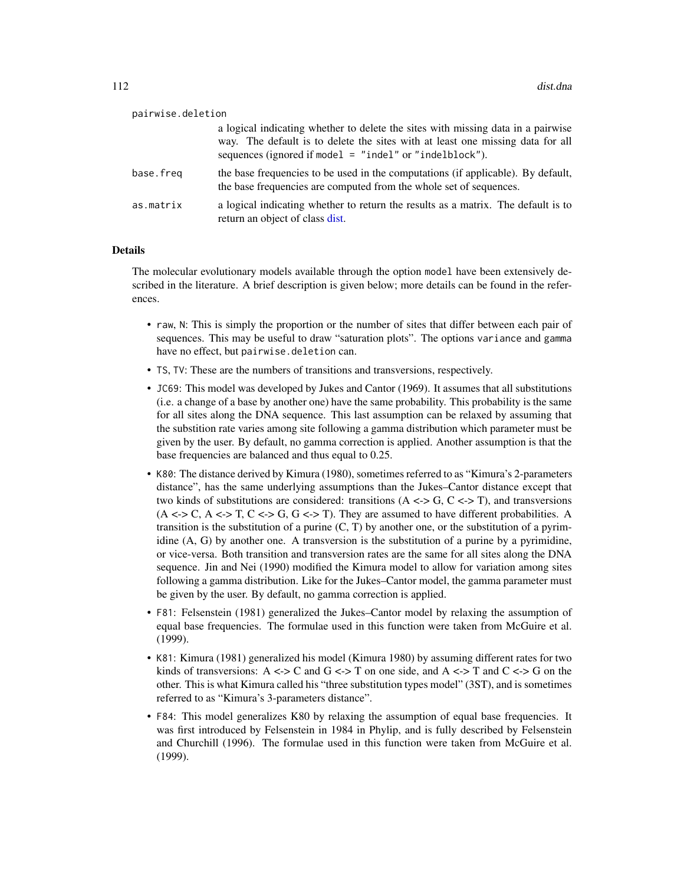pairwise.deletion
: a logical indicating whether to delete the sites with missing data in a pairwise way. The default is to delete the sites with at least one missing data for all sequences (ignored if `model = "indel"` or `"indelblock"`).

base.freq
: the base frequencies to be used in the computations (if applicable). By default, the base frequencies are computed from the whole set of sequences.

as.matrix
: a logical indicating whether to return the results as a matrix. The default is to return an object of class dist.

## Details

The molecular evolutionary models available through the option `model` have been extensively described in the literature. A brief description is given below; more details can be found in the references.

- `raw`, `N`: This is simply the proportion or the number of sites that differ between each pair of sequences. This may be useful to draw "saturation plots". The options `variance` and `gamma` have no effect, but `pairwise.deletion` can.
- `TS`, `TV`: These are the numbers of transitions and transversions, respectively.
- `JC69`: This model was developed by Jukes and Cantor (1969). It assumes that all substitutions (i.e. a change of a base by another one) have the same probability. This probability is the same for all sites along the DNA sequence. This last assumption can be relaxed by assuming that the substition rate varies among site following a gamma distribution which parameter must be given by the user. By default, no gamma correction is applied. Another assumption is that the base frequencies are balanced and thus equal to 0.25.
- `K80`: The distance derived by Kimura (1980), sometimes referred to as "Kimura's 2-parameters distance", has the same underlying assumptions than the Jukes–Cantor distance except that two kinds of substitutions are considered: transitions (A <-> G, C <-> T), and transversions (A <-> C, A <-> T, C <-> G, G <-> T). They are assumed to have different probabilities. A transition is the substitution of a purine (C, T) by another one, or the substitution of a pyrimidine (A, G) by another one. A transversion is the substitution of a purine by a pyrimidine, or vice-versa. Both transition and transversion rates are the same for all sites along the DNA sequence. Jin and Nei (1990) modified the Kimura model to allow for variation among sites following a gamma distribution. Like for the Jukes–Cantor model, the gamma parameter must be given by the user. By default, no gamma correction is applied.
- `F81`: Felsenstein (1981) generalized the Jukes–Cantor model by relaxing the assumption of equal base frequencies. The formulae used in this function were taken from McGuire et al. (1999).
- `K81`: Kimura (1981) generalized his model (Kimura 1980) by assuming different rates for two kinds of transversions: A <-> C and G <-> T on one side, and A <-> T and C <-> G on the other. This is what Kimura called his "three substitution types model" (3ST), and is sometimes referred to as "Kimura's 3-parameters distance".
- `F84`: This model generalizes K80 by relaxing the assumption of equal base frequencies. It was first introduced by Felsenstein in 1984 in Phylip, and is fully described by Felsenstein and Churchill (1996). The formulae used in this function were taken from McGuire et al. (1999).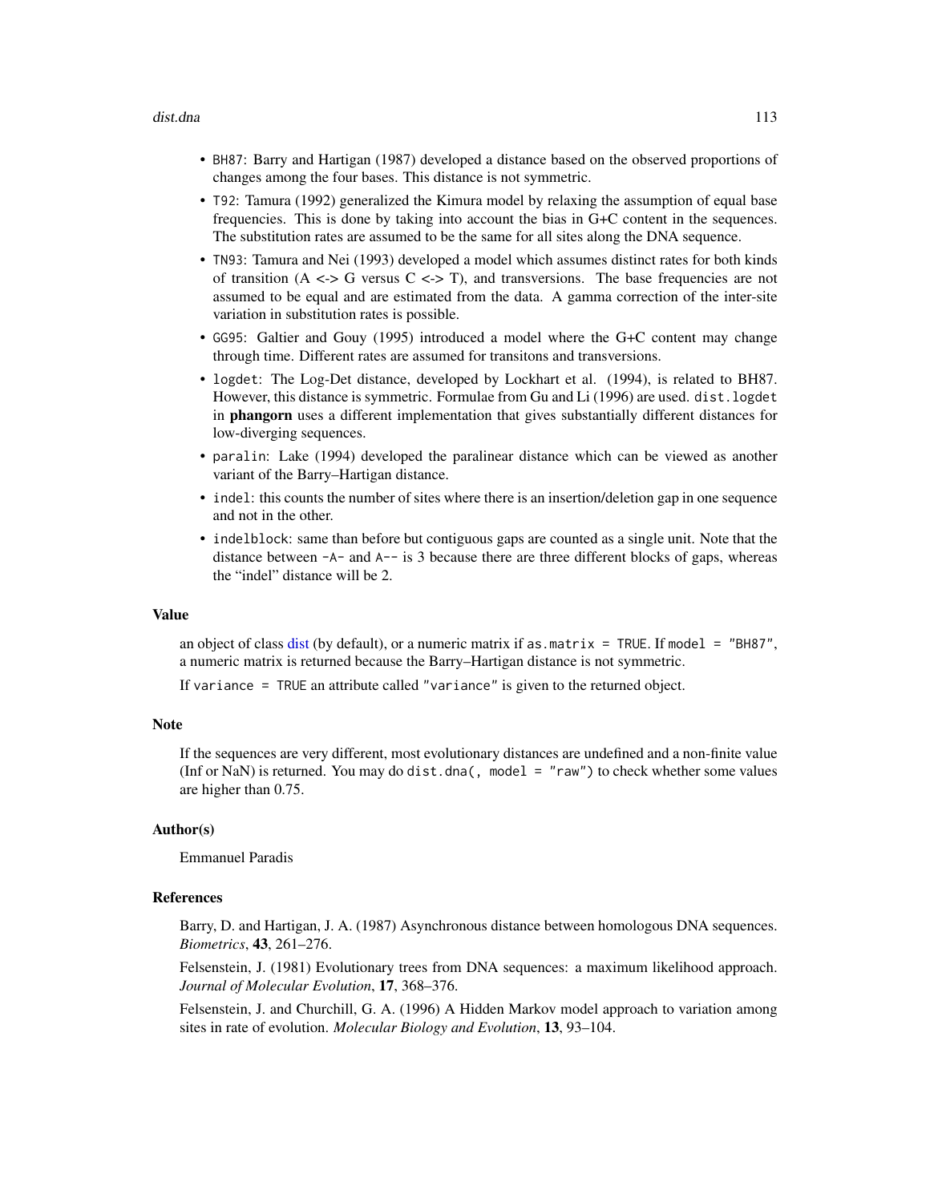- `BH87`: Barry and Hartigan (1987) developed a distance based on the observed proportions of changes among the four bases. This distance is not symmetric.
- `T92`: Tamura (1992) generalized the Kimura model by relaxing the assumption of equal base frequencies. This is done by taking into account the bias in G+C content in the sequences. The substitution rates are assumed to be the same for all sites along the DNA sequence.
- `TN93`: Tamura and Nei (1993) developed a model which assumes distinct rates for both kinds of transition (A <-> G versus C <-> T), and transversions. The base frequencies are not assumed to be equal and are estimated from the data. A gamma correction of the inter-site variation in substitution rates is possible.
- `GG95`: Galtier and Gouy (1995) introduced a model where the G+C content may change through time. Different rates are assumed for transitons and transversions.
- `logdet`: The Log-Det distance, developed by Lockhart et al. (1994), is related to BH87. However, this distance is symmetric. Formulae from Gu and Li (1996) are used. `dist.logdet` in **phangorn** uses a different implementation that gives substantially different distances for low-diverging sequences.
- `paralin`: Lake (1994) developed the paralinear distance which can be viewed as another variant of the Barry–Hartigan distance.
- `indel`: this counts the number of sites where there is an insertion/deletion gap in one sequence and not in the other.
- `indelblock`: same than before but contiguous gaps are counted as a single unit. Note that the distance between `-A-` and `A--` is 3 because there are three different blocks of gaps, whereas the "indel" distance will be 2.

## Value

an object of class dist (by default), or a numeric matrix if `as.matrix = TRUE`. If `model = "BH87"`, a numeric matrix is returned because the Barry–Hartigan distance is not symmetric.

If `variance = TRUE` an attribute called `"variance"` is given to the returned object.

## Note

If the sequences are very different, most evolutionary distances are undefined and a non-finite value (Inf or NaN) is returned. You may do `dist.dna(, model = "raw")` to check whether some values are higher than 0.75.

## Author(s)

Emmanuel Paradis

## References

Barry, D. and Hartigan, J. A. (1987) Asynchronous distance between homologous DNA sequences. *Biometrics*, **43**, 261–276.

Felsenstein, J. (1981) Evolutionary trees from DNA sequences: a maximum likelihood approach. *Journal of Molecular Evolution*, **17**, 368–376.

Felsenstein, J. and Churchill, G. A. (1996) A Hidden Markov model approach to variation among sites in rate of evolution. *Molecular Biology and Evolution*, **13**, 93–104.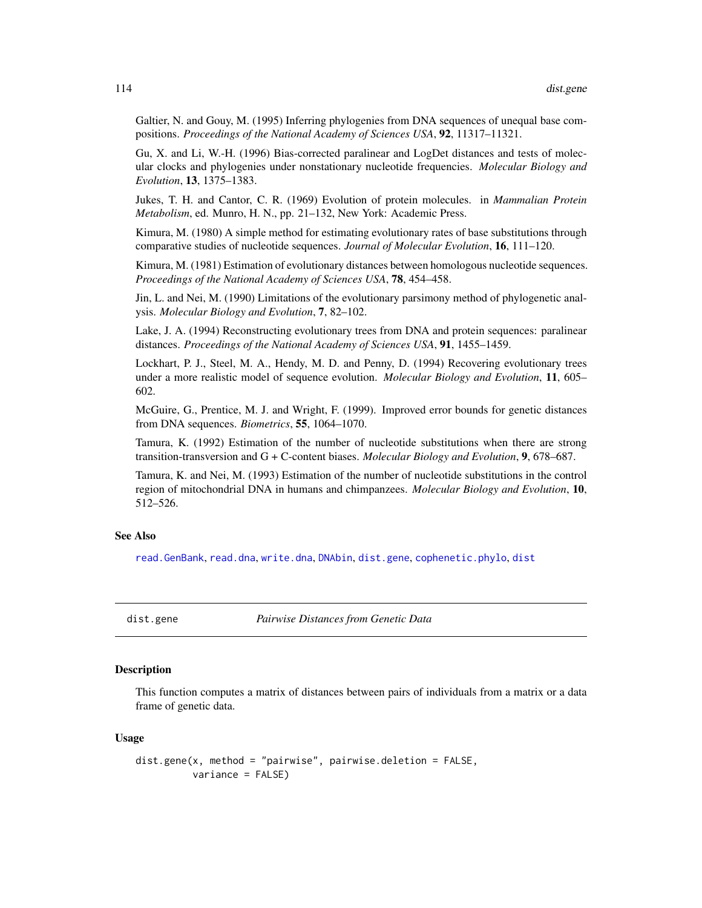Galtier, N. and Gouy, M. (1995) Inferring phylogenies from DNA sequences of unequal base compositions. *Proceedings of the National Academy of Sciences USA*, **92**, 11317–11321.

Gu, X. and Li, W.-H. (1996) Bias-corrected paralinear and LogDet distances and tests of molecular clocks and phylogenies under nonstationary nucleotide frequencies. *Molecular Biology and Evolution*, **13**, 1375–1383.

Jukes, T. H. and Cantor, C. R. (1969) Evolution of protein molecules. in *Mammalian Protein Metabolism*, ed. Munro, H. N., pp. 21–132, New York: Academic Press.

Kimura, M. (1980) A simple method for estimating evolutionary rates of base substitutions through comparative studies of nucleotide sequences. *Journal of Molecular Evolution*, **16**, 111–120.

Kimura, M. (1981) Estimation of evolutionary distances between homologous nucleotide sequences. *Proceedings of the National Academy of Sciences USA*, **78**, 454–458.

Jin, L. and Nei, M. (1990) Limitations of the evolutionary parsimony method of phylogenetic analysis. *Molecular Biology and Evolution*, **7**, 82–102.

Lake, J. A. (1994) Reconstructing evolutionary trees from DNA and protein sequences: paralinear distances. *Proceedings of the National Academy of Sciences USA*, **91**, 1455–1459.

Lockhart, P. J., Steel, M. A., Hendy, M. D. and Penny, D. (1994) Recovering evolutionary trees under a more realistic model of sequence evolution. *Molecular Biology and Evolution*, **11**, 605–602.

McGuire, G., Prentice, M. J. and Wright, F. (1999). Improved error bounds for genetic distances from DNA sequences. *Biometrics*, **55**, 1064–1070.

Tamura, K. (1992) Estimation of the number of nucleotide substitutions when there are strong transition-transversion and G + C-content biases. *Molecular Biology and Evolution*, **9**, 678–687.

Tamura, K. and Nei, M. (1993) Estimation of the number of nucleotide substitutions in the control region of mitochondrial DNA in humans and chimpanzees. *Molecular Biology and Evolution*, **10**, 512–526.

### See Also

`read.GenBank`, `read.dna`, `write.dna`, `DNAbin`, `dist.gene`, `cophenetic.phylo`, `dist`

---

## dist.gene — *Pairwise Distances from Genetic Data*

### Description

This function computes a matrix of distances between pairs of individuals from a matrix or a data frame of genetic data.

### Usage

```
dist.gene(x, method = "pairwise", pairwise.deletion = FALSE,
          variance = FALSE)
```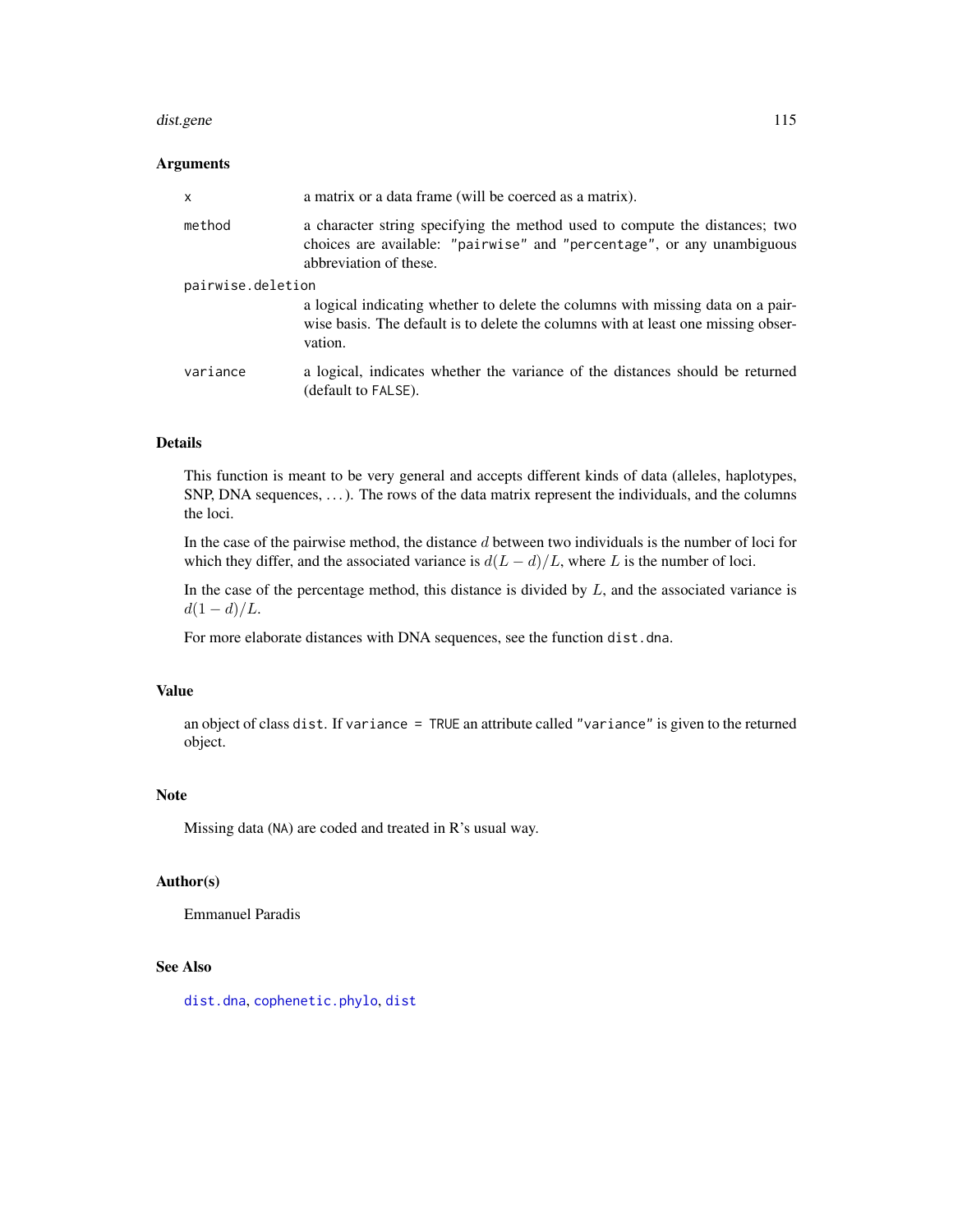## Arguments

- `x` — a matrix or a data frame (will be coerced as a matrix).
- `method` — a character string specifying the method used to compute the distances; two choices are available: `"pairwise"` and `"percentage"`, or any unambiguous abbreviation of these.
- `pairwise.deletion` — a logical indicating whether to delete the columns with missing data on a pairwise basis. The default is to delete the columns with at least one missing observation.
- `variance` — a logical, indicates whether the variance of the distances should be returned (default to `FALSE`).

## Details

This function is meant to be very general and accepts different kinds of data (alleles, haplotypes, SNP, DNA sequences, ...). The rows of the data matrix represent the individuals, and the columns the loci.

In the case of the pairwise method, the distance $d$ between two individuals is the number of loci for which they differ, and the associated variance is $d(L - d)/L$, where $L$ is the number of loci.

In the case of the percentage method, this distance is divided by $L$, and the associated variance is $d(1 - d)/L$.

For more elaborate distances with DNA sequences, see the function `dist.dna`.

## Value

an object of class `dist`. If `variance = TRUE` an attribute called `"variance"` is given to the returned object.

## Note

Missing data (`NA`) are coded and treated in R's usual way.

## Author(s)

Emmanuel Paradis

## See Also

`dist.dna`, `cophenetic.phylo`, `dist`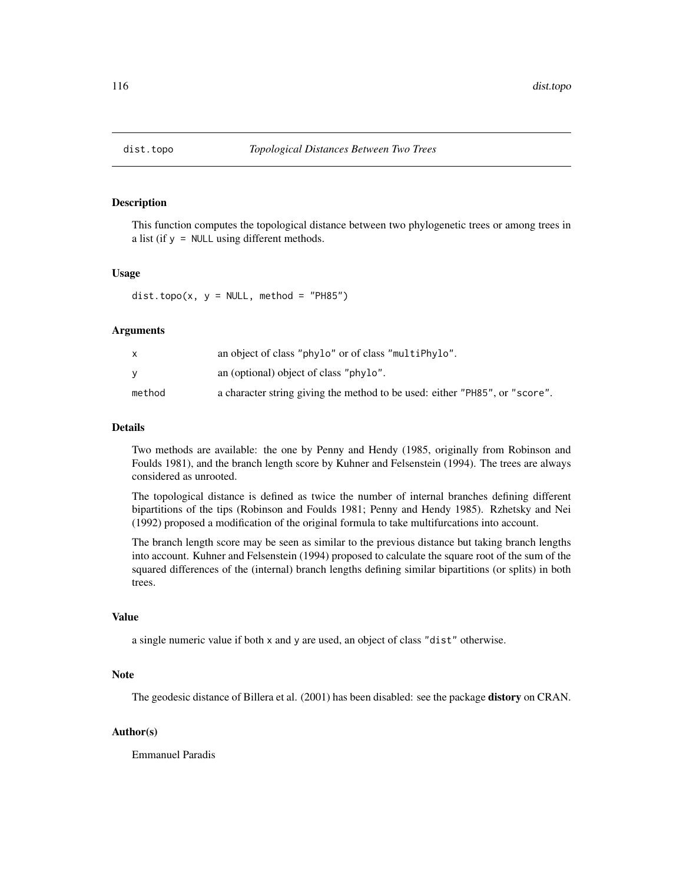## dist.topo — *Topological Distances Between Two Trees*

### Description

This function computes the topological distance between two phylogenetic trees or among trees in a list (if `y = NULL` using different methods.

### Usage

```
dist.topo(x, y = NULL, method = "PH85")
```

### Arguments

| | |
|---|---|
| `x` | an object of class `"phylo"` or of class `"multiPhylo"`. |
| `y` | an (optional) object of class `"phylo"`. |
| `method` | a character string giving the method to be used: either `"PH85"`, or `"score"`. |

### Details

Two methods are available: the one by Penny and Hendy (1985, originally from Robinson and Foulds 1981), and the branch length score by Kuhner and Felsenstein (1994). The trees are always considered as unrooted.

The topological distance is defined as twice the number of internal branches defining different bipartitions of the tips (Robinson and Foulds 1981; Penny and Hendy 1985). Rzhetsky and Nei (1992) proposed a modification of the original formula to take multifurcations into account.

The branch length score may be seen as similar to the previous distance but taking branch lengths into account. Kuhner and Felsenstein (1994) proposed to calculate the square root of the sum of the squared differences of the (internal) branch lengths defining similar bipartitions (or splits) in both trees.

### Value

a single numeric value if both `x` and `y` are used, an object of class `"dist"` otherwise.

### Note

The geodesic distance of Billera et al. (2001) has been disabled: see the package **distory** on CRAN.

### Author(s)

Emmanuel Paradis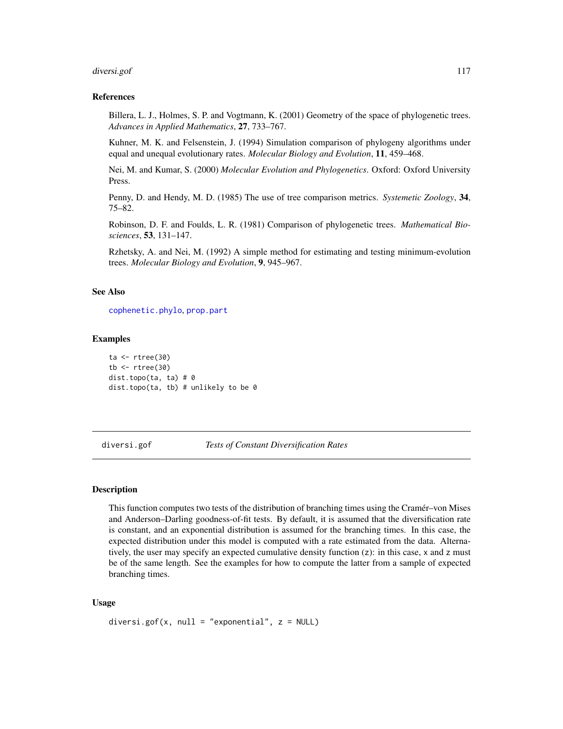### References

Billera, L. J., Holmes, S. P. and Vogtmann, K. (2001) Geometry of the space of phylogenetic trees. *Advances in Applied Mathematics*, **27**, 733–767.

Kuhner, M. K. and Felsenstein, J. (1994) Simulation comparison of phylogeny algorithms under equal and unequal evolutionary rates. *Molecular Biology and Evolution*, **11**, 459–468.

Nei, M. and Kumar, S. (2000) *Molecular Evolution and Phylogenetics*. Oxford: Oxford University Press.

Penny, D. and Hendy, M. D. (1985) The use of tree comparison metrics. *Systemetic Zoology*, **34**, 75–82.

Robinson, D. F. and Foulds, L. R. (1981) Comparison of phylogenetic trees. *Mathematical Biosciences*, **53**, 131–147.

Rzhetsky, A. and Nei, M. (1992) A simple method for estimating and testing minimum-evolution trees. *Molecular Biology and Evolution*, **9**, 945–967.

### See Also

cophenetic.phylo, prop.part

### Examples

```
ta <- rtree(30)
tb <- rtree(30)
dist.topo(ta, ta) # 0
dist.topo(ta, tb) # unlikely to be 0
```

---

## diversi.gof — *Tests of Constant Diversification Rates*

### Description

This function computes two tests of the distribution of branching times using the Cramér–von Mises and Anderson–Darling goodness-of-fit tests. By default, it is assumed that the diversification rate is constant, and an exponential distribution is assumed for the branching times. In this case, the expected distribution under this model is computed with a rate estimated from the data. Alternatively, the user may specify an expected cumulative density function (z): in this case, x and z must be of the same length. See the examples for how to compute the latter from a sample of expected branching times.

### Usage

```
diversi.gof(x, null = "exponential", z = NULL)
```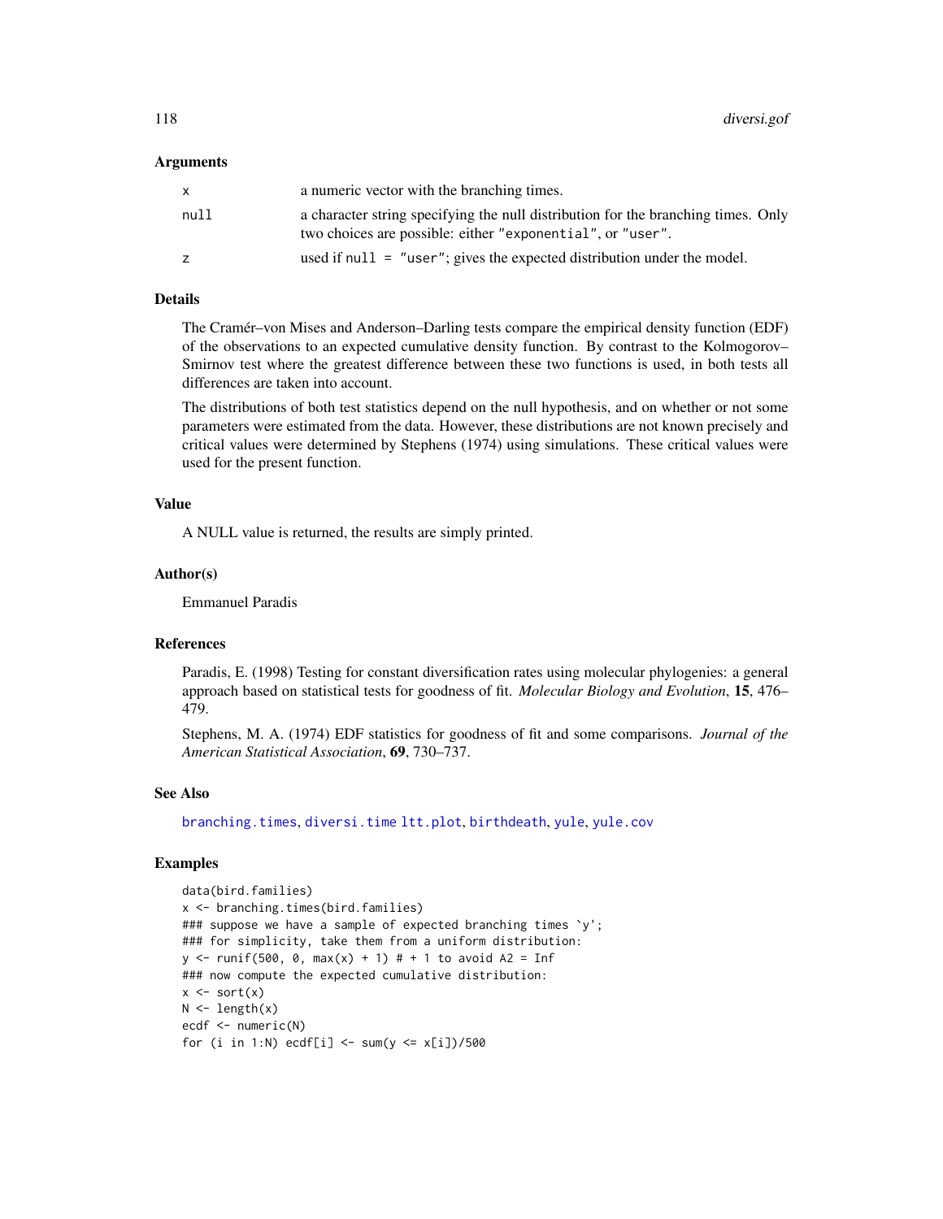## Arguments

| | |
|---|---|
| `x` | a numeric vector with the branching times. |
| `null` | a character string specifying the null distribution for the branching times. Only two choices are possible: either `"exponential"`, or `"user"`. |
| `z` | used if `null = "user"`; gives the expected distribution under the model. |

## Details

The Cramér–von Mises and Anderson–Darling tests compare the empirical density function (EDF) of the observations to an expected cumulative density function. By contrast to the Kolmogorov–Smirnov test where the greatest difference between these two functions is used, in both tests all differences are taken into account.

The distributions of both test statistics depend on the null hypothesis, and on whether or not some parameters were estimated from the data. However, these distributions are not known precisely and critical values were determined by Stephens (1974) using simulations. These critical values were used for the present function.

## Value

A NULL value is returned, the results are simply printed.

## Author(s)

Emmanuel Paradis

## References

Paradis, E. (1998) Testing for constant diversification rates using molecular phylogenies: a general approach based on statistical tests for goodness of fit. *Molecular Biology and Evolution*, **15**, 476–479.

Stephens, M. A. (1974) EDF statistics for goodness of fit and some comparisons. *Journal of the American Statistical Association*, **69**, 730–737.

## See Also

`branching.times`, `diversi.time` `ltt.plot`, `birthdeath`, `yule`, `yule.cov`

## Examples

```
data(bird.families)
x <- branching.times(bird.families)
### suppose we have a sample of expected branching times `y';
### for simplicity, take them from a uniform distribution:
y <- runif(500, 0, max(x) + 1) # + 1 to avoid A2 = Inf
### now compute the expected cumulative distribution:
x <- sort(x)
N <- length(x)
ecdf <- numeric(N)
for (i in 1:N) ecdf[i] <- sum(y <= x[i])/500
```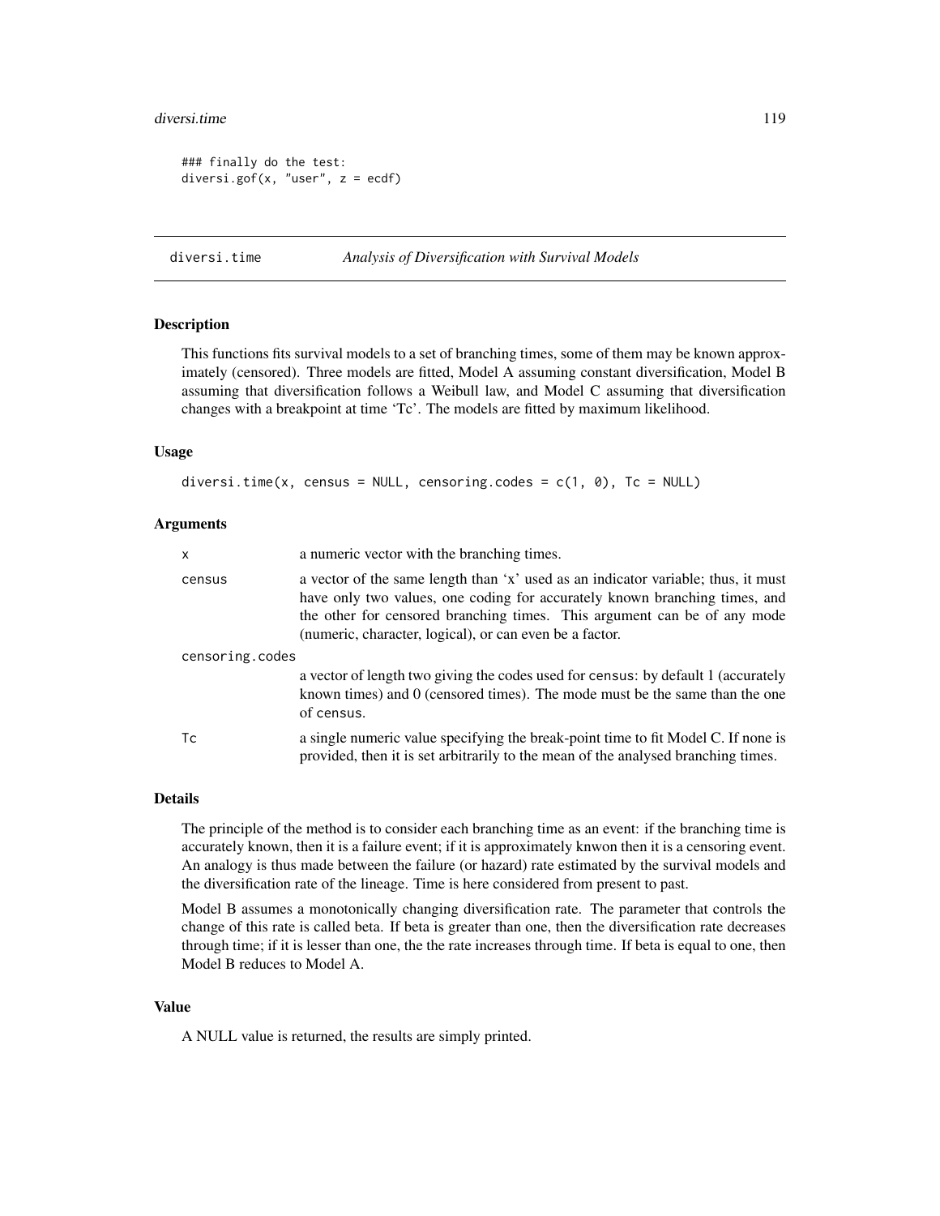```
### finally do the test:
diversi.gof(x, "user", z = ecdf)
```

## diversi.time — *Analysis of Diversification with Survival Models*

### Description

This functions fits survival models to a set of branching times, some of them may be known approximately (censored). Three models are fitted, Model A assuming constant diversification, Model B assuming that diversification follows a Weibull law, and Model C assuming that diversification changes with a breakpoint at time 'Tc'. The models are fitted by maximum likelihood.

### Usage

```
diversi.time(x, census = NULL, censoring.codes = c(1, 0), Tc = NULL)
```

### Arguments

| | |
|---|---|
| `x` | a numeric vector with the branching times. |
| `census` | a vector of the same length than 'x' used as an indicator variable; thus, it must have only two values, one coding for accurately known branching times, and the other for censored branching times. This argument can be of any mode (numeric, character, logical), or can even be a factor. |
| `censoring.codes` | a vector of length two giving the codes used for `census`: by default 1 (accurately known times) and 0 (censored times). The mode must be the same than the one of `census`. |
| `Tc` | a single numeric value specifying the break-point time to fit Model C. If none is provided, then it is set arbitrarily to the mean of the analysed branching times. |

### Details

The principle of the method is to consider each branching time as an event: if the branching time is accurately known, then it is a failure event; if it is approximately knwon then it is a censoring event. An analogy is thus made between the failure (or hazard) rate estimated by the survival models and the diversification rate of the lineage. Time is here considered from present to past.

Model B assumes a monotonically changing diversification rate. The parameter that controls the change of this rate is called beta. If beta is greater than one, then the diversification rate decreases through time; if it is lesser than one, the the rate increases through time. If beta is equal to one, then Model B reduces to Model A.

### Value

A NULL value is returned, the results are simply printed.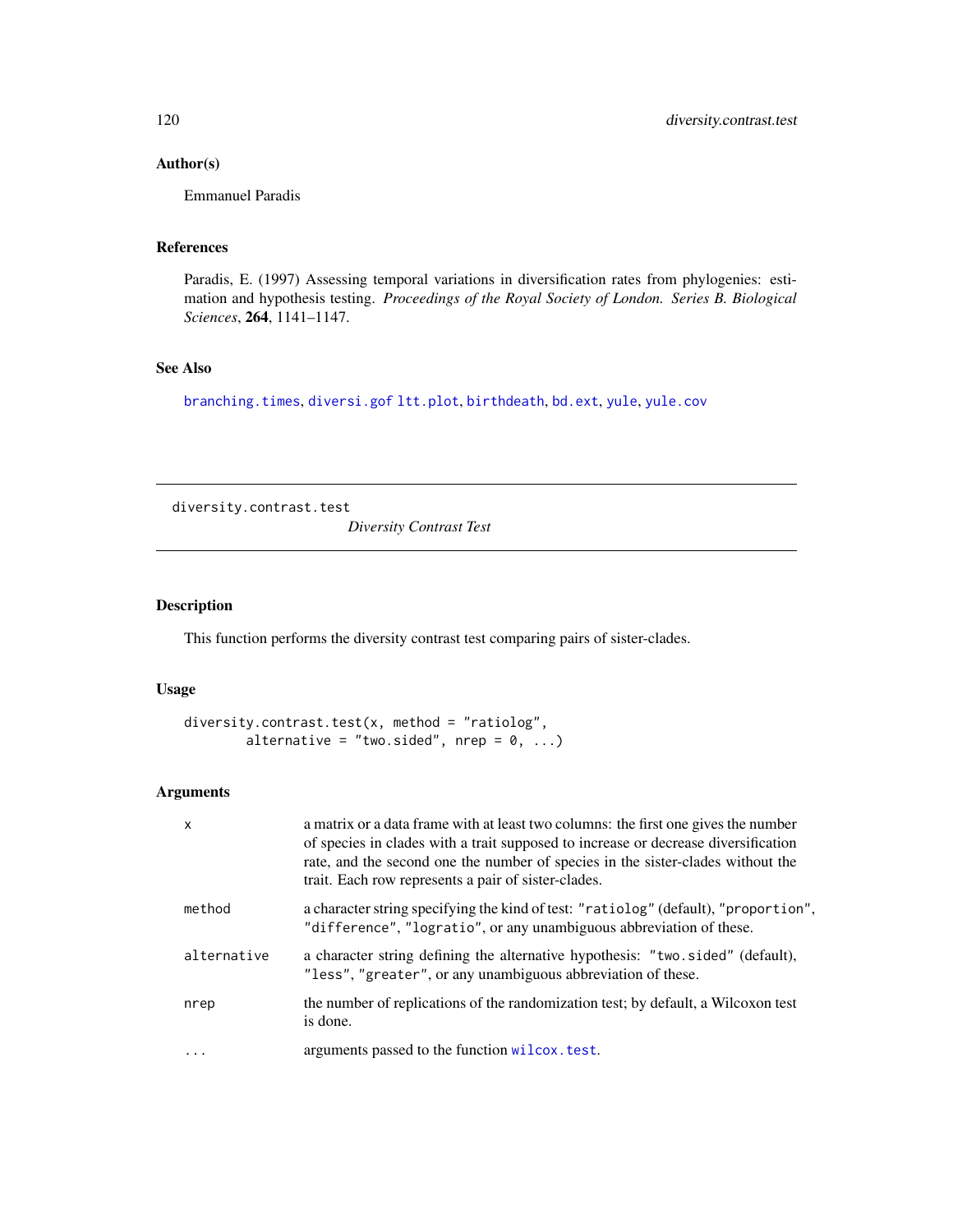## Author(s)

Emmanuel Paradis

## References

Paradis, E. (1997) Assessing temporal variations in diversification rates from phylogenies: estimation and hypothesis testing. *Proceedings of the Royal Society of London. Series B. Biological Sciences*, **264**, 1141–1147.

## See Also

branching.times, diversi.gof ltt.plot, birthdeath, bd.ext, yule, yule.cov

---

# diversity.contrast.test *Diversity Contrast Test*

---

## Description

This function performs the diversity contrast test comparing pairs of sister-clades.

## Usage

```
diversity.contrast.test(x, method = "ratiolog",
        alternative = "two.sided", nrep = 0, ...)
```

## Arguments

| | |
|---|---|
| x | a matrix or a data frame with at least two columns: the first one gives the number of species in clades with a trait supposed to increase or decrease diversification rate, and the second one the number of species in the sister-clades without the trait. Each row represents a pair of sister-clades. |
| method | a character string specifying the kind of test: "ratiolog" (default), "proportion", "difference", "logratio", or any unambiguous abbreviation of these. |
| alternative | a character string defining the alternative hypothesis: "two.sided" (default), "less", "greater", or any unambiguous abbreviation of these. |
| nrep | the number of replications of the randomization test; by default, a Wilcoxon test is done. |
| ... | arguments passed to the function wilcox.test. |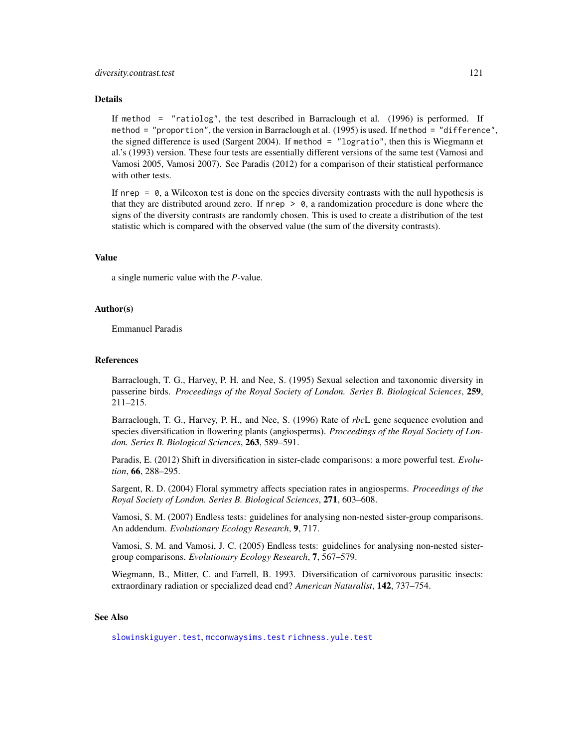## Details

If `method = "ratiolog"`, the test described in Barraclough et al. (1996) is performed. If `method = "proportion"`, the version in Barraclough et al. (1995) is used. If `method = "difference"`, the signed difference is used (Sargent 2004). If `method = "logratio"`, then this is Wiegmann et al.'s (1993) version. These four tests are essentially different versions of the same test (Vamosi and Vamosi 2005, Vamosi 2007). See Paradis (2012) for a comparison of their statistical performance with other tests.

If `nrep = 0`, a Wilcoxon test is done on the species diversity contrasts with the null hypothesis is that they are distributed around zero. If `nrep > 0`, a randomization procedure is done where the signs of the diversity contrasts are randomly chosen. This is used to create a distribution of the test statistic which is compared with the observed value (the sum of the diversity contrasts).

## Value

a single numeric value with the *P*-value.

## Author(s)

Emmanuel Paradis

## References

Barraclough, T. G., Harvey, P. H. and Nee, S. (1995) Sexual selection and taxonomic diversity in passerine birds. *Proceedings of the Royal Society of London. Series B. Biological Sciences*, **259**, 211–215.

Barraclough, T. G., Harvey, P. H., and Nee, S. (1996) Rate of *rbc*L gene sequence evolution and species diversification in flowering plants (angiosperms). *Proceedings of the Royal Society of London. Series B. Biological Sciences*, **263**, 589–591.

Paradis, E. (2012) Shift in diversification in sister-clade comparisons: a more powerful test. *Evolution*, **66**, 288–295.

Sargent, R. D. (2004) Floral symmetry affects speciation rates in angiosperms. *Proceedings of the Royal Society of London. Series B. Biological Sciences*, **271**, 603–608.

Vamosi, S. M. (2007) Endless tests: guidelines for analysing non-nested sister-group comparisons. An addendum. *Evolutionary Ecology Research*, **9**, 717.

Vamosi, S. M. and Vamosi, J. C. (2005) Endless tests: guidelines for analysing non-nested sister-group comparisons. *Evolutionary Ecology Research*, **7**, 567–579.

Wiegmann, B., Mitter, C. and Farrell, B. 1993. Diversification of carnivorous parasitic insects: extraordinary radiation or specialized dead end? *American Naturalist*, **142**, 737–754.

## See Also

`slowinskiguyer.test`, `mcconwaysims.test` `richness.yule.test`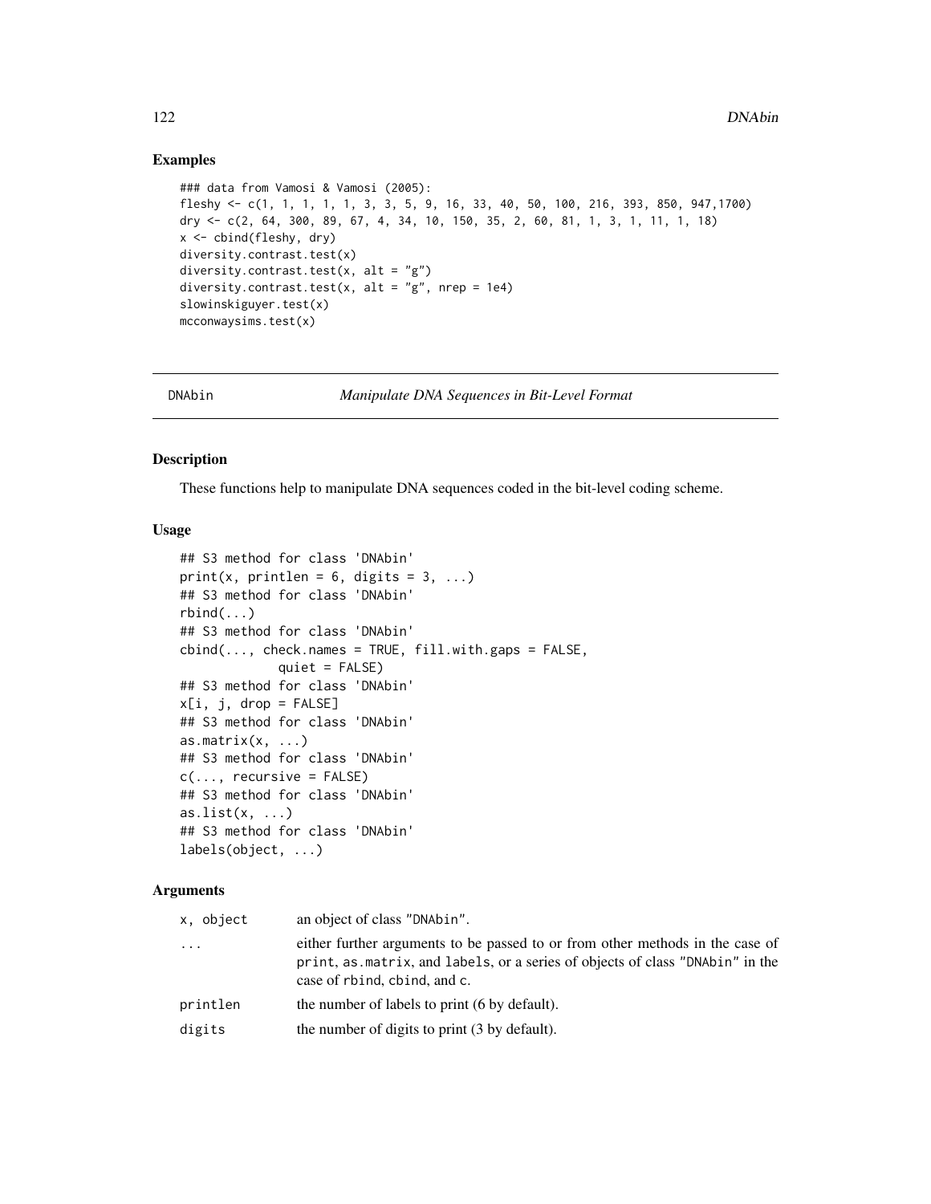## Examples

```
### data from Vamosi & Vamosi (2005):
fleshy <- c(1, 1, 1, 1, 1, 3, 3, 5, 9, 16, 33, 40, 50, 100, 216, 393, 850, 947,1700)
dry <- c(2, 64, 300, 89, 67, 4, 34, 10, 150, 35, 2, 60, 81, 1, 3, 1, 11, 1, 18)
x <- cbind(fleshy, dry)
diversity.contrast.test(x)
diversity.contrast.test(x, alt = "g")
diversity.contrast.test(x, alt = "g", nrep = 1e4)
slowinskiguyer.test(x)
mcconwaysims.test(x)
```

---

DNAbin *Manipulate DNA Sequences in Bit-Level Format*

---

## Description

These functions help to manipulate DNA sequences coded in the bit-level coding scheme.

## Usage

```
## S3 method for class 'DNAbin'
print(x, printlen = 6, digits = 3, ...)
## S3 method for class 'DNAbin'
rbind(...)
## S3 method for class 'DNAbin'
cbind(..., check.names = TRUE, fill.with.gaps = FALSE,
            quiet = FALSE)
## S3 method for class 'DNAbin'
x[i, j, drop = FALSE]
## S3 method for class 'DNAbin'
as.matrix(x, ...)
## S3 method for class 'DNAbin'
c(..., recursive = FALSE)
## S3 method for class 'DNAbin'
as.list(x, ...)
## S3 method for class 'DNAbin'
labels(object, ...)
```

## Arguments

| | |
|---|---|
| x, object | an object of class "DNAbin". |
| ... | either further arguments to be passed to or from other methods in the case of print, as.matrix, and labels, or a series of objects of class "DNAbin" in the case of rbind, cbind, and c. |
| printlen | the number of labels to print (6 by default). |
| digits | the number of digits to print (3 by default). |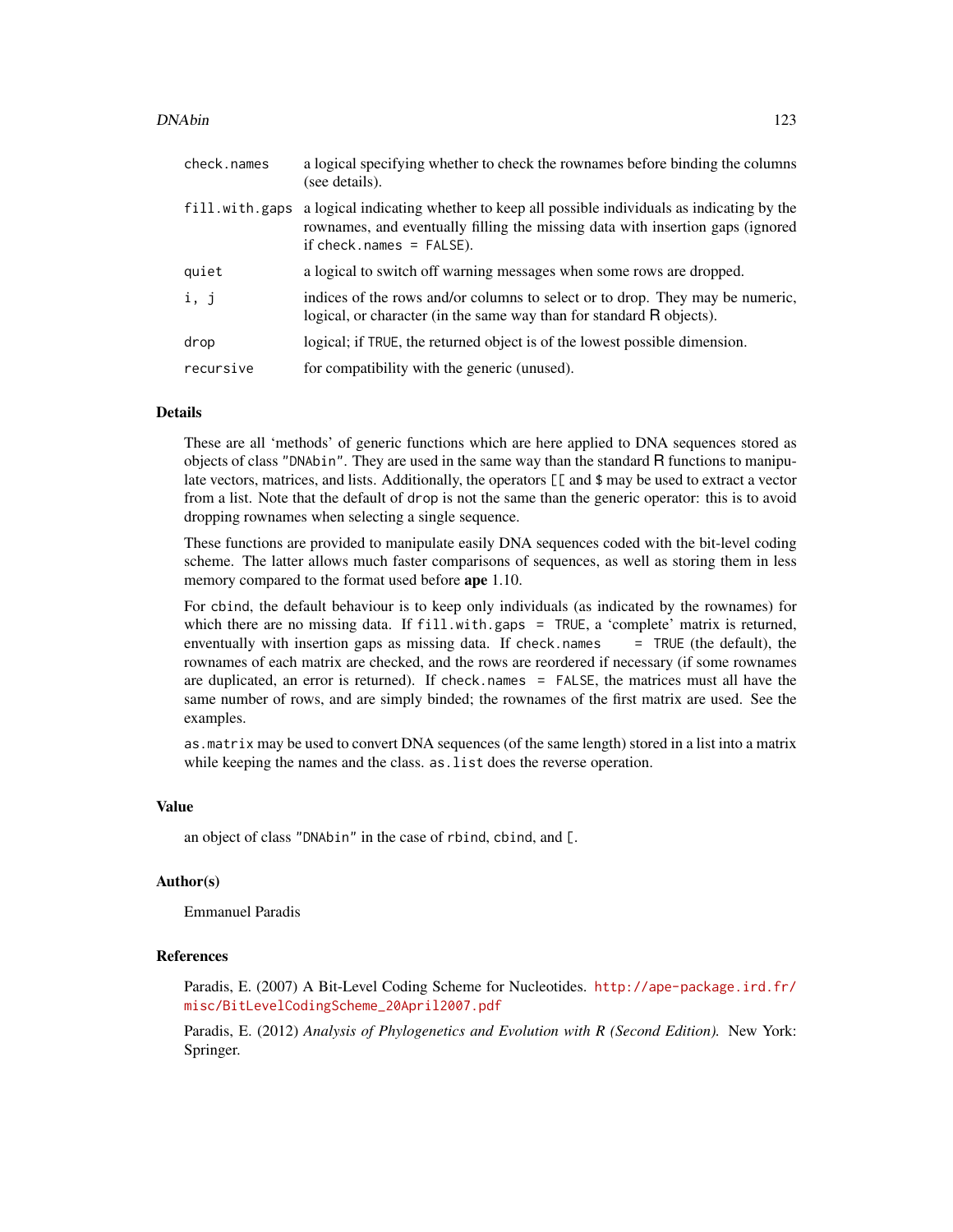| | |
|---|---|
| check.names | a logical specifying whether to check the rownames before binding the columns (see details). |
| fill.with.gaps | a logical indicating whether to keep all possible individuals as indicating by the rownames, and eventually filling the missing data with insertion gaps (ignored if check.names = FALSE). |
| quiet | a logical to switch off warning messages when some rows are dropped. |
| i, j | indices of the rows and/or columns to select or to drop. They may be numeric, logical, or character (in the same way than for standard R objects). |
| drop | logical; if TRUE, the returned object is of the lowest possible dimension. |
| recursive | for compatibility with the generic (unused). |

## Details

These are all 'methods' of generic functions which are here applied to DNA sequences stored as objects of class "DNAbin". They are used in the same way than the standard R functions to manipulate vectors, matrices, and lists. Additionally, the operators [[ and $ may be used to extract a vector from a list. Note that the default of drop is not the same than the generic operator: this is to avoid dropping rownames when selecting a single sequence.

These functions are provided to manipulate easily DNA sequences coded with the bit-level coding scheme. The latter allows much faster comparisons of sequences, as well as storing them in less memory compared to the format used before **ape** 1.10.

For cbind, the default behaviour is to keep only individuals (as indicated by the rownames) for which there are no missing data. If fill.with.gaps = TRUE, a 'complete' matrix is returned, enventually with insertion gaps as missing data. If check.names = TRUE (the default), the rownames of each matrix are checked, and the rows are reordered if necessary (if some rownames are duplicated, an error is returned). If check.names = FALSE, the matrices must all have the same number of rows, and are simply binded; the rownames of the first matrix are used. See the examples.

as.matrix may be used to convert DNA sequences (of the same length) stored in a list into a matrix while keeping the names and the class. as.list does the reverse operation.

## Value

an object of class "DNAbin" in the case of rbind, cbind, and [.

## Author(s)

Emmanuel Paradis

## References

Paradis, E. (2007) A Bit-Level Coding Scheme for Nucleotides. http://ape-package.ird.fr/misc/BitLevelCodingScheme_20April2007.pdf

Paradis, E. (2012) *Analysis of Phylogenetics and Evolution with R (Second Edition).* New York: Springer.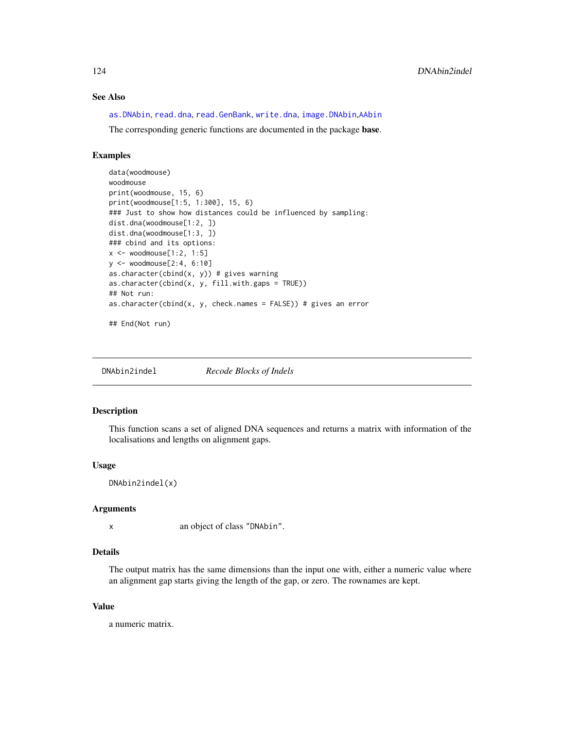## See Also

as.DNAbin, read.dna, read.GenBank, write.dna, image.DNAbin,AAbin

The corresponding generic functions are documented in the package **base**.

## Examples

```
data(woodmouse)
woodmouse
print(woodmouse, 15, 6)
print(woodmouse[1:5, 1:300], 15, 6)
### Just to show how distances could be influenced by sampling:
dist.dna(woodmouse[1:2, ])
dist.dna(woodmouse[1:3, ])
### cbind and its options:
x <- woodmouse[1:2, 1:5]
y <- woodmouse[2:4, 6:10]
as.character(cbind(x, y)) # gives warning
as.character(cbind(x, y, fill.with.gaps = TRUE))
## Not run:
as.character(cbind(x, y, check.names = FALSE)) # gives an error

## End(Not run)
```

---

# DNAbin2indel    *Recode Blocks of Indels*

---

## Description

This function scans a set of aligned DNA sequences and returns a matrix with information of the localisations and lengths on alignment gaps.

## Usage

```
DNAbin2indel(x)
```

## Arguments

| | |
|---|---|
| x | an object of class "DNAbin". |

## Details

The output matrix has the same dimensions than the input one with, either a numeric value where an alignment gap starts giving the length of the gap, or zero. The rownames are kept.

## Value

a numeric matrix.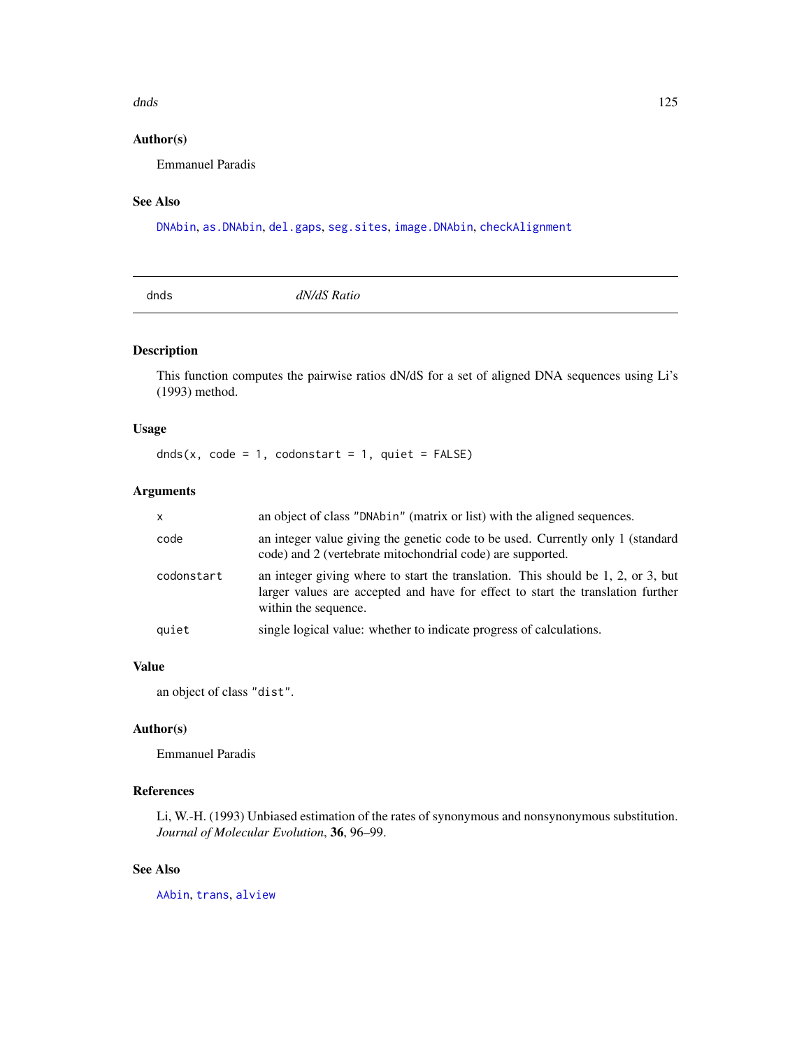### Author(s)

Emmanuel Paradis

### See Also

DNAbin, as.DNAbin, del.gaps, seg.sites, image.DNAbin, checkAlignment

---

## dnds *dN/dS Ratio*

---

### Description

This function computes the pairwise ratios dN/dS for a set of aligned DNA sequences using Li's (1993) method.

### Usage

```
dnds(x, code = 1, codonstart = 1, quiet = FALSE)
```

### Arguments

| | |
|---|---|
| x | an object of class "DNAbin" (matrix or list) with the aligned sequences. |
| code | an integer value giving the genetic code to be used. Currently only 1 (standard code) and 2 (vertebrate mitochondrial code) are supported. |
| codonstart | an integer giving where to start the translation. This should be 1, 2, or 3, but larger values are accepted and have for effect to start the translation further within the sequence. |
| quiet | single logical value: whether to indicate progress of calculations. |

### Value

an object of class "dist".

### Author(s)

Emmanuel Paradis

### References

Li, W.-H. (1993) Unbiased estimation of the rates of synonymous and nonsynonymous substitution. *Journal of Molecular Evolution*, **36**, 96–99.

### See Also

AAbin, trans, alview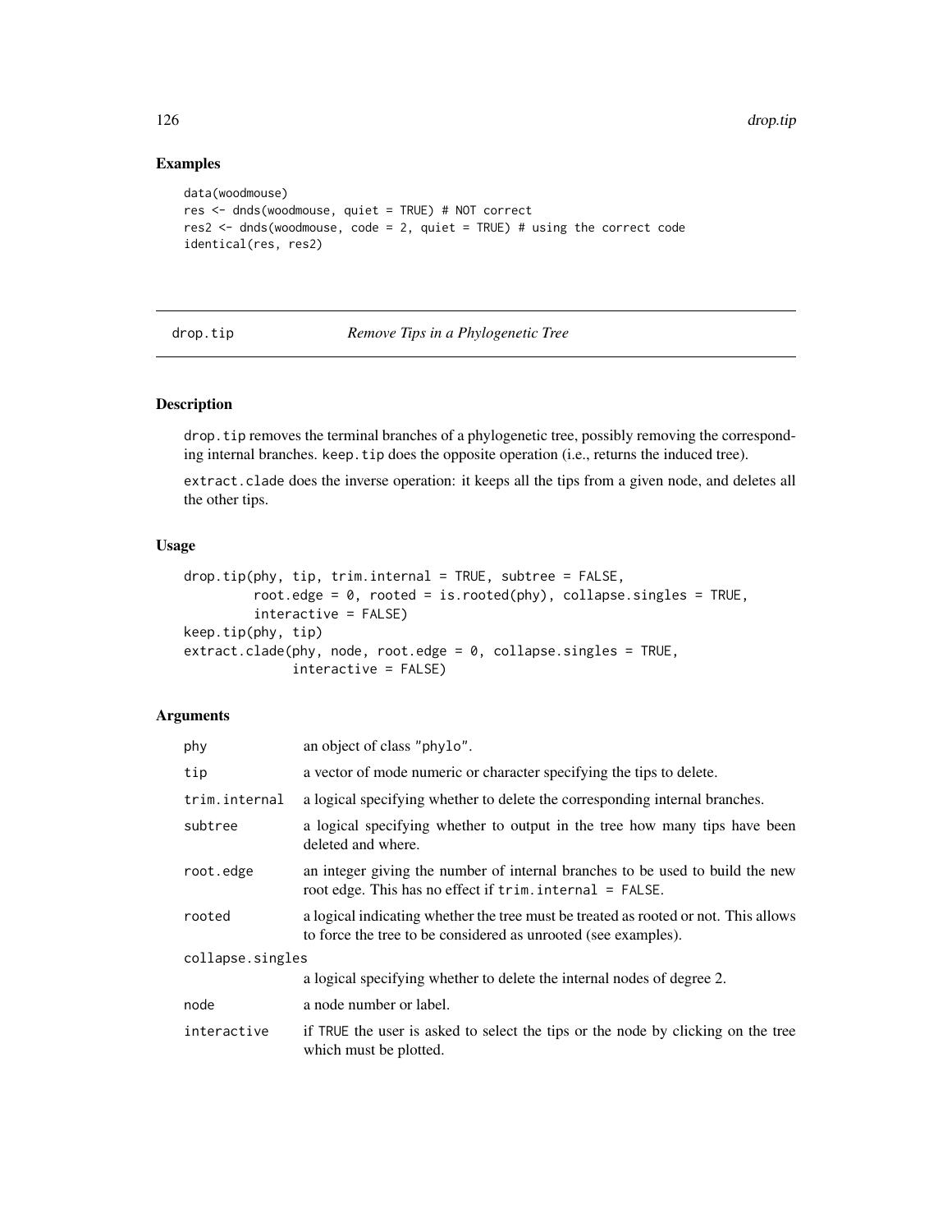## Examples

```
data(woodmouse)
res <- dnds(woodmouse, quiet = TRUE) # NOT correct
res2 <- dnds(woodmouse, code = 2, quiet = TRUE) # using the correct code
identical(res, res2)
```

---

# drop.tip *Remove Tips in a Phylogenetic Tree*

---

## Description

drop.tip removes the terminal branches of a phylogenetic tree, possibly removing the corresponding internal branches. keep.tip does the opposite operation (i.e., returns the induced tree).

extract.clade does the inverse operation: it keeps all the tips from a given node, and deletes all the other tips.

## Usage

```
drop.tip(phy, tip, trim.internal = TRUE, subtree = FALSE,
         root.edge = 0, rooted = is.rooted(phy), collapse.singles = TRUE,
         interactive = FALSE)
keep.tip(phy, tip)
extract.clade(phy, node, root.edge = 0, collapse.singles = TRUE,
              interactive = FALSE)
```

## Arguments

| | |
|---|---|
| phy | an object of class "phylo". |
| tip | a vector of mode numeric or character specifying the tips to delete. |
| trim.internal | a logical specifying whether to delete the corresponding internal branches. |
| subtree | a logical specifying whether to output in the tree how many tips have been deleted and where. |
| root.edge | an integer giving the number of internal branches to be used to build the new root edge. This has no effect if trim.internal = FALSE. |
| rooted | a logical indicating whether the tree must be treated as rooted or not. This allows to force the tree to be considered as unrooted (see examples). |
| collapse.singles | a logical specifying whether to delete the internal nodes of degree 2. |
| node | a node number or label. |
| interactive | if TRUE the user is asked to select the tips or the node by clicking on the tree which must be plotted. |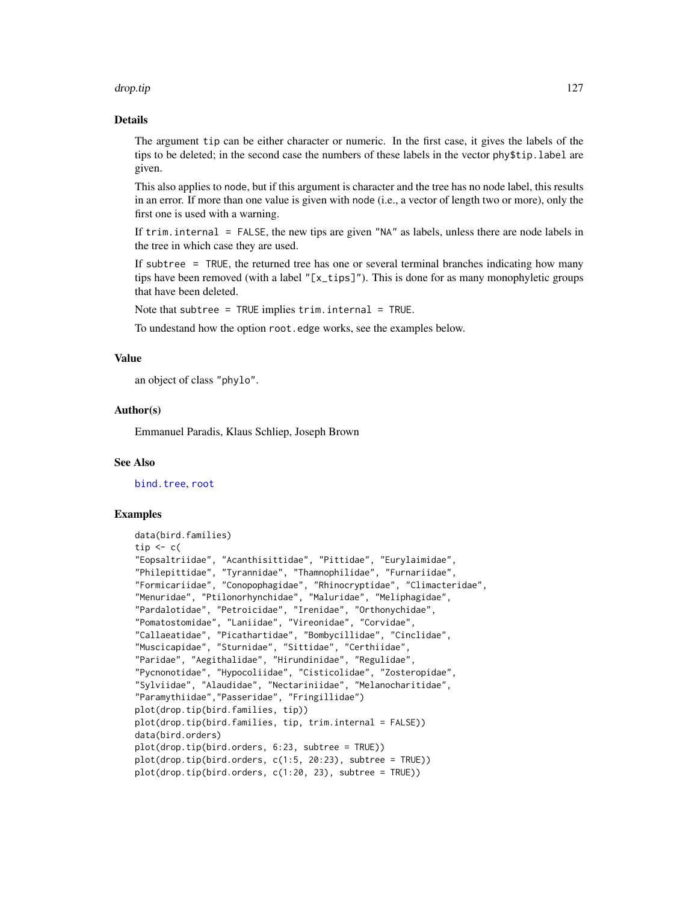## Details

The argument `tip` can be either character or numeric. In the first case, it gives the labels of the tips to be deleted; in the second case the numbers of these labels in the vector `phy$tip.label` are given.

This also applies to `node`, but if this argument is character and the tree has no node label, this results in an error. If more than one value is given with `node` (i.e., a vector of length two or more), only the first one is used with a warning.

If `trim.internal = FALSE`, the new tips are given `"NA"` as labels, unless there are node labels in the tree in which case they are used.

If `subtree = TRUE`, the returned tree has one or several terminal branches indicating how many tips have been removed (with a label `"[x_tips]"`). This is done for as many monophyletic groups that have been deleted.

Note that `subtree = TRUE` implies `trim.internal = TRUE`.

To undestand how the option `root.edge` works, see the examples below.

## Value

an object of class `"phylo"`.

## Author(s)

Emmanuel Paradis, Klaus Schliep, Joseph Brown

## See Also

`bind.tree`, `root`

## Examples

```
data(bird.families)
tip <- c(
"Eopsaltriidae", "Acanthisittidae", "Pittidae", "Eurylaimidae",
"Philepittidae", "Tyrannidae", "Thamnophilidae", "Furnariidae",
"Formicariidae", "Conopophagidae", "Rhinocryptidae", "Climacteridae",
"Menuridae", "Ptilonorhynchidae", "Maluridae", "Meliphagidae",
"Pardalotidae", "Petroicidae", "Irenidae", "Orthonychidae",
"Pomatostomidae", "Laniidae", "Vireonidae", "Corvidae",
"Callaeatidae", "Picathartidae", "Bombycillidae", "Cinclidae",
"Muscicapidae", "Sturnidae", "Sittidae", "Certhiidae",
"Paridae", "Aegithalidae", "Hirundinidae", "Regulidae",
"Pycnonotidae", "Hypocoliidae", "Cisticolidae", "Zosteropidae",
"Sylviidae", "Alaudidae", "Nectariniidae", "Melanocharitidae",
"Paramythiidae","Passeridae", "Fringillidae")
plot(drop.tip(bird.families, tip))
plot(drop.tip(bird.families, tip, trim.internal = FALSE))
data(bird.orders)
plot(drop.tip(bird.orders, 6:23, subtree = TRUE))
plot(drop.tip(bird.orders, c(1:5, 20:23), subtree = TRUE))
plot(drop.tip(bird.orders, c(1:20, 23), subtree = TRUE))
```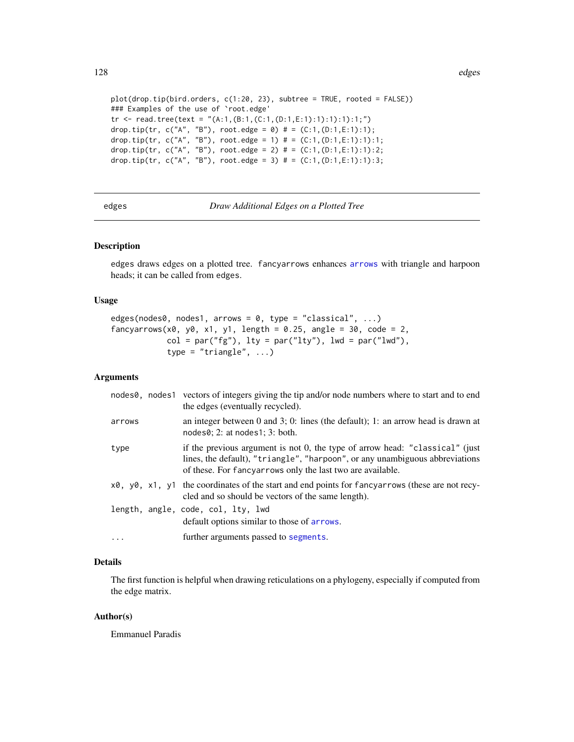```
plot(drop.tip(bird.orders, c(1:20, 23), subtree = TRUE, rooted = FALSE))
### Examples of the use of `root.edge'
tr <- read.tree(text = "(A:1,(B:1,(C:1,(D:1,E:1):1):1):1):1;")
drop.tip(tr, c("A", "B"), root.edge = 0) # = (C:1,(D:1,E:1):1);
drop.tip(tr, c("A", "B"), root.edge = 1) # = (C:1,(D:1,E:1):1):1;
drop.tip(tr, c("A", "B"), root.edge = 2) # = (C:1,(D:1,E:1):1):2;
drop.tip(tr, c("A", "B"), root.edge = 3) # = (C:1,(D:1,E:1):1):3;
```

---

## edges — *Draw Additional Edges on a Plotted Tree*

### Description

edges draws edges on a plotted tree. fancyarrows enhances arrows with triangle and harpoon heads; it can be called from edges.

### Usage

```
edges(nodes0, nodes1, arrows = 0, type = "classical", ...)
fancyarrows(x0, y0, x1, y1, length = 0.25, angle = 30, code = 2,
            col = par("fg"), lty = par("lty"), lwd = par("lwd"),
            type = "triangle", ...)
```

### Arguments

| | |
|---|---|
| nodes0, nodes1 | vectors of integers giving the tip and/or node numbers where to start and to end the edges (eventually recycled). |
| arrows | an integer between 0 and 3; 0: lines (the default); 1: an arrow head is drawn at nodes0; 2: at nodes1; 3: both. |
| type | if the previous argument is not 0, the type of arrow head: "classical" (just lines, the default), "triangle", "harpoon", or any unambiguous abbreviations of these. For fancyarrows only the last two are available. |
| x0, y0, x1, y1 | the coordinates of the start and end points for fancyarrows (these are not recycled and so should be vectors of the same length). |
| length, angle, code, col, lty, lwd | default options similar to those of arrows. |
| ... | further arguments passed to segments. |

### Details

The first function is helpful when drawing reticulations on a phylogeny, especially if computed from the edge matrix.

### Author(s)

Emmanuel Paradis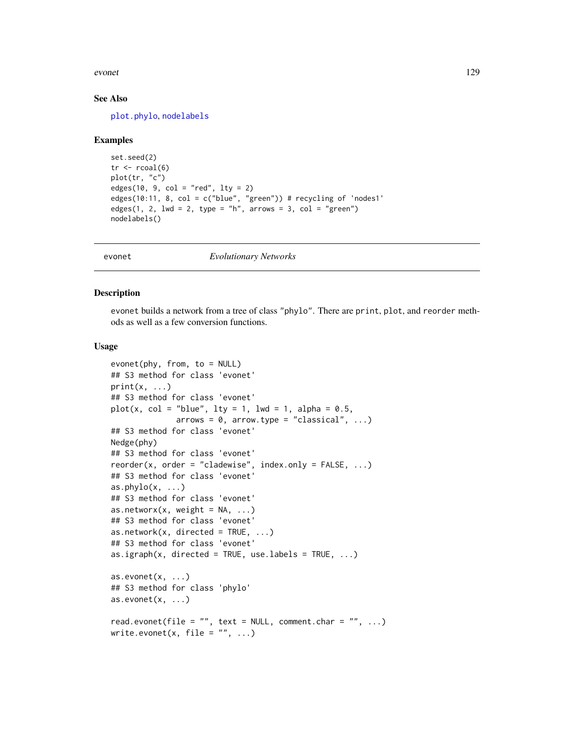## See Also

plot.phylo, nodelabels

## Examples

```
set.seed(2)
tr <- rcoal(6)
plot(tr, "c")
edges(10, 9, col = "red", lty = 2)
edges(10:11, 8, col = c("blue", "green")) # recycling of 'nodes1'
edges(1, 2, lwd = 2, type = "h", arrows = 3, col = "green")
nodelabels()
```

---

# evonet *Evolutionary Networks*

## Description

evonet builds a network from a tree of class "phylo". There are print, plot, and reorder methods as well as a few conversion functions.

## Usage

```
evonet(phy, from, to = NULL)
## S3 method for class 'evonet'
print(x, ...)
## S3 method for class 'evonet'
plot(x, col = "blue", lty = 1, lwd = 1, alpha = 0.5,
              arrows = 0, arrow.type = "classical", ...)
## S3 method for class 'evonet'
Nedge(phy)
## S3 method for class 'evonet'
reorder(x, order = "cladewise", index.only = FALSE, ...)
## S3 method for class 'evonet'
as.phylo(x, ...)
## S3 method for class 'evonet'
as.networx(x, weight = NA, ...)
## S3 method for class 'evonet'
as.network(x, directed = TRUE, ...)
## S3 method for class 'evonet'
as.igraph(x, directed = TRUE, use.labels = TRUE, ...)

as.evonet(x, ...)
## S3 method for class 'phylo'
as.evonet(x, ...)

read.evonet(file = "", text = NULL, comment.char = "", ...)
write.evonet(x, file = "", ...)
```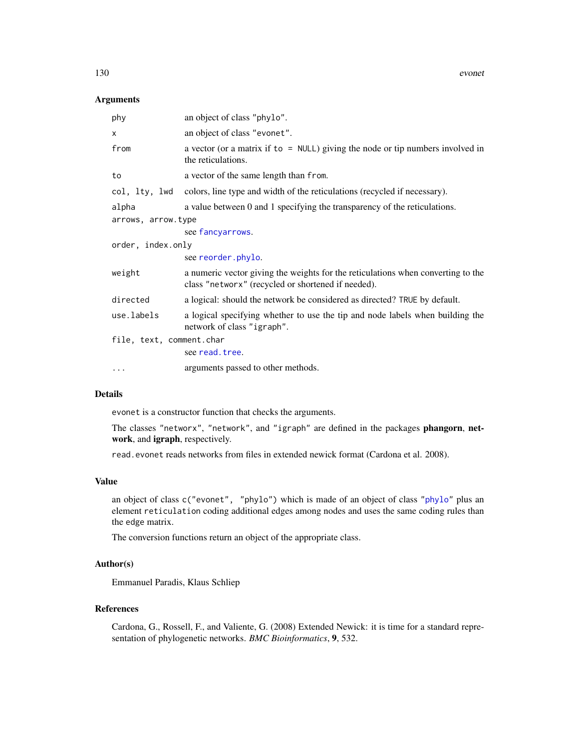## Arguments

| | |
|---|---|
| `phy` | an object of class `"phylo"`. |
| `x` | an object of class `"evonet"`. |
| `from` | a vector (or a matrix if `to = NULL`) giving the node or tip numbers involved in the reticulations. |
| `to` | a vector of the same length than `from`. |
| `col, lty, lwd` | colors, line type and width of the reticulations (recycled if necessary). |
| `alpha` | a value between 0 and 1 specifying the transparency of the reticulations. |
| `arrows, arrow.type` | see `fancyarrows`. |
| `order, index.only` | see `reorder.phylo`. |
| `weight` | a numeric vector giving the weights for the reticulations when converting to the class `"networx"` (recycled or shortened if needed). |
| `directed` | a logical: should the network be considered as directed? `TRUE` by default. |
| `use.labels` | a logical specifying whether to use the tip and node labels when building the network of class `"igraph"`. |
| `file, text, comment.char` | see `read.tree`. |
| `...` | arguments passed to other methods. |

## Details

`evonet` is a constructor function that checks the arguments.

The classes `"networx"`, `"network"`, and `"igraph"` are defined in the packages **phangorn**, **network**, and **igraph**, respectively.

`read.evonet` reads networks from files in extended newick format (Cardona et al. 2008).

## Value

an object of class `c("evonet", "phylo")` which is made of an object of class `"phylo"` plus an element `reticulation` coding additional edges among nodes and uses the same coding rules than the `edge` matrix.

The conversion functions return an object of the appropriate class.

## Author(s)

Emmanuel Paradis, Klaus Schliep

## References

Cardona, G., Rossell, F., and Valiente, G. (2008) Extended Newick: it is time for a standard representation of phylogenetic networks. *BMC Bioinformatics*, **9**, 532.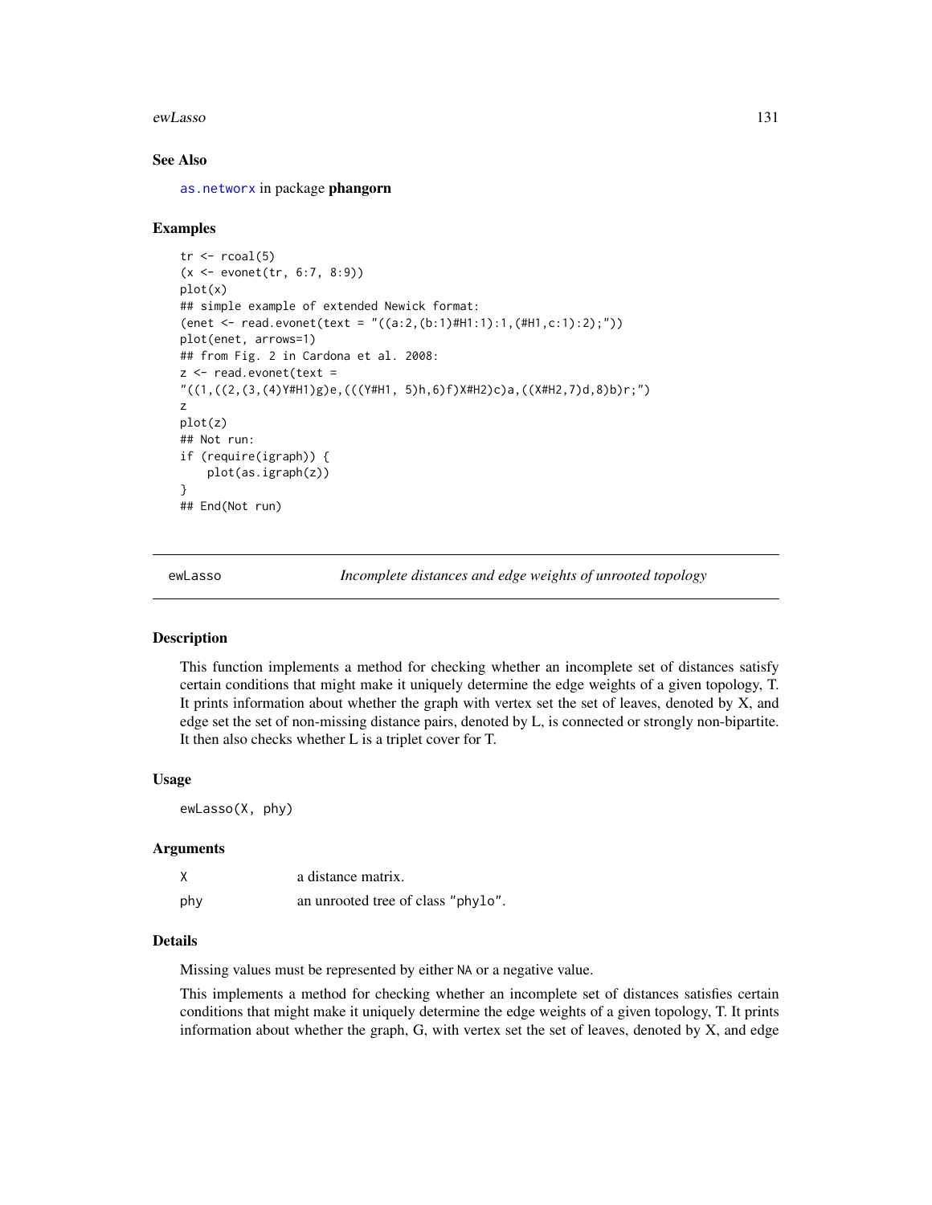### See Also

as.networx in package **phangorn**

### Examples

```
tr <- rcoal(5)
(x <- evonet(tr, 6:7, 8:9))
plot(x)
## simple example of extended Newick format:
(enet <- read.evonet(text = "((a:2,(b:1)#H1:1):1,(#H1,c:1):2);"))
plot(enet, arrows=1)
## from Fig. 2 in Cardona et al. 2008:
z <- read.evonet(text =
"((1,((2,(3,(4)Y#H1)g)e,(((Y#H1, 5)h,6)f)X#H2)c)a,((X#H2,7)d,8)b)r;")
z
plot(z)
## Not run:
if (require(igraph)) {
    plot(as.igraph(z))
}
## End(Not run)
```

---

## ewLasso *Incomplete distances and edge weights of unrooted topology*

### Description

This function implements a method for checking whether an incomplete set of distances satisfy certain conditions that might make it uniquely determine the edge weights of a given topology, T. It prints information about whether the graph with vertex set the set of leaves, denoted by X, and edge set the set of non-missing distance pairs, denoted by L, is connected or strongly non-bipartite. It then also checks whether L is a triplet cover for T.

### Usage

```
ewLasso(X, phy)
```

### Arguments

| | |
|---|---|
| X | a distance matrix. |
| phy | an unrooted tree of class "phylo". |

### Details

Missing values must be represented by either NA or a negative value.

This implements a method for checking whether an incomplete set of distances satisfies certain conditions that might make it uniquely determine the edge weights of a given topology, T. It prints information about whether the graph, G, with vertex set the set of leaves, denoted by X, and edge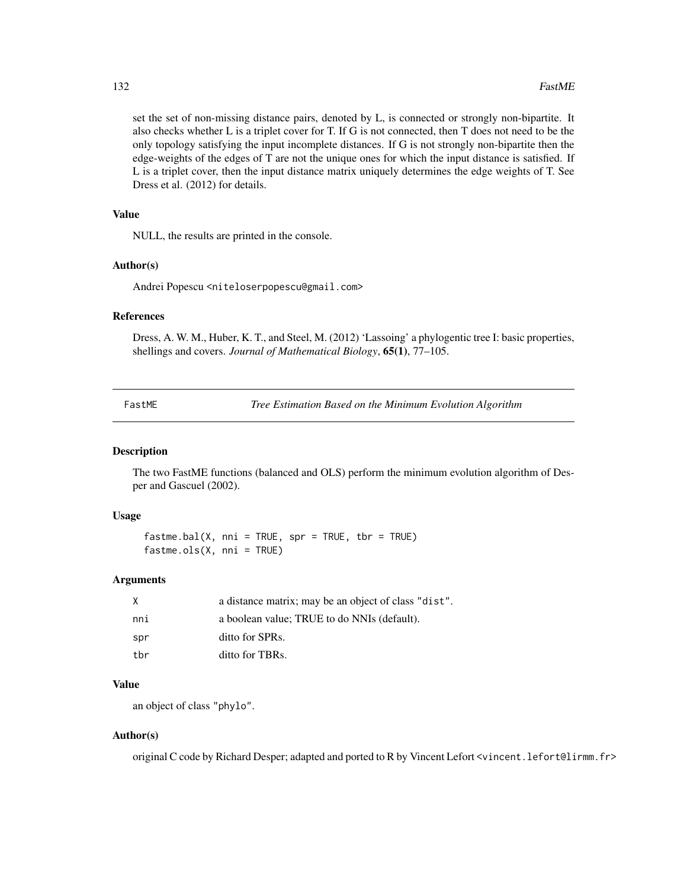set the set of non-missing distance pairs, denoted by L, is connected or strongly non-bipartite. It also checks whether L is a triplet cover for T. If G is not connected, then T does not need to be the only topology satisfying the input incomplete distances. If G is not strongly non-bipartite then the edge-weights of the edges of T are not the unique ones for which the input distance is satisfied. If L is a triplet cover, then the input distance matrix uniquely determines the edge weights of T. See Dress et al. (2012) for details.

### Value

NULL, the results are printed in the console.

### Author(s)

Andrei Popescu <niteloserpopescu@gmail.com>

### References

Dress, A. W. M., Huber, K. T., and Steel, M. (2012) 'Lassoing' a phylogentic tree I: basic properties, shellings and covers. *Journal of Mathematical Biology*, **65(1)**, 77–105.

---

## FastME — *Tree Estimation Based on the Minimum Evolution Algorithm*

### Description

The two FastME functions (balanced and OLS) perform the minimum evolution algorithm of Desper and Gascuel (2002).

### Usage

```
fastme.bal(X, nni = TRUE, spr = TRUE, tbr = TRUE)
fastme.ols(X, nni = TRUE)
```

### Arguments

| | |
|---|---|
| X | a distance matrix; may be an object of class "dist". |
| nni | a boolean value; TRUE to do NNIs (default). |
| spr | ditto for SPRs. |
| tbr | ditto for TBRs. |

### Value

an object of class "phylo".

### Author(s)

original C code by Richard Desper; adapted and ported to R by Vincent Lefort <vincent.lefort@lirmm.fr>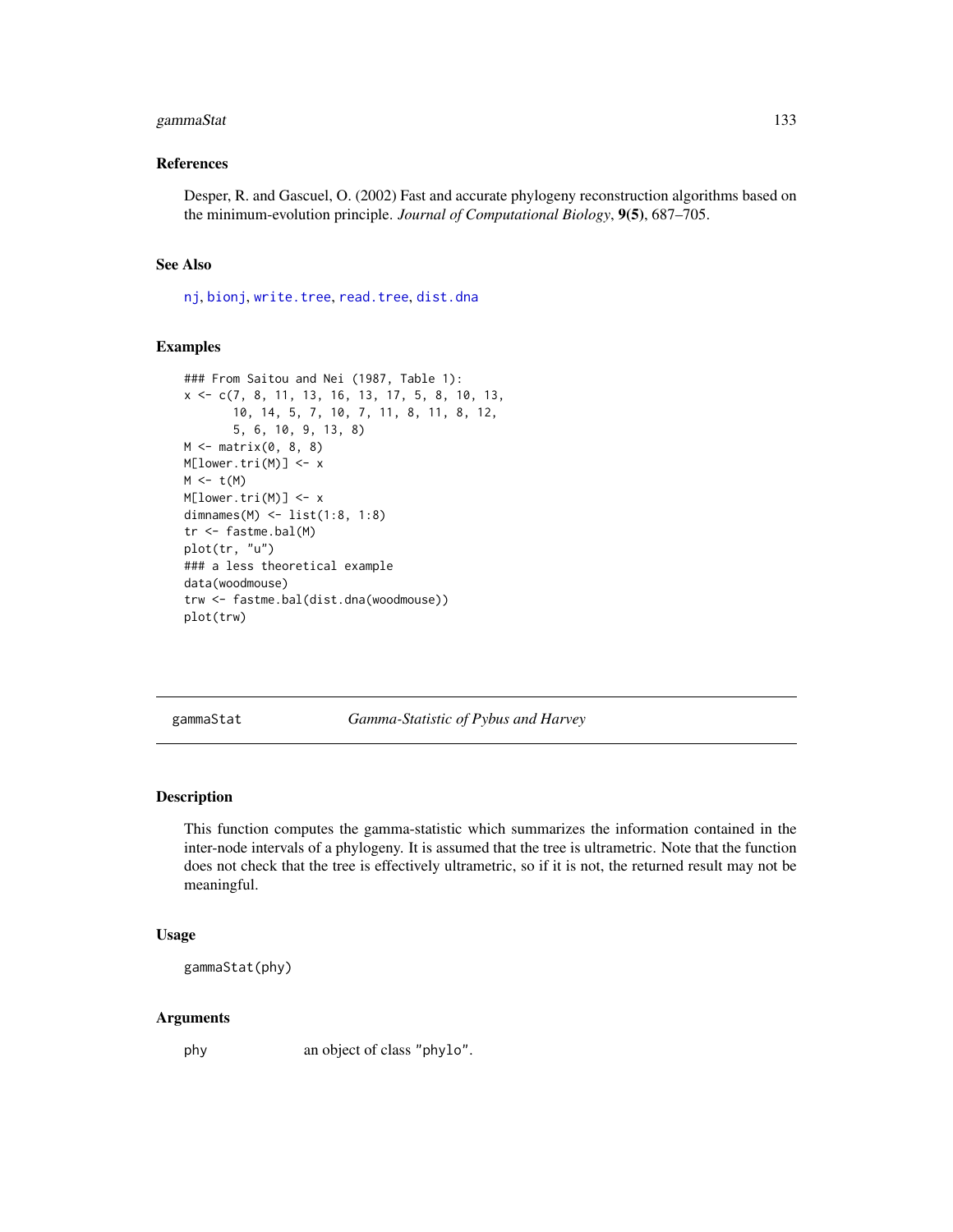## References

Desper, R. and Gascuel, O. (2002) Fast and accurate phylogeny reconstruction algorithms based on the minimum-evolution principle. *Journal of Computational Biology*, **9(5)**, 687–705.

## See Also

nj, bionj, write.tree, read.tree, dist.dna

## Examples

```
### From Saitou and Nei (1987, Table 1):
x <- c(7, 8, 11, 13, 16, 13, 17, 5, 8, 10, 13,
       10, 14, 5, 7, 10, 7, 11, 8, 11, 8, 12,
       5, 6, 10, 9, 13, 8)
M <- matrix(0, 8, 8)
M[lower.tri(M)] <- x
M <- t(M)
M[lower.tri(M)] <- x
dimnames(M) <- list(1:8, 1:8)
tr <- fastme.bal(M)
plot(tr, "u")
### a less theoretical example
data(woodmouse)
trw <- fastme.bal(dist.dna(woodmouse))
plot(trw)
```

---

# gammaStat &nbsp;&nbsp;&nbsp;&nbsp; *Gamma-Statistic of Pybus and Harvey*

---

## Description

This function computes the gamma-statistic which summarizes the information contained in the inter-node intervals of a phylogeny. It is assumed that the tree is ultrametric. Note that the function does not check that the tree is effectively ultrametric, so if it is not, the returned result may not be meaningful.

## Usage

```
gammaStat(phy)
```

## Arguments

| | |
|---|---|
| phy | an object of class "phylo". |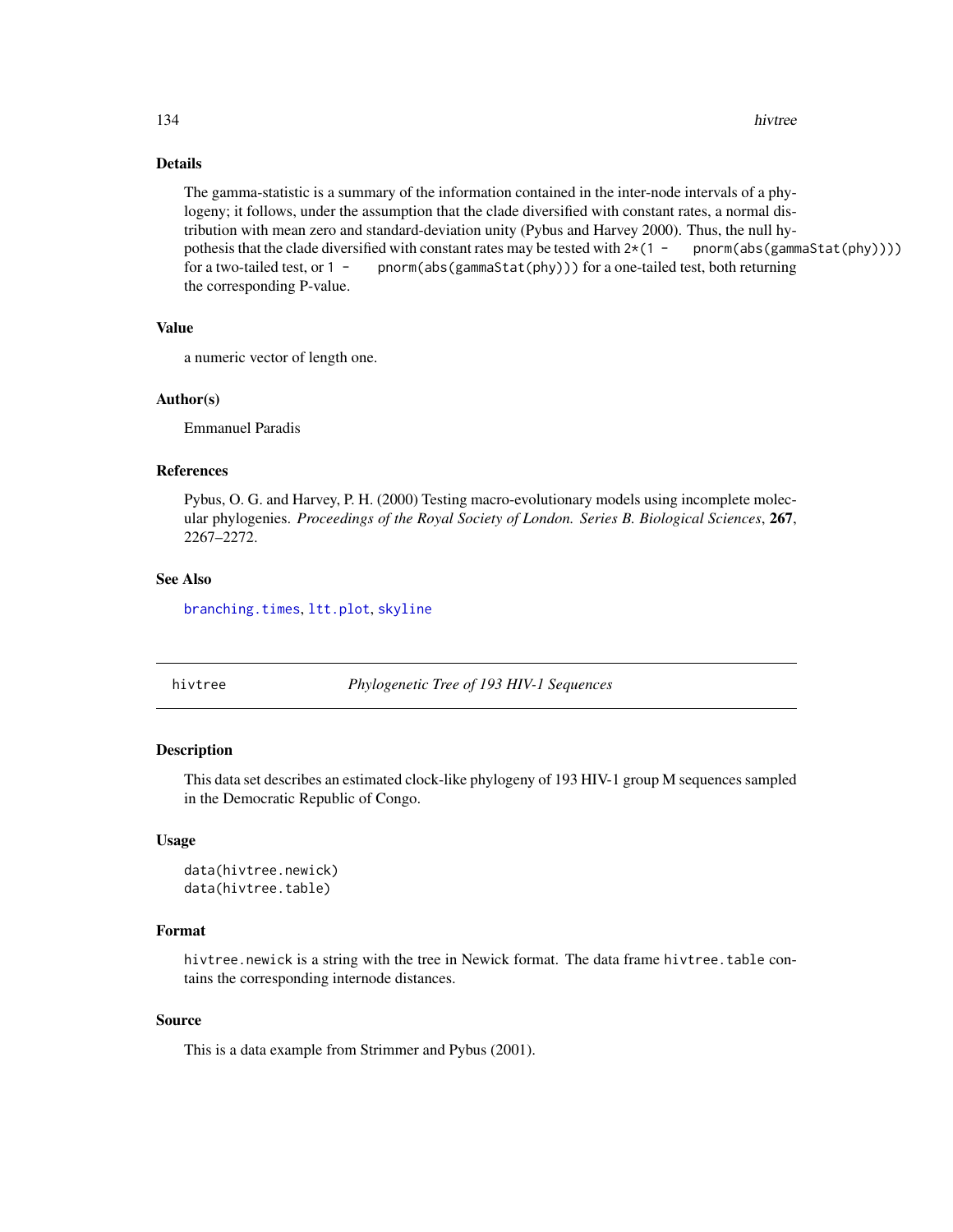### Details

The gamma-statistic is a summary of the information contained in the inter-node intervals of a phylogeny; it follows, under the assumption that the clade diversified with constant rates, a normal distribution with mean zero and standard-deviation unity (Pybus and Harvey 2000). Thus, the null hypothesis that the clade diversified with constant rates may be tested with `2*(1 - pnorm(abs(gammaStat(phy))))` for a two-tailed test, or `1 - pnorm(abs(gammaStat(phy)))` for a one-tailed test, both returning the corresponding P-value.

### Value

a numeric vector of length one.

### Author(s)

Emmanuel Paradis

### References

Pybus, O. G. and Harvey, P. H. (2000) Testing macro-evolutionary models using incomplete molecular phylogenies. *Proceedings of the Royal Society of London. Series B. Biological Sciences*, **267**, 2267–2272.

### See Also

`branching.times`, `ltt.plot`, `skyline`

---

## hivtree — *Phylogenetic Tree of 193 HIV-1 Sequences*

### Description

This data set describes an estimated clock-like phylogeny of 193 HIV-1 group M sequences sampled in the Democratic Republic of Congo.

### Usage

```
data(hivtree.newick)
data(hivtree.table)
```

### Format

`hivtree.newick` is a string with the tree in Newick format. The data frame `hivtree.table` contains the corresponding internode distances.

### Source

This is a data example from Strimmer and Pybus (2001).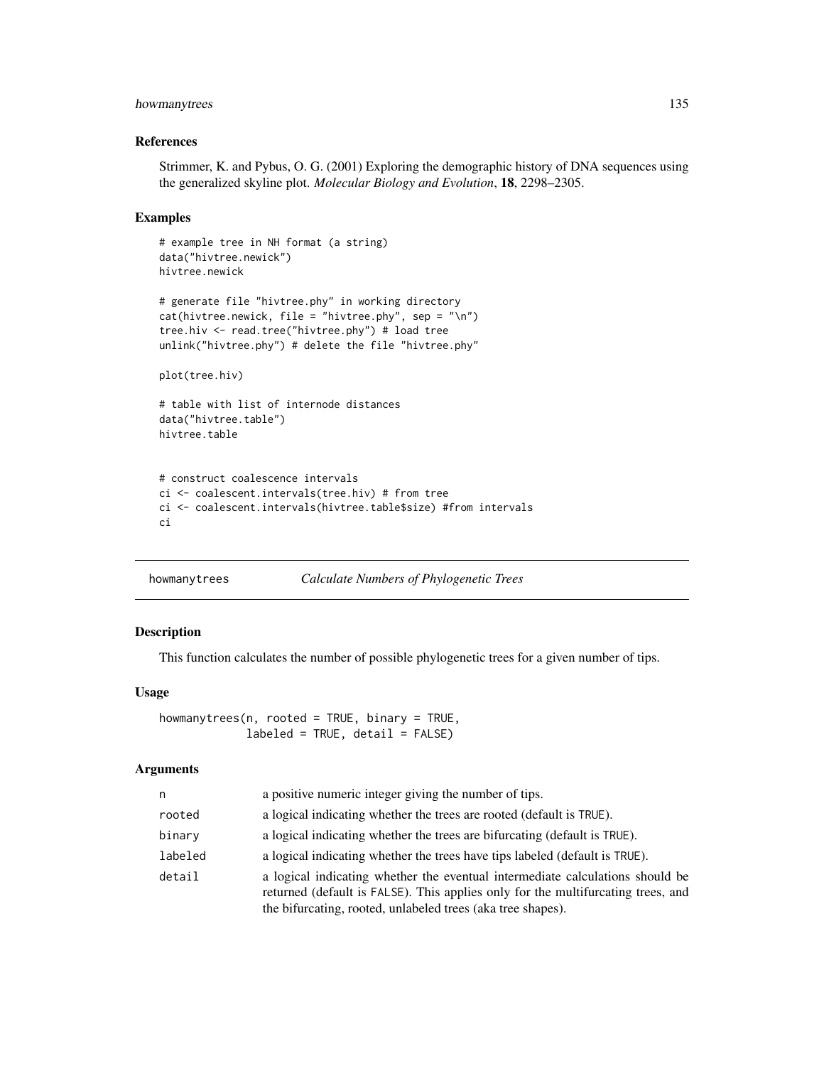### References

Strimmer, K. and Pybus, O. G. (2001) Exploring the demographic history of DNA sequences using the generalized skyline plot. *Molecular Biology and Evolution*, **18**, 2298–2305.

### Examples

```
# example tree in NH format (a string)
data("hivtree.newick")
hivtree.newick

# generate file "hivtree.phy" in working directory
cat(hivtree.newick, file = "hivtree.phy", sep = "\n")
tree.hiv <- read.tree("hivtree.phy") # load tree
unlink("hivtree.phy") # delete the file "hivtree.phy"

plot(tree.hiv)

# table with list of internode distances
data("hivtree.table")
hivtree.table


# construct coalescence intervals
ci <- coalescent.intervals(tree.hiv) # from tree
ci <- coalescent.intervals(hivtree.table$size) #from intervals
ci
```

---

## howmanytrees — *Calculate Numbers of Phylogenetic Trees*

### Description

This function calculates the number of possible phylogenetic trees for a given number of tips.

### Usage

```
howmanytrees(n, rooted = TRUE, binary = TRUE,
             labeled = TRUE, detail = FALSE)
```

### Arguments

| | |
|---|---|
| n | a positive numeric integer giving the number of tips. |
| rooted | a logical indicating whether the trees are rooted (default is TRUE). |
| binary | a logical indicating whether the trees are bifurcating (default is TRUE). |
| labeled | a logical indicating whether the trees have tips labeled (default is TRUE). |
| detail | a logical indicating whether the eventual intermediate calculations should be returned (default is FALSE). This applies only for the multifurcating trees, and the bifurcating, rooted, unlabeled trees (aka tree shapes). |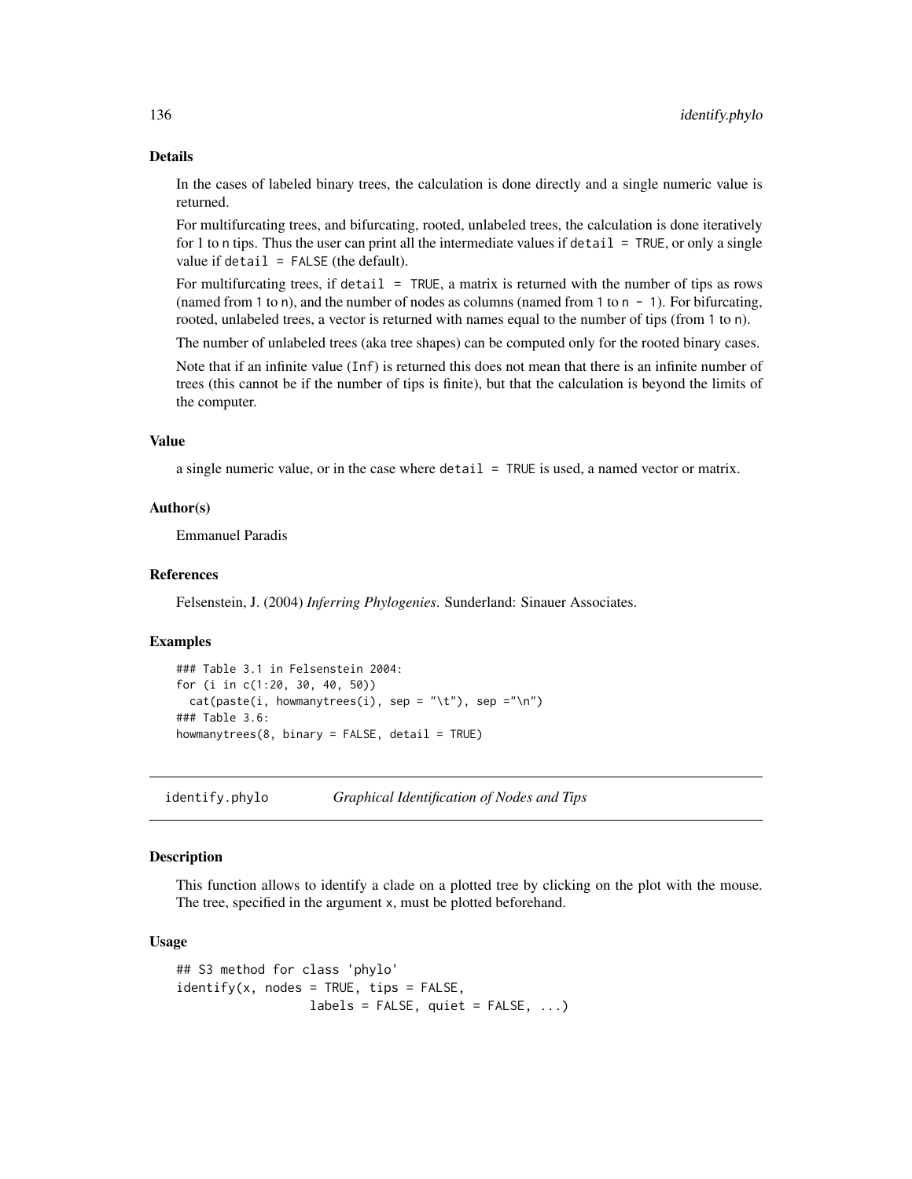### Details

In the cases of labeled binary trees, the calculation is done directly and a single numeric value is returned.

For multifurcating trees, and bifurcating, rooted, unlabeled trees, the calculation is done iteratively for 1 to n tips. Thus the user can print all the intermediate values if `detail = TRUE`, or only a single value if `detail = FALSE` (the default).

For multifurcating trees, if `detail = TRUE`, a matrix is returned with the number of tips as rows (named from 1 to n), and the number of nodes as columns (named from 1 to n - 1). For bifurcating, rooted, unlabeled trees, a vector is returned with names equal to the number of tips (from 1 to n).

The number of unlabeled trees (aka tree shapes) can be computed only for the rooted binary cases.

Note that if an infinite value (`Inf`) is returned this does not mean that there is an infinite number of trees (this cannot be if the number of tips is finite), but that the calculation is beyond the limits of the computer.

### Value

a single numeric value, or in the case where `detail = TRUE` is used, a named vector or matrix.

### Author(s)

Emmanuel Paradis

### References

Felsenstein, J. (2004) *Inferring Phylogenies*. Sunderland: Sinauer Associates.

### Examples

```
### Table 3.1 in Felsenstein 2004:
for (i in c(1:20, 30, 40, 50))
  cat(paste(i, howmanytrees(i), sep = "\t"), sep ="\n")
### Table 3.6:
howmanytrees(8, binary = FALSE, detail = TRUE)
```

---

## identify.phylo *Graphical Identification of Nodes and Tips*

### Description

This function allows to identify a clade on a plotted tree by clicking on the plot with the mouse. The tree, specified in the argument x, must be plotted beforehand.

### Usage

```
## S3 method for class 'phylo'
identify(x, nodes = TRUE, tips = FALSE,
                  labels = FALSE, quiet = FALSE, ...)
```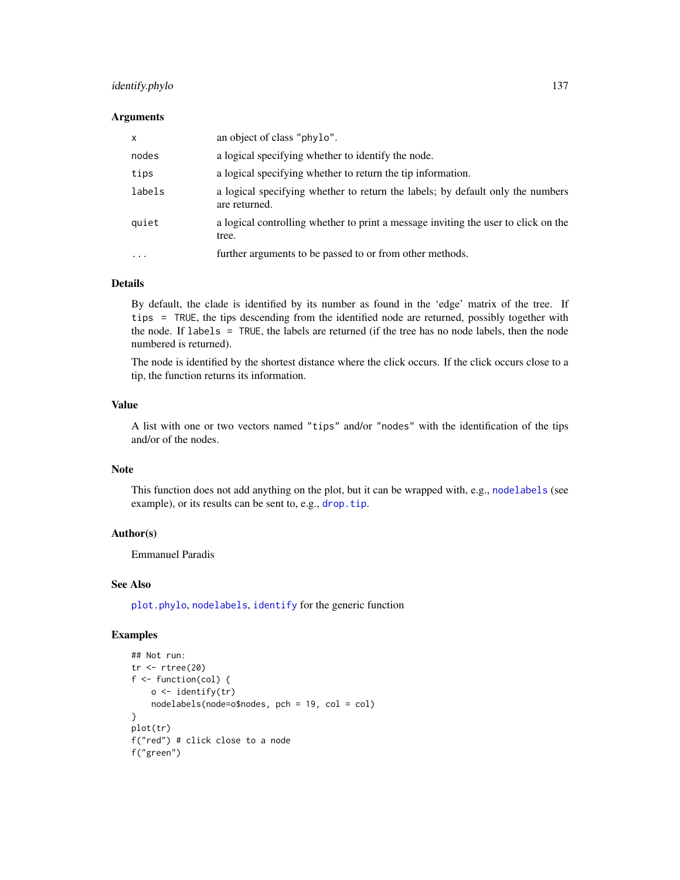### Arguments

| | |
|---|---|
| `x` | an object of class `"phylo"`. |
| `nodes` | a logical specifying whether to identify the node. |
| `tips` | a logical specifying whether to return the tip information. |
| `labels` | a logical specifying whether to return the labels; by default only the numbers are returned. |
| `quiet` | a logical controlling whether to print a message inviting the user to click on the tree. |
| `...` | further arguments to be passed to or from other methods. |

### Details

By default, the clade is identified by its number as found in the 'edge' matrix of the tree. If `tips = TRUE`, the tips descending from the identified node are returned, possibly together with the node. If `labels = TRUE`, the labels are returned (if the tree has no node labels, then the node numbered is returned).

The node is identified by the shortest distance where the click occurs. If the click occurs close to a tip, the function returns its information.

### Value

A list with one or two vectors named `"tips"` and/or `"nodes"` with the identification of the tips and/or of the nodes.

### Note

This function does not add anything on the plot, but it can be wrapped with, e.g., `nodelabels` (see example), or its results can be sent to, e.g., `drop.tip`.

### Author(s)

Emmanuel Paradis

### See Also

`plot.phylo`, `nodelabels`, `identify` for the generic function

### Examples

```
## Not run:
tr <- rtree(20)
f <- function(col) {
    o <- identify(tr)
    nodelabels(node=o$nodes, pch = 19, col = col)
}
plot(tr)
f("red") # click close to a node
f("green")
```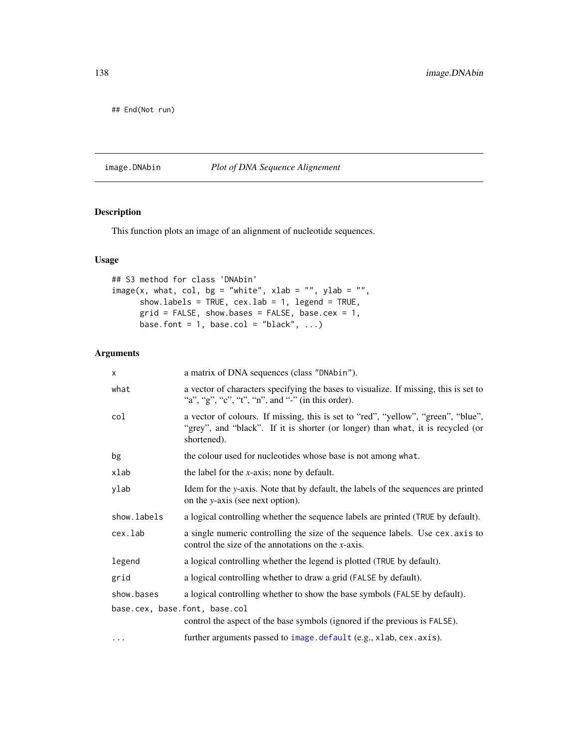```
## End(Not run)
```

---

## image.DNAbin — *Plot of DNA Sequence Alignement*

---

### Description

This function plots an image of an alignment of nucleotide sequences.

### Usage

```
## S3 method for class 'DNAbin'
image(x, what, col, bg = "white", xlab = "", ylab = "",
      show.labels = TRUE, cex.lab = 1, legend = TRUE,
      grid = FALSE, show.bases = FALSE, base.cex = 1,
      base.font = 1, base.col = "black", ...)
```

### Arguments

| | |
|---|---|
| `x` | a matrix of DNA sequences (class `"DNAbin"`). |
| `what` | a vector of characters specifying the bases to visualize. If missing, this is set to "a", "g", "c", "t", "n", and "-" (in this order). |
| `col` | a vector of colours. If missing, this is set to "red", "yellow", "green", "blue", "grey", and "black". If it is shorter (or longer) than `what`, it is recycled (or shortened). |
| `bg` | the colour used for nucleotides whose base is not among `what`. |
| `xlab` | the label for the *x*-axis; none by default. |
| `ylab` | Idem for the *y*-axis. Note that by default, the labels of the sequences are printed on the *y*-axis (see next option). |
| `show.labels` | a logical controlling whether the sequence labels are printed (`TRUE` by default). |
| `cex.lab` | a single numeric controlling the size of the sequence labels. Use `cex.axis` to control the size of the annotations on the *x*-axis. |
| `legend` | a logical controlling whether the legend is plotted (`TRUE` by default). |
| `grid` | a logical controlling whether to draw a grid (`FALSE` by default). |
| `show.bases` | a logical controlling whether to show the base symbols (`FALSE` by default). |
| `base.cex, base.font, base.col` | control the aspect of the base symbols (ignored if the previous is `FALSE`). |
| `...` | further arguments passed to `image.default` (e.g., `xlab`, `cex.axis`). |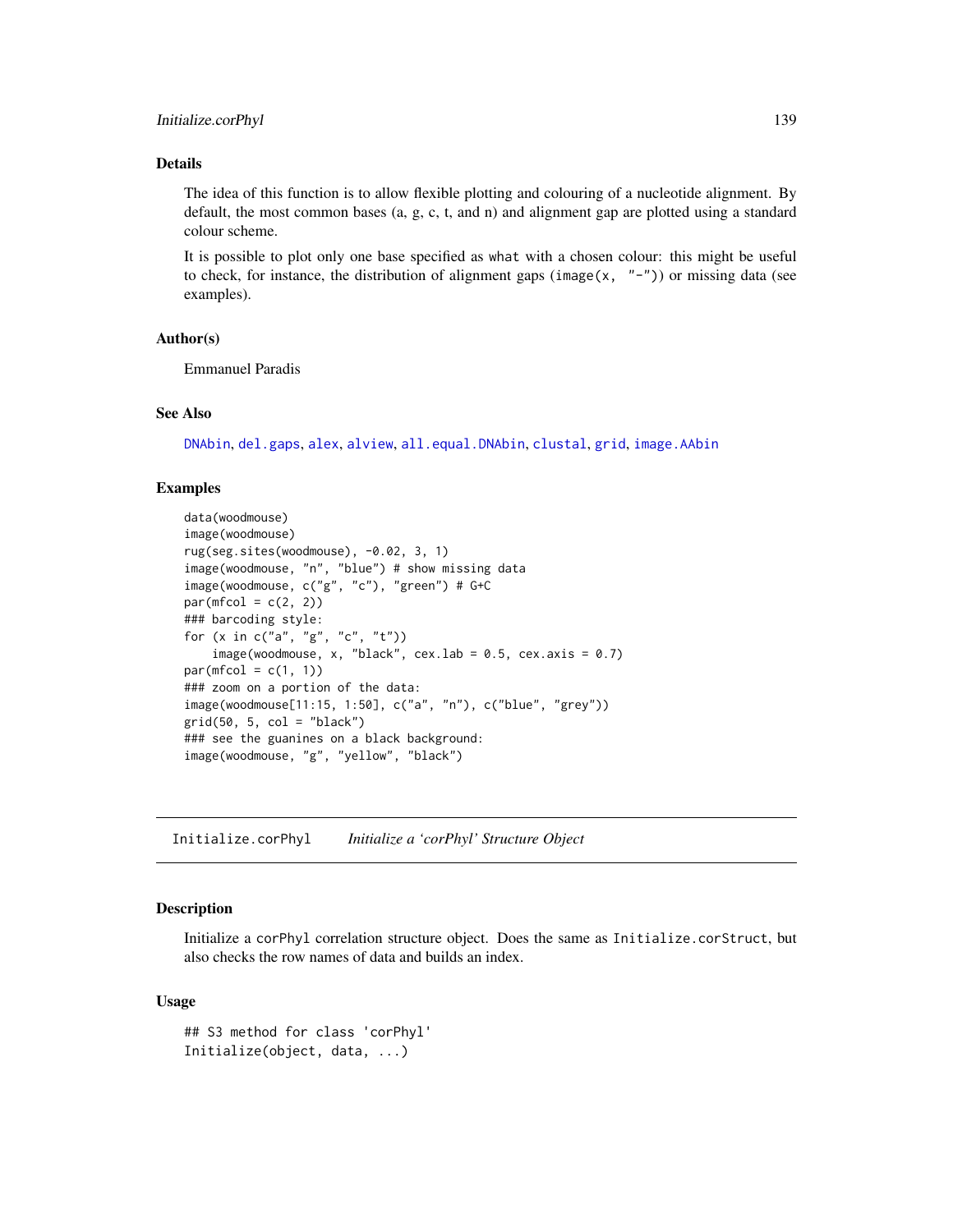## Details

The idea of this function is to allow flexible plotting and colouring of a nucleotide alignment. By default, the most common bases (a, g, c, t, and n) and alignment gap are plotted using a standard colour scheme.

It is possible to plot only one base specified as `what` with a chosen colour: this might be useful to check, for instance, the distribution of alignment gaps (`image(x, "-")`) or missing data (see examples).

## Author(s)

Emmanuel Paradis

## See Also

DNAbin, del.gaps, alex, alview, all.equal.DNAbin, clustal, grid, image.AAbin

## Examples

```
data(woodmouse)
image(woodmouse)
rug(seg.sites(woodmouse), -0.02, 3, 1)
image(woodmouse, "n", "blue") # show missing data
image(woodmouse, c("g", "c"), "green") # G+C
par(mfcol = c(2, 2))
### barcoding style:
for (x in c("a", "g", "c", "t"))
    image(woodmouse, x, "black", cex.lab = 0.5, cex.axis = 0.7)
par(mfcol = c(1, 1))
### zoom on a portion of the data:
image(woodmouse[11:15, 1:50], c("a", "n"), c("blue", "grey"))
grid(50, 5, col = "black")
### see the guanines on a black background:
image(woodmouse, "g", "yellow", "black")
```

---

# Initialize.corPhyl    *Initialize a 'corPhyl' Structure Object*

## Description

Initialize a `corPhyl` correlation structure object. Does the same as `Initialize.corStruct`, but also checks the row names of data and builds an index.

## Usage

```
## S3 method for class 'corPhyl'
Initialize(object, data, ...)
```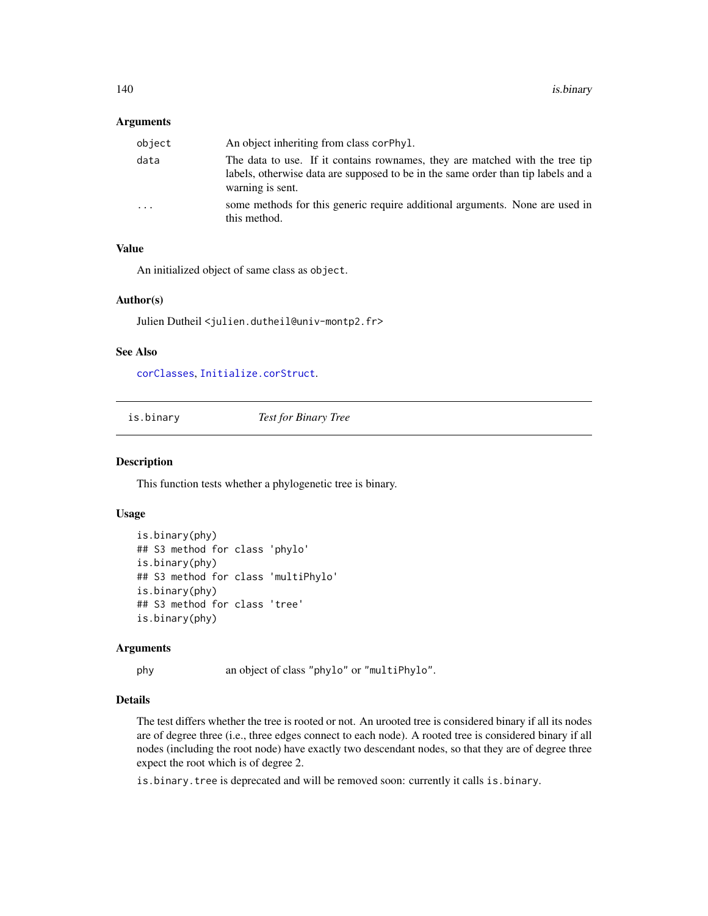### Arguments

| | |
|---|---|
| object | An object inheriting from class `corPhyl`. |
| data | The data to use. If it contains rownames, they are matched with the tree tip labels, otherwise data are supposed to be in the same order than tip labels and a warning is sent. |
| ... | some methods for this generic require additional arguments. None are used in this method. |

### Value

An initialized object of same class as `object`.

### Author(s)

Julien Dutheil <julien.dutheil@univ-montp2.fr>

### See Also

`corClasses`, `Initialize.corStruct`.

---

## is.binary — *Test for Binary Tree*

---

### Description

This function tests whether a phylogenetic tree is binary.

### Usage

```
is.binary(phy)
## S3 method for class 'phylo'
is.binary(phy)
## S3 method for class 'multiPhylo'
is.binary(phy)
## S3 method for class 'tree'
is.binary(phy)
```

### Arguments

| | |
|---|---|
| phy | an object of class `"phylo"` or `"multiPhylo"`. |

### Details

The test differs whether the tree is rooted or not. An urooted tree is considered binary if all its nodes are of degree three (i.e., three edges connect to each node). A rooted tree is considered binary if all nodes (including the root node) have exactly two descendant nodes, so that they are of degree three expect the root which is of degree 2.

`is.binary.tree` is deprecated and will be removed soon: currently it calls `is.binary`.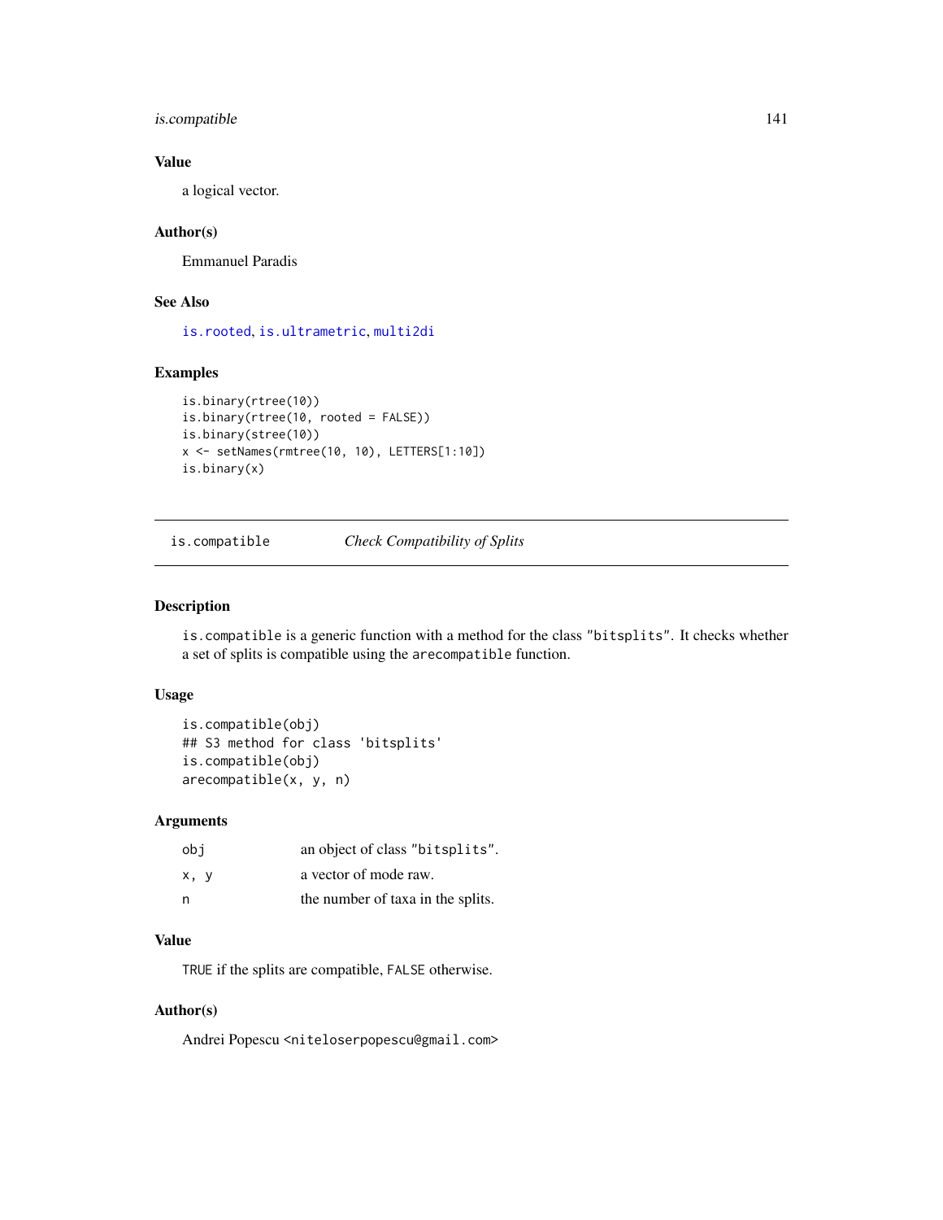### Value

a logical vector.

### Author(s)

Emmanuel Paradis

### See Also

is.rooted, is.ultrametric, multi2di

### Examples

```
is.binary(rtree(10))
is.binary(rtree(10, rooted = FALSE))
is.binary(stree(10))
x <- setNames(rmtree(10, 10), LETTERS[1:10])
is.binary(x)
```

---

## is.compatible &nbsp;&nbsp;&nbsp;&nbsp; *Check Compatibility of Splits*

---

### Description

`is.compatible` is a generic function with a method for the class "bitsplits". It checks whether a set of splits is compatible using the `arecompatible` function.

### Usage

```
is.compatible(obj)
## S3 method for class 'bitsplits'
is.compatible(obj)
arecompatible(x, y, n)
```

### Arguments

| | |
|---|---|
| obj | an object of class "bitsplits". |
| x, y | a vector of mode raw. |
| n | the number of taxa in the splits. |

### Value

TRUE if the splits are compatible, FALSE otherwise.

### Author(s)

Andrei Popescu <niteloserpopescu@gmail.com>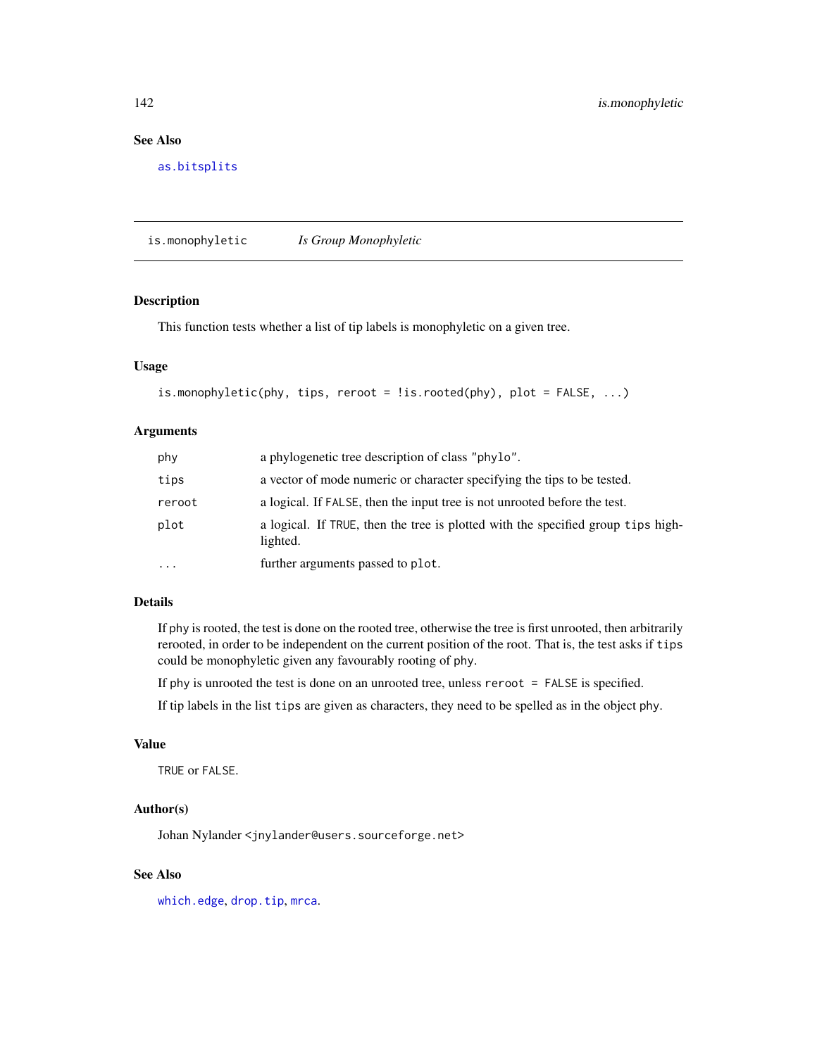## See Also

as.bitsplits

---

## is.monophyletic — *Is Group Monophyletic*

### Description

This function tests whether a list of tip labels is monophyletic on a given tree.

### Usage

```
is.monophyletic(phy, tips, reroot = !is.rooted(phy), plot = FALSE, ...)
```

### Arguments

| | |
|---|---|
| phy | a phylogenetic tree description of class "phylo". |
| tips | a vector of mode numeric or character specifying the tips to be tested. |
| reroot | a logical. If FALSE, then the input tree is not unrooted before the test. |
| plot | a logical. If TRUE, then the tree is plotted with the specified group tips highlighted. |
| ... | further arguments passed to plot. |

### Details

If phy is rooted, the test is done on the rooted tree, otherwise the tree is first unrooted, then arbitrarily rerooted, in order to be independent on the current position of the root. That is, the test asks if tips could be monophyletic given any favourably rooting of phy.

If phy is unrooted the test is done on an unrooted tree, unless reroot = FALSE is specified.

If tip labels in the list tips are given as characters, they need to be spelled as in the object phy.

### Value

TRUE or FALSE.

### Author(s)

Johan Nylander <jnylander@users.sourceforge.net>

### See Also

which.edge, drop.tip, mrca.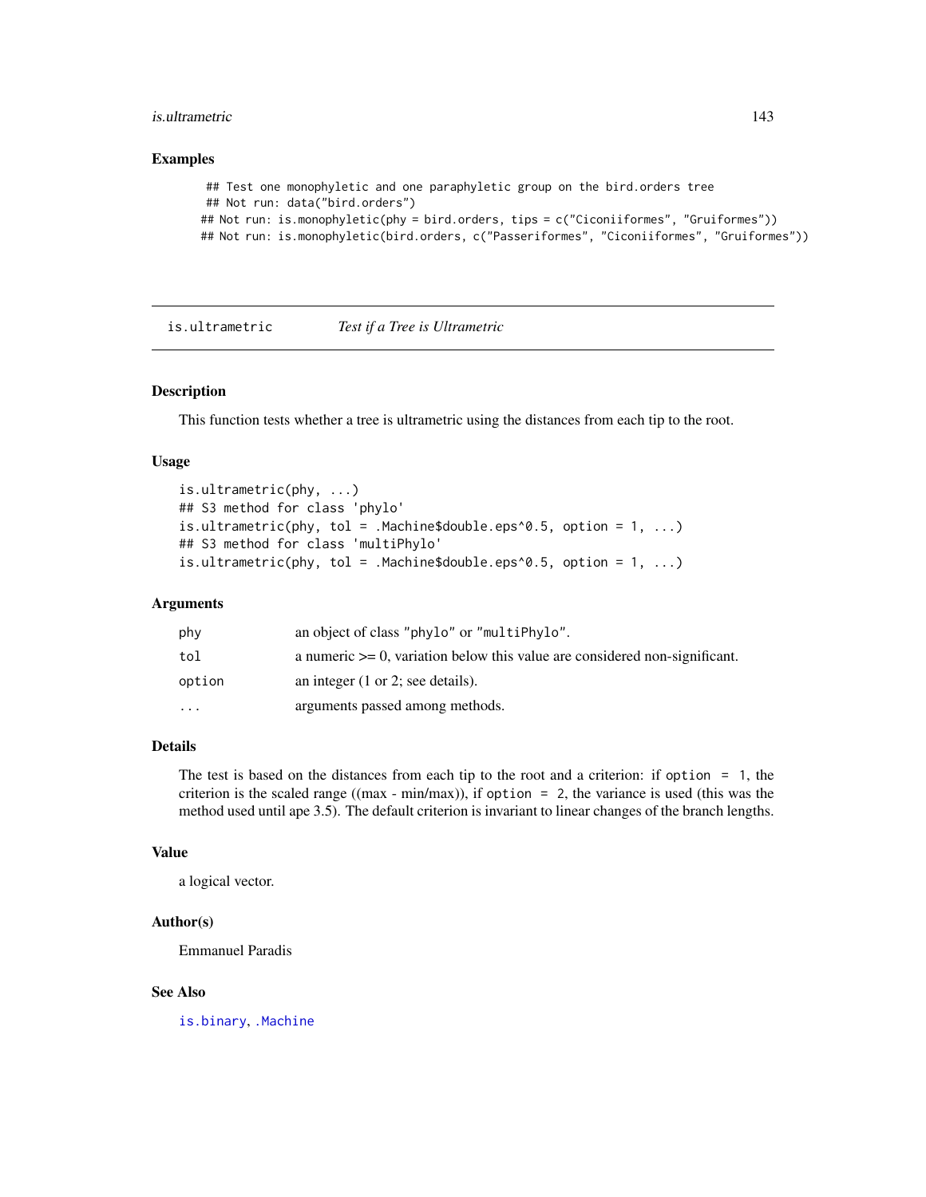## Examples

```
## Test one monophyletic and one paraphyletic group on the bird.orders tree
## Not run: data("bird.orders")
## Not run: is.monophyletic(phy = bird.orders, tips = c("Ciconiiformes", "Gruiformes"))
## Not run: is.monophyletic(bird.orders, c("Passeriformes", "Ciconiiformes", "Gruiformes"))
```

---

# is.ultrametric *Test if a Tree is Ultrametric*

---

## Description

This function tests whether a tree is ultrametric using the distances from each tip to the root.

## Usage

```
is.ultrametric(phy, ...)
## S3 method for class 'phylo'
is.ultrametric(phy, tol = .Machine$double.eps^0.5, option = 1, ...)
## S3 method for class 'multiPhylo'
is.ultrametric(phy, tol = .Machine$double.eps^0.5, option = 1, ...)
```

## Arguments

| | |
|---|---|
| `phy` | an object of class `"phylo"` or `"multiPhylo"`. |
| `tol` | a numeric >= 0, variation below this value are considered non-significant. |
| `option` | an integer (1 or 2; see details). |
| `...` | arguments passed among methods. |

## Details

The test is based on the distances from each tip to the root and a criterion: if `option = 1`, the criterion is the scaled range ((max - min/max)), if `option = 2`, the variance is used (this was the method used until ape 3.5). The default criterion is invariant to linear changes of the branch lengths.

## Value

a logical vector.

## Author(s)

Emmanuel Paradis

## See Also

`is.binary`, `.Machine`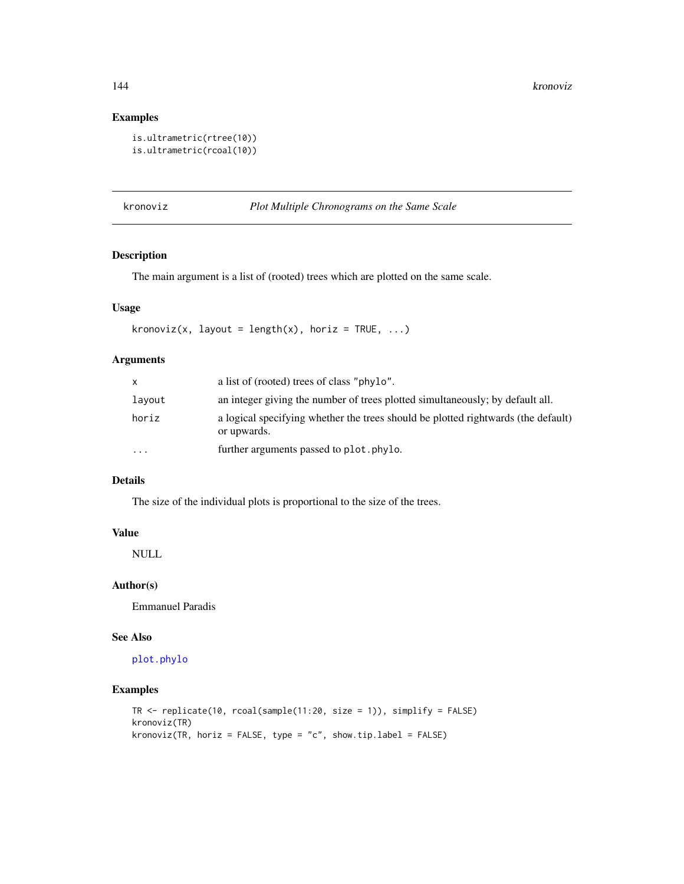### Examples

```
is.ultrametric(rtree(10))
is.ultrametric(rcoal(10))
```

## kronoviz *Plot Multiple Chronograms on the Same Scale*

### Description

The main argument is a list of (rooted) trees which are plotted on the same scale.

### Usage

```
kronoviz(x, layout = length(x), horiz = TRUE, ...)
```

### Arguments

| | |
|---|---|
| x | a list of (rooted) trees of class "phylo". |
| layout | an integer giving the number of trees plotted simultaneously; by default all. |
| horiz | a logical specifying whether the trees should be plotted rightwards (the default) or upwards. |
| ... | further arguments passed to plot.phylo. |

### Details

The size of the individual plots is proportional to the size of the trees.

### Value

NULL

### Author(s)

Emmanuel Paradis

### See Also

plot.phylo

### Examples

```
TR <- replicate(10, rcoal(sample(11:20, size = 1)), simplify = FALSE)
kronoviz(TR)
kronoviz(TR, horiz = FALSE, type = "c", show.tip.label = FALSE)
```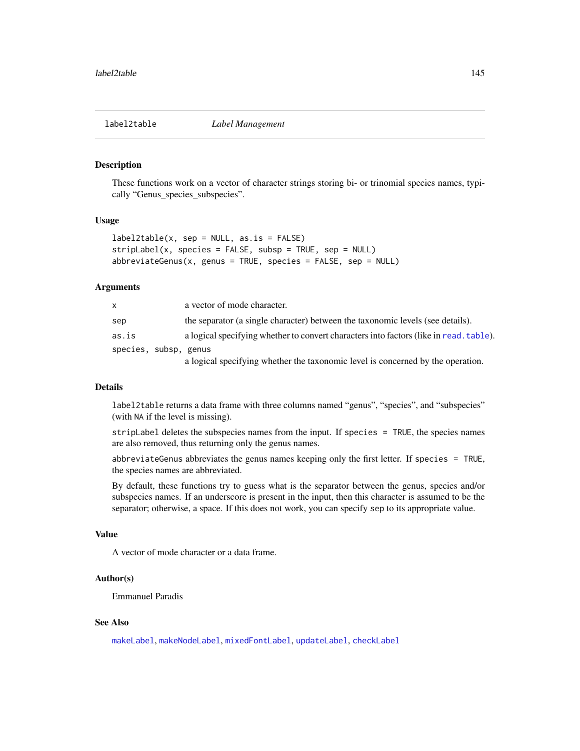# label2table *Label Management*

## Description

These functions work on a vector of character strings storing bi- or trinomial species names, typically "Genus_species_subspecies".

## Usage

```
label2table(x, sep = NULL, as.is = FALSE)
stripLabel(x, species = FALSE, subsp = TRUE, sep = NULL)
abbreviateGenus(x, genus = TRUE, species = FALSE, sep = NULL)
```

## Arguments

| | |
|---|---|
| `x` | a vector of mode character. |
| `sep` | the separator (a single character) between the taxonomic levels (see details). |
| `as.is` | a logical specifying whether to convert characters into factors (like in `read.table`). |
| `species, subsp, genus` | a logical specifying whether the taxonomic level is concerned by the operation. |

## Details

`label2table` returns a data frame with three columns named "genus", "species", and "subspecies" (with `NA` if the level is missing).

`stripLabel` deletes the subspecies names from the input. If `species = TRUE`, the species names are also removed, thus returning only the genus names.

`abbreviateGenus` abbreviates the genus names keeping only the first letter. If `species = TRUE`, the species names are abbreviated.

By default, these functions try to guess what is the separator between the genus, species and/or subspecies names. If an underscore is present in the input, then this character is assumed to be the separator; otherwise, a space. If this does not work, you can specify `sep` to its appropriate value.

## Value

A vector of mode character or a data frame.

## Author(s)

Emmanuel Paradis

## See Also

`makeLabel`, `makeNodeLabel`, `mixedFontLabel`, `updateLabel`, `checkLabel`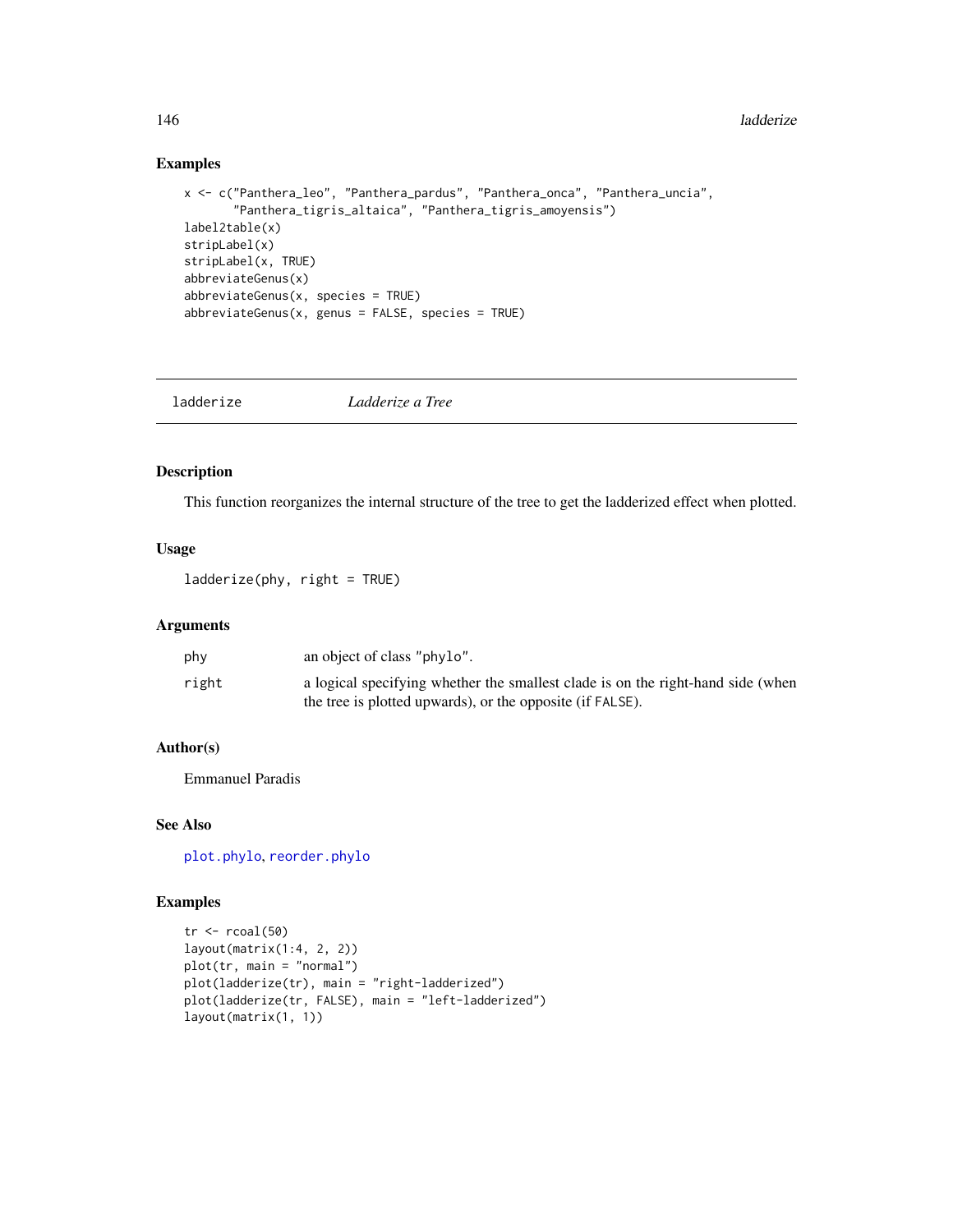## Examples

```
x <- c("Panthera_leo", "Panthera_pardus", "Panthera_onca", "Panthera_uncia",
       "Panthera_tigris_altaica", "Panthera_tigris_amoyensis")
label2table(x)
stripLabel(x)
stripLabel(x, TRUE)
abbreviateGenus(x)
abbreviateGenus(x, species = TRUE)
abbreviateGenus(x, genus = FALSE, species = TRUE)
```

---

# ladderize *Ladderize a Tree*

---

## Description

This function reorganizes the internal structure of the tree to get the ladderized effect when plotted.

## Usage

```
ladderize(phy, right = TRUE)
```

## Arguments

| | |
|---|---|
| phy | an object of class "phylo". |
| right | a logical specifying whether the smallest clade is on the right-hand side (when the tree is plotted upwards), or the opposite (if FALSE). |

## Author(s)

Emmanuel Paradis

## See Also

plot.phylo, reorder.phylo

## Examples

```
tr <- rcoal(50)
layout(matrix(1:4, 2, 2))
plot(tr, main = "normal")
plot(ladderize(tr), main = "right-ladderized")
plot(ladderize(tr, FALSE), main = "left-ladderized")
layout(matrix(1, 1))
```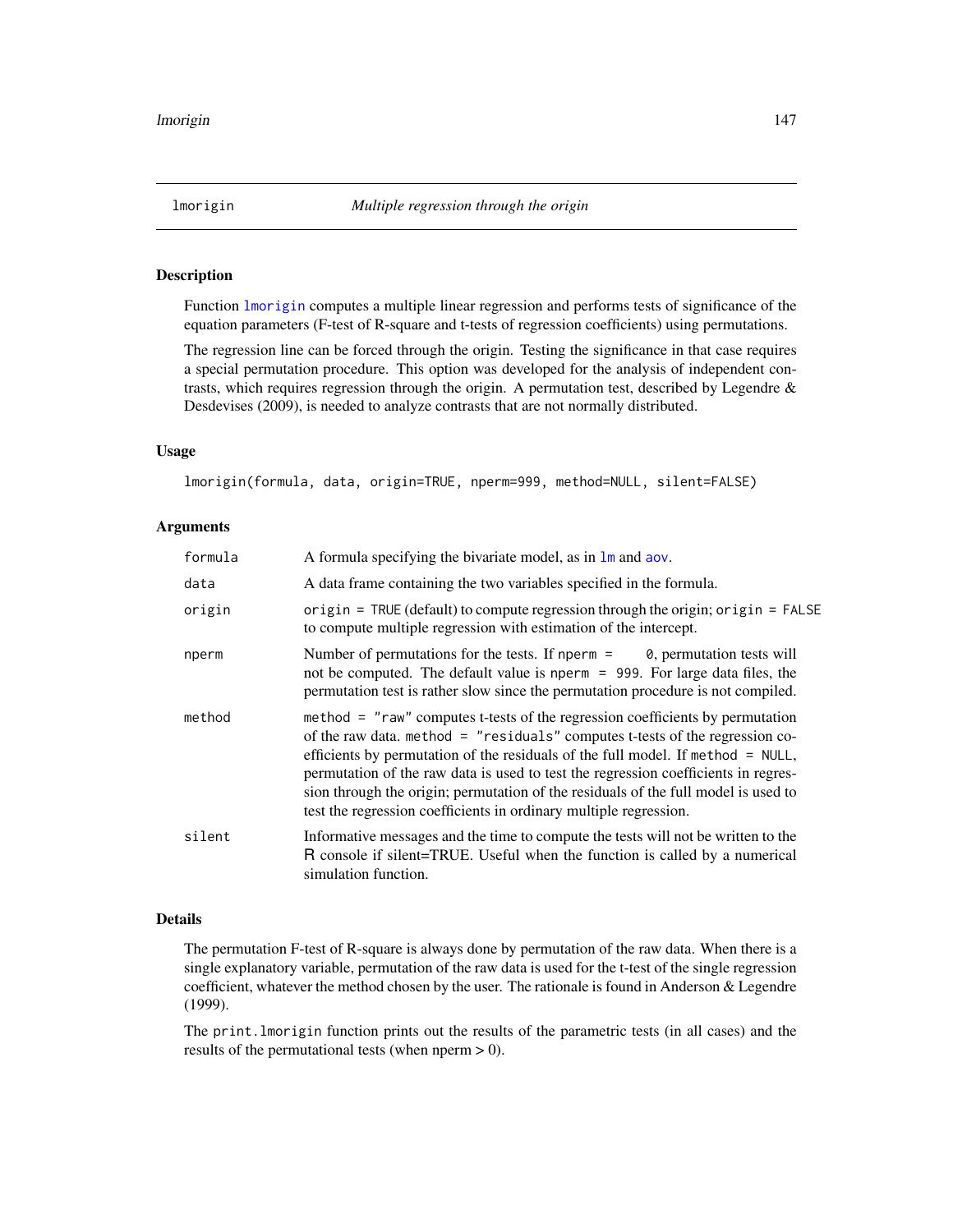# lmorigin — *Multiple regression through the origin*

## Description

Function `lmorigin` computes a multiple linear regression and performs tests of significance of the equation parameters (F-test of R-square and t-tests of regression coefficients) using permutations.

The regression line can be forced through the origin. Testing the significance in that case requires a special permutation procedure. This option was developed for the analysis of independent contrasts, which requires regression through the origin. A permutation test, described by Legendre & Desdevises (2009), is needed to analyze contrasts that are not normally distributed.

## Usage

```
lmorigin(formula, data, origin=TRUE, nperm=999, method=NULL, silent=FALSE)
```

## Arguments

| | |
|---|---|
| `formula` | A formula specifying the bivariate model, as in `lm` and `aov`. |
| `data` | A data frame containing the two variables specified in the formula. |
| `origin` | `origin = TRUE` (default) to compute regression through the origin; `origin = FALSE` to compute multiple regression with estimation of the intercept. |
| `nperm` | Number of permutations for the tests. If `nperm = 0`, permutation tests will not be computed. The default value is `nperm = 999`. For large data files, the permutation test is rather slow since the permutation procedure is not compiled. |
| `method` | `method = "raw"` computes t-tests of the regression coefficients by permutation of the raw data. `method = "residuals"` computes t-tests of the regression coefficients by permutation of the residuals of the full model. If `method = NULL`, permutation of the raw data is used to test the regression coefficients in regression through the origin; permutation of the residuals of the full model is used to test the regression coefficients in ordinary multiple regression. |
| `silent` | Informative messages and the time to compute the tests will not be written to the R console if silent=TRUE. Useful when the function is called by a numerical simulation function. |

## Details

The permutation F-test of R-square is always done by permutation of the raw data. When there is a single explanatory variable, permutation of the raw data is used for the t-test of the single regression coefficient, whatever the method chosen by the user. The rationale is found in Anderson & Legendre (1999).

The `print.lmorigin` function prints out the results of the parametric tests (in all cases) and the results of the permutational tests (when nperm > 0).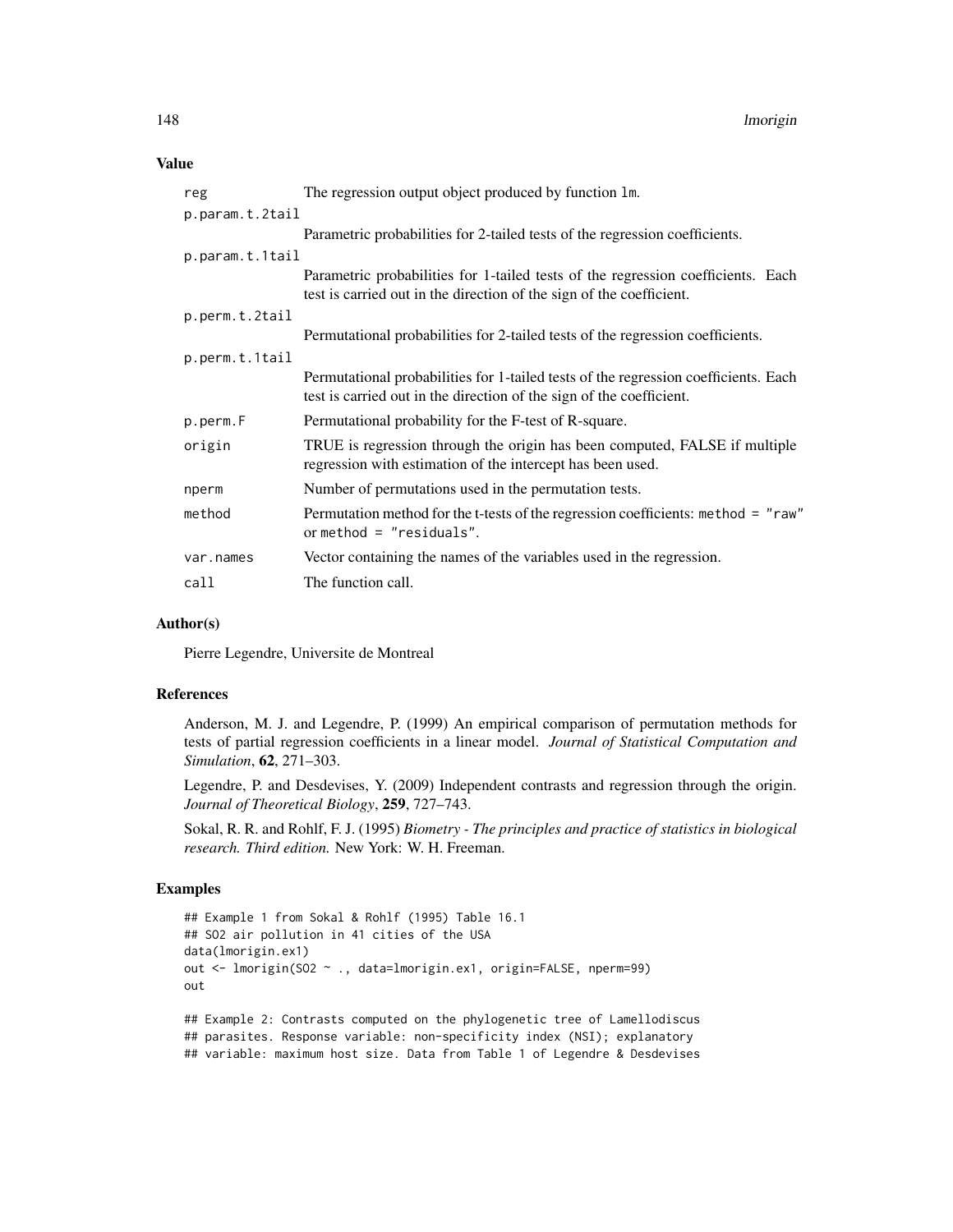## Value

| | |
|---|---|
| `reg` | The regression output object produced by function `lm`. |
| `p.param.t.2tail` | Parametric probabilities for 2-tailed tests of the regression coefficients. |
| `p.param.t.1tail` | Parametric probabilities for 1-tailed tests of the regression coefficients. Each test is carried out in the direction of the sign of the coefficient. |
| `p.perm.t.2tail` | Permutational probabilities for 2-tailed tests of the regression coefficients. |
| `p.perm.t.1tail` | Permutational probabilities for 1-tailed tests of the regression coefficients. Each test is carried out in the direction of the sign of the coefficient. |
| `p.perm.F` | Permutational probability for the F-test of R-square. |
| `origin` | TRUE is regression through the origin has been computed, FALSE if multiple regression with estimation of the intercept has been used. |
| `nperm` | Number of permutations used in the permutation tests. |
| `method` | Permutation method for the t-tests of the regression coefficients: `method = "raw"` or `method = "residuals"`. |
| `var.names` | Vector containing the names of the variables used in the regression. |
| `call` | The function call. |

## Author(s)

Pierre Legendre, Universite de Montreal

## References

Anderson, M. J. and Legendre, P. (1999) An empirical comparison of permutation methods for tests of partial regression coefficients in a linear model. *Journal of Statistical Computation and Simulation*, **62**, 271–303.

Legendre, P. and Desdevises, Y. (2009) Independent contrasts and regression through the origin. *Journal of Theoretical Biology*, **259**, 727–743.

Sokal, R. R. and Rohlf, F. J. (1995) *Biometry - The principles and practice of statistics in biological research. Third edition.* New York: W. H. Freeman.

## Examples

```
## Example 1 from Sokal & Rohlf (1995) Table 16.1
## SO2 air pollution in 41 cities of the USA
data(lmorigin.ex1)
out <- lmorigin(SO2 ~ ., data=lmorigin.ex1, origin=FALSE, nperm=99)
out

## Example 2: Contrasts computed on the phylogenetic tree of Lamellodiscus
## parasites. Response variable: non-specificity index (NSI); explanatory
## variable: maximum host size. Data from Table 1 of Legendre & Desdevises
```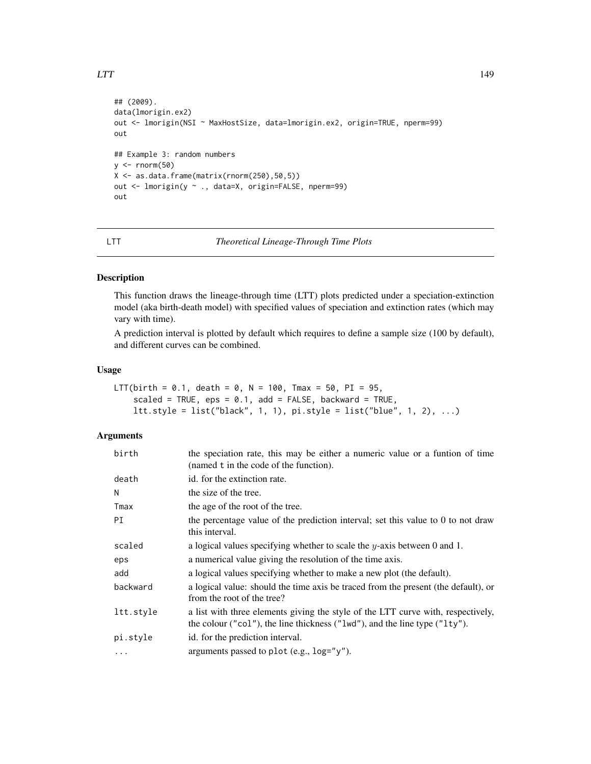```
## (2009).
data(lmorigin.ex2)
out <- lmorigin(NSI ~ MaxHostSize, data=lmorigin.ex2, origin=TRUE, nperm=99)
out

## Example 3: random numbers
y <- rnorm(50)
X <- as.data.frame(matrix(rnorm(250),50,5))
out <- lmorigin(y ~ ., data=X, origin=FALSE, nperm=99)
out
```

---

# LTT — *Theoretical Lineage-Through Time Plots*

## Description

This function draws the lineage-through time (LTT) plots predicted under a speciation-extinction model (aka birth-death model) with specified values of speciation and extinction rates (which may vary with time).

A prediction interval is plotted by default which requires to define a sample size (100 by default), and different curves can be combined.

## Usage

```
LTT(birth = 0.1, death = 0, N = 100, Tmax = 50, PI = 95,
    scaled = TRUE, eps = 0.1, add = FALSE, backward = TRUE,
    ltt.style = list("black", 1, 1), pi.style = list("blue", 1, 2), ...)
```

## Arguments

| | |
|---|---|
| `birth` | the speciation rate, this may be either a numeric value or a funtion of time (named `t` in the code of the function). |
| `death` | id. for the extinction rate. |
| `N` | the size of the tree. |
| `Tmax` | the age of the root of the tree. |
| `PI` | the percentage value of the prediction interval; set this value to 0 to not draw this interval. |
| `scaled` | a logical values specifying whether to scale the $y$-axis between 0 and 1. |
| `eps` | a numerical value giving the resolution of the time axis. |
| `add` | a logical values specifying whether to make a new plot (the default). |
| `backward` | a logical value: should the time axis be traced from the present (the default), or from the root of the tree? |
| `ltt.style` | a list with three elements giving the style of the LTT curve with, respectively, the colour (`"col"`), the line thickness (`"lwd"`), and the line type (`"lty"`). |
| `pi.style` | id. for the prediction interval. |
| `...` | arguments passed to `plot` (e.g., `log="y"`). |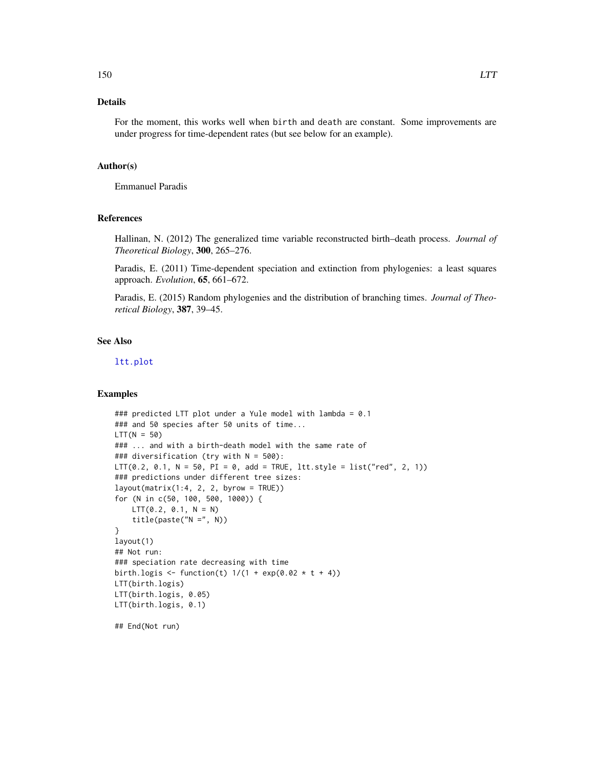## Details

For the moment, this works well when `birth` and `death` are constant. Some improvements are under progress for time-dependent rates (but see below for an example).

## Author(s)

Emmanuel Paradis

## References

Hallinan, N. (2012) The generalized time variable reconstructed birth–death process. *Journal of Theoretical Biology*, **300**, 265–276.

Paradis, E. (2011) Time-dependent speciation and extinction from phylogenies: a least squares approach. *Evolution*, **65**, 661–672.

Paradis, E. (2015) Random phylogenies and the distribution of branching times. *Journal of Theoretical Biology*, **387**, 39–45.

## See Also

`ltt.plot`

## Examples

```
### predicted LTT plot under a Yule model with lambda = 0.1
### and 50 species after 50 units of time...
LTT(N = 50)
### ... and with a birth-death model with the same rate of
### diversification (try with N = 500):
LTT(0.2, 0.1, N = 50, PI = 0, add = TRUE, ltt.style = list("red", 2, 1))
### predictions under different tree sizes:
layout(matrix(1:4, 2, 2, byrow = TRUE))
for (N in c(50, 100, 500, 1000)) {
    LTT(0.2, 0.1, N = N)
    title(paste("N =", N))
}
layout(1)
## Not run:
### speciation rate decreasing with time
birth.logis <- function(t) 1/(1 + exp(0.02 * t + 4))
LTT(birth.logis)
LTT(birth.logis, 0.05)
LTT(birth.logis, 0.1)

## End(Not run)
```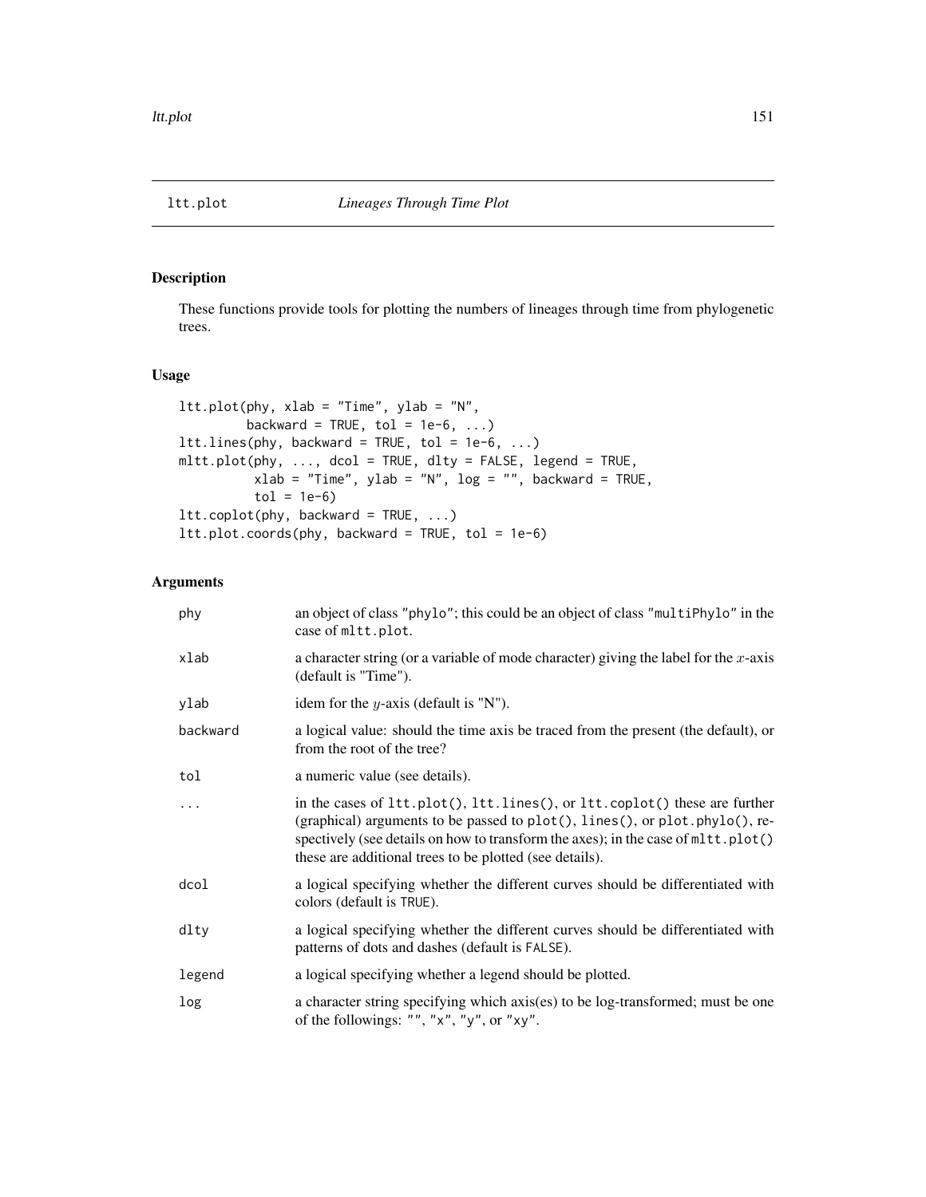ltt.plot *Lineages Through Time Plot*

## Description

These functions provide tools for plotting the numbers of lineages through time from phylogenetic trees.

## Usage

```
ltt.plot(phy, xlab = "Time", ylab = "N",
         backward = TRUE, tol = 1e-6, ...)
ltt.lines(phy, backward = TRUE, tol = 1e-6, ...)
mltt.plot(phy, ..., dcol = TRUE, dlty = FALSE, legend = TRUE,
          xlab = "Time", ylab = "N", log = "", backward = TRUE,
          tol = 1e-6)
ltt.coplot(phy, backward = TRUE, ...)
ltt.plot.coords(phy, backward = TRUE, tol = 1e-6)
```

## Arguments

| | |
|---|---|
| `phy` | an object of class "phylo"; this could be an object of class "multiPhylo" in the case of `mltt.plot`. |
| `xlab` | a character string (or a variable of mode character) giving the label for the $x$-axis (default is "Time"). |
| `ylab` | idem for the $y$-axis (default is "N"). |
| `backward` | a logical value: should the time axis be traced from the present (the default), or from the root of the tree? |
| `tol` | a numeric value (see details). |
| `...` | in the cases of `ltt.plot()`, `ltt.lines()`, or `ltt.coplot()` these are further (graphical) arguments to be passed to `plot()`, `lines()`, or `plot.phylo()`, respectively (see details on how to transform the axes); in the case of `mltt.plot()` these are additional trees to be plotted (see details). |
| `dcol` | a logical specifying whether the different curves should be differentiated with colors (default is `TRUE`). |
| `dlty` | a logical specifying whether the different curves should be differentiated with patterns of dots and dashes (default is `FALSE`). |
| `legend` | a logical specifying whether a legend should be plotted. |
| `log` | a character string specifying which axis(es) to be log-transformed; must be one of the followings: "", "x", "y", or "xy". |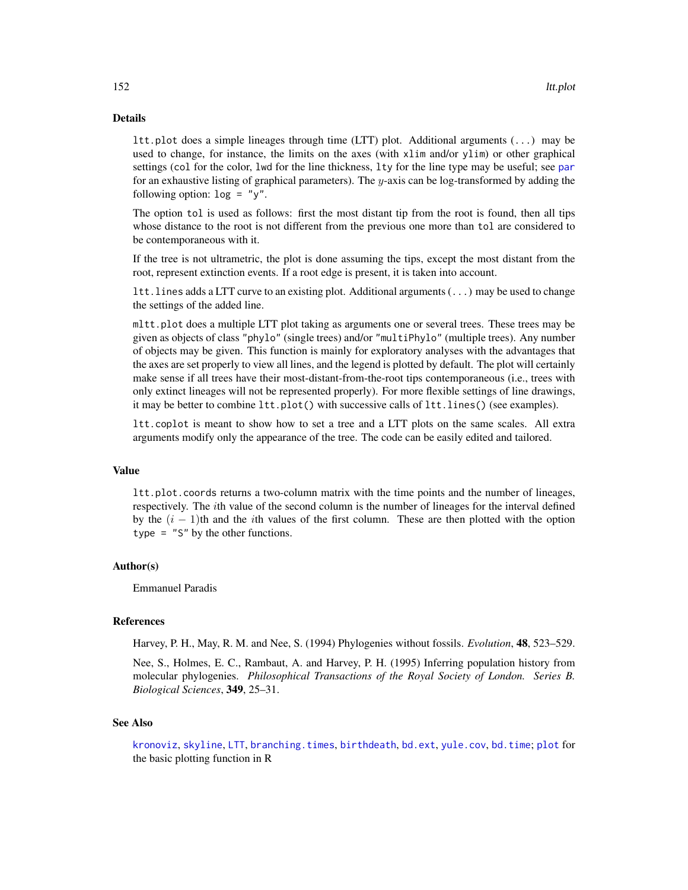## Details

`ltt.plot` does a simple lineages through time (LTT) plot. Additional arguments (`...`) may be used to change, for instance, the limits on the axes (with `xlim` and/or `ylim`) or other graphical settings (`col` for the color, `lwd` for the line thickness, `lty` for the line type may be useful; see `par` for an exhaustive listing of graphical parameters). The $y$-axis can be log-transformed by adding the following option: `log = "y"`.

The option `tol` is used as follows: first the most distant tip from the root is found, then all tips whose distance to the root is not different from the previous one more than `tol` are considered to be contemporaneous with it.

If the tree is not ultrametric, the plot is done assuming the tips, except the most distant from the root, represent extinction events. If a root edge is present, it is taken into account.

`ltt.lines` adds a LTT curve to an existing plot. Additional arguments (`...`) may be used to change the settings of the added line.

`mltt.plot` does a multiple LTT plot taking as arguments one or several trees. These trees may be given as objects of class `"phylo"` (single trees) and/or `"multiPhylo"` (multiple trees). Any number of objects may be given. This function is mainly for exploratory analyses with the advantages that the axes are set properly to view all lines, and the legend is plotted by default. The plot will certainly make sense if all trees have their most-distant-from-the-root tips contemporaneous (i.e., trees with only extinct lineages will not be represented properly). For more flexible settings of line drawings, it may be better to combine `ltt.plot()` with successive calls of `ltt.lines()` (see examples).

`ltt.coplot` is meant to show how to set a tree and a LTT plots on the same scales. All extra arguments modify only the appearance of the tree. The code can be easily edited and tailored.

## Value

`ltt.plot.coords` returns a two-column matrix with the time points and the number of lineages, respectively. The $i$th value of the second column is the number of lineages for the interval defined by the $(i-1)$th and the $i$th values of the first column. These are then plotted with the option `type = "S"` by the other functions.

## Author(s)

Emmanuel Paradis

## References

Harvey, P. H., May, R. M. and Nee, S. (1994) Phylogenies without fossils. *Evolution*, **48**, 523–529.

Nee, S., Holmes, E. C., Rambaut, A. and Harvey, P. H. (1995) Inferring population history from molecular phylogenies. *Philosophical Transactions of the Royal Society of London. Series B. Biological Sciences*, **349**, 25–31.

## See Also

`kronoviz`, `skyline`, `LTT`, `branching.times`, `birthdeath`, `bd.ext`, `yule.cov`, `bd.time`; `plot` for the basic plotting function in R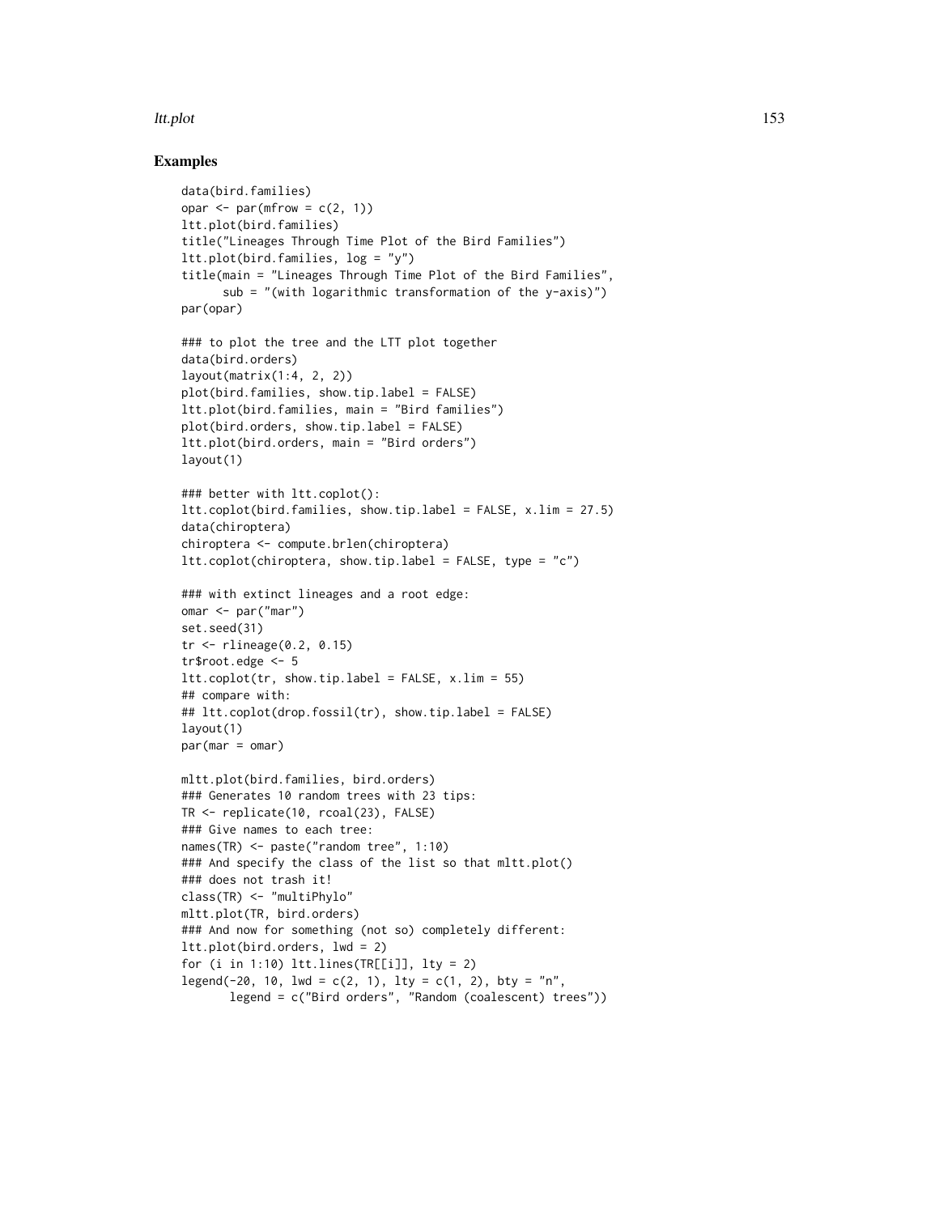## Examples

```
data(bird.families)
opar <- par(mfrow = c(2, 1))
ltt.plot(bird.families)
title("Lineages Through Time Plot of the Bird Families")
ltt.plot(bird.families, log = "y")
title(main = "Lineages Through Time Plot of the Bird Families",
      sub = "(with logarithmic transformation of the y-axis)")
par(opar)

### to plot the tree and the LTT plot together
data(bird.orders)
layout(matrix(1:4, 2, 2))
plot(bird.families, show.tip.label = FALSE)
ltt.plot(bird.families, main = "Bird families")
plot(bird.orders, show.tip.label = FALSE)
ltt.plot(bird.orders, main = "Bird orders")
layout(1)

### better with ltt.coplot():
ltt.coplot(bird.families, show.tip.label = FALSE, x.lim = 27.5)
data(chiroptera)
chiroptera <- compute.brlen(chiroptera)
ltt.coplot(chiroptera, show.tip.label = FALSE, type = "c")

### with extinct lineages and a root edge:
omar <- par("mar")
set.seed(31)
tr <- rlineage(0.2, 0.15)
tr$root.edge <- 5
ltt.coplot(tr, show.tip.label = FALSE, x.lim = 55)
## compare with:
## ltt.coplot(drop.fossil(tr), show.tip.label = FALSE)
layout(1)
par(mar = omar)

mltt.plot(bird.families, bird.orders)
### Generates 10 random trees with 23 tips:
TR <- replicate(10, rcoal(23), FALSE)
### Give names to each tree:
names(TR) <- paste("random tree", 1:10)
### And specify the class of the list so that mltt.plot()
### does not trash it!
class(TR) <- "multiPhylo"
mltt.plot(TR, bird.orders)
### And now for something (not so) completely different:
ltt.plot(bird.orders, lwd = 2)
for (i in 1:10) ltt.lines(TR[[i]], lty = 2)
legend(-20, 10, lwd = c(2, 1), lty = c(1, 2), bty = "n",
       legend = c("Bird orders", "Random (coalescent) trees"))
```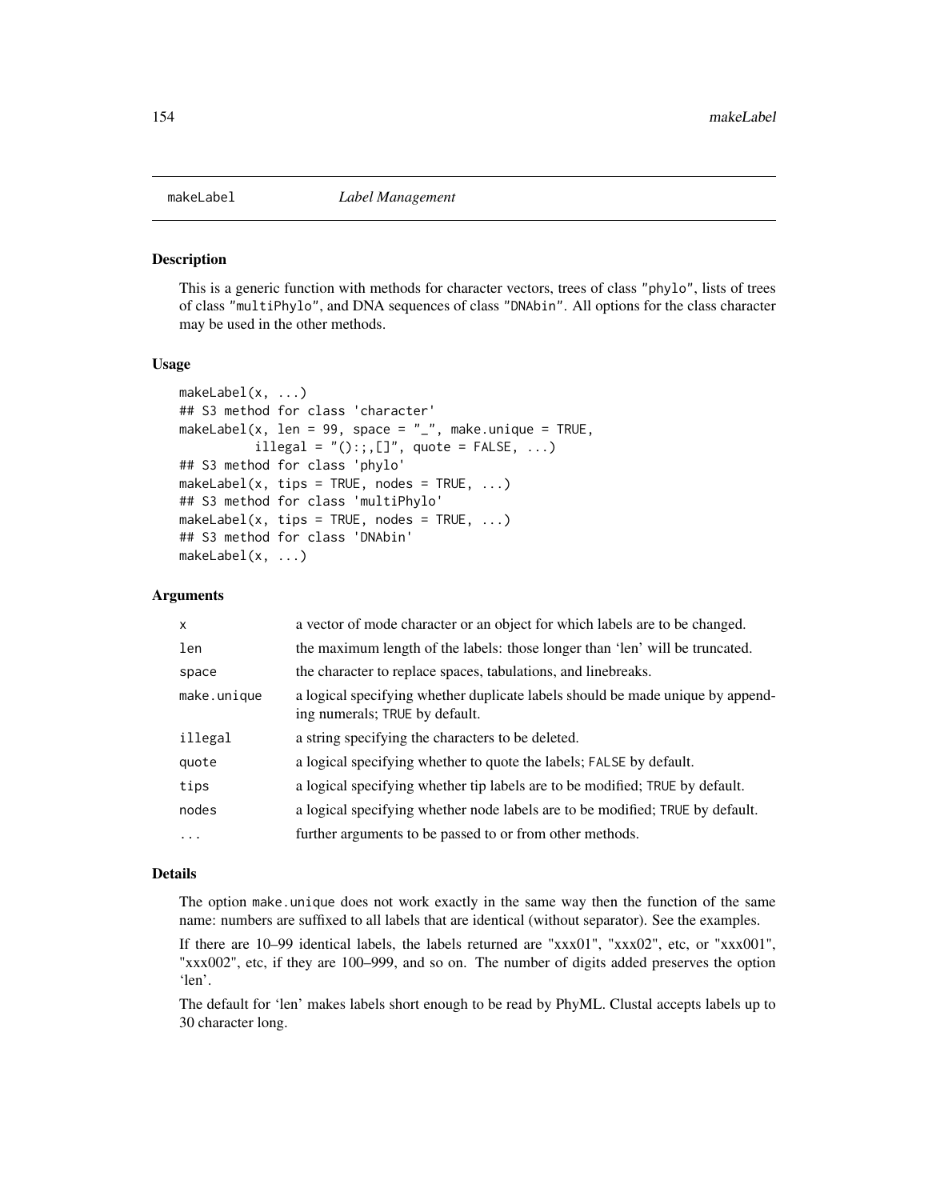# makeLabel *Label Management*

## Description

This is a generic function with methods for character vectors, trees of class "phylo", lists of trees of class "multiPhylo", and DNA sequences of class "DNAbin". All options for the class character may be used in the other methods.

## Usage

```
makeLabel(x, ...)
## S3 method for class 'character'
makeLabel(x, len = 99, space = "_", make.unique = TRUE,
          illegal = "():;,[]", quote = FALSE, ...)
## S3 method for class 'phylo'
makeLabel(x, tips = TRUE, nodes = TRUE, ...)
## S3 method for class 'multiPhylo'
makeLabel(x, tips = TRUE, nodes = TRUE, ...)
## S3 method for class 'DNAbin'
makeLabel(x, ...)
```

## Arguments

| | |
|---|---|
| `x` | a vector of mode character or an object for which labels are to be changed. |
| `len` | the maximum length of the labels: those longer than 'len' will be truncated. |
| `space` | the character to replace spaces, tabulations, and linebreaks. |
| `make.unique` | a logical specifying whether duplicate labels should be made unique by appending numerals; `TRUE` by default. |
| `illegal` | a string specifying the characters to be deleted. |
| `quote` | a logical specifying whether to quote the labels; `FALSE` by default. |
| `tips` | a logical specifying whether tip labels are to be modified; `TRUE` by default. |
| `nodes` | a logical specifying whether node labels are to be modified; `TRUE` by default. |
| `...` | further arguments to be passed to or from other methods. |

## Details

The option `make.unique` does not work exactly in the same way then the function of the same name: numbers are suffixed to all labels that are identical (without separator). See the examples.

If there are 10–99 identical labels, the labels returned are "xxx01", "xxx02", etc, or "xxx001", "xxx002", etc, if they are 100–999, and so on. The number of digits added preserves the option 'len'.

The default for 'len' makes labels short enough to be read by PhyML. Clustal accepts labels up to 30 character long.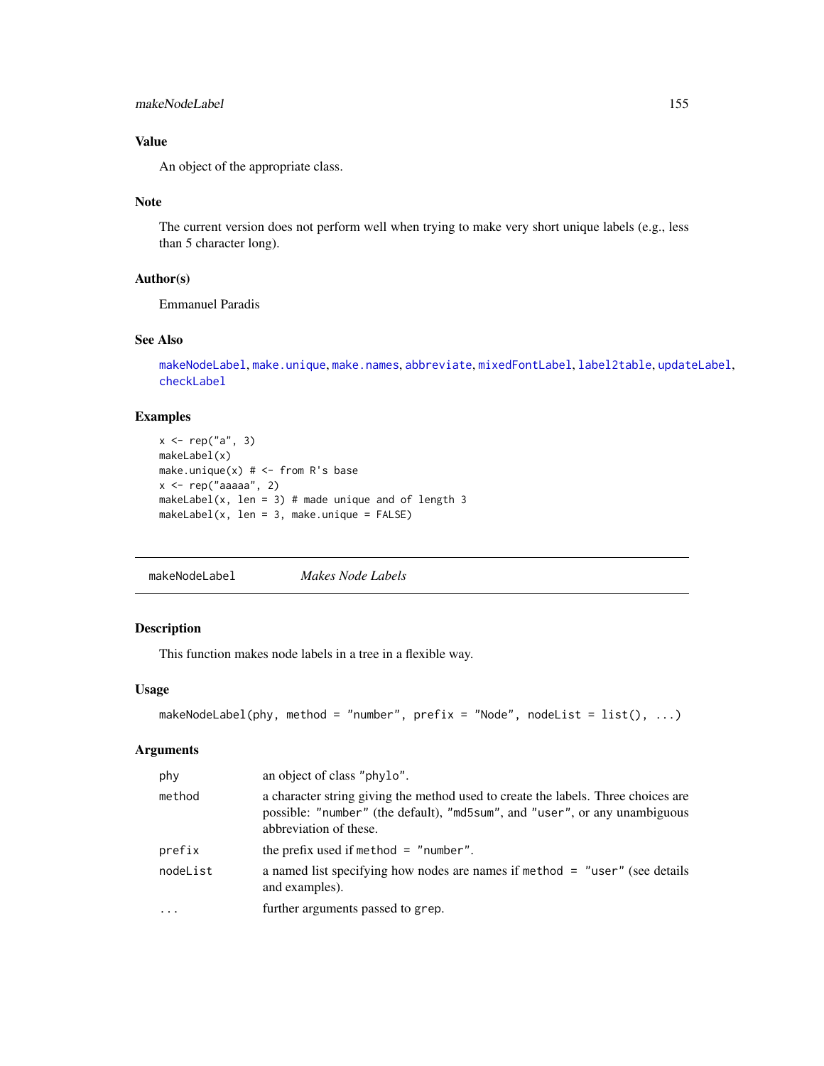## Value

An object of the appropriate class.

## Note

The current version does not perform well when trying to make very short unique labels (e.g., less than 5 character long).

## Author(s)

Emmanuel Paradis

## See Also

makeNodeLabel, make.unique, make.names, abbreviate, mixedFontLabel, label2table, updateLabel, checkLabel

## Examples

```
x <- rep("a", 3)
makeLabel(x)
make.unique(x) # <- from R's base
x <- rep("aaaaa", 2)
makeLabel(x, len = 3) # made unique and of length 3
makeLabel(x, len = 3, make.unique = FALSE)
```

---

# makeNodeLabel — *Makes Node Labels*

## Description

This function makes node labels in a tree in a flexible way.

## Usage

```
makeNodeLabel(phy, method = "number", prefix = "Node", nodeList = list(), ...)
```

## Arguments

| | |
|---|---|
| `phy` | an object of class `"phylo"`. |
| `method` | a character string giving the method used to create the labels. Three choices are possible: `"number"` (the default), `"md5sum"`, and `"user"`, or any unambiguous abbreviation of these. |
| `prefix` | the prefix used if `method = "number"`. |
| `nodeList` | a named list specifying how nodes are names if `method = "user"` (see details and examples). |
| `...` | further arguments passed to `grep`. |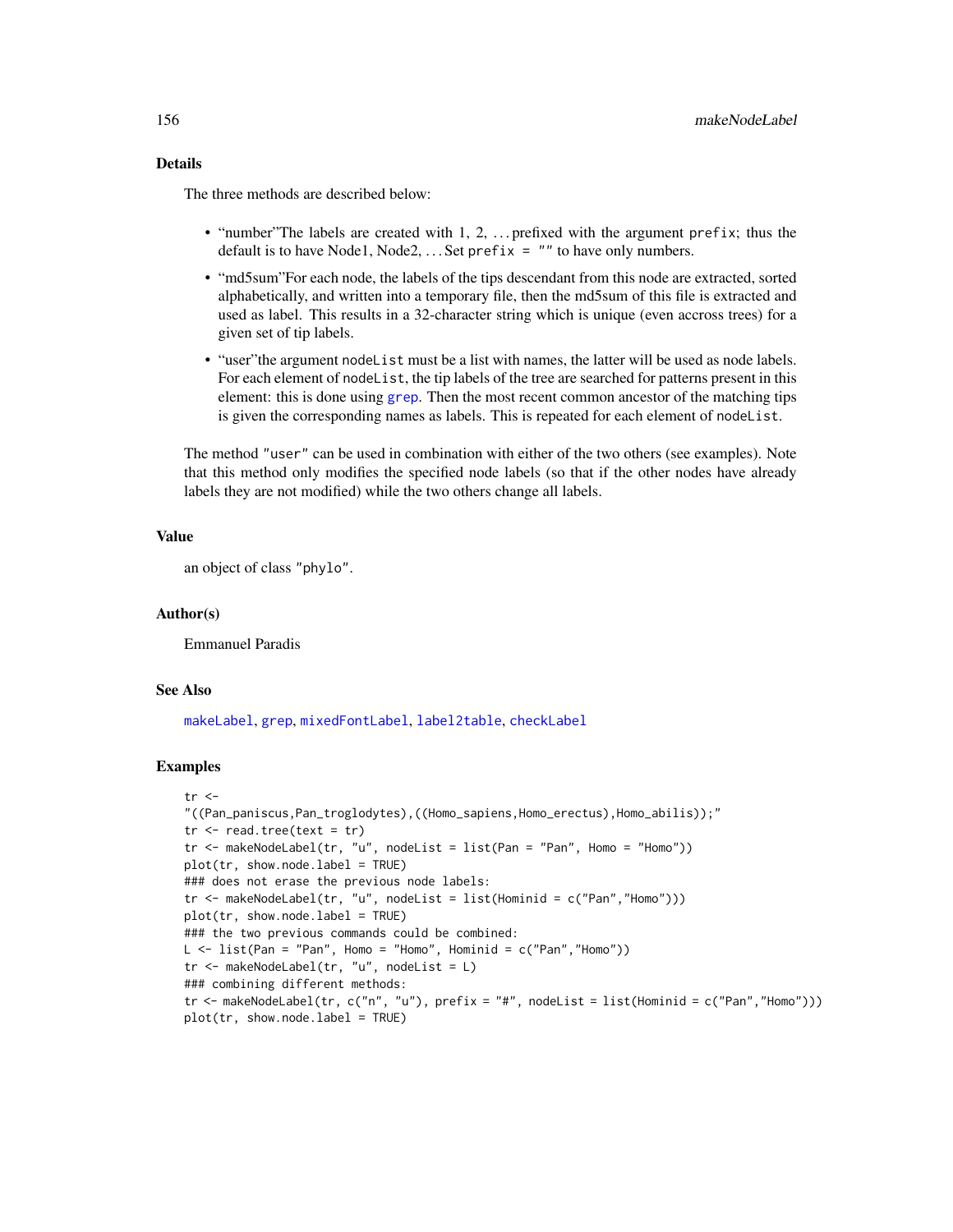## Details

The three methods are described below:

- "number"The labels are created with 1, 2, ... prefixed with the argument `prefix`; thus the default is to have Node1, Node2, ... Set `prefix = ""` to have only numbers.
- "md5sum"For each node, the labels of the tips descendant from this node are extracted, sorted alphabetically, and written into a temporary file, then the md5sum of this file is extracted and used as label. This results in a 32-character string which is unique (even accross trees) for a given set of tip labels.
- "user"the argument `nodeList` must be a list with names, the latter will be used as node labels. For each element of `nodeList`, the tip labels of the tree are searched for patterns present in this element: this is done using `grep`. Then the most recent common ancestor of the matching tips is given the corresponding names as labels. This is repeated for each element of `nodeList`.

The method `"user"` can be used in combination with either of the two others (see examples). Note that this method only modifies the specified node labels (so that if the other nodes have already labels they are not modified) while the two others change all labels.

## Value

an object of class `"phylo"`.

## Author(s)

Emmanuel Paradis

## See Also

`makeLabel`, `grep`, `mixedFontLabel`, `label2table`, `checkLabel`

## Examples

```
tr <-
"((Pan_paniscus,Pan_troglodytes),((Homo_sapiens,Homo_erectus),Homo_abilis));"
tr <- read.tree(text = tr)
tr <- makeNodeLabel(tr, "u", nodeList = list(Pan = "Pan", Homo = "Homo"))
plot(tr, show.node.label = TRUE)
### does not erase the previous node labels:
tr <- makeNodeLabel(tr, "u", nodeList = list(Hominid = c("Pan","Homo")))
plot(tr, show.node.label = TRUE)
### the two previous commands could be combined:
L <- list(Pan = "Pan", Homo = "Homo", Hominid = c("Pan","Homo"))
tr <- makeNodeLabel(tr, "u", nodeList = L)
### combining different methods:
tr <- makeNodeLabel(tr, c("n", "u"), prefix = "#", nodeList = list(Hominid = c("Pan","Homo")))
plot(tr, show.node.label = TRUE)
```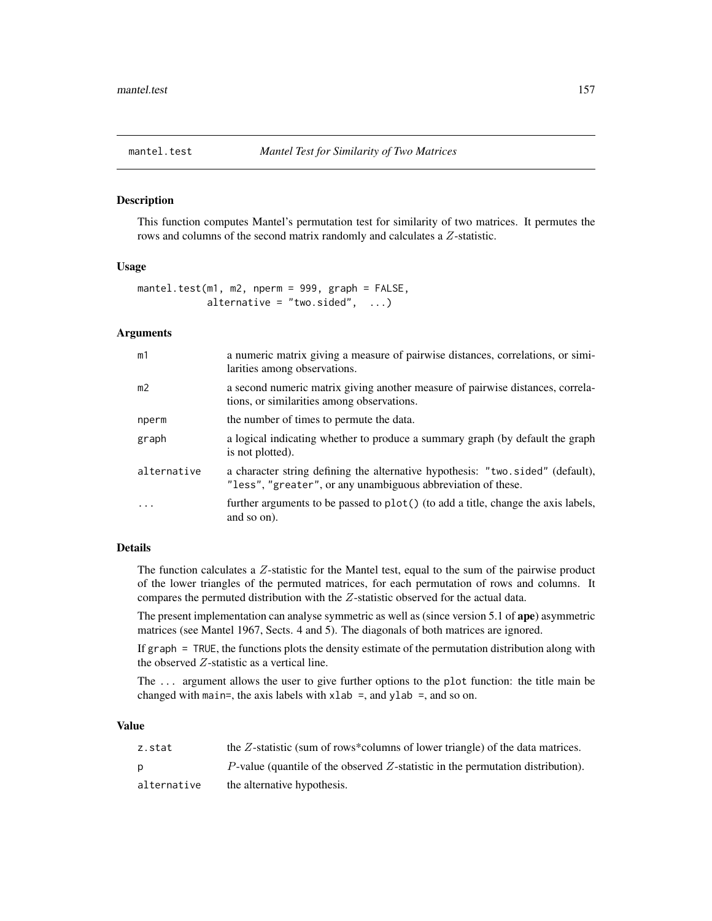# mantel.test — *Mantel Test for Similarity of Two Matrices*

## Description

This function computes Mantel's permutation test for similarity of two matrices. It permutes the rows and columns of the second matrix randomly and calculates a $Z$-statistic.

## Usage

```
mantel.test(m1, m2, nperm = 999, graph = FALSE,
            alternative = "two.sided",  ...)
```

## Arguments

| | |
|---|---|
| `m1` | a numeric matrix giving a measure of pairwise distances, correlations, or similarities among observations. |
| `m2` | a second numeric matrix giving another measure of pairwise distances, correlations, or similarities among observations. |
| `nperm` | the number of times to permute the data. |
| `graph` | a logical indicating whether to produce a summary graph (by default the graph is not plotted). |
| `alternative` | a character string defining the alternative hypothesis: `"two.sided"` (default), `"less"`, `"greater"`, or any unambiguous abbreviation of these. |
| `...` | further arguments to be passed to `plot()` (to add a title, change the axis labels, and so on). |

## Details

The function calculates a $Z$-statistic for the Mantel test, equal to the sum of the pairwise product of the lower triangles of the permuted matrices, for each permutation of rows and columns. It compares the permuted distribution with the $Z$-statistic observed for the actual data.

The present implementation can analyse symmetric as well as (since version 5.1 of **ape**) asymmetric matrices (see Mantel 1967, Sects. 4 and 5). The diagonals of both matrices are ignored.

If `graph = TRUE`, the functions plots the density estimate of the permutation distribution along with the observed $Z$-statistic as a vertical line.

The `...` argument allows the user to give further options to the `plot` function: the title main be changed with `main=`, the axis labels with `xlab =`, and `ylab =`, and so on.

## Value

| | |
|---|---|
| `z.stat` | the $Z$-statistic (sum of rows*columns of lower triangle) of the data matrices. |
| `p` | $P$-value (quantile of the observed $Z$-statistic in the permutation distribution). |
| `alternative` | the alternative hypothesis. |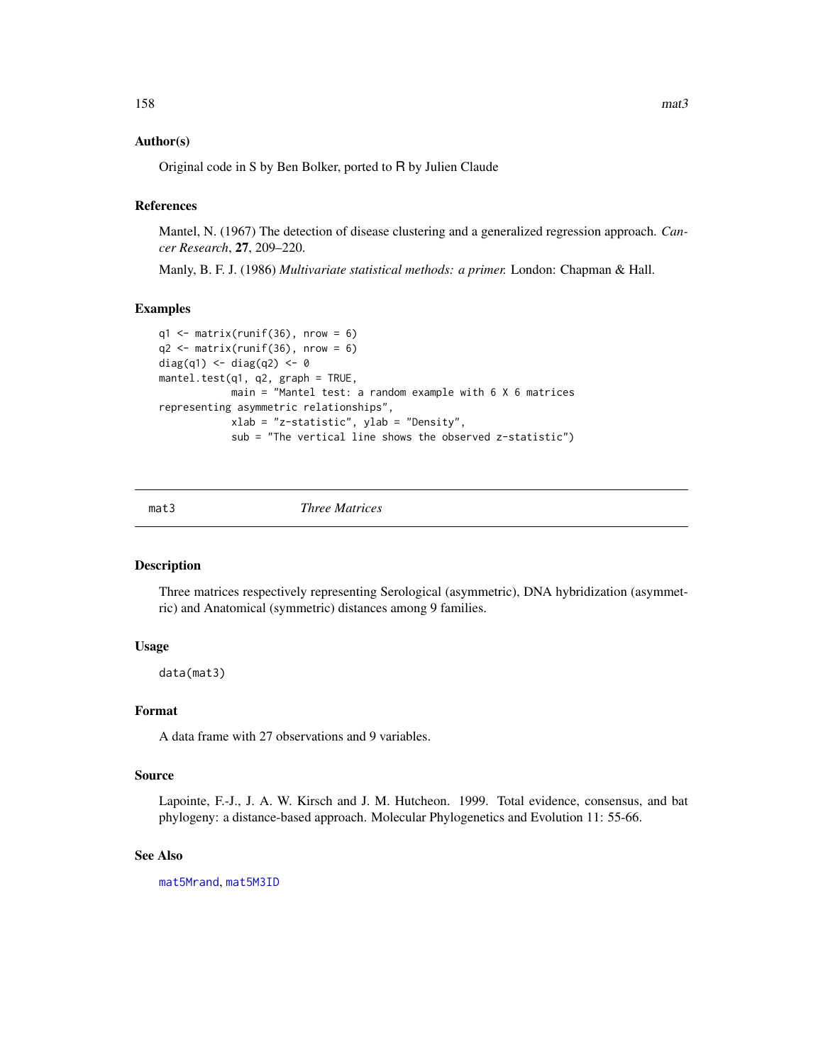### Author(s)

Original code in S by Ben Bolker, ported to R by Julien Claude

### References

Mantel, N. (1967) The detection of disease clustering and a generalized regression approach. *Cancer Research*, **27**, 209–220.

Manly, B. F. J. (1986) *Multivariate statistical methods: a primer.* London: Chapman & Hall.

### Examples

```
q1 <- matrix(runif(36), nrow = 6)
q2 <- matrix(runif(36), nrow = 6)
diag(q1) <- diag(q2) <- 0
mantel.test(q1, q2, graph = TRUE,
            main = "Mantel test: a random example with 6 X 6 matrices
representing asymmetric relationships",
            xlab = "z-statistic", ylab = "Density",
            sub = "The vertical line shows the observed z-statistic")
```

---

## mat3 *Three Matrices*

### Description

Three matrices respectively representing Serological (asymmetric), DNA hybridization (asymmetric) and Anatomical (symmetric) distances among 9 families.

### Usage

```
data(mat3)
```

### Format

A data frame with 27 observations and 9 variables.

### Source

Lapointe, F.-J., J. A. W. Kirsch and J. M. Hutcheon. 1999. Total evidence, consensus, and bat phylogeny: a distance-based approach. Molecular Phylogenetics and Evolution 11: 55-66.

### See Also

mat5Mrand, mat5M3ID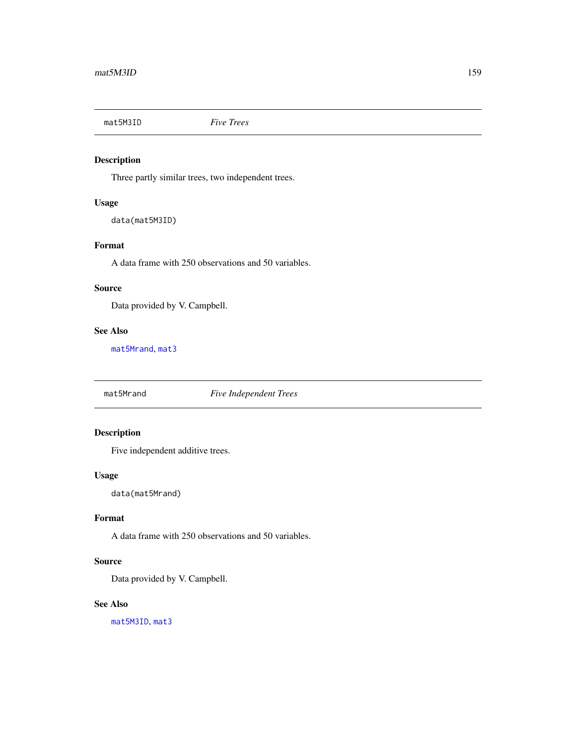## mat5M3ID — *Five Trees*

### Description

Three partly similar trees, two independent trees.

### Usage

```
data(mat5M3ID)
```

### Format

A data frame with 250 observations and 50 variables.

### Source

Data provided by V. Campbell.

### See Also

`mat5Mrand`, `mat3`

## mat5Mrand — *Five Independent Trees*

### Description

Five independent additive trees.

### Usage

```
data(mat5Mrand)
```

### Format

A data frame with 250 observations and 50 variables.

### Source

Data provided by V. Campbell.

### See Also

`mat5M3ID`, `mat3`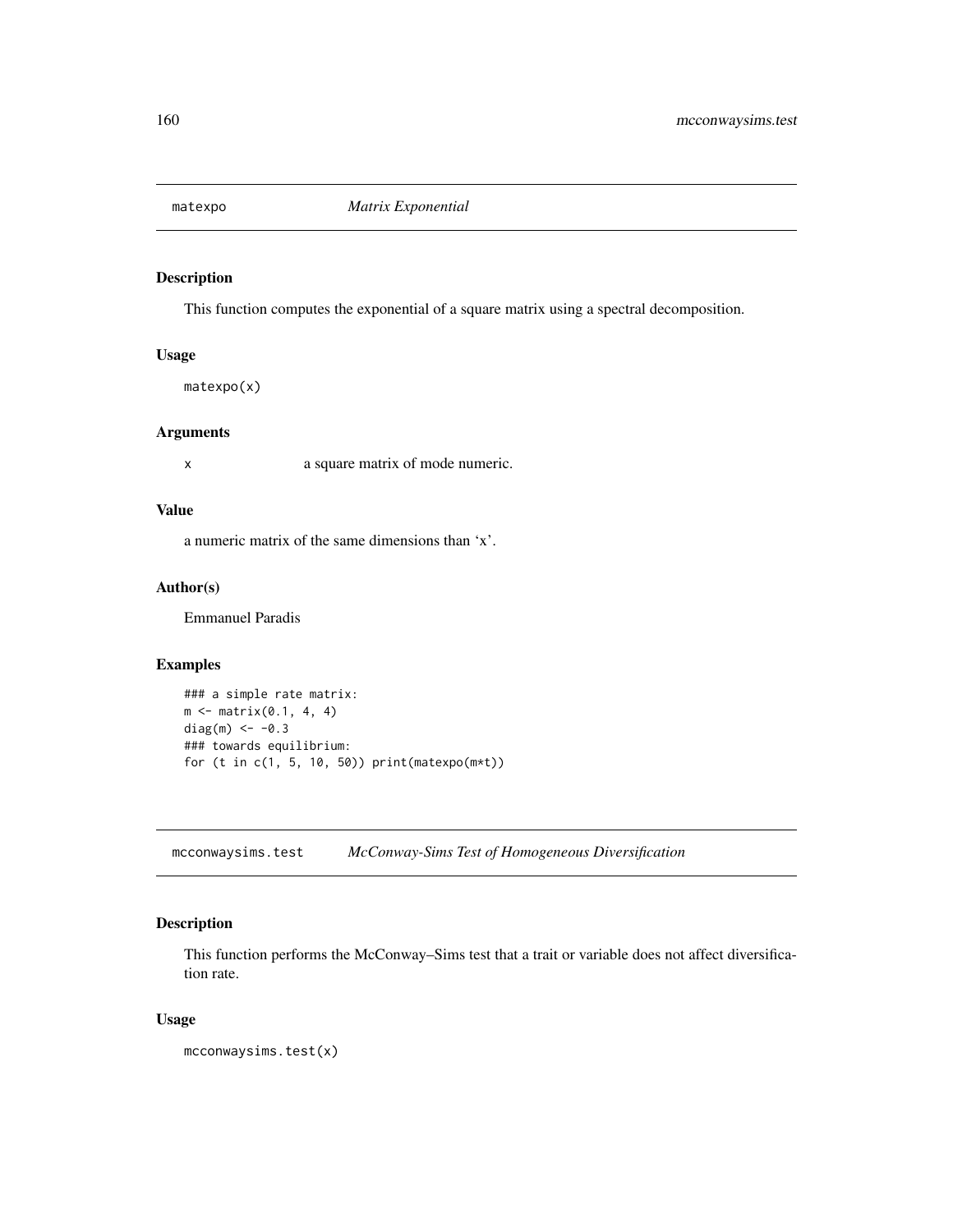## matexpo *Matrix Exponential*

### Description

This function computes the exponential of a square matrix using a spectral decomposition.

### Usage

```
matexpo(x)
```

### Arguments

x a square matrix of mode numeric.

### Value

a numeric matrix of the same dimensions than 'x'.

### Author(s)

Emmanuel Paradis

### Examples

```
### a simple rate matrix:
m <- matrix(0.1, 4, 4)
diag(m) <- -0.3
### towards equilibrium:
for (t in c(1, 5, 10, 50)) print(matexpo(m*t))
```

## mcconwaysims.test *McConway-Sims Test of Homogeneous Diversification*

### Description

This function performs the McConway–Sims test that a trait or variable does not affect diversification rate.

### Usage

```
mcconwaysims.test(x)
```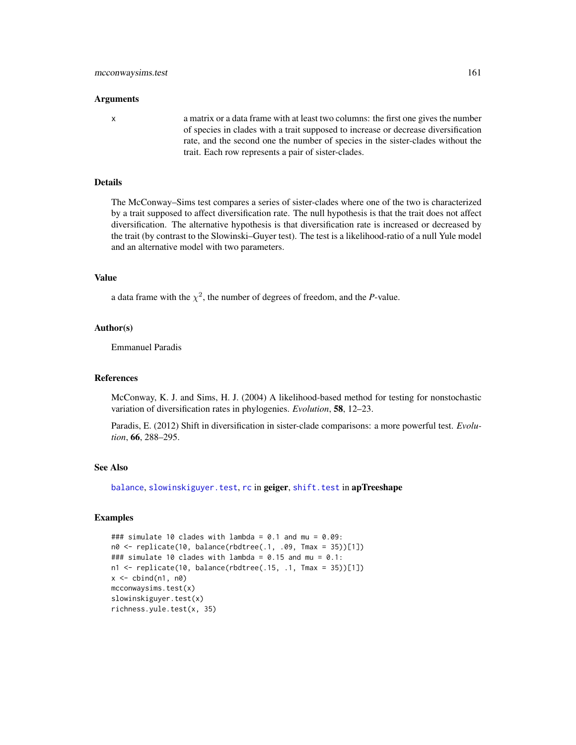## Arguments

x — a matrix or a data frame with at least two columns: the first one gives the number of species in clades with a trait supposed to increase or decrease diversification rate, and the second one the number of species in the sister-clades without the trait. Each row represents a pair of sister-clades.

## Details

The McConway–Sims test compares a series of sister-clades where one of the two is characterized by a trait supposed to affect diversification rate. The null hypothesis is that the trait does not affect diversification. The alternative hypothesis is that diversification rate is increased or decreased by the trait (by contrast to the Slowinski–Guyer test). The test is a likelihood-ratio of a null Yule model and an alternative model with two parameters.

## Value

a data frame with the $\chi^2$, the number of degrees of freedom, and the *P*-value.

## Author(s)

Emmanuel Paradis

## References

McConway, K. J. and Sims, H. J. (2004) A likelihood-based method for testing for nonstochastic variation of diversification rates in phylogenies. *Evolution*, **58**, 12–23.

Paradis, E. (2012) Shift in diversification in sister-clade comparisons: a more powerful test. *Evolution*, **66**, 288–295.

## See Also

`balance`, `slowinskiguyer.test`, `rc` in **geiger**, `shift.test` in **apTreeshape**

## Examples

```
### simulate 10 clades with lambda = 0.1 and mu = 0.09:
n0 <- replicate(10, balance(rbdtree(.1, .09, Tmax = 35))[1])
### simulate 10 clades with lambda = 0.15 and mu = 0.1:
n1 <- replicate(10, balance(rbdtree(.15, .1, Tmax = 35))[1])
x <- cbind(n1, n0)
mcconwaysims.test(x)
slowinskiguyer.test(x)
richness.yule.test(x, 35)
```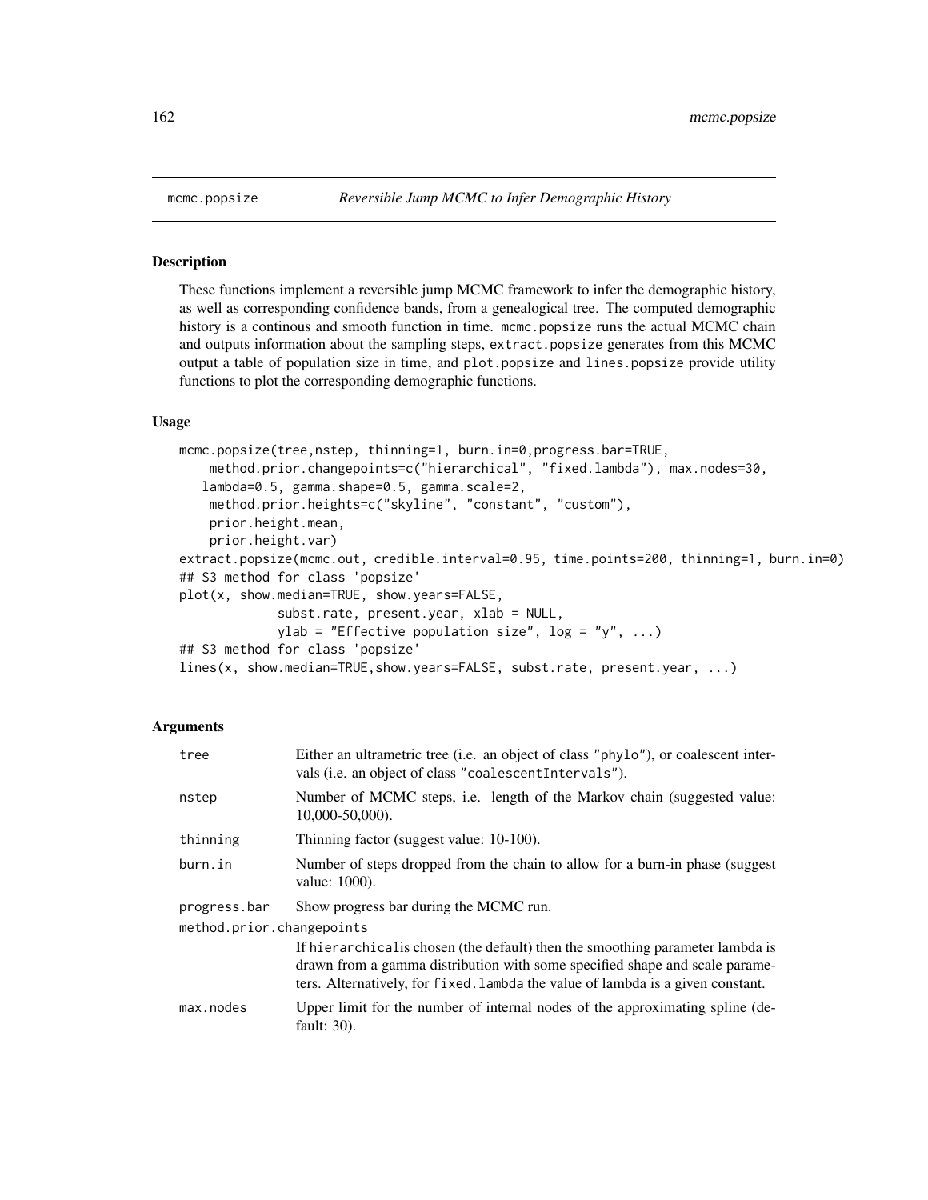# mcmc.popsize — *Reversible Jump MCMC to Infer Demographic History*

## Description

These functions implement a reversible jump MCMC framework to infer the demographic history, as well as corresponding confidence bands, from a genealogical tree. The computed demographic history is a continous and smooth function in time. `mcmc.popsize` runs the actual MCMC chain and outputs information about the sampling steps, `extract.popsize` generates from this MCMC output a table of population size in time, and `plot.popsize` and `lines.popsize` provide utility functions to plot the corresponding demographic functions.

## Usage

```
mcmc.popsize(tree,nstep, thinning=1, burn.in=0,progress.bar=TRUE,
    method.prior.changepoints=c("hierarchical", "fixed.lambda"), max.nodes=30,
   lambda=0.5, gamma.shape=0.5, gamma.scale=2,
    method.prior.heights=c("skyline", "constant", "custom"),
    prior.height.mean,
    prior.height.var)
extract.popsize(mcmc.out, credible.interval=0.95, time.points=200, thinning=1, burn.in=0)
## S3 method for class 'popsize'
plot(x, show.median=TRUE, show.years=FALSE,
             subst.rate, present.year, xlab = NULL,
             ylab = "Effective population size", log = "y", ...)
## S3 method for class 'popsize'
lines(x, show.median=TRUE,show.years=FALSE, subst.rate, present.year, ...)
```

## Arguments

| | |
|---|---|
| `tree` | Either an ultrametric tree (i.e. an object of class `"phylo"`), or coalescent intervals (i.e. an object of class `"coalescentIntervals"`). |
| `nstep` | Number of MCMC steps, i.e. length of the Markov chain (suggested value: 10,000-50,000). |
| `thinning` | Thinning factor (suggest value: 10-100). |
| `burn.in` | Number of steps dropped from the chain to allow for a burn-in phase (suggest value: 1000). |
| `progress.bar` | Show progress bar during the MCMC run. |
| `method.prior.changepoints` | If `hierarchical`is chosen (the default) then the smoothing parameter lambda is drawn from a gamma distribution with some specified shape and scale parameters. Alternatively, for `fixed.lambda` the value of lambda is a given constant. |
| `max.nodes` | Upper limit for the number of internal nodes of the approximating spline (default: 30). |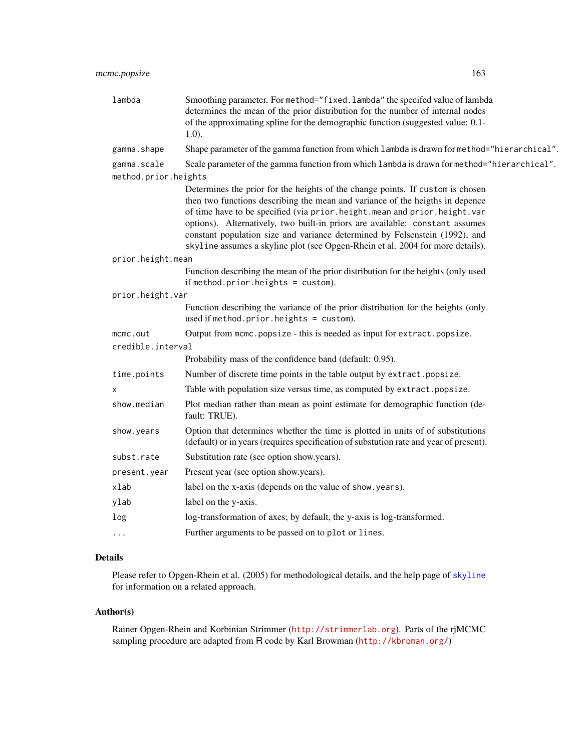| | |
|---|---|
| `lambda` | Smoothing parameter. For `method="fixed.lambda"` the specifed value of lambda determines the mean of the prior distribution for the number of internal nodes of the approximating spline for the demographic function (suggested value: 0.1-1.0). |
| `gamma.shape` | Shape parameter of the gamma function from which `lambda` is drawn for `method="hierarchical"`. |
| `gamma.scale` | Scale parameter of the gamma function from which `lambda` is drawn for `method="hierarchical"`. |
| `method.prior.heights` | Determines the prior for the heights of the change points. If `custom` is chosen then two functions describing the mean and variance of the heigths in depence of time have to be specified (via `prior.height.mean` and `prior.height.var` options). Alternatively, two built-in priors are available: `constant` assumes constant population size and variance determined by Felsenstein (1992), and `skyline` assumes a skyline plot (see Opgen-Rhein et al. 2004 for more details). |
| `prior.height.mean` | Function describing the mean of the prior distribution for the heights (only used if `method.prior.heights = custom`). |
| `prior.height.var` | Function describing the variance of the prior distribution for the heights (only used if `method.prior.heights = custom`). |
| `mcmc.out` | Output from `mcmc.popsize` - this is needed as input for `extract.popsize`. |
| `credible.interval` | Probability mass of the confidence band (default: 0.95). |
| `time.points` | Number of discrete time points in the table output by `extract.popsize`. |
| `x` | Table with population size versus time, as computed by `extract.popsize`. |
| `show.median` | Plot median rather than mean as point estimate for demographic function (default: TRUE). |
| `show.years` | Option that determines whether the time is plotted in units of of substitutions (default) or in years (requires specification of substution rate and year of present). |
| `subst.rate` | Substitution rate (see option show.years). |
| `present.year` | Present year (see option show.years). |
| `xlab` | label on the x-axis (depends on the value of `show.years`). |
| `ylab` | label on the y-axis. |
| `log` | log-transformation of axes; by default, the y-axis is log-transformed. |
| `...` | Further arguments to be passed on to `plot` or `lines`. |

## Details

Please refer to Opgen-Rhein et al. (2005) for methodological details, and the help page of `skyline` for information on a related approach.

## Author(s)

Rainer Opgen-Rhein and Korbinian Strimmer (http://strimmerlab.org). Parts of the rjMCMC sampling procedure are adapted from R code by Karl Browman (http://kbroman.org/)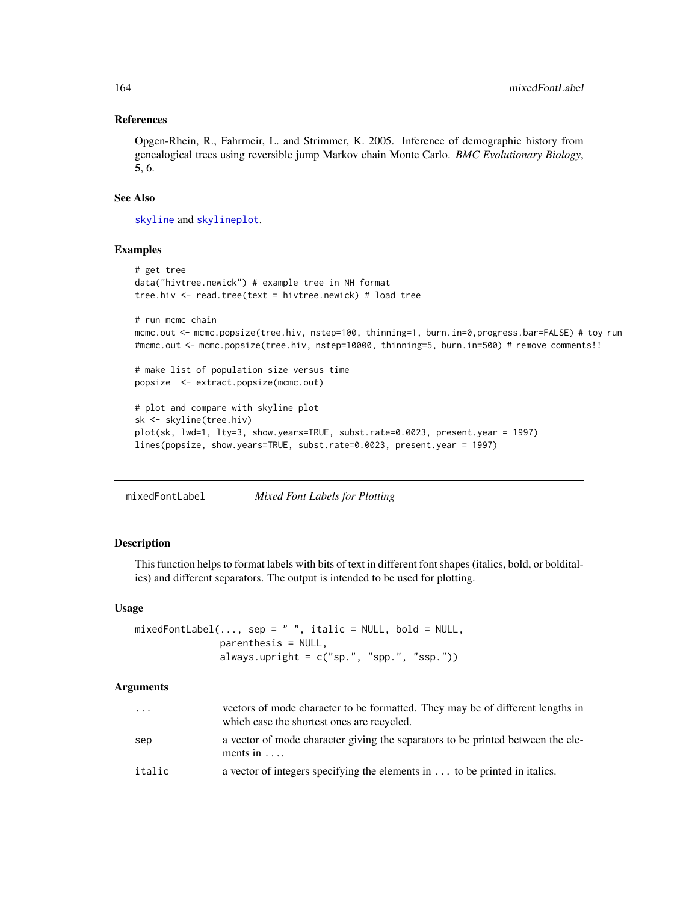### References

Opgen-Rhein, R., Fahrmeir, L. and Strimmer, K. 2005. Inference of demographic history from genealogical trees using reversible jump Markov chain Monte Carlo. *BMC Evolutionary Biology*, **5**, 6.

### See Also

`skyline` and `skylineplot`.

### Examples

```
# get tree
data("hivtree.newick") # example tree in NH format
tree.hiv <- read.tree(text = hivtree.newick) # load tree

# run mcmc chain
mcmc.out <- mcmc.popsize(tree.hiv, nstep=100, thinning=1, burn.in=0,progress.bar=FALSE) # toy run
#mcmc.out <- mcmc.popsize(tree.hiv, nstep=10000, thinning=5, burn.in=500) # remove comments!!

# make list of population size versus time
popsize  <- extract.popsize(mcmc.out)

# plot and compare with skyline plot
sk <- skyline(tree.hiv)
plot(sk, lwd=1, lty=3, show.years=TRUE, subst.rate=0.0023, present.year = 1997)
lines(popsize, show.years=TRUE, subst.rate=0.0023, present.year = 1997)
```

---

## mixedFontLabel &nbsp;&nbsp;&nbsp; *Mixed Font Labels for Plotting*

### Description

This function helps to format labels with bits of text in different font shapes (italics, bold, or bolditalics) and different separators. The output is intended to be used for plotting.

### Usage

```
mixedFontLabel(..., sep = " ", italic = NULL, bold = NULL,
               parenthesis = NULL,
               always.upright = c("sp.", "spp.", "ssp."))
```

### Arguments

| | |
|---|---|
| `...` | vectors of mode character to be formatted. They may be of different lengths in which case the shortest ones are recycled. |
| `sep` | a vector of mode character giving the separators to be printed between the elements in `...`. |
| `italic` | a vector of integers specifying the elements in `...` to be printed in italics. |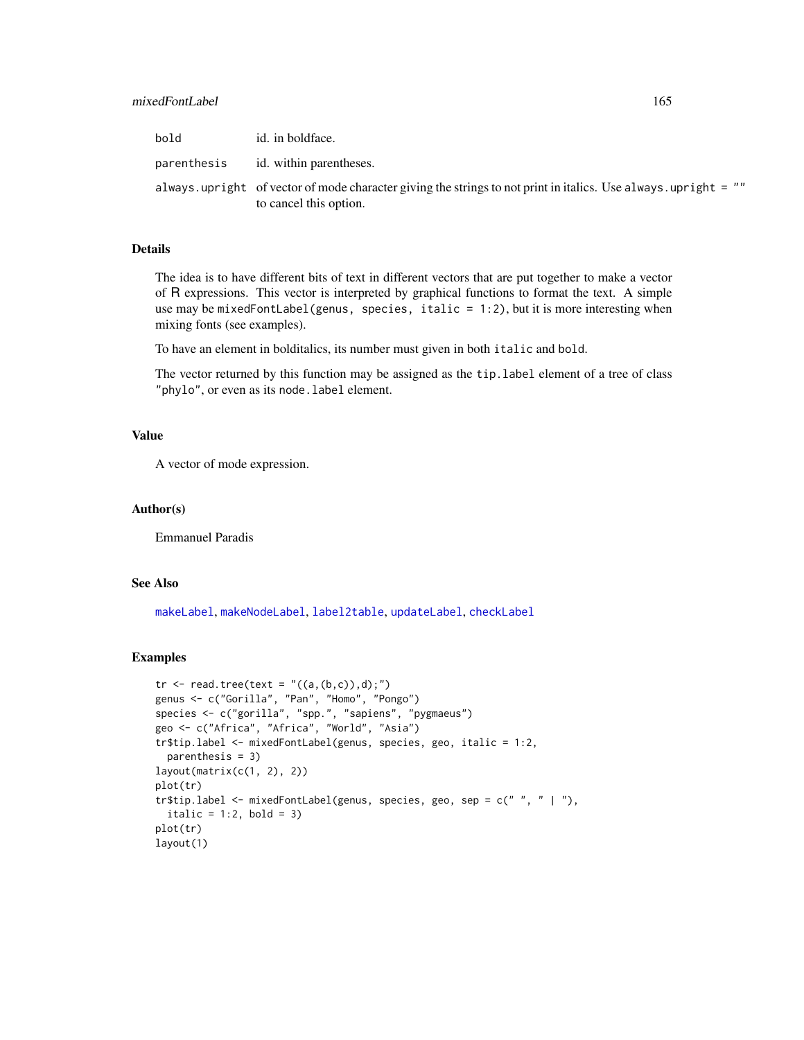| | |
|---|---|
| `bold` | id. in boldface. |
| `parenthesis` | id. within parentheses. |
| `always.upright` | of vector of mode character giving the strings to not print in italics. Use `always.upright = ""` to cancel this option. |

## Details

The idea is to have different bits of text in different vectors that are put together to make a vector of R expressions. This vector is interpreted by graphical functions to format the text. A simple use may be `mixedFontLabel(genus, species, italic = 1:2)`, but it is more interesting when mixing fonts (see examples).

To have an element in bolditalics, its number must given in both `italic` and `bold`.

The vector returned by this function may be assigned as the `tip.label` element of a tree of class `"phylo"`, or even as its `node.label` element.

## Value

A vector of mode expression.

## Author(s)

Emmanuel Paradis

## See Also

`makeLabel`, `makeNodeLabel`, `label2table`, `updateLabel`, `checkLabel`

## Examples

```
tr <- read.tree(text = "((a,(b,c)),d);")
genus <- c("Gorilla", "Pan", "Homo", "Pongo")
species <- c("gorilla", "spp.", "sapiens", "pygmaeus")
geo <- c("Africa", "Africa", "World", "Asia")
tr$tip.label <- mixedFontLabel(genus, species, geo, italic = 1:2,
  parenthesis = 3)
layout(matrix(c(1, 2), 2))
plot(tr)
tr$tip.label <- mixedFontLabel(genus, species, geo, sep = c(" ", " | "),
  italic = 1:2, bold = 3)
plot(tr)
layout(1)
```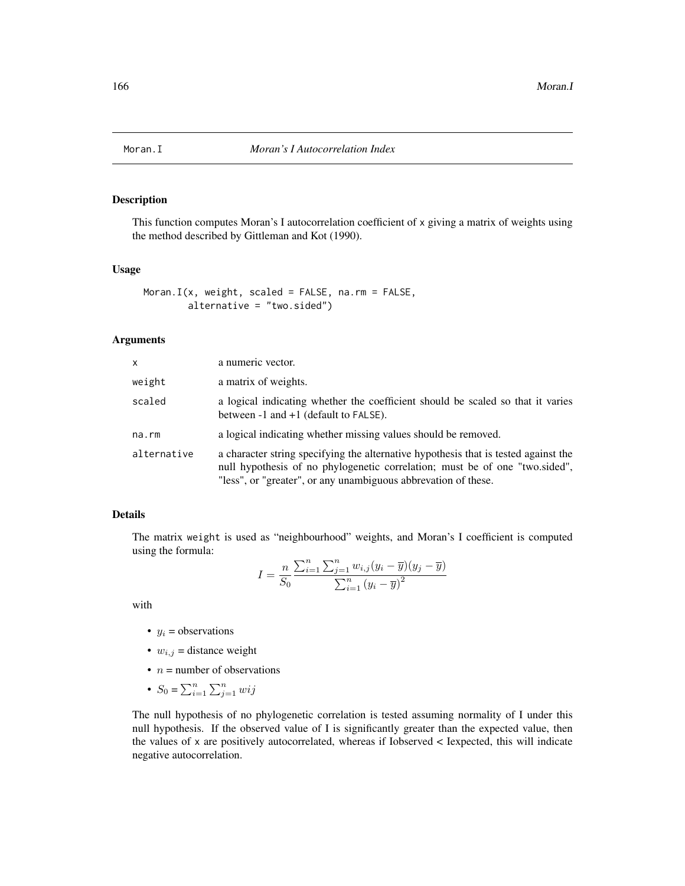# Moran.I — *Moran's I Autocorrelation Index*

## Description

This function computes Moran's I autocorrelation coefficient of x giving a matrix of weights using the method described by Gittleman and Kot (1990).

## Usage

```
Moran.I(x, weight, scaled = FALSE, na.rm = FALSE,
        alternative = "two.sided")
```

## Arguments

| | |
|---|---|
| x | a numeric vector. |
| weight | a matrix of weights. |
| scaled | a logical indicating whether the coefficient should be scaled so that it varies between -1 and +1 (default to FALSE). |
| na.rm | a logical indicating whether missing values should be removed. |
| alternative | a character string specifying the alternative hypothesis that is tested against the null hypothesis of no phylogenetic correlation; must be of one "two.sided", "less", or "greater", or any unambiguous abbrevation of these. |

## Details

The matrix weight is used as "neighbourhood" weights, and Moran's I coefficient is computed using the formula:

$$I = \frac{n}{S_0} \frac{\sum_{i=1}^{n} \sum_{j=1}^{n} w_{i,j}(y_i - \overline{y})(y_j - \overline{y})}{\sum_{i=1}^{n} (y_i - \overline{y})^2}$$

with

- $y_i$ = observations
- $w_{i,j}$ = distance weight
- $n$ = number of observations
- $S_0 = \sum_{i=1}^{n} \sum_{j=1}^{n} wij$

The null hypothesis of no phylogenetic correlation is tested assuming normality of I under this null hypothesis. If the observed value of I is significantly greater than the expected value, then the values of x are positively autocorrelated, whereas if Iobserved < Iexpected, this will indicate negative autocorrelation.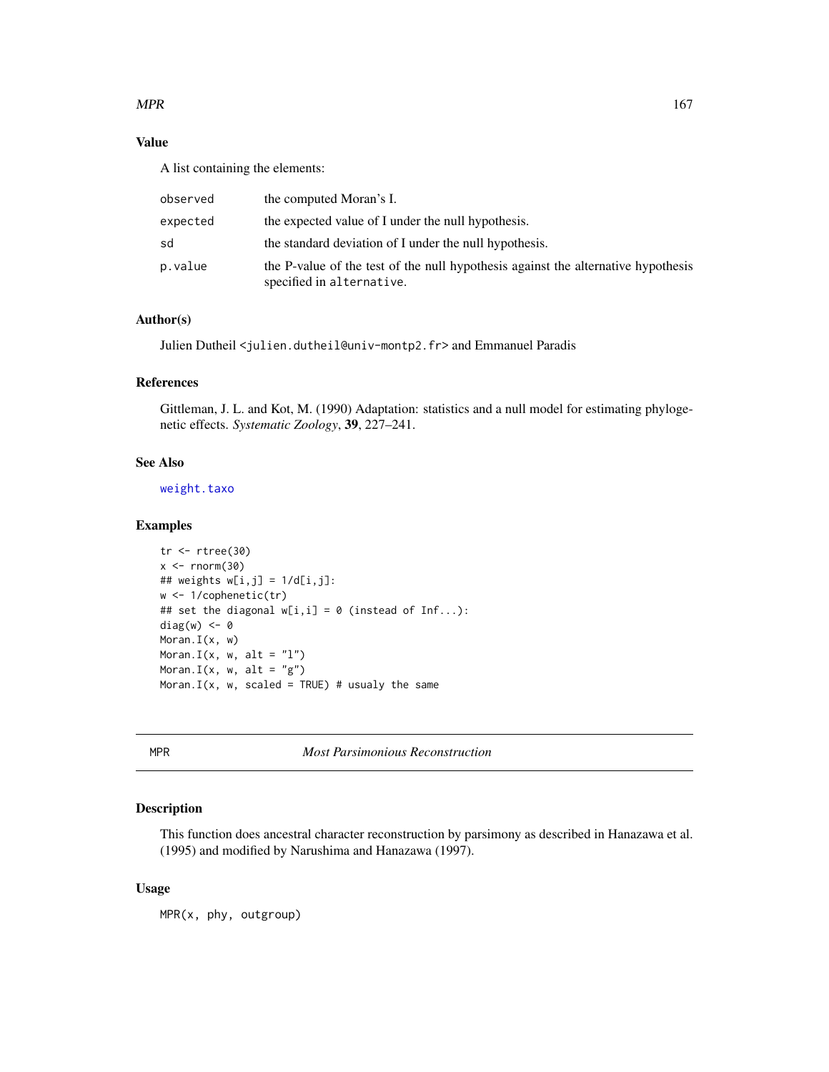## Value

A list containing the elements:

| | |
|---|---|
| `observed` | the computed Moran's I. |
| `expected` | the expected value of I under the null hypothesis. |
| `sd` | the standard deviation of I under the null hypothesis. |
| `p.value` | the P-value of the test of the null hypothesis against the alternative hypothesis specified in `alternative`. |

## Author(s)

Julien Dutheil <julien.dutheil@univ-montp2.fr> and Emmanuel Paradis

## References

Gittleman, J. L. and Kot, M. (1990) Adaptation: statistics and a null model for estimating phylogenetic effects. *Systematic Zoology*, **39**, 227–241.

## See Also

`weight.taxo`

## Examples

```
tr <- rtree(30)
x <- rnorm(30)
## weights w[i,j] = 1/d[i,j]:
w <- 1/cophenetic(tr)
## set the diagonal w[i,i] = 0 (instead of Inf...):
diag(w) <- 0
Moran.I(x, w)
Moran.I(x, w, alt = "l")
Moran.I(x, w, alt = "g")
Moran.I(x, w, scaled = TRUE) # usualy the same
```

---

# MPR *Most Parsimonious Reconstruction*

---

## Description

This function does ancestral character reconstruction by parsimony as described in Hanazawa et al. (1995) and modified by Narushima and Hanazawa (1997).

## Usage

```
MPR(x, phy, outgroup)
```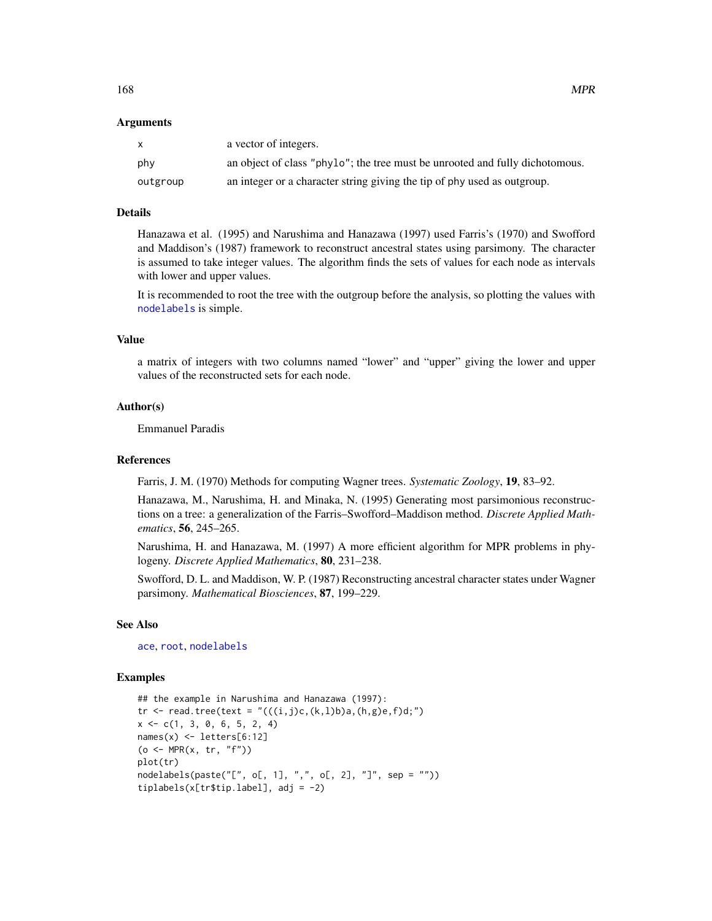### Arguments

| | |
|---|---|
| x | a vector of integers. |
| phy | an object of class "phylo"; the tree must be unrooted and fully dichotomous. |
| outgroup | an integer or a character string giving the tip of phy used as outgroup. |

### Details

Hanazawa et al. (1995) and Narushima and Hanazawa (1997) used Farris's (1970) and Swofford and Maddison's (1987) framework to reconstruct ancestral states using parsimony. The character is assumed to take integer values. The algorithm finds the sets of values for each node as intervals with lower and upper values.

It is recommended to root the tree with the outgroup before the analysis, so plotting the values with nodelabels is simple.

### Value

a matrix of integers with two columns named "lower" and "upper" giving the lower and upper values of the reconstructed sets for each node.

### Author(s)

Emmanuel Paradis

### References

Farris, J. M. (1970) Methods for computing Wagner trees. *Systematic Zoology*, **19**, 83–92.

Hanazawa, M., Narushima, H. and Minaka, N. (1995) Generating most parsimonious reconstructions on a tree: a generalization of the Farris–Swofford–Maddison method. *Discrete Applied Mathematics*, **56**, 245–265.

Narushima, H. and Hanazawa, M. (1997) A more efficient algorithm for MPR problems in phylogeny. *Discrete Applied Mathematics*, **80**, 231–238.

Swofford, D. L. and Maddison, W. P. (1987) Reconstructing ancestral character states under Wagner parsimony. *Mathematical Biosciences*, **87**, 199–229.

### See Also

ace, root, nodelabels

### Examples

```
## the example in Narushima and Hanazawa (1997):
tr <- read.tree(text = "(((i,j)c,(k,l)b)a,(h,g)e,f)d;")
x <- c(1, 3, 0, 6, 5, 2, 4)
names(x) <- letters[6:12]
(o <- MPR(x, tr, "f"))
plot(tr)
nodelabels(paste("[", o[, 1], ",", o[, 2], "]", sep = ""))
tiplabels(x[tr$tip.label], adj = -2)
```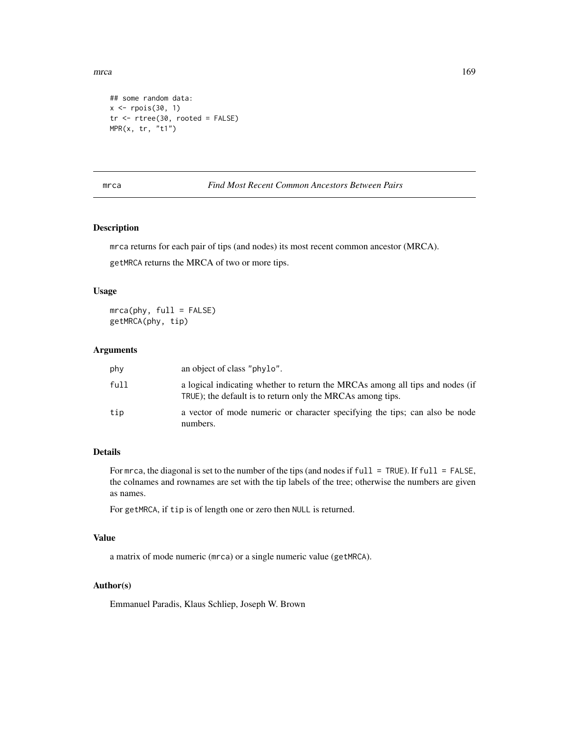```
## some random data:
x <- rpois(30, 1)
tr <- rtree(30, rooted = FALSE)
MPR(x, tr, "t1")
```

---

## mrca — *Find Most Recent Common Ancestors Between Pairs*

### Description

`mrca` returns for each pair of tips (and nodes) its most recent common ancestor (MRCA).

`getMRCA` returns the MRCA of two or more tips.

### Usage

```
mrca(phy, full = FALSE)
getMRCA(phy, tip)
```

### Arguments

| | |
|---|---|
| `phy` | an object of class "phylo". |
| `full` | a logical indicating whether to return the MRCAs among all tips and nodes (if TRUE); the default is to return only the MRCAs among tips. |
| `tip` | a vector of mode numeric or character specifying the tips; can also be node numbers. |

### Details

For `mrca`, the diagonal is set to the number of the tips (and nodes if `full = TRUE`). If `full = FALSE`, the colnames and rownames are set with the tip labels of the tree; otherwise the numbers are given as names.

For `getMRCA`, if `tip` is of length one or zero then `NULL` is returned.

### Value

a matrix of mode numeric (`mrca`) or a single numeric value (`getMRCA`).

### Author(s)

Emmanuel Paradis, Klaus Schliep, Joseph W. Brown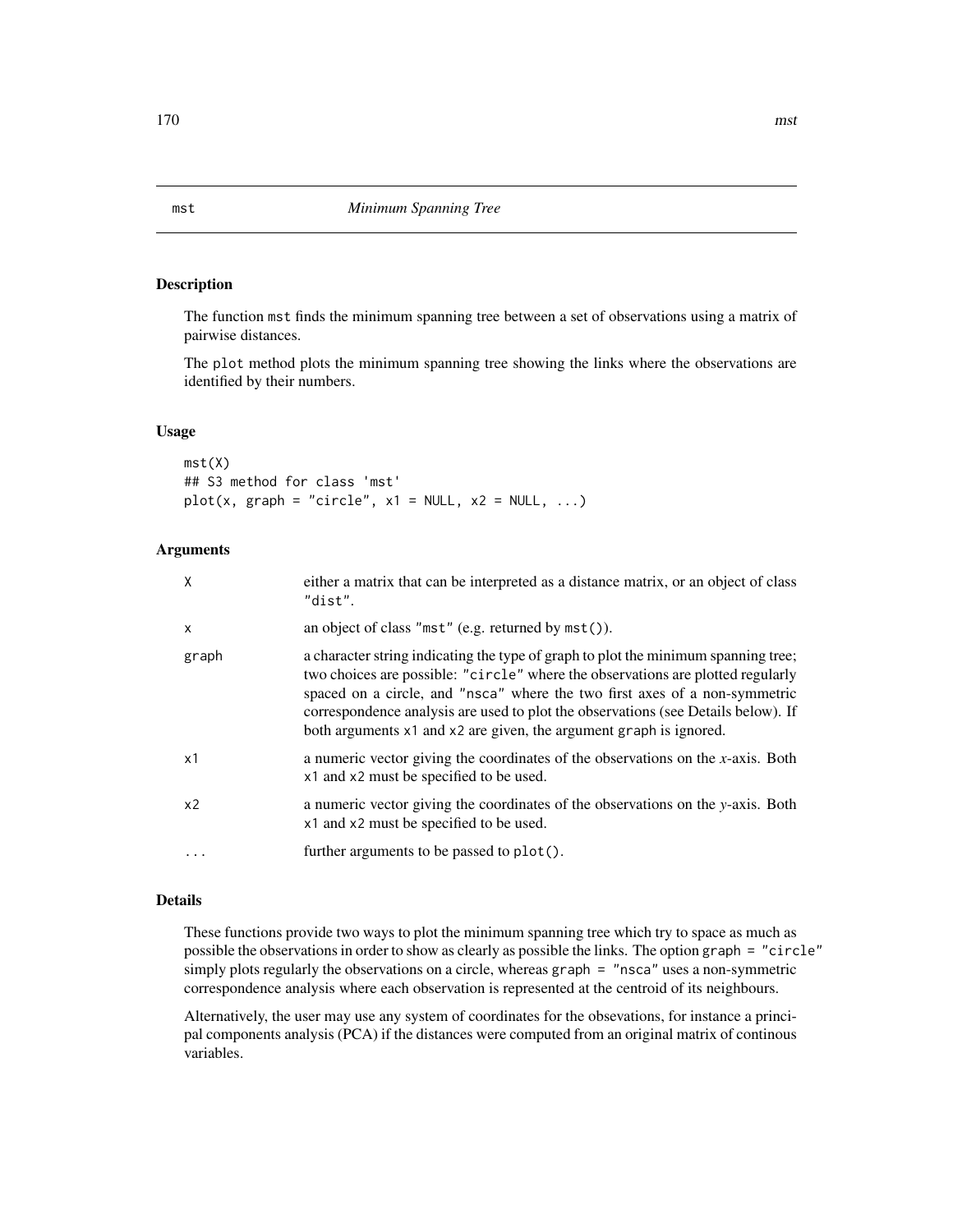# mst — *Minimum Spanning Tree*

## Description

The function `mst` finds the minimum spanning tree between a set of observations using a matrix of pairwise distances.

The `plot` method plots the minimum spanning tree showing the links where the observations are identified by their numbers.

## Usage

```
mst(X)
## S3 method for class 'mst'
plot(x, graph = "circle", x1 = NULL, x2 = NULL, ...)
```

## Arguments

| | |
|---|---|
| `X` | either a matrix that can be interpreted as a distance matrix, or an object of class `"dist"`. |
| `x` | an object of class `"mst"` (e.g. returned by `mst()`). |
| `graph` | a character string indicating the type of graph to plot the minimum spanning tree; two choices are possible: `"circle"` where the observations are plotted regularly spaced on a circle, and `"nsca"` where the two first axes of a non-symmetric correspondence analysis are used to plot the observations (see Details below). If both arguments `x1` and `x2` are given, the argument `graph` is ignored. |
| `x1` | a numeric vector giving the coordinates of the observations on the *x*-axis. Both `x1` and `x2` must be specified to be used. |
| `x2` | a numeric vector giving the coordinates of the observations on the *y*-axis. Both `x1` and `x2` must be specified to be used. |
| `...` | further arguments to be passed to `plot()`. |

## Details

These functions provide two ways to plot the minimum spanning tree which try to space as much as possible the observations in order to show as clearly as possible the links. The option `graph = "circle"` simply plots regularly the observations on a circle, whereas `graph = "nsca"` uses a non-symmetric correspondence analysis where each observation is represented at the centroid of its neighbours.

Alternatively, the user may use any system of coordinates for the obsevations, for instance a principal components analysis (PCA) if the distances were computed from an original matrix of continous variables.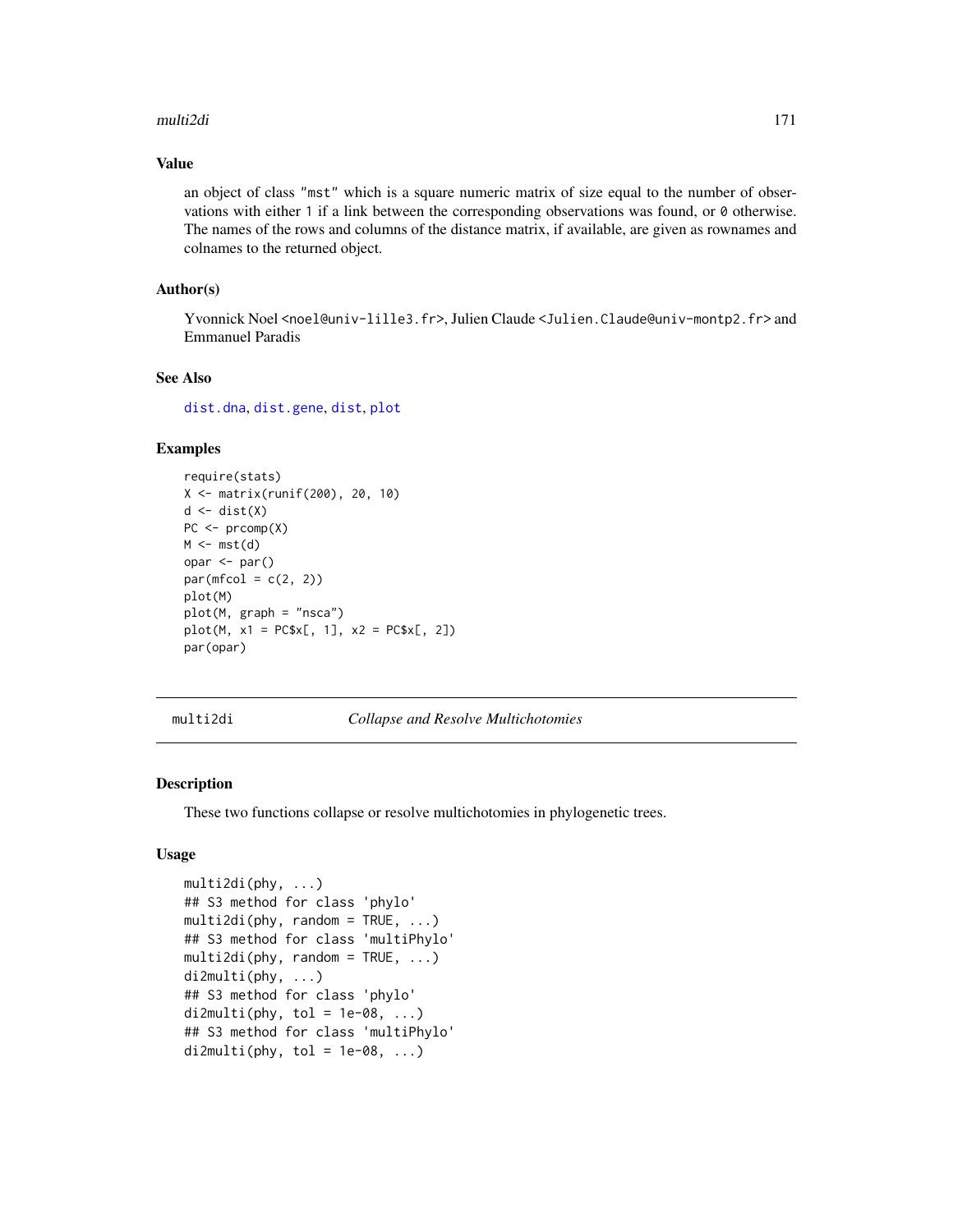### Value

an object of class "mst" which is a square numeric matrix of size equal to the number of observations with either 1 if a link between the corresponding observations was found, or 0 otherwise. The names of the rows and columns of the distance matrix, if available, are given as rownames and colnames to the returned object.

### Author(s)

Yvonnick Noel <noel@univ-lille3.fr>, Julien Claude <Julien.Claude@univ-montp2.fr> and Emmanuel Paradis

### See Also

dist.dna, dist.gene, dist, plot

### Examples

```
require(stats)
X <- matrix(runif(200), 20, 10)
d <- dist(X)
PC <- prcomp(X)
M <- mst(d)
opar <- par()
par(mfcol = c(2, 2))
plot(M)
plot(M, graph = "nsca")
plot(M, x1 = PC$x[, 1], x2 = PC$x[, 2])
par(opar)
```

---

## multi2di *Collapse and Resolve Multichotomies*

### Description

These two functions collapse or resolve multichotomies in phylogenetic trees.

### Usage

```
multi2di(phy, ...)
## S3 method for class 'phylo'
multi2di(phy, random = TRUE, ...)
## S3 method for class 'multiPhylo'
multi2di(phy, random = TRUE, ...)
di2multi(phy, ...)
## S3 method for class 'phylo'
di2multi(phy, tol = 1e-08, ...)
## S3 method for class 'multiPhylo'
di2multi(phy, tol = 1e-08, ...)
```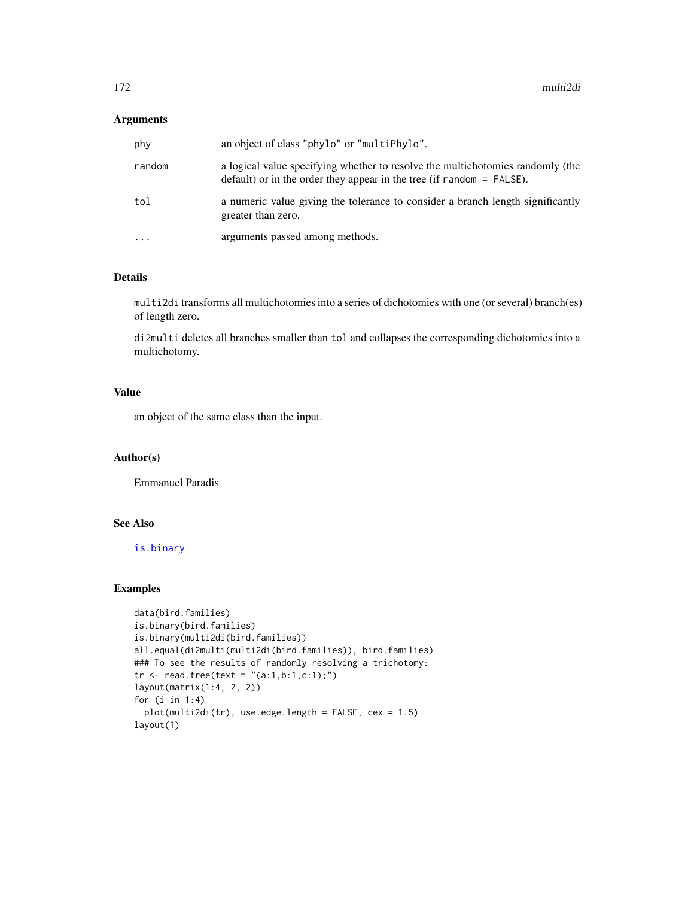## Arguments

| | |
|---|---|
| `phy` | an object of class `"phylo"` or `"multiPhylo"`. |
| `random` | a logical value specifying whether to resolve the multichotomies randomly (the default) or in the order they appear in the tree (if `random = FALSE`). |
| `tol` | a numeric value giving the tolerance to consider a branch length significantly greater than zero. |
| `...` | arguments passed among methods. |

## Details

`multi2di` transforms all multichotomies into a series of dichotomies with one (or several) branch(es) of length zero.

`di2multi` deletes all branches smaller than `tol` and collapses the corresponding dichotomies into a multichotomy.

## Value

an object of the same class than the input.

## Author(s)

Emmanuel Paradis

## See Also

`is.binary`

## Examples

```
data(bird.families)
is.binary(bird.families)
is.binary(multi2di(bird.families))
all.equal(di2multi(multi2di(bird.families)), bird.families)
### To see the results of randomly resolving a trichotomy:
tr <- read.tree(text = "(a:1,b:1,c:1);")
layout(matrix(1:4, 2, 2))
for (i in 1:4)
  plot(multi2di(tr), use.edge.length = FALSE, cex = 1.5)
layout(1)
```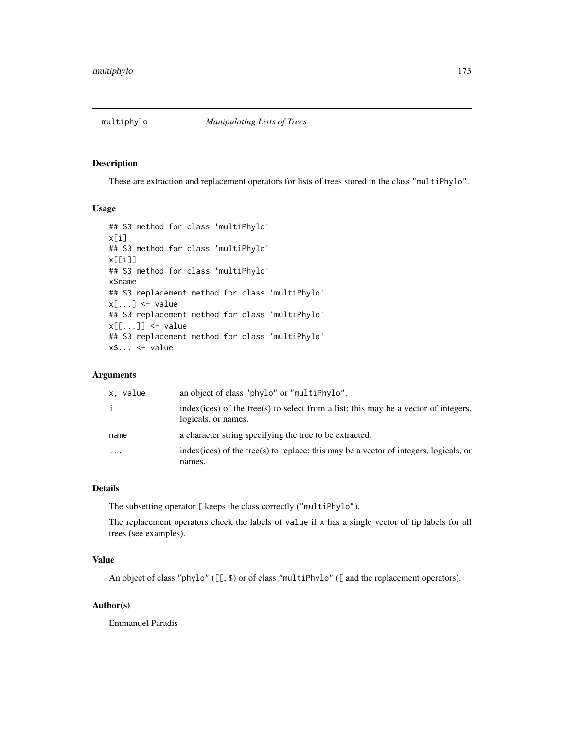# multiphylo *Manipulating Lists of Trees*

## Description

These are extraction and replacement operators for lists of trees stored in the class "multiPhylo".

## Usage

```
## S3 method for class 'multiPhylo'
x[i]
## S3 method for class 'multiPhylo'
x[[i]]
## S3 method for class 'multiPhylo'
x$name
## S3 replacement method for class 'multiPhylo'
x[...] <- value
## S3 replacement method for class 'multiPhylo'
x[[...]] <- value
## S3 replacement method for class 'multiPhylo'
x$... <- value
```

## Arguments

| | |
|---|---|
| x, value | an object of class "phylo" or "multiPhylo". |
| i | index(ices) of the tree(s) to select from a list; this may be a vector of integers, logicals, or names. |
| name | a character string specifying the tree to be extracted. |
| ... | index(ices) of the tree(s) to replace; this may be a vector of integers, logicals, or names. |

## Details

The subsetting operator [ keeps the class correctly ("multiPhylo").

The replacement operators check the labels of value if x has a single vector of tip labels for all trees (see examples).

## Value

An object of class "phylo" ([[, $) or of class "multiPhylo" ([ and the replacement operators).

## Author(s)

Emmanuel Paradis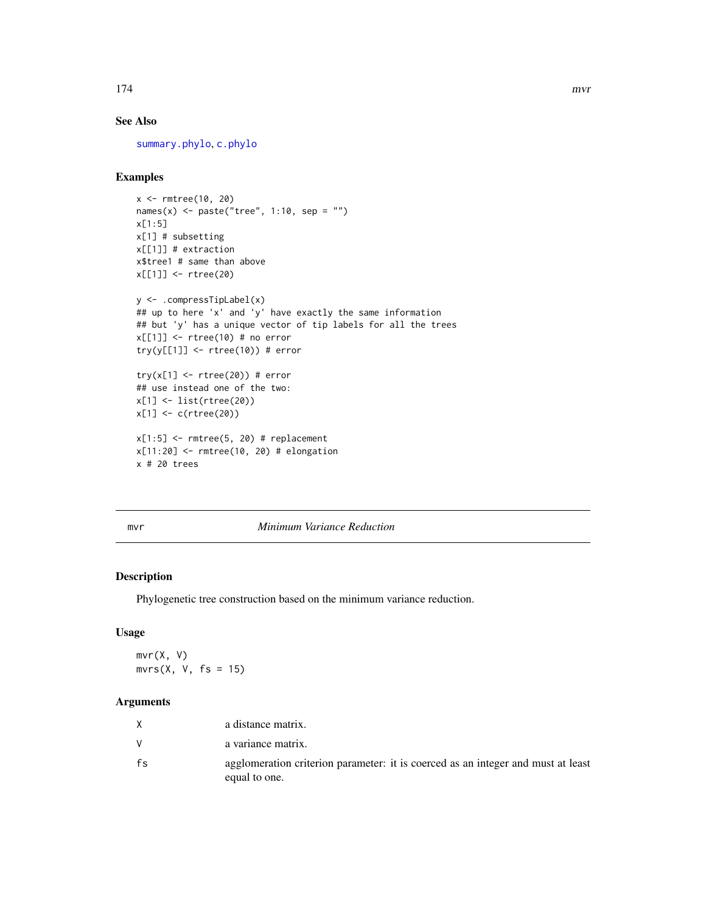## See Also

summary.phylo, c.phylo

## Examples

```
x <- rmtree(10, 20)
names(x) <- paste("tree", 1:10, sep = "")
x[1:5]
x[1] # subsetting
x[[1]] # extraction
x$tree1 # same than above
x[[1]] <- rtree(20)

y <- .compressTipLabel(x)
## up to here 'x' and 'y' have exactly the same information
## but 'y' has a unique vector of tip labels for all the trees
x[[1]] <- rtree(10) # no error
try(y[[1]] <- rtree(10)) # error

try(x[1] <- rtree(20)) # error
## use instead one of the two:
x[1] <- list(rtree(20))
x[1] <- c(rtree(20))

x[1:5] <- rmtree(5, 20) # replacement
x[11:20] <- rmtree(10, 20) # elongation
x # 20 trees
```

---

# mvr — *Minimum Variance Reduction*

## Description

Phylogenetic tree construction based on the minimum variance reduction.

## Usage

```
mvr(X, V)
mvrs(X, V, fs = 15)
```

## Arguments

| | |
|---|---|
| X | a distance matrix. |
| V | a variance matrix. |
| fs | agglomeration criterion parameter: it is coerced as an integer and must at least equal to one. |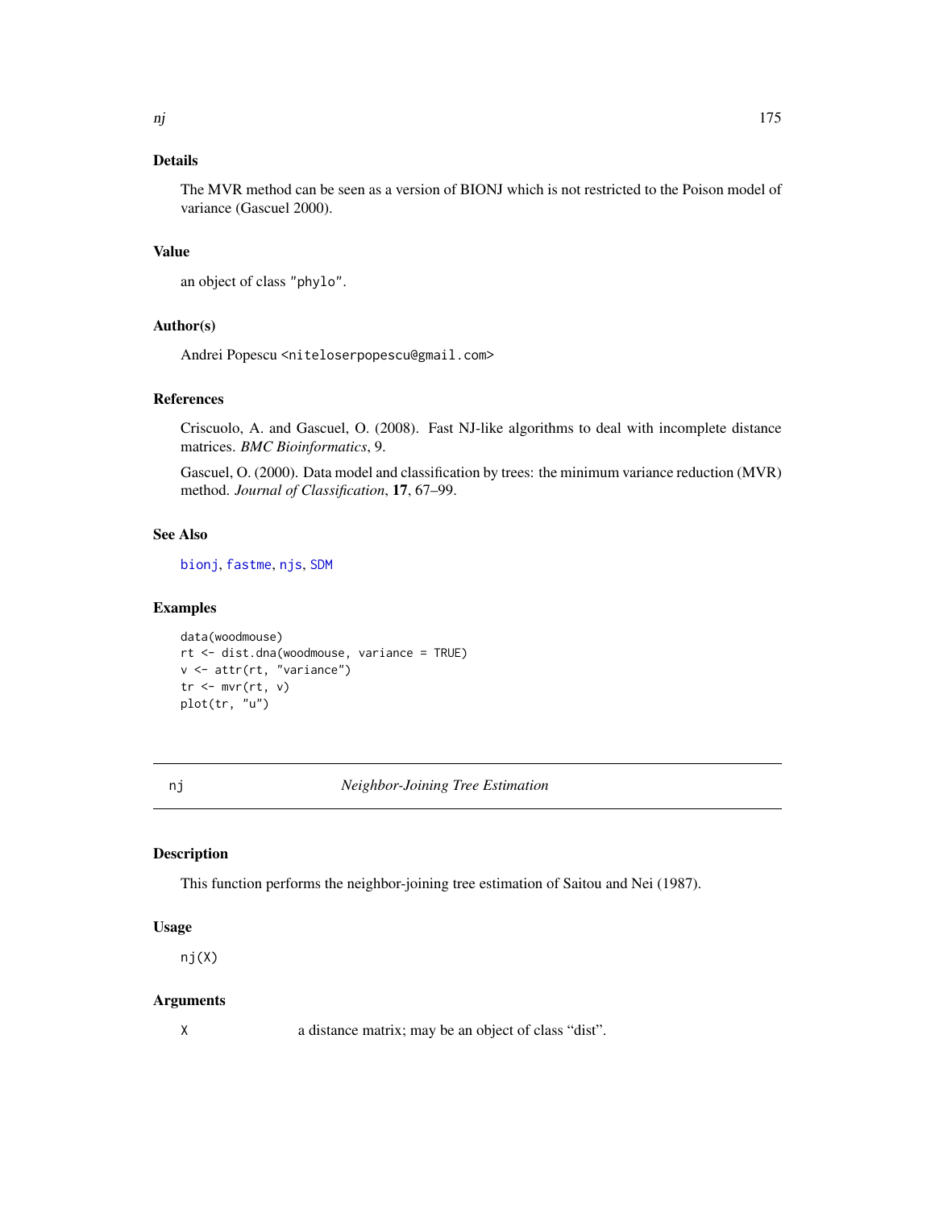## Details

The MVR method can be seen as a version of BIONJ which is not restricted to the Poison model of variance (Gascuel 2000).

## Value

an object of class "phylo".

## Author(s)

Andrei Popescu <niteloserpopescu@gmail.com>

## References

Criscuolo, A. and Gascuel, O. (2008). Fast NJ-like algorithms to deal with incomplete distance matrices. *BMC Bioinformatics*, 9.

Gascuel, O. (2000). Data model and classification by trees: the minimum variance reduction (MVR) method. *Journal of Classification*, **17**, 67–99.

## See Also

bionj, fastme, njs, SDM

## Examples

```
data(woodmouse)
rt <- dist.dna(woodmouse, variance = TRUE)
v <- attr(rt, "variance")
tr <- mvr(rt, v)
plot(tr, "u")
```

---

# nj — *Neighbor-Joining Tree Estimation*

## Description

This function performs the neighbor-joining tree estimation of Saitou and Nei (1987).

## Usage

```
nj(X)
```

## Arguments

| | |
|---|---|
| X | a distance matrix; may be an object of class "dist". |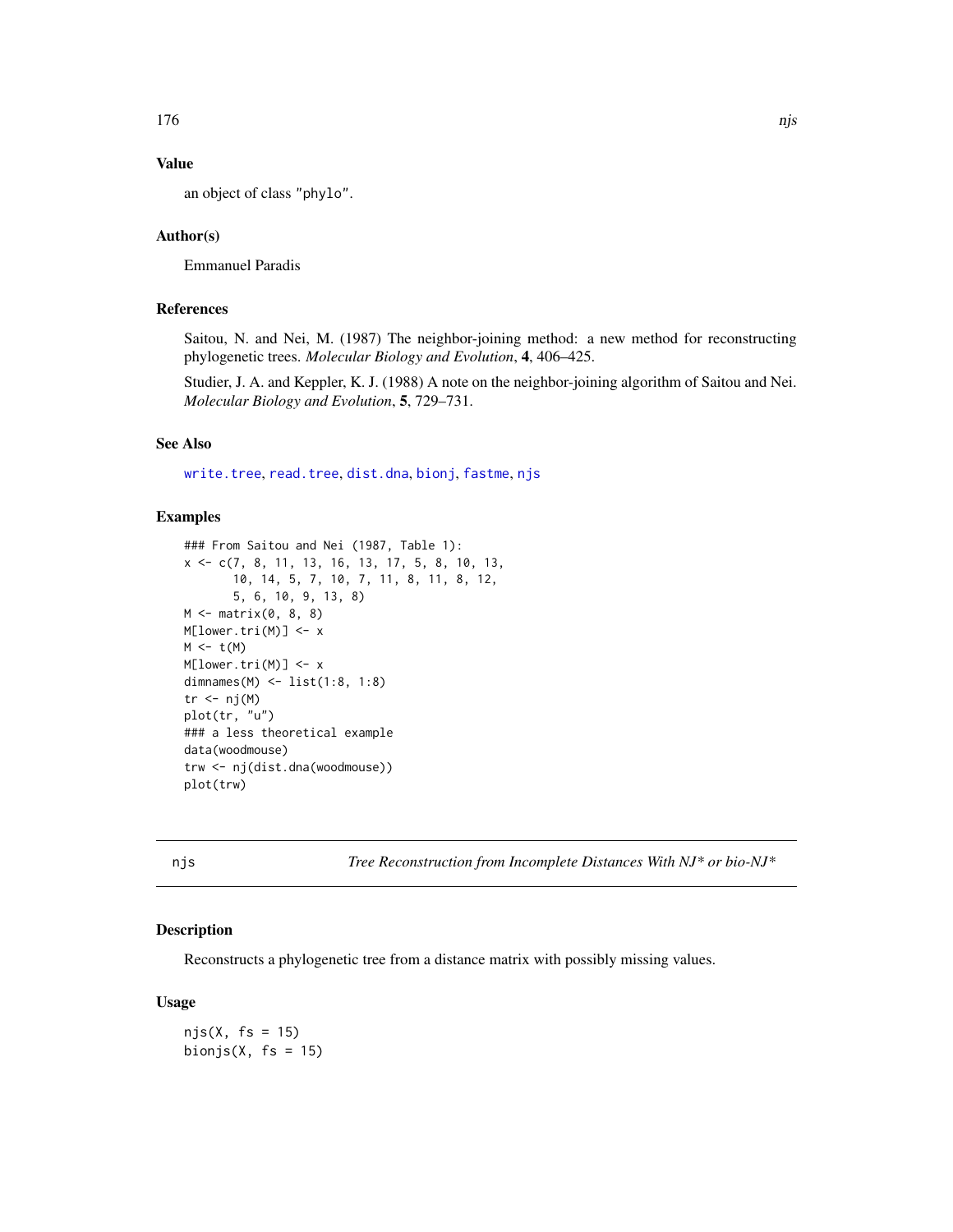## Value

an object of class "phylo".

## Author(s)

Emmanuel Paradis

## References

Saitou, N. and Nei, M. (1987) The neighbor-joining method: a new method for reconstructing phylogenetic trees. *Molecular Biology and Evolution*, **4**, 406–425.

Studier, J. A. and Keppler, K. J. (1988) A note on the neighbor-joining algorithm of Saitou and Nei. *Molecular Biology and Evolution*, **5**, 729–731.

## See Also

write.tree, read.tree, dist.dna, bionj, fastme, njs

## Examples

```
### From Saitou and Nei (1987, Table 1):
x <- c(7, 8, 11, 13, 16, 13, 17, 5, 8, 10, 13,
       10, 14, 5, 7, 10, 7, 11, 8, 11, 8, 12,
       5, 6, 10, 9, 13, 8)
M <- matrix(0, 8, 8)
M[lower.tri(M)] <- x
M <- t(M)
M[lower.tri(M)] <- x
dimnames(M) <- list(1:8, 1:8)
tr <- nj(M)
plot(tr, "u")
### a less theoretical example
data(woodmouse)
trw <- nj(dist.dna(woodmouse))
plot(trw)
```

---

njs *Tree Reconstruction from Incomplete Distances With NJ* or bio-NJ**

## Description

Reconstructs a phylogenetic tree from a distance matrix with possibly missing values.

## Usage

```
njs(X, fs = 15)
bionjs(X, fs = 15)
```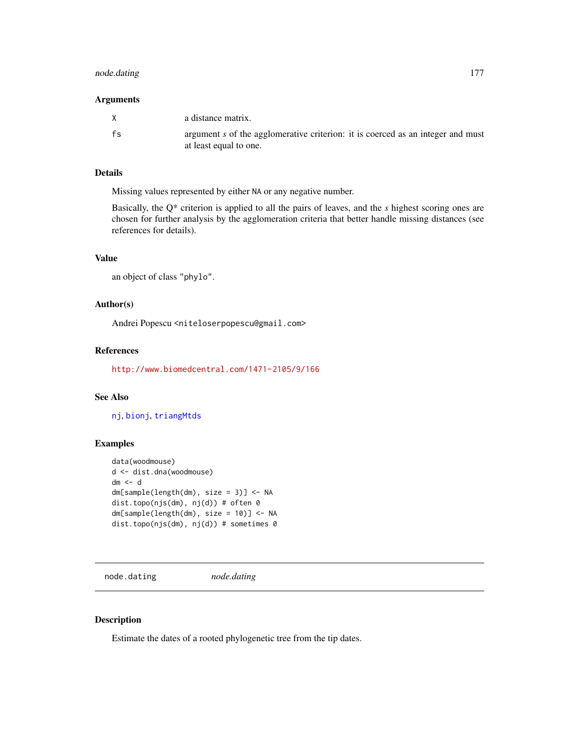### Arguments

| | |
|---|---|
| `X` | a distance matrix. |
| `fs` | argument *s* of the agglomerative criterion: it is coerced as an integer and must at least equal to one. |

### Details

Missing values represented by either `NA` or any negative number.

Basically, the Q* criterion is applied to all the pairs of leaves, and the *s* highest scoring ones are chosen for further analysis by the agglomeration criteria that better handle missing distances (see references for details).

### Value

an object of class `"phylo"`.

### Author(s)

Andrei Popescu <`niteloserpopescu@gmail.com`>

### References

`http://www.biomedcentral.com/1471-2105/9/166`

### See Also

`nj`, `bionj`, `triangMtds`

### Examples

```
data(woodmouse)
d <- dist.dna(woodmouse)
dm <- d
dm[sample(length(dm), size = 3)] <- NA
dist.topo(njs(dm), nj(d)) # often 0
dm[sample(length(dm), size = 10)] <- NA
dist.topo(njs(dm), nj(d)) # sometimes 0
```

---

## node.dating &nbsp;&nbsp;&nbsp; *node.dating*

### Description

Estimate the dates of a rooted phylogenetic tree from the tip dates.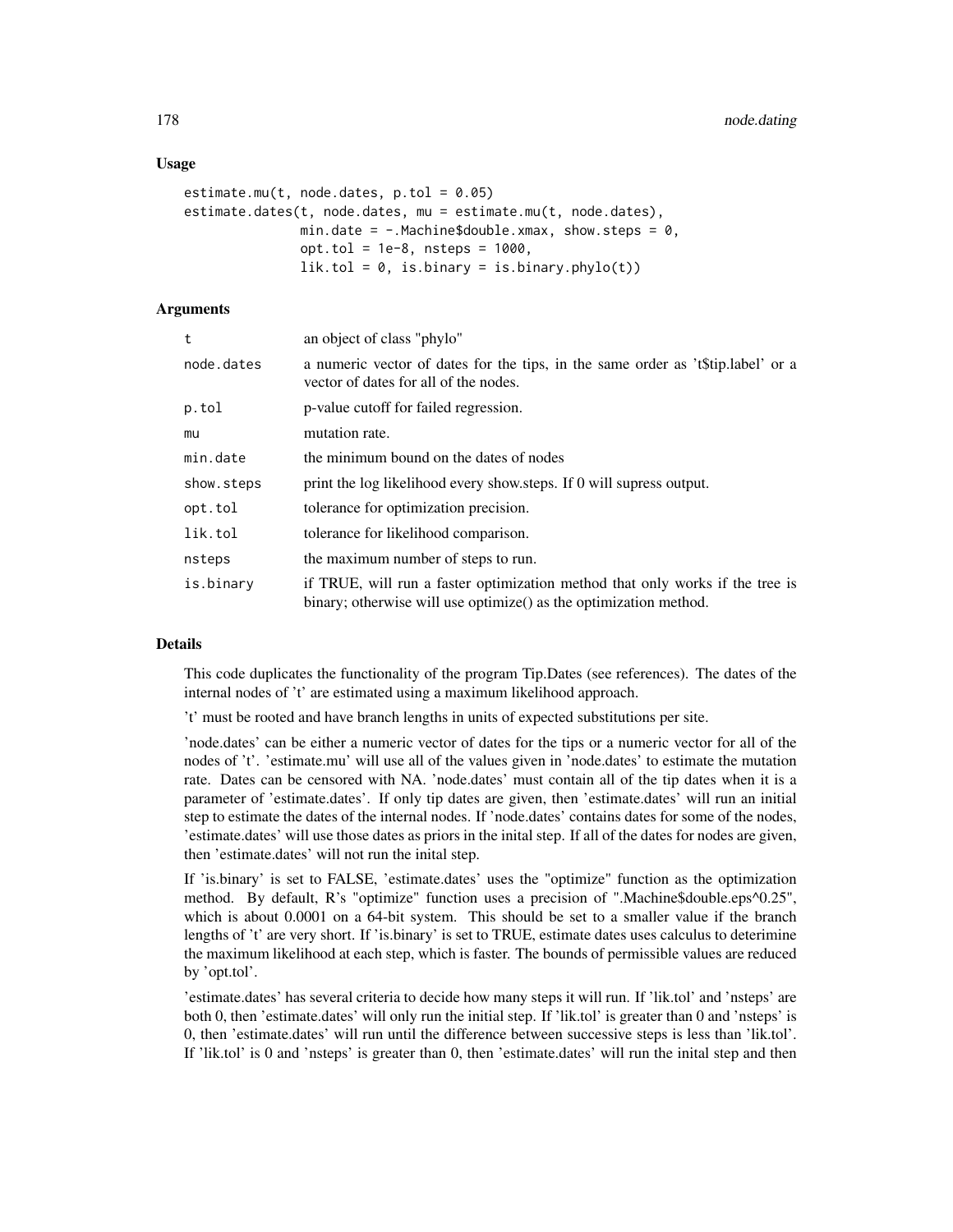### Usage

```
estimate.mu(t, node.dates, p.tol = 0.05)
estimate.dates(t, node.dates, mu = estimate.mu(t, node.dates),
               min.date = -.Machine$double.xmax, show.steps = 0,
               opt.tol = 1e-8, nsteps = 1000,
               lik.tol = 0, is.binary = is.binary.phylo(t))
```

### Arguments

| | |
|---|---|
| `t` | an object of class "phylo" |
| `node.dates` | a numeric vector of dates for the tips, in the same order as 't$tip.label' or a vector of dates for all of the nodes. |
| `p.tol` | p-value cutoff for failed regression. |
| `mu` | mutation rate. |
| `min.date` | the minimum bound on the dates of nodes |
| `show.steps` | print the log likelihood every show.steps. If 0 will supress output. |
| `opt.tol` | tolerance for optimization precision. |
| `lik.tol` | tolerance for likelihood comparison. |
| `nsteps` | the maximum number of steps to run. |
| `is.binary` | if TRUE, will run a faster optimization method that only works if the tree is binary; otherwise will use optimize() as the optimization method. |

### Details

This code duplicates the functionality of the program Tip.Dates (see references). The dates of the internal nodes of 't' are estimated using a maximum likelihood approach.

't' must be rooted and have branch lengths in units of expected substitutions per site.

'node.dates' can be either a numeric vector of dates for the tips or a numeric vector for all of the nodes of 't'. 'estimate.mu' will use all of the values given in 'node.dates' to estimate the mutation rate. Dates can be censored with NA. 'node.dates' must contain all of the tip dates when it is a parameter of 'estimate.dates'. If only tip dates are given, then 'estimate.dates' will run an initial step to estimate the dates of the internal nodes. If 'node.dates' contains dates for some of the nodes, 'estimate.dates' will use those dates as priors in the inital step. If all of the dates for nodes are given, then 'estimate.dates' will not run the inital step.

If 'is.binary' is set to FALSE, 'estimate.dates' uses the "optimize" function as the optimization method. By default, R's "optimize" function uses a precision of ".Machine$double.eps^0.25", which is about 0.0001 on a 64-bit system. This should be set to a smaller value if the branch lengths of 't' are very short. If 'is.binary' is set to TRUE, estimate dates uses calculus to deterimine the maximum likelihood at each step, which is faster. The bounds of permissible values are reduced by 'opt.tol'.

'estimate.dates' has several criteria to decide how many steps it will run. If 'lik.tol' and 'nsteps' are both 0, then 'estimate.dates' will only run the initial step. If 'lik.tol' is greater than 0 and 'nsteps' is 0, then 'estimate.dates' will run until the difference between successive steps is less than 'lik.tol'. If 'lik.tol' is 0 and 'nsteps' is greater than 0, then 'estimate.dates' will run the inital step and then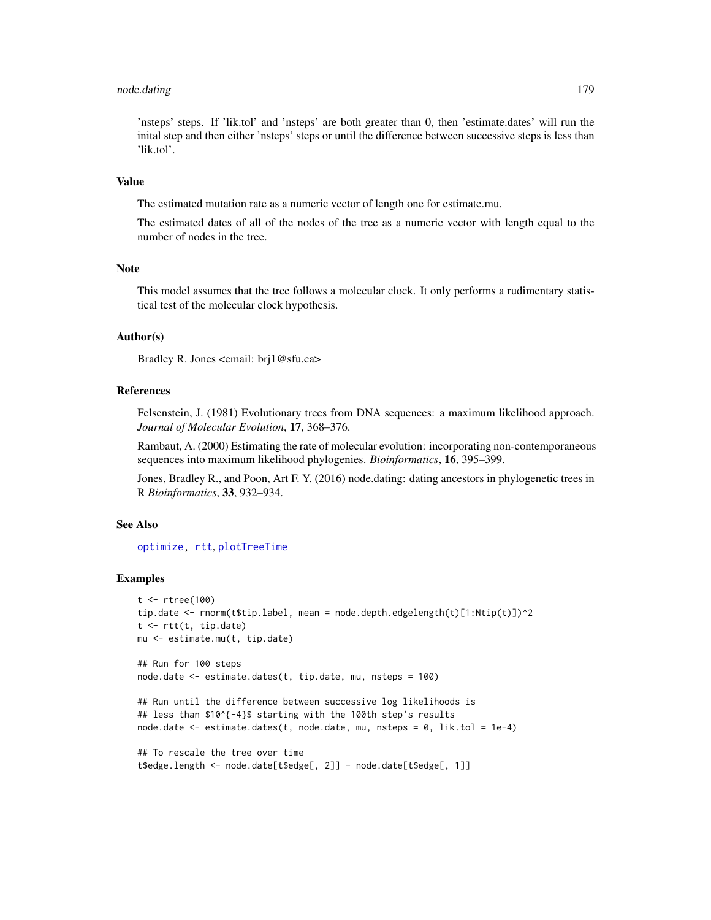'nsteps' steps. If 'lik.tol' and 'nsteps' are both greater than 0, then 'estimate.dates' will run the inital step and then either 'nsteps' steps or until the difference between successive steps is less than 'lik.tol'.

## Value

The estimated mutation rate as a numeric vector of length one for estimate.mu.

The estimated dates of all of the nodes of the tree as a numeric vector with length equal to the number of nodes in the tree.

## Note

This model assumes that the tree follows a molecular clock. It only performs a rudimentary statistical test of the molecular clock hypothesis.

## Author(s)

Bradley R. Jones <email: brj1@sfu.ca>

## References

Felsenstein, J. (1981) Evolutionary trees from DNA sequences: a maximum likelihood approach. *Journal of Molecular Evolution*, **17**, 368–376.

Rambaut, A. (2000) Estimating the rate of molecular evolution: incorporating non-comtemporaneous sequences into maximum likelihood phylogenies. *Bioinformatics*, **16**, 395–399.

Jones, Bradley R., and Poon, Art F. Y. (2016) node.dating: dating ancestors in phylogenetic trees in R *Bioinformatics*, **33**, 932–934.

## See Also

`optimize`, `rtt`, `plotTreeTime`

## Examples

```
t <- rtree(100)
tip.date <- rnorm(t$tip.label, mean = node.depth.edgelength(t)[1:Ntip(t)])^2
t <- rtt(t, tip.date)
mu <- estimate.mu(t, tip.date)

## Run for 100 steps
node.date <- estimate.dates(t, tip.date, mu, nsteps = 100)

## Run until the difference between successive log likelihoods is
## less than $10^{-4}$ starting with the 100th step's results
node.date <- estimate.dates(t, node.date, mu, nsteps = 0, lik.tol = 1e-4)

## To rescale the tree over time
t$edge.length <- node.date[t$edge[, 2]] - node.date[t$edge[, 1]]
```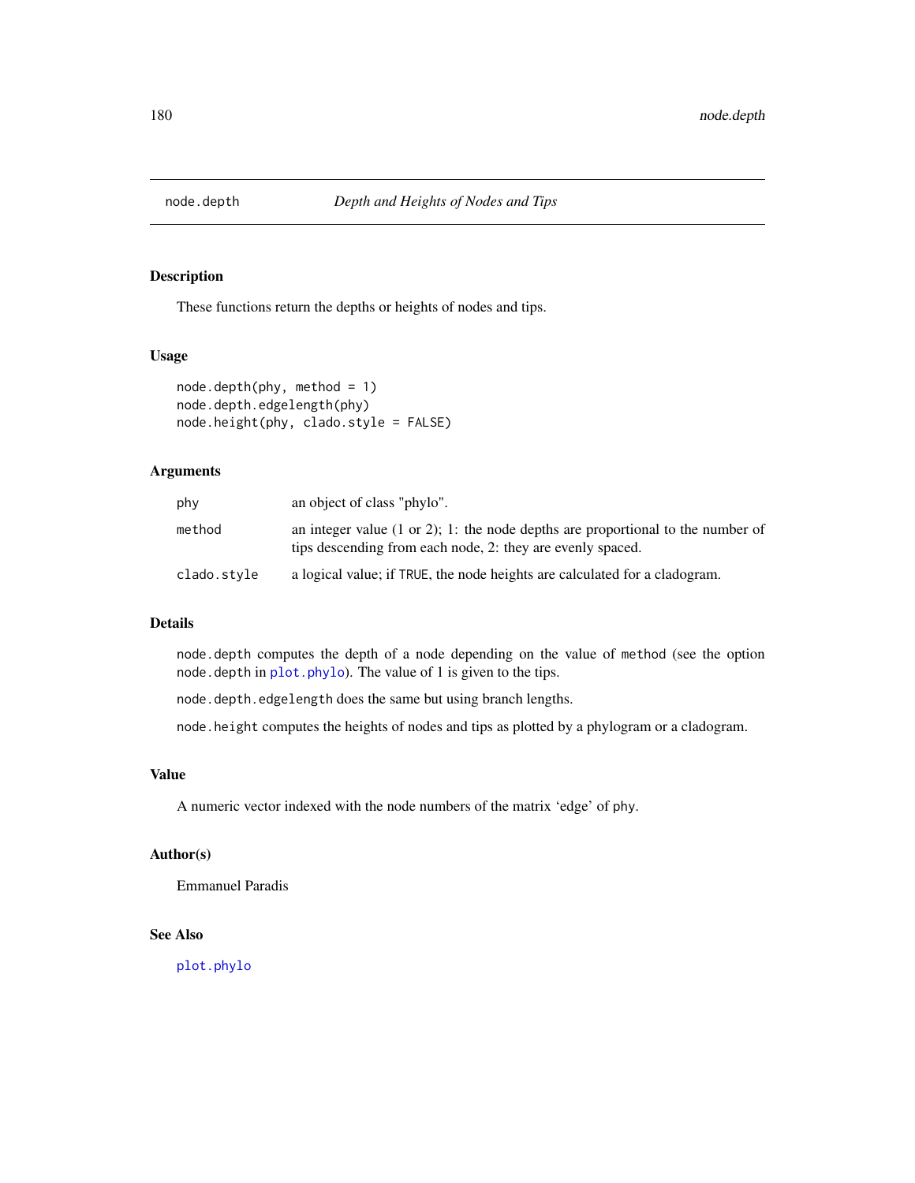# node.depth — *Depth and Heights of Nodes and Tips*

## Description

These functions return the depths or heights of nodes and tips.

## Usage

```
node.depth(phy, method = 1)
node.depth.edgelength(phy)
node.height(phy, clado.style = FALSE)
```

## Arguments

| | |
|---|---|
| `phy` | an object of class "phylo". |
| `method` | an integer value (1 or 2); 1: the node depths are proportional to the number of tips descending from each node, 2: they are evenly spaced. |
| `clado.style` | a logical value; if `TRUE`, the node heights are calculated for a cladogram. |

## Details

`node.depth` computes the depth of a node depending on the value of `method` (see the option `node.depth` in `plot.phylo`). The value of 1 is given to the tips.

`node.depth.edgelength` does the same but using branch lengths.

`node.height` computes the heights of nodes and tips as plotted by a phylogram or a cladogram.

## Value

A numeric vector indexed with the node numbers of the matrix 'edge' of `phy`.

## Author(s)

Emmanuel Paradis

## See Also

`plot.phylo`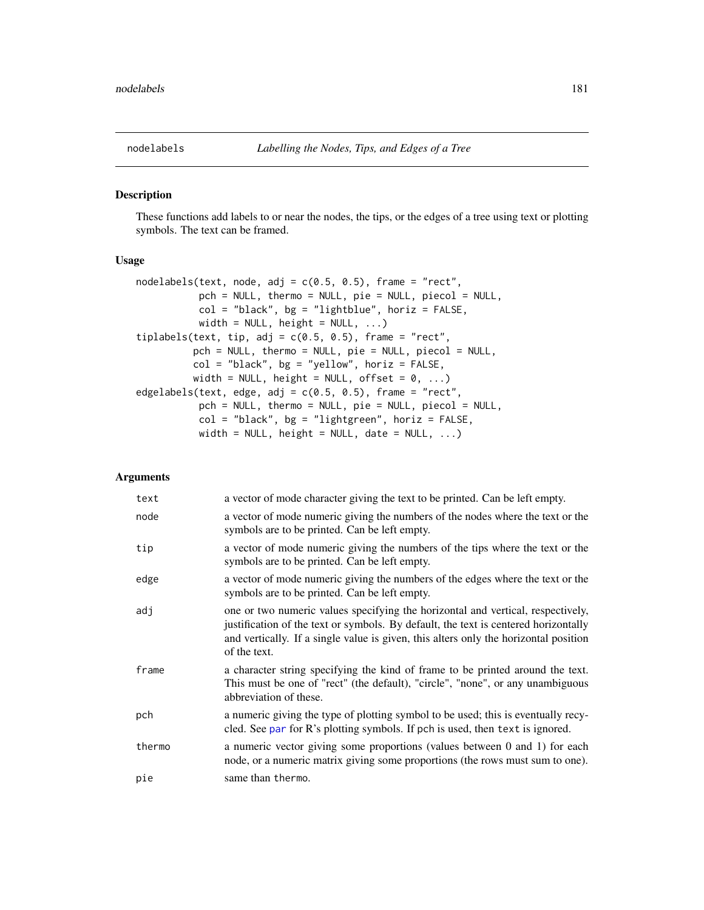nodelabels *Labelling the Nodes, Tips, and Edges of a Tree*

## Description

These functions add labels to or near the nodes, the tips, or the edges of a tree using text or plotting symbols. The text can be framed.

## Usage

```
nodelabels(text, node, adj = c(0.5, 0.5), frame = "rect",
           pch = NULL, thermo = NULL, pie = NULL, piecol = NULL,
           col = "black", bg = "lightblue", horiz = FALSE,
           width = NULL, height = NULL, ...)
tiplabels(text, tip, adj = c(0.5, 0.5), frame = "rect",
          pch = NULL, thermo = NULL, pie = NULL, piecol = NULL,
          col = "black", bg = "yellow", horiz = FALSE,
          width = NULL, height = NULL, offset = 0, ...)
edgelabels(text, edge, adj = c(0.5, 0.5), frame = "rect",
           pch = NULL, thermo = NULL, pie = NULL, piecol = NULL,
           col = "black", bg = "lightgreen", horiz = FALSE,
           width = NULL, height = NULL, date = NULL, ...)
```

## Arguments

| | |
|---|---|
| `text` | a vector of mode character giving the text to be printed. Can be left empty. |
| `node` | a vector of mode numeric giving the numbers of the nodes where the text or the symbols are to be printed. Can be left empty. |
| `tip` | a vector of mode numeric giving the numbers of the tips where the text or the symbols are to be printed. Can be left empty. |
| `edge` | a vector of mode numeric giving the numbers of the edges where the text or the symbols are to be printed. Can be left empty. |
| `adj` | one or two numeric values specifying the horizontal and vertical, respectively, justification of the text or symbols. By default, the text is centered horizontally and vertically. If a single value is given, this alters only the horizontal position of the text. |
| `frame` | a character string specifying the kind of frame to be printed around the text. This must be one of "rect" (the default), "circle", "none", or any unambiguous abbreviation of these. |
| `pch` | a numeric giving the type of plotting symbol to be used; this is eventually recycled. See `par` for R's plotting symbols. If `pch` is used, then `text` is ignored. |
| `thermo` | a numeric vector giving some proportions (values between 0 and 1) for each node, or a numeric matrix giving some proportions (the rows must sum to one). |
| `pie` | same than `thermo`. |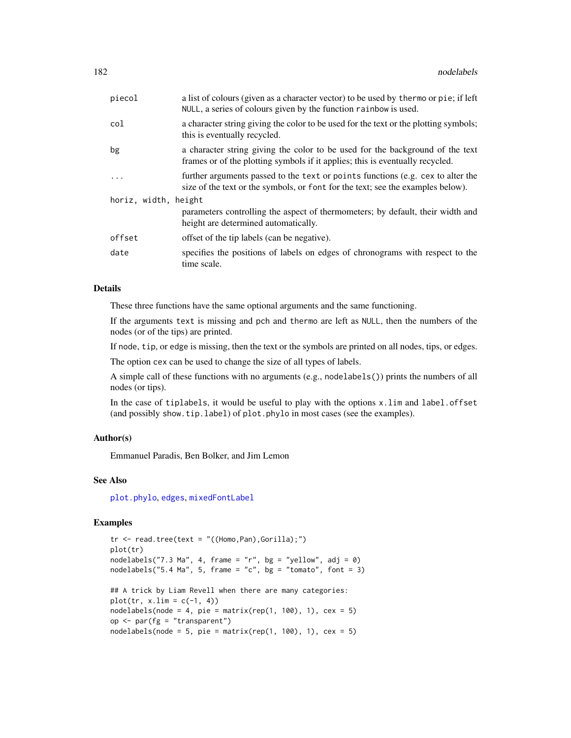| | |
|---|---|
| piecol | a list of colours (given as a character vector) to be used by thermo or pie; if left NULL, a series of colours given by the function rainbow is used. |
| col | a character string giving the color to be used for the text or the plotting symbols; this is eventually recycled. |
| bg | a character string giving the color to be used for the background of the text frames or of the plotting symbols if it applies; this is eventually recycled. |
| ... | further arguments passed to the text or points functions (e.g. cex to alter the size of the text or the symbols, or font for the text; see the examples below). |
| horiz, width, height | parameters controlling the aspect of thermometers; by default, their width and height are determined automatically. |
| offset | offset of the tip labels (can be negative). |
| date | specifies the positions of labels on edges of chronograms with respect to the time scale. |

## Details

These three functions have the same optional arguments and the same functioning.

If the arguments text is missing and pch and thermo are left as NULL, then the numbers of the nodes (or of the tips) are printed.

If node, tip, or edge is missing, then the text or the symbols are printed on all nodes, tips, or edges.

The option cex can be used to change the size of all types of labels.

A simple call of these functions with no arguments (e.g., nodelabels()) prints the numbers of all nodes (or tips).

In the case of tiplabels, it would be useful to play with the options x.lim and label.offset (and possibly show.tip.label) of plot.phylo in most cases (see the examples).

## Author(s)

Emmanuel Paradis, Ben Bolker, and Jim Lemon

## See Also

plot.phylo, edges, mixedFontLabel

## Examples

```
tr <- read.tree(text = "((Homo,Pan),Gorilla);")
plot(tr)
nodelabels("7.3 Ma", 4, frame = "r", bg = "yellow", adj = 0)
nodelabels("5.4 Ma", 5, frame = "c", bg = "tomato", font = 3)

## A trick by Liam Revell when there are many categories:
plot(tr, x.lim = c(-1, 4))
nodelabels(node = 4, pie = matrix(rep(1, 100), 1), cex = 5)
op <- par(fg = "transparent")
nodelabels(node = 5, pie = matrix(rep(1, 100), 1), cex = 5)
```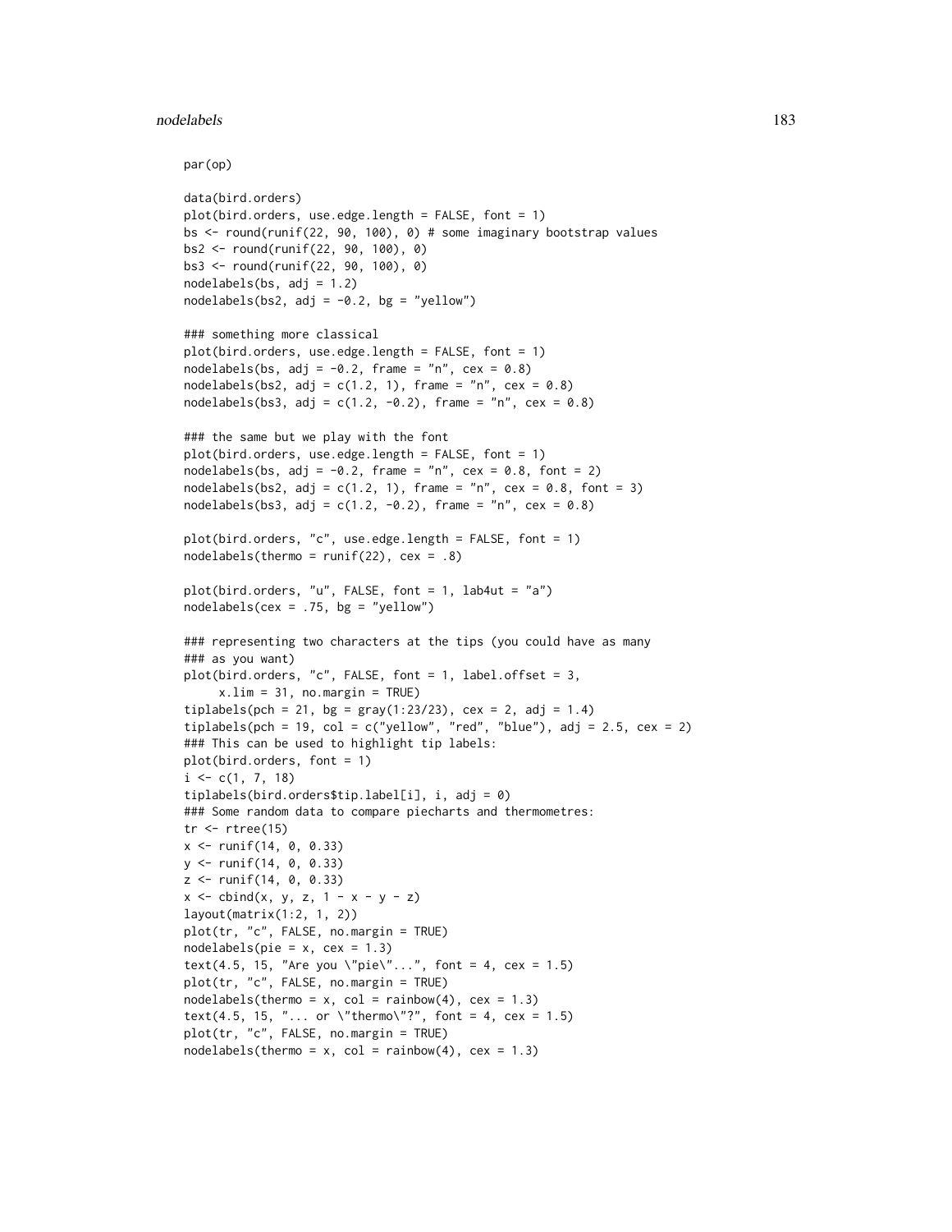```
par(op)

data(bird.orders)
plot(bird.orders, use.edge.length = FALSE, font = 1)
bs <- round(runif(22, 90, 100), 0) # some imaginary bootstrap values
bs2 <- round(runif(22, 90, 100), 0)
bs3 <- round(runif(22, 90, 100), 0)
nodelabels(bs, adj = 1.2)
nodelabels(bs2, adj = -0.2, bg = "yellow")

### something more classical
plot(bird.orders, use.edge.length = FALSE, font = 1)
nodelabels(bs, adj = -0.2, frame = "n", cex = 0.8)
nodelabels(bs2, adj = c(1.2, 1), frame = "n", cex = 0.8)
nodelabels(bs3, adj = c(1.2, -0.2), frame = "n", cex = 0.8)

### the same but we play with the font
plot(bird.orders, use.edge.length = FALSE, font = 1)
nodelabels(bs, adj = -0.2, frame = "n", cex = 0.8, font = 2)
nodelabels(bs2, adj = c(1.2, 1), frame = "n", cex = 0.8, font = 3)
nodelabels(bs3, adj = c(1.2, -0.2), frame = "n", cex = 0.8)

plot(bird.orders, "c", use.edge.length = FALSE, font = 1)
nodelabels(thermo = runif(22), cex = .8)

plot(bird.orders, "u", FALSE, font = 1, lab4ut = "a")
nodelabels(cex = .75, bg = "yellow")

### representing two characters at the tips (you could have as many
### as you want)
plot(bird.orders, "c", FALSE, font = 1, label.offset = 3,
     x.lim = 31, no.margin = TRUE)
tiplabels(pch = 21, bg = gray(1:23/23), cex = 2, adj = 1.4)
tiplabels(pch = 19, col = c("yellow", "red", "blue"), adj = 2.5, cex = 2)
### This can be used to highlight tip labels:
plot(bird.orders, font = 1)
i <- c(1, 7, 18)
tiplabels(bird.orders$tip.label[i], i, adj = 0)
### Some random data to compare piecharts and thermometres:
tr <- rtree(15)
x <- runif(14, 0, 0.33)
y <- runif(14, 0, 0.33)
z <- runif(14, 0, 0.33)
x <- cbind(x, y, z, 1 - x - y - z)
layout(matrix(1:2, 1, 2))
plot(tr, "c", FALSE, no.margin = TRUE)
nodelabels(pie = x, cex = 1.3)
text(4.5, 15, "Are you \"pie\"...", font = 4, cex = 1.5)
plot(tr, "c", FALSE, no.margin = TRUE)
nodelabels(thermo = x, col = rainbow(4), cex = 1.3)
text(4.5, 15, "... or \"thermo\"?", font = 4, cex = 1.5)
plot(tr, "c", FALSE, no.margin = TRUE)
nodelabels(thermo = x, col = rainbow(4), cex = 1.3)
```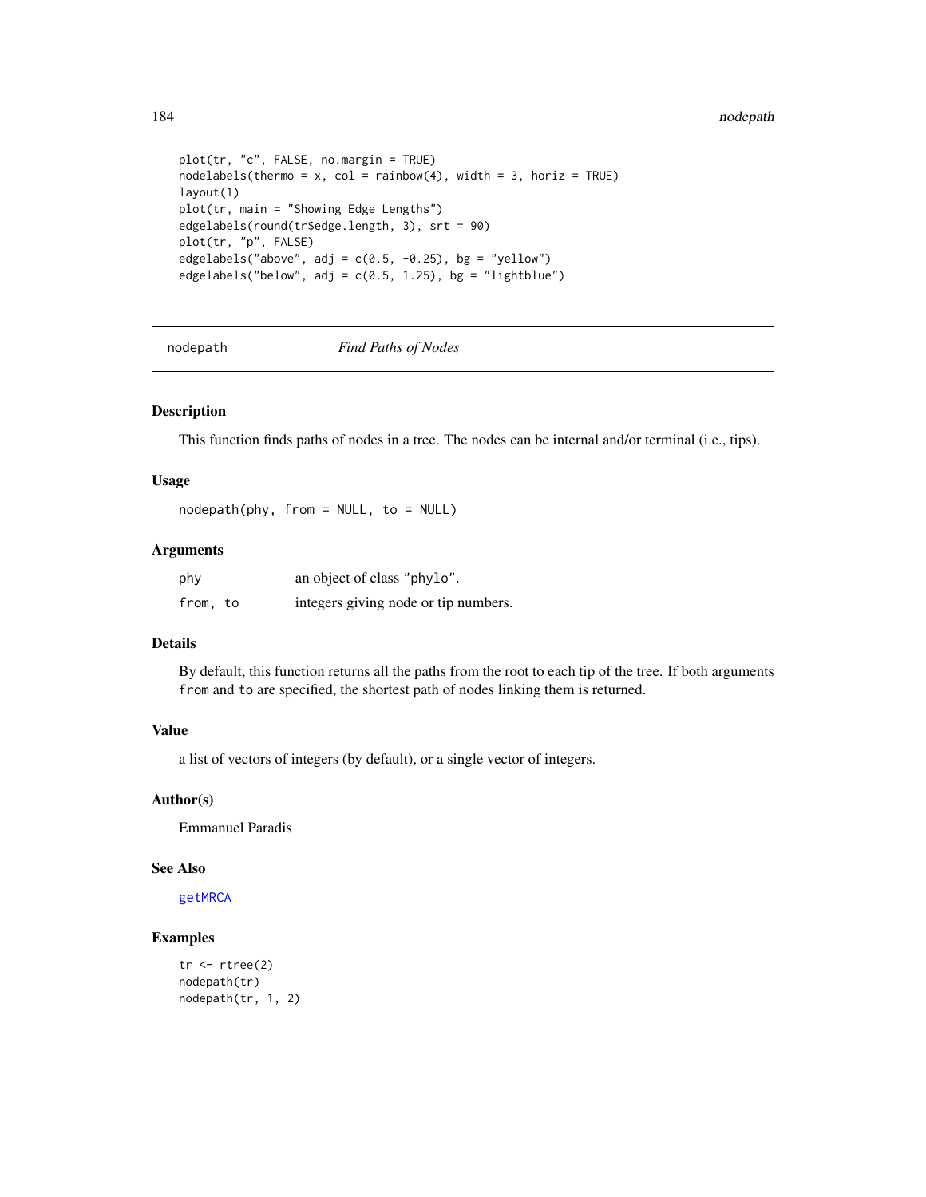```
plot(tr, "c", FALSE, no.margin = TRUE)
nodelabels(thermo = x, col = rainbow(4), width = 3, horiz = TRUE)
layout(1)
plot(tr, main = "Showing Edge Lengths")
edgelabels(round(tr$edge.length, 3), srt = 90)
plot(tr, "p", FALSE)
edgelabels("above", adj = c(0.5, -0.25), bg = "yellow")
edgelabels("below", adj = c(0.5, 1.25), bg = "lightblue")
```

---

## nodepath *Find Paths of Nodes*

---

### Description

This function finds paths of nodes in a tree. The nodes can be internal and/or terminal (i.e., tips).

### Usage

```
nodepath(phy, from = NULL, to = NULL)
```

### Arguments

| | |
|---|---|
| phy | an object of class "phylo". |
| from, to | integers giving node or tip numbers. |

### Details

By default, this function returns all the paths from the root to each tip of the tree. If both arguments from and to are specified, the shortest path of nodes linking them is returned.

### Value

a list of vectors of integers (by default), or a single vector of integers.

### Author(s)

Emmanuel Paradis

### See Also

getMRCA

### Examples

```
tr <- rtree(2)
nodepath(tr)
nodepath(tr, 1, 2)
```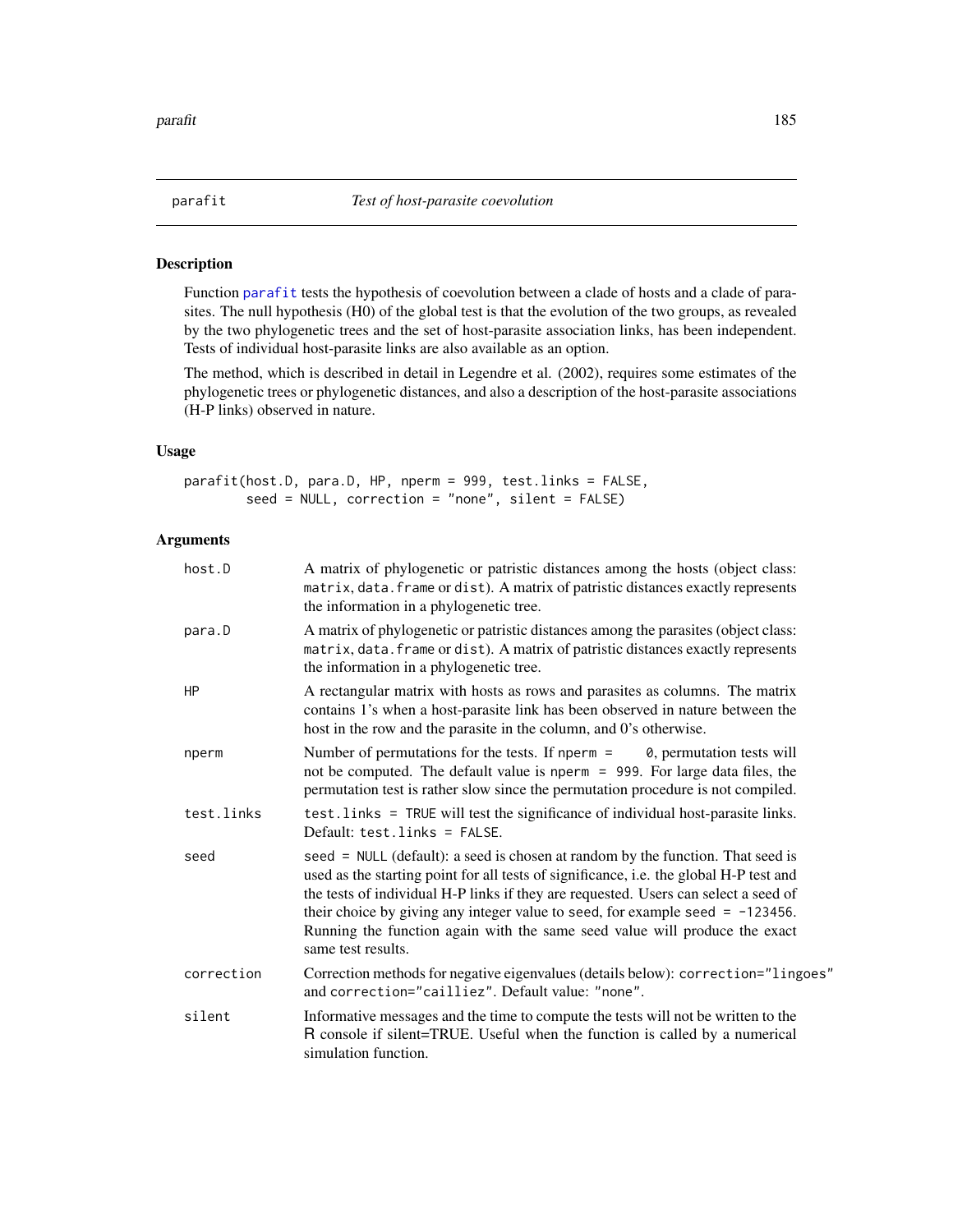## parafit — *Test of host-parasite coevolution*

### Description

Function parafit tests the hypothesis of coevolution between a clade of hosts and a clade of parasites. The null hypothesis (H0) of the global test is that the evolution of the two groups, as revealed by the two phylogenetic trees and the set of host-parasite association links, has been independent. Tests of individual host-parasite links are also available as an option.

The method, which is described in detail in Legendre et al. (2002), requires some estimates of the phylogenetic trees or phylogenetic distances, and also a description of the host-parasite associations (H-P links) observed in nature.

### Usage

```
parafit(host.D, para.D, HP, nperm = 999, test.links = FALSE,
        seed = NULL, correction = "none", silent = FALSE)
```

### Arguments

| | |
|---|---|
| host.D | A matrix of phylogenetic or patristic distances among the hosts (object class: matrix, data.frame or dist). A matrix of patristic distances exactly represents the information in a phylogenetic tree. |
| para.D | A matrix of phylogenetic or patristic distances among the parasites (object class: matrix, data.frame or dist). A matrix of patristic distances exactly represents the information in a phylogenetic tree. |
| HP | A rectangular matrix with hosts as rows and parasites as columns. The matrix contains 1's when a host-parasite link has been observed in nature between the host in the row and the parasite in the column, and 0's otherwise. |
| nperm | Number of permutations for the tests. If nperm = 0, permutation tests will not be computed. The default value is nperm = 999. For large data files, the permutation test is rather slow since the permutation procedure is not compiled. |
| test.links | test.links = TRUE will test the significance of individual host-parasite links. Default: test.links = FALSE. |
| seed | seed = NULL (default): a seed is chosen at random by the function. That seed is used as the starting point for all tests of significance, i.e. the global H-P test and the tests of individual H-P links if they are requested. Users can select a seed of their choice by giving any integer value to seed, for example seed = -123456. Running the function again with the same seed value will produce the exact same test results. |
| correction | Correction methods for negative eigenvalues (details below): correction="lingoes" and correction="cailliez". Default value: "none". |
| silent | Informative messages and the time to compute the tests will not be written to the R console if silent=TRUE. Useful when the function is called by a numerical simulation function. |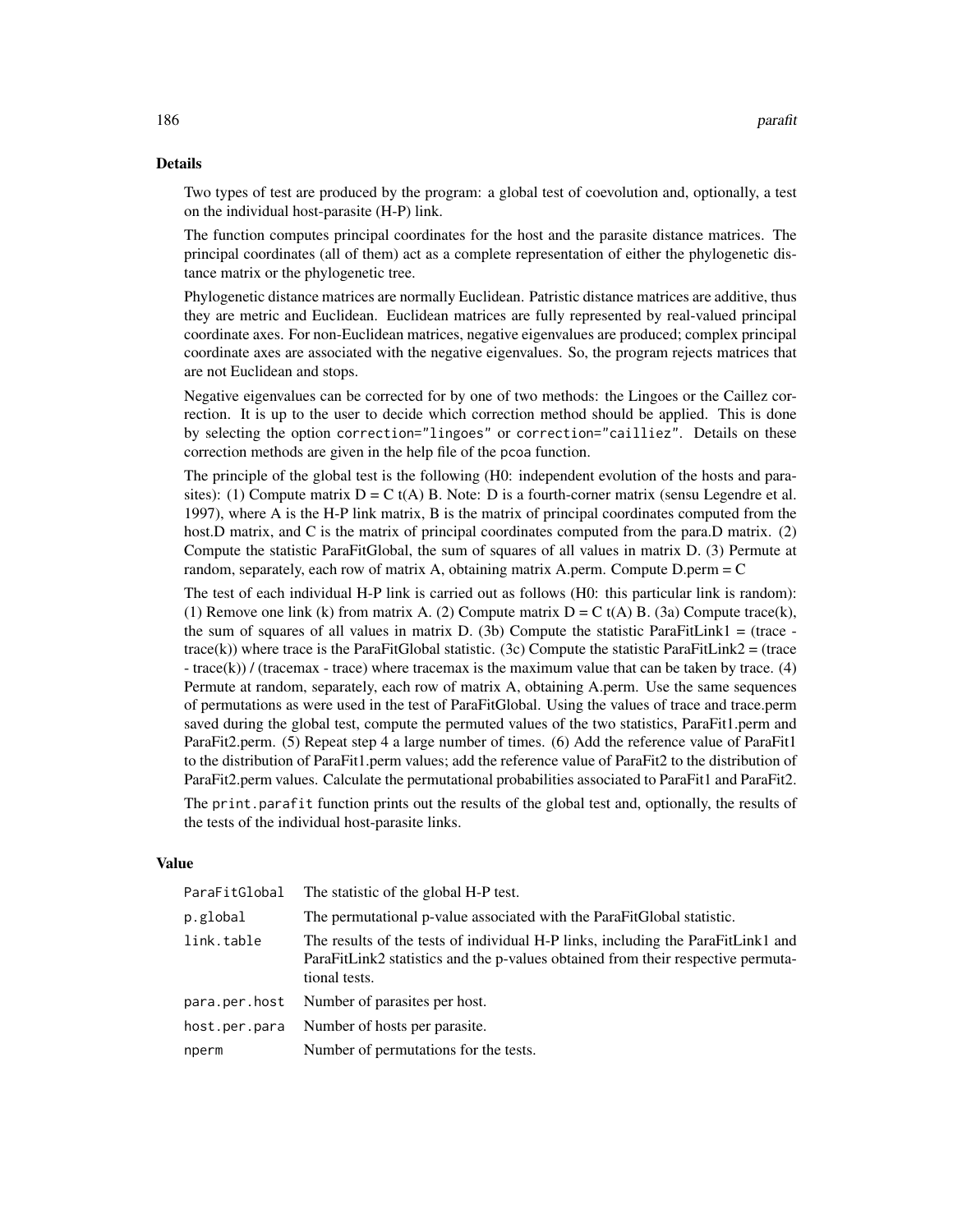## Details

Two types of test are produced by the program: a global test of coevolution and, optionally, a test on the individual host-parasite (H-P) link.

The function computes principal coordinates for the host and the parasite distance matrices. The principal coordinates (all of them) act as a complete representation of either the phylogenetic distance matrix or the phylogenetic tree.

Phylogenetic distance matrices are normally Euclidean. Patristic distance matrices are additive, thus they are metric and Euclidean. Euclidean matrices are fully represented by real-valued principal coordinate axes. For non-Euclidean matrices, negative eigenvalues are produced; complex principal coordinate axes are associated with the negative eigenvalues. So, the program rejects matrices that are not Euclidean and stops.

Negative eigenvalues can be corrected for by one of two methods: the Lingoes or the Caillez correction. It is up to the user to decide which correction method should be applied. This is done by selecting the option `correction="lingoes"` or `correction="cailliez"`. Details on these correction methods are given in the help file of the `pcoa` function.

The principle of the global test is the following (H0: independent evolution of the hosts and parasites): (1) Compute matrix D = C t(A) B. Note: D is a fourth-corner matrix (sensu Legendre et al. 1997), where A is the H-P link matrix, B is the matrix of principal coordinates computed from the host.D matrix, and C is the matrix of principal coordinates computed from the para.D matrix. (2) Compute the statistic ParaFitGlobal, the sum of squares of all values in matrix D. (3) Permute at random, separately, each row of matrix A, obtaining matrix A.perm. Compute D.perm = C

The test of each individual H-P link is carried out as follows (H0: this particular link is random): (1) Remove one link (k) from matrix A. (2) Compute matrix D = C t(A) B. (3a) Compute trace(k), the sum of squares of all values in matrix D. (3b) Compute the statistic ParaFitLink1 = (trace - trace(k)) where trace is the ParaFitGlobal statistic. (3c) Compute the statistic ParaFitLink2 = (trace - trace(k)) / (tracemax - trace) where tracemax is the maximum value that can be taken by trace. (4) Permute at random, separately, each row of matrix A, obtaining A.perm. Use the same sequences of permutations as were used in the test of ParaFitGlobal. Using the values of trace and trace.perm saved during the global test, compute the permuted values of the two statistics, ParaFit1.perm and ParaFit2.perm. (5) Repeat step 4 a large number of times. (6) Add the reference value of ParaFit1 to the distribution of ParaFit1.perm values; add the reference value of ParaFit2 to the distribution of ParaFit2.perm values. Calculate the permutational probabilities associated to ParaFit1 and ParaFit2.

The `print.parafit` function prints out the results of the global test and, optionally, the results of the tests of the individual host-parasite links.

## Value

| | |
|---|---|
| `ParaFitGlobal` | The statistic of the global H-P test. |
| `p.global` | The permutational p-value associated with the ParaFitGlobal statistic. |
| `link.table` | The results of the tests of individual H-P links, including the ParaFitLink1 and ParaFitLink2 statistics and the p-values obtained from their respective permutational tests. |
| `para.per.host` | Number of parasites per host. |
| `host.per.para` | Number of hosts per parasite. |
| `nperm` | Number of permutations for the tests. |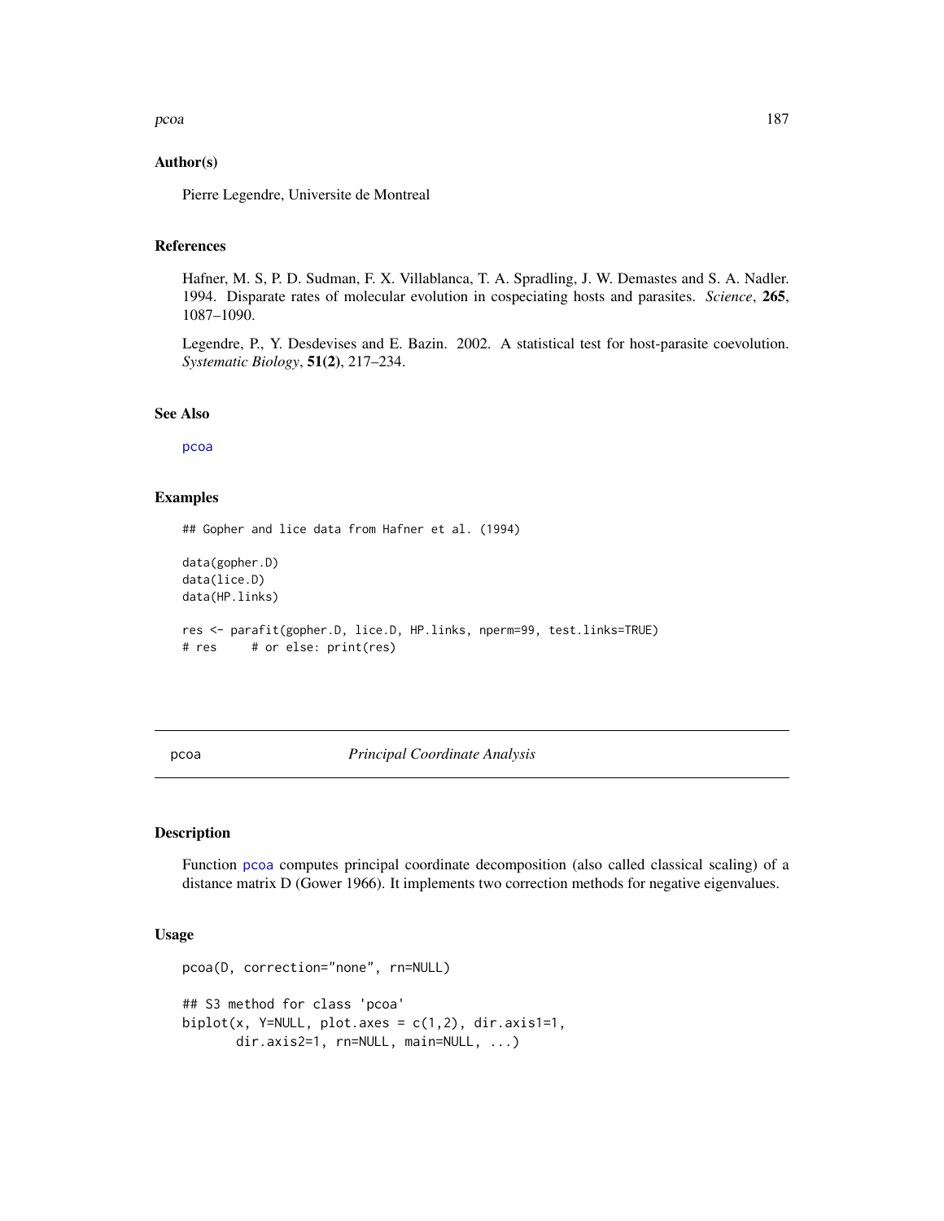## Author(s)

Pierre Legendre, Universite de Montreal

## References

Hafner, M. S, P. D. Sudman, F. X. Villablanca, T. A. Spradling, J. W. Demastes and S. A. Nadler. 1994. Disparate rates of molecular evolution in cospeciating hosts and parasites. *Science*, **265**, 1087–1090.

Legendre, P., Y. Desdevises and E. Bazin. 2002. A statistical test for host-parasite coevolution. *Systematic Biology*, **51(2)**, 217–234.

## See Also

`pcoa`

## Examples

```
## Gopher and lice data from Hafner et al. (1994)

data(gopher.D)
data(lice.D)
data(HP.links)

res <- parafit(gopher.D, lice.D, HP.links, nperm=99, test.links=TRUE)
# res     # or else: print(res)
```

---

# pcoa — *Principal Coordinate Analysis*

---

## Description

Function `pcoa` computes principal coordinate decomposition (also called classical scaling) of a distance matrix D (Gower 1966). It implements two correction methods for negative eigenvalues.

## Usage

```
pcoa(D, correction="none", rn=NULL)

## S3 method for class 'pcoa'
biplot(x, Y=NULL, plot.axes = c(1,2), dir.axis1=1,
       dir.axis2=1, rn=NULL, main=NULL, ...)
```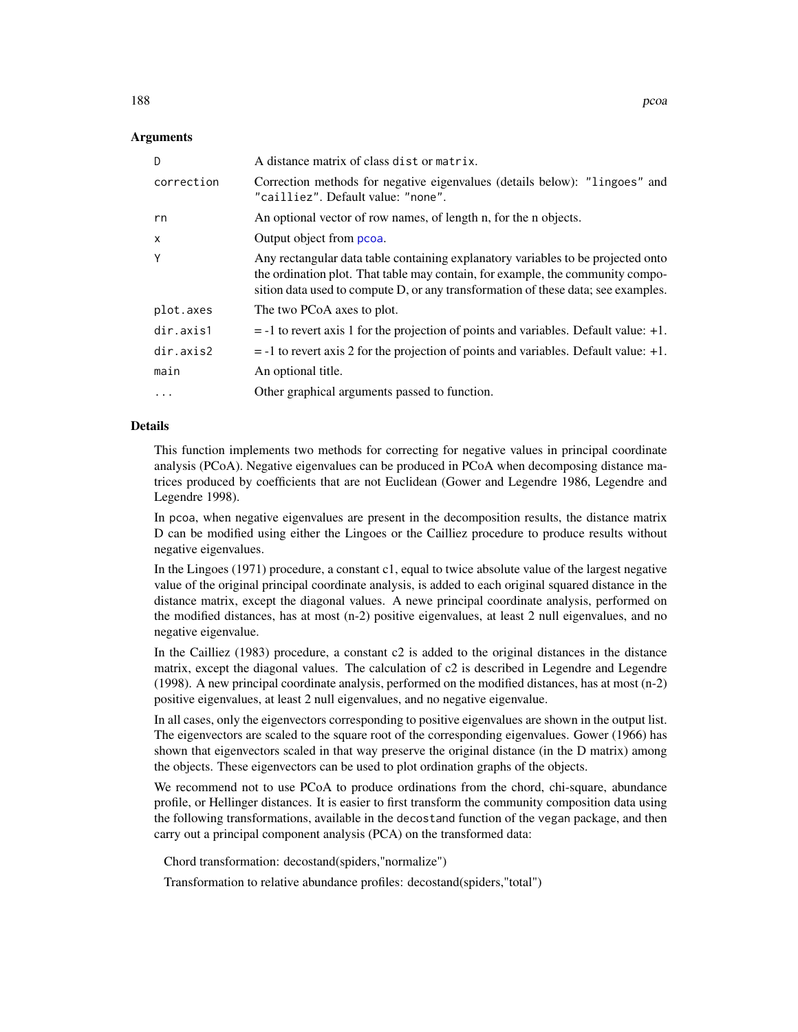### Arguments

| | |
|---|---|
| D | A distance matrix of class `dist` or `matrix`. |
| correction | Correction methods for negative eigenvalues (details below): `"lingoes"` and `"cailliez"`. Default value: `"none"`. |
| rn | An optional vector of row names, of length n, for the n objects. |
| x | Output object from `pcoa`. |
| Y | Any rectangular data table containing explanatory variables to be projected onto the ordination plot. That table may contain, for example, the community composition data used to compute D, or any transformation of these data; see examples. |
| plot.axes | The two PCoA axes to plot. |
| dir.axis1 | = -1 to revert axis 1 for the projection of points and variables. Default value: +1. |
| dir.axis2 | = -1 to revert axis 2 for the projection of points and variables. Default value: +1. |
| main | An optional title. |
| ... | Other graphical arguments passed to function. |

### Details

This function implements two methods for correcting for negative values in principal coordinate analysis (PCoA). Negative eigenvalues can be produced in PCoA when decomposing distance matrices produced by coefficients that are not Euclidean (Gower and Legendre 1986, Legendre and Legendre 1998).

In `pcoa`, when negative eigenvalues are present in the decomposition results, the distance matrix D can be modified using either the Lingoes or the Cailliez procedure to produce results without negative eigenvalues.

In the Lingoes (1971) procedure, a constant c1, equal to twice absolute value of the largest negative value of the original principal coordinate analysis, is added to each original squared distance in the distance matrix, except the diagonal values. A newe principal coordinate analysis, performed on the modified distances, has at most (n-2) positive eigenvalues, at least 2 null eigenvalues, and no negative eigenvalue.

In the Cailliez (1983) procedure, a constant c2 is added to the original distances in the distance matrix, except the diagonal values. The calculation of c2 is described in Legendre and Legendre (1998). A new principal coordinate analysis, performed on the modified distances, has at most (n-2) positive eigenvalues, at least 2 null eigenvalues, and no negative eigenvalue.

In all cases, only the eigenvectors corresponding to positive eigenvalues are shown in the output list. The eigenvectors are scaled to the square root of the corresponding eigenvalues. Gower (1966) has shown that eigenvectors scaled in that way preserve the original distance (in the D matrix) among the objects. These eigenvectors can be used to plot ordination graphs of the objects.

We recommend not to use PCoA to produce ordinations from the chord, chi-square, abundance profile, or Hellinger distances. It is easier to first transform the community composition data using the following transformations, available in the `decostand` function of the `vegan` package, and then carry out a principal component analysis (PCA) on the transformed data:

Chord transformation: decostand(spiders,"normalize")

Transformation to relative abundance profiles: decostand(spiders,"total")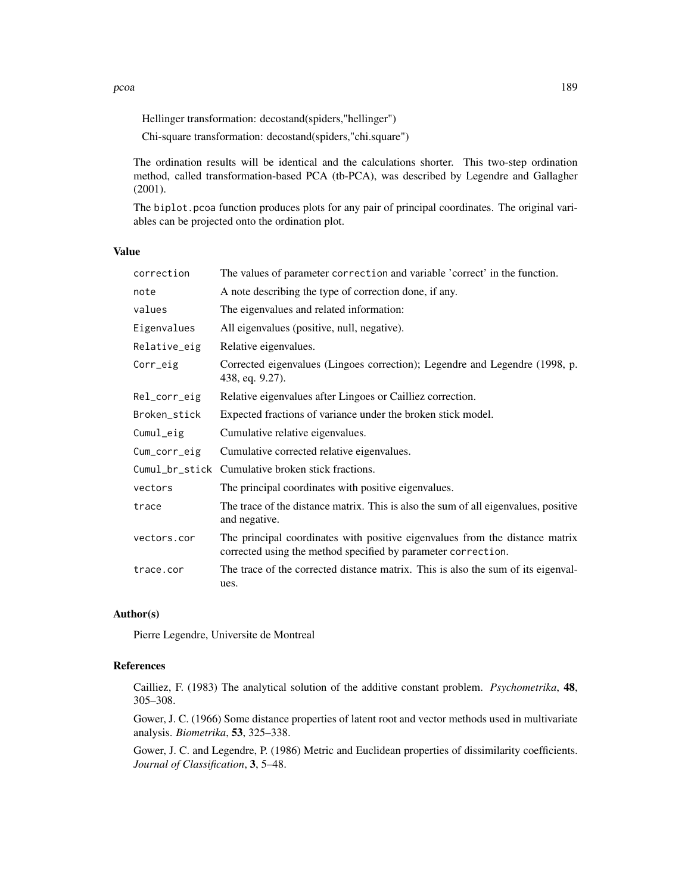Hellinger transformation: decostand(spiders,"hellinger")

Chi-square transformation: decostand(spiders,"chi.square")

The ordination results will be identical and the calculations shorter. This two-step ordination method, called transformation-based PCA (tb-PCA), was described by Legendre and Gallagher (2001).

The `biplot.pcoa` function produces plots for any pair of principal coordinates. The original variables can be projected onto the ordination plot.

### Value

| | |
|---|---|
| `correction` | The values of parameter `correction` and variable 'correct' in the function. |
| `note` | A note describing the type of correction done, if any. |
| `values` | The eigenvalues and related information: |
| `Eigenvalues` | All eigenvalues (positive, null, negative). |
| `Relative_eig` | Relative eigenvalues. |
| `Corr_eig` | Corrected eigenvalues (Lingoes correction); Legendre and Legendre (1998, p. 438, eq. 9.27). |
| `Rel_corr_eig` | Relative eigenvalues after Lingoes or Cailliez correction. |
| `Broken_stick` | Expected fractions of variance under the broken stick model. |
| `Cumul_eig` | Cumulative relative eigenvalues. |
| `Cum_corr_eig` | Cumulative corrected relative eigenvalues. |
| `Cumul_br_stick` | Cumulative broken stick fractions. |
| `vectors` | The principal coordinates with positive eigenvalues. |
| `trace` | The trace of the distance matrix. This is also the sum of all eigenvalues, positive and negative. |
| `vectors.cor` | The principal coordinates with positive eigenvalues from the distance matrix corrected using the method specified by parameter `correction`. |
| `trace.cor` | The trace of the corrected distance matrix. This is also the sum of its eigenvalues. |

### Author(s)

Pierre Legendre, Universite de Montreal

### References

Cailliez, F. (1983) The analytical solution of the additive constant problem. *Psychometrika*, **48**, 305–308.

Gower, J. C. (1966) Some distance properties of latent root and vector methods used in multivariate analysis. *Biometrika*, **53**, 325–338.

Gower, J. C. and Legendre, P. (1986) Metric and Euclidean properties of dissimilarity coefficients. *Journal of Classification*, **3**, 5–48.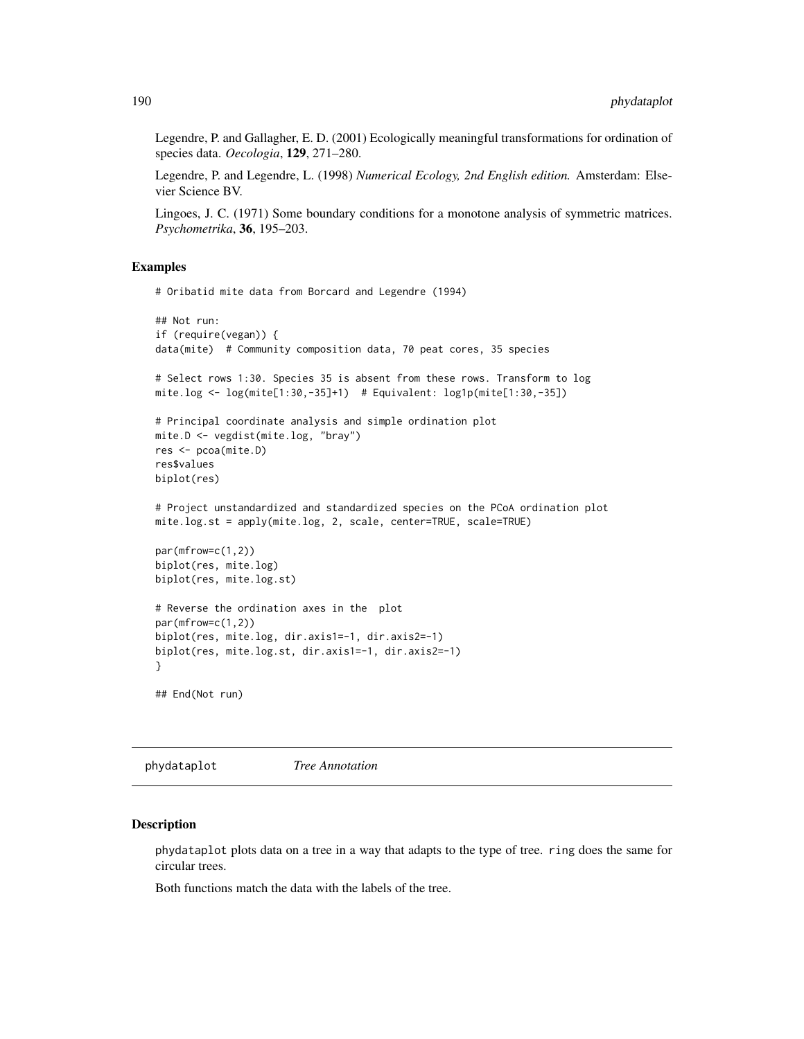Legendre, P. and Gallagher, E. D. (2001) Ecologically meaningful transformations for ordination of species data. *Oecologia*, **129**, 271–280.

Legendre, P. and Legendre, L. (1998) *Numerical Ecology, 2nd English edition.* Amsterdam: Elsevier Science BV.

Lingoes, J. C. (1971) Some boundary conditions for a monotone analysis of symmetric matrices. *Psychometrika*, **36**, 195–203.

## Examples

```
# Oribatid mite data from Borcard and Legendre (1994)

## Not run:
if (require(vegan)) {
data(mite)  # Community composition data, 70 peat cores, 35 species

# Select rows 1:30. Species 35 is absent from these rows. Transform to log
mite.log <- log(mite[1:30,-35]+1)  # Equivalent: log1p(mite[1:30,-35])

# Principal coordinate analysis and simple ordination plot
mite.D <- vegdist(mite.log, "bray")
res <- pcoa(mite.D)
res$values
biplot(res)

# Project unstandardized and standardized species on the PCoA ordination plot
mite.log.st = apply(mite.log, 2, scale, center=TRUE, scale=TRUE)

par(mfrow=c(1,2))
biplot(res, mite.log)
biplot(res, mite.log.st)

# Reverse the ordination axes in the  plot
par(mfrow=c(1,2))
biplot(res, mite.log, dir.axis1=-1, dir.axis2=-1)
biplot(res, mite.log.st, dir.axis1=-1, dir.axis2=-1)
}

## End(Not run)
```

---

# phydataplot *Tree Annotation*

## Description

phydataplot plots data on a tree in a way that adapts to the type of tree. ring does the same for circular trees.

Both functions match the data with the labels of the tree.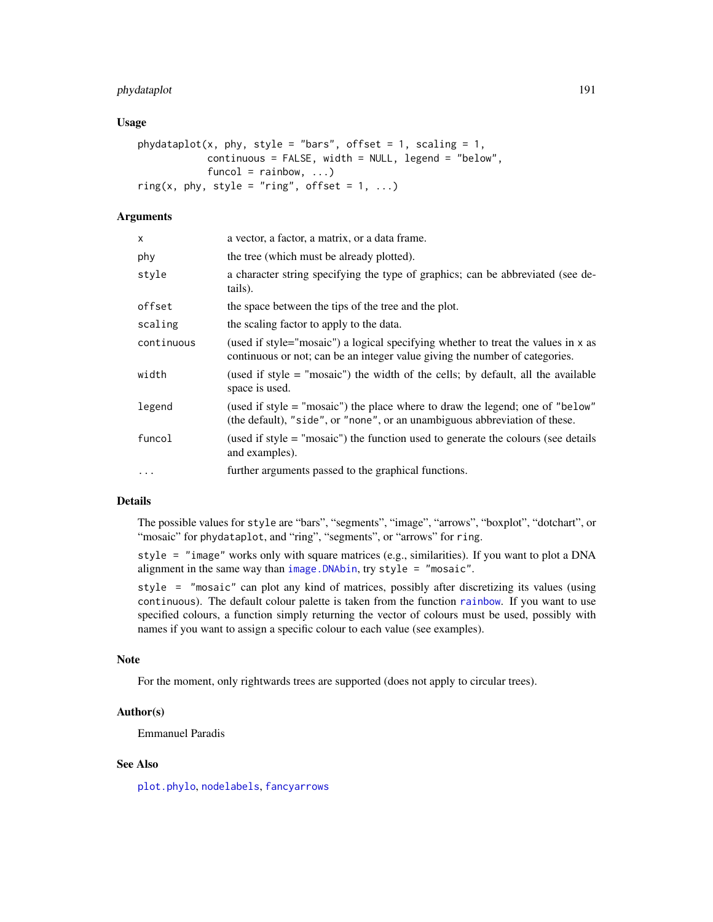## Usage

```
phydataplot(x, phy, style = "bars", offset = 1, scaling = 1,
            continuous = FALSE, width = NULL, legend = "below",
            funcol = rainbow, ...)
ring(x, phy, style = "ring", offset = 1, ...)
```

## Arguments

| | |
|---|---|
| `x` | a vector, a factor, a matrix, or a data frame. |
| `phy` | the tree (which must be already plotted). |
| `style` | a character string specifying the type of graphics; can be abbreviated (see details). |
| `offset` | the space between the tips of the tree and the plot. |
| `scaling` | the scaling factor to apply to the data. |
| `continuous` | (used if style="mosaic") a logical specifying whether to treat the values in `x` as continuous or not; can be an integer value giving the number of categories. |
| `width` | (used if style = "mosaic") the width of the cells; by default, all the available space is used. |
| `legend` | (used if style = "mosaic") the place where to draw the legend; one of `"below"` (the default), `"side"`, or `"none"`, or an unambiguous abbreviation of these. |
| `funcol` | (used if style = "mosaic") the function used to generate the colours (see details and examples). |
| `...` | further arguments passed to the graphical functions. |

## Details

The possible values for `style` are "bars", "segments", "image", "arrows", "boxplot", "dotchart", or "mosaic" for `phydataplot`, and "ring", "segments", or "arrows" for `ring`.

`style = "image"` works only with square matrices (e.g., similarities). If you want to plot a DNA alignment in the same way than `image.DNAbin`, try `style = "mosaic"`.

`style = "mosaic"` can plot any kind of matrices, possibly after discretizing its values (using `continuous`). The default colour palette is taken from the function `rainbow`. If you want to use specified colours, a function simply returning the vector of colours must be used, possibly with names if you want to assign a specific colour to each value (see examples).

## Note

For the moment, only rightwards trees are supported (does not apply to circular trees).

## Author(s)

Emmanuel Paradis

## See Also

`plot.phylo`, `nodelabels`, `fancyarrows`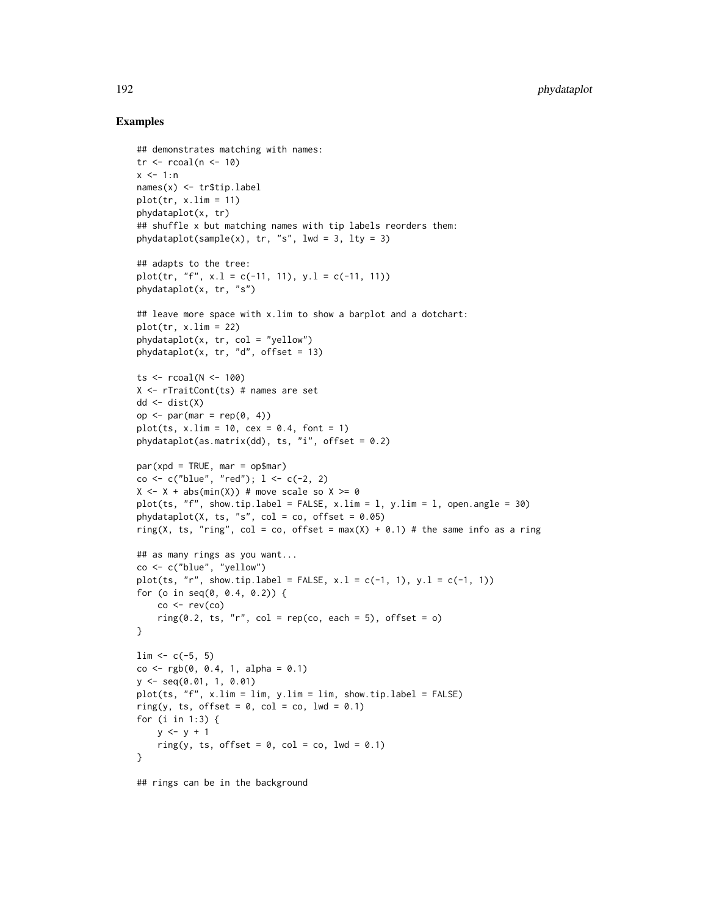## Examples

```
## demonstrates matching with names:
tr <- rcoal(n <- 10)
x <- 1:n
names(x) <- tr$tip.label
plot(tr, x.lim = 11)
phydataplot(x, tr)
## shuffle x but matching names with tip labels reorders them:
phydataplot(sample(x), tr, "s", lwd = 3, lty = 3)

## adapts to the tree:
plot(tr, "f", x.l = c(-11, 11), y.l = c(-11, 11))
phydataplot(x, tr, "s")

## leave more space with x.lim to show a barplot and a dotchart:
plot(tr, x.lim = 22)
phydataplot(x, tr, col = "yellow")
phydataplot(x, tr, "d", offset = 13)

ts <- rcoal(N <- 100)
X <- rTraitCont(ts) # names are set
dd <- dist(X)
op <- par(mar = rep(0, 4))
plot(ts, x.lim = 10, cex = 0.4, font = 1)
phydataplot(as.matrix(dd), ts, "i", offset = 0.2)

par(xpd = TRUE, mar = op$mar)
co <- c("blue", "red"); l <- c(-2, 2)
X <- X + abs(min(X)) # move scale so X >= 0
plot(ts, "f", show.tip.label = FALSE, x.lim = l, y.lim = l, open.angle = 30)
phydataplot(X, ts, "s", col = co, offset = 0.05)
ring(X, ts, "ring", col = co, offset = max(X) + 0.1) # the same info as a ring

## as many rings as you want...
co <- c("blue", "yellow")
plot(ts, "r", show.tip.label = FALSE, x.l = c(-1, 1), y.l = c(-1, 1))
for (o in seq(0, 0.4, 0.2)) {
    co <- rev(co)
    ring(0.2, ts, "r", col = rep(co, each = 5), offset = o)
}

lim <- c(-5, 5)
co <- rgb(0, 0.4, 1, alpha = 0.1)
y <- seq(0.01, 1, 0.01)
plot(ts, "f", x.lim = lim, y.lim = lim, show.tip.label = FALSE)
ring(y, ts, offset = 0, col = co, lwd = 0.1)
for (i in 1:3) {
    y <- y + 1
    ring(y, ts, offset = 0, col = co, lwd = 0.1)
}

## rings can be in the background
```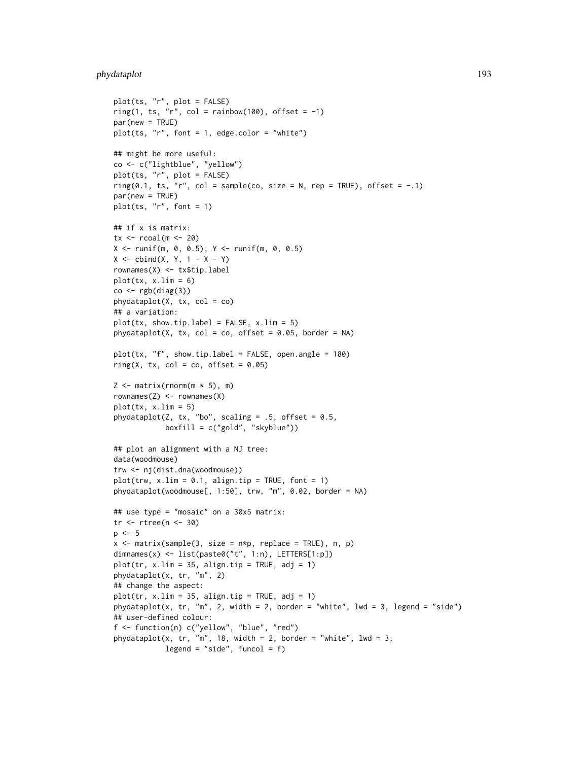```
plot(ts, "r", plot = FALSE)
ring(1, ts, "r", col = rainbow(100), offset = -1)
par(new = TRUE)
plot(ts, "r", font = 1, edge.color = "white")

## might be more useful:
co <- c("lightblue", "yellow")
plot(ts, "r", plot = FALSE)
ring(0.1, ts, "r", col = sample(co, size = N, rep = TRUE), offset = -.1)
par(new = TRUE)
plot(ts, "r", font = 1)

## if x is matrix:
tx <- rcoal(m <- 20)
X <- runif(m, 0, 0.5); Y <- runif(m, 0, 0.5)
X <- cbind(X, Y, 1 - X - Y)
rownames(X) <- tx$tip.label
plot(tx, x.lim = 6)
co <- rgb(diag(3))
phydataplot(X, tx, col = co)
## a variation:
plot(tx, show.tip.label = FALSE, x.lim = 5)
phydataplot(X, tx, col = co, offset = 0.05, border = NA)

plot(tx, "f", show.tip.label = FALSE, open.angle = 180)
ring(X, tx, col = co, offset = 0.05)

Z <- matrix(rnorm(m * 5), m)
rownames(Z) <- rownames(X)
plot(tx, x.lim = 5)
phydataplot(Z, tx, "bo", scaling = .5, offset = 0.5,
            boxfill = c("gold", "skyblue"))

## plot an alignment with a NJ tree:
data(woodmouse)
trw <- nj(dist.dna(woodmouse))
plot(trw, x.lim = 0.1, align.tip = TRUE, font = 1)
phydataplot(woodmouse[, 1:50], trw, "m", 0.02, border = NA)

## use type = "mosaic" on a 30x5 matrix:
tr <- rtree(n <- 30)
p <- 5
x <- matrix(sample(3, size = n*p, replace = TRUE), n, p)
dimnames(x) <- list(paste0("t", 1:n), LETTERS[1:p])
plot(tr, x.lim = 35, align.tip = TRUE, adj = 1)
phydataplot(x, tr, "m", 2)
## change the aspect:
plot(tr, x.lim = 35, align.tip = TRUE, adj = 1)
phydataplot(x, tr, "m", 2, width = 2, border = "white", lwd = 3, legend = "side")
## user-defined colour:
f <- function(n) c("yellow", "blue", "red")
phydataplot(x, tr, "m", 18, width = 2, border = "white", lwd = 3,
            legend = "side", funcol = f)
```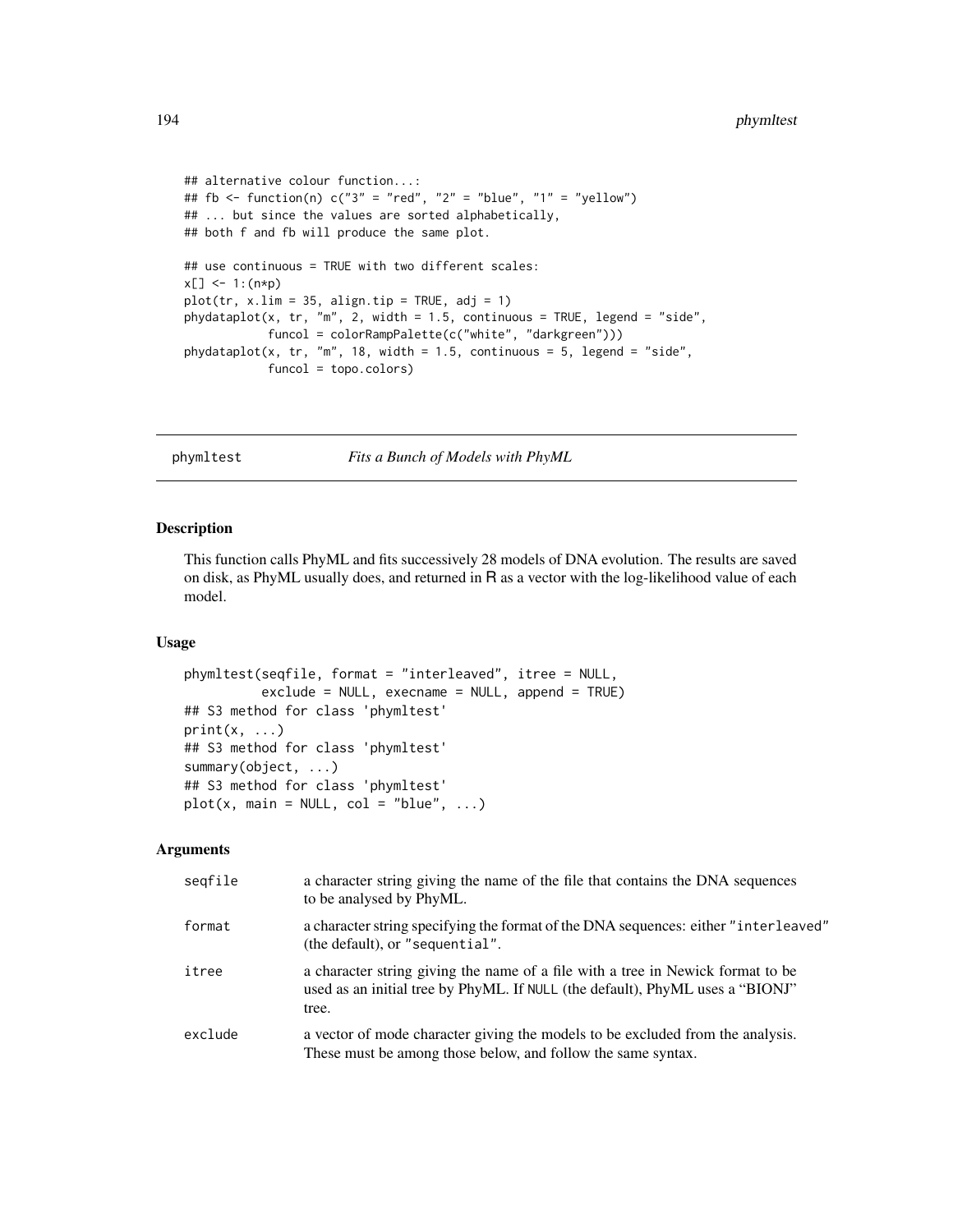```
## alternative colour function...:
## fb <- function(n) c("3" = "red", "2" = "blue", "1" = "yellow")
## ... but since the values are sorted alphabetically,
## both f and fb will produce the same plot.

## use continuous = TRUE with two different scales:
x[] <- 1:(n*p)
plot(tr, x.lim = 35, align.tip = TRUE, adj = 1)
phydataplot(x, tr, "m", 2, width = 1.5, continuous = TRUE, legend = "side",
            funcol = colorRampPalette(c("white", "darkgreen")))
phydataplot(x, tr, "m", 18, width = 1.5, continuous = 5, legend = "side",
            funcol = topo.colors)
```

---

## phymltest *Fits a Bunch of Models with PhyML*

### Description

This function calls PhyML and fits successively 28 models of DNA evolution. The results are saved on disk, as PhyML usually does, and returned in R as a vector with the log-likelihood value of each model.

### Usage

```
phymltest(seqfile, format = "interleaved", itree = NULL,
          exclude = NULL, execname = NULL, append = TRUE)
## S3 method for class 'phymltest'
print(x, ...)
## S3 method for class 'phymltest'
summary(object, ...)
## S3 method for class 'phymltest'
plot(x, main = NULL, col = "blue", ...)
```

### Arguments

| | |
|---|---|
| `seqfile` | a character string giving the name of the file that contains the DNA sequences to be analysed by PhyML. |
| `format` | a character string specifying the format of the DNA sequences: either `"interleaved"` (the default), or `"sequential"`. |
| `itree` | a character string giving the name of a file with a tree in Newick format to be used as an initial tree by PhyML. If `NULL` (the default), PhyML uses a "BIONJ" tree. |
| `exclude` | a vector of mode character giving the models to be excluded from the analysis. These must be among those below, and follow the same syntax. |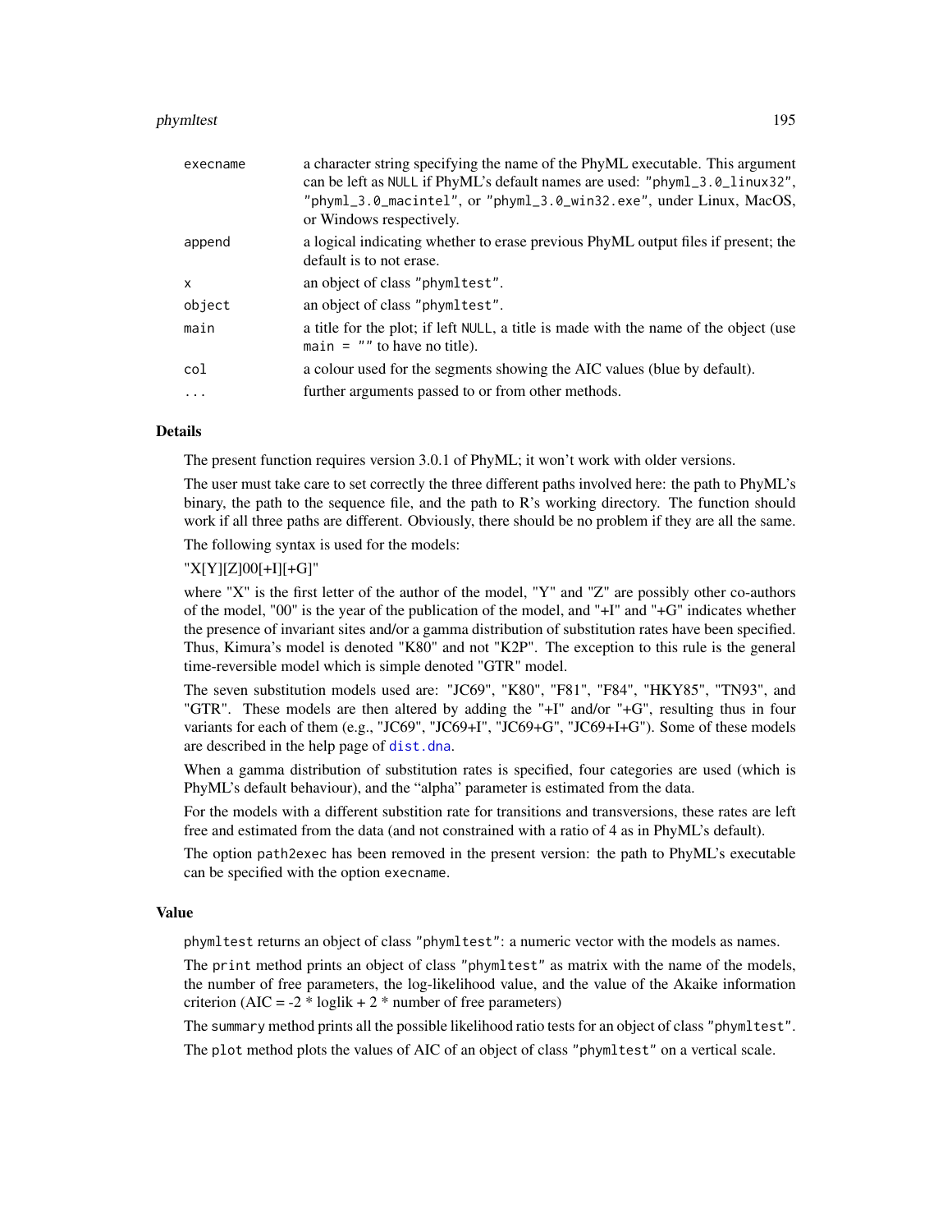| | |
|---|---|
| execname | a character string specifying the name of the PhyML executable. This argument can be left as NULL if PhyML's default names are used: "phyml_3.0_linux32", "phyml_3.0_macintel", or "phyml_3.0_win32.exe", under Linux, MacOS, or Windows respectively. |
| append | a logical indicating whether to erase previous PhyML output files if present; the default is to not erase. |
| x | an object of class "phymltest". |
| object | an object of class "phymltest". |
| main | a title for the plot; if left NULL, a title is made with the name of the object (use main = "" to have no title). |
| col | a colour used for the segments showing the AIC values (blue by default). |
| ... | further arguments passed to or from other methods. |

## Details

The present function requires version 3.0.1 of PhyML; it won't work with older versions.

The user must take care to set correctly the three different paths involved here: the path to PhyML's binary, the path to the sequence file, and the path to R's working directory. The function should work if all three paths are different. Obviously, there should be no problem if they are all the same.

The following syntax is used for the models:

"X[Y][Z]00[+I][+G]"

where "X" is the first letter of the author of the model, "Y" and "Z" are possibly other co-authors of the model, "00" is the year of the publication of the model, and "+I" and "+G" indicates whether the presence of invariant sites and/or a gamma distribution of substitution rates have been specified. Thus, Kimura's model is denoted "K80" and not "K2P". The exception to this rule is the general time-reversible model which is simple denoted "GTR" model.

The seven substitution models used are: "JC69", "K80", "F81", "F84", "HKY85", "TN93", and "GTR". These models are then altered by adding the "+I" and/or "+G", resulting thus in four variants for each of them (e.g., "JC69", "JC69+I", "JC69+G", "JC69+I+G"). Some of these models are described in the help page of dist.dna.

When a gamma distribution of substitution rates is specified, four categories are used (which is PhyML's default behaviour), and the "alpha" parameter is estimated from the data.

For the models with a different substition rate for transitions and transversions, these rates are left free and estimated from the data (and not constrained with a ratio of 4 as in PhyML's default).

The option path2exec has been removed in the present version: the path to PhyML's executable can be specified with the option execname.

## Value

phymltest returns an object of class "phymltest": a numeric vector with the models as names.

The print method prints an object of class "phymltest" as matrix with the name of the models, the number of free parameters, the log-likelihood value, and the value of the Akaike information criterion (AIC = -2 * loglik + 2 * number of free parameters)

The summary method prints all the possible likelihood ratio tests for an object of class "phymltest".

The plot method plots the values of AIC of an object of class "phymltest" on a vertical scale.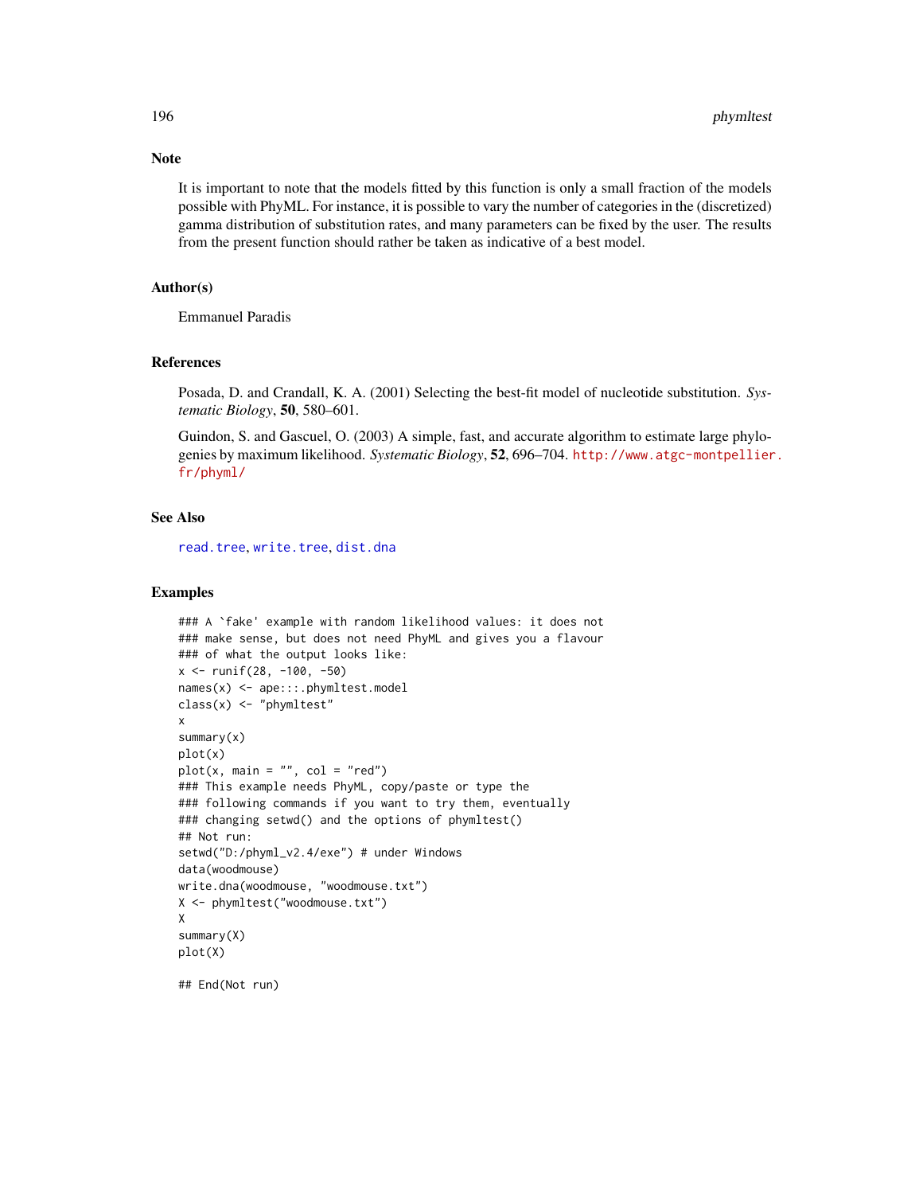## Note

It is important to note that the models fitted by this function is only a small fraction of the models possible with PhyML. For instance, it is possible to vary the number of categories in the (discretized) gamma distribution of substitution rates, and many parameters can be fixed by the user. The results from the present function should rather be taken as indicative of a best model.

## Author(s)

Emmanuel Paradis

## References

Posada, D. and Crandall, K. A. (2001) Selecting the best-fit model of nucleotide substitution. *Systematic Biology*, **50**, 580–601.

Guindon, S. and Gascuel, O. (2003) A simple, fast, and accurate algorithm to estimate large phylogenies by maximum likelihood. *Systematic Biology*, **52**, 696–704. http://www.atgc-montpellier.fr/phyml/

## See Also

read.tree, write.tree, dist.dna

## Examples

```
### A `fake' example with random likelihood values: it does not
### make sense, but does not need PhyML and gives you a flavour
### of what the output looks like:
x <- runif(28, -100, -50)
names(x) <- ape:::.phymltest.model
class(x) <- "phymltest"
x
summary(x)
plot(x)
plot(x, main = "", col = "red")
### This example needs PhyML, copy/paste or type the
### following commands if you want to try them, eventually
### changing setwd() and the options of phymltest()
## Not run:
setwd("D:/phyml_v2.4/exe") # under Windows
data(woodmouse)
write.dna(woodmouse, "woodmouse.txt")
X <- phymltest("woodmouse.txt")
X
summary(X)
plot(X)

## End(Not run)
```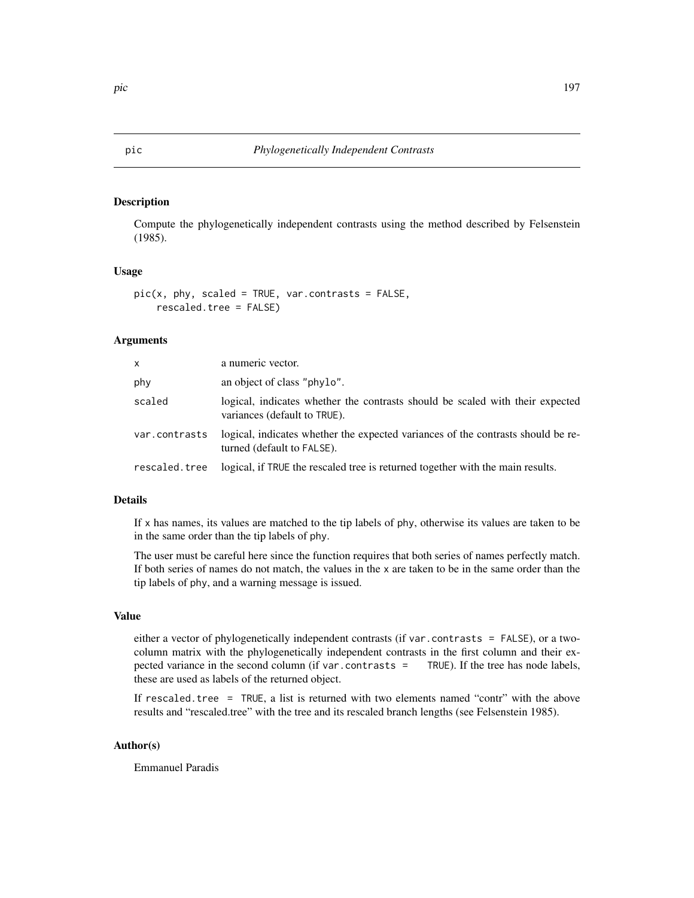## pic    *Phylogenetically Independent Contrasts*

### Description

Compute the phylogenetically independent contrasts using the method described by Felsenstein (1985).

### Usage

```
pic(x, phy, scaled = TRUE, var.contrasts = FALSE,
    rescaled.tree = FALSE)
```

### Arguments

| | |
|---|---|
| x | a numeric vector. |
| phy | an object of class "phylo". |
| scaled | logical, indicates whether the contrasts should be scaled with their expected variances (default to TRUE). |
| var.contrasts | logical, indicates whether the expected variances of the contrasts should be returned (default to FALSE). |
| rescaled.tree | logical, if TRUE the rescaled tree is returned together with the main results. |

### Details

If x has names, its values are matched to the tip labels of phy, otherwise its values are taken to be in the same order than the tip labels of phy.

The user must be careful here since the function requires that both series of names perfectly match. If both series of names do not match, the values in the x are taken to be in the same order than the tip labels of phy, and a warning message is issued.

### Value

either a vector of phylogenetically independent contrasts (if var.contrasts = FALSE), or a two-column matrix with the phylogenetically independent contrasts in the first column and their expected variance in the second column (if var.contrasts = TRUE). If the tree has node labels, these are used as labels of the returned object.

If rescaled.tree = TRUE, a list is returned with two elements named "contr" with the above results and "rescaled.tree" with the tree and its rescaled branch lengths (see Felsenstein 1985).

### Author(s)

Emmanuel Paradis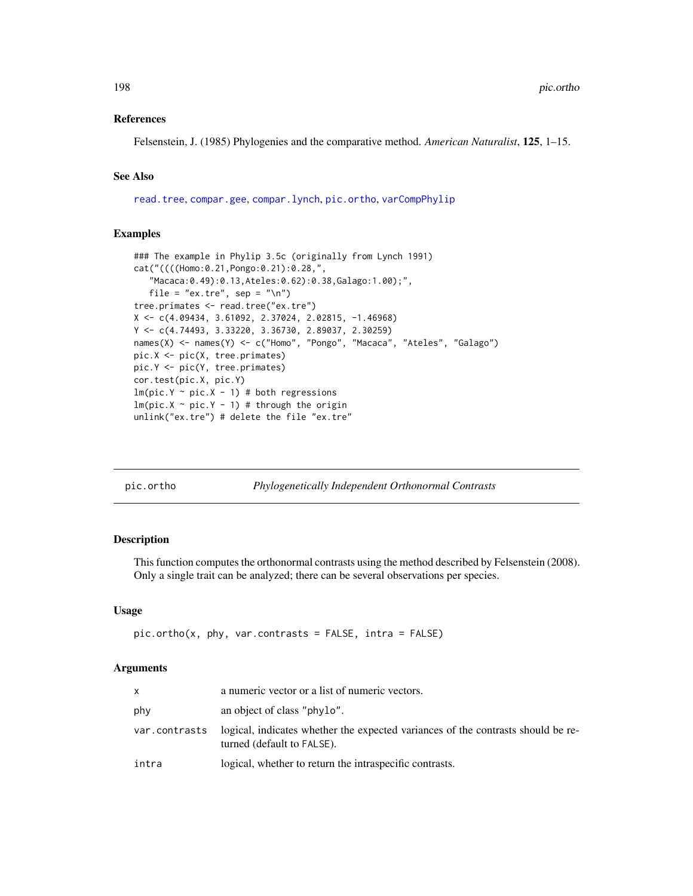### References

Felsenstein, J. (1985) Phylogenies and the comparative method. *American Naturalist*, **125**, 1–15.

### See Also

`read.tree`, `compar.gee`, `compar.lynch`, `pic.ortho`, `varCompPhylip`

### Examples

```
### The example in Phylip 3.5c (originally from Lynch 1991)
cat("((((Homo:0.21,Pongo:0.21):0.28,",
   "Macaca:0.49):0.13,Ateles:0.62):0.38,Galago:1.00);",
   file = "ex.tre", sep = "\n")
tree.primates <- read.tree("ex.tre")
X <- c(4.09434, 3.61092, 2.37024, 2.02815, -1.46968)
Y <- c(4.74493, 3.33220, 3.36730, 2.89037, 2.30259)
names(X) <- names(Y) <- c("Homo", "Pongo", "Macaca", "Ateles", "Galago")
pic.X <- pic(X, tree.primates)
pic.Y <- pic(Y, tree.primates)
cor.test(pic.X, pic.Y)
lm(pic.Y ~ pic.X - 1) # both regressions
lm(pic.X ~ pic.Y - 1) # through the origin
unlink("ex.tre") # delete the file "ex.tre"
```

---

## pic.ortho — *Phylogenetically Independent Orthonormal Contrasts*

### Description

This function computes the orthonormal contrasts using the method described by Felsenstein (2008). Only a single trait can be analyzed; there can be several observations per species.

### Usage

```
pic.ortho(x, phy, var.contrasts = FALSE, intra = FALSE)
```

### Arguments

| | |
|---|---|
| `x` | a numeric vector or a list of numeric vectors. |
| `phy` | an object of class "phylo". |
| `var.contrasts` | logical, indicates whether the expected variances of the contrasts should be returned (default to `FALSE`). |
| `intra` | logical, whether to return the intraspecific contrasts. |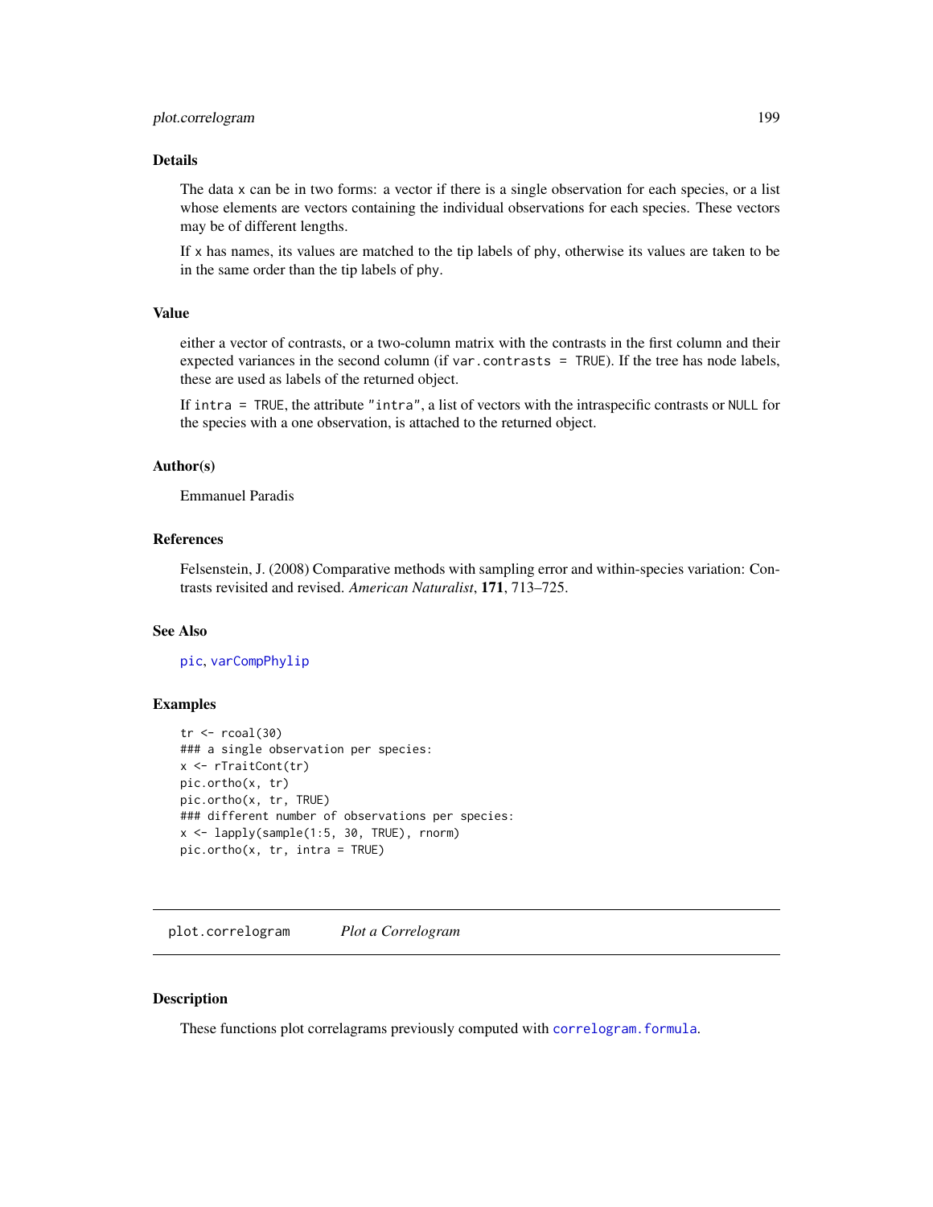### Details

The data `x` can be in two forms: a vector if there is a single observation for each species, or a list whose elements are vectors containing the individual observations for each species. These vectors may be of different lengths.

If `x` has names, its values are matched to the tip labels of `phy`, otherwise its values are taken to be in the same order than the tip labels of `phy`.

### Value

either a vector of contrasts, or a two-column matrix with the contrasts in the first column and their expected variances in the second column (if `var.contrasts = TRUE`). If the tree has node labels, these are used as labels of the returned object.

If `intra = TRUE`, the attribute `"intra"`, a list of vectors with the intraspecific contrasts or `NULL` for the species with a one observation, is attached to the returned object.

### Author(s)

Emmanuel Paradis

### References

Felsenstein, J. (2008) Comparative methods with sampling error and within-species variation: Contrasts revisited and revised. *American Naturalist*, **171**, 713–725.

### See Also

`pic`, `varCompPhylip`

### Examples

```
tr <- rcoal(30)
### a single observation per species:
x <- rTraitCont(tr)
pic.ortho(x, tr)
pic.ortho(x, tr, TRUE)
### different number of observations per species:
x <- lapply(sample(1:5, 30, TRUE), rnorm)
pic.ortho(x, tr, intra = TRUE)
```

---

## plot.correlogram *Plot a Correlogram*

### Description

These functions plot correlagrams previously computed with `correlogram.formula`.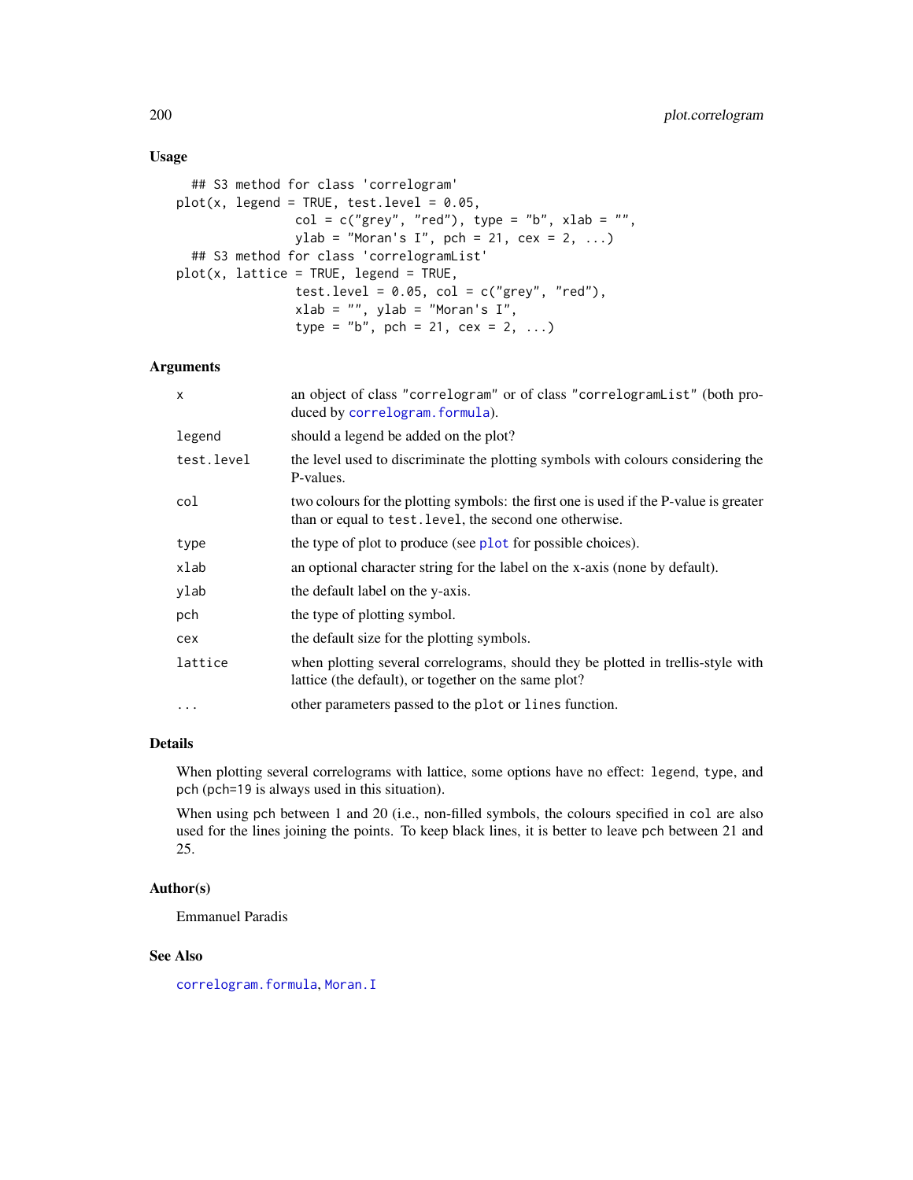### Usage

```
## S3 method for class 'correlogram'
plot(x, legend = TRUE, test.level = 0.05,
                col = c("grey", "red"), type = "b", xlab = "",
                ylab = "Moran's I", pch = 21, cex = 2, ...)
## S3 method for class 'correlogramList'
plot(x, lattice = TRUE, legend = TRUE,
                test.level = 0.05, col = c("grey", "red"),
                xlab = "", ylab = "Moran's I",
                type = "b", pch = 21, cex = 2, ...)
```

### Arguments

| | |
|---|---|
| `x` | an object of class "correlogram" or of class "correlogramList" (both produced by `correlogram.formula`). |
| `legend` | should a legend be added on the plot? |
| `test.level` | the level used to discriminate the plotting symbols with colours considering the P-values. |
| `col` | two colours for the plotting symbols: the first one is used if the P-value is greater than or equal to `test.level`, the second one otherwise. |
| `type` | the type of plot to produce (see `plot` for possible choices). |
| `xlab` | an optional character string for the label on the x-axis (none by default). |
| `ylab` | the default label on the y-axis. |
| `pch` | the type of plotting symbol. |
| `cex` | the default size for the plotting symbols. |
| `lattice` | when plotting several correlograms, should they be plotted in trellis-style with lattice (the default), or together on the same plot? |
| `...` | other parameters passed to the `plot` or `lines` function. |

### Details

When plotting several correlograms with lattice, some options have no effect: `legend`, `type`, and `pch` (`pch=19` is always used in this situation).

When using `pch` between 1 and 20 (i.e., non-filled symbols, the colours specified in `col` are also used for the lines joining the points. To keep black lines, it is better to leave `pch` between 21 and 25.

### Author(s)

Emmanuel Paradis

### See Also

`correlogram.formula`, `Moran.I`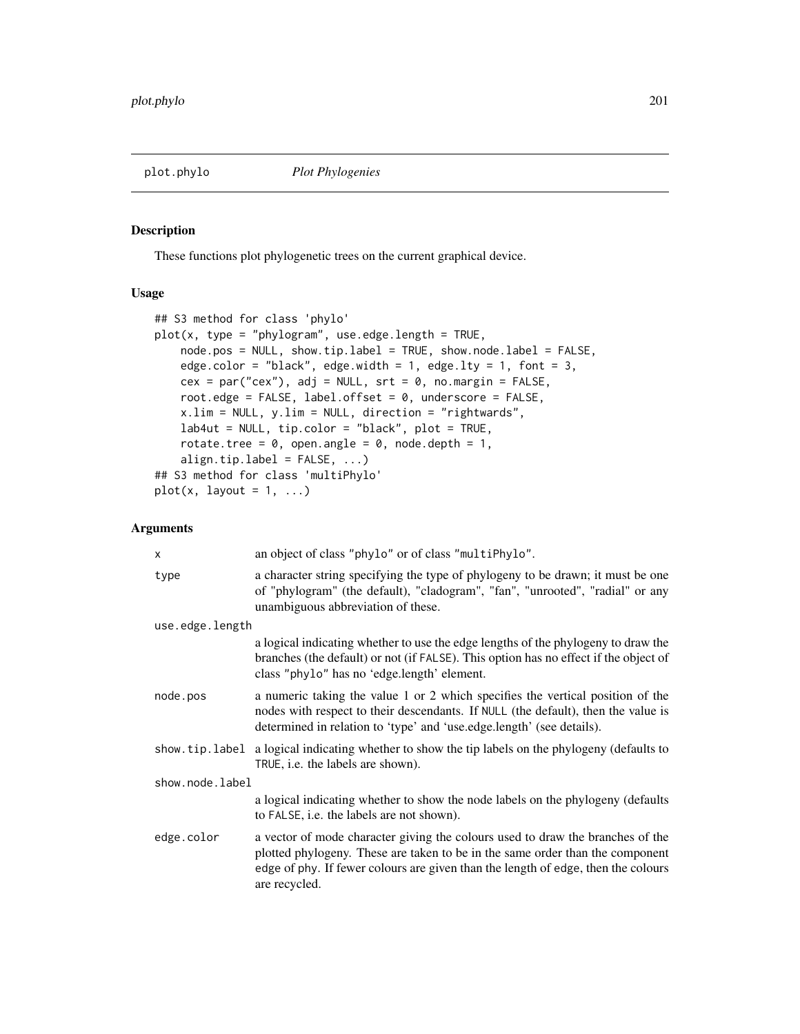plot.phylo *Plot Phylogenies*

## Description

These functions plot phylogenetic trees on the current graphical device.

## Usage

```
## S3 method for class 'phylo'
plot(x, type = "phylogram", use.edge.length = TRUE,
    node.pos = NULL, show.tip.label = TRUE, show.node.label = FALSE,
    edge.color = "black", edge.width = 1, edge.lty = 1, font = 3,
    cex = par("cex"), adj = NULL, srt = 0, no.margin = FALSE,
    root.edge = FALSE, label.offset = 0, underscore = FALSE,
    x.lim = NULL, y.lim = NULL, direction = "rightwards",
    lab4ut = NULL, tip.color = "black", plot = TRUE,
    rotate.tree = 0, open.angle = 0, node.depth = 1,
    align.tip.label = FALSE, ...)
## S3 method for class 'multiPhylo'
plot(x, layout = 1, ...)
```

## Arguments

| | |
|---|---|
| x | an object of class "phylo" or of class "multiPhylo". |
| type | a character string specifying the type of phylogeny to be drawn; it must be one of "phylogram" (the default), "cladogram", "fan", "unrooted", "radial" or any unambiguous abbreviation of these. |
| use.edge.length | a logical indicating whether to use the edge lengths of the phylogeny to draw the branches (the default) or not (if FALSE). This option has no effect if the object of class "phylo" has no 'edge.length' element. |
| node.pos | a numeric taking the value 1 or 2 which specifies the vertical position of the nodes with respect to their descendants. If NULL (the default), then the value is determined in relation to 'type' and 'use.edge.length' (see details). |
| show.tip.label | a logical indicating whether to show the tip labels on the phylogeny (defaults to TRUE, i.e. the labels are shown). |
| show.node.label | a logical indicating whether to show the node labels on the phylogeny (defaults to FALSE, i.e. the labels are not shown). |
| edge.color | a vector of mode character giving the colours used to draw the branches of the plotted phylogeny. These are taken to be in the same order than the component edge of phy. If fewer colours are given than the length of edge, then the colours are recycled. |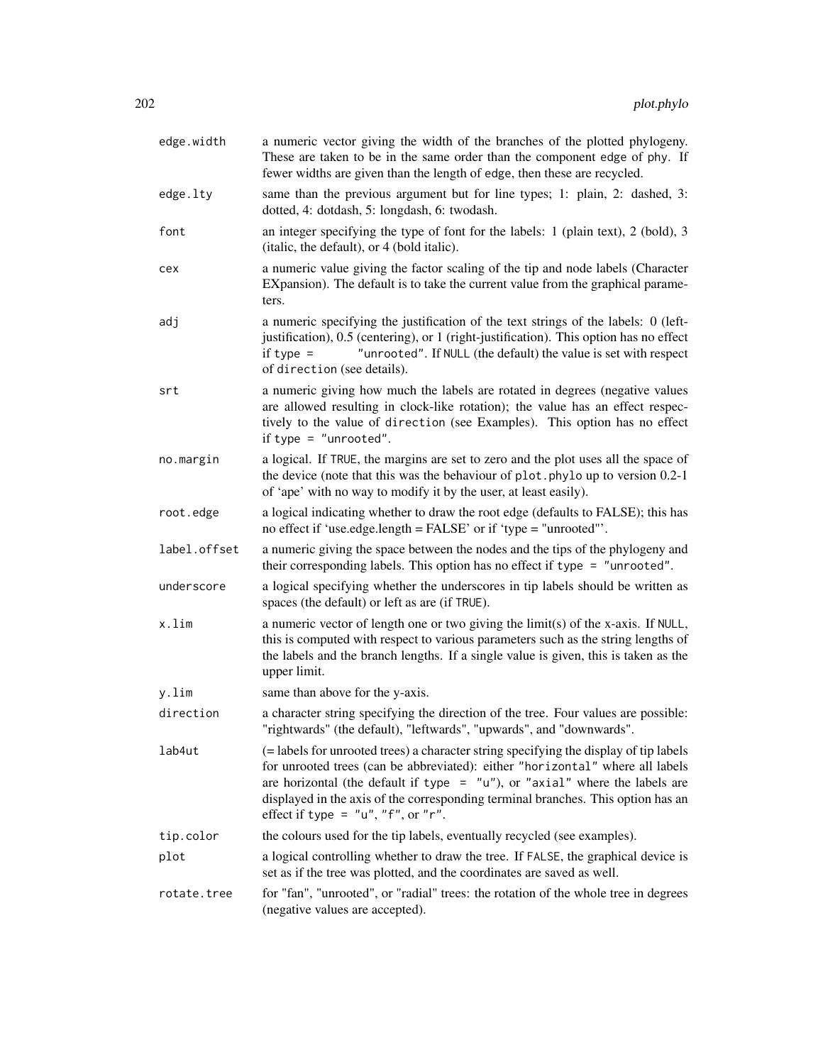| | |
|---|---|
| `edge.width` | a numeric vector giving the width of the branches of the plotted phylogeny. These are taken to be in the same order than the component edge of `phy`. If fewer widths are given than the length of edge, then these are recycled. |
| `edge.lty` | same than the previous argument but for line types; 1: plain, 2: dashed, 3: dotted, 4: dotdash, 5: longdash, 6: twodash. |
| `font` | an integer specifying the type of font for the labels: 1 (plain text), 2 (bold), 3 (italic, the default), or 4 (bold italic). |
| `cex` | a numeric value giving the factor scaling of the tip and node labels (Character EXpansion). The default is to take the current value from the graphical parameters. |
| `adj` | a numeric specifying the justification of the text strings of the labels: 0 (left-justification), 0.5 (centering), or 1 (right-justification). This option has no effect if `type = "unrooted"`. If `NULL` (the default) the value is set with respect of `direction` (see details). |
| `srt` | a numeric giving how much the labels are rotated in degrees (negative values are allowed resulting in clock-like rotation); the value has an effect respectively to the value of `direction` (see Examples). This option has no effect if `type = "unrooted"`. |
| `no.margin` | a logical. If `TRUE`, the margins are set to zero and the plot uses all the space of the device (note that this was the behaviour of `plot.phylo` up to version 0.2-1 of 'ape' with no way to modify it by the user, at least easily). |
| `root.edge` | a logical indicating whether to draw the root edge (defaults to FALSE); this has no effect if 'use.edge.length = FALSE' or if 'type = "unrooted"'. |
| `label.offset` | a numeric giving the space between the nodes and the tips of the phylogeny and their corresponding labels. This option has no effect if `type = "unrooted"`. |
| `underscore` | a logical specifying whether the underscores in tip labels should be written as spaces (the default) or left as are (if `TRUE`). |
| `x.lim` | a numeric vector of length one or two giving the limit(s) of the x-axis. If `NULL`, this is computed with respect to various parameters such as the string lengths of the labels and the branch lengths. If a single value is given, this is taken as the upper limit. |
| `y.lim` | same than above for the y-axis. |
| `direction` | a character string specifying the direction of the tree. Four values are possible: "rightwards" (the default), "leftwards", "upwards", and "downwards". |
| `lab4ut` | (= labels for unrooted trees) a character string specifying the display of tip labels for unrooted trees (can be abbreviated): either `"horizontal"` where all labels are horizontal (the default if `type = "u"`), or `"axial"` where the labels are displayed in the axis of the corresponding terminal branches. This option has an effect if `type = "u"`, `"f"`, or `"r"`. |
| `tip.color` | the colours used for the tip labels, eventually recycled (see examples). |
| `plot` | a logical controlling whether to draw the tree. If `FALSE`, the graphical device is set as if the tree was plotted, and the coordinates are saved as well. |
| `rotate.tree` | for "fan", "unrooted", or "radial" trees: the rotation of the whole tree in degrees (negative values are accepted). |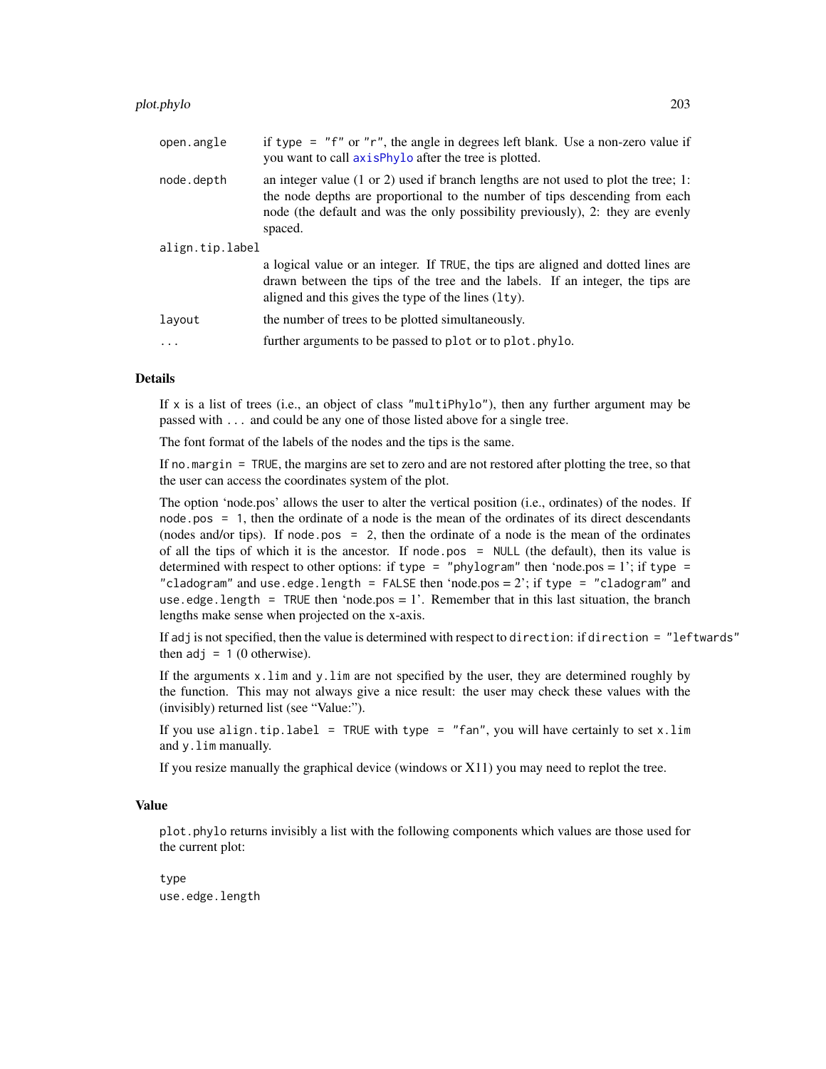| | |
|---|---|
| `open.angle` | if `type = "f"` or `"r"`, the angle in degrees left blank. Use a non-zero value if you want to call `axisPhylo` after the tree is plotted. |
| `node.depth` | an integer value (1 or 2) used if branch lengths are not used to plot the tree; 1: the node depths are proportional to the number of tips descending from each node (the default and was the only possibility previously), 2: they are evenly spaced. |
| `align.tip.label` | a logical value or an integer. If `TRUE`, the tips are aligned and dotted lines are drawn between the tips of the tree and the labels. If an integer, the tips are aligned and this gives the type of the lines (`lty`). |
| `layout` | the number of trees to be plotted simultaneously. |
| `...` | further arguments to be passed to `plot` or to `plot.phylo`. |

## Details

If `x` is a list of trees (i.e., an object of class `"multiPhylo"`), then any further argument may be passed with `...` and could be any one of those listed above for a single tree.

The font format of the labels of the nodes and the tips is the same.

If `no.margin = TRUE`, the margins are set to zero and are not restored after plotting the tree, so that the user can access the coordinates system of the plot.

The option 'node.pos' allows the user to alter the vertical position (i.e., ordinates) of the nodes. If `node.pos = 1`, then the ordinate of a node is the mean of the ordinates of its direct descendants (nodes and/or tips). If `node.pos = 2`, then the ordinate of a node is the mean of the ordinates of all the tips of which it is the ancestor. If `node.pos = NULL` (the default), then its value is determined with respect to other options: if `type = "phylogram"` then 'node.pos = 1'; if `type = "cladogram"` and `use.edge.length = FALSE` then 'node.pos = 2'; if `type = "cladogram"` and `use.edge.length = TRUE` then 'node.pos = 1'. Remember that in this last situation, the branch lengths make sense when projected on the x-axis.

If `adj` is not specified, then the value is determined with respect to `direction`: if `direction = "leftwards"` then `adj = 1` (0 otherwise).

If the arguments `x.lim` and `y.lim` are not specified by the user, they are determined roughly by the function. This may not always give a nice result: the user may check these values with the (invisibly) returned list (see "Value:").

If you use `align.tip.label = TRUE` with `type = "fan"`, you will have certainly to set `x.lim` and `y.lim` manually.

If you resize manually the graphical device (windows or X11) you may need to replot the tree.

## Value

`plot.phylo` returns invisibly a list with the following components which values are those used for the current plot:

`type`
`use.edge.length`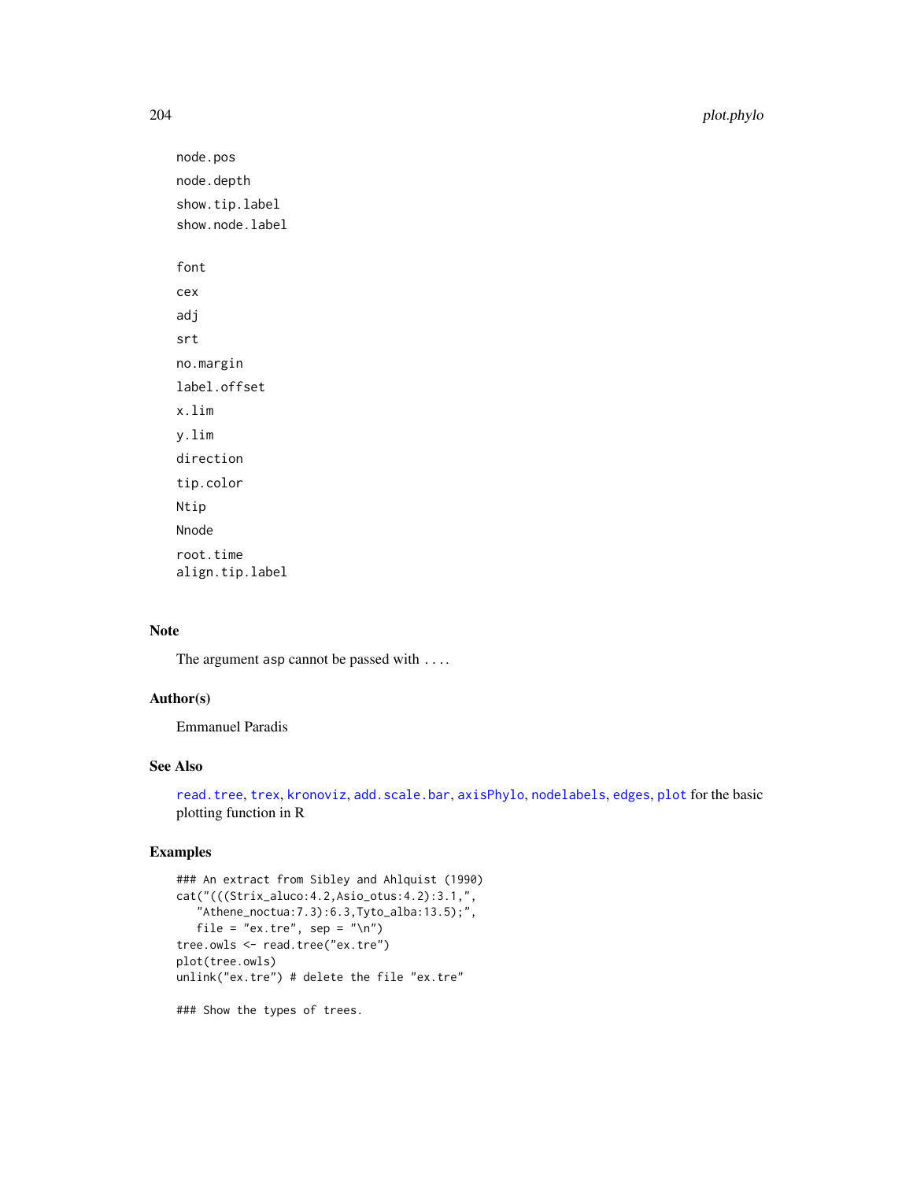node.pos

node.depth

show.tip.label

show.node.label

font

cex

adj

srt

no.margin

label.offset

x.lim

y.lim

direction

tip.color

Ntip

Nnode

root.time
align.tip.label

## Note

The argument asp cannot be passed with ....

## Author(s)

Emmanuel Paradis

## See Also

read.tree, trex, kronoviz, add.scale.bar, axisPhylo, nodelabels, edges, plot for the basic plotting function in R

## Examples

```
### An extract from Sibley and Ahlquist (1990)
cat("(((Strix_aluco:4.2,Asio_otus:4.2):3.1,",
   "Athene_noctua:7.3):6.3,Tyto_alba:13.5);",
   file = "ex.tre", sep = "\n")
tree.owls <- read.tree("ex.tre")
plot(tree.owls)
unlink("ex.tre") # delete the file "ex.tre"

### Show the types of trees.
```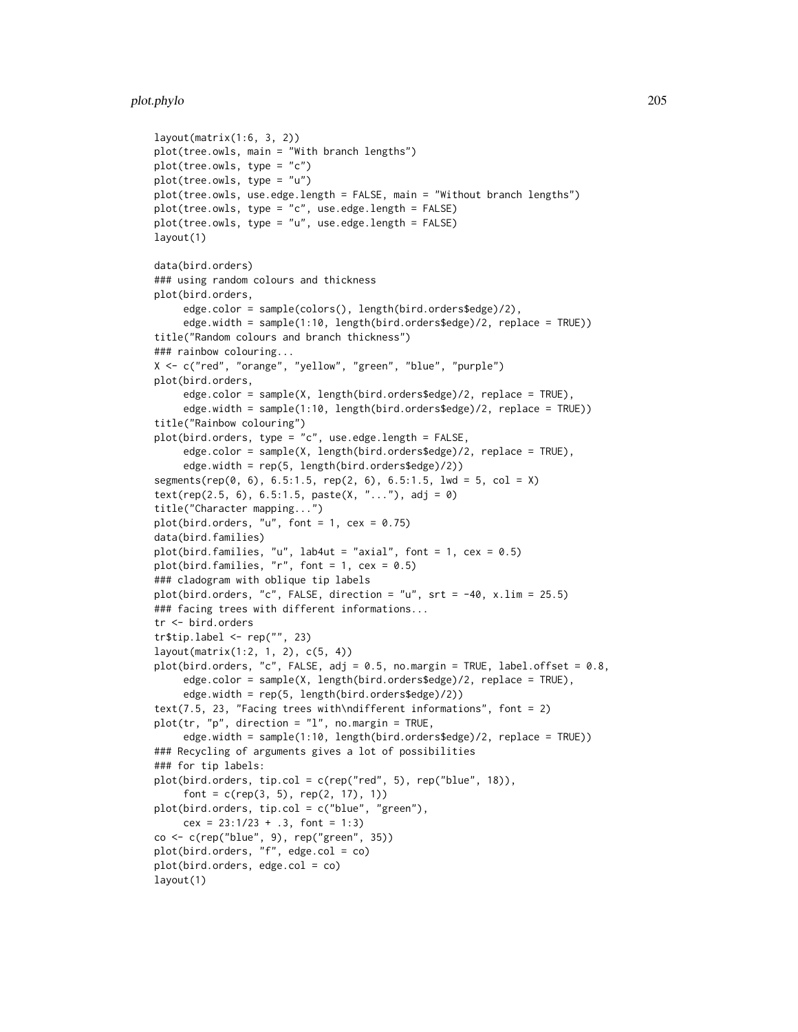```
layout(matrix(1:6, 3, 2))
plot(tree.owls, main = "With branch lengths")
plot(tree.owls, type = "c")
plot(tree.owls, type = "u")
plot(tree.owls, use.edge.length = FALSE, main = "Without branch lengths")
plot(tree.owls, type = "c", use.edge.length = FALSE)
plot(tree.owls, type = "u", use.edge.length = FALSE)
layout(1)

data(bird.orders)
### using random colours and thickness
plot(bird.orders,
     edge.color = sample(colors(), length(bird.orders$edge)/2),
     edge.width = sample(1:10, length(bird.orders$edge)/2, replace = TRUE))
title("Random colours and branch thickness")
### rainbow colouring...
X <- c("red", "orange", "yellow", "green", "blue", "purple")
plot(bird.orders,
     edge.color = sample(X, length(bird.orders$edge)/2, replace = TRUE),
     edge.width = sample(1:10, length(bird.orders$edge)/2, replace = TRUE))
title("Rainbow colouring")
plot(bird.orders, type = "c", use.edge.length = FALSE,
     edge.color = sample(X, length(bird.orders$edge)/2, replace = TRUE),
     edge.width = rep(5, length(bird.orders$edge)/2))
segments(rep(0, 6), 6.5:1.5, rep(2, 6), 6.5:1.5, lwd = 5, col = X)
text(rep(2.5, 6), 6.5:1.5, paste(X, "..."), adj = 0)
title("Character mapping...")
plot(bird.orders, "u", font = 1, cex = 0.75)
data(bird.families)
plot(bird.families, "u", lab4ut = "axial", font = 1, cex = 0.5)
plot(bird.families, "r", font = 1, cex = 0.5)
### cladogram with oblique tip labels
plot(bird.orders, "c", FALSE, direction = "u", srt = -40, x.lim = 25.5)
### facing trees with different informations...
tr <- bird.orders
tr$tip.label <- rep("", 23)
layout(matrix(1:2, 1, 2), c(5, 4))
plot(bird.orders, "c", FALSE, adj = 0.5, no.margin = TRUE, label.offset = 0.8,
     edge.color = sample(X, length(bird.orders$edge)/2, replace = TRUE),
     edge.width = rep(5, length(bird.orders$edge)/2))
text(7.5, 23, "Facing trees with\ndifferent informations", font = 2)
plot(tr, "p", direction = "l", no.margin = TRUE,
     edge.width = sample(1:10, length(bird.orders$edge)/2, replace = TRUE))
### Recycling of arguments gives a lot of possibilities
### for tip labels:
plot(bird.orders, tip.col = c(rep("red", 5), rep("blue", 18)),
     font = c(rep(3, 5), rep(2, 17), 1))
plot(bird.orders, tip.col = c("blue", "green"),
     cex = 23:1/23 + .3, font = 1:3)
co <- c(rep("blue", 9), rep("green", 35))
plot(bird.orders, "f", edge.col = co)
plot(bird.orders, edge.col = co)
layout(1)
```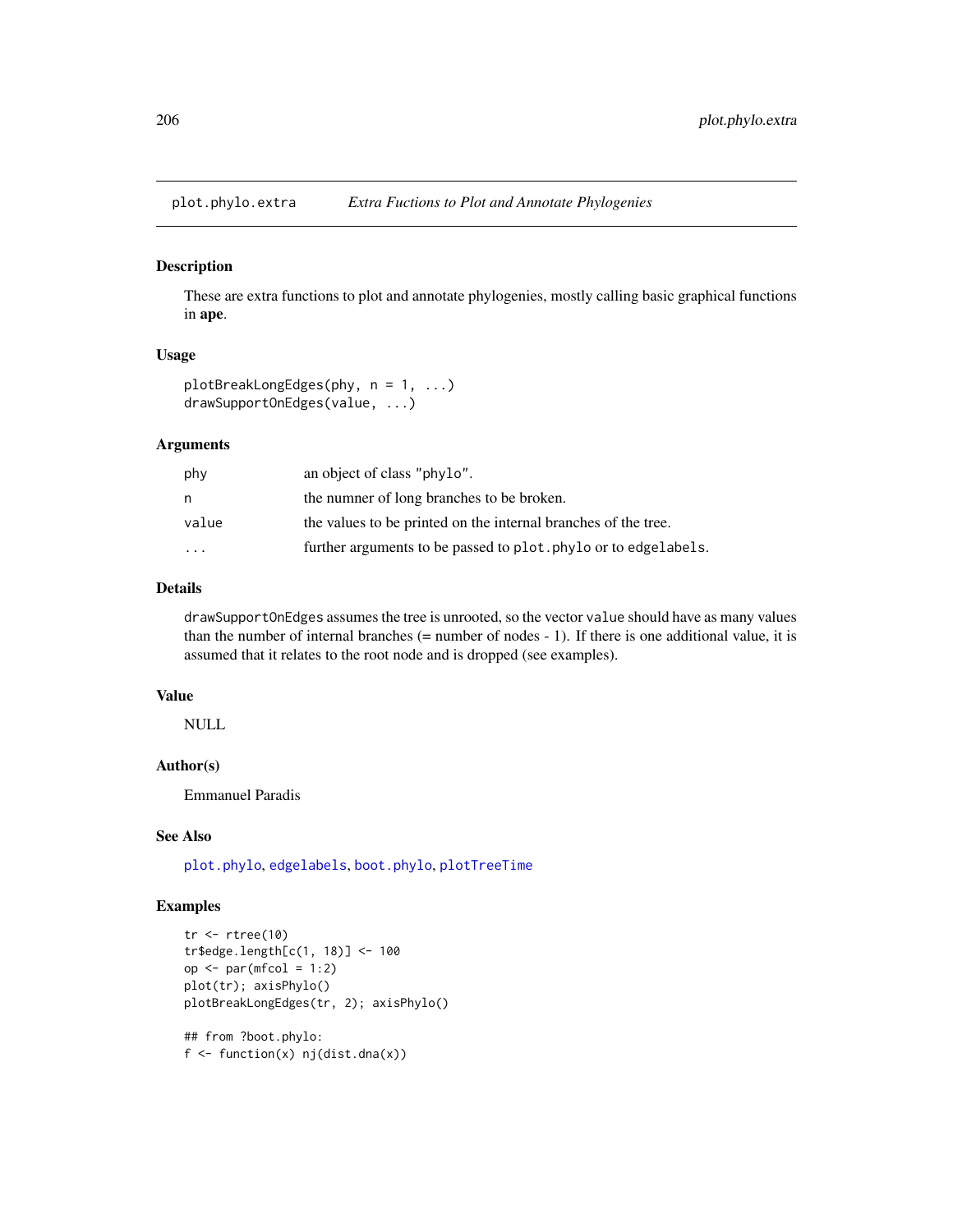plot.phylo.extra *Extra Fuctions to Plot and Annotate Phylogenies*

## Description

These are extra functions to plot and annotate phylogenies, mostly calling basic graphical functions in **ape**.

## Usage

```
plotBreakLongEdges(phy, n = 1, ...)
drawSupportOnEdges(value, ...)
```

## Arguments

| | |
|---|---|
| phy | an object of class "phylo". |
| n | the numner of long branches to be broken. |
| value | the values to be printed on the internal branches of the tree. |
| ... | further arguments to be passed to plot.phylo or to edgelabels. |

## Details

drawSupportOnEdges assumes the tree is unrooted, so the vector value should have as many values than the number of internal branches (= number of nodes - 1). If there is one additional value, it is assumed that it relates to the root node and is dropped (see examples).

## Value

NULL

## Author(s)

Emmanuel Paradis

## See Also

plot.phylo, edgelabels, boot.phylo, plotTreeTime

## Examples

```
tr <- rtree(10)
tr$edge.length[c(1, 18)] <- 100
op <- par(mfcol = 1:2)
plot(tr); axisPhylo()
plotBreakLongEdges(tr, 2); axisPhylo()

## from ?boot.phylo:
f <- function(x) nj(dist.dna(x))
```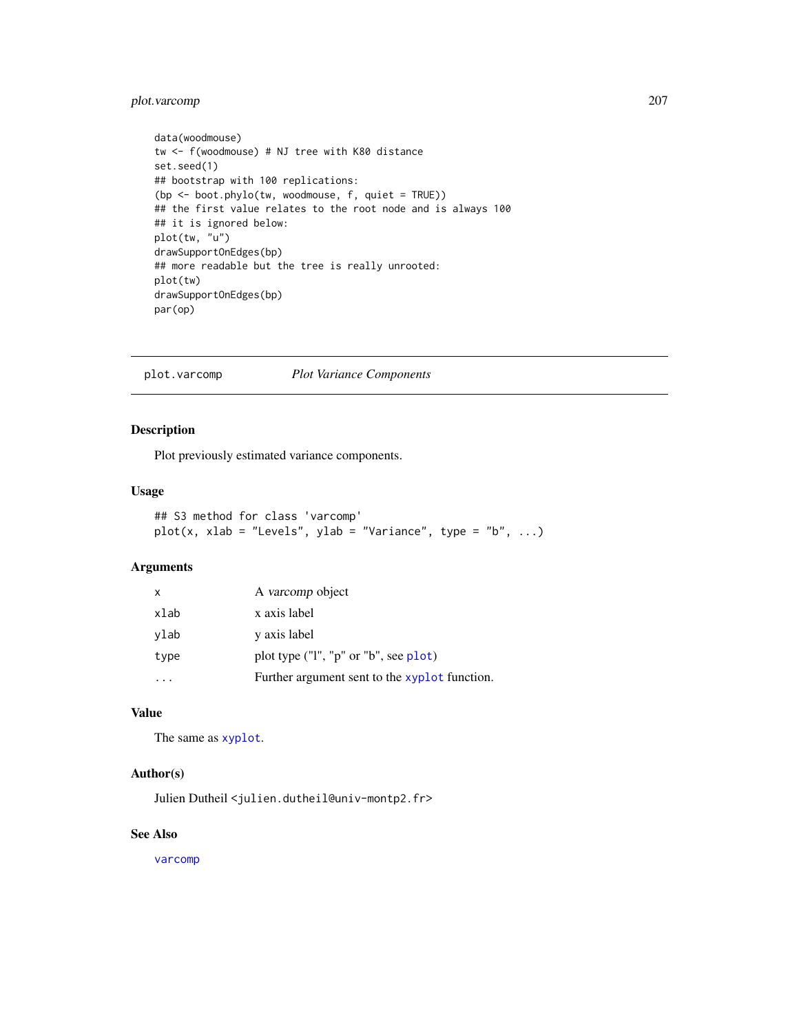```
data(woodmouse)
tw <- f(woodmouse) # NJ tree with K80 distance
set.seed(1)
## bootstrap with 100 replications:
(bp <- boot.phylo(tw, woodmouse, f, quiet = TRUE))
## the first value relates to the root node and is always 100
## it is ignored below:
plot(tw, "u")
drawSupportOnEdges(bp)
## more readable but the tree is really unrooted:
plot(tw)
drawSupportOnEdges(bp)
par(op)
```

---

## plot.varcomp — *Plot Variance Components*

### Description

Plot previously estimated variance components.

### Usage

```
## S3 method for class 'varcomp'
plot(x, xlab = "Levels", ylab = "Variance", type = "b", ...)
```

### Arguments

| | |
|---|---|
| x | A *varcomp* object |
| xlab | x axis label |
| ylab | y axis label |
| type | plot type ("l", "p" or "b", see `plot`) |
| ... | Further argument sent to the `xyplot` function. |

### Value

The same as `xyplot`.

### Author(s)

Julien Dutheil <julien.dutheil@univ-montp2.fr>

### See Also

`varcomp`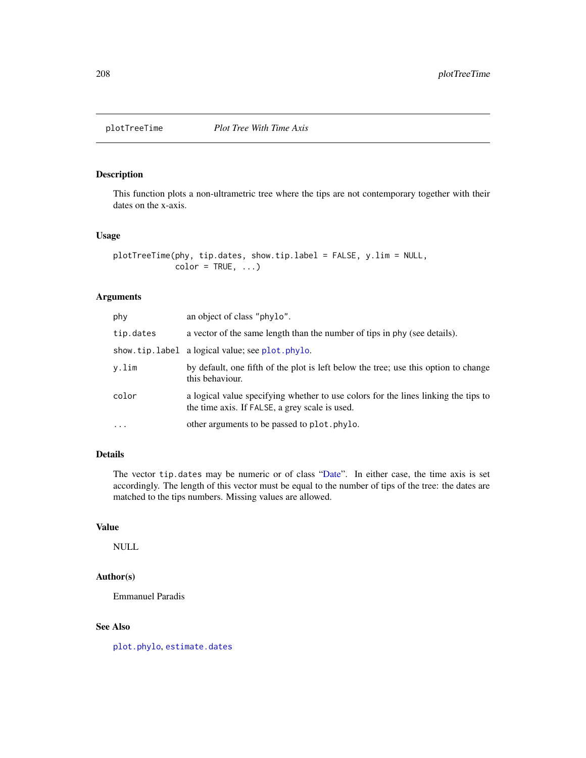# plotTreeTime — *Plot Tree With Time Axis*

## Description

This function plots a non-ultrametric tree where the tips are not contemporary together with their dates on the x-axis.

## Usage

```
plotTreeTime(phy, tip.dates, show.tip.label = FALSE, y.lim = NULL,
             color = TRUE, ...)
```

## Arguments

| | |
|---|---|
| `phy` | an object of class `"phylo"`. |
| `tip.dates` | a vector of the same length than the number of tips in phy (see details). |
| `show.tip.label` | a logical value; see `plot.phylo`. |
| `y.lim` | by default, one fifth of the plot is left below the tree; use this option to change this behaviour. |
| `color` | a logical value specifying whether to use colors for the lines linking the tips to the time axis. If `FALSE`, a grey scale is used. |
| `...` | other arguments to be passed to `plot.phylo`. |

## Details

The vector `tip.dates` may be numeric or of class "Date". In either case, the time axis is set accordingly. The length of this vector must be equal to the number of tips of the tree: the dates are matched to the tips numbers. Missing values are allowed.

## Value

NULL

## Author(s)

Emmanuel Paradis

## See Also

`plot.phylo`, `estimate.dates`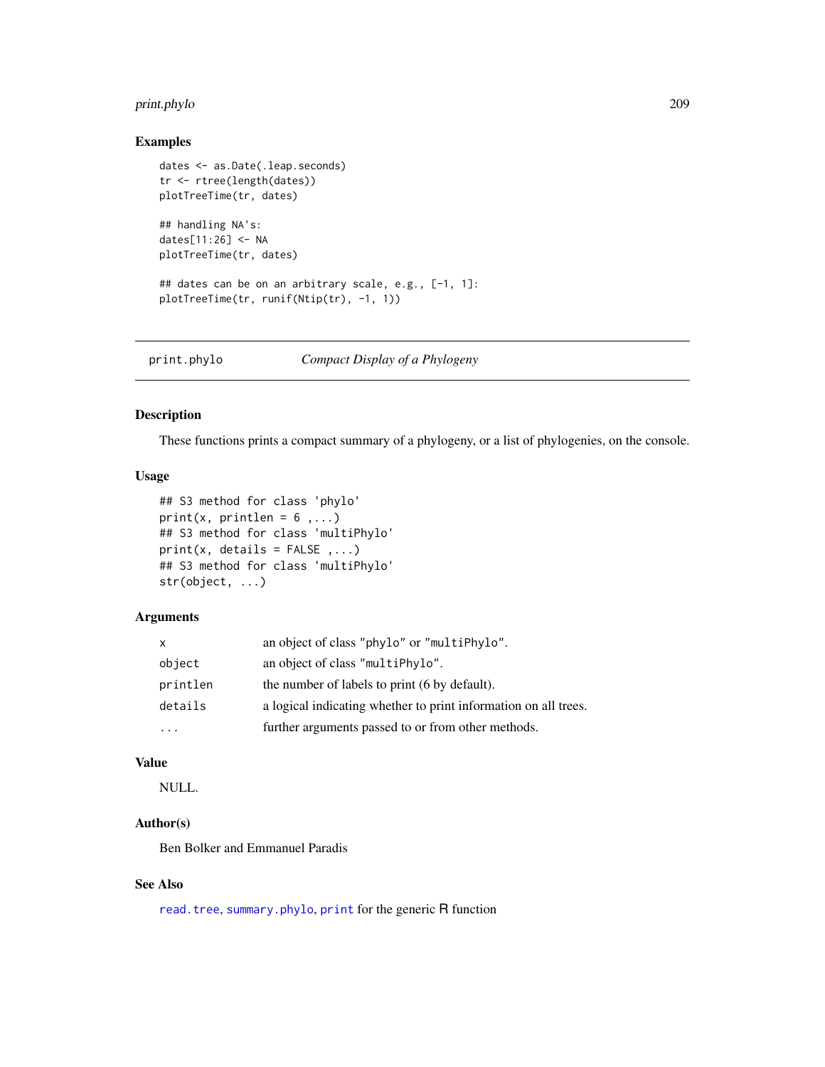## Examples

```
dates <- as.Date(.leap.seconds)
tr <- rtree(length(dates))
plotTreeTime(tr, dates)

## handling NA's:
dates[11:26] <- NA
plotTreeTime(tr, dates)

## dates can be on an arbitrary scale, e.g., [-1, 1]:
plotTreeTime(tr, runif(Ntip(tr), -1, 1))
```

---

# print.phylo *Compact Display of a Phylogeny*

---

## Description

These functions prints a compact summary of a phylogeny, or a list of phylogenies, on the console.

## Usage

```
## S3 method for class 'phylo'
print(x, printlen = 6 ,...)
## S3 method for class 'multiPhylo'
print(x, details = FALSE ,...)
## S3 method for class 'multiPhylo'
str(object, ...)
```

## Arguments

| | |
|---|---|
| `x` | an object of class "phylo" or "multiPhylo". |
| `object` | an object of class "multiPhylo". |
| `printlen` | the number of labels to print (6 by default). |
| `details` | a logical indicating whether to print information on all trees. |
| `...` | further arguments passed to or from other methods. |

## Value

NULL.

## Author(s)

Ben Bolker and Emmanuel Paradis

## See Also

`read.tree`, `summary.phylo`, `print` for the generic R function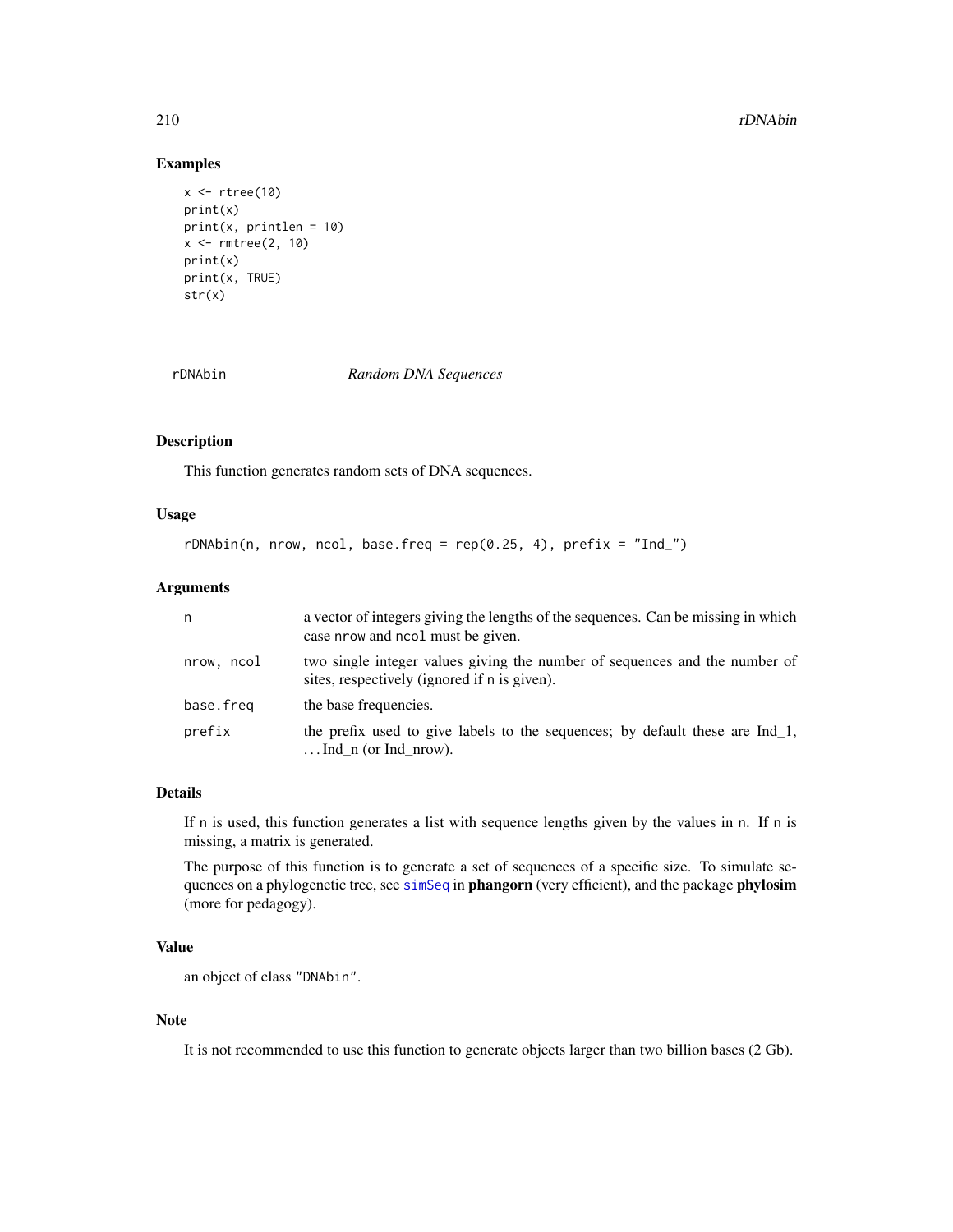## Examples

```
x <- rtree(10)
print(x)
print(x, printlen = 10)
x <- rmtree(2, 10)
print(x)
print(x, TRUE)
str(x)
```

---

# rDNAbin — *Random DNA Sequences*

---

### Description

This function generates random sets of DNA sequences.

### Usage

```
rDNAbin(n, nrow, ncol, base.freq = rep(0.25, 4), prefix = "Ind_")
```

### Arguments

| | |
|---|---|
| n | a vector of integers giving the lengths of the sequences. Can be missing in which case nrow and ncol must be given. |
| nrow, ncol | two single integer values giving the number of sequences and the number of sites, respectively (ignored if n is given). |
| base.freq | the base frequencies. |
| prefix | the prefix used to give labels to the sequences; by default these are Ind_1, ...Ind_n (or Ind_nrow). |

### Details

If n is used, this function generates a list with sequence lengths given by the values in n. If n is missing, a matrix is generated.

The purpose of this function is to generate a set of sequences of a specific size. To simulate sequences on a phylogenetic tree, see simSeq in **phangorn** (very efficient), and the package **phylosim** (more for pedagogy).

### Value

an object of class "DNAbin".

### Note

It is not recommended to use this function to generate objects larger than two billion bases (2 Gb).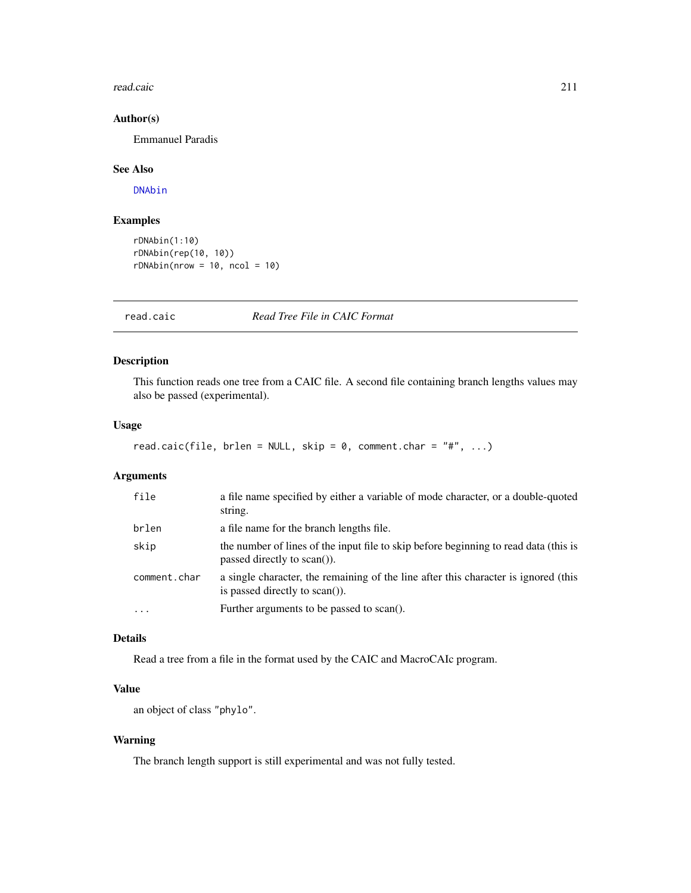### Author(s)

Emmanuel Paradis

### See Also

DNAbin

### Examples

```
rDNAbin(1:10)
rDNAbin(rep(10, 10))
rDNAbin(nrow = 10, ncol = 10)
```

---

## read.caic — *Read Tree File in CAIC Format*

### Description

This function reads one tree from a CAIC file. A second file containing branch lengths values may also be passed (experimental).

### Usage

```
read.caic(file, brlen = NULL, skip = 0, comment.char = "#", ...)
```

### Arguments

| | |
|---|---|
| `file` | a file name specified by either a variable of mode character, or a double-quoted string. |
| `brlen` | a file name for the branch lengths file. |
| `skip` | the number of lines of the input file to skip before beginning to read data (this is passed directly to scan()). |
| `comment.char` | a single character, the remaining of the line after this character is ignored (this is passed directly to scan()). |
| `...` | Further arguments to be passed to scan(). |

### Details

Read a tree from a file in the format used by the CAIC and MacroCAIc program.

### Value

an object of class `"phylo"`.

### Warning

The branch length support is still experimental and was not fully tested.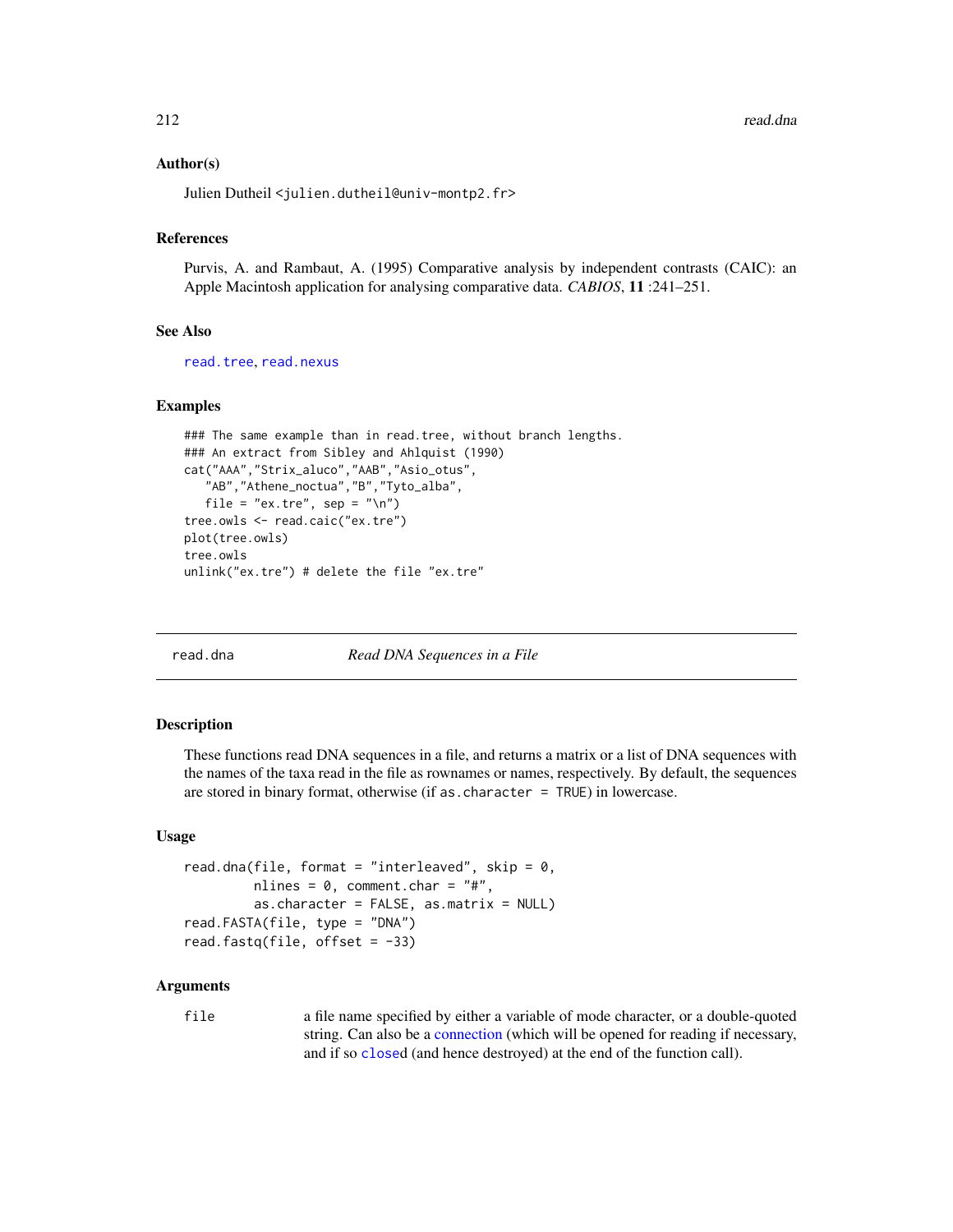### Author(s)

Julien Dutheil <julien.dutheil@univ-montp2.fr>

### References

Purvis, A. and Rambaut, A. (1995) Comparative analysis by independent contrasts (CAIC): an Apple Macintosh application for analysing comparative data. *CABIOS*, **11** :241–251.

### See Also

read.tree, read.nexus

### Examples

```
### The same example than in read.tree, without branch lengths.
### An extract from Sibley and Ahlquist (1990)
cat("AAA","Strix_aluco","AAB","Asio_otus",
   "AB","Athene_noctua","B","Tyto_alba",
   file = "ex.tre", sep = "\n")
tree.owls <- read.caic("ex.tre")
plot(tree.owls)
tree.owls
unlink("ex.tre") # delete the file "ex.tre"
```

---

## read.dna — *Read DNA Sequences in a File*

### Description

These functions read DNA sequences in a file, and returns a matrix or a list of DNA sequences with the names of the taxa read in the file as rownames or names, respectively. By default, the sequences are stored in binary format, otherwise (if `as.character = TRUE`) in lowercase.

### Usage

```
read.dna(file, format = "interleaved", skip = 0,
         nlines = 0, comment.char = "#",
         as.character = FALSE, as.matrix = NULL)
read.FASTA(file, type = "DNA")
read.fastq(file, offset = -33)
```

### Arguments

| | |
|---|---|
| `file` | a file name specified by either a variable of mode character, or a double-quoted string. Can also be a connection (which will be opened for reading if necessary, and if so closed (and hence destroyed) at the end of the function call). |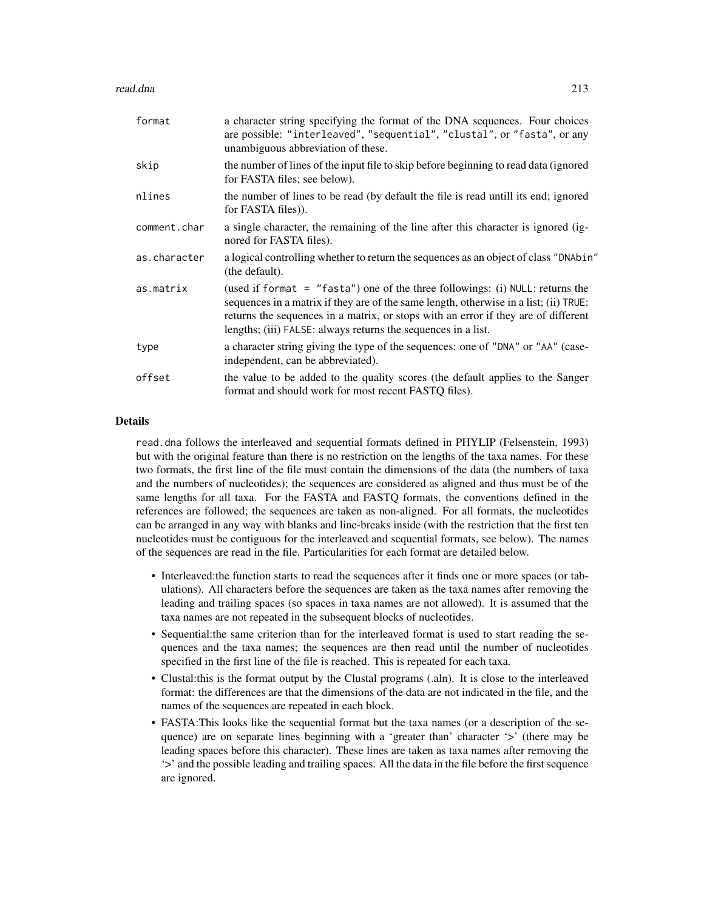| | |
|---|---|
| `format` | a character string specifying the format of the DNA sequences. Four choices are possible: `"interleaved"`, `"sequential"`, `"clustal"`, or `"fasta"`, or any unambiguous abbreviation of these. |
| `skip` | the number of lines of the input file to skip before beginning to read data (ignored for FASTA files; see below). |
| `nlines` | the number of lines to be read (by default the file is read untill its end; ignored for FASTA files)). |
| `comment.char` | a single character, the remaining of the line after this character is ignored (ignored for FASTA files). |
| `as.character` | a logical controlling whether to return the sequences as an object of class `"DNAbin"` (the default). |
| `as.matrix` | (used if `format = "fasta"`) one of the three followings: (i) `NULL`: returns the sequences in a matrix if they are of the same length, otherwise in a list; (ii) `TRUE`: returns the sequences in a matrix, or stops with an error if they are of different lengths; (iii) `FALSE`: always returns the sequences in a list. |
| `type` | a character string giving the type of the sequences: one of `"DNA"` or `"AA"` (case-independent, can be abbreviated). |
| `offset` | the value to be added to the quality scores (the default applies to the Sanger format and should work for most recent FASTQ files). |

## Details

`read.dna` follows the interleaved and sequential formats defined in PHYLIP (Felsenstein, 1993) but with the original feature than there is no restriction on the lengths of the taxa names. For these two formats, the first line of the file must contain the dimensions of the data (the numbers of taxa and the numbers of nucleotides); the sequences are considered as aligned and thus must be of the same lengths for all taxa. For the FASTA and FASTQ formats, the conventions defined in the references are followed; the sequences are taken as non-aligned. For all formats, the nucleotides can be arranged in any way with blanks and line-breaks inside (with the restriction that the first ten nucleotides must be contiguous for the interleaved and sequential formats, see below). The names of the sequences are read in the file. Particularities for each format are detailed below.

- Interleaved:the function starts to read the sequences after it finds one or more spaces (or tabulations). All characters before the sequences are taken as the taxa names after removing the leading and trailing spaces (so spaces in taxa names are not allowed). It is assumed that the taxa names are not repeated in the subsequent blocks of nucleotides.
- Sequential:the same criterion than for the interleaved format is used to start reading the sequences and the taxa names; the sequences are then read until the number of nucleotides specified in the first line of the file is reached. This is repeated for each taxa.
- Clustal:this is the format output by the Clustal programs (.aln). It is close to the interleaved format: the differences are that the dimensions of the data are not indicated in the file, and the names of the sequences are repeated in each block.
- FASTA:This looks like the sequential format but the taxa names (or a description of the sequence) are on separate lines beginning with a 'greater than' character '>' (there may be leading spaces before this character). These lines are taken as taxa names after removing the '>' and the possible leading and trailing spaces. All the data in the file before the first sequence are ignored.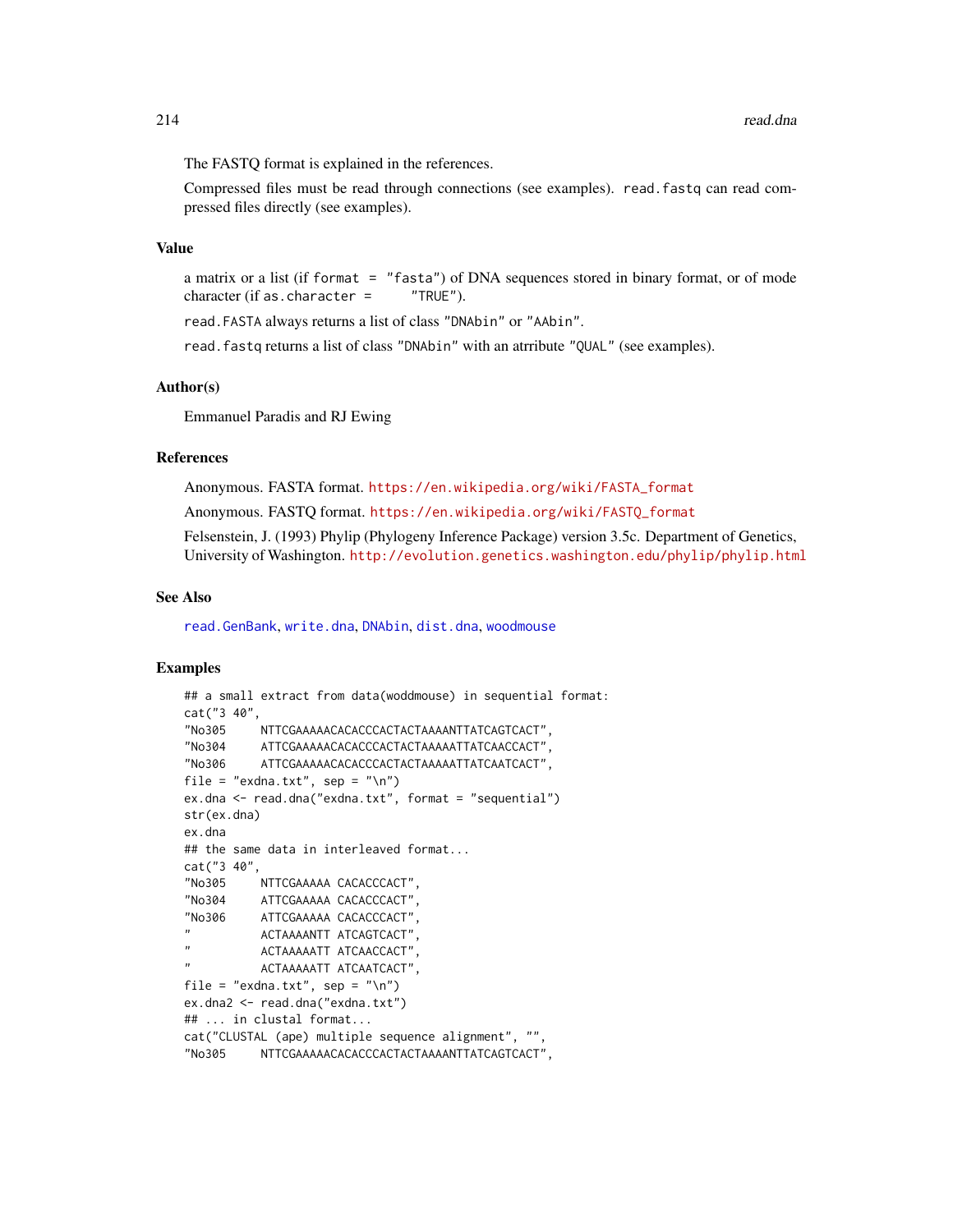The FASTQ format is explained in the references.

Compressed files must be read through connections (see examples). `read.fastq` can read compressed files directly (see examples).

## Value

a matrix or a list (if `format = "fasta"`) of DNA sequences stored in binary format, or of mode character (if `as.character = "TRUE"`).

`read.FASTA` always returns a list of class `"DNAbin"` or `"AAbin"`.

`read.fastq` returns a list of class `"DNAbin"` with an atrribute `"QUAL"` (see examples).

## Author(s)

Emmanuel Paradis and RJ Ewing

## References

Anonymous. FASTA format. https://en.wikipedia.org/wiki/FASTA_format

Anonymous. FASTQ format. https://en.wikipedia.org/wiki/FASTQ_format

Felsenstein, J. (1993) Phylip (Phylogeny Inference Package) version 3.5c. Department of Genetics, University of Washington. http://evolution.genetics.washington.edu/phylip/phylip.html

## See Also

`read.GenBank`, `write.dna`, `DNAbin`, `dist.dna`, `woodmouse`

## Examples

```
## a small extract from data(woddmouse) in sequential format:
cat("3 40",
"No305     NTTCGAAAAACACACCCACTACTAAAANTTATCAGTCACT",
"No304     ATTCGAAAAACACACCCACTACTAAAAATTATCAACCACT",
"No306     ATTCGAAAAACACACCCACTACTAAAAATTATCAATCACT",
file = "exdna.txt", sep = "\n")
ex.dna <- read.dna("exdna.txt", format = "sequential")
str(ex.dna)
ex.dna
## the same data in interleaved format...
cat("3 40",
"No305     NTTCGAAAAA CACACCCACT",
"No304     ATTCGAAAAA CACACCCACT",
"No306     ATTCGAAAAA CACACCCACT",
"          ACTAAAANTT ATCAGTCACT",
"          ACTAAAAATT ATCAACCACT",
"          ACTAAAAATT ATCAATCACT",
file = "exdna.txt", sep = "\n")
ex.dna2 <- read.dna("exdna.txt")
## ... in clustal format...
cat("CLUSTAL (ape) multiple sequence alignment", "",
"No305     NTTCGAAAAACACACCCACTACTAAAANTTATCAGTCACT",
```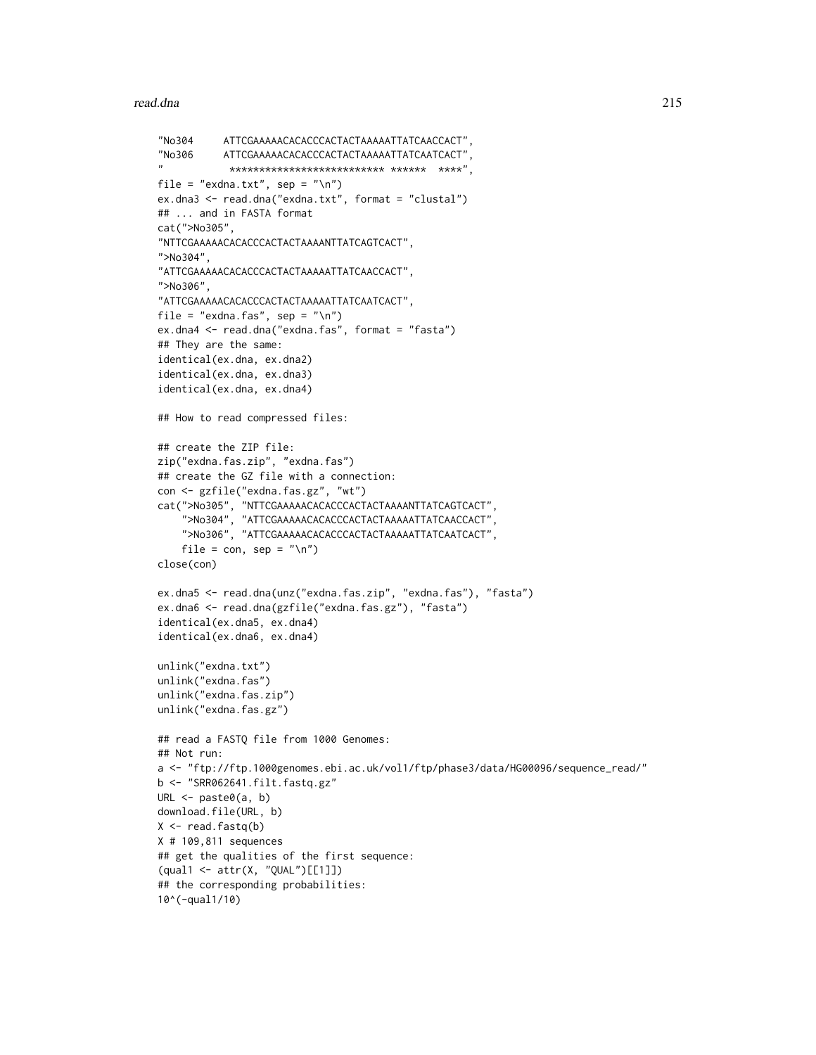```
"No304     ATTCGAAAAACACACCCACTACTAAAAATTATCAACCACT",
"No306     ATTCGAAAAACACACCCACTACTAAAAATTATCAATCACT",
"           ************************** ******  ****",
file = "exdna.txt", sep = "\n")
ex.dna3 <- read.dna("exdna.txt", format = "clustal")
## ... and in FASTA format
cat(">No305",
"NTTCGAAAAACACACCCACTACTAAAANTTATCAGTCACT",
">No304",
"ATTCGAAAAACACACCCACTACTAAAAATTATCAACCACT",
">No306",
"ATTCGAAAAACACACCCACTACTAAAAATTATCAATCACT",
file = "exdna.fas", sep = "\n")
ex.dna4 <- read.dna("exdna.fas", format = "fasta")
## They are the same:
identical(ex.dna, ex.dna2)
identical(ex.dna, ex.dna3)
identical(ex.dna, ex.dna4)

## How to read compressed files:

## create the ZIP file:
zip("exdna.fas.zip", "exdna.fas")
## create the GZ file with a connection:
con <- gzfile("exdna.fas.gz", "wt")
cat(">No305", "NTTCGAAAAACACACCCACTACTAAAANTTATCAGTCACT",
    ">No304", "ATTCGAAAAACACACCCACTACTAAAAATTATCAACCACT",
    ">No306", "ATTCGAAAAACACACCCACTACTAAAAATTATCAATCACT",
    file = con, sep = "\n")
close(con)

ex.dna5 <- read.dna(unz("exdna.fas.zip", "exdna.fas"), "fasta")
ex.dna6 <- read.dna(gzfile("exdna.fas.gz"), "fasta")
identical(ex.dna5, ex.dna4)
identical(ex.dna6, ex.dna4)

unlink("exdna.txt")
unlink("exdna.fas")
unlink("exdna.fas.zip")
unlink("exdna.fas.gz")

## read a FASTQ file from 1000 Genomes:
## Not run:
a <- "ftp://ftp.1000genomes.ebi.ac.uk/vol1/ftp/phase3/data/HG00096/sequence_read/"
b <- "SRR062641.filt.fastq.gz"
URL <- paste0(a, b)
download.file(URL, b)
X <- read.fastq(b)
X # 109,811 sequences
## get the qualities of the first sequence:
(qual1 <- attr(X, "QUAL")[[1]])
## the corresponding probabilities:
10^(-qual1/10)
```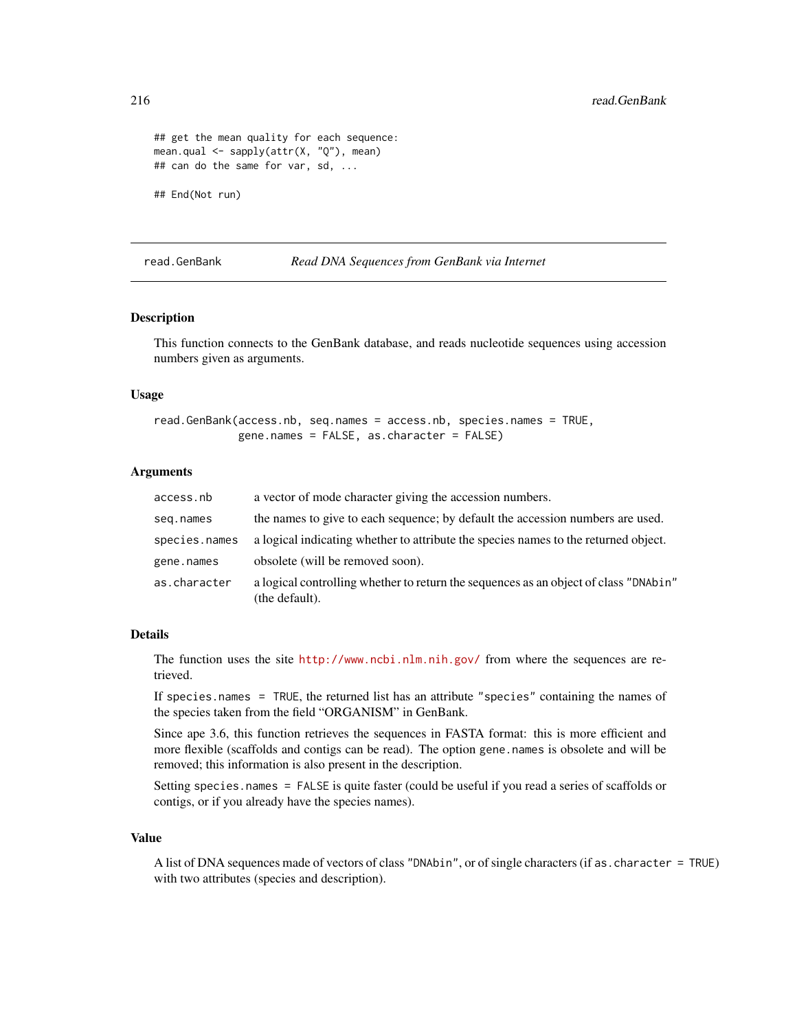```
## get the mean quality for each sequence:
mean.qual <- sapply(attr(X, "Q"), mean)
## can do the same for var, sd, ...

## End(Not run)
```

---

## read.GenBank — *Read DNA Sequences from GenBank via Internet*

### Description

This function connects to the GenBank database, and reads nucleotide sequences using accession numbers given as arguments.

### Usage

```
read.GenBank(access.nb, seq.names = access.nb, species.names = TRUE,
             gene.names = FALSE, as.character = FALSE)
```

### Arguments

| | |
|---|---|
| `access.nb` | a vector of mode character giving the accession numbers. |
| `seq.names` | the names to give to each sequence; by default the accession numbers are used. |
| `species.names` | a logical indicating whether to attribute the species names to the returned object. |
| `gene.names` | obsolete (will be removed soon). |
| `as.character` | a logical controlling whether to return the sequences as an object of class "DNAbin" (the default). |

### Details

The function uses the site http://www.ncbi.nlm.nih.gov/ from where the sequences are retrieved.

If `species.names = TRUE`, the returned list has an attribute `"species"` containing the names of the species taken from the field "ORGANISM" in GenBank.

Since ape 3.6, this function retrieves the sequences in FASTA format: this is more efficient and more flexible (scaffolds and contigs can be read). The option `gene.names` is obsolete and will be removed; this information is also present in the description.

Setting `species.names = FALSE` is quite faster (could be useful if you read a series of scaffolds or contigs, or if you already have the species names).

### Value

A list of DNA sequences made of vectors of class `"DNAbin"`, or of single characters (if `as.character = TRUE`) with two attributes (species and description).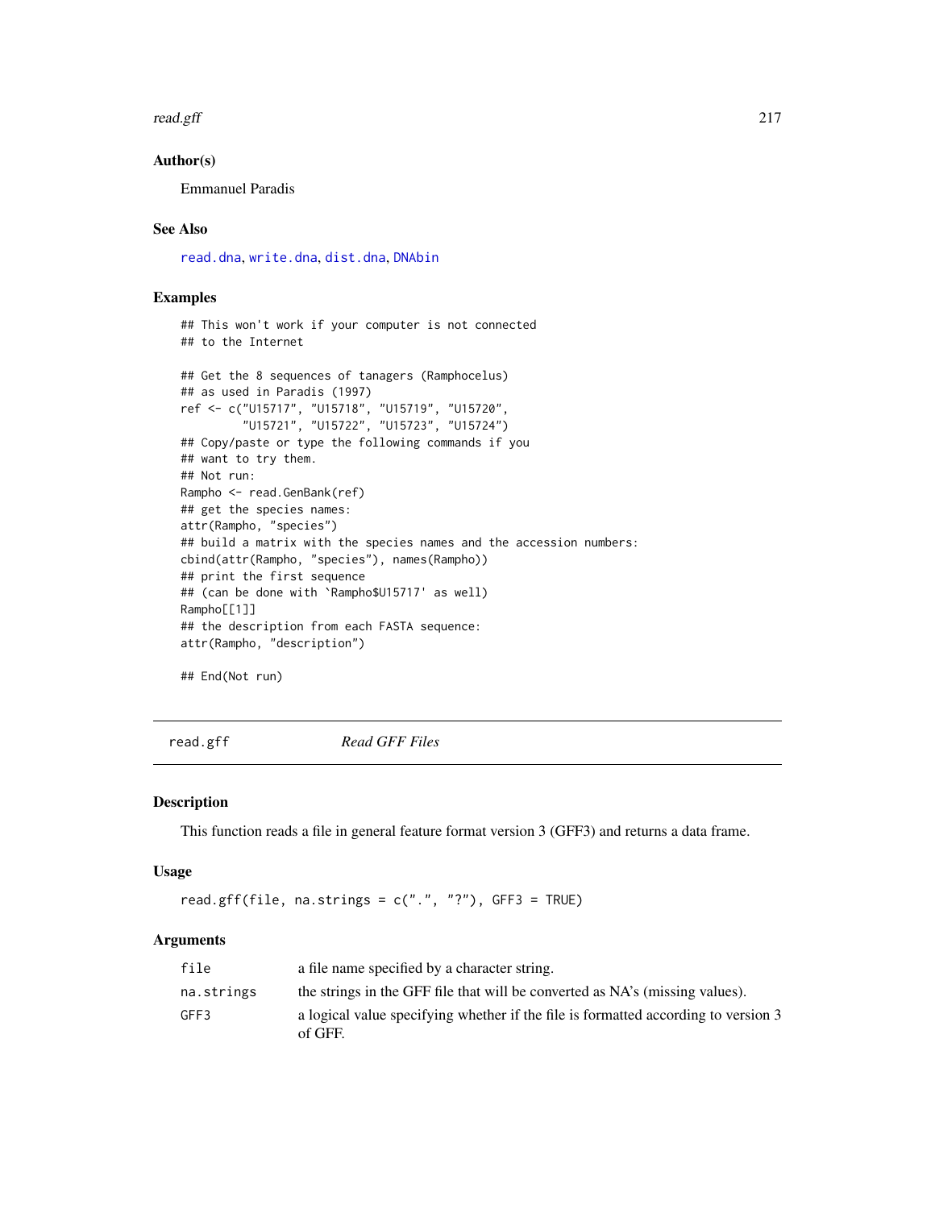### Author(s)

Emmanuel Paradis

### See Also

read.dna, write.dna, dist.dna, DNAbin

### Examples

```
## This won't work if your computer is not connected
## to the Internet

## Get the 8 sequences of tanagers (Ramphocelus)
## as used in Paradis (1997)
ref <- c("U15717", "U15718", "U15719", "U15720",
         "U15721", "U15722", "U15723", "U15724")
## Copy/paste or type the following commands if you
## want to try them.
## Not run:
Rampho <- read.GenBank(ref)
## get the species names:
attr(Rampho, "species")
## build a matrix with the species names and the accession numbers:
cbind(attr(Rampho, "species"), names(Rampho))
## print the first sequence
## (can be done with `Rampho$U15717' as well)
Rampho[[1]]
## the description from each FASTA sequence:
attr(Rampho, "description")

## End(Not run)
```

---

## read.gff *Read GFF Files*

### Description

This function reads a file in general feature format version 3 (GFF3) and returns a data frame.

### Usage

```
read.gff(file, na.strings = c(".", "?"), GFF3 = TRUE)
```

### Arguments

| | |
|---|---|
| file | a file name specified by a character string. |
| na.strings | the strings in the GFF file that will be converted as NA's (missing values). |
| GFF3 | a logical value specifying whether if the file is formatted according to version 3 of GFF. |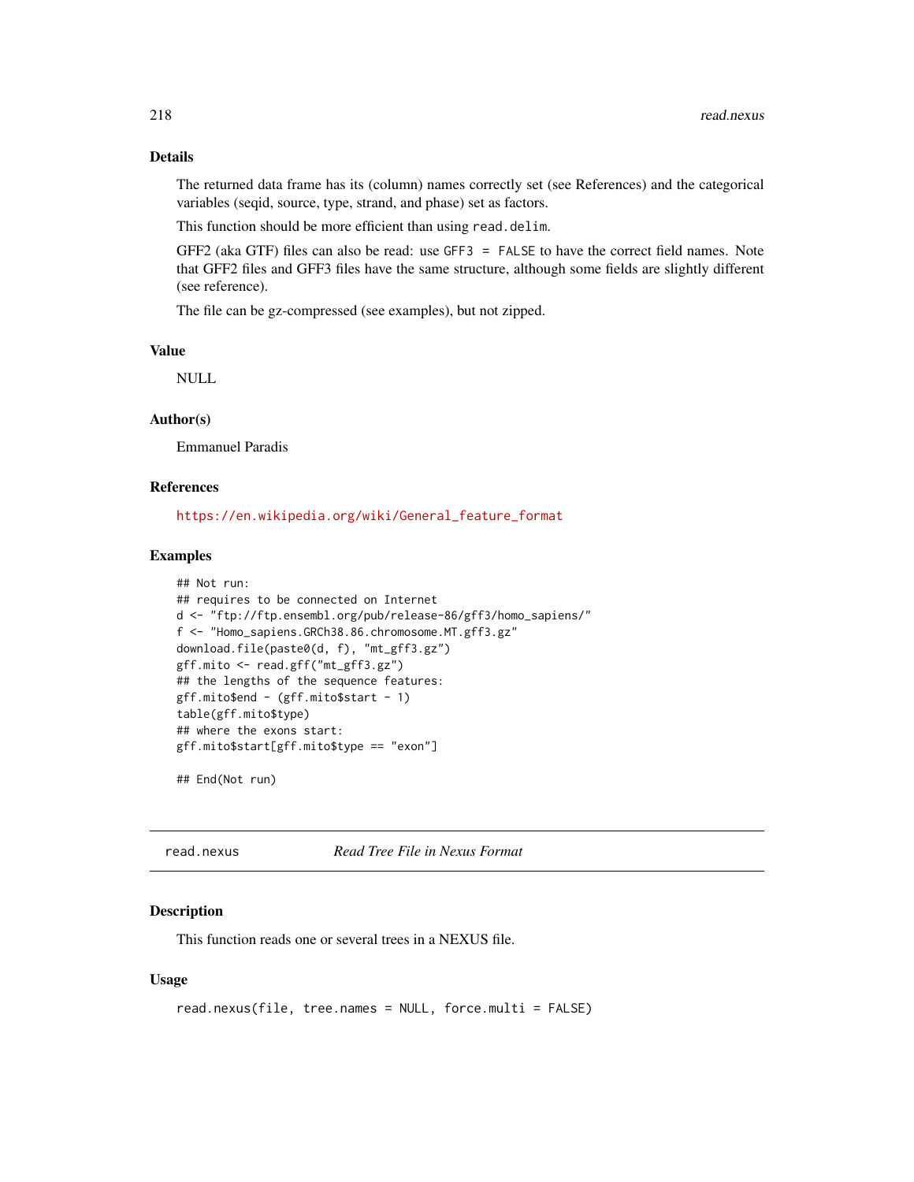### Details

The returned data frame has its (column) names correctly set (see References) and the categorical variables (seqid, source, type, strand, and phase) set as factors.

This function should be more efficient than using `read.delim`.

GFF2 (aka GTF) files can also be read: use `GFF3 = FALSE` to have the correct field names. Note that GFF2 files and GFF3 files have the same structure, although some fields are slightly different (see reference).

The file can be gz-compressed (see examples), but not zipped.

### Value

NULL

### Author(s)

Emmanuel Paradis

### References

https://en.wikipedia.org/wiki/General_feature_format

### Examples

```
## Not run:
## requires to be connected on Internet
d <- "ftp://ftp.ensembl.org/pub/release-86/gff3/homo_sapiens/"
f <- "Homo_sapiens.GRCh38.86.chromosome.MT.gff3.gz"
download.file(paste0(d, f), "mt_gff3.gz")
gff.mito <- read.gff("mt_gff3.gz")
## the lengths of the sequence features:
gff.mito$end - (gff.mito$start - 1)
table(gff.mito$type)
## where the exons start:
gff.mito$start[gff.mito$type == "exon"]

## End(Not run)
```

---

## read.nexus *Read Tree File in Nexus Format*

### Description

This function reads one or several trees in a NEXUS file.

### Usage

```
read.nexus(file, tree.names = NULL, force.multi = FALSE)
```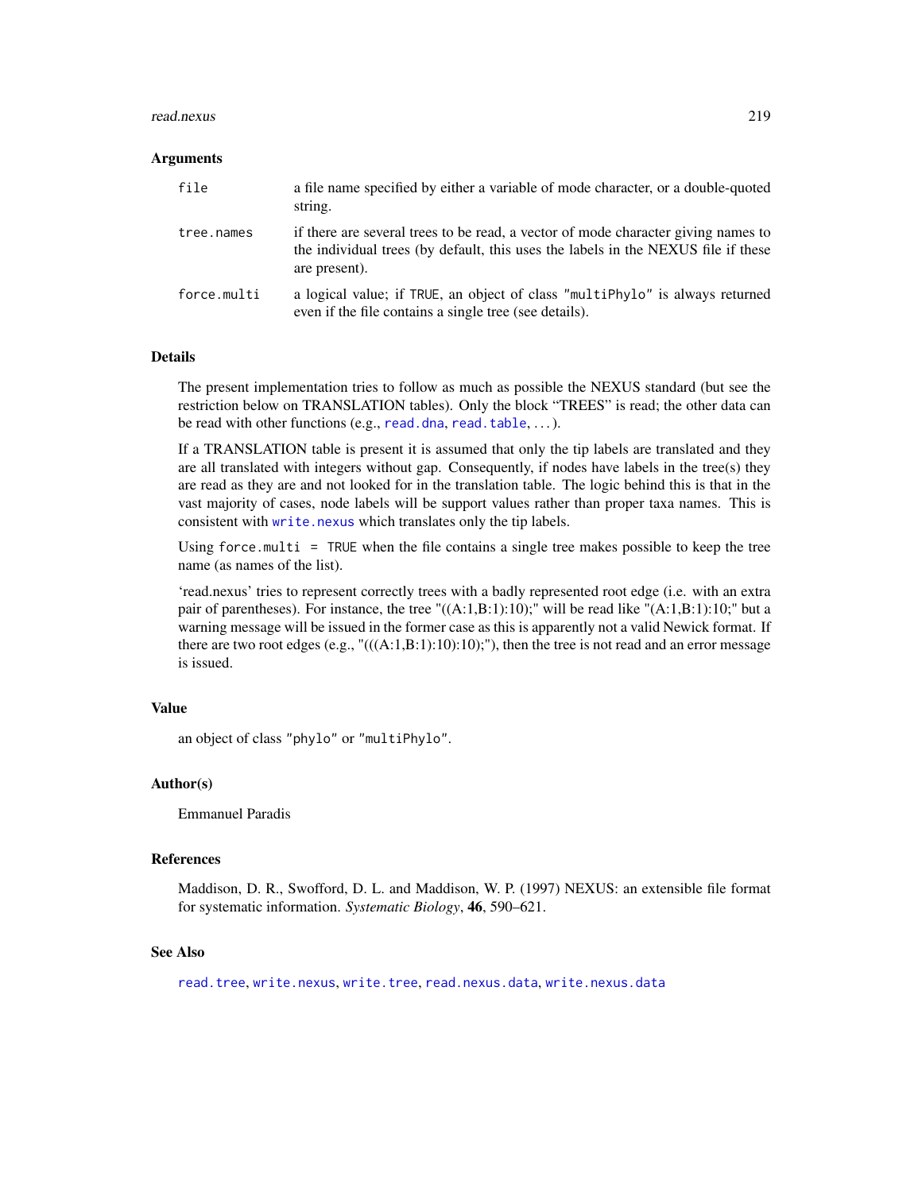### Arguments

| | |
|---|---|
| `file` | a file name specified by either a variable of mode character, or a double-quoted string. |
| `tree.names` | if there are several trees to be read, a vector of mode character giving names to the individual trees (by default, this uses the labels in the NEXUS file if these are present). |
| `force.multi` | a logical value; if `TRUE`, an object of class `"multiPhylo"` is always returned even if the file contains a single tree (see details). |

### Details

The present implementation tries to follow as much as possible the NEXUS standard (but see the restriction below on TRANSLATION tables). Only the block "TREES" is read; the other data can be read with other functions (e.g., `read.dna`, `read.table`, ...).

If a TRANSLATION table is present it is assumed that only the tip labels are translated and they are all translated with integers without gap. Consequently, if nodes have labels in the tree(s) they are read as they are and not looked for in the translation table. The logic behind this is that in the vast majority of cases, node labels will be support values rather than proper taxa names. This is consistent with `write.nexus` which translates only the tip labels.

Using `force.multi = TRUE` when the file contains a single tree makes possible to keep the tree name (as names of the list).

'read.nexus' tries to represent correctly trees with a badly represented root edge (i.e. with an extra pair of parentheses). For instance, the tree "((A:1,B:1):10);" will be read like "(A:1,B:1):10;" but a warning message will be issued in the former case as this is apparently not a valid Newick format. If there are two root edges (e.g., "(((A:1,B:1):10):10);"), then the tree is not read and an error message is issued.

### Value

an object of class `"phylo"` or `"multiPhylo"`.

### Author(s)

Emmanuel Paradis

### References

Maddison, D. R., Swofford, D. L. and Maddison, W. P. (1997) NEXUS: an extensible file format for systematic information. *Systematic Biology*, **46**, 590–621.

### See Also

`read.tree`, `write.nexus`, `write.tree`, `read.nexus.data`, `write.nexus.data`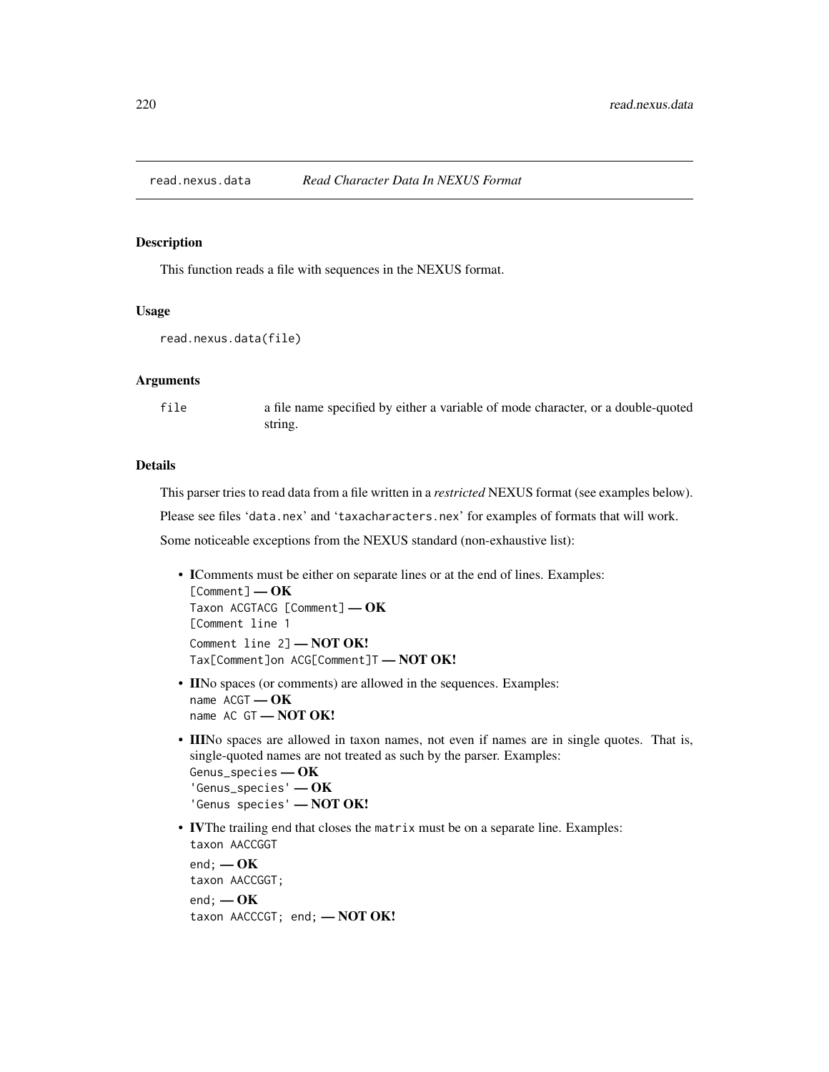read.nexus.data *Read Character Data In NEXUS Format*

## Description

This function reads a file with sequences in the NEXUS format.

## Usage

```
read.nexus.data(file)
```

## Arguments

| | |
|---|---|
| file | a file name specified by either a variable of mode character, or a double-quoted string. |

## Details

This parser tries to read data from a file written in a *restricted* NEXUS format (see examples below).

Please see files 'data.nex' and 'taxacharacters.nex' for examples of formats that will work.

Some noticeable exceptions from the NEXUS standard (non-exhaustive list):

- **I**Comments must be either on separate lines or at the end of lines. Examples:
  `[Comment]` — **OK**
  `Taxon ACGTACG [Comment]` — **OK**
  `[Comment line 1`
  `Comment line 2]` — **NOT OK!**
  `Tax[Comment]on ACG[Comment]T` — **NOT OK!**
- **II**No spaces (or comments) are allowed in the sequences. Examples:
  `name ACGT` — **OK**
  `name AC GT` — **NOT OK!**
- **III**No spaces are allowed in taxon names, not even if names are in single quotes. That is, single-quoted names are not treated as such by the parser. Examples:
  `Genus_species` — **OK**
  `'Genus_species'` — **OK**
  `'Genus species'` — **NOT OK!**
- **IV**The trailing `end` that closes the `matrix` must be on a separate line. Examples:
  `taxon AACCGGT`
  `end;` — **OK**
  `taxon AACCGGT;`
  `end;` — **OK**
  `taxon AACCCGT; end;` — **NOT OK!**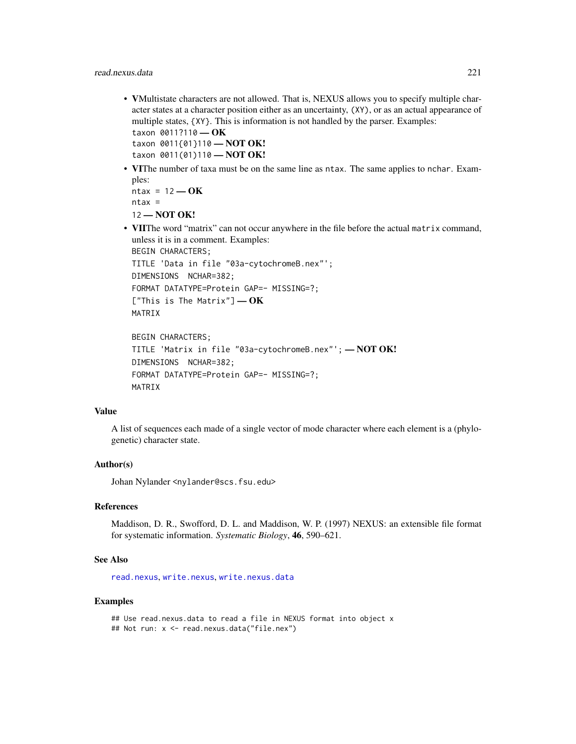- **V**Multistate characters are not allowed. That is, NEXUS allows you to specify multiple character states at a character position either as an uncertainty, `(XY)`, or as an actual appearance of multiple states, `{XY}`. This is information is not handled by the parser. Examples:
  `taxon 0011?110` — **OK**
  `taxon 0011{01}110` — **NOT OK!**
  `taxon 0011(01)110` — **NOT OK!**
- **VI**The number of taxa must be on the same line as `ntax`. The same applies to `nchar`. Examples:
  `ntax = 12` — **OK**
  `ntax =`
  `12` — **NOT OK!**
- **VII**The word "matrix" can not occur anywhere in the file before the actual `matrix` command, unless it is in a comment. Examples:
  ```
  BEGIN CHARACTERS;
  TITLE 'Data in file "03a-cytochromeB.nex"';
  DIMENSIONS  NCHAR=382;
  FORMAT DATATYPE=Protein GAP=- MISSING=?;
  ["This is The Matrix"]
  ```
  — **OK**
  ```
  MATRIX

  BEGIN CHARACTERS;
  TITLE 'Matrix in file "03a-cytochromeB.nex"';
  ```
  — **NOT OK!**
  ```
  DIMENSIONS  NCHAR=382;
  FORMAT DATATYPE=Protein GAP=- MISSING=?;
  MATRIX
  ```

## Value

A list of sequences each made of a single vector of mode character where each element is a (phylogenetic) character state.

## Author(s)

Johan Nylander <nylander@scs.fsu.edu>

## References

Maddison, D. R., Swofford, D. L. and Maddison, W. P. (1997) NEXUS: an extensible file format for systematic information. *Systematic Biology*, **46**, 590–621.

## See Also

`read.nexus`, `write.nexus`, `write.nexus.data`

## Examples

```
## Use read.nexus.data to read a file in NEXUS format into object x
## Not run: x <- read.nexus.data("file.nex")
```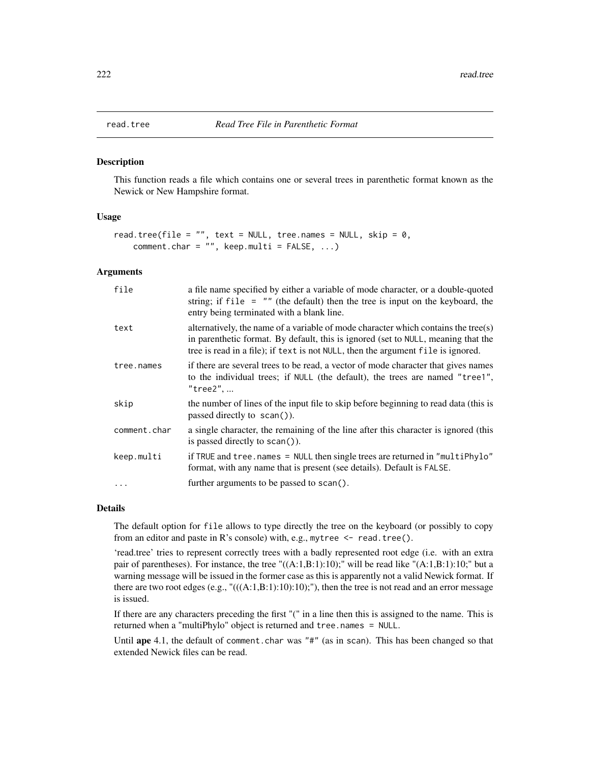# read.tree *Read Tree File in Parenthetic Format*

## Description

This function reads a file which contains one or several trees in parenthetic format known as the Newick or New Hampshire format.

## Usage

```
read.tree(file = "", text = NULL, tree.names = NULL, skip = 0,
    comment.char = "", keep.multi = FALSE, ...)
```

## Arguments

| | |
|---|---|
| `file` | a file name specified by either a variable of mode character, or a double-quoted string; if `file = ""` (the default) then the tree is input on the keyboard, the entry being terminated with a blank line. |
| `text` | alternatively, the name of a variable of mode character which contains the tree(s) in parenthetic format. By default, this is ignored (set to `NULL`, meaning that the tree is read in a file); if `text` is not `NULL`, then the argument `file` is ignored. |
| `tree.names` | if there are several trees to be read, a vector of mode character that gives names to the individual trees; if `NULL` (the default), the trees are named `"tree1"`, `"tree2"`, ... |
| `skip` | the number of lines of the input file to skip before beginning to read data (this is passed directly to `scan()`). |
| `comment.char` | a single character, the remaining of the line after this character is ignored (this is passed directly to `scan()`). |
| `keep.multi` | if `TRUE` and `tree.names = NULL` then single trees are returned in `"multiPhylo"` format, with any name that is present (see details). Default is `FALSE`. |
| `...` | further arguments to be passed to `scan()`. |

## Details

The default option for `file` allows to type directly the tree on the keyboard (or possibly to copy from an editor and paste in R's console) with, e.g., `mytree <- read.tree()`.

'read.tree' tries to represent correctly trees with a badly represented root edge (i.e. with an extra pair of parentheses). For instance, the tree "((A:1,B:1):10);" will be read like "(A:1,B:1):10;" but a warning message will be issued in the former case as this is apparently not a valid Newick format. If there are two root edges (e.g., "(((A:1,B:1):10):10);"), then the tree is not read and an error message is issued.

If there are any characters preceding the first "(" in a line then this is assigned to the name. This is returned when a "multiPhylo" object is returned and `tree.names = NULL`.

Until **ape** 4.1, the default of `comment.char` was `"#"` (as in `scan`). This has been changed so that extended Newick files can be read.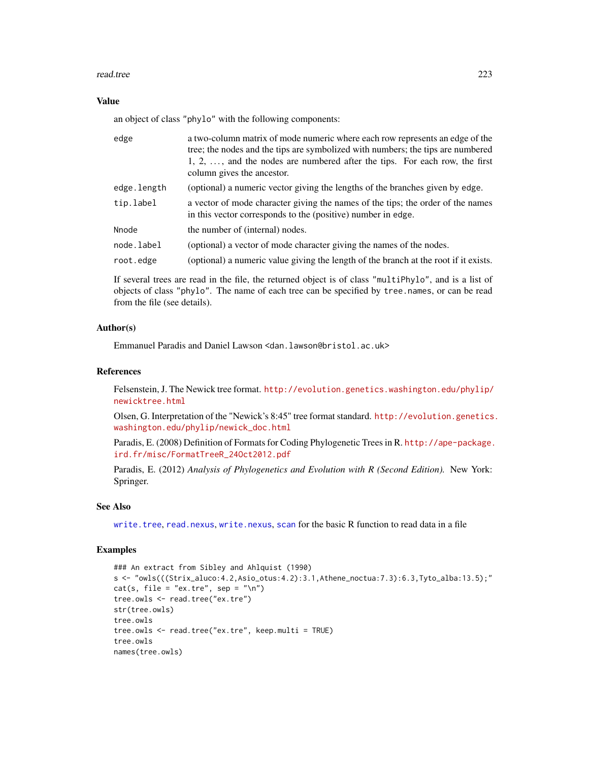### Value

an object of class "phylo" with the following components:

| | |
|---|---|
| edge | a two-column matrix of mode numeric where each row represents an edge of the tree; the nodes and the tips are symbolized with numbers; the tips are numbered 1, 2, ..., and the nodes are numbered after the tips. For each row, the first column gives the ancestor. |
| edge.length | (optional) a numeric vector giving the lengths of the branches given by edge. |
| tip.label | a vector of mode character giving the names of the tips; the order of the names in this vector corresponds to the (positive) number in edge. |
| Nnode | the number of (internal) nodes. |
| node.label | (optional) a vector of mode character giving the names of the nodes. |
| root.edge | (optional) a numeric value giving the length of the branch at the root if it exists. |

If several trees are read in the file, the returned object is of class "multiPhylo", and is a list of objects of class "phylo". The name of each tree can be specified by tree.names, or can be read from the file (see details).

### Author(s)

Emmanuel Paradis and Daniel Lawson <dan.lawson@bristol.ac.uk>

### References

Felsenstein, J. The Newick tree format. http://evolution.genetics.washington.edu/phylip/newicktree.html

Olsen, G. Interpretation of the "Newick's 8:45" tree format standard. http://evolution.genetics.washington.edu/phylip/newick_doc.html

Paradis, E. (2008) Definition of Formats for Coding Phylogenetic Trees in R. http://ape-package.ird.fr/misc/FormatTreeR_24Oct2012.pdf

Paradis, E. (2012) *Analysis of Phylogenetics and Evolution with R (Second Edition).* New York: Springer.

### See Also

write.tree, read.nexus, write.nexus, scan for the basic R function to read data in a file

### Examples

```
### An extract from Sibley and Ahlquist (1990)
s <- "owls(((Strix_aluco:4.2,Asio_otus:4.2):3.1,Athene_noctua:7.3):6.3,Tyto_alba:13.5);"
cat(s, file = "ex.tre", sep = "\n")
tree.owls <- read.tree("ex.tre")
str(tree.owls)
tree.owls
tree.owls <- read.tree("ex.tre", keep.multi = TRUE)
tree.owls
names(tree.owls)
```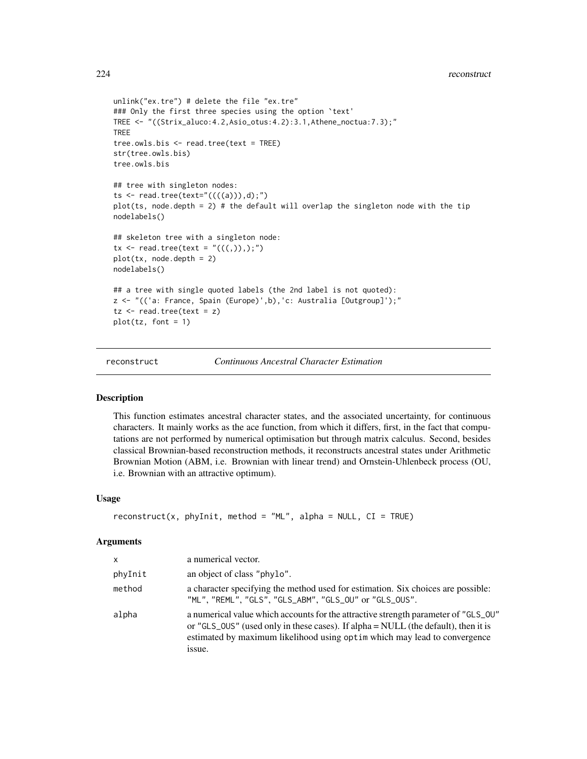```
unlink("ex.tre") # delete the file "ex.tre"
### Only the first three species using the option `text'
TREE <- "((Strix_aluco:4.2,Asio_otus:4.2):3.1,Athene_noctua:7.3);"
TREE
tree.owls.bis <- read.tree(text = TREE)
str(tree.owls.bis)
tree.owls.bis

## tree with singleton nodes:
ts <- read.tree(text="((((a))),d);")
plot(ts, node.depth = 2) # the default will overlap the singleton node with the tip
nodelabels()

## skeleton tree with a singleton node:
tx <- read.tree(text = "(((,)),);")
plot(tx, node.depth = 2)
nodelabels()

## a tree with single quoted labels (the 2nd label is not quoted):
z <- "(('a: France, Spain (Europe)',b),'c: Australia [Outgroup]');"
tz <- read.tree(text = z)
plot(tz, font = 1)
```

---

## reconstruct *Continuous Ancestral Character Estimation*

### Description

This function estimates ancestral character states, and the associated uncertainty, for continuous characters. It mainly works as the ace function, from which it differs, first, in the fact that computations are not performed by numerical optimisation but through matrix calculus. Second, besides classical Brownian-based reconstruction methods, it reconstructs ancestral states under Arithmetic Brownian Motion (ABM, i.e. Brownian with linear trend) and Ornstein-Uhlenbeck process (OU, i.e. Brownian with an attractive optimum).

### Usage

```
reconstruct(x, phyInit, method = "ML", alpha = NULL, CI = TRUE)
```

### Arguments

| | |
|---|---|
| x | a numerical vector. |
| phyInit | an object of class "phylo". |
| method | a character specifying the method used for estimation. Six choices are possible: "ML", "REML", "GLS", "GLS_ABM", "GLS_OU" or "GLS_OUS". |
| alpha | a numerical value which accounts for the attractive strength parameter of "GLS_OU" or "GLS_OUS" (used only in these cases). If alpha = NULL (the default), then it is estimated by maximum likelihood using optim which may lead to convergence issue. |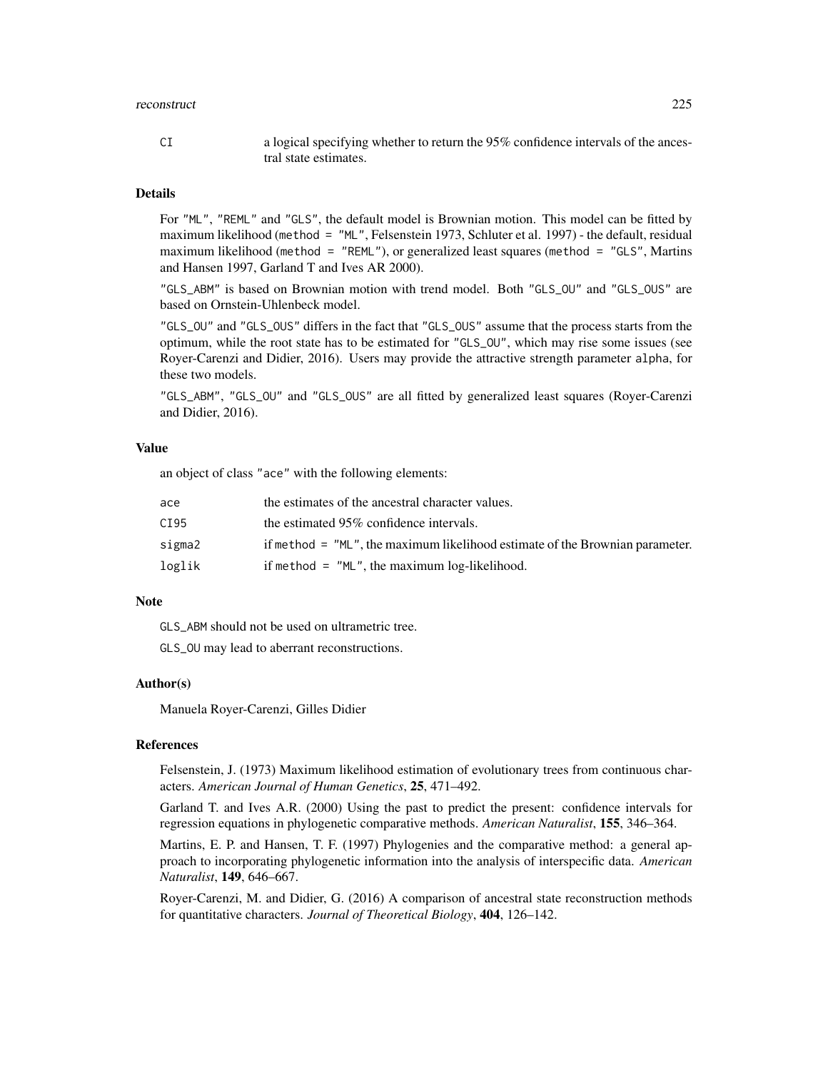| | |
|---|---|
| CI | a logical specifying whether to return the 95% confidence intervals of the ancestral state estimates. |

## Details

For "ML", "REML" and "GLS", the default model is Brownian motion. This model can be fitted by maximum likelihood (method = "ML", Felsenstein 1973, Schluter et al. 1997) - the default, residual maximum likelihood (method = "REML"), or generalized least squares (method = "GLS", Martins and Hansen 1997, Garland T and Ives AR 2000).

"GLS_ABM" is based on Brownian motion with trend model. Both "GLS_OU" and "GLS_OUS" are based on Ornstein-Uhlenbeck model.

"GLS_OU" and "GLS_OUS" differs in the fact that "GLS_OUS" assume that the process starts from the optimum, while the root state has to be estimated for "GLS_OU", which may rise some issues (see Royer-Carenzi and Didier, 2016). Users may provide the attractive strength parameter alpha, for these two models.

"GLS_ABM", "GLS_OU" and "GLS_OUS" are all fitted by generalized least squares (Royer-Carenzi and Didier, 2016).

## Value

an object of class "ace" with the following elements:

| | |
|---|---|
| ace | the estimates of the ancestral character values. |
| CI95 | the estimated 95% confidence intervals. |
| sigma2 | if method = "ML", the maximum likelihood estimate of the Brownian parameter. |
| loglik | if method = "ML", the maximum log-likelihood. |

## Note

GLS_ABM should not be used on ultrametric tree.

GLS_OU may lead to aberrant reconstructions.

## Author(s)

Manuela Royer-Carenzi, Gilles Didier

## References

Felsenstein, J. (1973) Maximum likelihood estimation of evolutionary trees from continuous characters. *American Journal of Human Genetics*, **25**, 471–492.

Garland T. and Ives A.R. (2000) Using the past to predict the present: confidence intervals for regression equations in phylogenetic comparative methods. *American Naturalist*, **155**, 346–364.

Martins, E. P. and Hansen, T. F. (1997) Phylogenies and the comparative method: a general approach to incorporating phylogenetic information into the analysis of interspecific data. *American Naturalist*, **149**, 646–667.

Royer-Carenzi, M. and Didier, G. (2016) A comparison of ancestral state reconstruction methods for quantitative characters. *Journal of Theoretical Biology*, **404**, 126–142.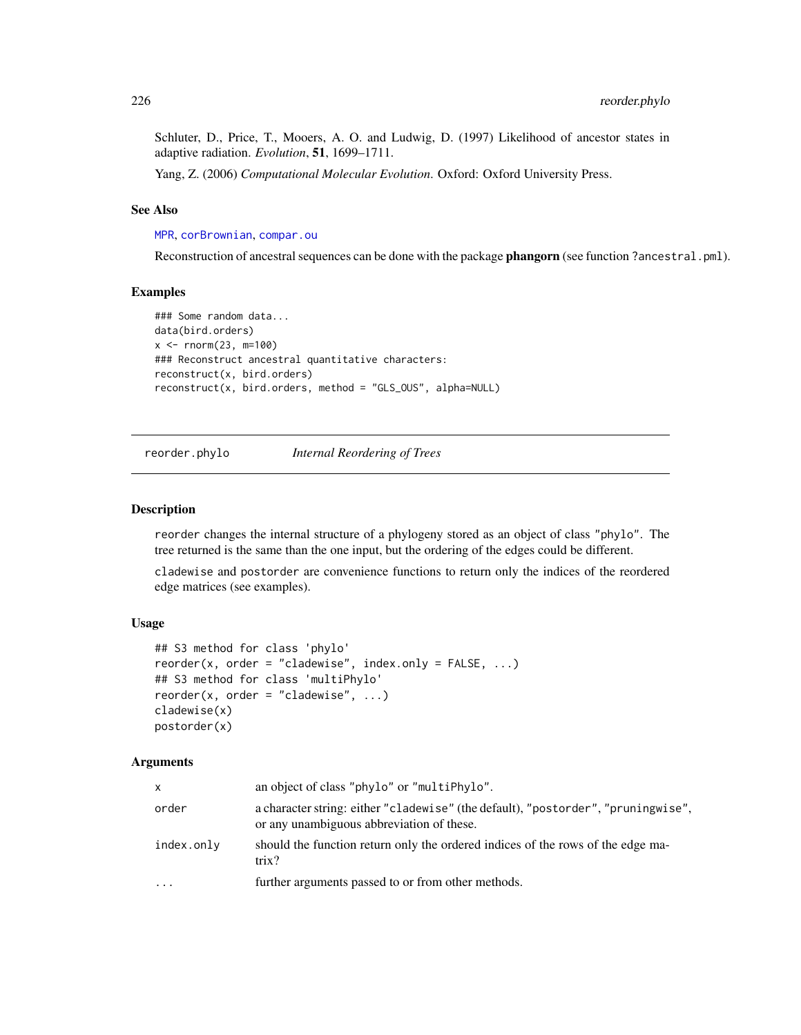Schluter, D., Price, T., Mooers, A. O. and Ludwig, D. (1997) Likelihood of ancestor states in adaptive radiation. *Evolution*, **51**, 1699–1711.

Yang, Z. (2006) *Computational Molecular Evolution*. Oxford: Oxford University Press.

### See Also

`MPR`, `corBrownian`, `compar.ou`

Reconstruction of ancestral sequences can be done with the package **phangorn** (see function `?ancestral.pml`).

### Examples

```
### Some random data...
data(bird.orders)
x <- rnorm(23, m=100)
### Reconstruct ancestral quantitative characters:
reconstruct(x, bird.orders)
reconstruct(x, bird.orders, method = "GLS_OUS", alpha=NULL)
```

---

## reorder.phylo — *Internal Reordering of Trees*

---

### Description

`reorder` changes the internal structure of a phylogeny stored as an object of class `"phylo"`. The tree returned is the same than the one input, but the ordering of the edges could be different.

`cladewise` and `postorder` are convenience functions to return only the indices of the reordered edge matrices (see examples).

### Usage

```
## S3 method for class 'phylo'
reorder(x, order = "cladewise", index.only = FALSE, ...)
## S3 method for class 'multiPhylo'
reorder(x, order = "cladewise", ...)
cladewise(x)
postorder(x)
```

### Arguments

| | |
|---|---|
| `x` | an object of class `"phylo"` or `"multiPhylo"`. |
| `order` | a character string: either `"cladewise"` (the default), `"postorder"`, `"pruningwise"`, or any unambiguous abbreviation of these. |
| `index.only` | should the function return only the ordered indices of the rows of the edge matrix? |
| `...` | further arguments passed to or from other methods. |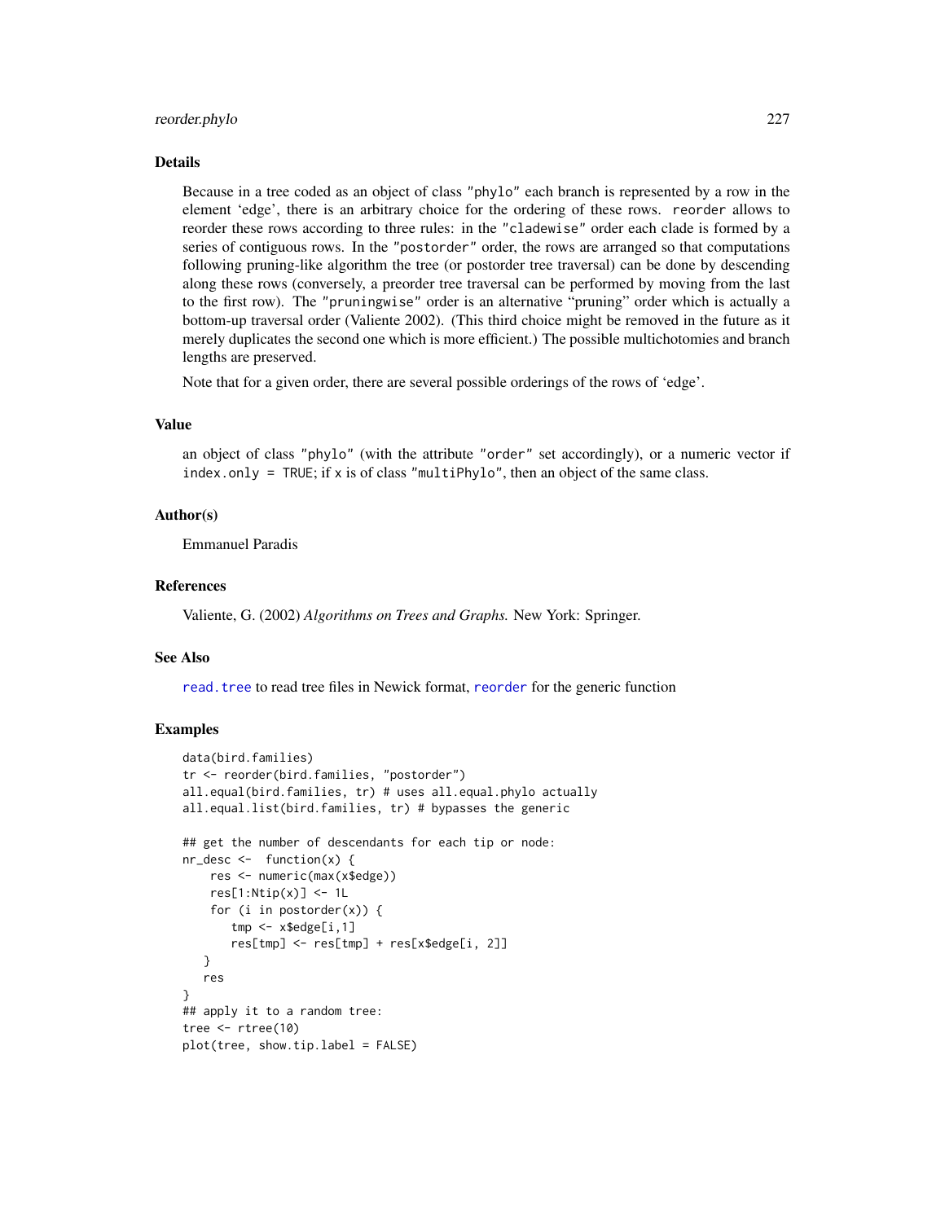## Details

Because in a tree coded as an object of class "phylo" each branch is represented by a row in the element 'edge', there is an arbitrary choice for the ordering of these rows. `reorder` allows to reorder these rows according to three rules: in the "cladewise" order each clade is formed by a series of contiguous rows. In the "postorder" order, the rows are arranged so that computations following pruning-like algorithm the tree (or postorder tree traversal) can be done by descending along these rows (conversely, a preorder tree traversal can be performed by moving from the last to the first row). The "pruningwise" order is an alternative "pruning" order which is actually a bottom-up traversal order (Valiente 2002). (This third choice might be removed in the future as it merely duplicates the second one which is more efficient.) The possible multichotomies and branch lengths are preserved.

Note that for a given order, there are several possible orderings of the rows of 'edge'.

## Value

an object of class "phylo" (with the attribute "order" set accordingly), or a numeric vector if `index.only = TRUE`; if x is of class "multiPhylo", then an object of the same class.

## Author(s)

Emmanuel Paradis

## References

Valiente, G. (2002) *Algorithms on Trees and Graphs.* New York: Springer.

## See Also

`read.tree` to read tree files in Newick format, `reorder` for the generic function

## Examples

```
data(bird.families)
tr <- reorder(bird.families, "postorder")
all.equal(bird.families, tr) # uses all.equal.phylo actually
all.equal.list(bird.families, tr) # bypasses the generic

## get the number of descendants for each tip or node:
nr_desc <-  function(x) {
    res <- numeric(max(x$edge))
    res[1:Ntip(x)] <- 1L
    for (i in postorder(x)) {
       tmp <- x$edge[i,1]
       res[tmp] <- res[tmp] + res[x$edge[i, 2]]
   }
   res
}
## apply it to a random tree:
tree <- rtree(10)
plot(tree, show.tip.label = FALSE)
```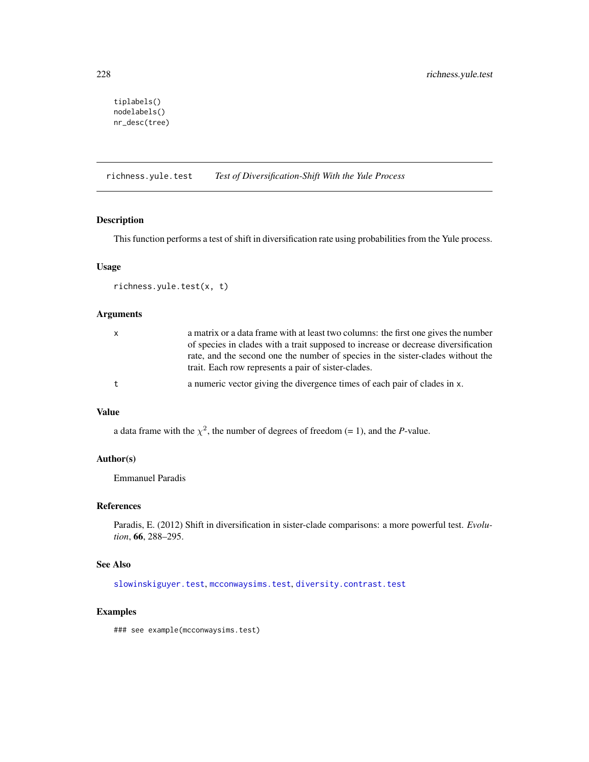```
tiplabels()
nodelabels()
nr_desc(tree)
```

---

## richness.yule.test — *Test of Diversification-Shift With the Yule Process*

### Description

This function performs a test of shift in diversification rate using probabilities from the Yule process.

### Usage

```
richness.yule.test(x, t)
```

### Arguments

| | |
|---|---|
| `x` | a matrix or a data frame with at least two columns: the first one gives the number of species in clades with a trait supposed to increase or decrease diversification rate, and the second one the number of species in the sister-clades without the trait. Each row represents a pair of sister-clades. |
| `t` | a numeric vector giving the divergence times of each pair of clades in `x`. |

### Value

a data frame with the $\chi^2$, the number of degrees of freedom (= 1), and the *P*-value.

### Author(s)

Emmanuel Paradis

### References

Paradis, E. (2012) Shift in diversification in sister-clade comparisons: a more powerful test. *Evolution*, **66**, 288–295.

### See Also

`slowinskiguyer.test`, `mcconwaysims.test`, `diversity.contrast.test`

### Examples

```
### see example(mcconwaysims.test)
```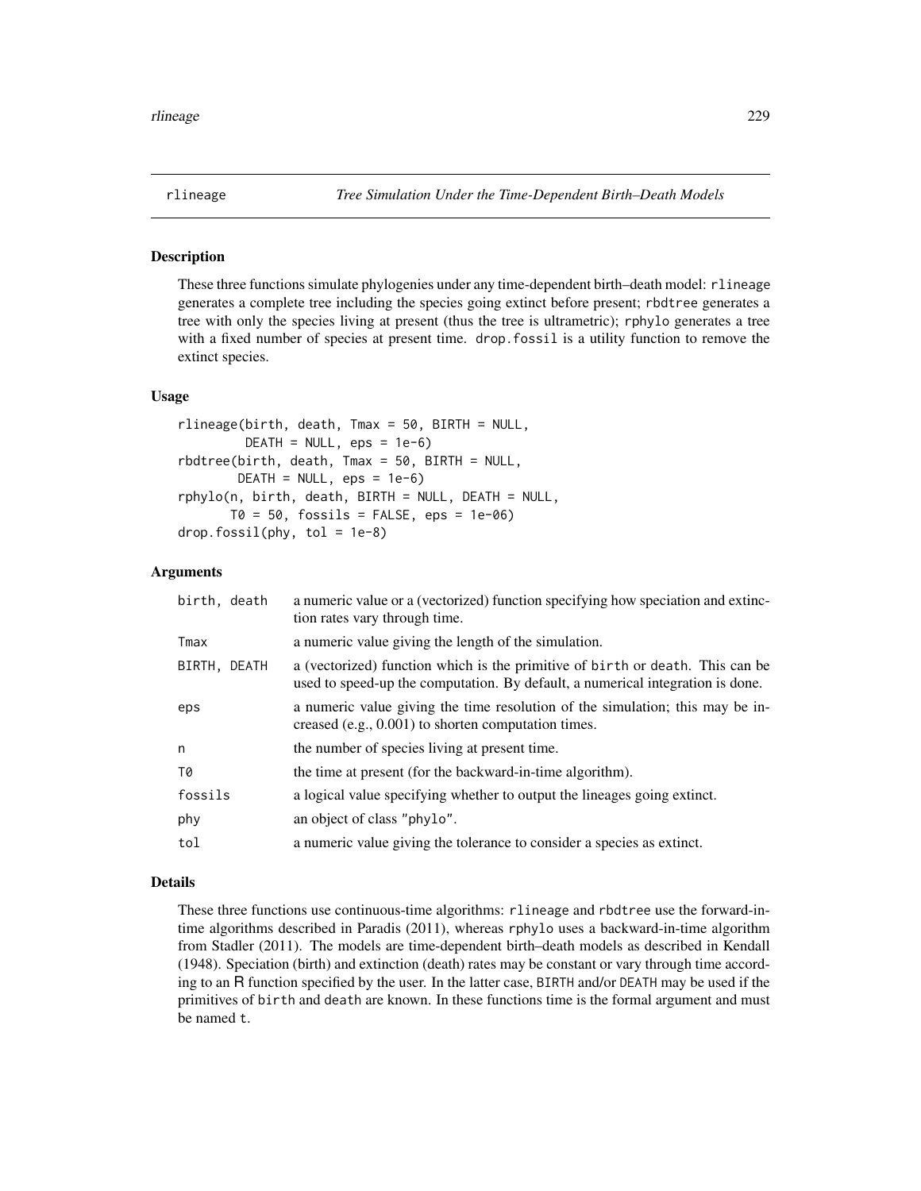## rlineage — *Tree Simulation Under the Time-Dependent Birth–Death Models*

### Description

These three functions simulate phylogenies under any time-dependent birth–death model: `rlineage` generates a complete tree including the species going extinct before present; `rbdtree` generates a tree with only the species living at present (thus the tree is ultrametric); `rphylo` generates a tree with a fixed number of species at present time. `drop.fossil` is a utility function to remove the extinct species.

### Usage

```
rlineage(birth, death, Tmax = 50, BIRTH = NULL,
         DEATH = NULL, eps = 1e-6)
rbdtree(birth, death, Tmax = 50, BIRTH = NULL,
        DEATH = NULL, eps = 1e-6)
rphylo(n, birth, death, BIRTH = NULL, DEATH = NULL,
       T0 = 50, fossils = FALSE, eps = 1e-06)
drop.fossil(phy, tol = 1e-8)
```

### Arguments

| | |
|---|---|
| `birth, death` | a numeric value or a (vectorized) function specifying how speciation and extinction rates vary through time. |
| `Tmax` | a numeric value giving the length of the simulation. |
| `BIRTH, DEATH` | a (vectorized) function which is the primitive of `birth` or `death`. This can be used to speed-up the computation. By default, a numerical integration is done. |
| `eps` | a numeric value giving the time resolution of the simulation; this may be increased (e.g., 0.001) to shorten computation times. |
| `n` | the number of species living at present time. |
| `T0` | the time at present (for the backward-in-time algorithm). |
| `fossils` | a logical value specifying whether to output the lineages going extinct. |
| `phy` | an object of class `"phylo"`. |
| `tol` | a numeric value giving the tolerance to consider a species as extinct. |

### Details

These three functions use continuous-time algorithms: `rlineage` and `rbdtree` use the forward-in-time algorithms described in Paradis (2011), whereas `rphylo` uses a backward-in-time algorithm from Stadler (2011). The models are time-dependent birth–death models as described in Kendall (1948). Speciation (birth) and extinction (death) rates may be constant or vary through time according to an R function specified by the user. In the latter case, `BIRTH` and/or `DEATH` may be used if the primitives of `birth` and `death` are known. In these functions time is the formal argument and must be named `t`.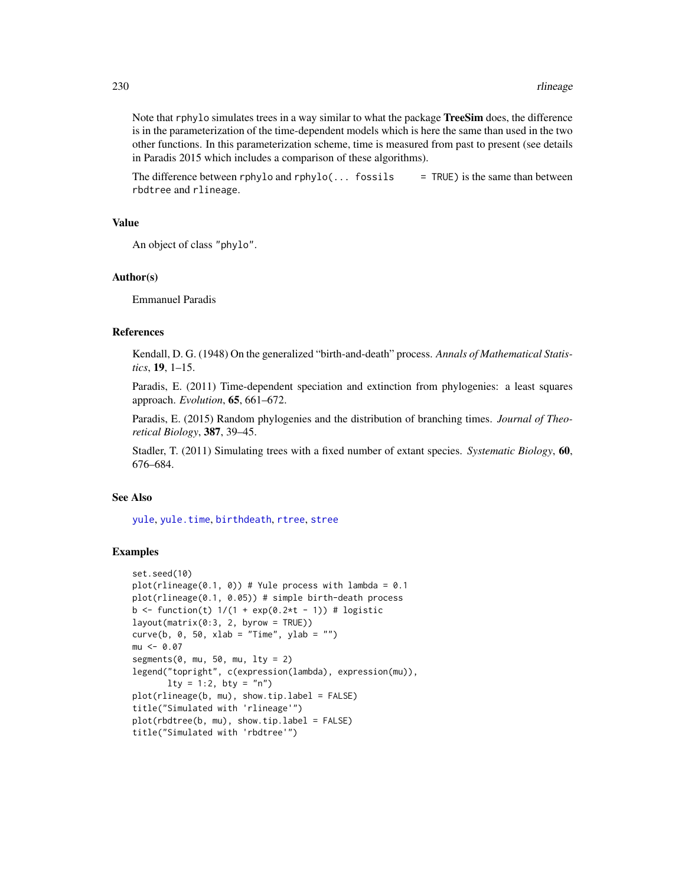Note that `rphylo` simulates trees in a way similar to what the package **TreeSim** does, the difference is in the parameterization of the time-dependent models which is here the same than used in the two other functions. In this parameterization scheme, time is measured from past to present (see details in Paradis 2015 which includes a comparison of these algorithms).

The difference between `rphylo` and `rphylo(... fossils = TRUE)` is the same than between `rbdtree` and `rlineage`.

## Value

An object of class `"phylo"`.

## Author(s)

Emmanuel Paradis

## References

Kendall, D. G. (1948) On the generalized "birth-and-death" process. *Annals of Mathematical Statistics*, **19**, 1–15.

Paradis, E. (2011) Time-dependent speciation and extinction from phylogenies: a least squares approach. *Evolution*, **65**, 661–672.

Paradis, E. (2015) Random phylogenies and the distribution of branching times. *Journal of Theoretical Biology*, **387**, 39–45.

Stadler, T. (2011) Simulating trees with a fixed number of extant species. *Systematic Biology*, **60**, 676–684.

## See Also

`yule`, `yule.time`, `birthdeath`, `rtree`, `stree`

## Examples

```
set.seed(10)
plot(rlineage(0.1, 0)) # Yule process with lambda = 0.1
plot(rlineage(0.1, 0.05)) # simple birth-death process
b <- function(t) 1/(1 + exp(0.2*t - 1)) # logistic
layout(matrix(0:3, 2, byrow = TRUE))
curve(b, 0, 50, xlab = "Time", ylab = "")
mu <- 0.07
segments(0, mu, 50, mu, lty = 2)
legend("topright", c(expression(lambda), expression(mu)),
       lty = 1:2, bty = "n")
plot(rlineage(b, mu), show.tip.label = FALSE)
title("Simulated with 'rlineage'")
plot(rbdtree(b, mu), show.tip.label = FALSE)
title("Simulated with 'rbdtree'")
```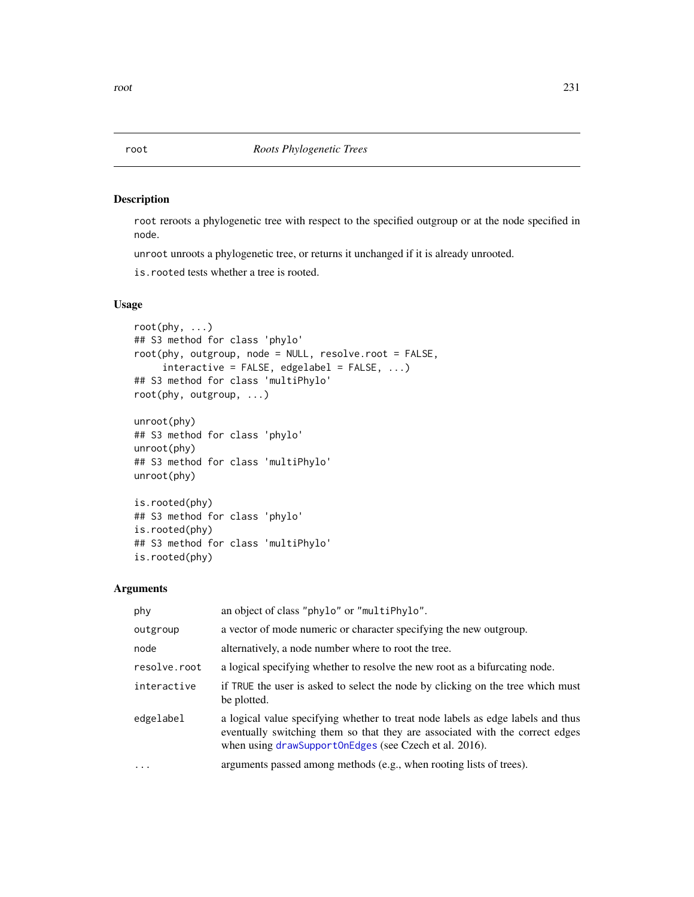root — *Roots Phylogenetic Trees*

## Description

`root` reroots a phylogenetic tree with respect to the specified outgroup or at the node specified in `node`.

`unroot` unroots a phylogenetic tree, or returns it unchanged if it is already unrooted.

`is.rooted` tests whether a tree is rooted.

## Usage

```
root(phy, ...)
## S3 method for class 'phylo'
root(phy, outgroup, node = NULL, resolve.root = FALSE,
     interactive = FALSE, edgelabel = FALSE, ...)
## S3 method for class 'multiPhylo'
root(phy, outgroup, ...)

unroot(phy)
## S3 method for class 'phylo'
unroot(phy)
## S3 method for class 'multiPhylo'
unroot(phy)

is.rooted(phy)
## S3 method for class 'phylo'
is.rooted(phy)
## S3 method for class 'multiPhylo'
is.rooted(phy)
```

## Arguments

| | |
|---|---|
| `phy` | an object of class `"phylo"` or `"multiPhylo"`. |
| `outgroup` | a vector of mode numeric or character specifying the new outgroup. |
| `node` | alternatively, a node number where to root the tree. |
| `resolve.root` | a logical specifying whether to resolve the new root as a bifurcating node. |
| `interactive` | if `TRUE` the user is asked to select the node by clicking on the tree which must be plotted. |
| `edgelabel` | a logical value specifying whether to treat node labels as edge labels and thus eventually switching them so that they are associated with the correct edges when using `drawSupportOnEdges` (see Czech et al. 2016). |
| `...` | arguments passed among methods (e.g., when rooting lists of trees). |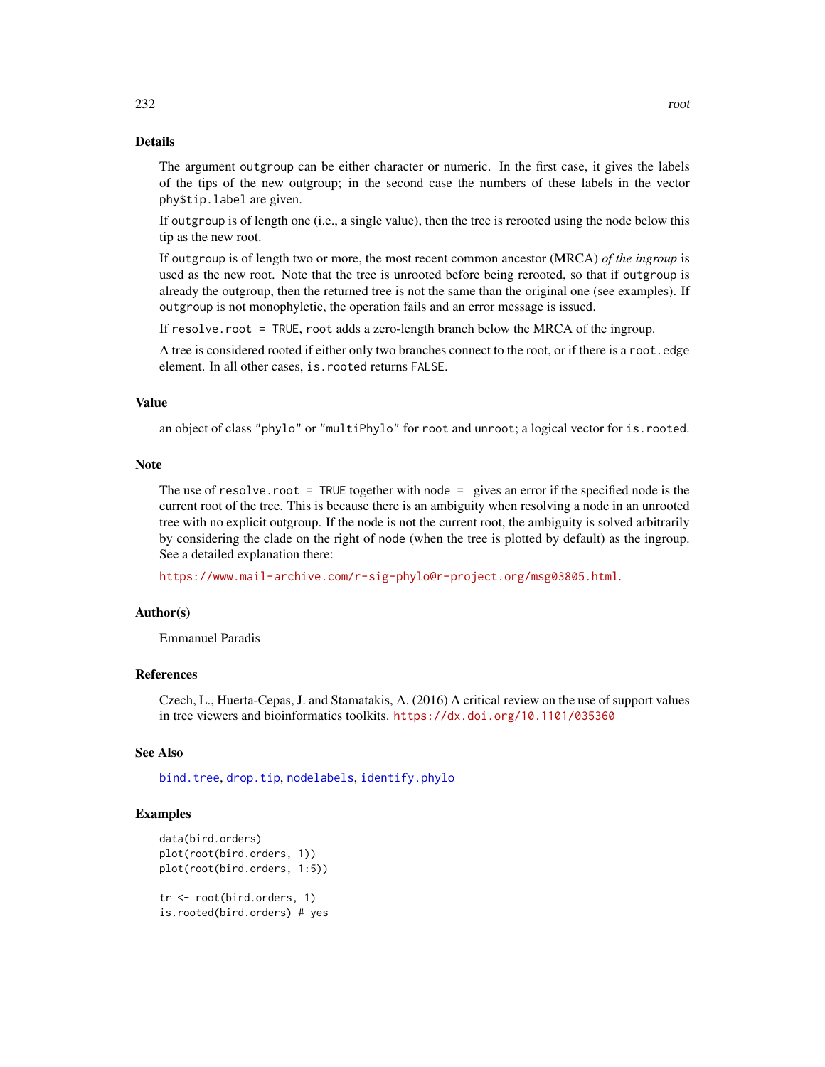## Details

The argument `outgroup` can be either character or numeric. In the first case, it gives the labels of the tips of the new outgroup; in the second case the numbers of these labels in the vector `phy$tip.label` are given.

If `outgroup` is of length one (i.e., a single value), then the tree is rerooted using the node below this tip as the new root.

If `outgroup` is of length two or more, the most recent common ancestor (MRCA) *of the ingroup* is used as the new root. Note that the tree is unrooted before being rerooted, so that if `outgroup` is already the outgroup, then the returned tree is not the same than the original one (see examples). If `outgroup` is not monophyletic, the operation fails and an error message is issued.

If `resolve.root = TRUE`, `root` adds a zero-length branch below the MRCA of the ingroup.

A tree is considered rooted if either only two branches connect to the root, or if there is a `root.edge` element. In all other cases, `is.rooted` returns `FALSE`.

## Value

an object of class `"phylo"` or `"multiPhylo"` for `root` and `unroot`; a logical vector for `is.rooted`.

## Note

The use of `resolve.root = TRUE` together with `node =` gives an error if the specified node is the current root of the tree. This is because there is an ambiguity when resolving a node in an unrooted tree with no explicit outgroup. If the node is not the current root, the ambiguity is solved arbitrarily by considering the clade on the right of `node` (when the tree is plotted by default) as the ingroup. See a detailed explanation there:

https://www.mail-archive.com/r-sig-phylo@r-project.org/msg03805.html.

## Author(s)

Emmanuel Paradis

## References

Czech, L., Huerta-Cepas, J. and Stamatakis, A. (2016) A critical review on the use of support values in tree viewers and bioinformatics toolkits. https://dx.doi.org/10.1101/035360

## See Also

`bind.tree`, `drop.tip`, `nodelabels`, `identify.phylo`

## Examples

```
data(bird.orders)
plot(root(bird.orders, 1))
plot(root(bird.orders, 1:5))

tr <- root(bird.orders, 1)
is.rooted(bird.orders) # yes
```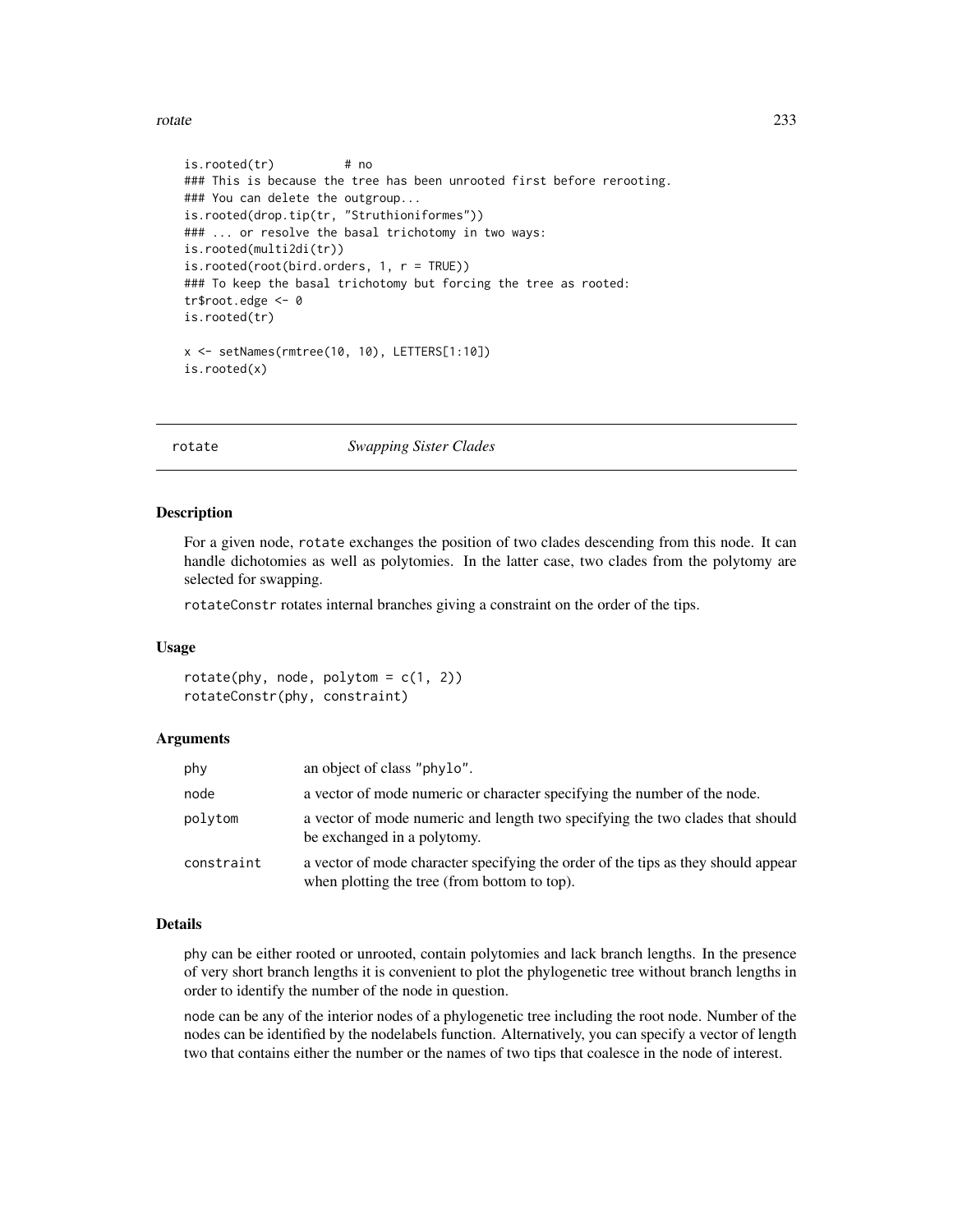```
is.rooted(tr)          # no
### This is because the tree has been unrooted first before rerooting.
### You can delete the outgroup...
is.rooted(drop.tip(tr, "Struthioniformes"))
### ... or resolve the basal trichotomy in two ways:
is.rooted(multi2di(tr))
is.rooted(root(bird.orders, 1, r = TRUE))
### To keep the basal trichotomy but forcing the tree as rooted:
tr$root.edge <- 0
is.rooted(tr)

x <- setNames(rmtree(10, 10), LETTERS[1:10])
is.rooted(x)
```

## rotate — *Swapping Sister Clades*

### Description

For a given node, rotate exchanges the position of two clades descending from this node. It can handle dichotomies as well as polytomies. In the latter case, two clades from the polytomy are selected for swapping.

rotateConstr rotates internal branches giving a constraint on the order of the tips.

### Usage

```
rotate(phy, node, polytom = c(1, 2))
rotateConstr(phy, constraint)
```

### Arguments

| | |
|---|---|
| phy | an object of class "phylo". |
| node | a vector of mode numeric or character specifying the number of the node. |
| polytom | a vector of mode numeric and length two specifying the two clades that should be exchanged in a polytomy. |
| constraint | a vector of mode character specifying the order of the tips as they should appear when plotting the tree (from bottom to top). |

### Details

phy can be either rooted or unrooted, contain polytomies and lack branch lengths. In the presence of very short branch lengths it is convenient to plot the phylogenetic tree without branch lengths in order to identify the number of the node in question.

node can be any of the interior nodes of a phylogenetic tree including the root node. Number of the nodes can be identified by the nodelabels function. Alternatively, you can specify a vector of length two that contains either the number or the names of two tips that coalesce in the node of interest.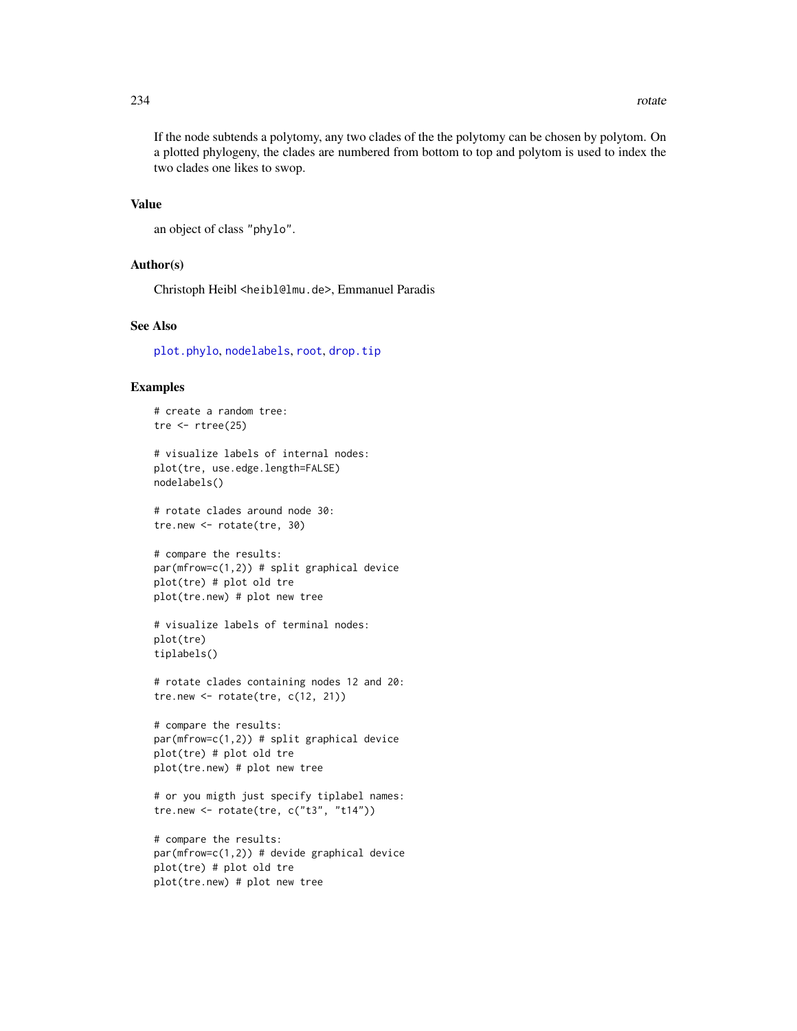If the node subtends a polytomy, any two clades of the the polytomy can be chosen by polytom. On a plotted phylogeny, the clades are numbered from bottom to top and polytom is used to index the two clades one likes to swop.

## Value

an object of class "phylo".

## Author(s)

Christoph Heibl <heibl@lmu.de>, Emmanuel Paradis

## See Also

plot.phylo, nodelabels, root, drop.tip

## Examples

```
# create a random tree:
tre <- rtree(25)

# visualize labels of internal nodes:
plot(tre, use.edge.length=FALSE)
nodelabels()

# rotate clades around node 30:
tre.new <- rotate(tre, 30)

# compare the results:
par(mfrow=c(1,2)) # split graphical device
plot(tre) # plot old tre
plot(tre.new) # plot new tree

# visualize labels of terminal nodes:
plot(tre)
tiplabels()

# rotate clades containing nodes 12 and 20:
tre.new <- rotate(tre, c(12, 21))

# compare the results:
par(mfrow=c(1,2)) # split graphical device
plot(tre) # plot old tre
plot(tre.new) # plot new tree

# or you migth just specify tiplabel names:
tre.new <- rotate(tre, c("t3", "t14"))

# compare the results:
par(mfrow=c(1,2)) # devide graphical device
plot(tre) # plot old tre
plot(tre.new) # plot new tree
```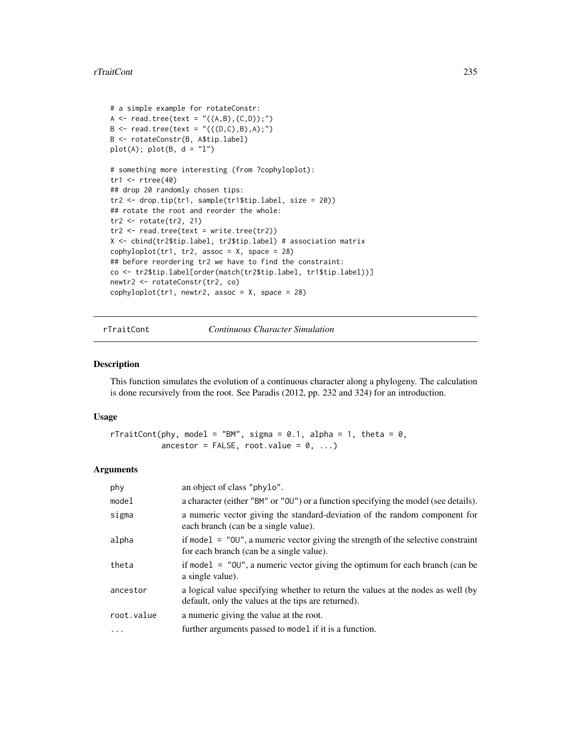```
# a simple example for rotateConstr:
A <- read.tree(text = "((A,B),(C,D));")
B <- read.tree(text = "(((D,C),B),A);")
B <- rotateConstr(B, A$tip.label)
plot(A); plot(B, d = "l")

# something more interesting (from ?cophyloplot):
tr1 <- rtree(40)
## drop 20 randomly chosen tips:
tr2 <- drop.tip(tr1, sample(tr1$tip.label, size = 20))
## rotate the root and reorder the whole:
tr2 <- rotate(tr2, 21)
tr2 <- read.tree(text = write.tree(tr2))
X <- cbind(tr2$tip.label, tr2$tip.label) # association matrix
cophyloplot(tr1, tr2, assoc = X, space = 28)
## before reordering tr2 we have to find the constraint:
co <- tr2$tip.label[order(match(tr2$tip.label, tr1$tip.label))]
newtr2 <- rotateConstr(tr2, co)
cophyloplot(tr1, newtr2, assoc = X, space = 28)
```

---

## rTraitCont *Continuous Character Simulation*

### Description

This function simulates the evolution of a continuous character along a phylogeny. The calculation is done recursively from the root. See Paradis (2012, pp. 232 and 324) for an introduction.

### Usage

```
rTraitCont(phy, model = "BM", sigma = 0.1, alpha = 1, theta = 0,
           ancestor = FALSE, root.value = 0, ...)
```

### Arguments

| | |
|---|---|
| phy | an object of class "phylo". |
| model | a character (either "BM" or "OU") or a function specifying the model (see details). |
| sigma | a numeric vector giving the standard-deviation of the random component for each branch (can be a single value). |
| alpha | if model = "OU", a numeric vector giving the strength of the selective constraint for each branch (can be a single value). |
| theta | if model = "OU", a numeric vector giving the optimum for each branch (can be a single value). |
| ancestor | a logical value specifying whether to return the values at the nodes as well (by default, only the values at the tips are returned). |
| root.value | a numeric giving the value at the root. |
| ... | further arguments passed to model if it is a function. |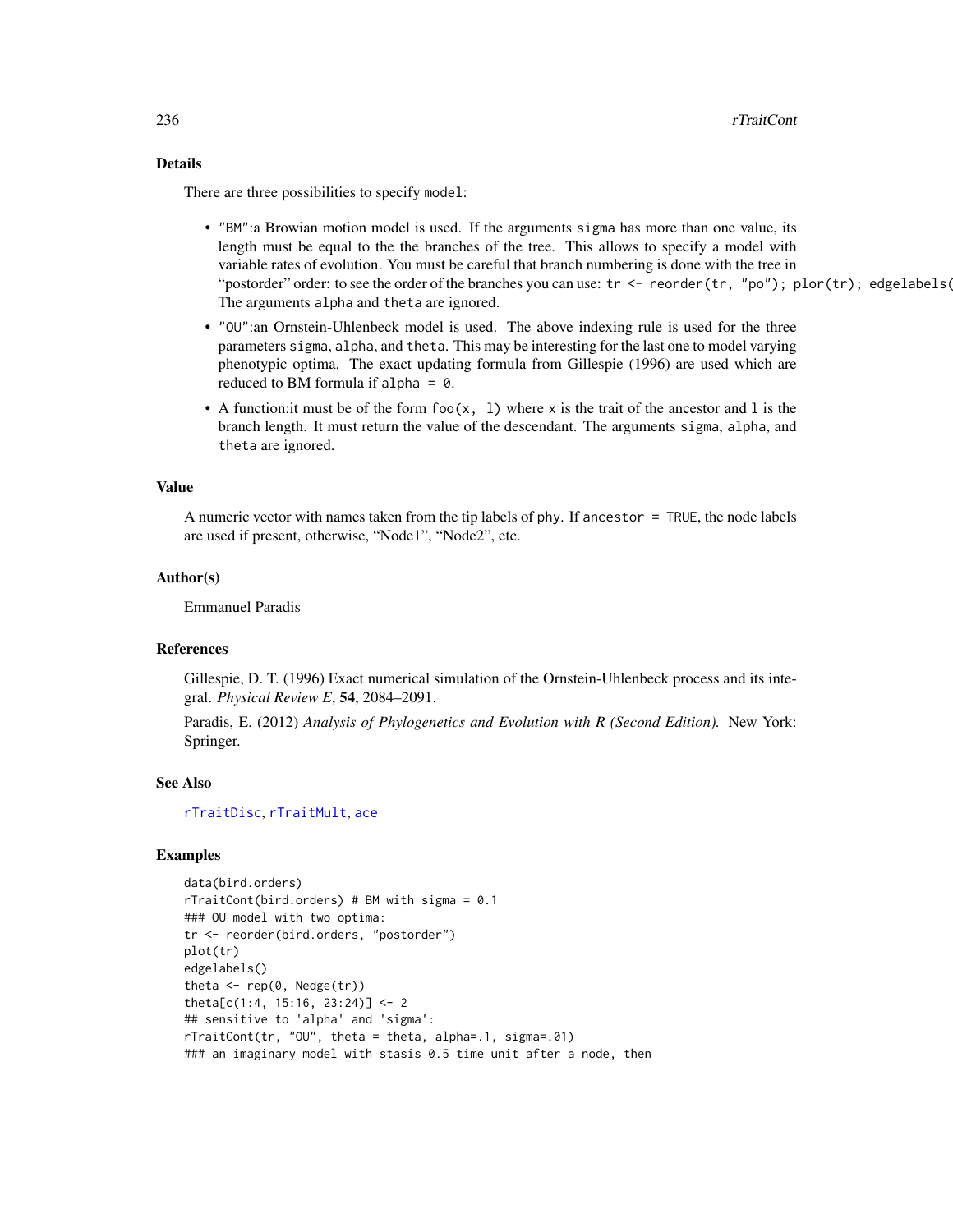## Details

There are three possibilities to specify `model`:

- `"BM"`:a Browian motion model is used. If the arguments `sigma` has more than one value, its length must be equal to the the branches of the tree. This allows to specify a model with variable rates of evolution. You must be careful that branch numbering is done with the tree in "postorder" order: to see the order of the branches you can use: `tr <- reorder(tr, "po"); plor(tr); edgelabels(`
  The arguments `alpha` and `theta` are ignored.
- `"OU"`:an Ornstein-Uhlenbeck model is used. The above indexing rule is used for the three parameters `sigma`, `alpha`, and `theta`. This may be interesting for the last one to model varying phenotypic optima. The exact updating formula from Gillespie (1996) are used which are reduced to BM formula if `alpha = 0`.
- A function:it must be of the form `foo(x, l)` where `x` is the trait of the ancestor and `l` is the branch length. It must return the value of the descendant. The arguments `sigma`, `alpha`, and `theta` are ignored.

## Value

A numeric vector with names taken from the tip labels of `phy`. If `ancestor = TRUE`, the node labels are used if present, otherwise, "Node1", "Node2", etc.

## Author(s)

Emmanuel Paradis

## References

Gillespie, D. T. (1996) Exact numerical simulation of the Ornstein-Uhlenbeck process and its integral. *Physical Review E*, **54**, 2084–2091.

Paradis, E. (2012) *Analysis of Phylogenetics and Evolution with R (Second Edition).* New York: Springer.

## See Also

`rTraitDisc`, `rTraitMult`, `ace`

## Examples

```
data(bird.orders)
rTraitCont(bird.orders) # BM with sigma = 0.1
### OU model with two optima:
tr <- reorder(bird.orders, "postorder")
plot(tr)
edgelabels()
theta <- rep(0, Nedge(tr))
theta[c(1:4, 15:16, 23:24)] <- 2
## sensitive to 'alpha' and 'sigma':
rTraitCont(tr, "OU", theta = theta, alpha=.1, sigma=.01)
### an imaginary model with stasis 0.5 time unit after a node, then
```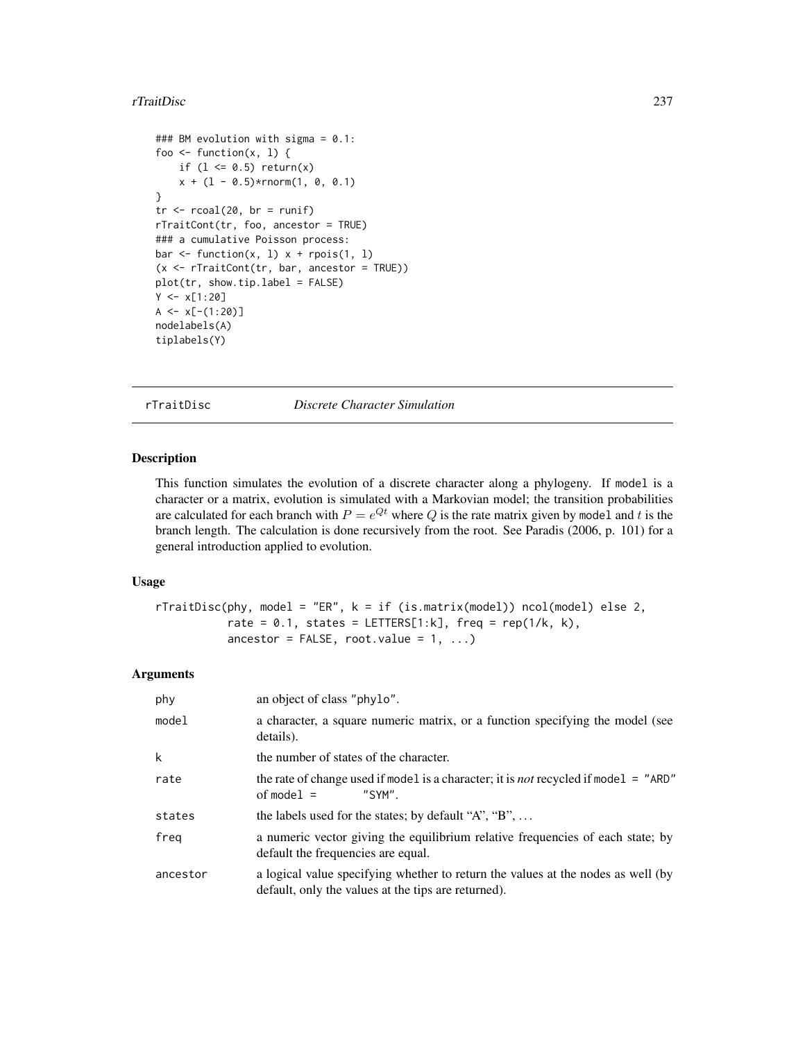```
### BM evolution with sigma = 0.1:
foo <- function(x, l) {
    if (l <= 0.5) return(x)
    x + (l - 0.5)*rnorm(1, 0, 0.1)
}
tr <- rcoal(20, br = runif)
rTraitCont(tr, foo, ancestor = TRUE)
### a cumulative Poisson process:
bar <- function(x, l) x + rpois(1, l)
(x <- rTraitCont(tr, bar, ancestor = TRUE))
plot(tr, show.tip.label = FALSE)
Y <- x[1:20]
A <- x[-(1:20)]
nodelabels(A)
tiplabels(Y)
```

---

## rTraitDisc — *Discrete Character Simulation*

### Description

This function simulates the evolution of a discrete character along a phylogeny. If `model` is a character or a matrix, evolution is simulated with a Markovian model; the transition probabilities are calculated for each branch with $P = e^{Qt}$ where $Q$ is the rate matrix given by `model` and $t$ is the branch length. The calculation is done recursively from the root. See Paradis (2006, p. 101) for a general introduction applied to evolution.

### Usage

```
rTraitDisc(phy, model = "ER", k = if (is.matrix(model)) ncol(model) else 2,
           rate = 0.1, states = LETTERS[1:k], freq = rep(1/k, k),
           ancestor = FALSE, root.value = 1, ...)
```

### Arguments

| | |
|---|---|
| `phy` | an object of class `"phylo"`. |
| `model` | a character, a square numeric matrix, or a function specifying the model (see details). |
| `k` | the number of states of the character. |
| `rate` | the rate of change used if `model` is a character; it is *not* recycled if `model = "ARD"` of `model = "SYM"`. |
| `states` | the labels used for the states; by default "A", "B", ... |
| `freq` | a numeric vector giving the equilibrium relative frequencies of each state; by default the frequencies are equal. |
| `ancestor` | a logical value specifying whether to return the values at the nodes as well (by default, only the values at the tips are returned). |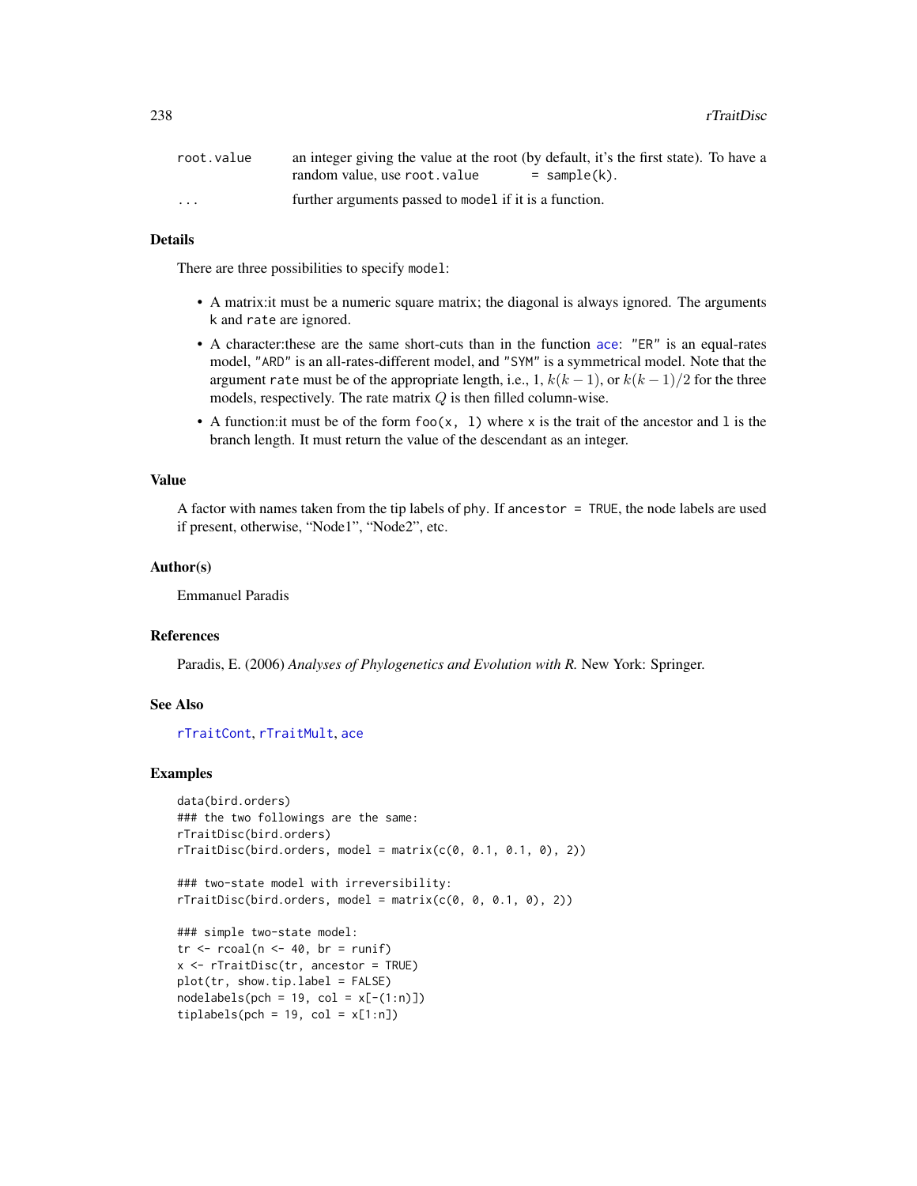| | |
|---|---|
| root.value | an integer giving the value at the root (by default, it's the first state). To have a random value, use root.value = sample(k). |
| ... | further arguments passed to model if it is a function. |

## Details

There are three possibilities to specify model:

- A matrix:it must be a numeric square matrix; the diagonal is always ignored. The arguments k and rate are ignored.
- A character:these are the same short-cuts than in the function ace: "ER" is an equal-rates model, "ARD" is an all-rates-different model, and "SYM" is a symmetrical model. Note that the argument rate must be of the appropriate length, i.e., 1, $k(k-1)$, or $k(k-1)/2$ for the three models, respectively. The rate matrix $Q$ is then filled column-wise.
- A function:it must be of the form foo(x, l) where x is the trait of the ancestor and l is the branch length. It must return the value of the descendant as an integer.

## Value

A factor with names taken from the tip labels of phy. If ancestor = TRUE, the node labels are used if present, otherwise, "Node1", "Node2", etc.

## Author(s)

Emmanuel Paradis

## References

Paradis, E. (2006) *Analyses of Phylogenetics and Evolution with R.* New York: Springer.

## See Also

rTraitCont, rTraitMult, ace

## Examples

```
data(bird.orders)
### the two followings are the same:
rTraitDisc(bird.orders)
rTraitDisc(bird.orders, model = matrix(c(0, 0.1, 0.1, 0), 2))

### two-state model with irreversibility:
rTraitDisc(bird.orders, model = matrix(c(0, 0, 0.1, 0), 2))

### simple two-state model:
tr <- rcoal(n <- 40, br = runif)
x <- rTraitDisc(tr, ancestor = TRUE)
plot(tr, show.tip.label = FALSE)
nodelabels(pch = 19, col = x[-(1:n)])
tiplabels(pch = 19, col = x[1:n])
```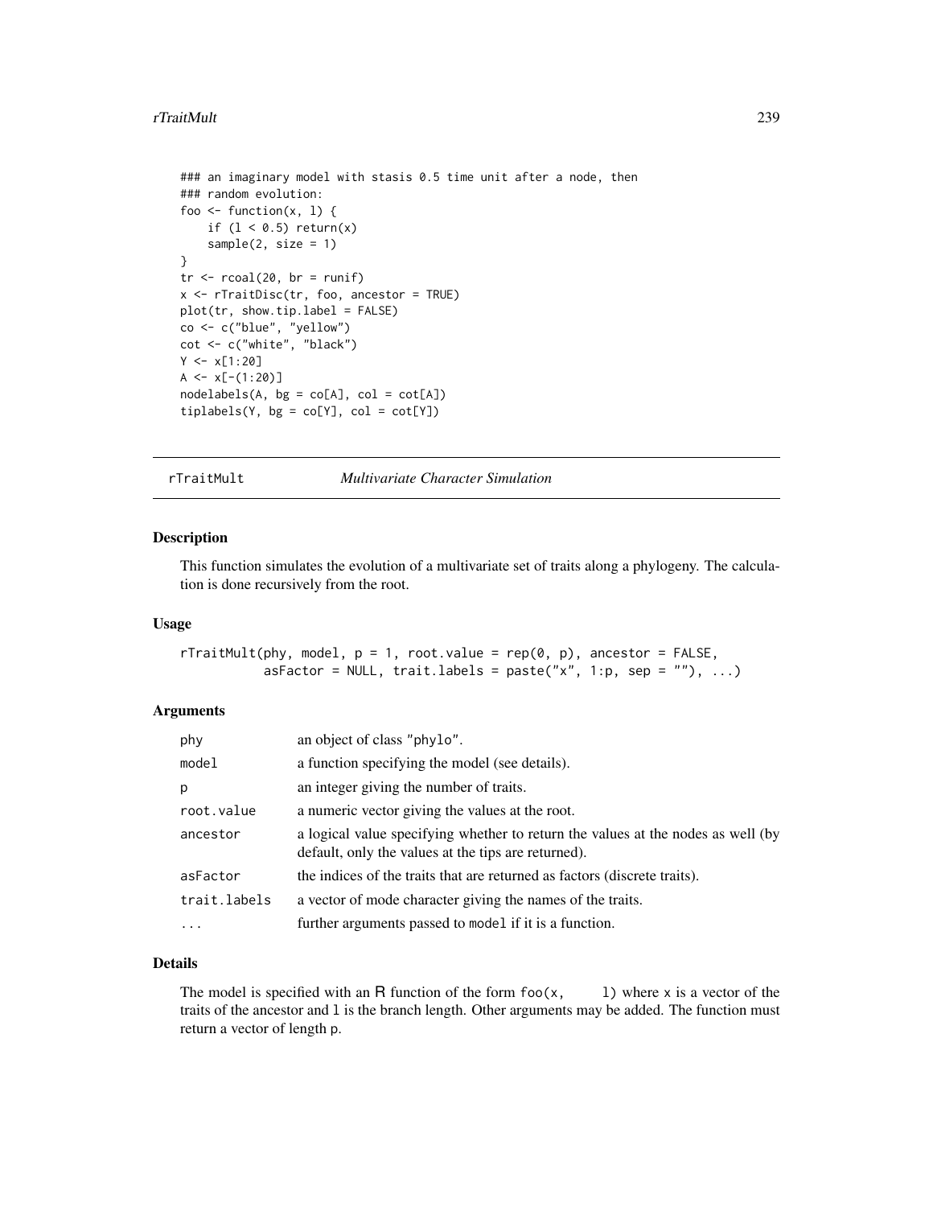```
### an imaginary model with stasis 0.5 time unit after a node, then
### random evolution:
foo <- function(x, l) {
    if (l < 0.5) return(x)
    sample(2, size = 1)
}
tr <- rcoal(20, br = runif)
x <- rTraitDisc(tr, foo, ancestor = TRUE)
plot(tr, show.tip.label = FALSE)
co <- c("blue", "yellow")
cot <- c("white", "black")
Y <- x[1:20]
A <- x[-(1:20)]
nodelabels(A, bg = co[A], col = cot[A])
tiplabels(Y, bg = co[Y], col = cot[Y])
```

---

## rTraitMult — *Multivariate Character Simulation*

### Description

This function simulates the evolution of a multivariate set of traits along a phylogeny. The calculation is done recursively from the root.

### Usage

```
rTraitMult(phy, model, p = 1, root.value = rep(0, p), ancestor = FALSE,
           asFactor = NULL, trait.labels = paste("x", 1:p, sep = ""), ...)
```

### Arguments

| | |
|---|---|
| `phy` | an object of class "phylo". |
| `model` | a function specifying the model (see details). |
| `p` | an integer giving the number of traits. |
| `root.value` | a numeric vector giving the values at the root. |
| `ancestor` | a logical value specifying whether to return the values at the nodes as well (by default, only the values at the tips are returned). |
| `asFactor` | the indices of the traits that are returned as factors (discrete traits). |
| `trait.labels` | a vector of mode character giving the names of the traits. |
| `...` | further arguments passed to `model` if it is a function. |

### Details

The model is specified with an R function of the form `foo(x, l)` where `x` is a vector of the traits of the ancestor and `l` is the branch length. Other arguments may be added. The function must return a vector of length `p`.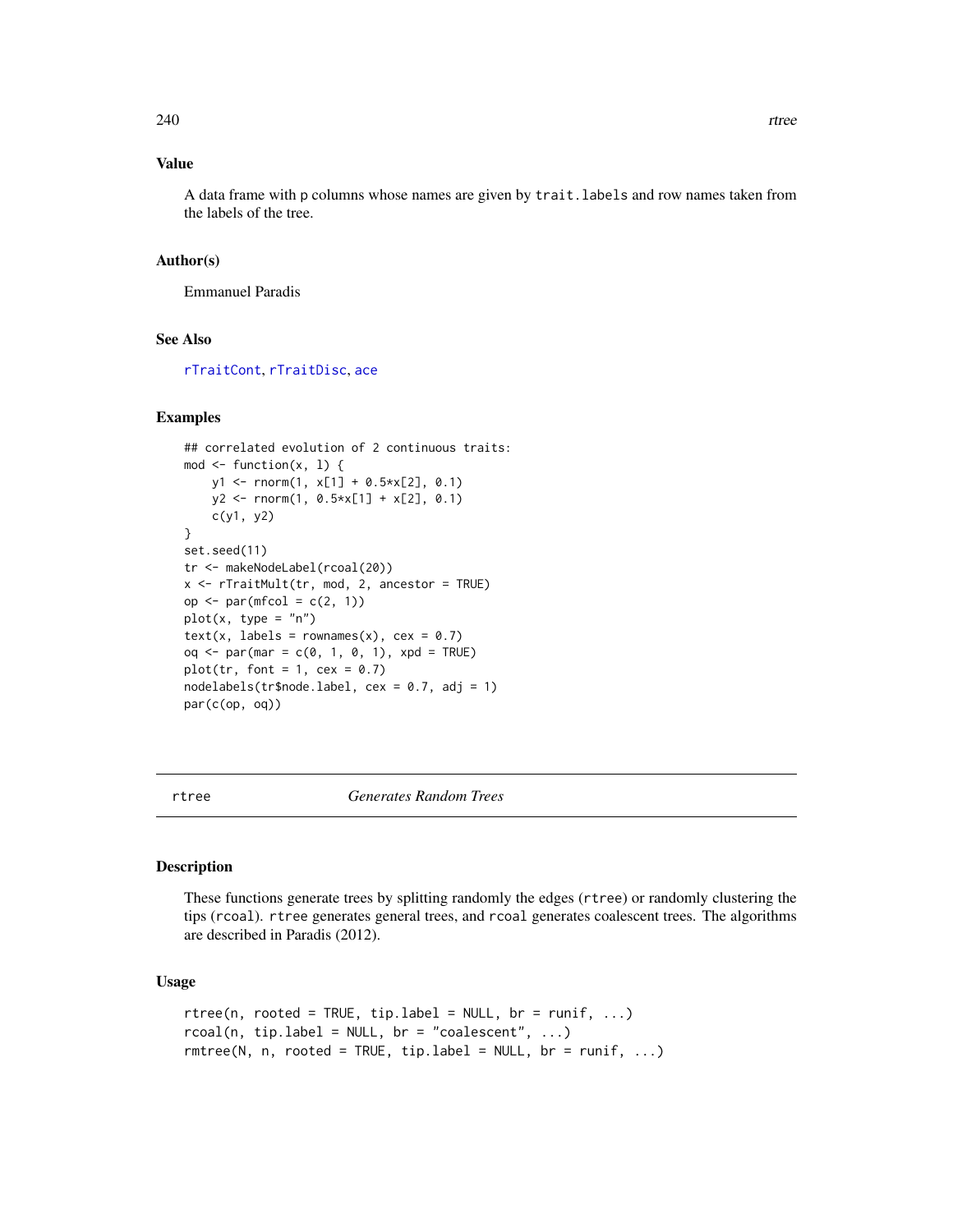## Value

A data frame with p columns whose names are given by `trait.labels` and row names taken from the labels of the tree.

## Author(s)

Emmanuel Paradis

## See Also

`rTraitCont`, `rTraitDisc`, `ace`

## Examples

```
## correlated evolution of 2 continuous traits:
mod <- function(x, l) {
    y1 <- rnorm(1, x[1] + 0.5*x[2], 0.1)
    y2 <- rnorm(1, 0.5*x[1] + x[2], 0.1)
    c(y1, y2)
}
set.seed(11)
tr <- makeNodeLabel(rcoal(20))
x <- rTraitMult(tr, mod, 2, ancestor = TRUE)
op <- par(mfcol = c(2, 1))
plot(x, type = "n")
text(x, labels = rownames(x), cex = 0.7)
oq <- par(mar = c(0, 1, 0, 1), xpd = TRUE)
plot(tr, font = 1, cex = 0.7)
nodelabels(tr$node.label, cex = 0.7, adj = 1)
par(c(op, oq))
```

---

# rtree — *Generates Random Trees*

## Description

These functions generate trees by splitting randomly the edges (`rtree`) or randomly clustering the tips (`rcoal`). `rtree` generates general trees, and `rcoal` generates coalescent trees. The algorithms are described in Paradis (2012).

## Usage

```
rtree(n, rooted = TRUE, tip.label = NULL, br = runif, ...)
rcoal(n, tip.label = NULL, br = "coalescent", ...)
rmtree(N, n, rooted = TRUE, tip.label = NULL, br = runif, ...)
```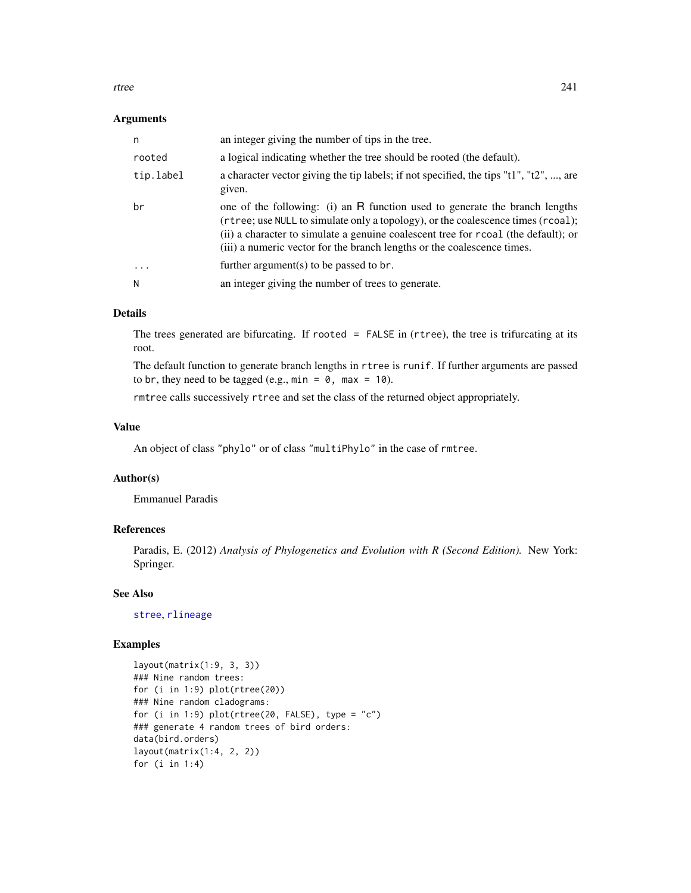## Arguments

| | |
|---|---|
| `n` | an integer giving the number of tips in the tree. |
| `rooted` | a logical indicating whether the tree should be rooted (the default). |
| `tip.label` | a character vector giving the tip labels; if not specified, the tips "t1", "t2", ..., are given. |
| `br` | one of the following: (i) an R function used to generate the branch lengths (`rtree`; use `NULL` to simulate only a topology), or the coalescence times (`rcoal`); (ii) a character to simulate a genuine coalescent tree for `rcoal` (the default); or (iii) a numeric vector for the branch lengths or the coalescence times. |
| `...` | further argument(s) to be passed to `br`. |
| `N` | an integer giving the number of trees to generate. |

## Details

The trees generated are bifurcating. If `rooted = FALSE` in (`rtree`), the tree is trifurcating at its root.

The default function to generate branch lengths in `rtree` is `runif`. If further arguments are passed to `br`, they need to be tagged (e.g., `min = 0, max = 10`).

`rmtree` calls successively `rtree` and set the class of the returned object appropriately.

## Value

An object of class `"phylo"` or of class `"multiPhylo"` in the case of `rmtree`.

## Author(s)

Emmanuel Paradis

## References

Paradis, E. (2012) *Analysis of Phylogenetics and Evolution with R (Second Edition).* New York: Springer.

## See Also

`stree`, `rlineage`

## Examples

```
layout(matrix(1:9, 3, 3))
### Nine random trees:
for (i in 1:9) plot(rtree(20))
### Nine random cladograms:
for (i in 1:9) plot(rtree(20, FALSE), type = "c")
### generate 4 random trees of bird orders:
data(bird.orders)
layout(matrix(1:4, 2, 2))
for (i in 1:4)
```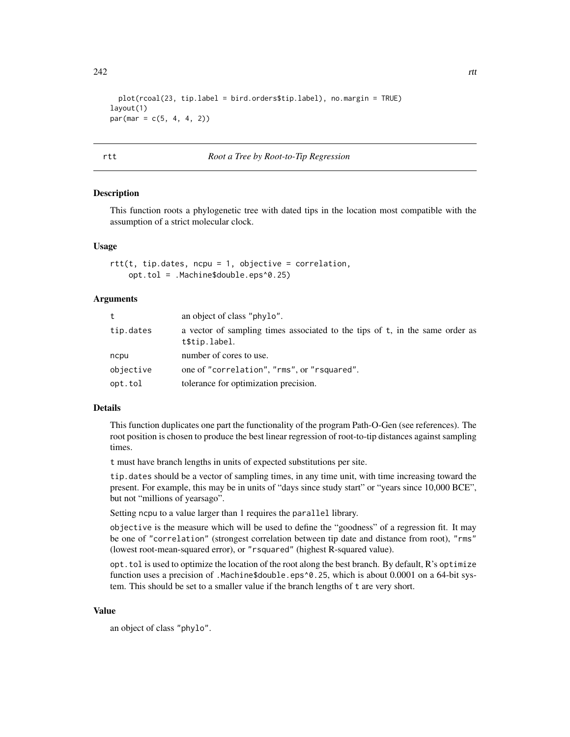```
  plot(rcoal(23, tip.label = bird.orders$tip.label), no.margin = TRUE)
layout(1)
par(mar = c(5, 4, 4, 2))
```

## rtt — *Root a Tree by Root-to-Tip Regression*

### Description

This function roots a phylogenetic tree with dated tips in the location most compatible with the assumption of a strict molecular clock.

### Usage

```
rtt(t, tip.dates, ncpu = 1, objective = correlation,
    opt.tol = .Machine$double.eps^0.25)
```

### Arguments

| | |
|---|---|
| `t` | an object of class `"phylo"`. |
| `tip.dates` | a vector of sampling times associated to the tips of `t`, in the same order as `t$tip.label`. |
| `ncpu` | number of cores to use. |
| `objective` | one of `"correlation"`, `"rms"`, or `"rsquared"`. |
| `opt.tol` | tolerance for optimization precision. |

### Details

This function duplicates one part the functionality of the program Path-O-Gen (see references). The root position is chosen to produce the best linear regression of root-to-tip distances against sampling times.

`t` must have branch lengths in units of expected substitutions per site.

`tip.dates` should be a vector of sampling times, in any time unit, with time increasing toward the present. For example, this may be in units of "days since study start" or "years since 10,000 BCE", but not "millions of yearsago".

Setting `ncpu` to a value larger than 1 requires the `parallel` library.

`objective` is the measure which will be used to define the "goodness" of a regression fit. It may be one of `"correlation"` (strongest correlation between tip date and distance from root), `"rms"` (lowest root-mean-squared error), or `"rsquared"` (highest R-squared value).

`opt.tol` is used to optimize the location of the root along the best branch. By default, R's `optimize` function uses a precision of `.Machine$double.eps^0.25`, which is about 0.0001 on a 64-bit system. This should be set to a smaller value if the branch lengths of `t` are very short.

### Value

an object of class `"phylo"`.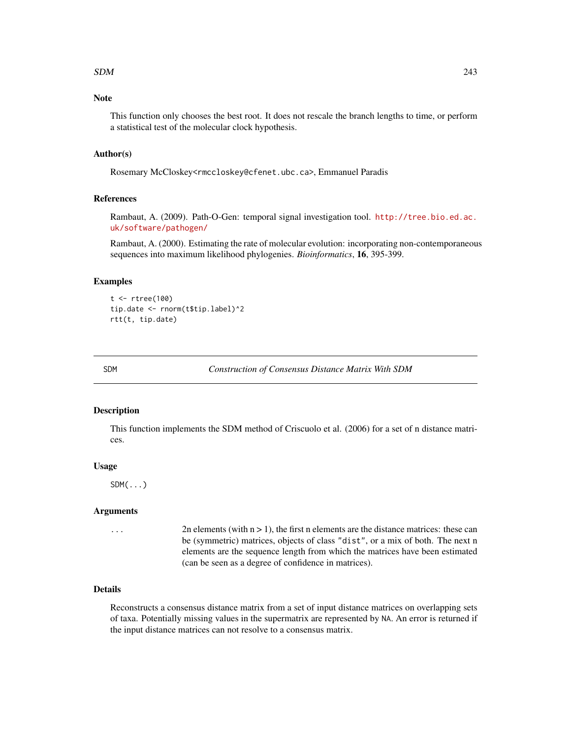### Note

This function only chooses the best root. It does not rescale the branch lengths to time, or perform a statistical test of the molecular clock hypothesis.

### Author(s)

Rosemary McCloskey<rmccloskey@cfenet.ubc.ca>, Emmanuel Paradis

### References

Rambaut, A. (2009). Path-O-Gen: temporal signal investigation tool. http://tree.bio.ed.ac.uk/software/pathogen/

Rambaut, A. (2000). Estimating the rate of molecular evolution: incorporating non-contemporaneous sequences into maximum likelihood phylogenies. *Bioinformatics*, **16**, 395-399.

### Examples

```
t <- rtree(100)
tip.date <- rnorm(t$tip.label)^2
rtt(t, tip.date)
```

---

## SDM — *Construction of Consensus Distance Matrix With SDM*

---

### Description

This function implements the SDM method of Criscuolo et al. (2006) for a set of n distance matrices.

### Usage

```
SDM(...)
```

### Arguments

| | |
|---|---|
| `...` | 2n elements (with n > 1), the first n elements are the distance matrices: these can be (symmetric) matrices, objects of class "dist", or a mix of both. The next n elements are the sequence length from which the matrices have been estimated (can be seen as a degree of confidence in matrices). |

### Details

Reconstructs a consensus distance matrix from a set of input distance matrices on overlapping sets of taxa. Potentially missing values in the supermatrix are represented by NA. An error is returned if the input distance matrices can not resolve to a consensus matrix.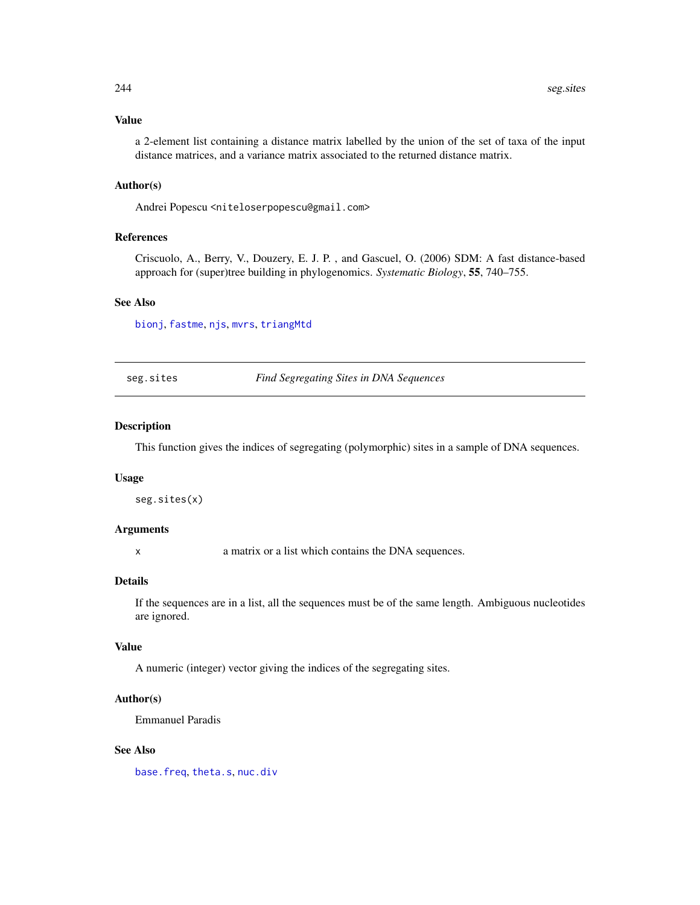### Value

a 2-element list containing a distance matrix labelled by the union of the set of taxa of the input distance matrices, and a variance matrix associated to the returned distance matrix.

### Author(s)

Andrei Popescu <niteloserpopescu@gmail.com>

### References

Criscuolo, A., Berry, V., Douzery, E. J. P. , and Gascuel, O. (2006) SDM: A fast distance-based approach for (super)tree building in phylogenomics. *Systematic Biology*, **55**, 740–755.

### See Also

bionj, fastme, njs, mvrs, triangMtd

---

## seg.sites — *Find Segregating Sites in DNA Sequences*

---

### Description

This function gives the indices of segregating (polymorphic) sites in a sample of DNA sequences.

### Usage

```
seg.sites(x)
```

### Arguments

| | |
|---|---|
| x | a matrix or a list which contains the DNA sequences. |

### Details

If the sequences are in a list, all the sequences must be of the same length. Ambiguous nucleotides are ignored.

### Value

A numeric (integer) vector giving the indices of the segregating sites.

### Author(s)

Emmanuel Paradis

### See Also

base.freq, theta.s, nuc.div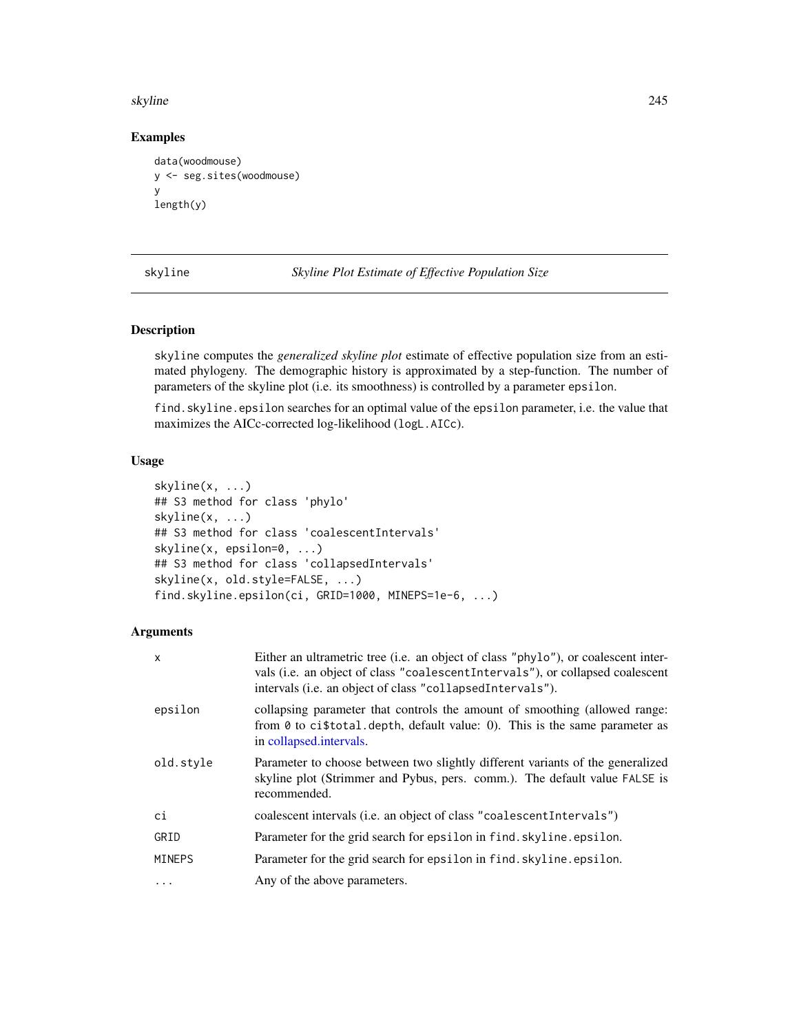## Examples

```
data(woodmouse)
y <- seg.sites(woodmouse)
y
length(y)
```

---

# skyline — *Skyline Plot Estimate of Effective Population Size*

---

## Description

skyline computes the *generalized skyline plot* estimate of effective population size from an estimated phylogeny. The demographic history is approximated by a step-function. The number of parameters of the skyline plot (i.e. its smoothness) is controlled by a parameter epsilon.

find.skyline.epsilon searches for an optimal value of the epsilon parameter, i.e. the value that maximizes the AICc-corrected log-likelihood (logL.AICc).

## Usage

```
skyline(x, ...)
## S3 method for class 'phylo'
skyline(x, ...)
## S3 method for class 'coalescentIntervals'
skyline(x, epsilon=0, ...)
## S3 method for class 'collapsedIntervals'
skyline(x, old.style=FALSE, ...)
find.skyline.epsilon(ci, GRID=1000, MINEPS=1e-6, ...)
```

## Arguments

| | |
|---|---|
| x | Either an ultrametric tree (i.e. an object of class "phylo"), or coalescent intervals (i.e. an object of class "coalescentIntervals"), or collapsed coalescent intervals (i.e. an object of class "collapsedIntervals"). |
| epsilon | collapsing parameter that controls the amount of smoothing (allowed range: from 0 to ci$total.depth, default value: 0). This is the same parameter as in collapsed.intervals. |
| old.style | Parameter to choose between two slightly different variants of the generalized skyline plot (Strimmer and Pybus, pers. comm.). The default value FALSE is recommended. |
| ci | coalescent intervals (i.e. an object of class "coalescentIntervals") |
| GRID | Parameter for the grid search for epsilon in find.skyline.epsilon. |
| MINEPS | Parameter for the grid search for epsilon in find.skyline.epsilon. |
| ... | Any of the above parameters. |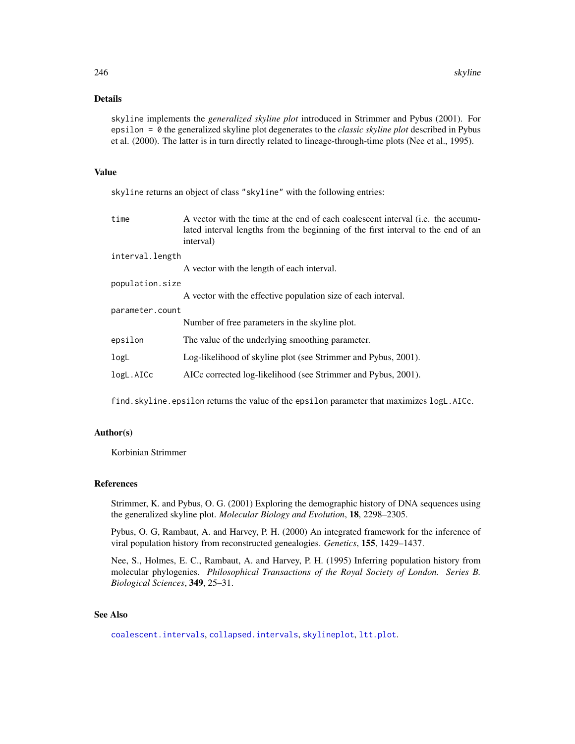## Details

skyline implements the *generalized skyline plot* introduced in Strimmer and Pybus (2001). For epsilon = 0 the generalized skyline plot degenerates to the *classic skyline plot* described in Pybus et al. (2000). The latter is in turn directly related to lineage-through-time plots (Nee et al., 1995).

## Value

skyline returns an object of class "skyline" with the following entries:

- `time` — A vector with the time at the end of each coalescent interval (i.e. the accumulated interval lengths from the beginning of the first interval to the end of an interval)
- `interval.length` — A vector with the length of each interval.
- `population.size` — A vector with the effective population size of each interval.
- `parameter.count` — Number of free parameters in the skyline plot.
- `epsilon` — The value of the underlying smoothing parameter.
- `logL` — Log-likelihood of skyline plot (see Strimmer and Pybus, 2001).
- `logL.AICc` — AICc corrected log-likelihood (see Strimmer and Pybus, 2001).

find.skyline.epsilon returns the value of the epsilon parameter that maximizes logL.AICc.

## Author(s)

Korbinian Strimmer

## References

Strimmer, K. and Pybus, O. G. (2001) Exploring the demographic history of DNA sequences using the generalized skyline plot. *Molecular Biology and Evolution*, **18**, 2298–2305.

Pybus, O. G, Rambaut, A. and Harvey, P. H. (2000) An integrated framework for the inference of viral population history from reconstructed genealogies. *Genetics*, **155**, 1429–1437.

Nee, S., Holmes, E. C., Rambaut, A. and Harvey, P. H. (1995) Inferring population history from molecular phylogenies. *Philosophical Transactions of the Royal Society of London. Series B. Biological Sciences*, **349**, 25–31.

## See Also

coalescent.intervals, collapsed.intervals, skylineplot, ltt.plot.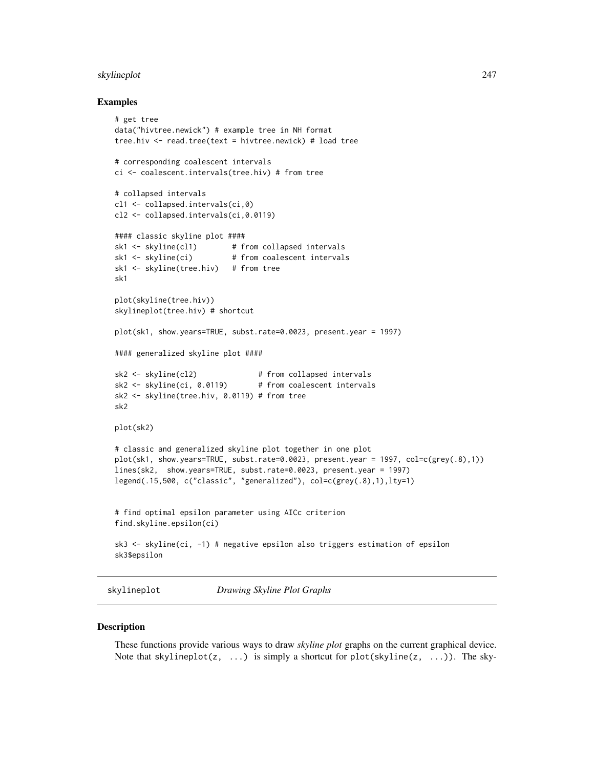## Examples

```
# get tree
data("hivtree.newick") # example tree in NH format
tree.hiv <- read.tree(text = hivtree.newick) # load tree

# corresponding coalescent intervals
ci <- coalescent.intervals(tree.hiv) # from tree

# collapsed intervals
cl1 <- collapsed.intervals(ci,0)
cl2 <- collapsed.intervals(ci,0.0119)

#### classic skyline plot ####
sk1 <- skyline(cl1)        # from collapsed intervals
sk1 <- skyline(ci)         # from coalescent intervals
sk1 <- skyline(tree.hiv)   # from tree
sk1

plot(skyline(tree.hiv))
skylineplot(tree.hiv) # shortcut

plot(sk1, show.years=TRUE, subst.rate=0.0023, present.year = 1997)

#### generalized skyline plot ####

sk2 <- skyline(cl2)              # from collapsed intervals
sk2 <- skyline(ci, 0.0119)       # from coalescent intervals
sk2 <- skyline(tree.hiv, 0.0119) # from tree
sk2

plot(sk2)

# classic and generalized skyline plot together in one plot
plot(sk1, show.years=TRUE, subst.rate=0.0023, present.year = 1997, col=c(grey(.8),1))
lines(sk2,  show.years=TRUE, subst.rate=0.0023, present.year = 1997)
legend(.15,500, c("classic", "generalized"), col=c(grey(.8),1),lty=1)


# find optimal epsilon parameter using AICc criterion
find.skyline.epsilon(ci)

sk3 <- skyline(ci, -1) # negative epsilon also triggers estimation of epsilon
sk3$epsilon
```

---

skylineplot &nbsp;&nbsp;&nbsp;&nbsp; *Drawing Skyline Plot Graphs*

---

## Description

These functions provide various ways to draw *skyline plot* graphs on the current graphical device. Note that `skylineplot(z, ...)` is simply a shortcut for `plot(skyline(z, ...))`. The sky-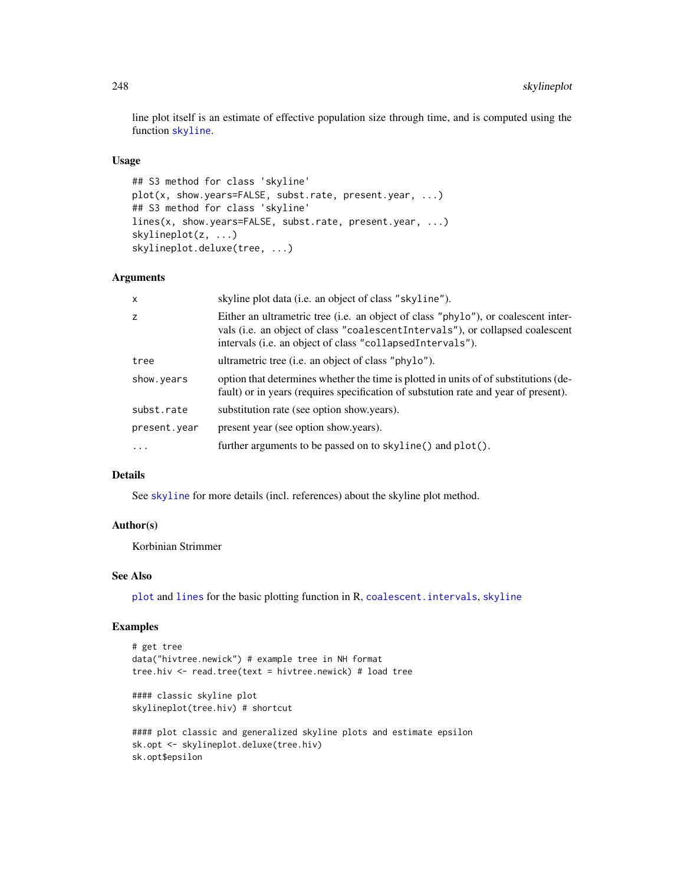line plot itself is an estimate of effective population size through time, and is computed using the function skyline.

### Usage

```
## S3 method for class 'skyline'
plot(x, show.years=FALSE, subst.rate, present.year, ...)
## S3 method for class 'skyline'
lines(x, show.years=FALSE, subst.rate, present.year, ...)
skylineplot(z, ...)
skylineplot.deluxe(tree, ...)
```

### Arguments

| | |
|---|---|
| `x` | skyline plot data (i.e. an object of class "skyline"). |
| `z` | Either an ultrametric tree (i.e. an object of class "phylo"), or coalescent intervals (i.e. an object of class "coalescentIntervals"), or collapsed coalescent intervals (i.e. an object of class "collapsedIntervals"). |
| `tree` | ultrametric tree (i.e. an object of class "phylo"). |
| `show.years` | option that determines whether the time is plotted in units of of substitutions (default) or in years (requires specification of substution rate and year of present). |
| `subst.rate` | substitution rate (see option show.years). |
| `present.year` | present year (see option show.years). |
| `...` | further arguments to be passed on to `skyline()` and `plot()`. |

### Details

See skyline for more details (incl. references) about the skyline plot method.

### Author(s)

Korbinian Strimmer

### See Also

plot and lines for the basic plotting function in R, coalescent.intervals, skyline

### Examples

```
# get tree
data("hivtree.newick") # example tree in NH format
tree.hiv <- read.tree(text = hivtree.newick) # load tree

#### classic skyline plot
skylineplot(tree.hiv) # shortcut

#### plot classic and generalized skyline plots and estimate epsilon
sk.opt <- skylineplot.deluxe(tree.hiv)
sk.opt$epsilon
```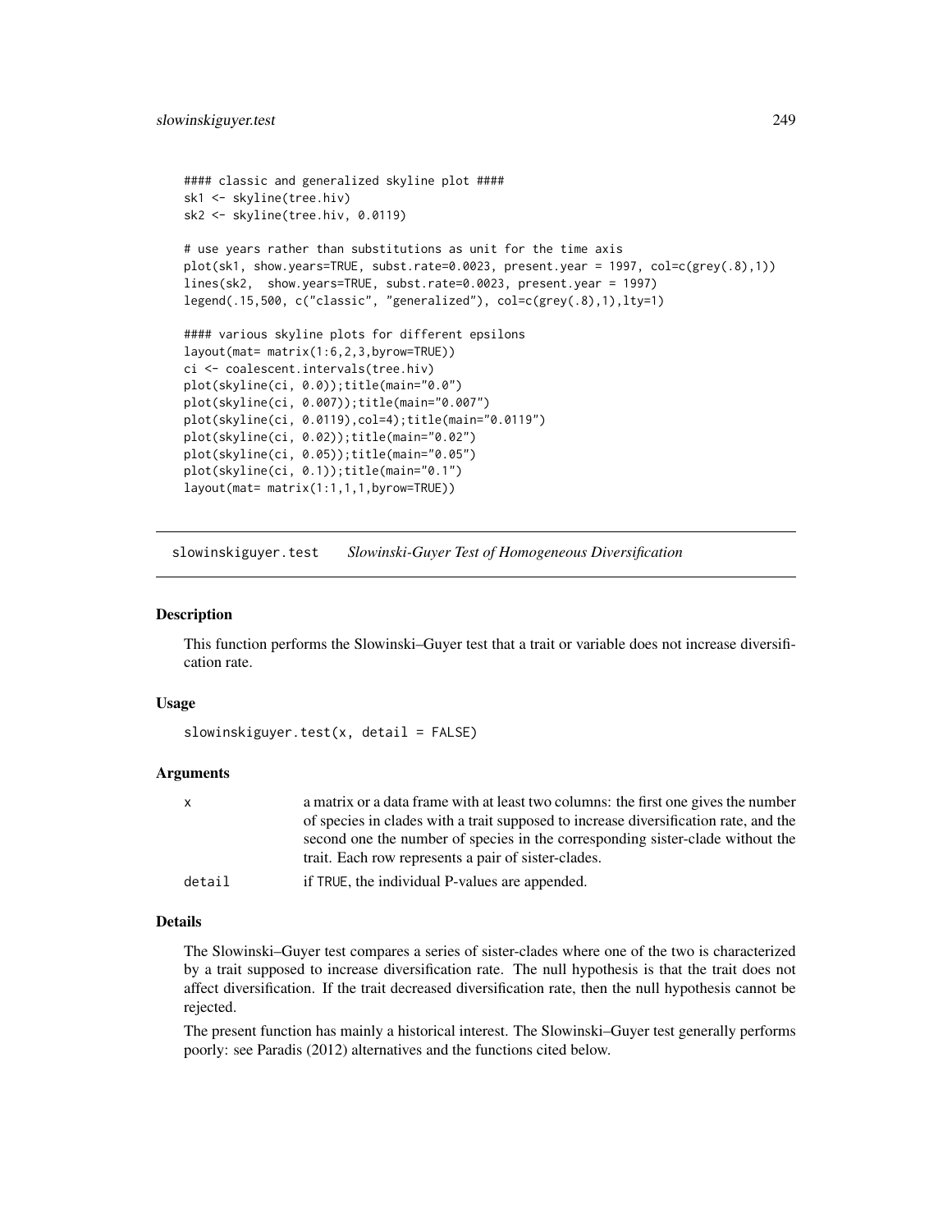```
#### classic and generalized skyline plot ####
sk1 <- skyline(tree.hiv)
sk2 <- skyline(tree.hiv, 0.0119)

# use years rather than substitutions as unit for the time axis
plot(sk1, show.years=TRUE, subst.rate=0.0023, present.year = 1997, col=c(grey(.8),1))
lines(sk2,  show.years=TRUE, subst.rate=0.0023, present.year = 1997)
legend(.15,500, c("classic", "generalized"), col=c(grey(.8),1),lty=1)

#### various skyline plots for different epsilons
layout(mat= matrix(1:6,2,3,byrow=TRUE))
ci <- coalescent.intervals(tree.hiv)
plot(skyline(ci, 0.0));title(main="0.0")
plot(skyline(ci, 0.007));title(main="0.007")
plot(skyline(ci, 0.0119),col=4);title(main="0.0119")
plot(skyline(ci, 0.02));title(main="0.02")
plot(skyline(ci, 0.05));title(main="0.05")
plot(skyline(ci, 0.1));title(main="0.1")
layout(mat= matrix(1:1,1,1,byrow=TRUE))
```

## slowinskiguyer.test    *Slowinski-Guyer Test of Homogeneous Diversification*

### Description

This function performs the Slowinski–Guyer test that a trait or variable does not increase diversification rate.

### Usage

```
slowinskiguyer.test(x, detail = FALSE)
```

### Arguments

| | |
|---|---|
| `x` | a matrix or a data frame with at least two columns: the first one gives the number of species in clades with a trait supposed to increase diversification rate, and the second one the number of species in the corresponding sister-clade without the trait. Each row represents a pair of sister-clades. |
| `detail` | if `TRUE`, the individual P-values are appended. |

### Details

The Slowinski–Guyer test compares a series of sister-clades where one of the two is characterized by a trait supposed to increase diversification rate. The null hypothesis is that the trait does not affect diversification. If the trait decreased diversification rate, then the null hypothesis cannot be rejected.

The present function has mainly a historical interest. The Slowinski–Guyer test generally performs poorly: see Paradis (2012) alternatives and the functions cited below.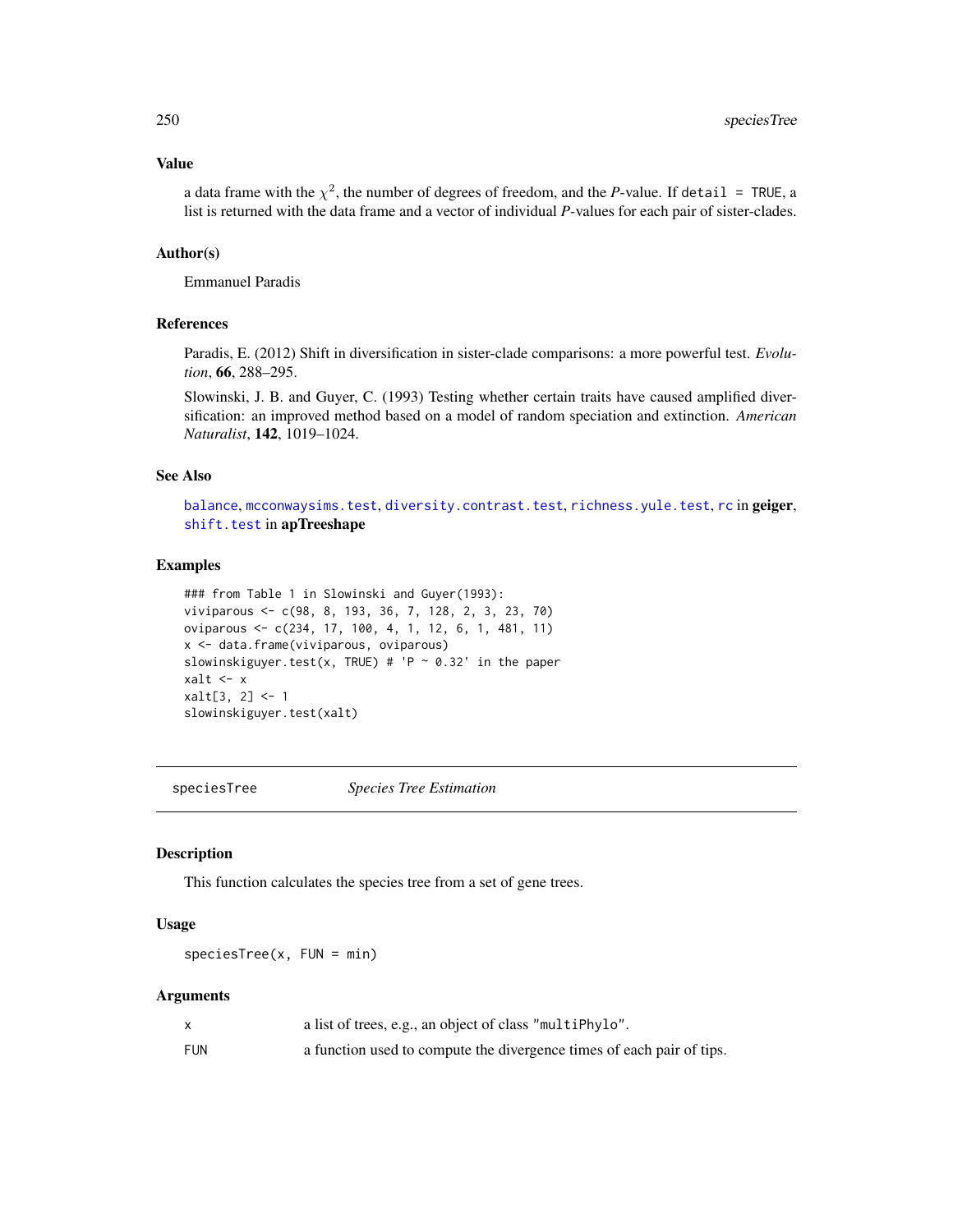### Value

a data frame with the $\chi^2$, the number of degrees of freedom, and the *P*-value. If `detail = TRUE`, a list is returned with the data frame and a vector of individual *P*-values for each pair of sister-clades.

### Author(s)

Emmanuel Paradis

### References

Paradis, E. (2012) Shift in diversification in sister-clade comparisons: a more powerful test. *Evolution*, **66**, 288–295.

Slowinski, J. B. and Guyer, C. (1993) Testing whether certain traits have caused amplified diversification: an improved method based on a model of random speciation and extinction. *American Naturalist*, **142**, 1019–1024.

### See Also

`balance`, `mcconwaysims.test`, `diversity.contrast.test`, `richness.yule.test`, `rc` in **geiger**, `shift.test` in **apTreeshape**

### Examples

```
### from Table 1 in Slowinski and Guyer(1993):
viviparous <- c(98, 8, 193, 36, 7, 128, 2, 3, 23, 70)
oviparous <- c(234, 17, 100, 4, 1, 12, 6, 1, 481, 11)
x <- data.frame(viviparous, oviparous)
slowinskiguyer.test(x, TRUE) # 'P ~ 0.32' in the paper
xalt <- x
xalt[3, 2] <- 1
slowinskiguyer.test(xalt)
```

---

## speciesTree — *Species Tree Estimation*

### Description

This function calculates the species tree from a set of gene trees.

### Usage

```
speciesTree(x, FUN = min)
```

### Arguments

| | |
|---|---|
| `x` | a list of trees, e.g., an object of class `"multiPhylo"`. |
| `FUN` | a function used to compute the divergence times of each pair of tips. |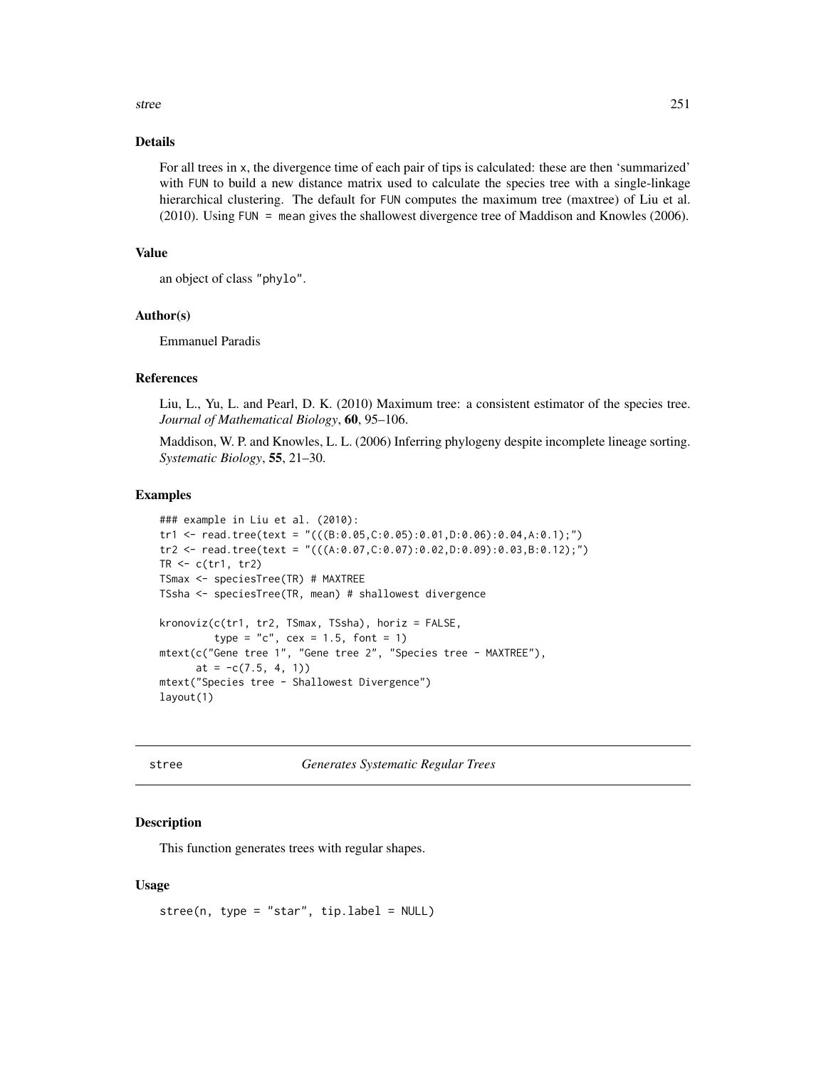## Details

For all trees in x, the divergence time of each pair of tips is calculated: these are then 'summarized' with FUN to build a new distance matrix used to calculate the species tree with a single-linkage hierarchical clustering. The default for FUN computes the maximum tree (maxtree) of Liu et al. (2010). Using FUN = mean gives the shallowest divergence tree of Maddison and Knowles (2006).

## Value

an object of class "phylo".

## Author(s)

Emmanuel Paradis

## References

Liu, L., Yu, L. and Pearl, D. K. (2010) Maximum tree: a consistent estimator of the species tree. *Journal of Mathematical Biology*, **60**, 95–106.

Maddison, W. P. and Knowles, L. L. (2006) Inferring phylogeny despite incomplete lineage sorting. *Systematic Biology*, **55**, 21–30.

## Examples

```
### example in Liu et al. (2010):
tr1 <- read.tree(text = "(((B:0.05,C:0.05):0.01,D:0.06):0.04,A:0.1);")
tr2 <- read.tree(text = "(((A:0.07,C:0.07):0.02,D:0.09):0.03,B:0.12);")
TR <- c(tr1, tr2)
TSmax <- speciesTree(TR) # MAXTREE
TSsha <- speciesTree(TR, mean) # shallowest divergence

kronoviz(c(tr1, tr2, TSmax, TSsha), horiz = FALSE,
         type = "c", cex = 1.5, font = 1)
mtext(c("Gene tree 1", "Gene tree 2", "Species tree - MAXTREE"),
      at = -c(7.5, 4, 1))
mtext("Species tree - Shallowest Divergence")
layout(1)
```

---

# stree *Generates Systematic Regular Trees*

## Description

This function generates trees with regular shapes.

## Usage

```
stree(n, type = "star", tip.label = NULL)
```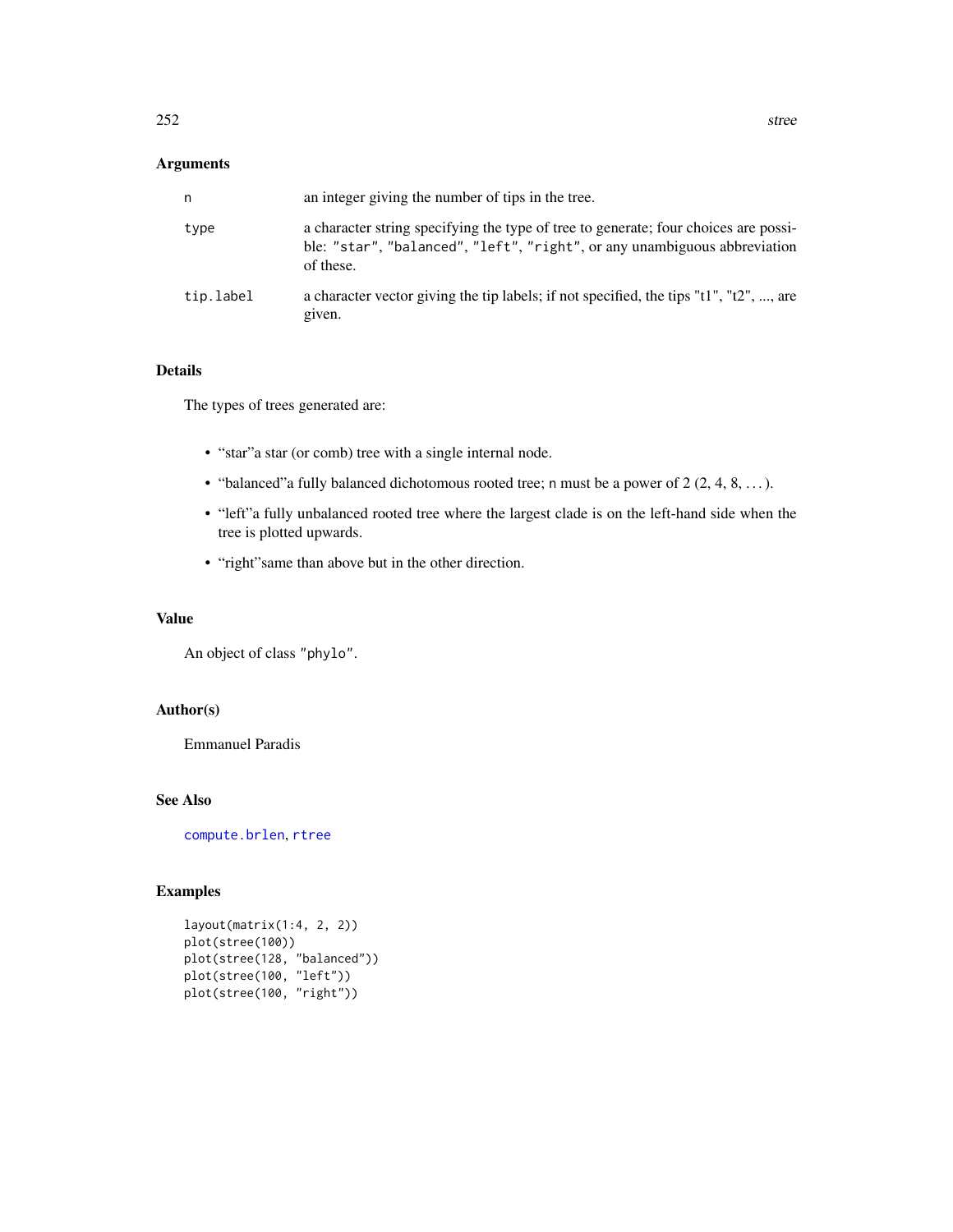## Arguments

| | |
|---|---|
| `n` | an integer giving the number of tips in the tree. |
| `type` | a character string specifying the type of tree to generate; four choices are possible: `"star"`, `"balanced"`, `"left"`, `"right"`, or any unambiguous abbreviation of these. |
| `tip.label` | a character vector giving the tip labels; if not specified, the tips "t1", "t2", ..., are given. |

## Details

The types of trees generated are:

- "star"a star (or comb) tree with a single internal node.
- "balanced"a fully balanced dichotomous rooted tree; `n` must be a power of 2 (2, 4, 8, ...).
- "left"a fully unbalanced rooted tree where the largest clade is on the left-hand side when the tree is plotted upwards.
- "right"same than above but in the other direction.

## Value

An object of class `"phylo"`.

## Author(s)

Emmanuel Paradis

## See Also

`compute.brlen`, `rtree`

## Examples

```
layout(matrix(1:4, 2, 2))
plot(stree(100))
plot(stree(128, "balanced"))
plot(stree(100, "left"))
plot(stree(100, "right"))
```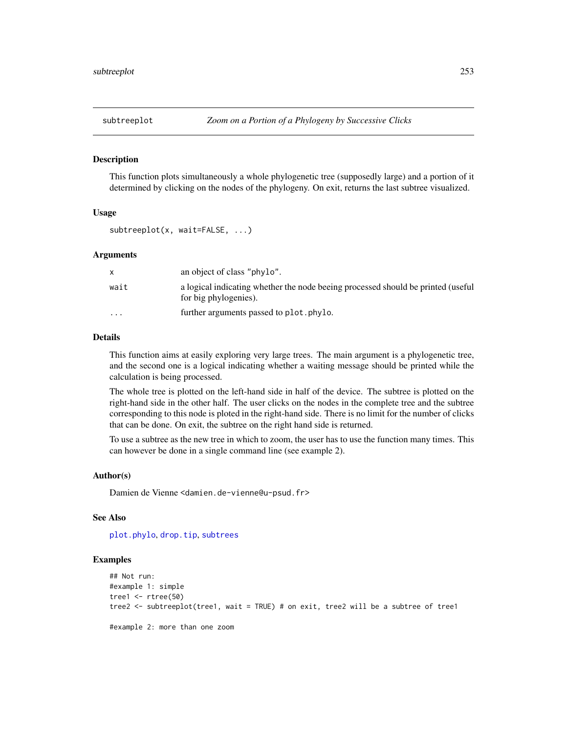subtreeplot *Zoom on a Portion of a Phylogeny by Successive Clicks*

## Description

This function plots simultaneously a whole phylogenetic tree (supposedly large) and a portion of it determined by clicking on the nodes of the phylogeny. On exit, returns the last subtree visualized.

## Usage

```
subtreeplot(x, wait=FALSE, ...)
```

## Arguments

| | |
|---|---|
| x | an object of class "phylo". |
| wait | a logical indicating whether the node beeing processed should be printed (useful for big phylogenies). |
| ... | further arguments passed to plot.phylo. |

## Details

This function aims at easily exploring very large trees. The main argument is a phylogenetic tree, and the second one is a logical indicating whether a waiting message should be printed while the calculation is being processed.

The whole tree is plotted on the left-hand side in half of the device. The subtree is plotted on the right-hand side in the other half. The user clicks on the nodes in the complete tree and the subtree corresponding to this node is ploted in the right-hand side. There is no limit for the number of clicks that can be done. On exit, the subtree on the right hand side is returned.

To use a subtree as the new tree in which to zoom, the user has to use the function many times. This can however be done in a single command line (see example 2).

## Author(s)

Damien de Vienne <damien.de-vienne@u-psud.fr>

## See Also

plot.phylo, drop.tip, subtrees

## Examples

```
## Not run:
#example 1: simple
tree1 <- rtree(50)
tree2 <- subtreeplot(tree1, wait = TRUE) # on exit, tree2 will be a subtree of tree1

#example 2: more than one zoom
```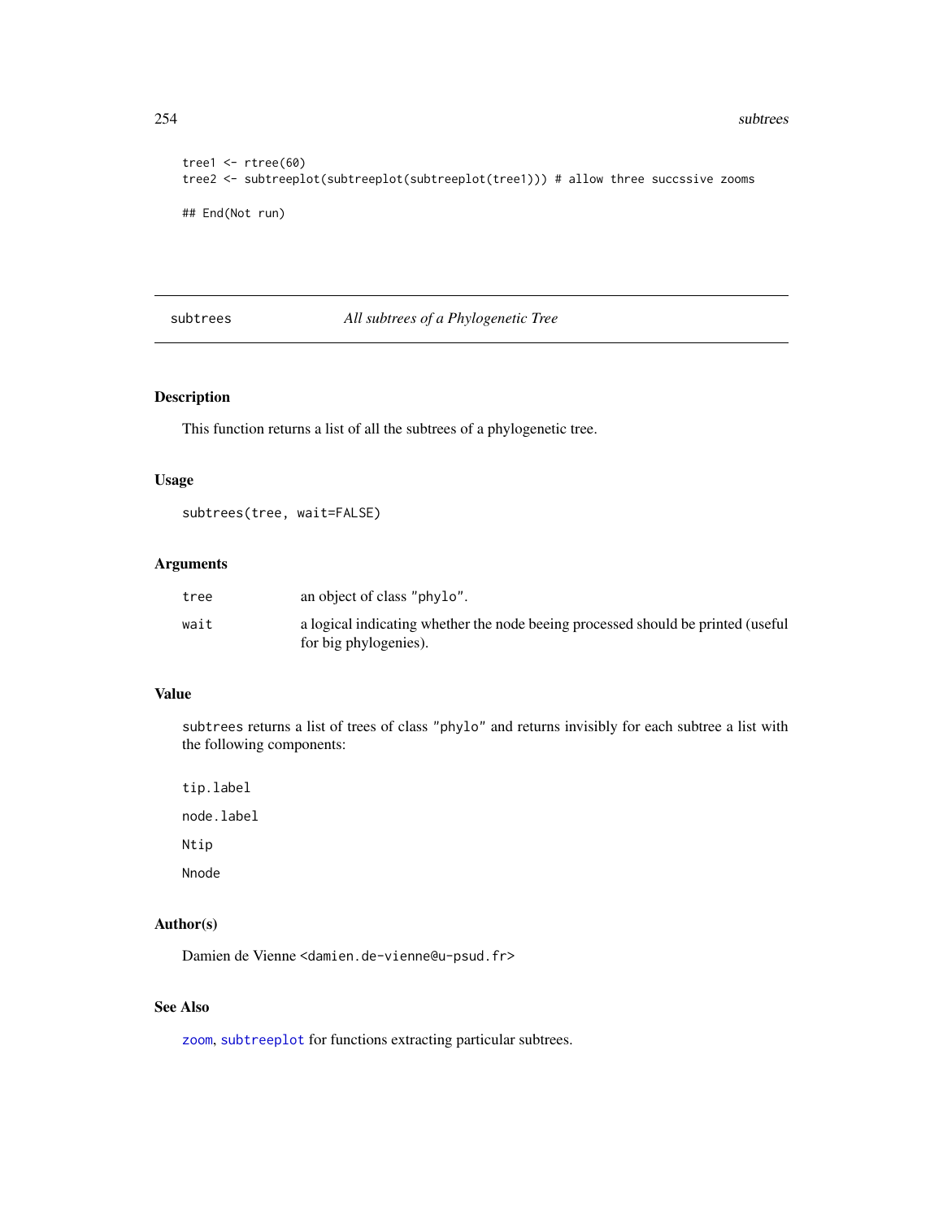```
tree1 <- rtree(60)
tree2 <- subtreeplot(subtreeplot(subtreeplot(tree1))) # allow three succssive zooms

## End(Not run)
```

---

## subtrees *All subtrees of a Phylogenetic Tree*

---

### Description

This function returns a list of all the subtrees of a phylogenetic tree.

### Usage

```
subtrees(tree, wait=FALSE)
```

### Arguments

| | |
|---|---|
| `tree` | an object of class `"phylo"`. |
| `wait` | a logical indicating whether the node beeing processed should be printed (useful for big phylogenies). |

### Value

`subtrees` returns a list of trees of class `"phylo"` and returns invisibly for each subtree a list with the following components:

`tip.label`

`node.label`

`Ntip`

`Nnode`

### Author(s)

Damien de Vienne <damien.de-vienne@u-psud.fr>

### See Also

`zoom`, `subtreeplot` for functions extracting particular subtrees.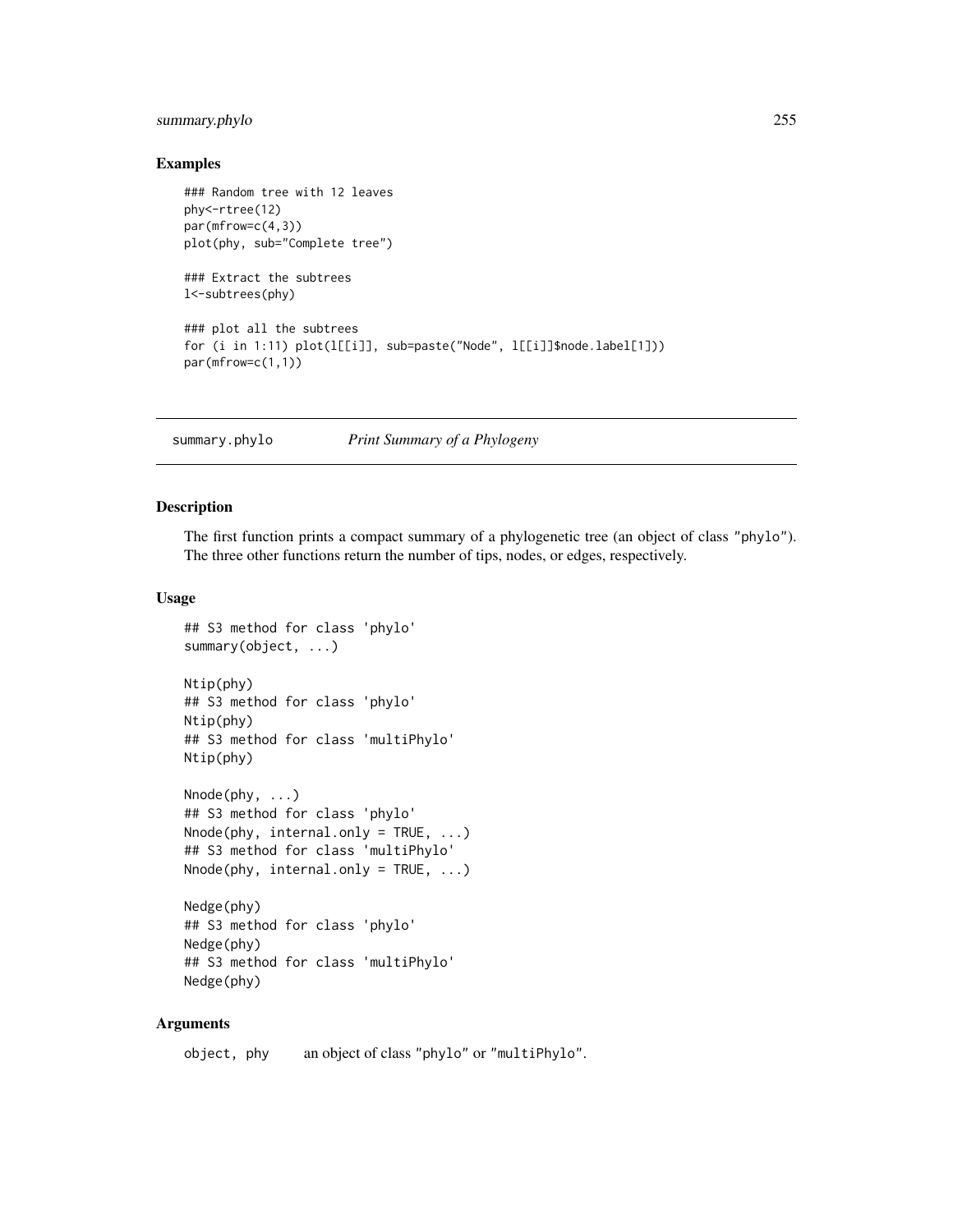## Examples

```
### Random tree with 12 leaves
phy<-rtree(12)
par(mfrow=c(4,3))
plot(phy, sub="Complete tree")

### Extract the subtrees
l<-subtrees(phy)

### plot all the subtrees
for (i in 1:11) plot(l[[i]], sub=paste("Node", l[[i]]$node.label[1]))
par(mfrow=c(1,1))
```

---

# summary.phylo *Print Summary of a Phylogeny*

---

## Description

The first function prints a compact summary of a phylogenetic tree (an object of class "phylo"). The three other functions return the number of tips, nodes, or edges, respectively.

## Usage

```
## S3 method for class 'phylo'
summary(object, ...)

Ntip(phy)
## S3 method for class 'phylo'
Ntip(phy)
## S3 method for class 'multiPhylo'
Ntip(phy)

Nnode(phy, ...)
## S3 method for class 'phylo'
Nnode(phy, internal.only = TRUE, ...)
## S3 method for class 'multiPhylo'
Nnode(phy, internal.only = TRUE, ...)

Nedge(phy)
## S3 method for class 'phylo'
Nedge(phy)
## S3 method for class 'multiPhylo'
Nedge(phy)
```

## Arguments

`object, phy` an object of class "phylo" or "multiPhylo".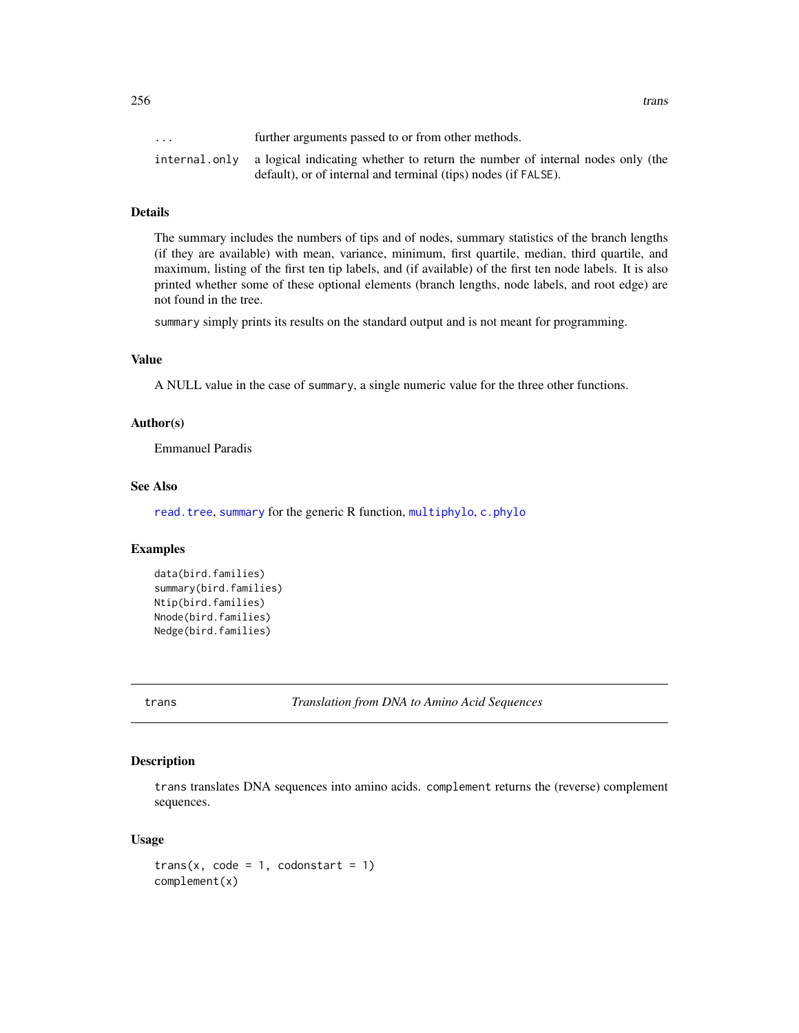| | |
|---|---|
| `...` | further arguments passed to or from other methods. |
| `internal.only` | a logical indicating whether to return the number of internal nodes only (the default), or of internal and terminal (tips) nodes (if `FALSE`). |

### Details

The summary includes the numbers of tips and of nodes, summary statistics of the branch lengths (if they are available) with mean, variance, minimum, first quartile, median, third quartile, and maximum, listing of the first ten tip labels, and (if available) of the first ten node labels. It is also printed whether some of these optional elements (branch lengths, node labels, and root edge) are not found in the tree.

`summary` simply prints its results on the standard output and is not meant for programming.

### Value

A NULL value in the case of `summary`, a single numeric value for the three other functions.

### Author(s)

Emmanuel Paradis

### See Also

`read.tree`, `summary` for the generic R function, `multiphylo`, `c.phylo`

### Examples

```
data(bird.families)
summary(bird.families)
Ntip(bird.families)
Nnode(bird.families)
Nedge(bird.families)
```

---

## trans — *Translation from DNA to Amino Acid Sequences*

---

### Description

`trans` translates DNA sequences into amino acids. `complement` returns the (reverse) complement sequences.

### Usage

```
trans(x, code = 1, codonstart = 1)
complement(x)
```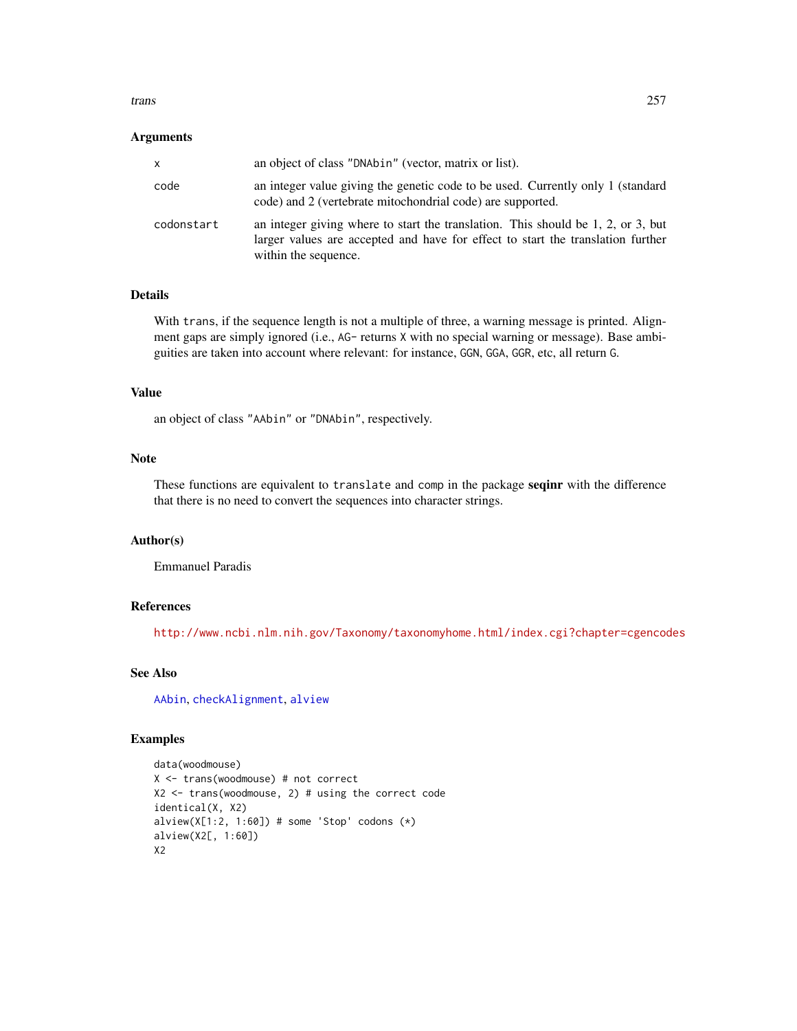## Arguments

| | |
|---|---|
| x | an object of class "DNAbin" (vector, matrix or list). |
| code | an integer value giving the genetic code to be used. Currently only 1 (standard code) and 2 (vertebrate mitochondrial code) are supported. |
| codonstart | an integer giving where to start the translation. This should be 1, 2, or 3, but larger values are accepted and have for effect to start the translation further within the sequence. |

## Details

With `trans`, if the sequence length is not a multiple of three, a warning message is printed. Alignment gaps are simply ignored (i.e., `AG-` returns `X` with no special warning or message). Base ambiguities are taken into account where relevant: for instance, `GGN`, `GGA`, `GGR`, etc, all return `G`.

## Value

an object of class "AAbin" or "DNAbin", respectively.

## Note

These functions are equivalent to `translate` and `comp` in the package **seqinr** with the difference that there is no need to convert the sequences into character strings.

## Author(s)

Emmanuel Paradis

## References

http://www.ncbi.nlm.nih.gov/Taxonomy/taxonomyhome.html/index.cgi?chapter=cgencodes

## See Also

`AAbin`, `checkAlignment`, `alview`

## Examples

```
data(woodmouse)
X <- trans(woodmouse) # not correct
X2 <- trans(woodmouse, 2) # using the correct code
identical(X, X2)
alview(X[1:2, 1:60]) # some 'Stop' codons (*)
alview(X2[, 1:60])
X2
```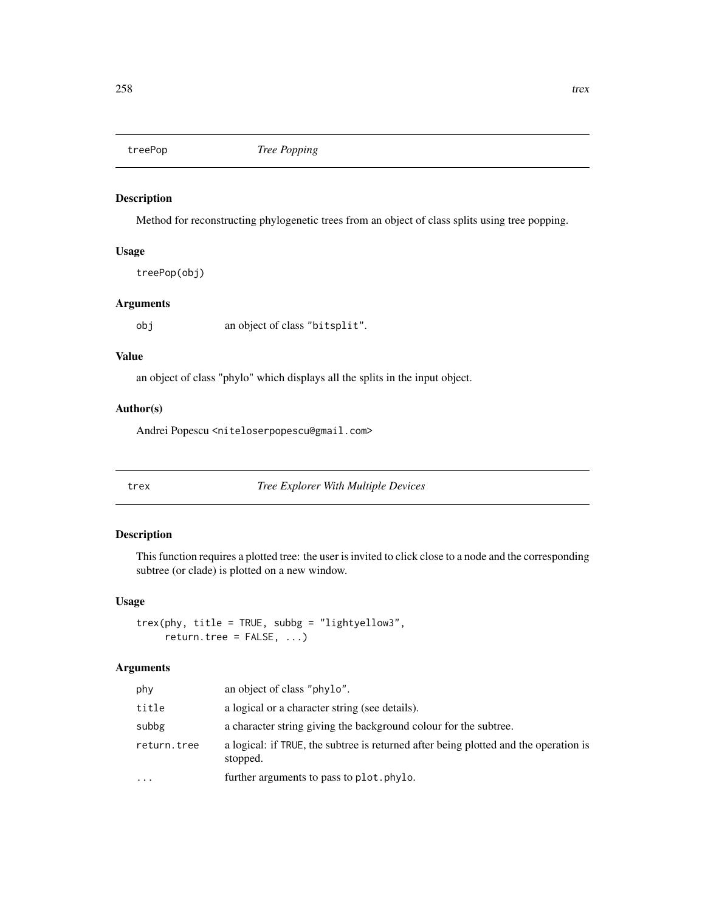## treePop — *Tree Popping*

### Description

Method for reconstructing phylogenetic trees from an object of class splits using tree popping.

### Usage

```
treePop(obj)
```

### Arguments

| | |
|---|---|
| `obj` | an object of class "bitsplit". |

### Value

an object of class "phylo" which displays all the splits in the input object.

### Author(s)

Andrei Popescu <niteloserpopescu@gmail.com>

## trex — *Tree Explorer With Multiple Devices*

### Description

This function requires a plotted tree: the user is invited to click close to a node and the corresponding subtree (or clade) is plotted on a new window.

### Usage

```
trex(phy, title = TRUE, subbg = "lightyellow3",
     return.tree = FALSE, ...)
```

### Arguments

| | |
|---|---|
| `phy` | an object of class "phylo". |
| `title` | a logical or a character string (see details). |
| `subbg` | a character string giving the background colour for the subtree. |
| `return.tree` | a logical: if TRUE, the subtree is returned after being plotted and the operation is stopped. |
| `...` | further arguments to pass to `plot.phylo`. |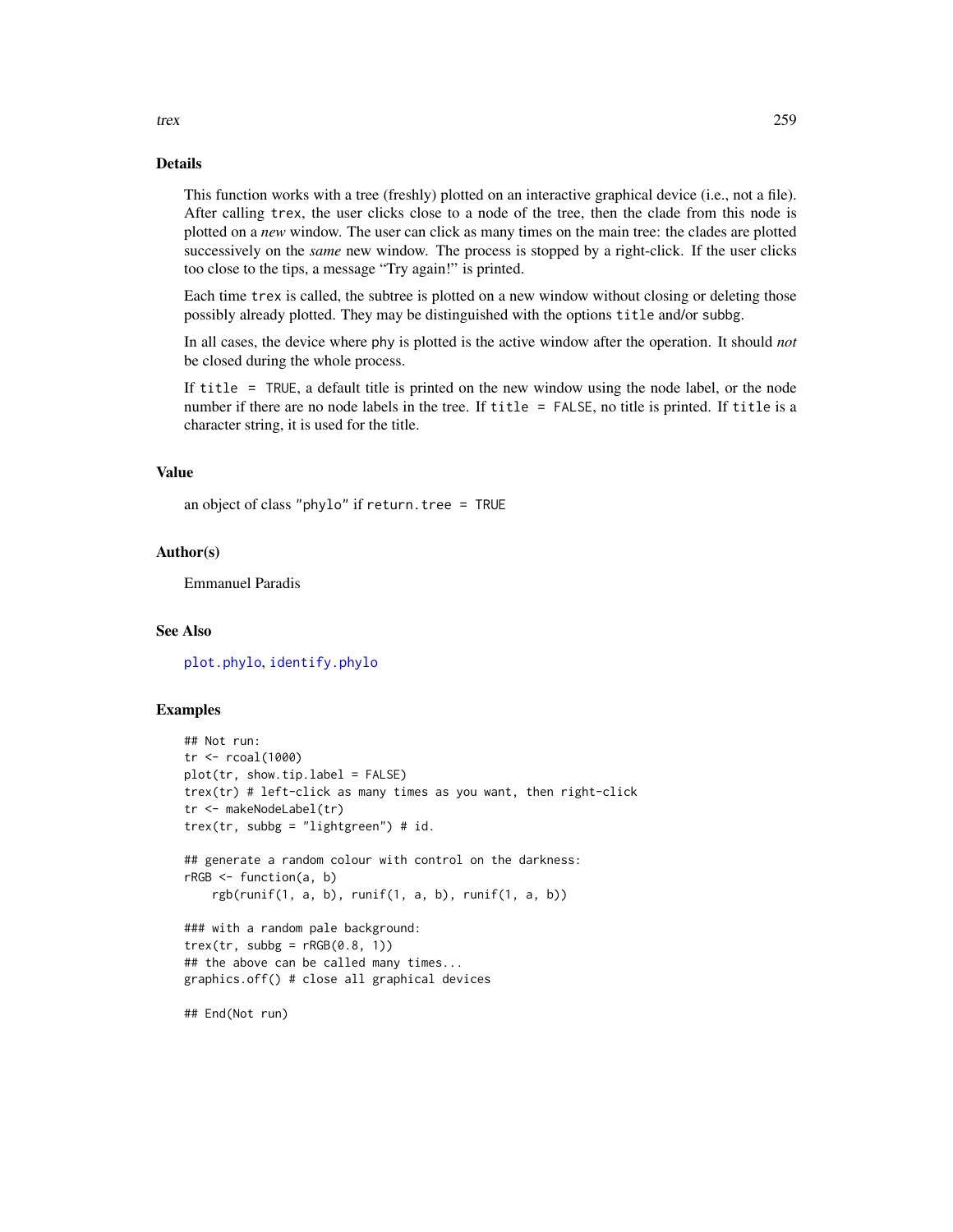## Details

This function works with a tree (freshly) plotted on an interactive graphical device (i.e., not a file). After calling `trex`, the user clicks close to a node of the tree, then the clade from this node is plotted on a *new* window. The user can click as many times on the main tree: the clades are plotted successively on the *same* new window. The process is stopped by a right-click. If the user clicks too close to the tips, a message "Try again!" is printed.

Each time `trex` is called, the subtree is plotted on a new window without closing or deleting those possibly already plotted. They may be distinguished with the options `title` and/or `subbg`.

In all cases, the device where `phy` is plotted is the active window after the operation. It should *not* be closed during the whole process.

If `title = TRUE`, a default title is printed on the new window using the node label, or the node number if there are no node labels in the tree. If `title = FALSE`, no title is printed. If `title` is a character string, it is used for the title.

## Value

an object of class `"phylo"` if `return.tree = TRUE`

## Author(s)

Emmanuel Paradis

## See Also

`plot.phylo`, `identify.phylo`

## Examples

```
## Not run:
tr <- rcoal(1000)
plot(tr, show.tip.label = FALSE)
trex(tr) # left-click as many times as you want, then right-click
tr <- makeNodeLabel(tr)
trex(tr, subbg = "lightgreen") # id.

## generate a random colour with control on the darkness:
rRGB <- function(a, b)
    rgb(runif(1, a, b), runif(1, a, b), runif(1, a, b))

### with a random pale background:
trex(tr, subbg = rRGB(0.8, 1))
## the above can be called many times...
graphics.off() # close all graphical devices

## End(Not run)
```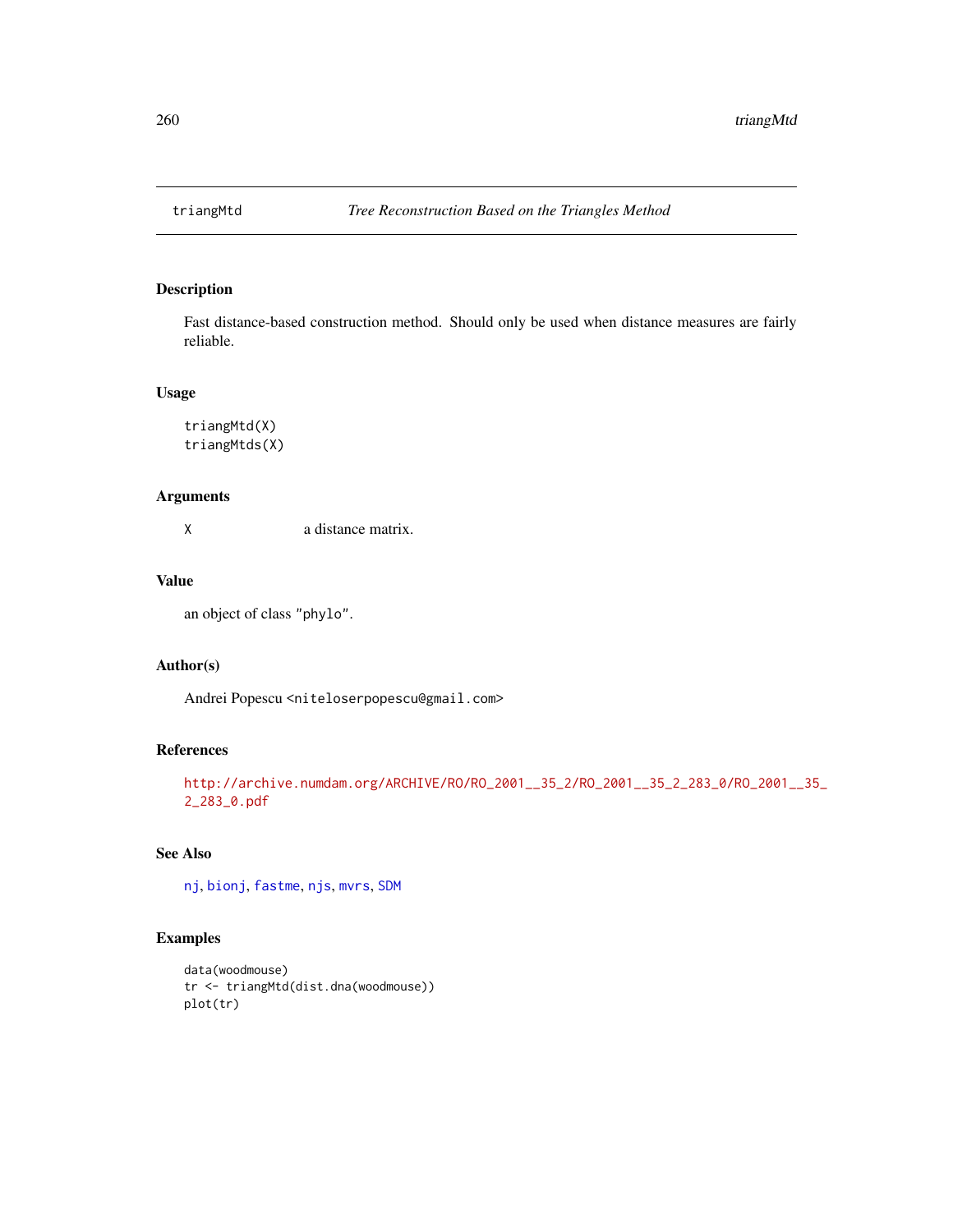# triangMtd — *Tree Reconstruction Based on the Triangles Method*

## Description

Fast distance-based construction method. Should only be used when distance measures are fairly reliable.

## Usage

```
triangMtd(X)
triangMtds(X)
```

## Arguments

X　　　a distance matrix.

## Value

an object of class "phylo".

## Author(s)

Andrei Popescu <niteloserpopescu@gmail.com>

## References

http://archive.numdam.org/ARCHIVE/RO/RO_2001__35_2/RO_2001__35_2_283_0/RO_2001__35_2_283_0.pdf

## See Also

nj, bionj, fastme, njs, mvrs, SDM

## Examples

```
data(woodmouse)
tr <- triangMtd(dist.dna(woodmouse))
plot(tr)
```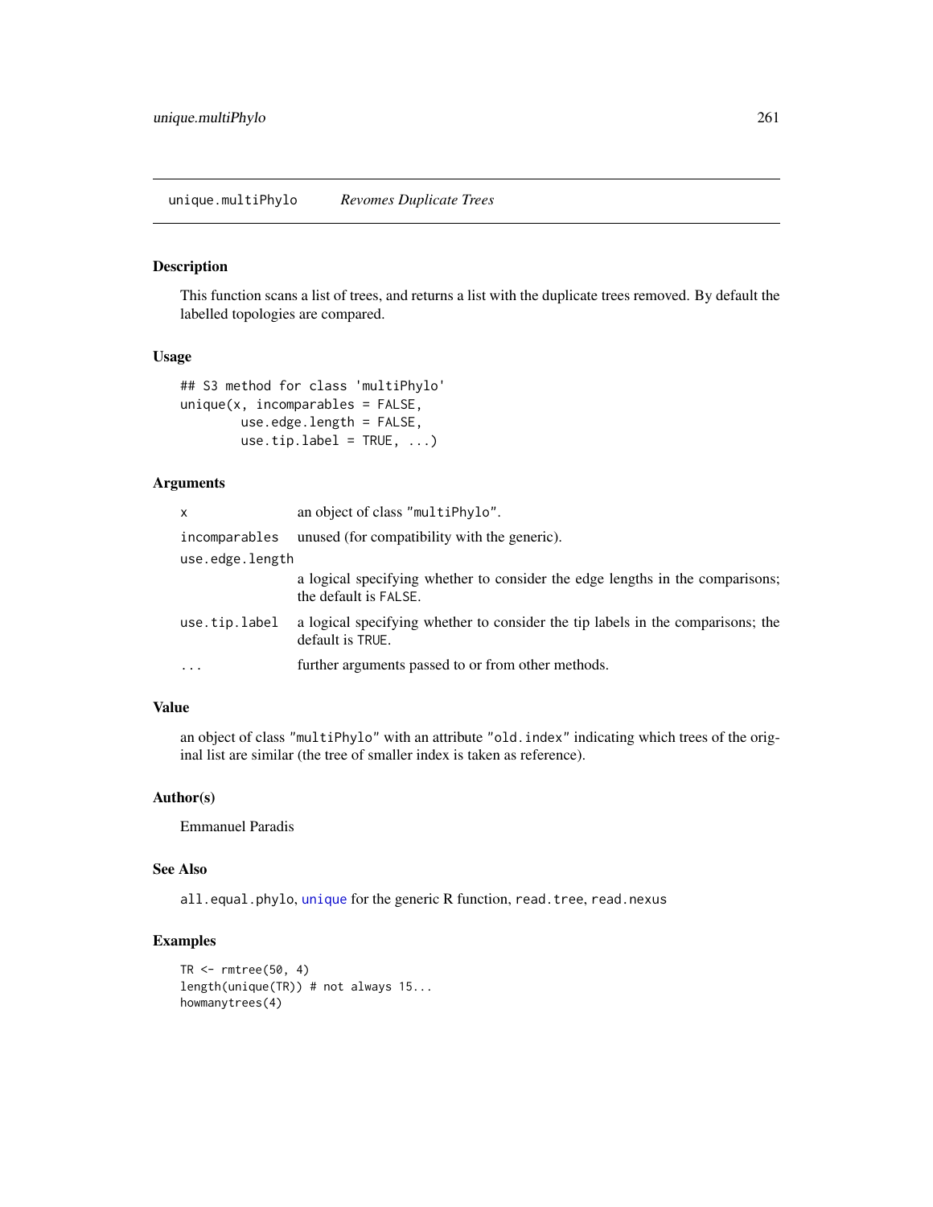## unique.multiPhylo — *Revomes Duplicate Trees*

### Description

This function scans a list of trees, and returns a list with the duplicate trees removed. By default the labelled topologies are compared.

### Usage

```
## S3 method for class 'multiPhylo'
unique(x, incomparables = FALSE,
        use.edge.length = FALSE,
        use.tip.label = TRUE, ...)
```

### Arguments

| | |
|---|---|
| `x` | an object of class `"multiPhylo"`. |
| `incomparables` | unused (for compatibility with the generic). |
| `use.edge.length` | a logical specifying whether to consider the edge lengths in the comparisons; the default is `FALSE`. |
| `use.tip.label` | a logical specifying whether to consider the tip labels in the comparisons; the default is `TRUE`. |
| `...` | further arguments passed to or from other methods. |

### Value

an object of class `"multiPhylo"` with an attribute `"old.index"` indicating which trees of the original list are similar (the tree of smaller index is taken as reference).

### Author(s)

Emmanuel Paradis

### See Also

`all.equal.phylo`, `unique` for the generic R function, `read.tree`, `read.nexus`

### Examples

```
TR <- rmtree(50, 4)
length(unique(TR)) # not always 15...
howmanytrees(4)
```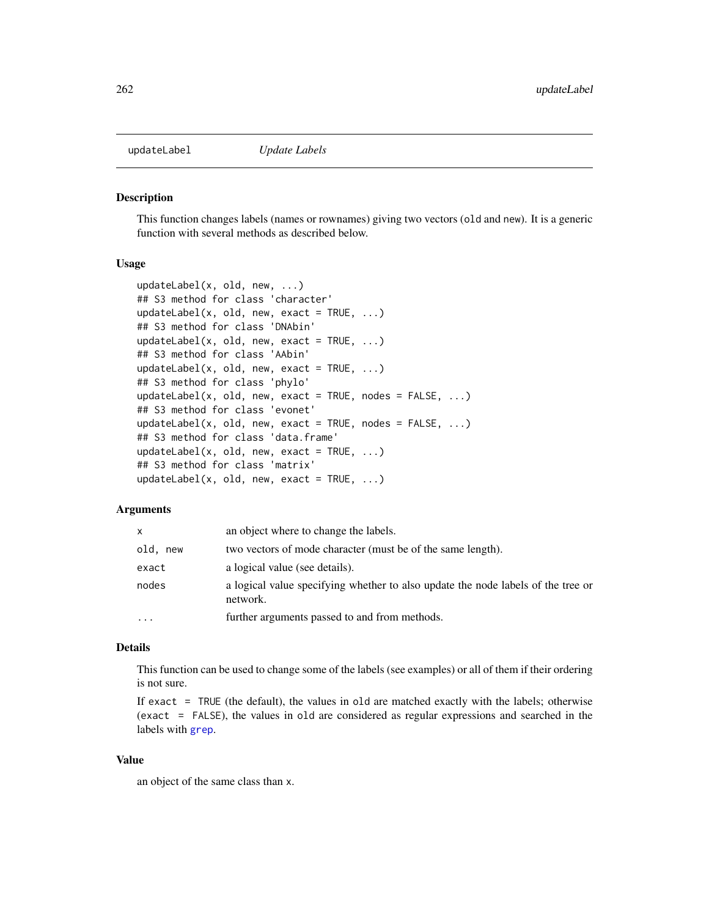# updateLabel *Update Labels*

## Description

This function changes labels (names or rownames) giving two vectors (`old` and `new`). It is a generic function with several methods as described below.

## Usage

```
updateLabel(x, old, new, ...)
## S3 method for class 'character'
updateLabel(x, old, new, exact = TRUE, ...)
## S3 method for class 'DNAbin'
updateLabel(x, old, new, exact = TRUE, ...)
## S3 method for class 'AAbin'
updateLabel(x, old, new, exact = TRUE, ...)
## S3 method for class 'phylo'
updateLabel(x, old, new, exact = TRUE, nodes = FALSE, ...)
## S3 method for class 'evonet'
updateLabel(x, old, new, exact = TRUE, nodes = FALSE, ...)
## S3 method for class 'data.frame'
updateLabel(x, old, new, exact = TRUE, ...)
## S3 method for class 'matrix'
updateLabel(x, old, new, exact = TRUE, ...)
```

## Arguments

| | |
|---|---|
| `x` | an object where to change the labels. |
| `old, new` | two vectors of mode character (must be of the same length). |
| `exact` | a logical value (see details). |
| `nodes` | a logical value specifying whether to also update the node labels of the tree or network. |
| `...` | further arguments passed to and from methods. |

## Details

This function can be used to change some of the labels (see examples) or all of them if their ordering is not sure.

If `exact = TRUE` (the default), the values in `old` are matched exactly with the labels; otherwise (`exact = FALSE`), the values in `old` are considered as regular expressions and searched in the labels with `grep`.

## Value

an object of the same class than `x`.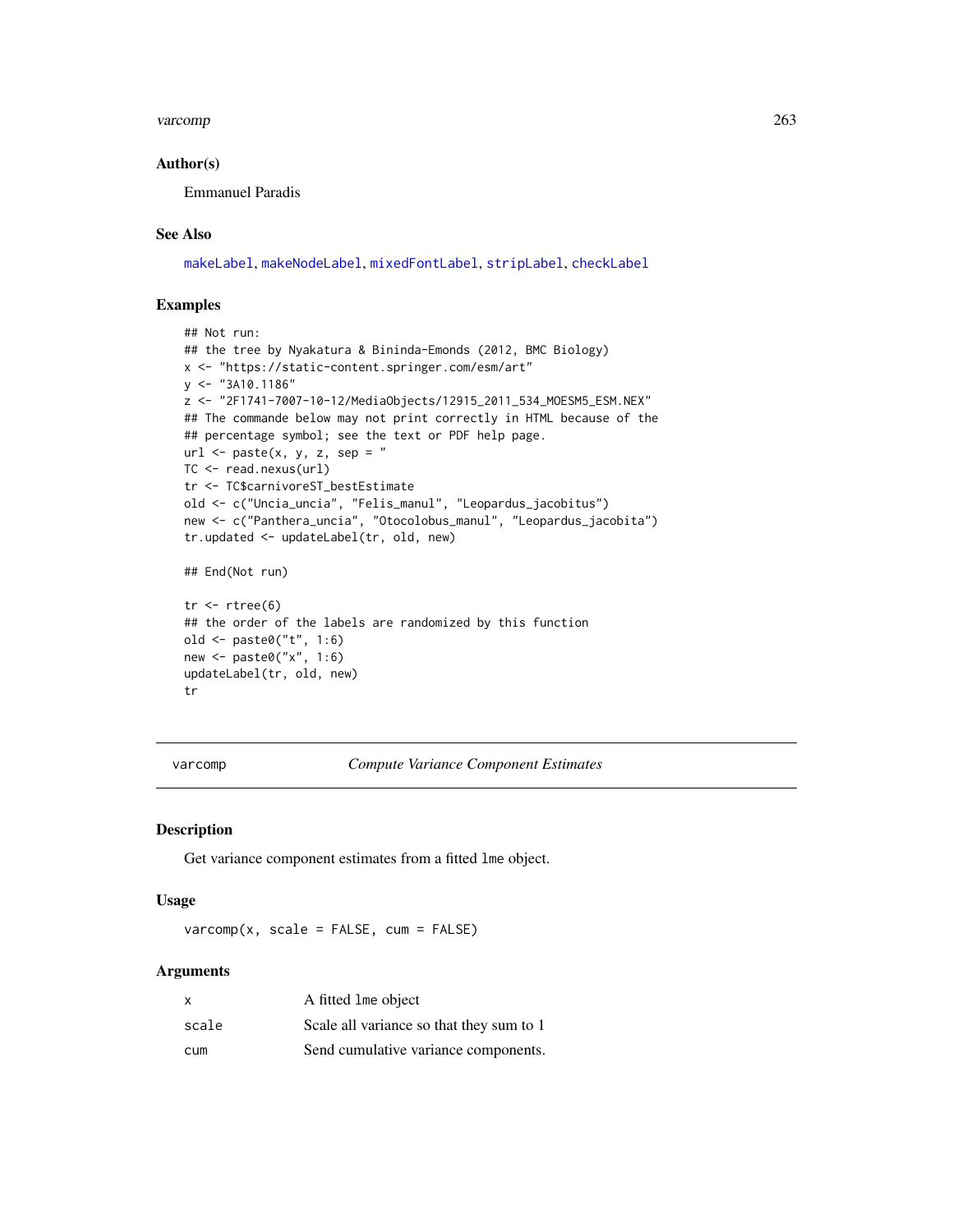## Author(s)

Emmanuel Paradis

## See Also

makeLabel, makeNodeLabel, mixedFontLabel, stripLabel, checkLabel

## Examples

```
## Not run:
## the tree by Nyakatura & Bininda-Emonds (2012, BMC Biology)
x <- "https://static-content.springer.com/esm/art"
y <- "3A10.1186"
z <- "2F1741-7007-10-12/MediaObjects/12915_2011_534_MOESM5_ESM.NEX"
## The commande below may not print correctly in HTML because of the
## percentage symbol; see the text or PDF help page.
url <- paste(x, y, z, sep = "
TC <- read.nexus(url)
tr <- TC$carnivoreST_bestEstimate
old <- c("Uncia_uncia", "Felis_manul", "Leopardus_jacobitus")
new <- c("Panthera_uncia", "Otocolobus_manul", "Leopardus_jacobita")
tr.updated <- updateLabel(tr, old, new)

## End(Not run)

tr <- rtree(6)
## the order of the labels are randomized by this function
old <- paste0("t", 1:6)
new <- paste0("x", 1:6)
updateLabel(tr, old, new)
tr
```

---

# varcomp — *Compute Variance Component Estimates*

## Description

Get variance component estimates from a fitted lme object.

## Usage

```
varcomp(x, scale = FALSE, cum = FALSE)
```

## Arguments

| | |
|---|---|
| x | A fitted lme object |
| scale | Scale all variance so that they sum to 1 |
| cum | Send cumulative variance components. |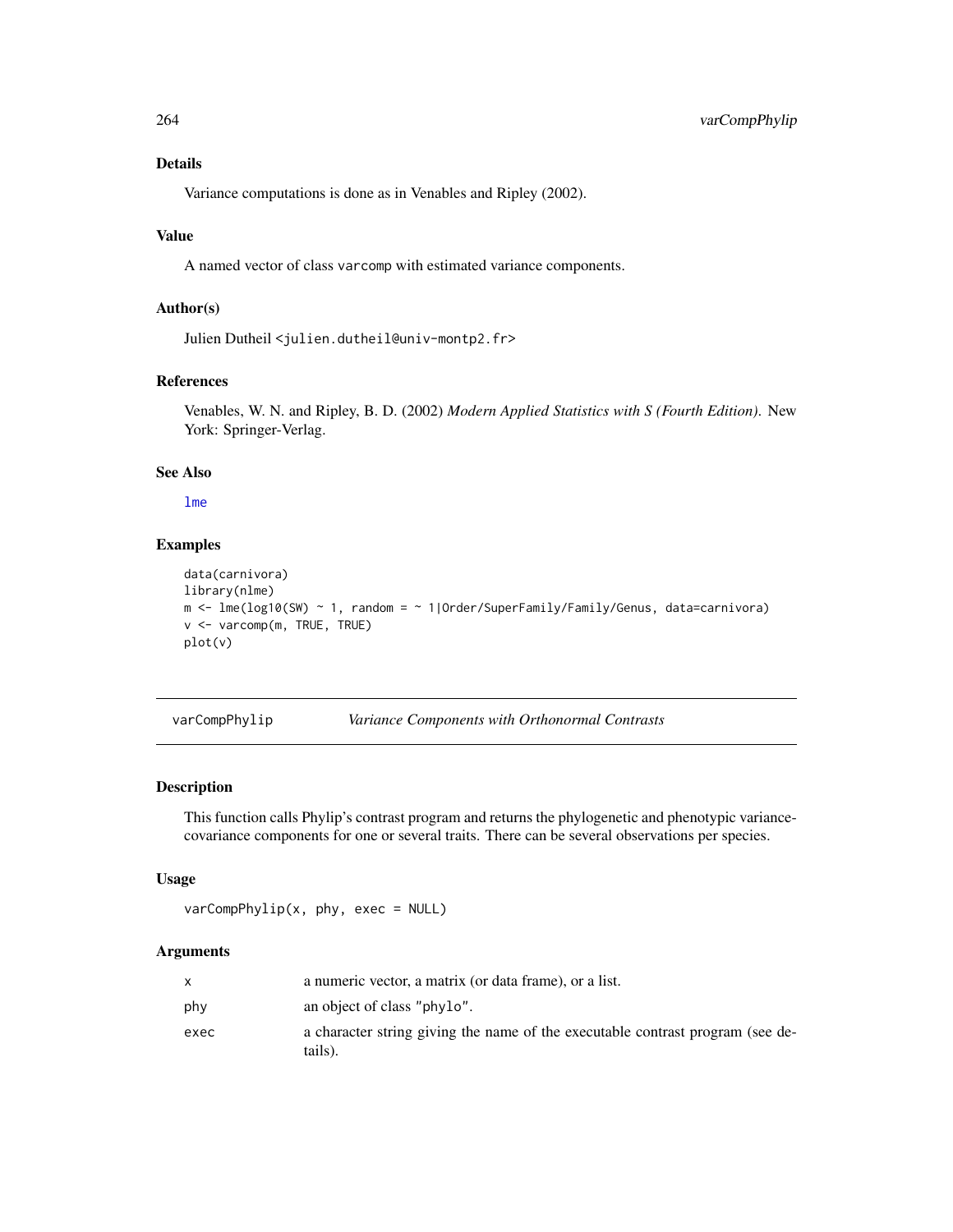## Details

Variance computations is done as in Venables and Ripley (2002).

## Value

A named vector of class `varcomp` with estimated variance components.

## Author(s)

Julien Dutheil <julien.dutheil@univ-montp2.fr>

## References

Venables, W. N. and Ripley, B. D. (2002) *Modern Applied Statistics with S (Fourth Edition)*. New York: Springer-Verlag.

## See Also

`lme`

## Examples

```
data(carnivora)
library(nlme)
m <- lme(log10(SW) ~ 1, random = ~ 1|Order/SuperFamily/Family/Genus, data=carnivora)
v <- varcomp(m, TRUE, TRUE)
plot(v)
```

---

# varCompPhylip — *Variance Components with Orthonormal Contrasts*

## Description

This function calls Phylip's contrast program and returns the phylogenetic and phenotypic variance-covariance components for one or several traits. There can be several observations per species.

## Usage

```
varCompPhylip(x, phy, exec = NULL)
```

## Arguments

| | |
|---|---|
| `x` | a numeric vector, a matrix (or data frame), or a list. |
| `phy` | an object of class `"phylo"`. |
| `exec` | a character string giving the name of the executable contrast program (see details). |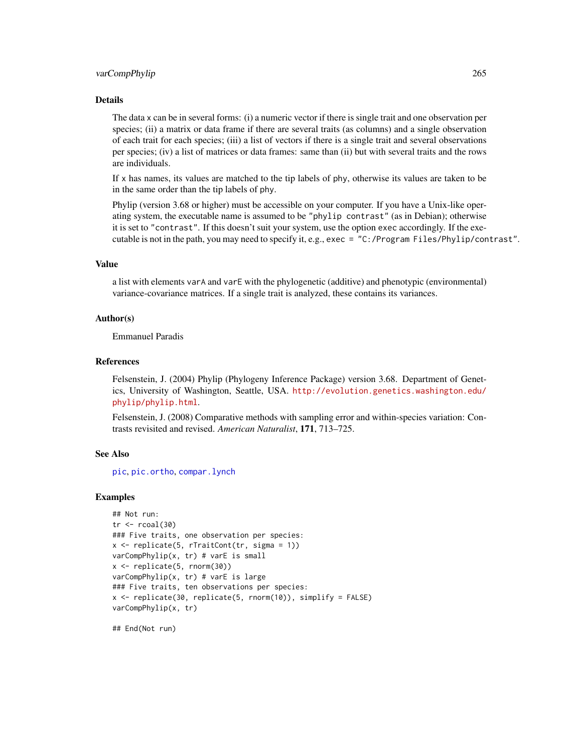## Details

The data `x` can be in several forms: (i) a numeric vector if there is single trait and one observation per species; (ii) a matrix or data frame if there are several traits (as columns) and a single observation of each trait for each species; (iii) a list of vectors if there is a single trait and several observations per species; (iv) a list of matrices or data frames: same than (ii) but with several traits and the rows are individuals.

If `x` has names, its values are matched to the tip labels of `phy`, otherwise its values are taken to be in the same order than the tip labels of `phy`.

Phylip (version 3.68 or higher) must be accessible on your computer. If you have a Unix-like operating system, the executable name is assumed to be `"phylip contrast"` (as in Debian); otherwise it is set to `"contrast"`. If this doesn't suit your system, use the option `exec` accordingly. If the executable is not in the path, you may need to specify it, e.g., `exec = "C:/Program Files/Phylip/contrast"`.

## Value

a list with elements `varA` and `varE` with the phylogenetic (additive) and phenotypic (environmental) variance-covariance matrices. If a single trait is analyzed, these contains its variances.

## Author(s)

Emmanuel Paradis

## References

Felsenstein, J. (2004) Phylip (Phylogeny Inference Package) version 3.68. Department of Genetics, University of Washington, Seattle, USA. http://evolution.genetics.washington.edu/phylip/phylip.html.

Felsenstein, J. (2008) Comparative methods with sampling error and within-species variation: Contrasts revisited and revised. *American Naturalist*, **171**, 713–725.

## See Also

`pic`, `pic.ortho`, `compar.lynch`

## Examples

```
## Not run:
tr <- rcoal(30)
### Five traits, one observation per species:
x <- replicate(5, rTraitCont(tr, sigma = 1))
varCompPhylip(x, tr) # varE is small
x <- replicate(5, rnorm(30))
varCompPhylip(x, tr) # varE is large
### Five traits, ten observations per species:
x <- replicate(30, replicate(5, rnorm(10)), simplify = FALSE)
varCompPhylip(x, tr)

## End(Not run)
```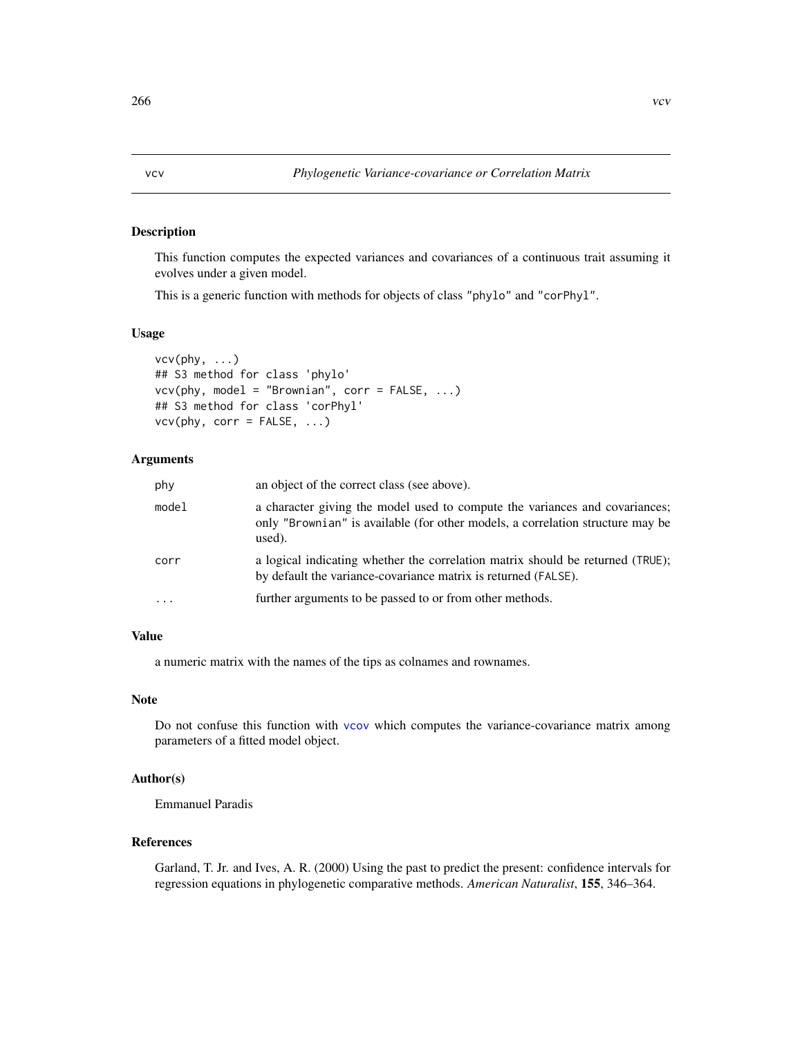# vcv — Phylogenetic Variance-covariance or Correlation Matrix

## Description

This function computes the expected variances and covariances of a continuous trait assuming it evolves under a given model.

This is a generic function with methods for objects of class "phylo" and "corPhyl".

## Usage

```
vcv(phy, ...)
## S3 method for class 'phylo'
vcv(phy, model = "Brownian", corr = FALSE, ...)
## S3 method for class 'corPhyl'
vcv(phy, corr = FALSE, ...)
```

## Arguments

| | |
|---|---|
| phy | an object of the correct class (see above). |
| model | a character giving the model used to compute the variances and covariances; only "Brownian" is available (for other models, a correlation structure may be used). |
| corr | a logical indicating whether the correlation matrix should be returned (TRUE); by default the variance-covariance matrix is returned (FALSE). |
| ... | further arguments to be passed to or from other methods. |

## Value

a numeric matrix with the names of the tips as colnames and rownames.

## Note

Do not confuse this function with vcov which computes the variance-covariance matrix among parameters of a fitted model object.

## Author(s)

Emmanuel Paradis

## References

Garland, T. Jr. and Ives, A. R. (2000) Using the past to predict the present: confidence intervals for regression equations in phylogenetic comparative methods. *American Naturalist*, **155**, 346–364.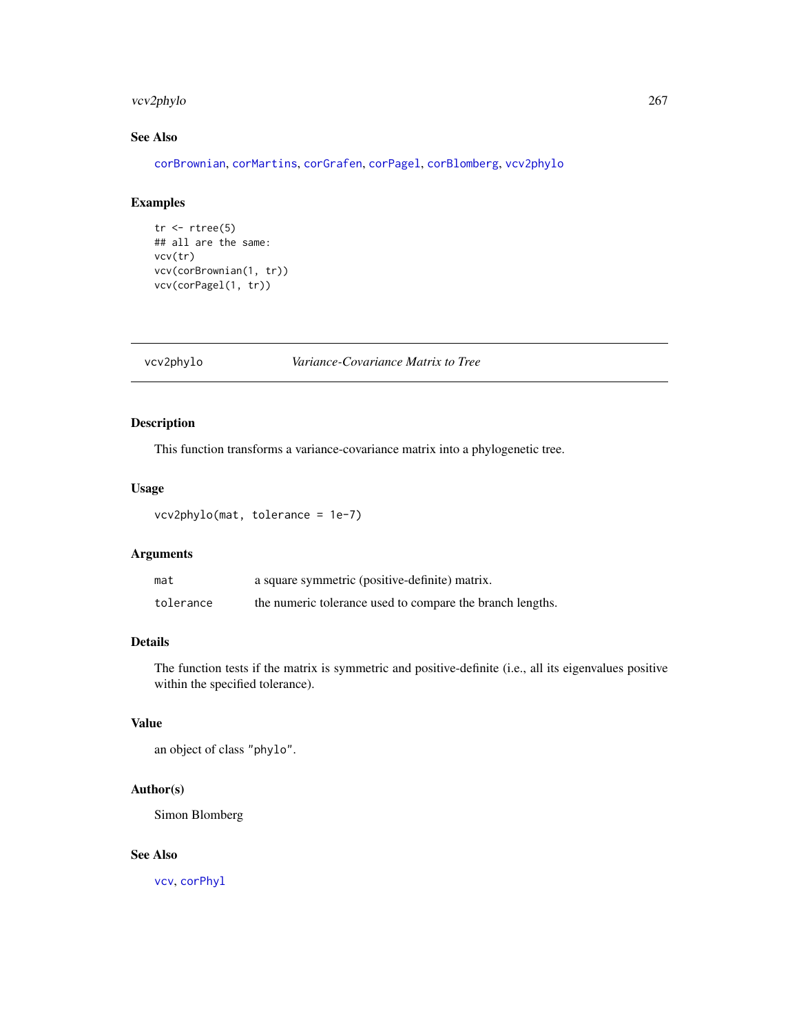## See Also

corBrownian, corMartins, corGrafen, corPagel, corBlomberg, vcv2phylo

## Examples

```
tr <- rtree(5)
## all are the same:
vcv(tr)
vcv(corBrownian(1, tr))
vcv(corPagel(1, tr))
```

---

# vcv2phylo    *Variance-Covariance Matrix to Tree*

---

## Description

This function transforms a variance-covariance matrix into a phylogenetic tree.

## Usage

```
vcv2phylo(mat, tolerance = 1e-7)
```

## Arguments

| | |
|---|---|
| `mat` | a square symmetric (positive-definite) matrix. |
| `tolerance` | the numeric tolerance used to compare the branch lengths. |

## Details

The function tests if the matrix is symmetric and positive-definite (i.e., all its eigenvalues positive within the specified tolerance).

## Value

an object of class `"phylo"`.

## Author(s)

Simon Blomberg

## See Also

vcv, corPhyl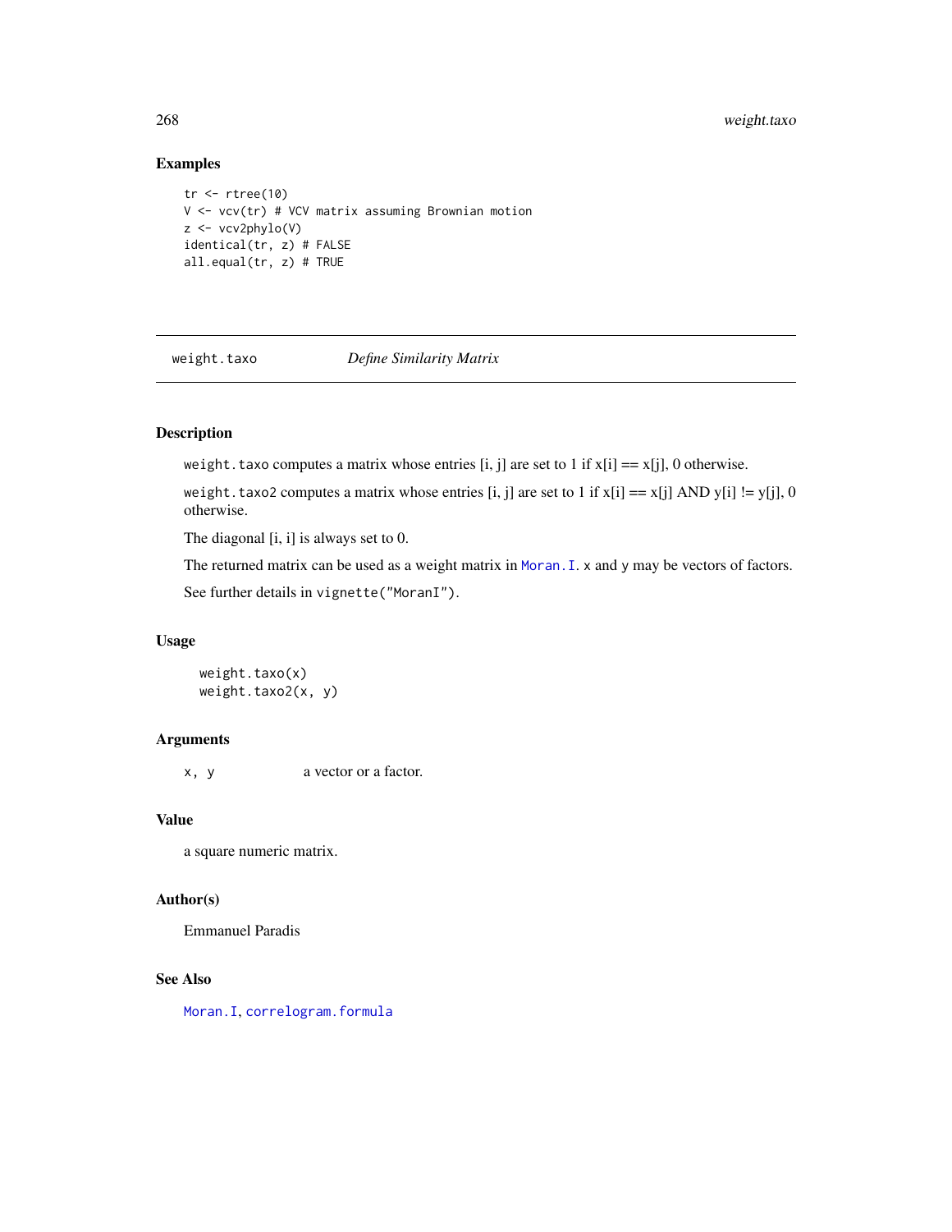## Examples

```
tr <- rtree(10)
V <- vcv(tr) # VCV matrix assuming Brownian motion
z <- vcv2phylo(V)
identical(tr, z) # FALSE
all.equal(tr, z) # TRUE
```

---

# weight.taxo — *Define Similarity Matrix*

---

## Description

`weight.taxo` computes a matrix whose entries [i, j] are set to 1 if x[i] == x[j], 0 otherwise.

`weight.taxo2` computes a matrix whose entries [i, j] are set to 1 if x[i] == x[j] AND y[i] != y[j], 0 otherwise.

The diagonal [i, i] is always set to 0.

The returned matrix can be used as a weight matrix in `Moran.I`. `x` and `y` may be vectors of factors.

See further details in `vignette("MoranI")`.

## Usage

```
weight.taxo(x)
weight.taxo2(x, y)
```

## Arguments

| | |
|---|---|
| `x, y` | a vector or a factor. |

## Value

a square numeric matrix.

## Author(s)

Emmanuel Paradis

## See Also

`Moran.I`, `correlogram.formula`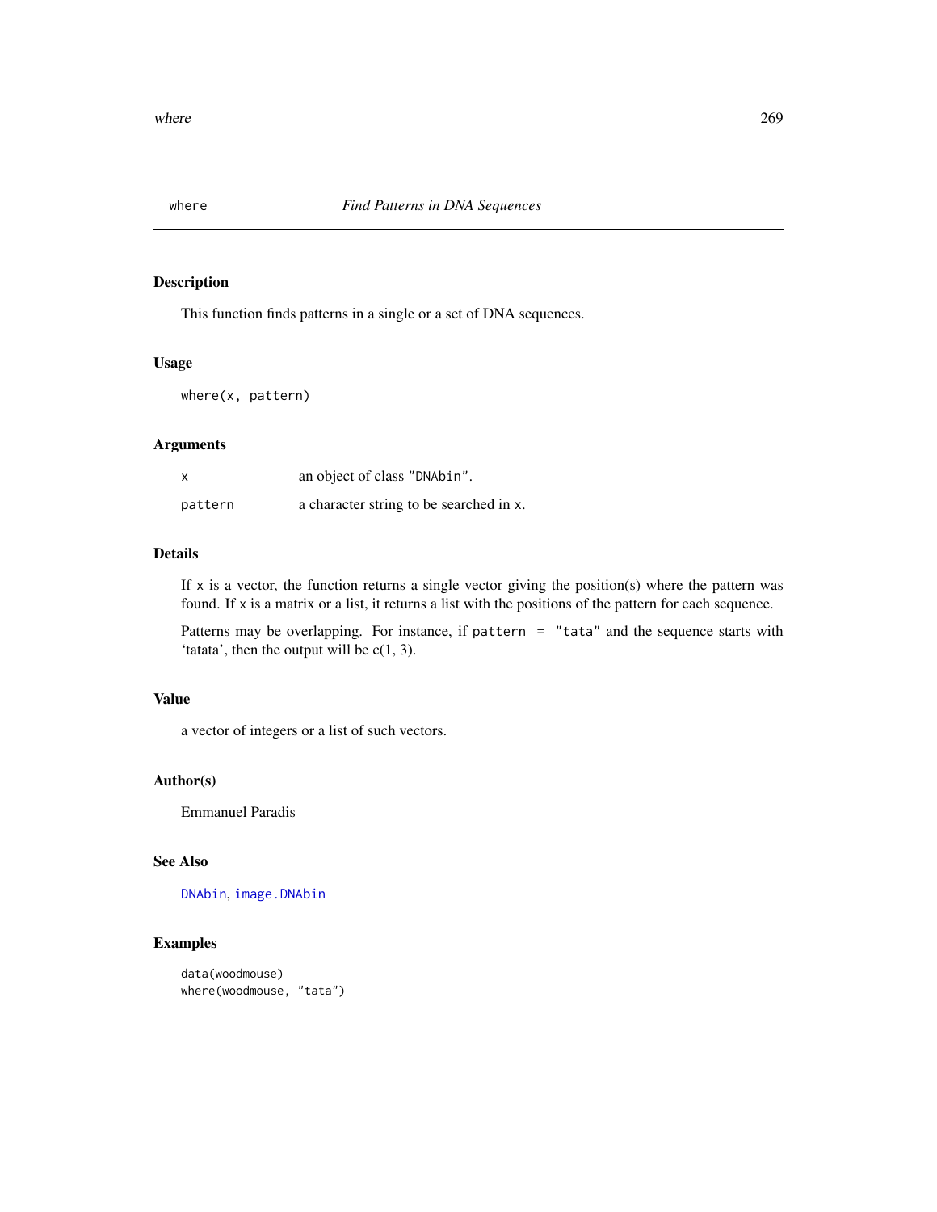## where — *Find Patterns in DNA Sequences*

### Description

This function finds patterns in a single or a set of DNA sequences.

### Usage

```
where(x, pattern)
```

### Arguments

| | |
|---|---|
| `x` | an object of class `"DNAbin"`. |
| `pattern` | a character string to be searched in `x`. |

### Details

If `x` is a vector, the function returns a single vector giving the position(s) where the pattern was found. If `x` is a matrix or a list, it returns a list with the positions of the pattern for each sequence.

Patterns may be overlapping. For instance, if `pattern = "tata"` and the sequence starts with 'tatata', then the output will be c(1, 3).

### Value

a vector of integers or a list of such vectors.

### Author(s)

Emmanuel Paradis

### See Also

`DNAbin`, `image.DNAbin`

### Examples

```
data(woodmouse)
where(woodmouse, "tata")
```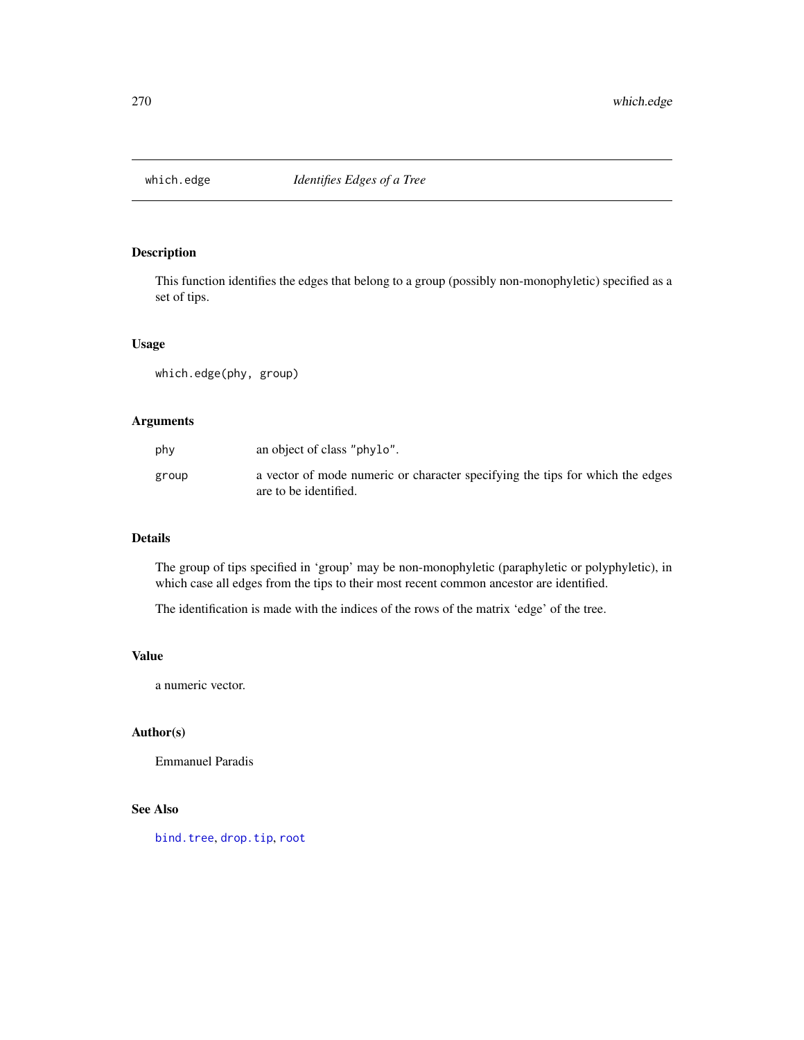# which.edge *Identifies Edges of a Tree*

## Description

This function identifies the edges that belong to a group (possibly non-monophyletic) specified as a set of tips.

## Usage

```
which.edge(phy, group)
```

## Arguments

| | |
|---|---|
| phy | an object of class "phylo". |
| group | a vector of mode numeric or character specifying the tips for which the edges are to be identified. |

## Details

The group of tips specified in 'group' may be non-monophyletic (paraphyletic or polyphyletic), in which case all edges from the tips to their most recent common ancestor are identified.

The identification is made with the indices of the rows of the matrix 'edge' of the tree.

## Value

a numeric vector.

## Author(s)

Emmanuel Paradis

## See Also

bind.tree, drop.tip, root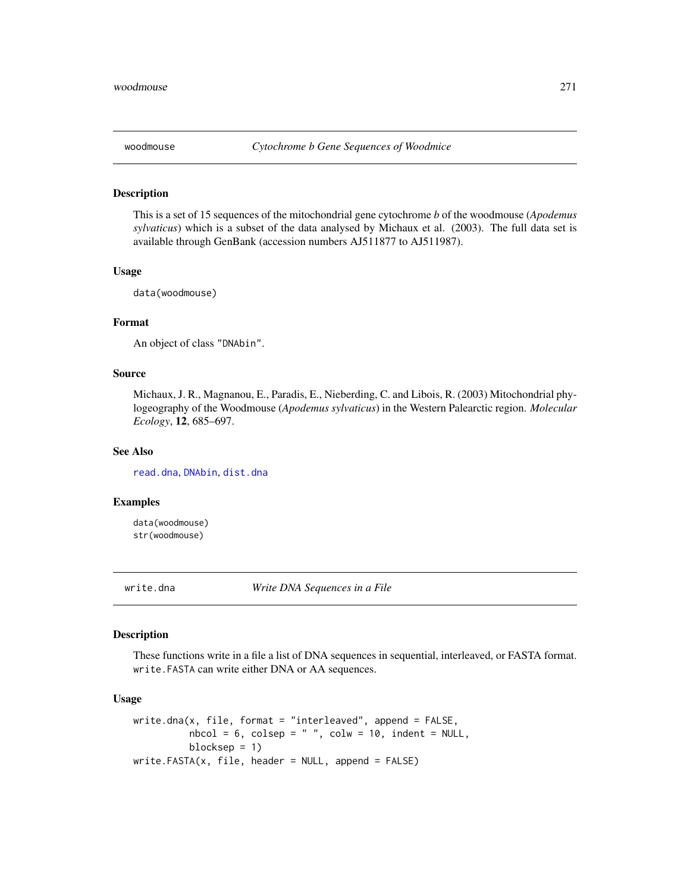## woodmouse — *Cytochrome b Gene Sequences of Woodmice*

### Description

This is a set of 15 sequences of the mitochondrial gene cytochrome *b* of the woodmouse (*Apodemus sylvaticus*) which is a subset of the data analysed by Michaux et al. (2003). The full data set is available through GenBank (accession numbers AJ511877 to AJ511987).

### Usage

```
data(woodmouse)
```

### Format

An object of class "DNAbin".

### Source

Michaux, J. R., Magnanou, E., Paradis, E., Nieberding, C. and Libois, R. (2003) Mitochondrial phylogeography of the Woodmouse (*Apodemus sylvaticus*) in the Western Palearctic region. *Molecular Ecology*, **12**, 685–697.

### See Also

read.dna, DNAbin, dist.dna

### Examples

```
data(woodmouse)
str(woodmouse)
```

## write.dna — *Write DNA Sequences in a File*

### Description

These functions write in a file a list of DNA sequences in sequential, interleaved, or FASTA format. write.FASTA can write either DNA or AA sequences.

### Usage

```
write.dna(x, file, format = "interleaved", append = FALSE,
          nbcol = 6, colsep = " ", colw = 10, indent = NULL,
          blocksep = 1)
write.FASTA(x, file, header = NULL, append = FALSE)
```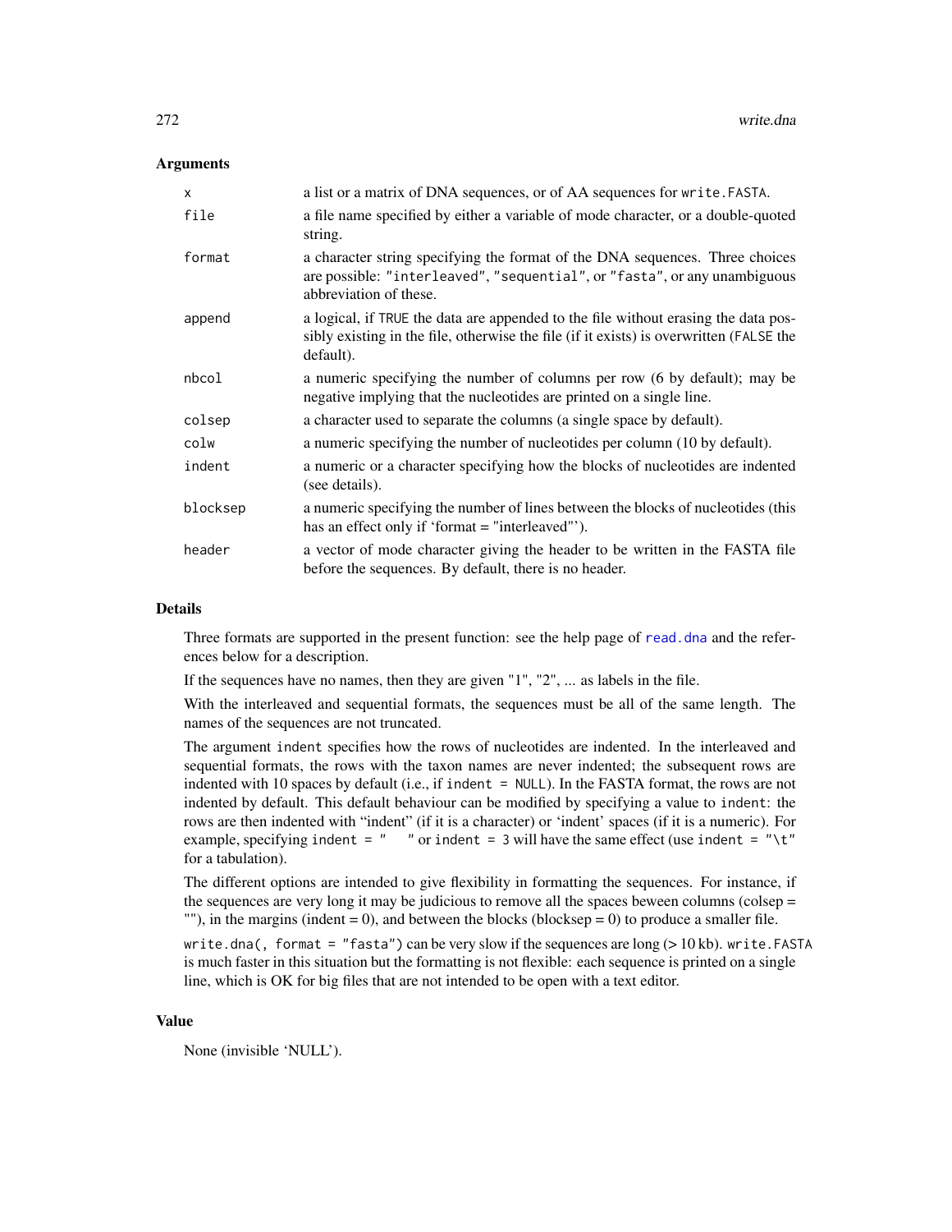### Arguments

| | |
|---|---|
| `x` | a list or a matrix of DNA sequences, or of AA sequences for `write.FASTA`. |
| `file` | a file name specified by either a variable of mode character, or a double-quoted string. |
| `format` | a character string specifying the format of the DNA sequences. Three choices are possible: `"interleaved"`, `"sequential"`, or `"fasta"`, or any unambiguous abbreviation of these. |
| `append` | a logical, if `TRUE` the data are appended to the file without erasing the data possibly existing in the file, otherwise the file (if it exists) is overwritten (`FALSE` the default). |
| `nbcol` | a numeric specifying the number of columns per row (6 by default); may be negative implying that the nucleotides are printed on a single line. |
| `colsep` | a character used to separate the columns (a single space by default). |
| `colw` | a numeric specifying the number of nucleotides per column (10 by default). |
| `indent` | a numeric or a character specifying how the blocks of nucleotides are indented (see details). |
| `blocksep` | a numeric specifying the number of lines between the blocks of nucleotides (this has an effect only if 'format = "interleaved"'). |
| `header` | a vector of mode character giving the header to be written in the FASTA file before the sequences. By default, there is no header. |

### Details

Three formats are supported in the present function: see the help page of `read.dna` and the references below for a description.

If the sequences have no names, then they are given "1", "2", ... as labels in the file.

With the interleaved and sequential formats, the sequences must be all of the same length. The names of the sequences are not truncated.

The argument `indent` specifies how the rows of nucleotides are indented. In the interleaved and sequential formats, the rows with the taxon names are never indented; the subsequent rows are indented with 10 spaces by default (i.e., if `indent = NULL`). In the FASTA format, the rows are not indented by default. This default behaviour can be modified by specifying a value to `indent`: the rows are then indented with "indent" (if it is a character) or 'indent' spaces (if it is a numeric). For example, specifying `indent = "   "` or `indent = 3` will have the same effect (use `indent = "\t"` for a tabulation).

The different options are intended to give flexibility in formatting the sequences. For instance, if the sequences are very long it may be judicious to remove all the spaces beween columns (colsep = ""), in the margins (indent = 0), and between the blocks (blocksep = 0) to produce a smaller file.

`write.dna(, format = "fasta")` can be very slow if the sequences are long (> 10 kb). `write.FASTA` is much faster in this situation but the formatting is not flexible: each sequence is printed on a single line, which is OK for big files that are not intended to be open with a text editor.

### Value

None (invisible 'NULL').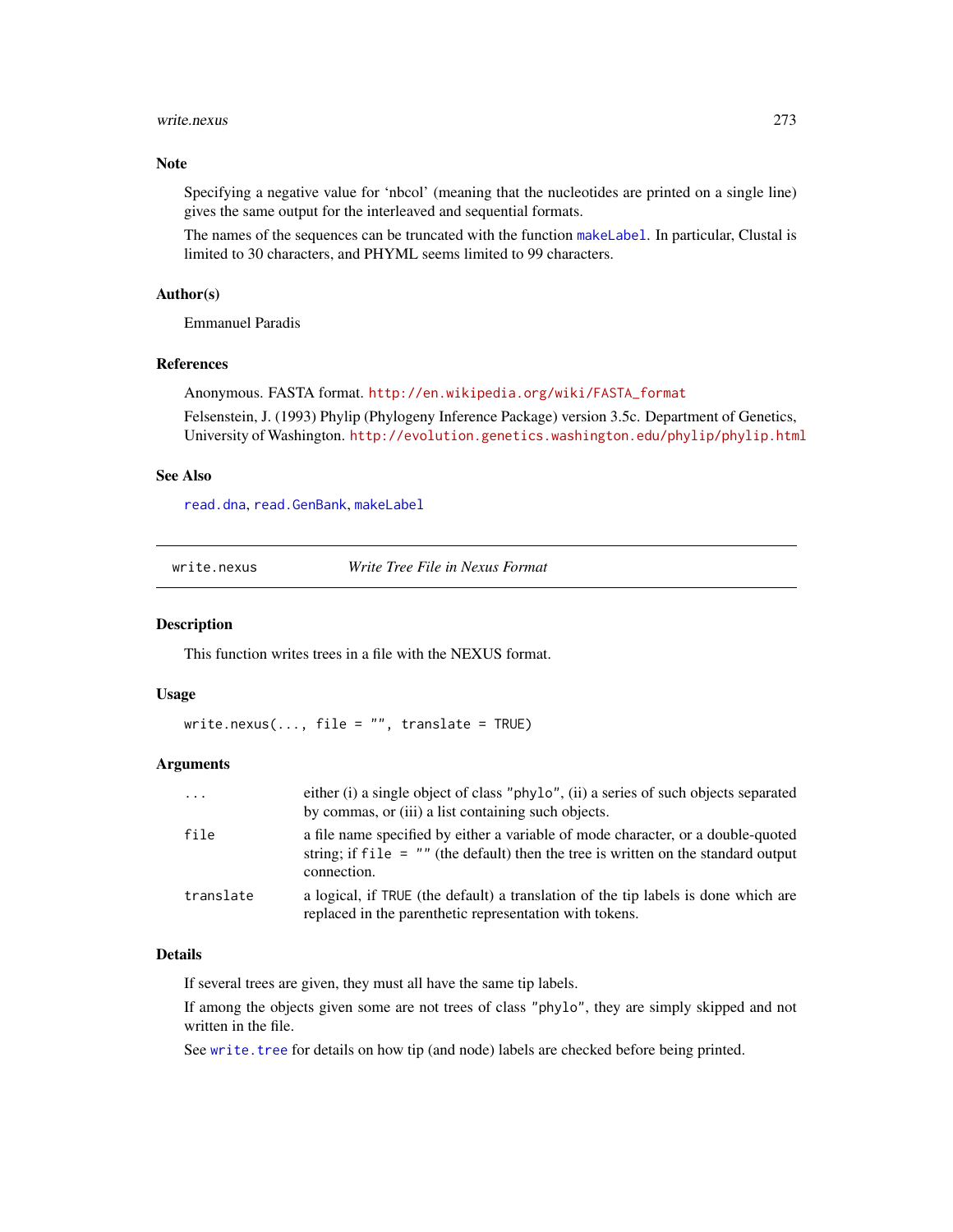### Note

Specifying a negative value for 'nbcol' (meaning that the nucleotides are printed on a single line) gives the same output for the interleaved and sequential formats.

The names of the sequences can be truncated with the function `makeLabel`. In particular, Clustal is limited to 30 characters, and PHYML seems limited to 99 characters.

### Author(s)

Emmanuel Paradis

### References

Anonymous. FASTA format. http://en.wikipedia.org/wiki/FASTA_format

Felsenstein, J. (1993) Phylip (Phylogeny Inference Package) version 3.5c. Department of Genetics, University of Washington. http://evolution.genetics.washington.edu/phylip/phylip.html

### See Also

`read.dna`, `read.GenBank`, `makeLabel`

---

## write.nexus — *Write Tree File in Nexus Format*

### Description

This function writes trees in a file with the NEXUS format.

### Usage

```
write.nexus(..., file = "", translate = TRUE)
```

### Arguments

| | |
|---|---|
| `...` | either (i) a single object of class `"phylo"`, (ii) a series of such objects separated by commas, or (iii) a list containing such objects. |
| `file` | a file name specified by either a variable of mode character, or a double-quoted string; if `file = ""` (the default) then the tree is written on the standard output connection. |
| `translate` | a logical, if `TRUE` (the default) a translation of the tip labels is done which are replaced in the parenthetic representation with tokens. |

### Details

If several trees are given, they must all have the same tip labels.

If among the objects given some are not trees of class `"phylo"`, they are simply skipped and not written in the file.

See `write.tree` for details on how tip (and node) labels are checked before being printed.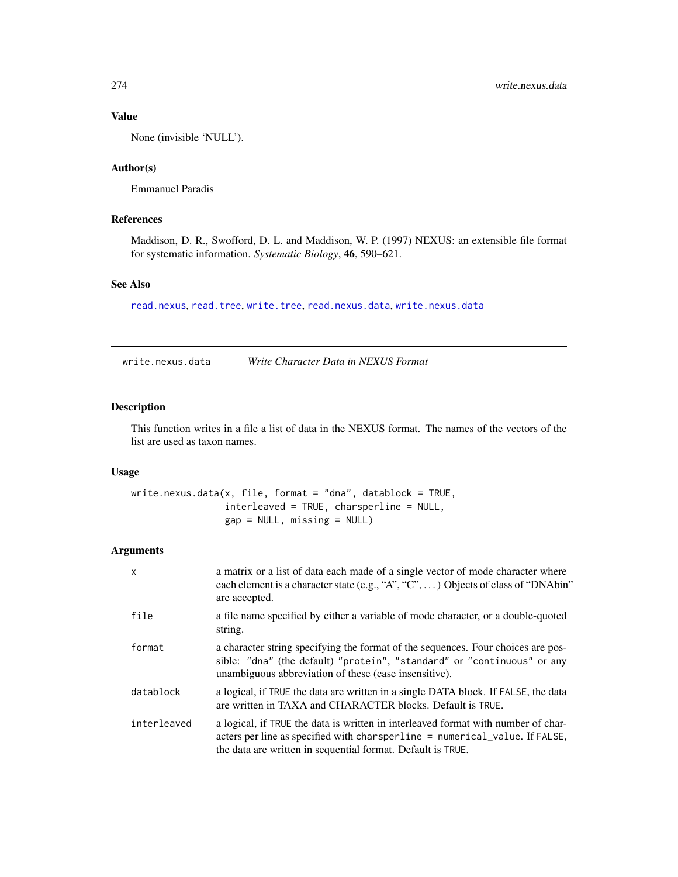## Value

None (invisible 'NULL').

## Author(s)

Emmanuel Paradis

## References

Maddison, D. R., Swofford, D. L. and Maddison, W. P. (1997) NEXUS: an extensible file format for systematic information. *Systematic Biology*, **46**, 590–621.

## See Also

read.nexus, read.tree, write.tree, read.nexus.data, write.nexus.data

---

# write.nexus.data — *Write Character Data in NEXUS Format*

## Description

This function writes in a file a list of data in the NEXUS format. The names of the vectors of the list are used as taxon names.

## Usage

```
write.nexus.data(x, file, format = "dna", datablock = TRUE,
                 interleaved = TRUE, charsperline = NULL,
                 gap = NULL, missing = NULL)
```

## Arguments

| | |
|---|---|
| `x` | a matrix or a list of data each made of a single vector of mode character where each element is a character state (e.g., "A", "C", ...) Objects of class of "DNAbin" are accepted. |
| `file` | a file name specified by either a variable of mode character, or a double-quoted string. |
| `format` | a character string specifying the format of the sequences. Four choices are possible: `"dna"` (the default) `"protein"`, `"standard"` or `"continuous"` or any unambiguous abbreviation of these (case insensitive). |
| `datablock` | a logical, if `TRUE` the data are written in a single DATA block. If `FALSE`, the data are written in TAXA and CHARACTER blocks. Default is `TRUE`. |
| `interleaved` | a logical, if `TRUE` the data is written in interleaved format with number of characters per line as specified with `charsperline = numerical_value`. If `FALSE`, the data are written in sequential format. Default is `TRUE`. |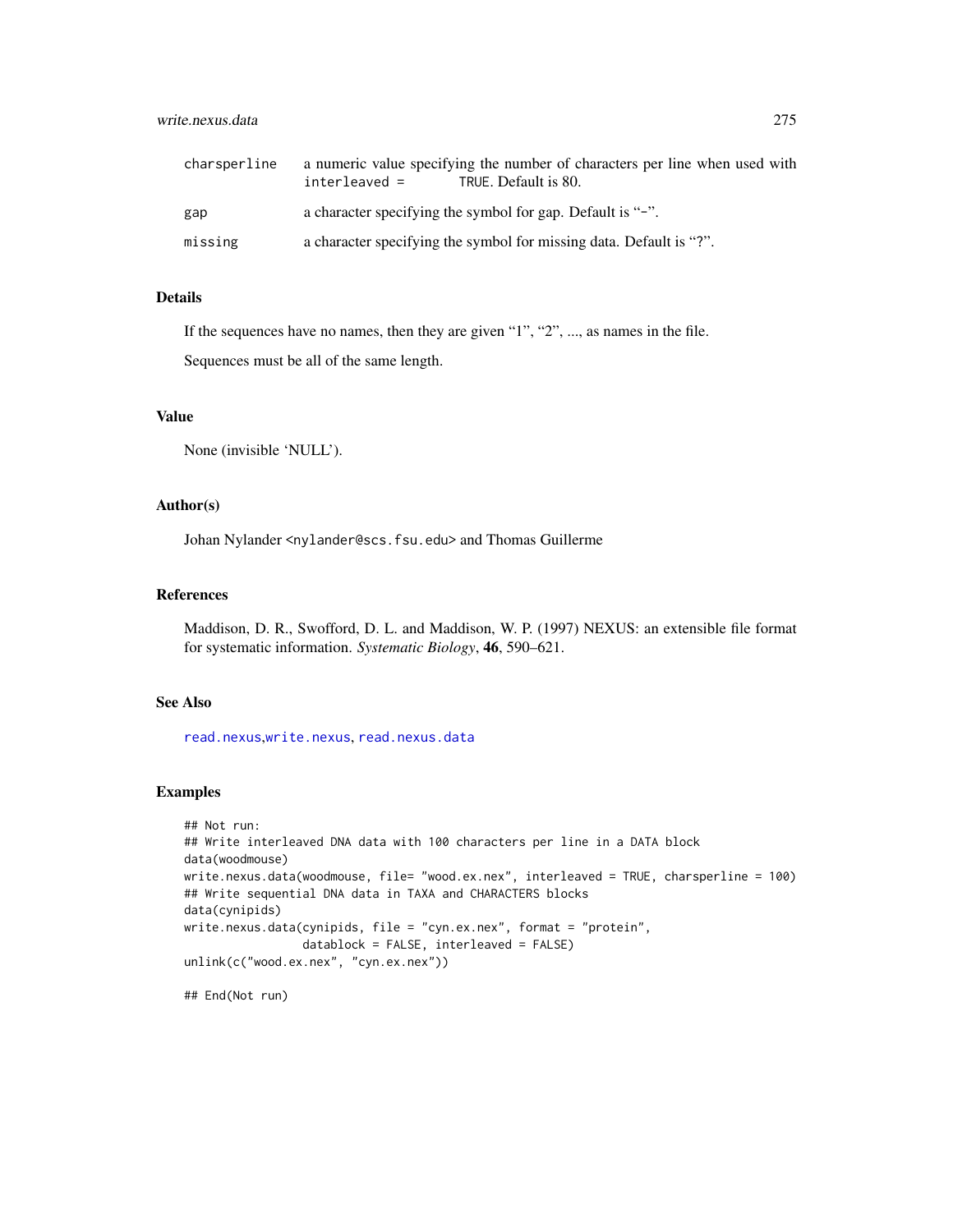| | |
|---|---|
| `charsperline` | a numeric value specifying the number of characters per line when used with `interleaved = TRUE`. Default is 80. |
| `gap` | a character specifying the symbol for gap. Default is "-". |
| `missing` | a character specifying the symbol for missing data. Default is "?". |

### Details

If the sequences have no names, then they are given "1", "2", ..., as names in the file.

Sequences must be all of the same length.

### Value

None (invisible 'NULL').

### Author(s)

Johan Nylander <nylander@scs.fsu.edu> and Thomas Guillerme

### References

Maddison, D. R., Swofford, D. L. and Maddison, W. P. (1997) NEXUS: an extensible file format for systematic information. *Systematic Biology*, **46**, 590–621.

### See Also

read.nexus, write.nexus, read.nexus.data

### Examples

```
## Not run:
## Write interleaved DNA data with 100 characters per line in a DATA block
data(woodmouse)
write.nexus.data(woodmouse, file= "wood.ex.nex", interleaved = TRUE, charsperline = 100)
## Write sequential DNA data in TAXA and CHARACTERS blocks
data(cynipids)
write.nexus.data(cynipids, file = "cyn.ex.nex", format = "protein",
                 datablock = FALSE, interleaved = FALSE)
unlink(c("wood.ex.nex", "cyn.ex.nex"))

## End(Not run)
```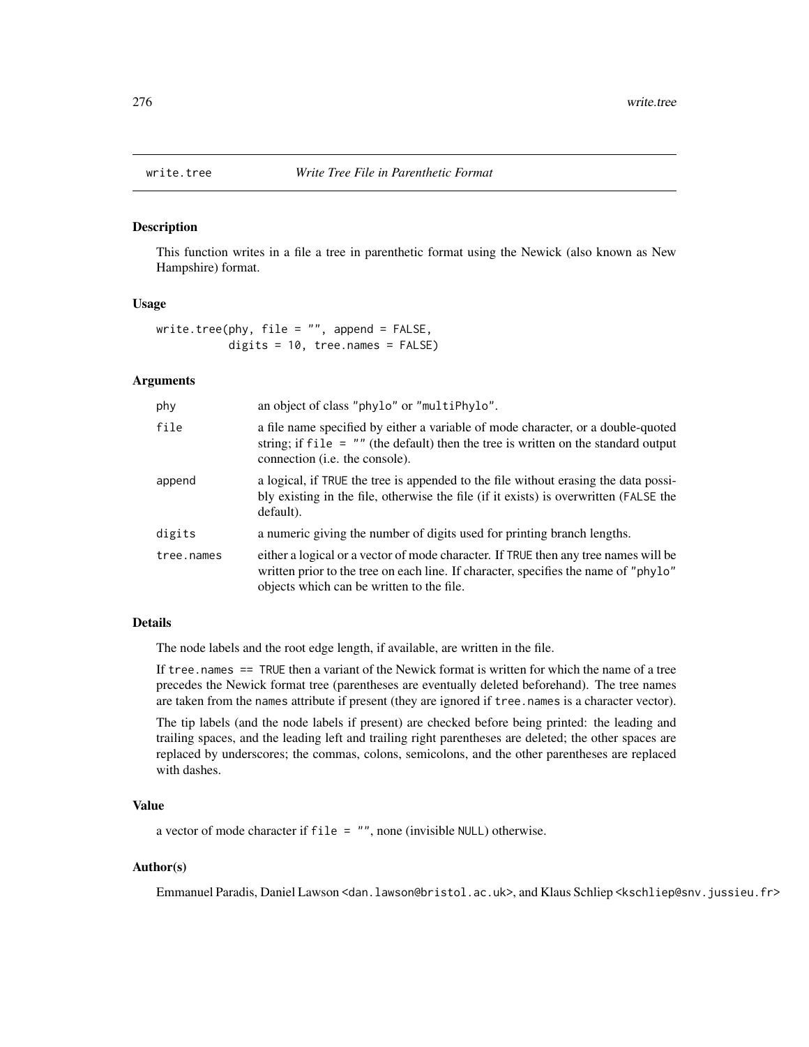# write.tree — *Write Tree File in Parenthetic Format*

## Description

This function writes in a file a tree in parenthetic format using the Newick (also known as New Hampshire) format.

## Usage

```
write.tree(phy, file = "", append = FALSE,
           digits = 10, tree.names = FALSE)
```

## Arguments

| | |
|---|---|
| `phy` | an object of class `"phylo"` or `"multiPhylo"`. |
| `file` | a file name specified by either a variable of mode character, or a double-quoted string; if `file = ""` (the default) then the tree is written on the standard output connection (i.e. the console). |
| `append` | a logical, if `TRUE` the tree is appended to the file without erasing the data possibly existing in the file, otherwise the file (if it exists) is overwritten (`FALSE` the default). |
| `digits` | a numeric giving the number of digits used for printing branch lengths. |
| `tree.names` | either a logical or a vector of mode character. If `TRUE` then any tree names will be written prior to the tree on each line. If character, specifies the name of `"phylo"` objects which can be written to the file. |

## Details

The node labels and the root edge length, if available, are written in the file.

If `tree.names == TRUE` then a variant of the Newick format is written for which the name of a tree precedes the Newick format tree (parentheses are eventually deleted beforehand). The tree names are taken from the `names` attribute if present (they are ignored if `tree.names` is a character vector).

The tip labels (and the node labels if present) are checked before being printed: the leading and trailing spaces, and the leading left and trailing right parentheses are deleted; the other spaces are replaced by underscores; the commas, colons, semicolons, and the other parentheses are replaced with dashes.

## Value

a vector of mode character if `file = ""`, none (invisible `NULL`) otherwise.

## Author(s)

Emmanuel Paradis, Daniel Lawson <dan.lawson@bristol.ac.uk>, and Klaus Schliep <kschliep@snv.jussieu.fr>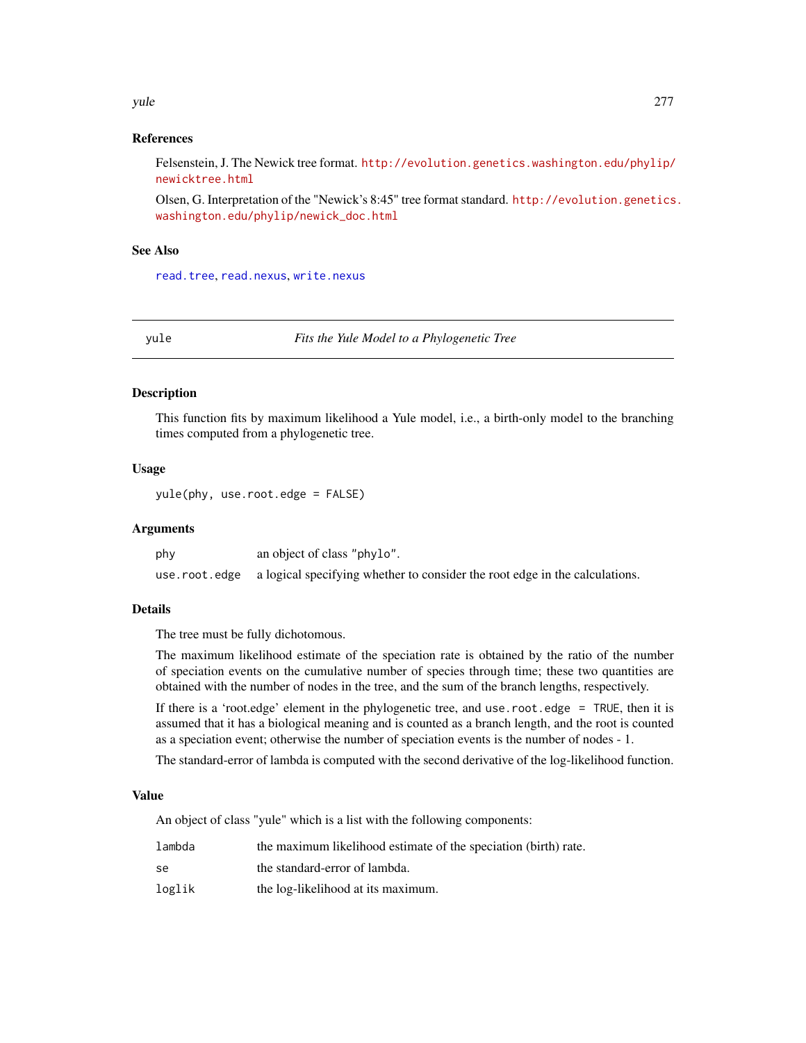### References

Felsenstein, J. The Newick tree format. http://evolution.genetics.washington.edu/phylip/newicktree.html

Olsen, G. Interpretation of the "Newick's 8:45" tree format standard. http://evolution.genetics.washington.edu/phylip/newick_doc.html

### See Also

read.tree, read.nexus, write.nexus

---

## yule — *Fits the Yule Model to a Phylogenetic Tree*

---

### Description

This function fits by maximum likelihood a Yule model, i.e., a birth-only model to the branching times computed from a phylogenetic tree.

### Usage

```
yule(phy, use.root.edge = FALSE)
```

### Arguments

| | |
|---|---|
| `phy` | an object of class `"phylo"`. |
| `use.root.edge` | a logical specifying whether to consider the root edge in the calculations. |

### Details

The tree must be fully dichotomous.

The maximum likelihood estimate of the speciation rate is obtained by the ratio of the number of speciation events on the cumulative number of species through time; these two quantities are obtained with the number of nodes in the tree, and the sum of the branch lengths, respectively.

If there is a 'root.edge' element in the phylogenetic tree, and `use.root.edge = TRUE`, then it is assumed that it has a biological meaning and is counted as a branch length, and the root is counted as a speciation event; otherwise the number of speciation events is the number of nodes - 1.

The standard-error of lambda is computed with the second derivative of the log-likelihood function.

### Value

An object of class "yule" which is a list with the following components:

| | |
|---|---|
| `lambda` | the maximum likelihood estimate of the speciation (birth) rate. |
| `se` | the standard-error of lambda. |
| `loglik` | the log-likelihood at its maximum. |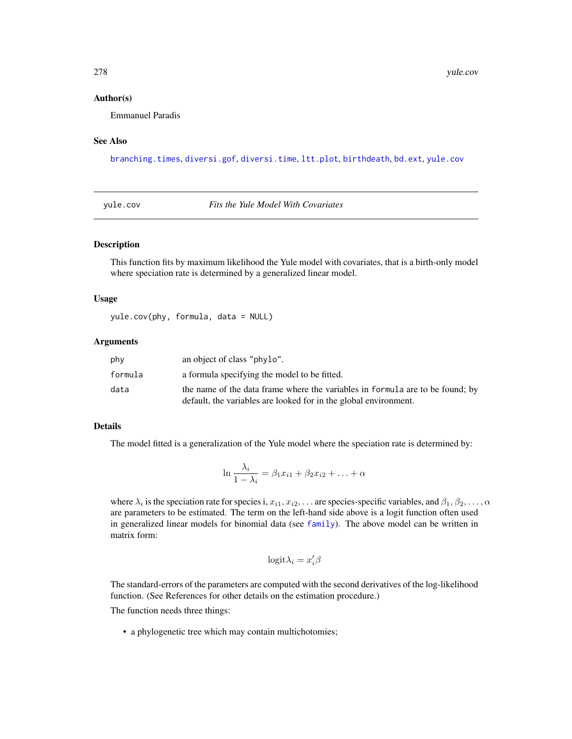### Author(s)

Emmanuel Paradis

### See Also

`branching.times`, `diversi.gof`, `diversi.time`, `ltt.plot`, `birthdeath`, `bd.ext`, `yule.cov`

---

## yule.cov — *Fits the Yule Model With Covariates*

---

### Description

This function fits by maximum likelihood the Yule model with covariates, that is a birth-only model where speciation rate is determined by a generalized linear model.

### Usage

```
yule.cov(phy, formula, data = NULL)
```

### Arguments

| | |
|---|---|
| `phy` | an object of class `"phylo"`. |
| `formula` | a formula specifying the model to be fitted. |
| `data` | the name of the data frame where the variables in `formula` are to be found; by default, the variables are looked for in the global environment. |

### Details

The model fitted is a generalization of the Yule model where the speciation rate is determined by:

$$\ln \frac{\lambda_i}{1 - \lambda_i} = \beta_1 x_{i1} + \beta_2 x_{i2} + \ldots + \alpha$$

where $\lambda_i$ is the speciation rate for species i, $x_{i1}, x_{i2}, \ldots$ are species-specific variables, and $\beta_1, \beta_2, \ldots, \alpha$ are parameters to be estimated. The term on the left-hand side above is a logit function often used in generalized linear models for binomial data (see `family`). The above model can be written in matrix form:

$$\mathrm{logit}\lambda_i = x_i' \beta$$

The standard-errors of the parameters are computed with the second derivatives of the log-likelihood function. (See References for other details on the estimation procedure.)

The function needs three things:

- a phylogenetic tree which may contain multichotomies;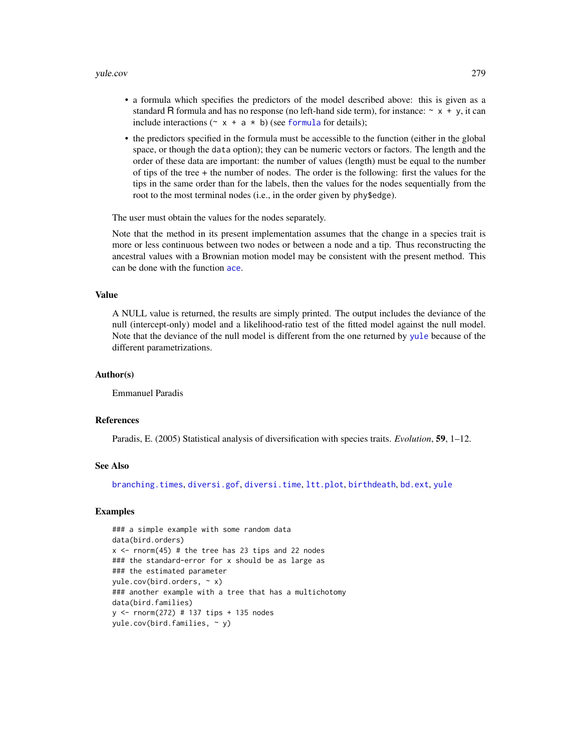- a formula which specifies the predictors of the model described above: this is given as a standard R formula and has no response (no left-hand side term), for instance: `~ x + y`, it can include interactions (`~ x + a * b`) (see `formula` for details);
- the predictors specified in the formula must be accessible to the function (either in the global space, or though the `data` option); they can be numeric vectors or factors. The length and the order of these data are important: the number of values (length) must be equal to the number of tips of the tree + the number of nodes. The order is the following: first the values for the tips in the same order than for the labels, then the values for the nodes sequentially from the root to the most terminal nodes (i.e., in the order given by `phy$edge`).

The user must obtain the values for the nodes separately.

Note that the method in its present implementation assumes that the change in a species trait is more or less continuous between two nodes or between a node and a tip. Thus reconstructing the ancestral values with a Brownian motion model may be consistent with the present method. This can be done with the function `ace`.

### Value

A NULL value is returned, the results are simply printed. The output includes the deviance of the null (intercept-only) model and a likelihood-ratio test of the fitted model against the null model. Note that the deviance of the null model is different from the one returned by `yule` because of the different parametrizations.

### Author(s)

Emmanuel Paradis

### References

Paradis, E. (2005) Statistical analysis of diversification with species traits. *Evolution*, **59**, 1–12.

### See Also

`branching.times`, `diversi.gof`, `diversi.time`, `ltt.plot`, `birthdeath`, `bd.ext`, `yule`

### Examples

```
### a simple example with some random data
data(bird.orders)
x <- rnorm(45) # the tree has 23 tips and 22 nodes
### the standard-error for x should be as large as
### the estimated parameter
yule.cov(bird.orders, ~ x)
### another example with a tree that has a multichotomy
data(bird.families)
y <- rnorm(272) # 137 tips + 135 nodes
yule.cov(bird.families, ~ y)
```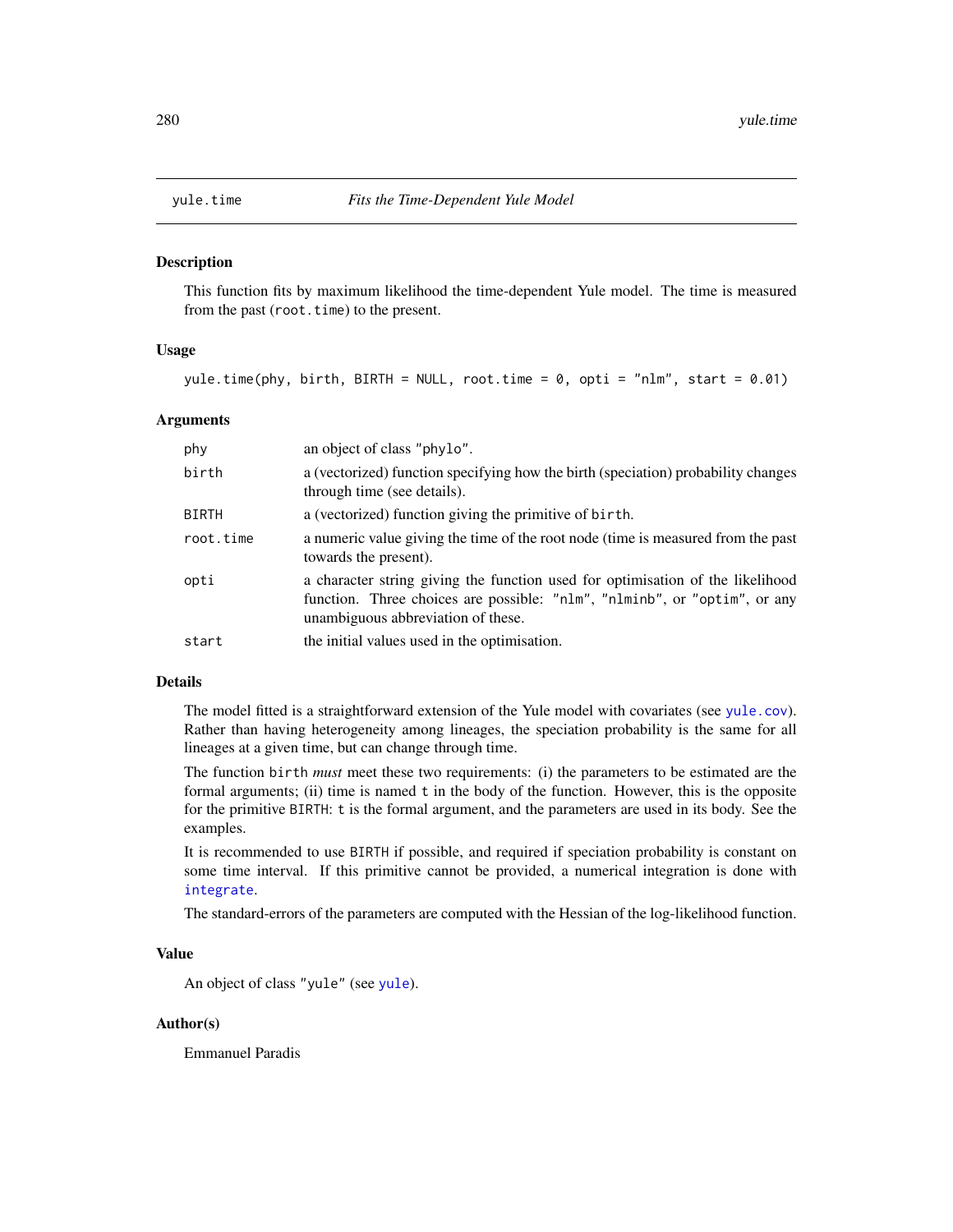# yule.time — *Fits the Time-Dependent Yule Model*

## Description

This function fits by maximum likelihood the time-dependent Yule model. The time is measured from the past (`root.time`) to the present.

## Usage

```
yule.time(phy, birth, BIRTH = NULL, root.time = 0, opti = "nlm", start = 0.01)
```

## Arguments

| | |
|---|---|
| `phy` | an object of class `"phylo"`. |
| `birth` | a (vectorized) function specifying how the birth (speciation) probability changes through time (see details). |
| `BIRTH` | a (vectorized) function giving the primitive of `birth`. |
| `root.time` | a numeric value giving the time of the root node (time is measured from the past towards the present). |
| `opti` | a character string giving the function used for optimisation of the likelihood function. Three choices are possible: `"nlm"`, `"nlminb"`, or `"optim"`, or any unambiguous abbreviation of these. |
| `start` | the initial values used in the optimisation. |

## Details

The model fitted is a straightforward extension of the Yule model with covariates (see `yule.cov`). Rather than having heterogeneity among lineages, the speciation probability is the same for all lineages at a given time, but can change through time.

The function `birth` *must* meet these two requirements: (i) the parameters to be estimated are the formal arguments; (ii) time is named `t` in the body of the function. However, this is the opposite for the primitive `BIRTH`: `t` is the formal argument, and the parameters are used in its body. See the examples.

It is recommended to use `BIRTH` if possible, and required if speciation probability is constant on some time interval. If this primitive cannot be provided, a numerical integration is done with `integrate`.

The standard-errors of the parameters are computed with the Hessian of the log-likelihood function.

## Value

An object of class `"yule"` (see `yule`).

## Author(s)

Emmanuel Paradis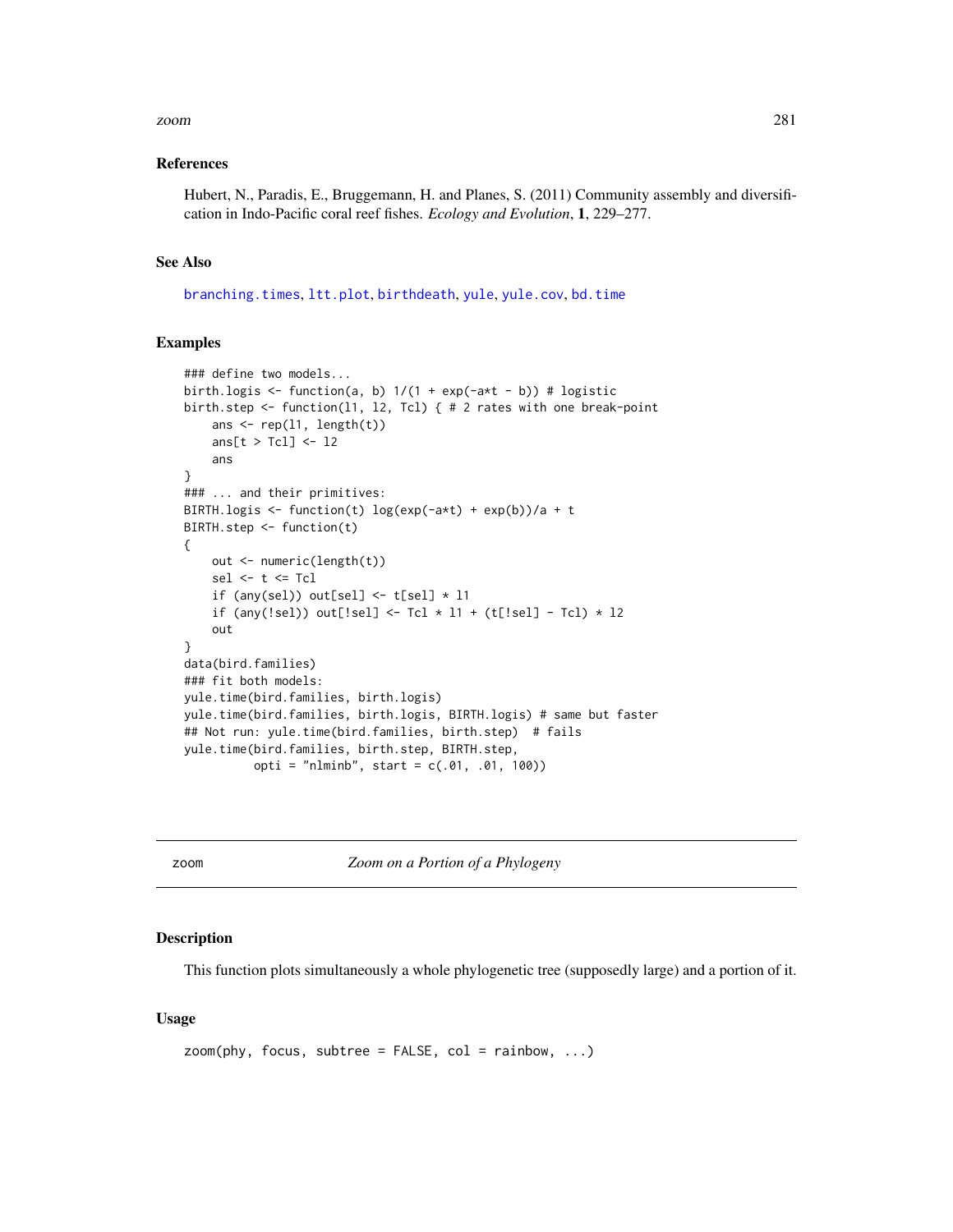## References

Hubert, N., Paradis, E., Bruggemann, H. and Planes, S. (2011) Community assembly and diversification in Indo-Pacific coral reef fishes. *Ecology and Evolution*, **1**, 229–277.

## See Also

branching.times, ltt.plot, birthdeath, yule, yule.cov, bd.time

## Examples

```
### define two models...
birth.logis <- function(a, b) 1/(1 + exp(-a*t - b)) # logistic
birth.step <- function(l1, l2, Tcl) { # 2 rates with one break-point
    ans <- rep(l1, length(t))
    ans[t > Tcl] <- l2
    ans
}
### ... and their primitives:
BIRTH.logis <- function(t) log(exp(-a*t) + exp(b))/a + t
BIRTH.step <- function(t)
{
    out <- numeric(length(t))
    sel <- t <= Tcl
    if (any(sel)) out[sel] <- t[sel] * l1
    if (any(!sel)) out[!sel] <- Tcl * l1 + (t[!sel] - Tcl) * l2
    out
}
data(bird.families)
### fit both models:
yule.time(bird.families, birth.logis)
yule.time(bird.families, birth.logis, BIRTH.logis) # same but faster
## Not run: yule.time(bird.families, birth.step)  # fails
yule.time(bird.families, birth.step, BIRTH.step,
          opti = "nlminb", start = c(.01, .01, 100))
```

---

# zoom — *Zoom on a Portion of a Phylogeny*

## Description

This function plots simultaneously a whole phylogenetic tree (supposedly large) and a portion of it.

## Usage

```
zoom(phy, focus, subtree = FALSE, col = rainbow, ...)
```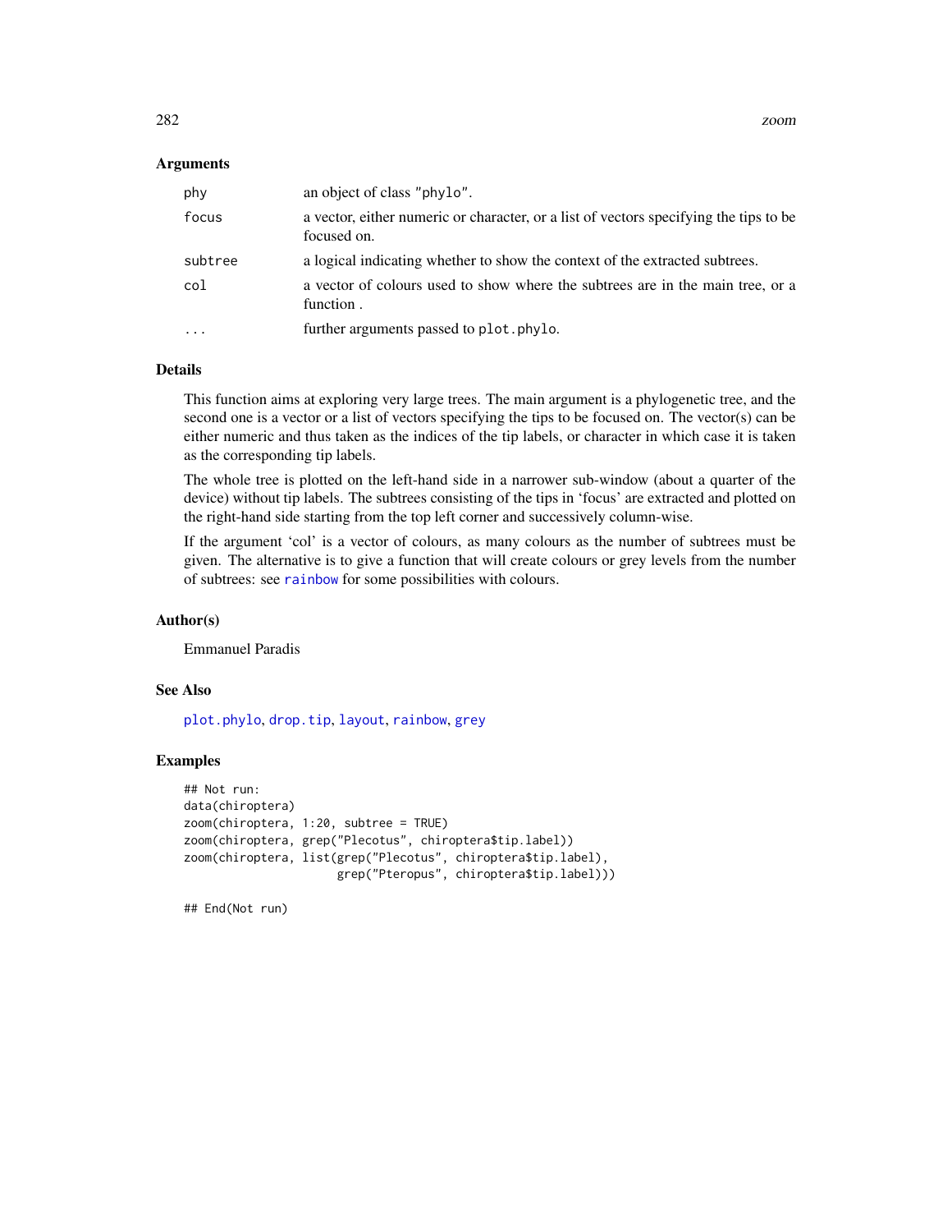### Arguments

| | |
|---|---|
| `phy` | an object of class "phylo". |
| `focus` | a vector, either numeric or character, or a list of vectors specifying the tips to be focused on. |
| `subtree` | a logical indicating whether to show the context of the extracted subtrees. |
| `col` | a vector of colours used to show where the subtrees are in the main tree, or a function . |
| `...` | further arguments passed to `plot.phylo`. |

### Details

This function aims at exploring very large trees. The main argument is a phylogenetic tree, and the second one is a vector or a list of vectors specifying the tips to be focused on. The vector(s) can be either numeric and thus taken as the indices of the tip labels, or character in which case it is taken as the corresponding tip labels.

The whole tree is plotted on the left-hand side in a narrower sub-window (about a quarter of the device) without tip labels. The subtrees consisting of the tips in 'focus' are extracted and plotted on the right-hand side starting from the top left corner and successively column-wise.

If the argument 'col' is a vector of colours, as many colours as the number of subtrees must be given. The alternative is to give a function that will create colours or grey levels from the number of subtrees: see `rainbow` for some possibilities with colours.

### Author(s)

Emmanuel Paradis

### See Also

`plot.phylo`, `drop.tip`, `layout`, `rainbow`, `grey`

### Examples

```
## Not run:
data(chiroptera)
zoom(chiroptera, 1:20, subtree = TRUE)
zoom(chiroptera, grep("Plecotus", chiroptera$tip.label))
zoom(chiroptera, list(grep("Plecotus", chiroptera$tip.label),
                      grep("Pteropus", chiroptera$tip.label)))

## End(Not run)
```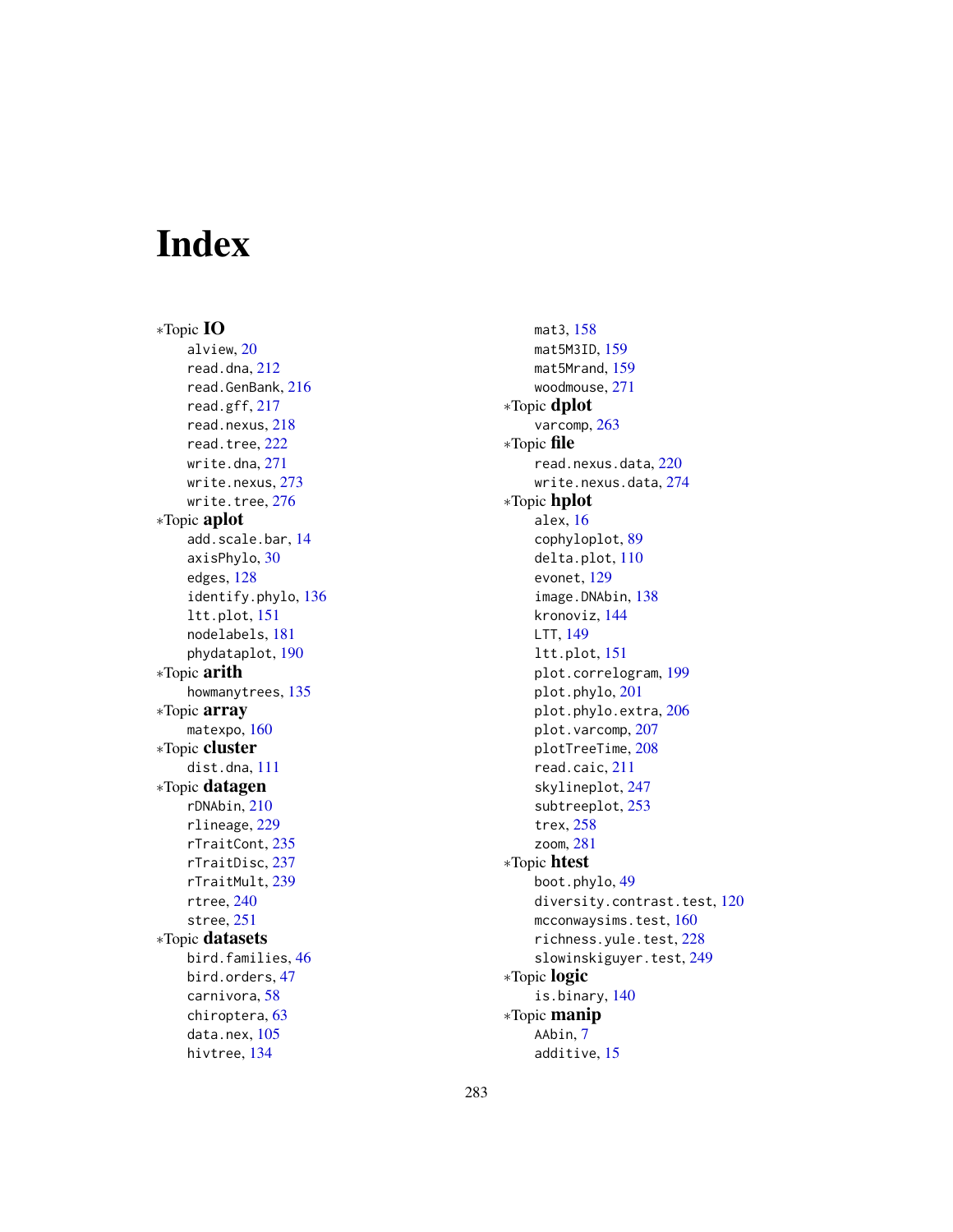# Index

*Topic **IO**
  alview, 20
  read.dna, 212
  read.GenBank, 216
  read.gff, 217
  read.nexus, 218
  read.tree, 222
  write.dna, 271
  write.nexus, 273
  write.tree, 276

*Topic **aplot**
  add.scale.bar, 14
  axisPhylo, 30
  edges, 128
  identify.phylo, 136
  ltt.plot, 151
  nodelabels, 181
  phydataplot, 190

*Topic **arith**
  howmanytrees, 135

*Topic **array**
  matexpo, 160

*Topic **cluster**
  dist.dna, 111

*Topic **datagen**
  rDNAbin, 210
  rlineage, 229
  rTraitCont, 235
  rTraitDisc, 237
  rTraitMult, 239
  rtree, 240
  stree, 251

*Topic **datasets**
  bird.families, 46
  bird.orders, 47
  carnivora, 58
  chiroptera, 63
  data.nex, 105
  hivtree, 134
  mat3, 158
  mat5M3ID, 159
  mat5Mrand, 159
  woodmouse, 271

*Topic **dplot**
  varcomp, 263

*Topic **file**
  read.nexus.data, 220
  write.nexus.data, 274

*Topic **hplot**
  alex, 16
  cophyloplot, 89
  delta.plot, 110
  evonet, 129
  image.DNAbin, 138
  kronoviz, 144
  LTT, 149
  ltt.plot, 151
  plot.correlogram, 199
  plot.phylo, 201
  plot.phylo.extra, 206
  plot.varcomp, 207
  plotTreeTime, 208
  read.caic, 211
  skylineplot, 247
  subtreeplot, 253
  trex, 258
  zoom, 281

*Topic **htest**
  boot.phylo, 49
  diversity.contrast.test, 120
  mcconwaysims.test, 160
  richness.yule.test, 228
  slowinskiguyer.test, 249

*Topic **logic**
  is.binary, 140

*Topic **manip**
  AAbin, 7
  additive, 15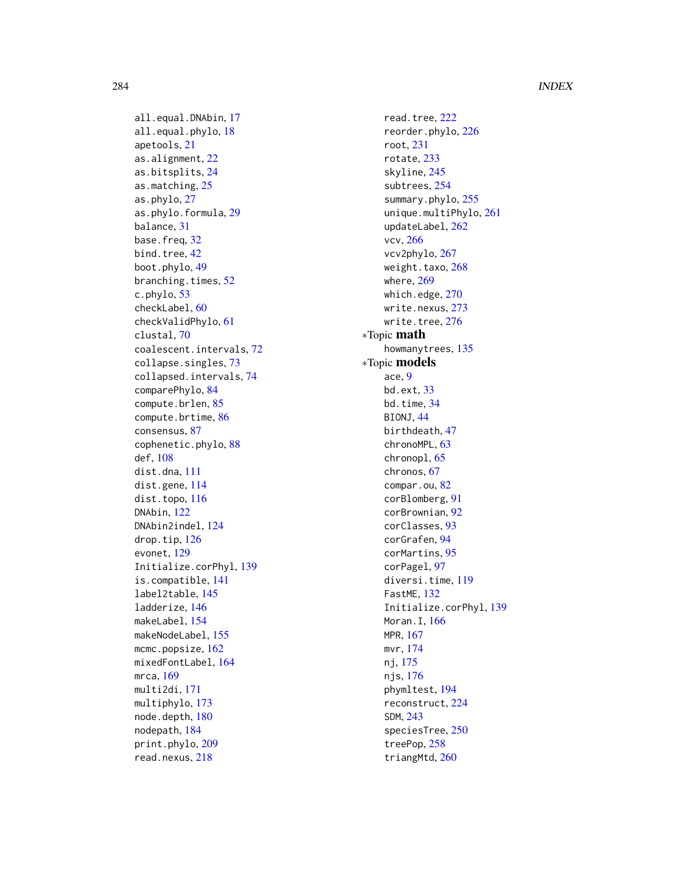all.equal.DNAbin, 17
all.equal.phylo, 18
apetools, 21
as.alignment, 22
as.bitsplits, 24
as.matching, 25
as.phylo, 27
as.phylo.formula, 29
balance, 31
base.freq, 32
bind.tree, 42
boot.phylo, 49
branching.times, 52
c.phylo, 53
checkLabel, 60
checkValidPhylo, 61
clustal, 70
coalescent.intervals, 72
collapse.singles, 73
collapsed.intervals, 74
comparePhylo, 84
compute.brlen, 85
compute.brtime, 86
consensus, 87
cophenetic.phylo, 88
def, 108
dist.dna, 111
dist.gene, 114
dist.topo, 116
DNAbin, 122
DNAbin2indel, 124
drop.tip, 126
evonet, 129
Initialize.corPhyl, 139
is.compatible, 141
label2table, 145
ladderize, 146
makeLabel, 154
makeNodeLabel, 155
mcmc.popsize, 162
mixedFontLabel, 164
mrca, 169
multi2di, 171
multiphylo, 173
node.depth, 180
nodepath, 184
print.phylo, 209
read.nexus, 218
read.tree, 222
reorder.phylo, 226
root, 231
rotate, 233
skyline, 245
subtrees, 254
summary.phylo, 255
unique.multiPhylo, 261
updateLabel, 262
vcv, 266
vcv2phylo, 267
weight.taxo, 268
where, 269
which.edge, 270
write.nexus, 273
write.tree, 276

∗Topic **math**

howmanytrees, 135

∗Topic **models**

ace, 9
bd.ext, 33
bd.time, 34
BIONJ, 44
birthdeath, 47
chronoMPL, 63
chronopl, 65
chronos, 67
compar.ou, 82
corBlomberg, 91
corBrownian, 92
corClasses, 93
corGrafen, 94
corMartins, 95
corPagel, 97
diversi.time, 119
FastME, 132
Initialize.corPhyl, 139
Moran.I, 166
MPR, 167
mvr, 174
nj, 175
njs, 176
phymltest, 194
reconstruct, 224
SDM, 243
speciesTree, 250
treePop, 258
triangMtd, 260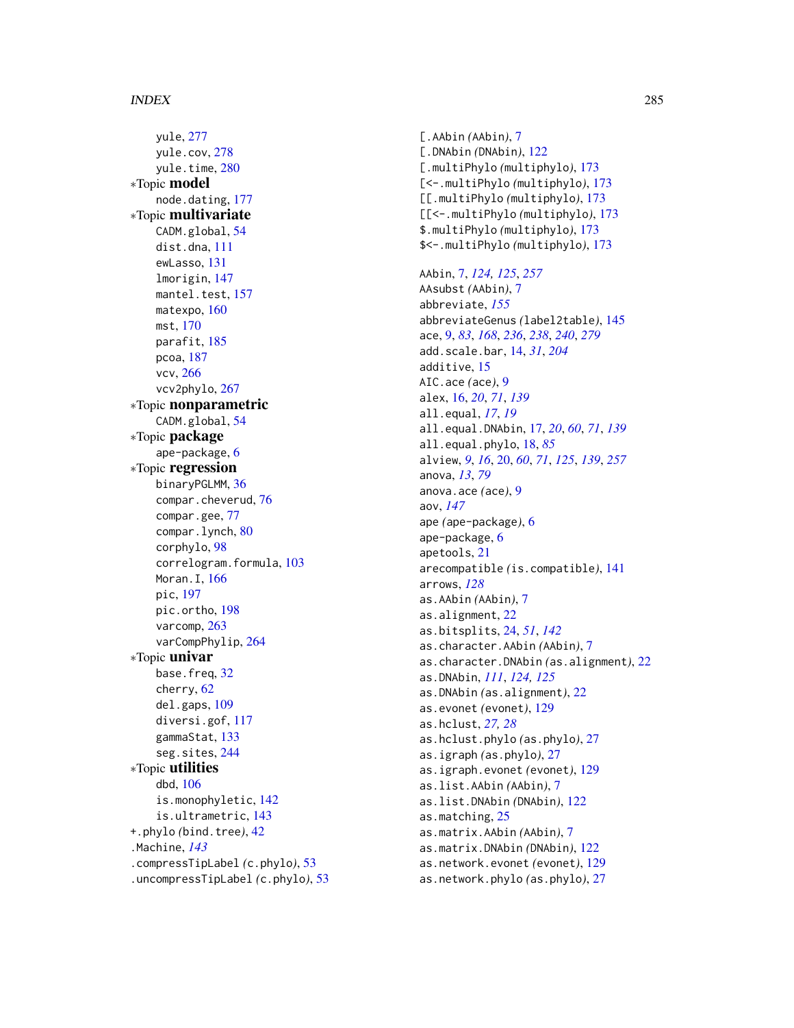yule, 277
yule.cov, 278
yule.time, 280

*Topic **model**
node.dating, 177

*Topic **multivariate**
CADM.global, 54
dist.dna, 111
ewLasso, 131
lmorigin, 147
mantel.test, 157
matexpo, 160
mst, 170
parafit, 185
pcoa, 187
vcv, 266
vcv2phylo, 267

*Topic **nonparametric**
CADM.global, 54

*Topic **package**
ape-package, 6

*Topic **regression**
binaryPGLMM, 36
compar.cheverud, 76
compar.gee, 77
compar.lynch, 80
corphylo, 98
correlogram.formula, 103
Moran.I, 166
pic, 197
pic.ortho, 198
varcomp, 263
varCompPhylip, 264

*Topic **univar**
base.freq, 32
cherry, 62
del.gaps, 109
diversi.gof, 117
gammaStat, 133
seg.sites, 244

*Topic **utilities**
dbd, 106
is.monophyletic, 142
is.ultrametric, 143

+.phylo *(bind.tree)*, 42
.Machine, *143*
.compressTipLabel *(c.phylo)*, 53
.uncompressTipLabel *(c.phylo)*, 53
[.AAbin *(AAbin)*, 7
[.DNAbin *(DNAbin)*, 122
[.multiPhylo *(multiphylo)*, 173
[<-.multiPhylo *(multiphylo)*, 173
[[.multiPhylo *(multiphylo)*, 173
[[<-.multiPhylo *(multiphylo)*, 173
$.multiPhylo *(multiphylo)*, 173
$<-.multiPhylo *(multiphylo)*, 173

AAbin, 7, *124, 125*, *257*
AAsubst *(AAbin)*, 7
abbreviate, *155*
abbreviateGenus *(label2table)*, 145
ace, 9, *83*, *168*, *236*, *238*, *240*, *279*
add.scale.bar, 14, *31*, *204*
additive, 15
AIC.ace *(ace)*, 9
alex, 16, *20*, *71*, *139*
all.equal, *17*, *19*
all.equal.DNAbin, 17, *20*, *60*, *71*, *139*
all.equal.phylo, 18, *85*
alview, *9*, *16*, 20, *60*, *71*, *125*, *139*, *257*
anova, *13*, *79*
anova.ace *(ace)*, 9
aov, *147*
ape *(ape-package)*, 6
ape-package, 6
apetools, 21
arecompatible *(is.compatible)*, 141
arrows, *128*
as.AAbin *(AAbin)*, 7
as.alignment, 22
as.bitsplits, 24, *51*, *142*
as.character.AAbin *(AAbin)*, 7
as.character.DNAbin *(as.alignment)*, 22
as.DNAbin, *111*, *124, 125*
as.DNAbin *(as.alignment)*, 22
as.evonet *(evonet)*, 129
as.hclust, *27, 28*
as.hclust.phylo *(as.phylo)*, 27
as.igraph *(as.phylo)*, 27
as.igraph.evonet *(evonet)*, 129
as.list.AAbin *(AAbin)*, 7
as.list.DNAbin *(DNAbin)*, 122
as.matching, 25
as.matrix.AAbin *(AAbin)*, 7
as.matrix.DNAbin *(DNAbin)*, 122
as.network.evonet *(evonet)*, 129
as.network.phylo *(as.phylo)*, 27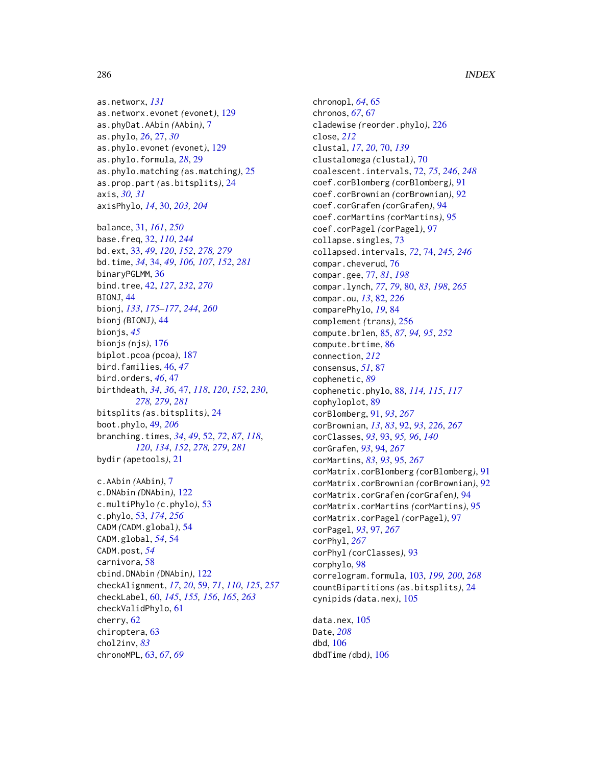as.networx, *131*
as.networx.evonet *(evonet)*, 129
as.phyDat.AAbin *(AAbin)*, 7
as.phylo, *26*, 27, *30*
as.phylo.evonet *(evonet)*, 129
as.phylo.formula, *28*, 29
as.phylo.matching *(as.matching)*, 25
as.prop.part *(as.bitsplits)*, 24
axis, *30, 31*
axisPhylo, *14*, 30, *203, 204*

balance, 31, *161*, *250*
base.freq, 32, *110*, *244*
bd.ext, 33, *49*, *120*, *152*, *278, 279*
bd.time, *34*, 34, *49*, *106, 107*, *152*, *281*
binaryPGLMM, 36
bind.tree, 42, *127*, *232*, *270*
BIONJ, 44
bionj, *133*, *175–177*, *244*, *260*
bionj *(BIONJ)*, 44
bionjs, *45*
bionjs *(njs)*, 176
biplot.pcoa *(pcoa)*, 187
bird.families, 46, *47*
bird.orders, *46*, 47
birthdeath, *34*, *36*, 47, *118*, *120*, *152*, *230*, *278, 279*, *281*
bitsplits *(as.bitsplits)*, 24
boot.phylo, 49, *206*
branching.times, *34*, *49*, 52, *72*, *87*, *118*, *120*, *134*, *152*, *278, 279*, *281*
bydir *(apetools)*, 21

c.AAbin *(AAbin)*, 7
c.DNAbin *(DNAbin)*, 122
c.multiPhylo *(c.phylo)*, 53
c.phylo, 53, *174*, *256*
CADM *(CADM.global)*, 54
CADM.global, *54*, 54
CADM.post, *54*
carnivora, 58
cbind.DNAbin *(DNAbin)*, 122
checkAlignment, *17*, *20*, 59, *71*, *110*, *125*, *257*
checkLabel, 60, *145*, *155, 156*, *165*, *263*
checkValidPhylo, 61
cherry, 62
chiroptera, 63
chol2inv, *83*
chronoMPL, 63, *67*, *69*
chronopl, *64*, 65
chronos, *67*, 67
cladewise *(reorder.phylo)*, 226
close, *212*
clustal, *17*, *20*, 70, *139*
clustalomega *(clustal)*, 70
coalescent.intervals, 72, *75*, *246*, *248*
coef.corBlomberg *(corBlomberg)*, 91
coef.corBrownian *(corBrownian)*, 92
coef.corGrafen *(corGrafen)*, 94
coef.corMartins *(corMartins)*, 95
coef.corPagel *(corPagel)*, 97
collapse.singles, 73
collapsed.intervals, *72*, 74, *245, 246*
compar.cheverud, 76
compar.gee, 77, *81*, *198*
compar.lynch, *77*, *79*, 80, *83*, *198*, *265*
compar.ou, *13*, 82, *226*
comparePhylo, *19*, 84
complement *(trans)*, 256
compute.brlen, 85, *87*, *94, 95*, *252*
compute.brtime, 86
connection, *212*
consensus, *51*, 87
cophenetic, *89*
cophenetic.phylo, 88, *114, 115*, *117*
cophyloplot, 89
corBlomberg, 91, *93*, *267*
corBrownian, *13*, *83*, 92, *93*, *226*, *267*
corClasses, *93*, 93, *95, 96*, *140*
corGrafen, *93*, 94, *267*
corMartins, *83*, *93*, 95, *267*
corMatrix.corBlomberg *(corBlomberg)*, 91
corMatrix.corBrownian *(corBrownian)*, 92
corMatrix.corGrafen *(corGrafen)*, 94
corMatrix.corMartins *(corMartins)*, 95
corMatrix.corPagel *(corPagel)*, 97
corPagel, *93*, 97, *267*
corPhyl, *267*
corPhyl *(corClasses)*, 93
corphylo, 98
correlogram.formula, 103, *199, 200*, *268*
countBipartitions *(as.bitsplits)*, 24
cynipids *(data.nex)*, 105

data.nex, 105
Date, *208*
dbd, 106
dbdTime *(dbd)*, 106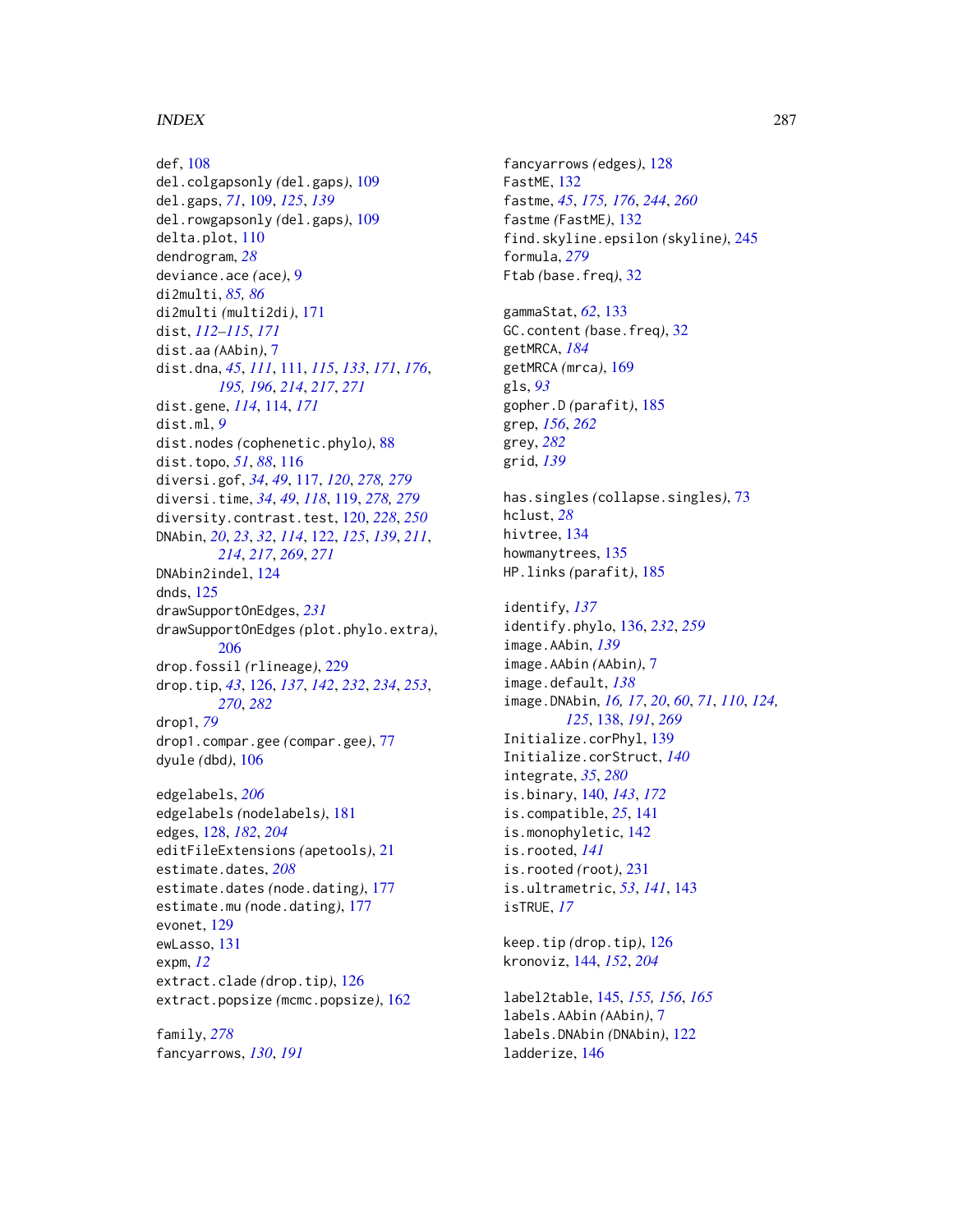def, 108
del.colgapsonly (del.gaps), 109
del.gaps, *71*, 109, *125*, *139*
del.rowgapsonly (del.gaps), 109
delta.plot, 110
dendrogram, *28*
deviance.ace (ace), 9
di2multi, *85, 86*
di2multi (multi2di), 171
dist, *112–115*, *171*
dist.aa (AAbin), 7
dist.dna, *45*, *111*, 111, *115*, *133*, *171*, *176*, *195, 196*, *214*, *217*, *271*
dist.gene, *114*, 114, *171*
dist.ml, *9*
dist.nodes (cophenetic.phylo), 88
dist.topo, *51*, *88*, 116
diversi.gof, *34*, *49*, 117, *120*, *278, 279*
diversi.time, *34*, *49*, *118*, 119, *278, 279*
diversity.contrast.test, 120, *228*, *250*
DNAbin, *20*, *23*, *32*, *114*, 122, *125*, *139*, *211*, *214*, *217*, *269*, *271*
DNAbin2indel, 124
dnds, 125
drawSupportOnEdges, *231*
drawSupportOnEdges (plot.phylo.extra), 206
drop.fossil (rlineage), 229
drop.tip, *43*, 126, *137*, *142*, *232*, *234*, *253*, *270*, *282*
drop1, *79*
drop1.compar.gee (compar.gee), 77
dyule (dbd), 106

edgelabels, *206*
edgelabels (nodelabels), 181
edges, 128, *182*, *204*
editFileExtensions (apetools), 21
estimate.dates, *208*
estimate.dates (node.dating), 177
estimate.mu (node.dating), 177
evonet, 129
ewLasso, 131
expm, *12*
extract.clade (drop.tip), 126
extract.popsize (mcmc.popsize), 162

family, *278*
fancyarrows, *130*, *191*
fancyarrows (edges), 128
FastME, 132
fastme, *45*, *175, 176*, *244*, *260*
fastme (FastME), 132
find.skyline.epsilon (skyline), 245
formula, *279*
Ftab (base.freq), 32

gammaStat, *62*, 133
GC.content (base.freq), 32
getMRCA, *184*
getMRCA (mrca), 169
gls, *93*
gopher.D (parafit), 185
grep, *156*, *262*
grey, *282*
grid, *139*

has.singles (collapse.singles), 73
hclust, *28*
hivtree, 134
howmanytrees, 135
HP.links (parafit), 185

identify, *137*
identify.phylo, 136, *232*, *259*
image.AAbin, *139*
image.AAbin (AAbin), 7
image.default, *138*
image.DNAbin, *16, 17*, *20*, *60*, *71*, *110*, *124, 125*, 138, *191*, *269*
Initialize.corPhyl, 139
Initialize.corStruct, *140*
integrate, *35*, *280*
is.binary, 140, *143*, *172*
is.compatible, *25*, 141
is.monophyletic, 142
is.rooted, *141*
is.rooted (root), 231
is.ultrametric, *53*, *141*, 143
isTRUE, *17*

keep.tip (drop.tip), 126
kronoviz, 144, *152*, *204*

label2table, 145, *155, 156*, *165*
labels.AAbin (AAbin), 7
labels.DNAbin (DNAbin), 122
ladderize, 146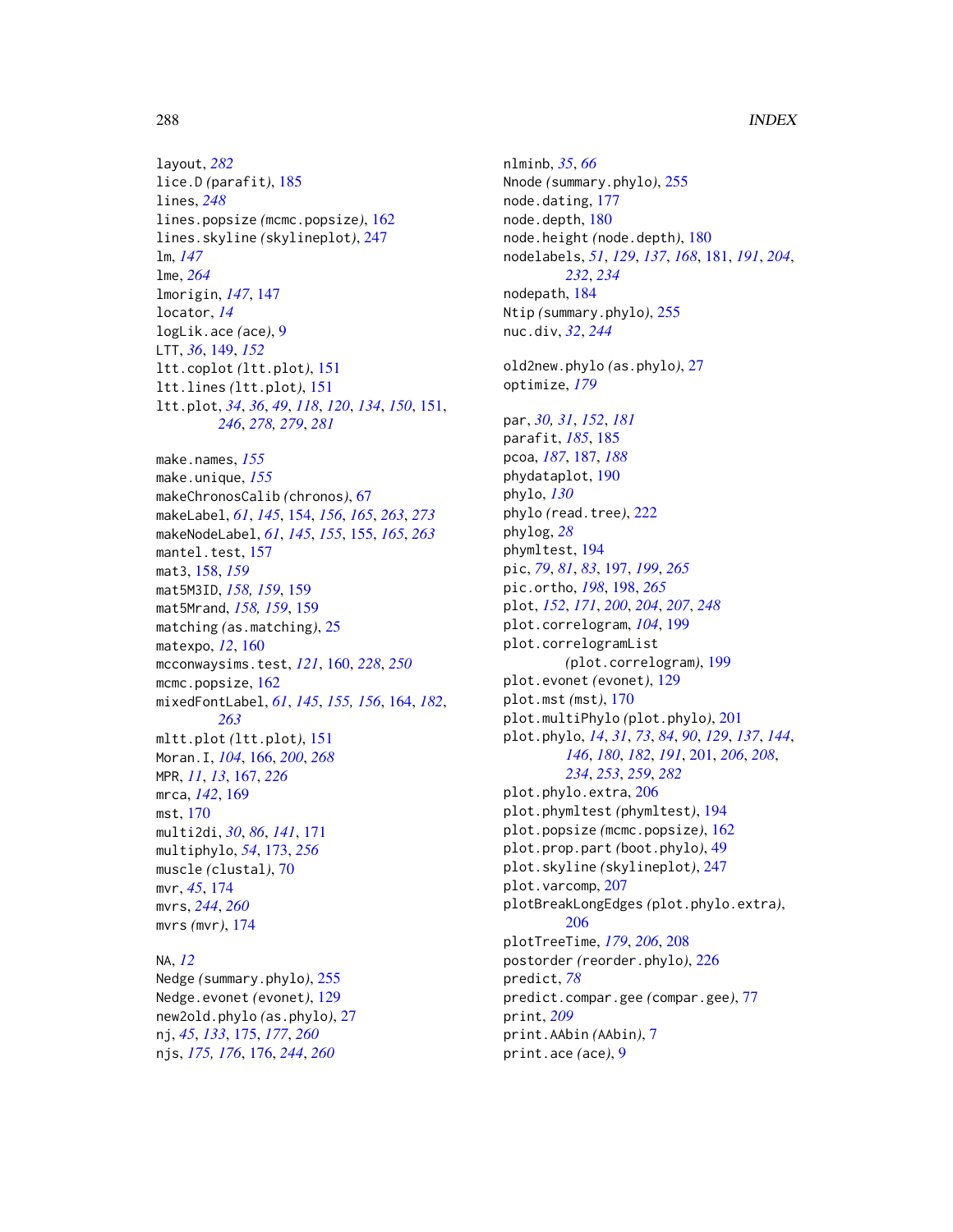layout, *282*
lice.D *(*parafit*)*, 185
lines, *248*
lines.popsize *(*mcmc.popsize*)*, 162
lines.skyline *(*skylineplot*)*, 247
lm, *147*
lme, *264*
lmorigin, *147*, 147
locator, *14*
logLik.ace *(*ace*)*, 9
LTT, *36*, 149, *152*
ltt.coplot *(*ltt.plot*)*, 151
ltt.lines *(*ltt.plot*)*, 151
ltt.plot, *34*, *36*, *49*, *118*, *120*, *134*, *150*, 151, *246*, *278*, *279*, *281*

make.names, *155*
make.unique, *155*
makeChronosCalib *(*chronos*)*, 67
makeLabel, *61*, *145*, 154, *156*, *165*, *263*, *273*
makeNodeLabel, *61*, *145*, *155*, 155, *165*, *263*
mantel.test, 157
mat3, 158, *159*
mat5M3ID, *158, 159*, 159
mat5Mrand, *158, 159*, 159
matching *(*as.matching*)*, 25
matexpo, *12*, 160
mcconwaysims.test, *121*, 160, *228*, *250*
mcmc.popsize, 162
mixedFontLabel, *61*, *145*, *155, 156*, 164, *182*, *263*
mltt.plot *(*ltt.plot*)*, 151
Moran.I, *104*, 166, *200*, *268*
MPR, *11*, *13*, 167, *226*
mrca, *142*, 169
mst, 170
multi2di, *30*, *86*, *141*, 171
multiphylo, *54*, 173, *256*
muscle *(*clustal*)*, 70
mvr, *45*, 174
mvrs, *244*, *260*
mvrs *(*mvr*)*, 174

NA, *12*
Nedge *(*summary.phylo*)*, 255
Nedge.evonet *(*evonet*)*, 129
new2old.phylo *(*as.phylo*)*, 27
nj, *45*, *133*, 175, *177*, *260*
njs, *175, 176*, 176, *244*, *260*
nlminb, *35*, *66*
Nnode *(*summary.phylo*)*, 255
node.dating, 177
node.depth, 180
node.height *(*node.depth*)*, 180
nodelabels, *51*, *129*, *137*, *168*, 181, *191*, *204*, *232*, *234*
nodepath, 184
Ntip *(*summary.phylo*)*, 255
nuc.div, *32*, *244*

old2new.phylo *(*as.phylo*)*, 27
optimize, *179*

par, *30, 31*, *152*, *181*
parafit, *185*, 185
pcoa, *187*, 187, *188*
phydataplot, 190
phylo, *130*
phylo *(*read.tree*)*, 222
phylog, *28*
phymltest, 194
pic, *79*, *81*, *83*, 197, *199*, *265*
pic.ortho, *198*, 198, *265*
plot, *152*, *171*, *200*, *204*, *207*, *248*
plot.correlogram, *104*, 199
plot.correlogramList *(*plot.correlogram*)*, 199
plot.evonet *(*evonet*)*, 129
plot.mst *(*mst*)*, 170
plot.multiPhylo *(*plot.phylo*)*, 201
plot.phylo, *14*, *31*, *73*, *84*, *90*, *129*, *137*, *144*, *146*, *180*, *182*, *191*, 201, *206*, *208*, *234*, *253*, *259*, *282*
plot.phylo.extra, 206
plot.phymltest *(*phymltest*)*, 194
plot.popsize *(*mcmc.popsize*)*, 162
plot.prop.part *(*boot.phylo*)*, 49
plot.skyline *(*skylineplot*)*, 247
plot.varcomp, 207
plotBreakLongEdges *(*plot.phylo.extra*)*, 206
plotTreeTime, *179*, *206*, 208
postorder *(*reorder.phylo*)*, 226
predict, *78*
predict.compar.gee *(*compar.gee*)*, 77
print, *209*
print.AAbin *(*AAbin*)*, 7
print.ace *(*ace*)*, 9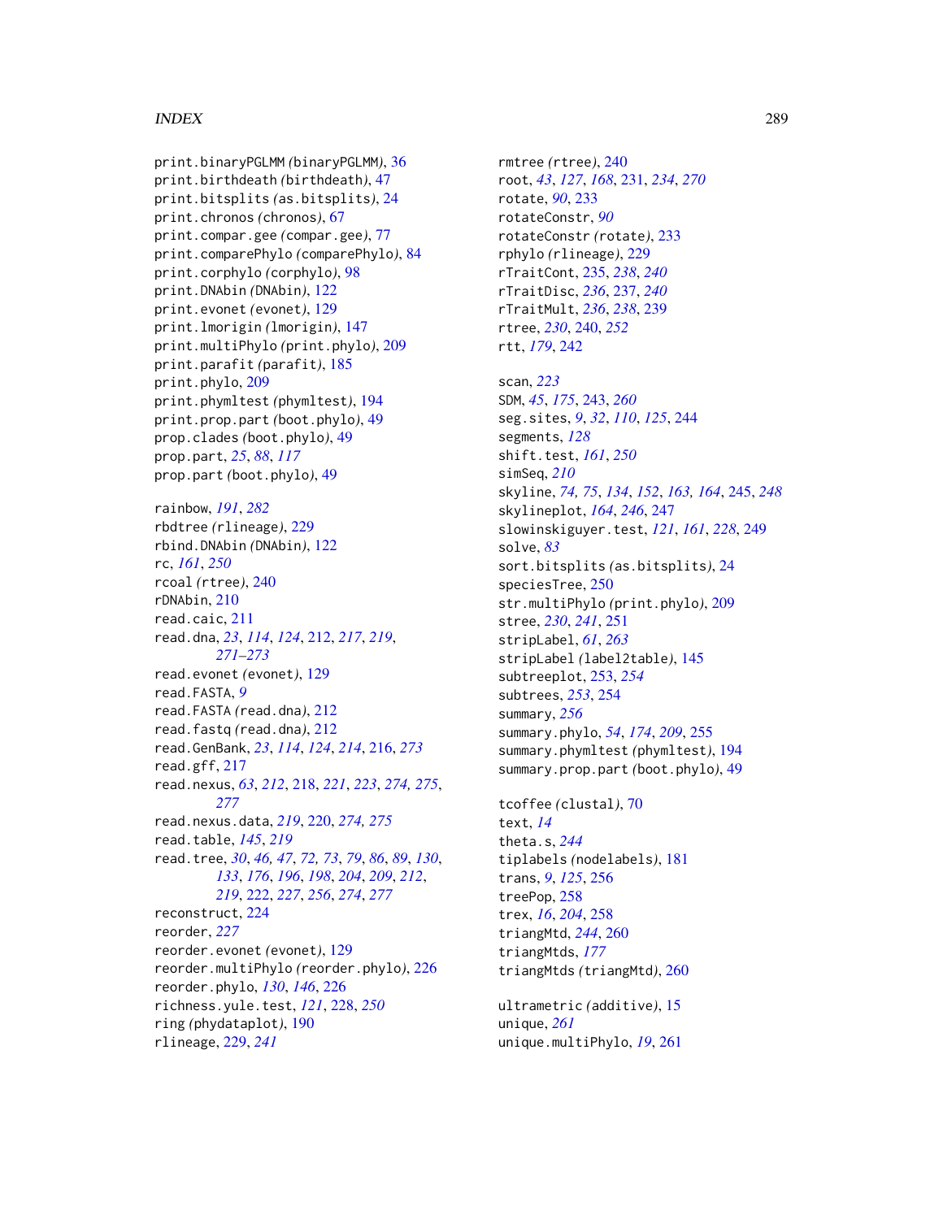print.binaryPGLMM *(binaryPGLMM)*, 36
print.birthdeath *(birthdeath)*, 47
print.bitsplits *(as.bitsplits)*, 24
print.chronos *(chronos)*, 67
print.compar.gee *(compar.gee)*, 77
print.comparePhylo *(comparePhylo)*, 84
print.corphylo *(corphylo)*, 98
print.DNAbin *(DNAbin)*, 122
print.evonet *(evonet)*, 129
print.lmorigin *(lmorigin)*, 147
print.multiPhylo *(print.phylo)*, 209
print.parafit *(parafit)*, 185
print.phylo, 209
print.phymltest *(phymltest)*, 194
print.prop.part *(boot.phylo)*, 49
prop.clades *(boot.phylo)*, 49
prop.part, *25*, *88*, *117*
prop.part *(boot.phylo)*, 49

rainbow, *191*, *282*
rbdtree *(rlineage)*, 229
rbind.DNAbin *(DNAbin)*, 122
rc, *161*, *250*
rcoal *(rtree)*, 240
rDNAbin, 210
read.caic, 211
read.dna, *23*, *114*, *124*, 212, *217*, *219*, *271–273*
read.evonet *(evonet)*, 129
read.FASTA, *9*
read.FASTA *(read.dna)*, 212
read.fastq *(read.dna)*, 212
read.GenBank, *23*, *114*, *124*, *214*, 216, *273*
read.gff, 217
read.nexus, *63*, *212*, 218, *221*, *223*, *274*, *275*, *277*
read.nexus.data, *219*, 220, *274*, *275*
read.table, *145*, *219*
read.tree, *30*, *46*, *47*, *72*, *73*, *79*, *86*, *89*, *130*, *133*, *176*, *196*, *198*, *204*, *209*, *212*, *219*, 222, *227*, *256*, *274*, *277*
reconstruct, 224
reorder, *227*
reorder.evonet *(evonet)*, 129
reorder.multiPhylo *(reorder.phylo)*, 226
reorder.phylo, *130*, *146*, 226
richness.yule.test, *121*, 228, *250*
ring *(phydataplot)*, 190
rlineage, 229, *241*

rmtree *(rtree)*, 240
root, *43*, *127*, *168*, 231, *234*, *270*
rotate, *90*, 233
rotateConstr, *90*
rotateConstr *(rotate)*, 233
rphylo *(rlineage)*, 229
rTraitCont, 235, *238*, *240*
rTraitDisc, *236*, 237, *240*
rTraitMult, *236*, *238*, 239
rtree, *230*, 240, *252*
rtt, *179*, 242

scan, *223*
SDM, *45*, *175*, 243, *260*
seg.sites, *9*, *32*, *110*, *125*, 244
segments, *128*
shift.test, *161*, *250*
simSeq, *210*
skyline, *74*, *75*, *134*, *152*, *163*, *164*, 245, *248*
skylineplot, *164*, *246*, 247
slowinskiguyer.test, *121*, *161*, *228*, 249
solve, *83*
sort.bitsplits *(as.bitsplits)*, 24
speciesTree, 250
str.multiPhylo *(print.phylo)*, 209
stree, *230*, *241*, 251
stripLabel, *61*, *263*
stripLabel *(label2table)*, 145
subtreeplot, 253, *254*
subtrees, *253*, 254
summary, *256*
summary.phylo, *54*, *174*, *209*, 255
summary.phymltest *(phymltest)*, 194
summary.prop.part *(boot.phylo)*, 49

tcoffee *(clustal)*, 70
text, *14*
theta.s, *244*
tiplabels *(nodelabels)*, 181
trans, *9*, *125*, 256
treePop, 258
trex, *16*, *204*, 258
triangMtd, *244*, 260
triangMtds, *177*
triangMtds *(triangMtd)*, 260

ultrametric *(additive)*, 15
unique, *261*
unique.multiPhylo, *19*, 261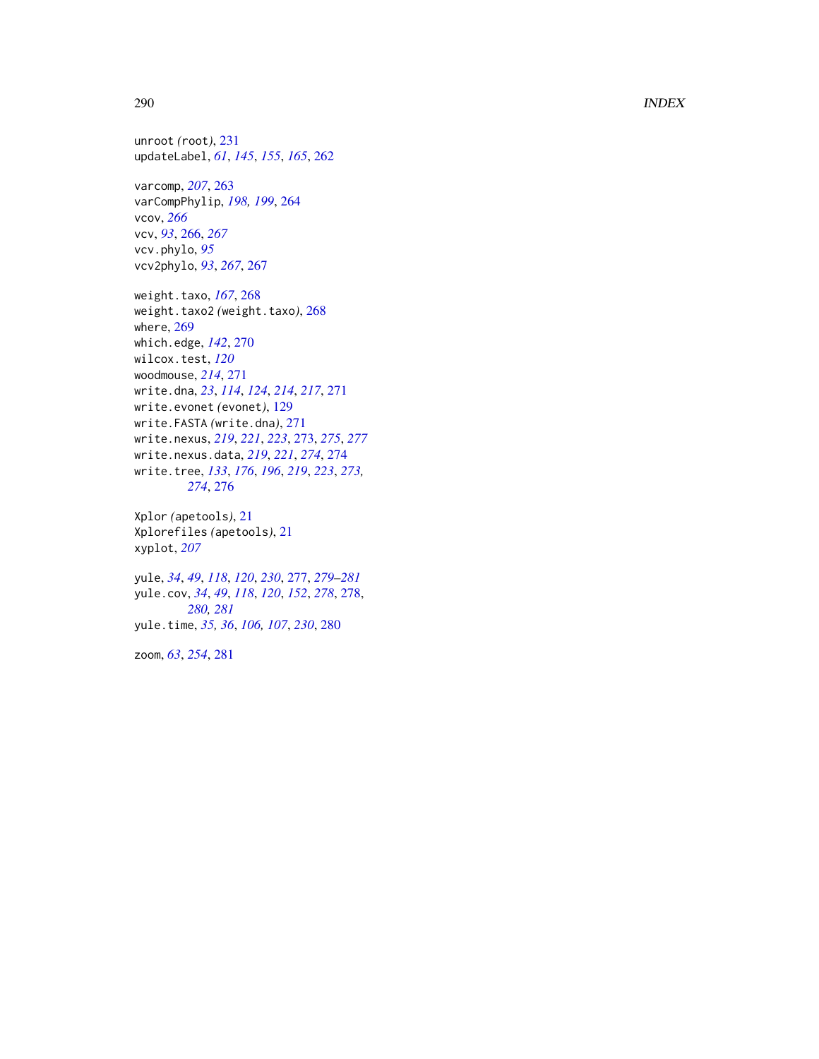unroot *(*root*)*, 231
updateLabel, *61*, *145*, *155*, *165*, 262

varcomp, *207*, 263
varCompPhylip, *198, 199*, 264
vcov, *266*
vcv, *93*, 266, *267*
vcv.phylo, *95*
vcv2phylo, *93*, *267*, 267

weight.taxo, *167*, 268
weight.taxo2 *(*weight.taxo*)*, 268
where, 269
which.edge, *142*, 270
wilcox.test, *120*
woodmouse, *214*, 271
write.dna, *23*, *114*, *124*, *214*, *217*, 271
write.evonet *(*evonet*)*, 129
write.FASTA *(*write.dna*)*, 271
write.nexus, *219*, *221*, *223*, 273, *275*, *277*
write.nexus.data, *219*, *221*, *274*, 274
write.tree, *133*, *176*, *196*, *219*, *223*, *273*, *274*, 276

Xplor *(*apetools*)*, 21
Xplorefiles *(*apetools*)*, 21
xyplot, *207*

yule, *34*, *49*, *118*, *120*, *230*, 277, *279–281*
yule.cov, *34*, *49*, *118*, *120*, *152*, *278*, 278, *280, 281*
yule.time, *35, 36*, *106, 107*, *230*, 280

zoom, *63*, *254*, 281